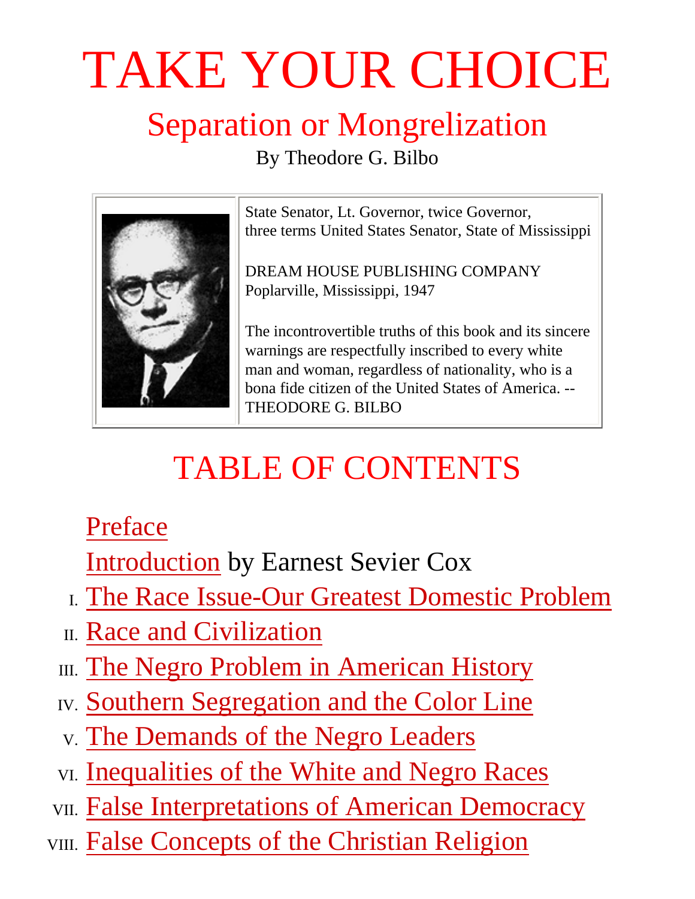# TAKE YOUR CHOICE

## Separation or Mongrelization

By Theodore G. Bilbo

State Senator, Lt. Governor, twice Governor, three terms United States Senator, State of Mississippi

DREAM HOUSE PUBLISHING COMPANY
Poplarville, Mississippi, 1947

The incontrovertible truths of this book and its sincere warnings are respectfully inscribed to every white man and woman, regardless of nationality, who is a bona fide citizen of the United States of America. -- THEODORE G. BILBO

## TABLE OF CONTENTS

Preface

Introduction by Earnest Sevier Cox

I. The Race Issue-Our Greatest Domestic Problem
II. Race and Civilization
III. The Negro Problem in American History
IV. Southern Segregation and the Color Line
V. The Demands of the Negro Leaders
VI. Inequalities of the White and Negro Races
VII. False Interpretations of American Democracy
VIII. False Concepts of the Christian Religion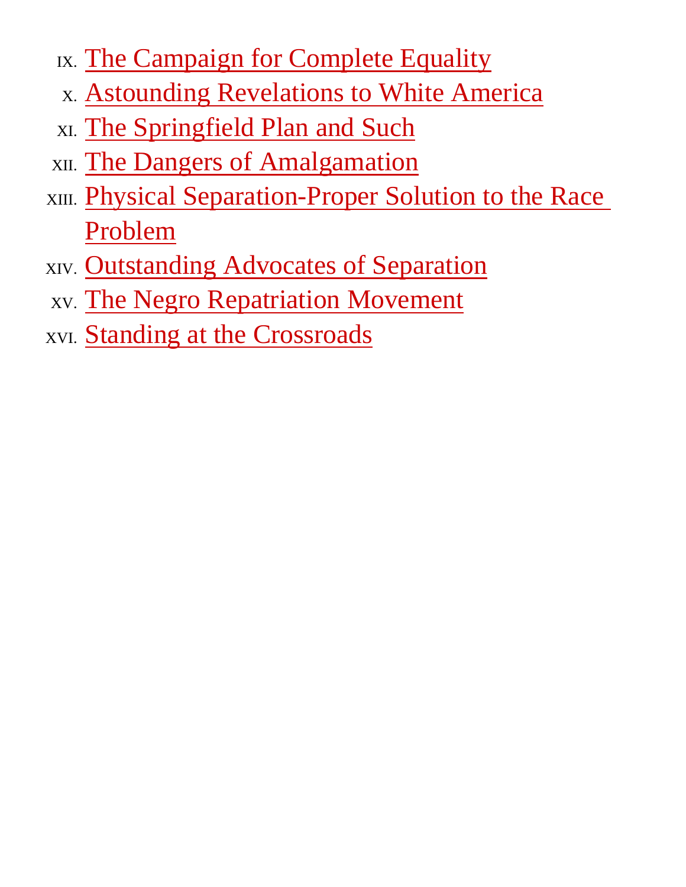IX. The Campaign for Complete Equality
X. Astounding Revelations to White America
XI. The Springfield Plan and Such
XII. The Dangers of Amalgamation
XIII. Physical Separation-Proper Solution to the Race Problem
XIV. Outstanding Advocates of Separation
XV. The Negro Repatriation Movement
XVI. Standing at the Crossroads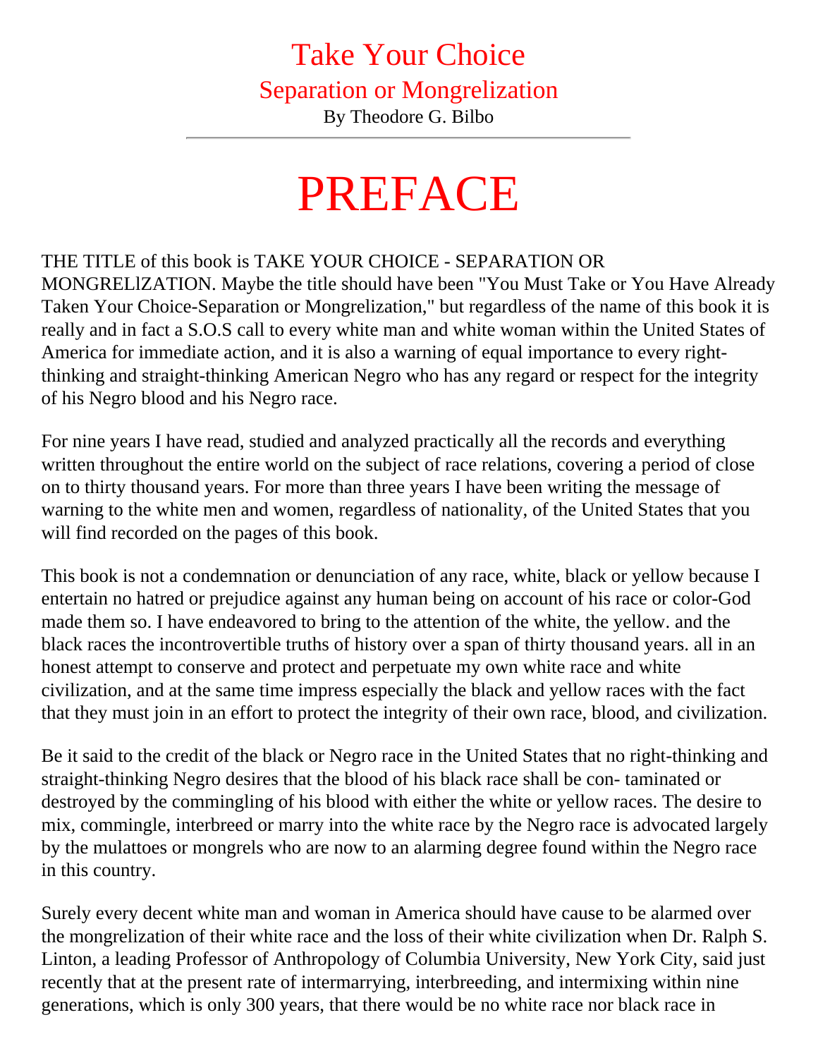# Take Your Choice

## Separation or Mongrelization

By Theodore G. Bilbo

---

# PREFACE

THE TITLE of this book is TAKE YOUR CHOICE - SEPARATION OR MONGRELlZATION. Maybe the title should have been "You Must Take or You Have Already Taken Your Choice-Separation or Mongrelization," but regardless of the name of this book it is really and in fact a S.O.S call to every white man and white woman within the United States of America for immediate action, and it is also a warning of equal importance to every right-thinking and straight-thinking American Negro who has any regard or respect for the integrity of his Negro blood and his Negro race.

For nine years I have read, studied and analyzed practically all the records and everything written throughout the entire world on the subject of race relations, covering a period of close on to thirty thousand years. For more than three years I have been writing the message of warning to the white men and women, regardless of nationality, of the United States that you will find recorded on the pages of this book.

This book is not a condemnation or denunciation of any race, white, black or yellow because I entertain no hatred or prejudice against any human being on account of his race or color-God made them so. I have endeavored to bring to the attention of the white, the yellow. and the black races the incontrovertible truths of history over a span of thirty thousand years. all in an honest attempt to conserve and protect and perpetuate my own white race and white civilization, and at the same time impress especially the black and yellow races with the fact that they must join in an effort to protect the integrity of their own race, blood, and civilization.

Be it said to the credit of the black or Negro race in the United States that no right-thinking and straight-thinking Negro desires that the blood of his black race shall be con- taminated or destroyed by the commingling of his blood with either the white or yellow races. The desire to mix, commingle, interbreed or marry into the white race by the Negro race is advocated largely by the mulattoes or mongrels who are now to an alarming degree found within the Negro race in this country.

Surely every decent white man and woman in America should have cause to be alarmed over the mongrelization of their white race and the loss of their white civilization when Dr. Ralph S. Linton, a leading Professor of Anthropology of Columbia University, New York City, said just recently that at the present rate of intermarrying, interbreeding, and intermixing within nine generations, which is only 300 years, that there would be no white race nor black race in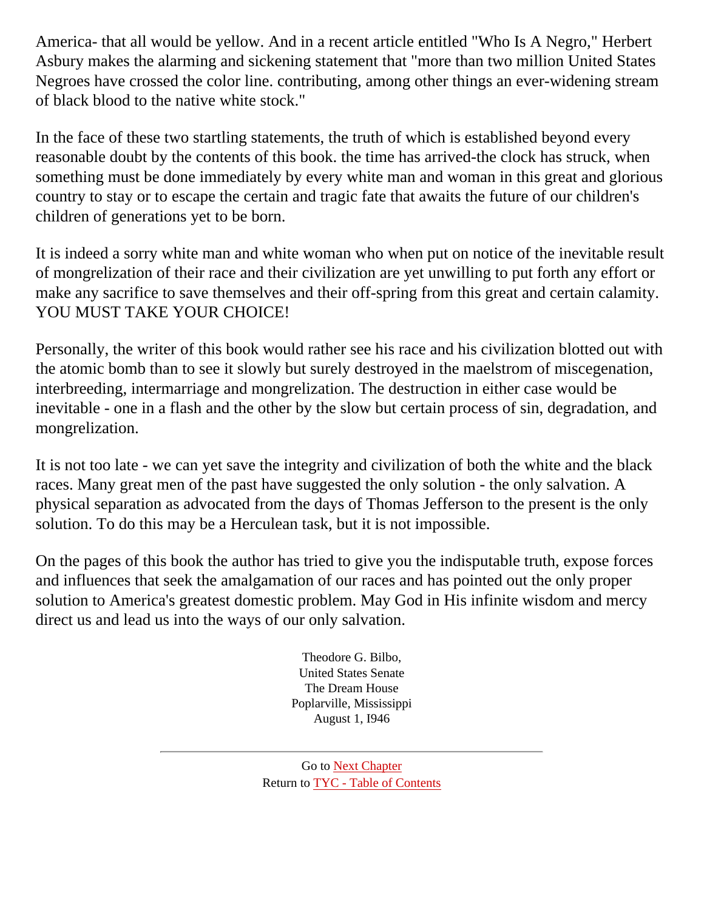America- that all would be yellow. And in a recent article entitled "Who Is A Negro," Herbert Asbury makes the alarming and sickening statement that "more than two million United States Negroes have crossed the color line. contributing, among other things an ever-widening stream of black blood to the native white stock."

In the face of these two startling statements, the truth of which is established beyond every reasonable doubt by the contents of this book. the time has arrived-the clock has struck, when something must be done immediately by every white man and woman in this great and glorious country to stay or to escape the certain and tragic fate that awaits the future of our children's children of generations yet to be born.

It is indeed a sorry white man and white woman who when put on notice of the inevitable result of mongrelization of their race and their civilization are yet unwilling to put forth any effort or make any sacrifice to save themselves and their off-spring from this great and certain calamity. YOU MUST TAKE YOUR CHOICE!

Personally, the writer of this book would rather see his race and his civilization blotted out with the atomic bomb than to see it slowly but surely destroyed in the maelstrom of miscegenation, interbreeding, intermarriage and mongrelization. The destruction in either case would be inevitable - one in a flash and the other by the slow but certain process of sin, degradation, and mongrelization.

It is not too late - we can yet save the integrity and civilization of both the white and the black races. Many great men of the past have suggested the only solution - the only salvation. A physical separation as advocated from the days of Thomas Jefferson to the present is the only solution. To do this may be a Herculean task, but it is not impossible.

On the pages of this book the author has tried to give you the indisputable truth, expose forces and influences that seek the amalgamation of our races and has pointed out the only proper solution to America's greatest domestic problem. May God in His infinite wisdom and mercy direct us and lead us into the ways of our only salvation.

Theodore G. Bilbo,
United States Senate
The Dream House
Poplarville, Mississippi
August 1, I946

---

Go to Next Chapter
Return to TYC - Table of Contents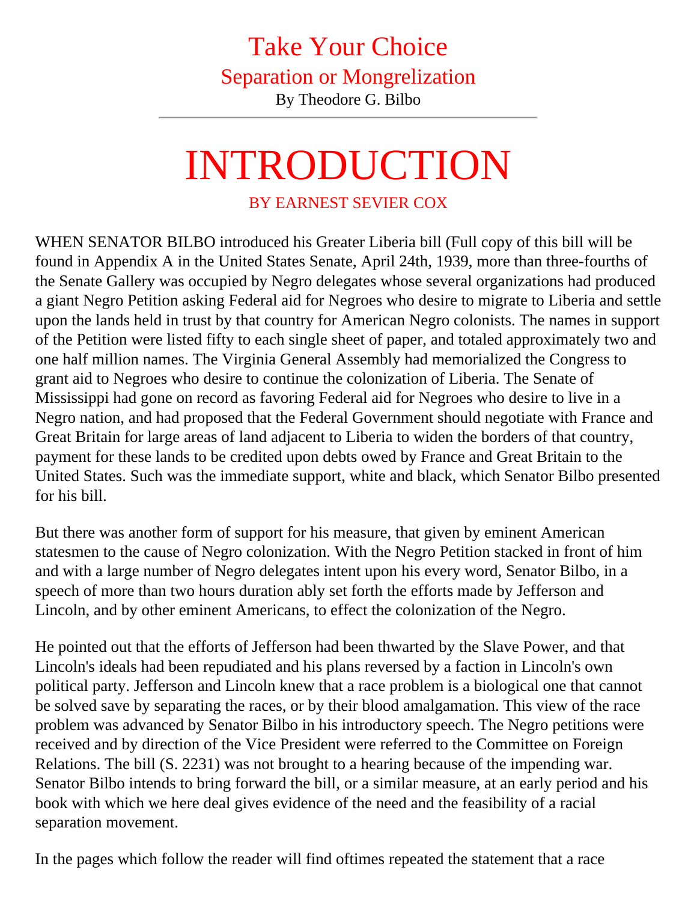# Take Your Choice

## Separation or Mongrelization

By Theodore G. Bilbo

---

# INTRODUCTION

BY EARNEST SEVIER COX

WHEN SENATOR BILBO introduced his Greater Liberia bill (Full copy of this bill will be found in Appendix A in the United States Senate, April 24th, 1939, more than three-fourths of the Senate Gallery was occupied by Negro delegates whose several organizations had produced a giant Negro Petition asking Federal aid for Negroes who desire to migrate to Liberia and settle upon the lands held in trust by that country for American Negro colonists. The names in support of the Petition were listed fifty to each single sheet of paper, and totaled approximately two and one half million names. The Virginia General Assembly had memorialized the Congress to grant aid to Negroes who desire to continue the colonization of Liberia. The Senate of Mississippi had gone on record as favoring Federal aid for Negroes who desire to live in a Negro nation, and had proposed that the Federal Government should negotiate with France and Great Britain for large areas of land adjacent to Liberia to widen the borders of that country, payment for these lands to be credited upon debts owed by France and Great Britain to the United States. Such was the immediate support, white and black, which Senator Bilbo presented for his bill.

But there was another form of support for his measure, that given by eminent American statesmen to the cause of Negro colonization. With the Negro Petition stacked in front of him and with a large number of Negro delegates intent upon his every word, Senator Bilbo, in a speech of more than two hours duration ably set forth the efforts made by Jefferson and Lincoln, and by other eminent Americans, to effect the colonization of the Negro.

He pointed out that the efforts of Jefferson had been thwarted by the Slave Power, and that Lincoln's ideals had been repudiated and his plans reversed by a faction in Lincoln's own political party. Jefferson and Lincoln knew that a race problem is a biological one that cannot be solved save by separating the races, or by their blood amalgamation. This view of the race problem was advanced by Senator Bilbo in his introductory speech. The Negro petitions were received and by direction of the Vice President were referred to the Committee on Foreign Relations. The bill (S. 2231) was not brought to a hearing because of the impending war. Senator Bilbo intends to bring forward the bill, or a similar measure, at an early period and his book with which we here deal gives evidence of the need and the feasibility of a racial separation movement.

In the pages which follow the reader will find oftimes repeated the statement that a race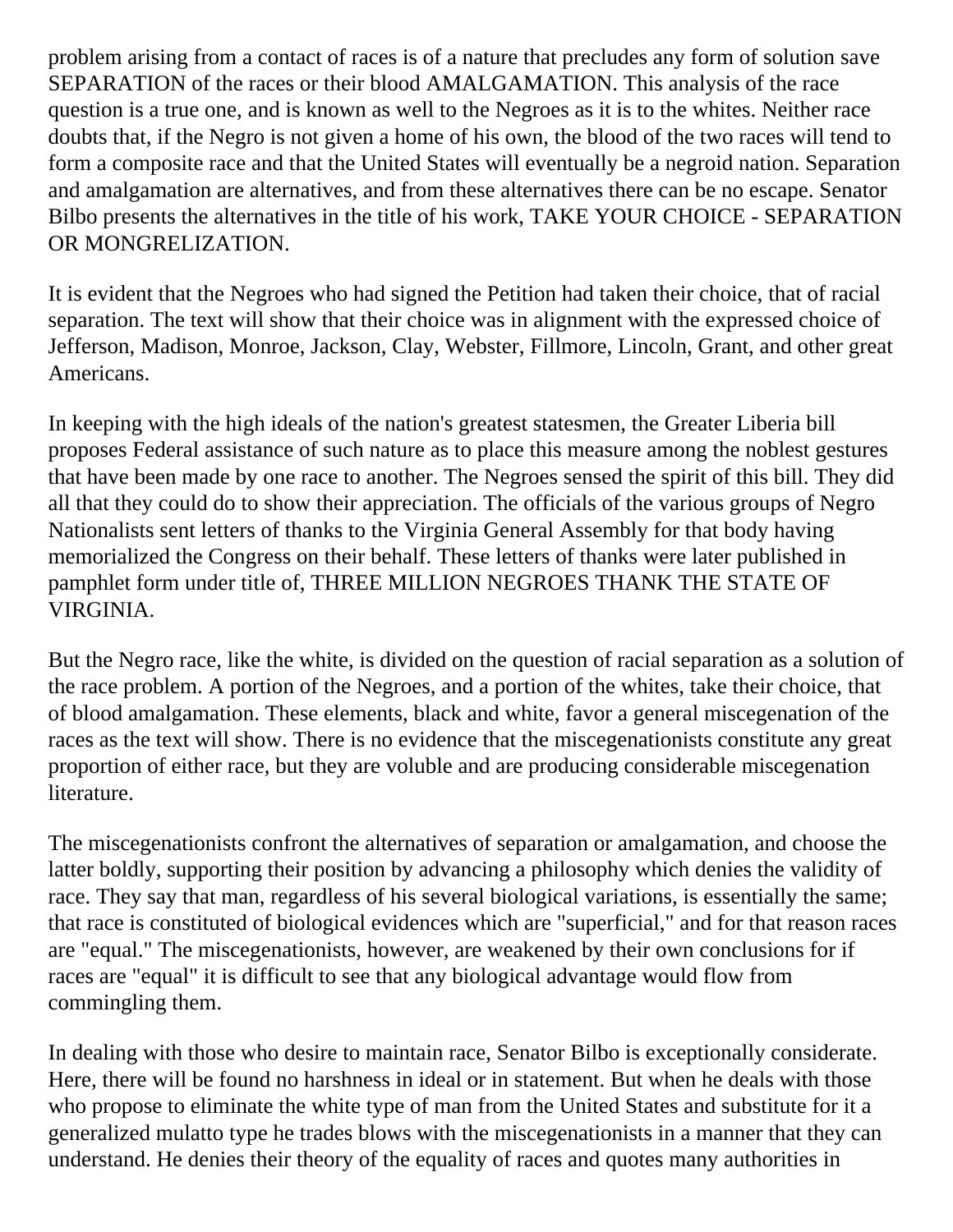problem arising from a contact of races is of a nature that precludes any form of solution save SEPARATION of the races or their blood AMALGAMATION. This analysis of the race question is a true one, and is known as well to the Negroes as it is to the whites. Neither race doubts that, if the Negro is not given a home of his own, the blood of the two races will tend to form a composite race and that the United States will eventually be a negroid nation. Separation and amalgamation are alternatives, and from these alternatives there can be no escape. Senator Bilbo presents the alternatives in the title of his work, TAKE YOUR CHOICE - SEPARATION OR MONGRELIZATION.

It is evident that the Negroes who had signed the Petition had taken their choice, that of racial separation. The text will show that their choice was in alignment with the expressed choice of Jefferson, Madison, Monroe, Jackson, Clay, Webster, Fillmore, Lincoln, Grant, and other great Americans.

In keeping with the high ideals of the nation's greatest statesmen, the Greater Liberia bill proposes Federal assistance of such nature as to place this measure among the noblest gestures that have been made by one race to another. The Negroes sensed the spirit of this bill. They did all that they could do to show their appreciation. The officials of the various groups of Negro Nationalists sent letters of thanks to the Virginia General Assembly for that body having memorialized the Congress on their behalf. These letters of thanks were later published in pamphlet form under title of, THREE MILLION NEGROES THANK THE STATE OF VIRGINIA.

But the Negro race, like the white, is divided on the question of racial separation as a solution of the race problem. A portion of the Negroes, and a portion of the whites, take their choice, that of blood amalgamation. These elements, black and white, favor a general miscegenation of the races as the text will show. There is no evidence that the miscegenationists constitute any great proportion of either race, but they are voluble and are producing considerable miscegenation literature.

The miscegenationists confront the alternatives of separation or amalgamation, and choose the latter boldly, supporting their position by advancing a philosophy which denies the validity of race. They say that man, regardless of his several biological variations, is essentially the same; that race is constituted of biological evidences which are "superficial," and for that reason races are "equal." The miscegenationists, however, are weakened by their own conclusions for if races are "equal" it is difficult to see that any biological advantage would flow from commingling them.

In dealing with those who desire to maintain race, Senator Bilbo is exceptionally considerate. Here, there will be found no harshness in ideal or in statement. But when he deals with those who propose to eliminate the white type of man from the United States and substitute for it a generalized mulatto type he trades blows with the miscegenationists in a manner that they can understand. He denies their theory of the equality of races and quotes many authorities in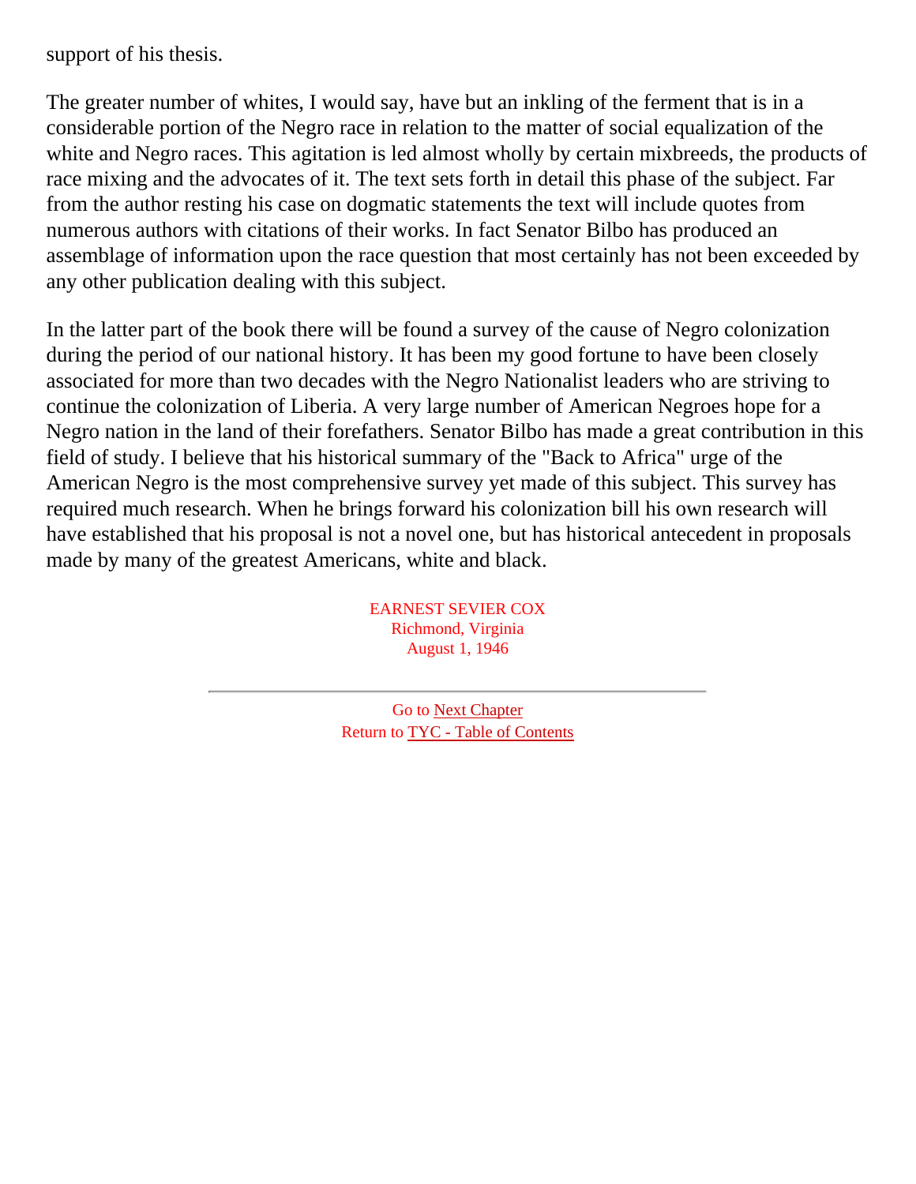support of his thesis.

The greater number of whites, I would say, have but an inkling of the ferment that is in a considerable portion of the Negro race in relation to the matter of social equalization of the white and Negro races. This agitation is led almost wholly by certain mixbreeds, the products of race mixing and the advocates of it. The text sets forth in detail this phase of the subject. Far from the author resting his case on dogmatic statements the text will include quotes from numerous authors with citations of their works. In fact Senator Bilbo has produced an assemblage of information upon the race question that most certainly has not been exceeded by any other publication dealing with this subject.

In the latter part of the book there will be found a survey of the cause of Negro colonization during the period of our national history. It has been my good fortune to have been closely associated for more than two decades with the Negro Nationalist leaders who are striving to continue the colonization of Liberia. A very large number of American Negroes hope for a Negro nation in the land of their forefathers. Senator Bilbo has made a great contribution in this field of study. I believe that his historical summary of the "Back to Africa" urge of the American Negro is the most comprehensive survey yet made of this subject. This survey has required much research. When he brings forward his colonization bill his own research will have established that his proposal is not a novel one, but has historical antecedent in proposals made by many of the greatest Americans, white and black.

EARNEST SEVIER COX
Richmond, Virginia
August 1, 1946

---

Go to Next Chapter
Return to TYC - Table of Contents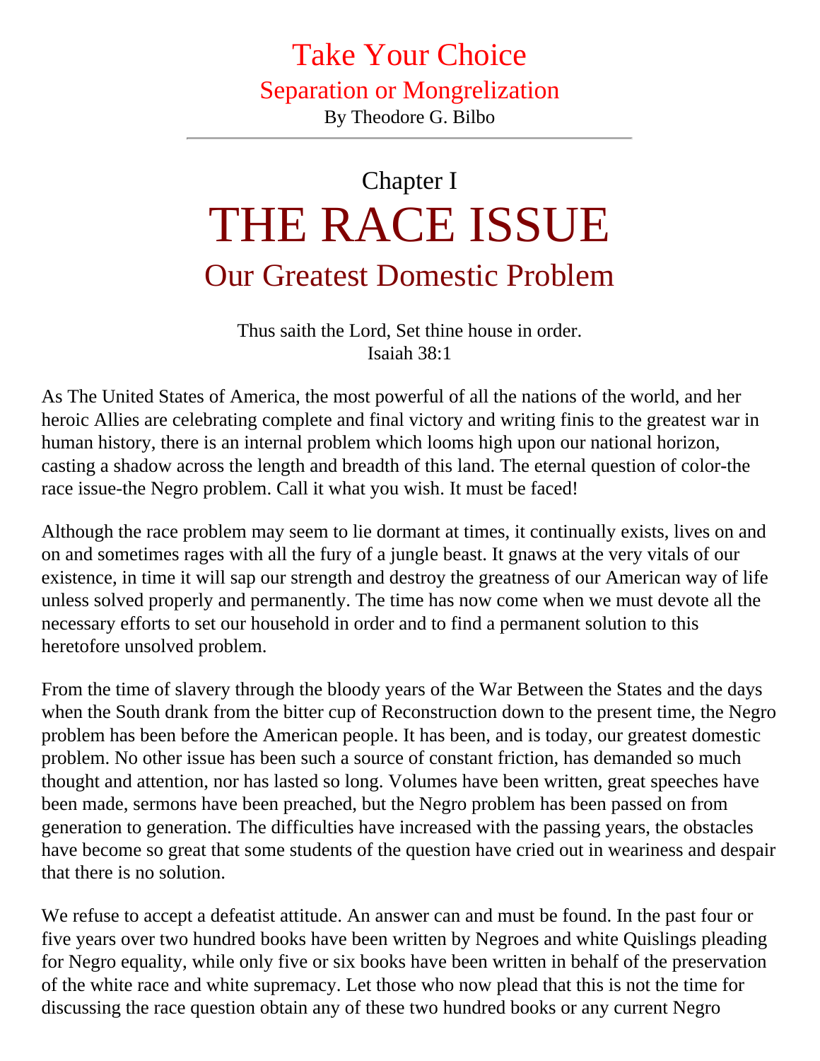# Take Your Choice

## Separation or Mongrelization

By Theodore G. Bilbo

---

## Chapter I

# THE RACE ISSUE

## Our Greatest Domestic Problem

Thus saith the Lord, Set thine house in order.
Isaiah 38:1

As The United States of America, the most powerful of all the nations of the world, and her heroic Allies are celebrating complete and final victory and writing finis to the greatest war in human history, there is an internal problem which looms high upon our national horizon, casting a shadow across the length and breadth of this land. The eternal question of color-the race issue-the Negro problem. Call it what you wish. It must be faced!

Although the race problem may seem to lie dormant at times, it continually exists, lives on and on and sometimes rages with all the fury of a jungle beast. It gnaws at the very vitals of our existence, in time it will sap our strength and destroy the greatness of our American way of life unless solved properly and permanently. The time has now come when we must devote all the necessary efforts to set our household in order and to find a permanent solution to this heretofore unsolved problem.

From the time of slavery through the bloody years of the War Between the States and the days when the South drank from the bitter cup of Reconstruction down to the present time, the Negro problem has been before the American people. It has been, and is today, our greatest domestic problem. No other issue has been such a source of constant friction, has demanded so much thought and attention, nor has lasted so long. Volumes have been written, great speeches have been made, sermons have been preached, but the Negro problem has been passed on from generation to generation. The difficulties have increased with the passing years, the obstacles have become so great that some students of the question have cried out in weariness and despair that there is no solution.

We refuse to accept a defeatist attitude. An answer can and must be found. In the past four or five years over two hundred books have been written by Negroes and white Quislings pleading for Negro equality, while only five or six books have been written in behalf of the preservation of the white race and white supremacy. Let those who now plead that this is not the time for discussing the race question obtain any of these two hundred books or any current Negro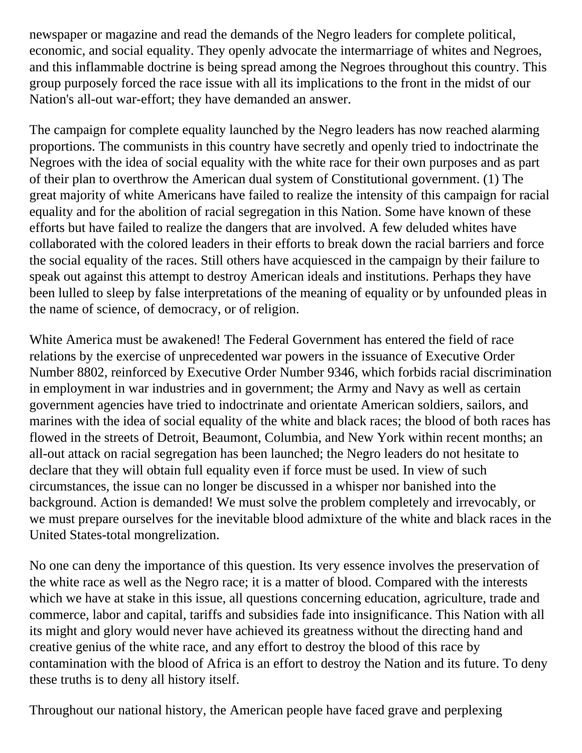newspaper or magazine and read the demands of the Negro leaders for complete political, economic, and social equality. They openly advocate the intermarriage of whites and Negroes, and this inflammable doctrine is being spread among the Negroes throughout this country. This group purposely forced the race issue with all its implications to the front in the midst of our Nation's all-out war-effort; they have demanded an answer.

The campaign for complete equality launched by the Negro leaders has now reached alarming proportions. The communists in this country have secretly and openly tried to indoctrinate the Negroes with the idea of social equality with the white race for their own purposes and as part of their plan to overthrow the American dual system of Constitutional government. (1) The great majority of white Americans have failed to realize the intensity of this campaign for racial equality and for the abolition of racial segregation in this Nation. Some have known of these efforts but have failed to realize the dangers that are involved. A few deluded whites have collaborated with the colored leaders in their efforts to break down the racial barriers and force the social equality of the races. Still others have acquiesced in the campaign by their failure to speak out against this attempt to destroy American ideals and institutions. Perhaps they have been lulled to sleep by false interpretations of the meaning of equality or by unfounded pleas in the name of science, of democracy, or of religion.

White America must be awakened! The Federal Government has entered the field of race relations by the exercise of unprecedented war powers in the issuance of Executive Order Number 8802, reinforced by Executive Order Number 9346, which forbids racial discrimination in employment in war industries and in government; the Army and Navy as well as certain government agencies have tried to indoctrinate and orientate American soldiers, sailors, and marines with the idea of social equality of the white and black races; the blood of both races has flowed in the streets of Detroit, Beaumont, Columbia, and New York within recent months; an all-out attack on racial segregation has been launched; the Negro leaders do not hesitate to declare that they will obtain full equality even if force must be used. In view of such circumstances, the issue can no longer be discussed in a whisper nor banished into the background. Action is demanded! We must solve the problem completely and irrevocably, or we must prepare ourselves for the inevitable blood admixture of the white and black races in the United States-total mongrelization.

No one can deny the importance of this question. Its very essence involves the preservation of the white race as well as the Negro race; it is a matter of blood. Compared with the interests which we have at stake in this issue, all questions concerning education, agriculture, trade and commerce, labor and capital, tariffs and subsidies fade into insignificance. This Nation with all its might and glory would never have achieved its greatness without the directing hand and creative genius of the white race, and any effort to destroy the blood of this race by contamination with the blood of Africa is an effort to destroy the Nation and its future. To deny these truths is to deny all history itself.

Throughout our national history, the American people have faced grave and perplexing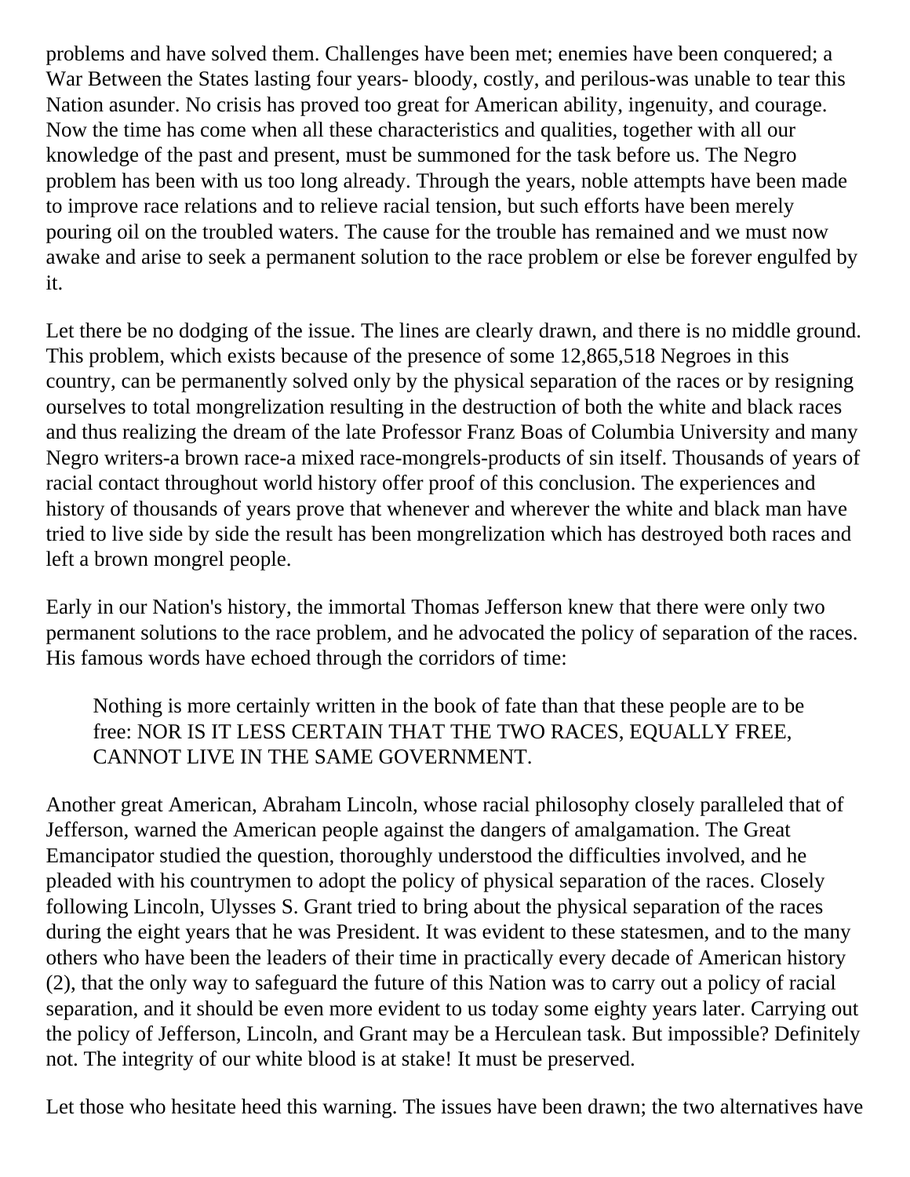problems and have solved them. Challenges have been met; enemies have been conquered; a War Between the States lasting four years- bloody, costly, and perilous-was unable to tear this Nation asunder. No crisis has proved too great for American ability, ingenuity, and courage. Now the time has come when all these characteristics and qualities, together with all our knowledge of the past and present, must be summoned for the task before us. The Negro problem has been with us too long already. Through the years, noble attempts have been made to improve race relations and to relieve racial tension, but such efforts have been merely pouring oil on the troubled waters. The cause for the trouble has remained and we must now awake and arise to seek a permanent solution to the race problem or else be forever engulfed by it.

Let there be no dodging of the issue. The lines are clearly drawn, and there is no middle ground. This problem, which exists because of the presence of some 12,865,518 Negroes in this country, can be permanently solved only by the physical separation of the races or by resigning ourselves to total mongrelization resulting in the destruction of both the white and black races and thus realizing the dream of the late Professor Franz Boas of Columbia University and many Negro writers-a brown race-a mixed race-mongrels-products of sin itself. Thousands of years of racial contact throughout world history offer proof of this conclusion. The experiences and history of thousands of years prove that whenever and wherever the white and black man have tried to live side by side the result has been mongrelization which has destroyed both races and left a brown mongrel people.

Early in our Nation's history, the immortal Thomas Jefferson knew that there were only two permanent solutions to the race problem, and he advocated the policy of separation of the races. His famous words have echoed through the corridors of time:

> Nothing is more certainly written in the book of fate than that these people are to be free: NOR IS IT LESS CERTAIN THAT THE TWO RACES, EQUALLY FREE, CANNOT LIVE IN THE SAME GOVERNMENT.

Another great American, Abraham Lincoln, whose racial philosophy closely paralleled that of Jefferson, warned the American people against the dangers of amalgamation. The Great Emancipator studied the question, thoroughly understood the difficulties involved, and he pleaded with his countrymen to adopt the policy of physical separation of the races. Closely following Lincoln, Ulysses S. Grant tried to bring about the physical separation of the races during the eight years that he was President. It was evident to these statesmen, and to the many others who have been the leaders of their time in practically every decade of American history (2), that the only way to safeguard the future of this Nation was to carry out a policy of racial separation, and it should be even more evident to us today some eighty years later. Carrying out the policy of Jefferson, Lincoln, and Grant may be a Herculean task. But impossible? Definitely not. The integrity of our white blood is at stake! It must be preserved.

Let those who hesitate heed this warning. The issues have been drawn; the two alternatives have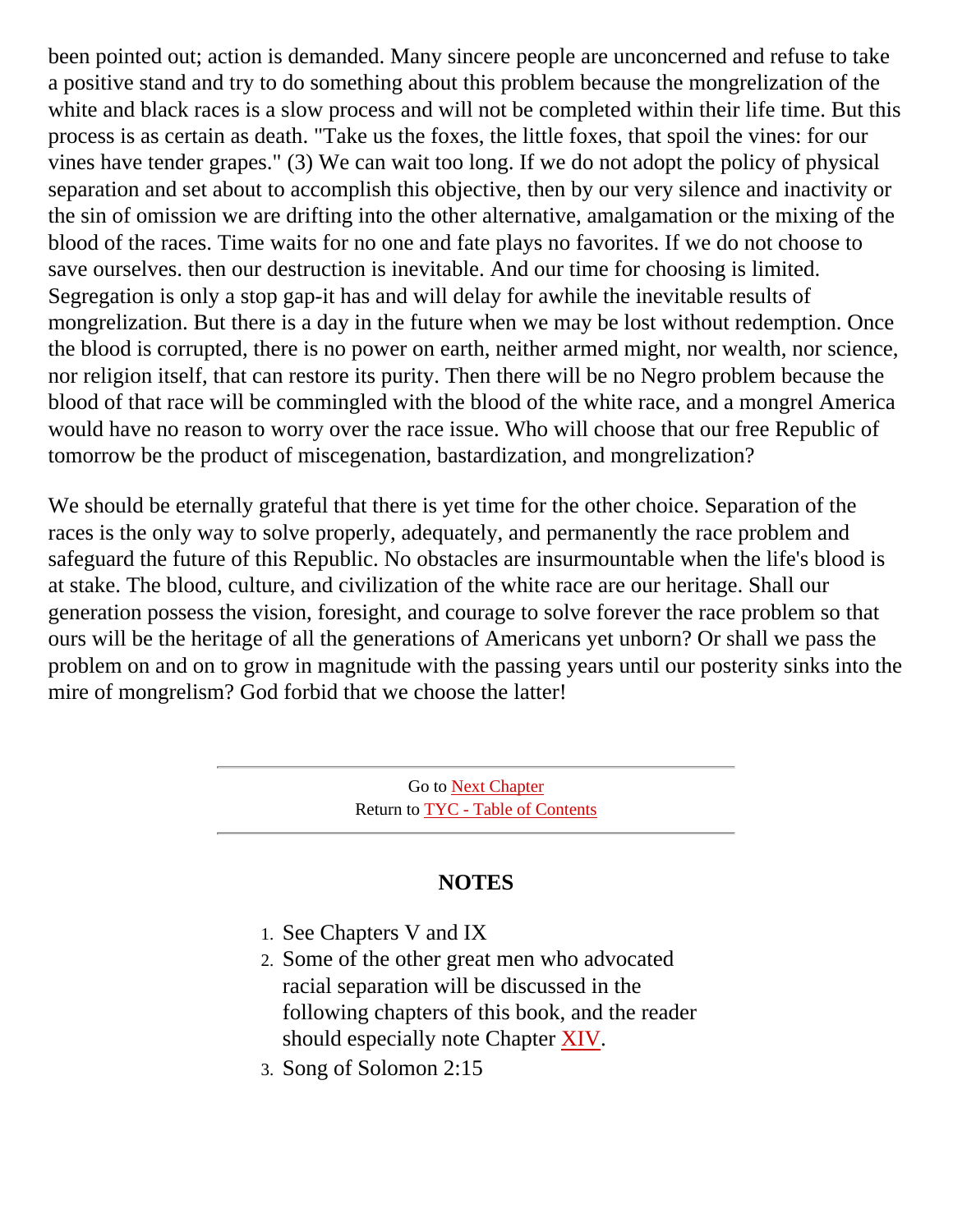been pointed out; action is demanded. Many sincere people are unconcerned and refuse to take a positive stand and try to do something about this problem because the mongrelization of the white and black races is a slow process and will not be completed within their life time. But this process is as certain as death. "Take us the foxes, the little foxes, that spoil the vines: for our vines have tender grapes." (3) We can wait too long. If we do not adopt the policy of physical separation and set about to accomplish this objective, then by our very silence and inactivity or the sin of omission we are drifting into the other alternative, amalgamation or the mixing of the blood of the races. Time waits for no one and fate plays no favorites. If we do not choose to save ourselves. then our destruction is inevitable. And our time for choosing is limited. Segregation is only a stop gap-it has and will delay for awhile the inevitable results of mongrelization. But there is a day in the future when we may be lost without redemption. Once the blood is corrupted, there is no power on earth, neither armed might, nor wealth, nor science, nor religion itself, that can restore its purity. Then there will be no Negro problem because the blood of that race will be commingled with the blood of the white race, and a mongrel America would have no reason to worry over the race issue. Who will choose that our free Republic of tomorrow be the product of miscegenation, bastardization, and mongrelization?

We should be eternally grateful that there is yet time for the other choice. Separation of the races is the only way to solve properly, adequately, and permanently the race problem and safeguard the future of this Republic. No obstacles are insurmountable when the life's blood is at stake. The blood, culture, and civilization of the white race are our heritage. Shall our generation possess the vision, foresight, and courage to solve forever the race problem so that ours will be the heritage of all the generations of Americans yet unborn? Or shall we pass the problem on and on to grow in magnitude with the passing years until our posterity sinks into the mire of mongrelism? God forbid that we choose the latter!

---

Go to Next Chapter
Return to TYC - Table of Contents

---

### NOTES

1. See Chapters V and IX
2. Some of the other great men who advocated racial separation will be discussed in the following chapters of this book, and the reader should especially note Chapter XIV.
3. Song of Solomon 2:15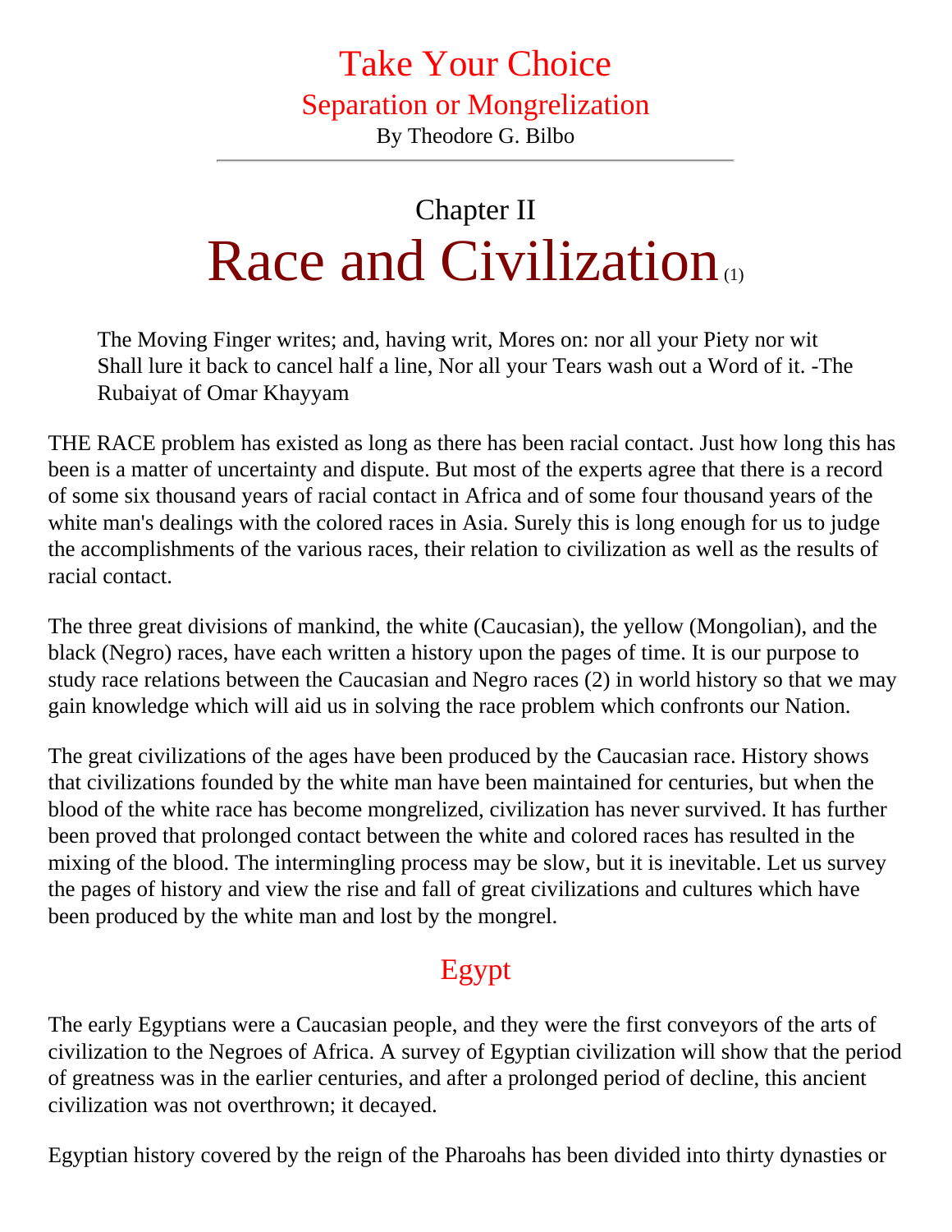# Take Your Choice

## Separation or Mongrelization

By Theodore G. Bilbo

---

## Chapter II

# Race and Civilization (1)

> The Moving Finger writes; and, having writ, Mores on: nor all your Piety nor wit Shall lure it back to cancel half a line, Nor all your Tears wash out a Word of it. -The Rubaiyat of Omar Khayyam

THE RACE problem has existed as long as there has been racial contact. Just how long this has been is a matter of uncertainty and dispute. But most of the experts agree that there is a record of some six thousand years of racial contact in Africa and of some four thousand years of the white man's dealings with the colored races in Asia. Surely this is long enough for us to judge the accomplishments of the various races, their relation to civilization as well as the results of racial contact.

The three great divisions of mankind, the white (Caucasian), the yellow (Mongolian), and the black (Negro) races, have each written a history upon the pages of time. It is our purpose to study race relations between the Caucasian and Negro races (2) in world history so that we may gain knowledge which will aid us in solving the race problem which confronts our Nation.

The great civilizations of the ages have been produced by the Caucasian race. History shows that civilizations founded by the white man have been maintained for centuries, but when the blood of the white race has become mongrelized, civilization has never survived. It has further been proved that prolonged contact between the white and colored races has resulted in the mixing of the blood. The intermingling process may be slow, but it is inevitable. Let us survey the pages of history and view the rise and fall of great civilizations and cultures which have been produced by the white man and lost by the mongrel.

## Egypt

The early Egyptians were a Caucasian people, and they were the first conveyors of the arts of civilization to the Negroes of Africa. A survey of Egyptian civilization will show that the period of greatness was in the earlier centuries, and after a prolonged period of decline, this ancient civilization was not overthrown; it decayed.

Egyptian history covered by the reign of the Pharoahs has been divided into thirty dynasties or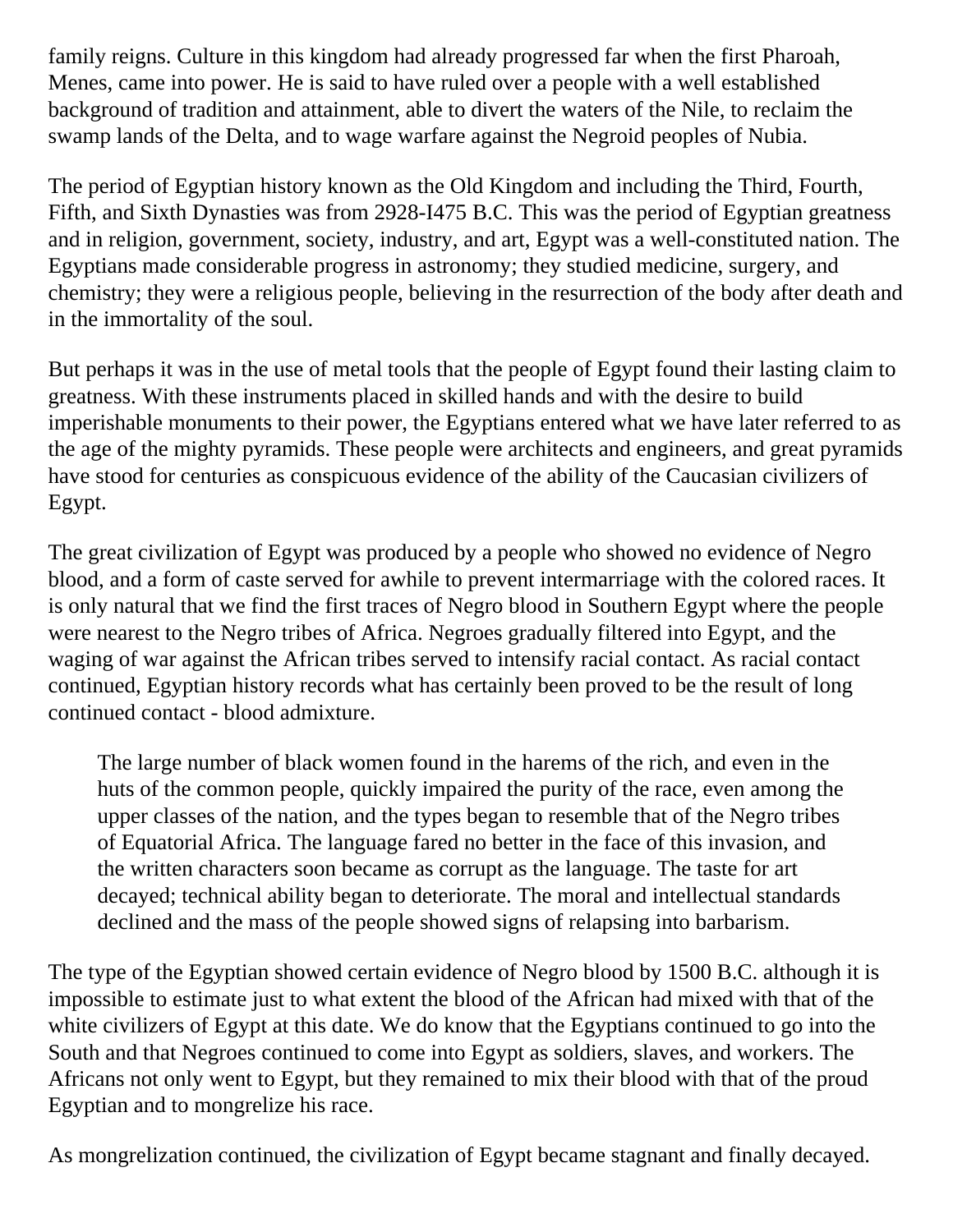family reigns. Culture in this kingdom had already progressed far when the first Pharoah, Menes, came into power. He is said to have ruled over a people with a well established background of tradition and attainment, able to divert the waters of the Nile, to reclaim the swamp lands of the Delta, and to wage warfare against the Negroid peoples of Nubia.

The period of Egyptian history known as the Old Kingdom and including the Third, Fourth, Fifth, and Sixth Dynasties was from 2928-I475 B.C. This was the period of Egyptian greatness and in religion, government, society, industry, and art, Egypt was a well-constituted nation. The Egyptians made considerable progress in astronomy; they studied medicine, surgery, and chemistry; they were a religious people, believing in the resurrection of the body after death and in the immortality of the soul.

But perhaps it was in the use of metal tools that the people of Egypt found their lasting claim to greatness. With these instruments placed in skilled hands and with the desire to build imperishable monuments to their power, the Egyptians entered what we have later referred to as the age of the mighty pyramids. These people were architects and engineers, and great pyramids have stood for centuries as conspicuous evidence of the ability of the Caucasian civilizers of Egypt.

The great civilization of Egypt was produced by a people who showed no evidence of Negro blood, and a form of caste served for awhile to prevent intermarriage with the colored races. It is only natural that we find the first traces of Negro blood in Southern Egypt where the people were nearest to the Negro tribes of Africa. Negroes gradually filtered into Egypt, and the waging of war against the African tribes served to intensify racial contact. As racial contact continued, Egyptian history records what has certainly been proved to be the result of long continued contact - blood admixture.

> The large number of black women found in the harems of the rich, and even in the huts of the common people, quickly impaired the purity of the race, even among the upper classes of the nation, and the types began to resemble that of the Negro tribes of Equatorial Africa. The language fared no better in the face of this invasion, and the written characters soon became as corrupt as the language. The taste for art decayed; technical ability began to deteriorate. The moral and intellectual standards declined and the mass of the people showed signs of relapsing into barbarism.

The type of the Egyptian showed certain evidence of Negro blood by 1500 B.C. although it is impossible to estimate just to what extent the blood of the African had mixed with that of the white civilizers of Egypt at this date. We do know that the Egyptians continued to go into the South and that Negroes continued to come into Egypt as soldiers, slaves, and workers. The Africans not only went to Egypt, but they remained to mix their blood with that of the proud Egyptian and to mongrelize his race.

As mongrelization continued, the civilization of Egypt became stagnant and finally decayed.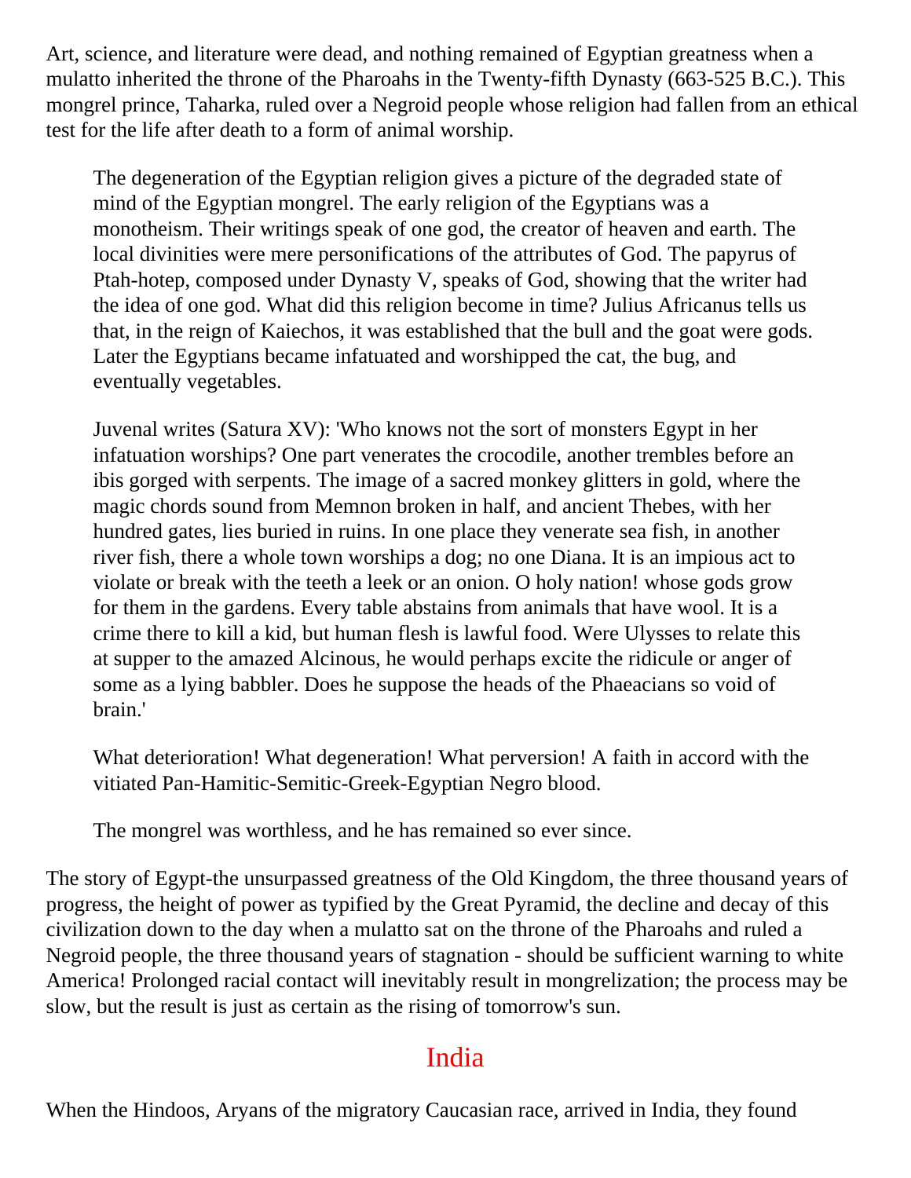Art, science, and literature were dead, and nothing remained of Egyptian greatness when a mulatto inherited the throne of the Pharoahs in the Twenty-fifth Dynasty (663-525 B.C.). This mongrel prince, Taharka, ruled over a Negroid people whose religion had fallen from an ethical test for the life after death to a form of animal worship.

> The degeneration of the Egyptian religion gives a picture of the degraded state of mind of the Egyptian mongrel. The early religion of the Egyptians was a monotheism. Their writings speak of one god, the creator of heaven and earth. The local divinities were mere personifications of the attributes of God. The papyrus of Ptah-hotep, composed under Dynasty V, speaks of God, showing that the writer had the idea of one god. What did this religion become in time? Julius Africanus tells us that, in the reign of Kaiechos, it was established that the bull and the goat were gods. Later the Egyptians became infatuated and worshipped the cat, the bug, and eventually vegetables.
>
> Juvenal writes (Satura XV): 'Who knows not the sort of monsters Egypt in her infatuation worships? One part venerates the crocodile, another trembles before an ibis gorged with serpents. The image of a sacred monkey glitters in gold, where the magic chords sound from Memnon broken in half, and ancient Thebes, with her hundred gates, lies buried in ruins. In one place they venerate sea fish, in another river fish, there a whole town worships a dog; no one Diana. It is an impious act to violate or break with the teeth a leek or an onion. O holy nation! whose gods grow for them in the gardens. Every table abstains from animals that have wool. It is a crime there to kill a kid, but human flesh is lawful food. Were Ulysses to relate this at supper to the amazed Alcinous, he would perhaps excite the ridicule or anger of some as a lying babbler. Does he suppose the heads of the Phaeacians so void of brain.'
>
> What deterioration! What degeneration! What perversion! A faith in accord with the vitiated Pan-Hamitic-Semitic-Greek-Egyptian Negro blood.
>
> The mongrel was worthless, and he has remained so ever since.

The story of Egypt-the unsurpassed greatness of the Old Kingdom, the three thousand years of progress, the height of power as typified by the Great Pyramid, the decline and decay of this civilization down to the day when a mulatto sat on the throne of the Pharoahs and ruled a Negroid people, the three thousand years of stagnation - should be sufficient warning to white America! Prolonged racial contact will inevitably result in mongrelization; the process may be slow, but the result is just as certain as the rising of tomorrow's sun.

## India

When the Hindoos, Aryans of the migratory Caucasian race, arrived in India, they found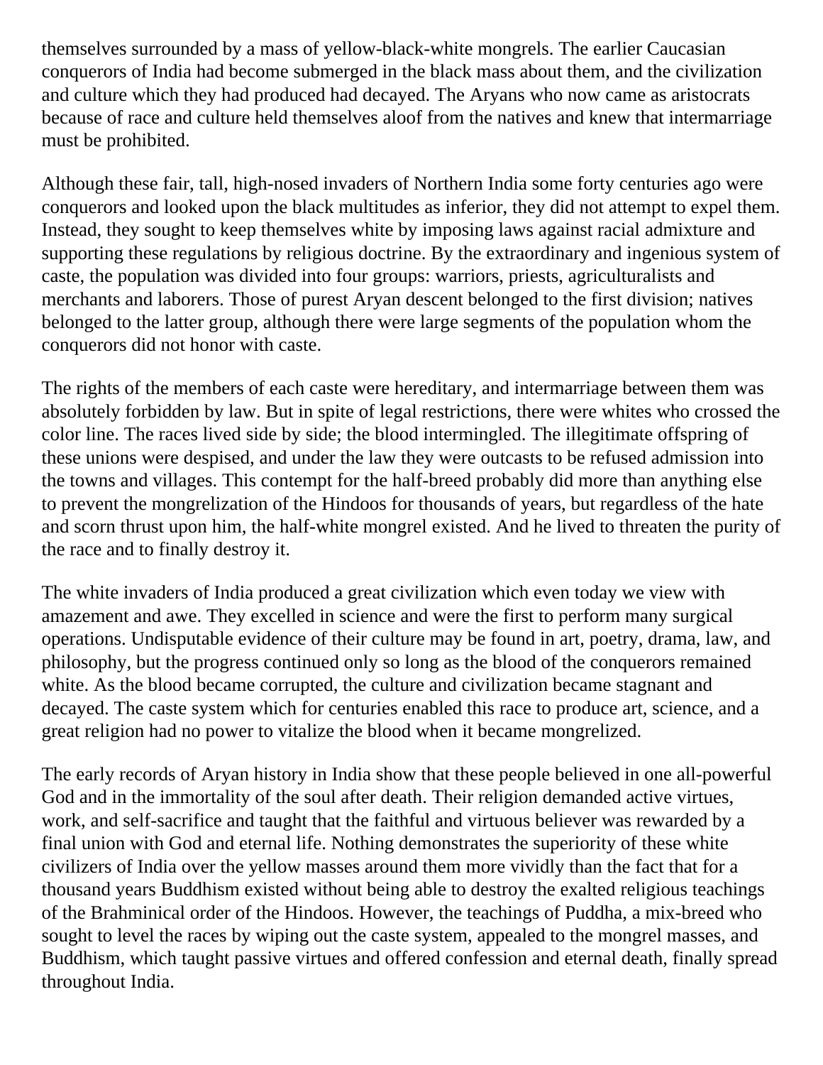themselves surrounded by a mass of yellow-black-white mongrels. The earlier Caucasian conquerors of India had become submerged in the black mass about them, and the civilization and culture which they had produced had decayed. The Aryans who now came as aristocrats because of race and culture held themselves aloof from the natives and knew that intermarriage must be prohibited.

Although these fair, tall, high-nosed invaders of Northern India some forty centuries ago were conquerors and looked upon the black multitudes as inferior, they did not attempt to expel them. Instead, they sought to keep themselves white by imposing laws against racial admixture and supporting these regulations by religious doctrine. By the extraordinary and ingenious system of caste, the population was divided into four groups: warriors, priests, agriculturalists and merchants and laborers. Those of purest Aryan descent belonged to the first division; natives belonged to the latter group, although there were large segments of the population whom the conquerors did not honor with caste.

The rights of the members of each caste were hereditary, and intermarriage between them was absolutely forbidden by law. But in spite of legal restrictions, there were whites who crossed the color line. The races lived side by side; the blood intermingled. The illegitimate offspring of these unions were despised, and under the law they were outcasts to be refused admission into the towns and villages. This contempt for the half-breed probably did more than anything else to prevent the mongrelization of the Hindoos for thousands of years, but regardless of the hate and scorn thrust upon him, the half-white mongrel existed. And he lived to threaten the purity of the race and to finally destroy it.

The white invaders of India produced a great civilization which even today we view with amazement and awe. They excelled in science and were the first to perform many surgical operations. Undisputable evidence of their culture may be found in art, poetry, drama, law, and philosophy, but the progress continued only so long as the blood of the conquerors remained white. As the blood became corrupted, the culture and civilization became stagnant and decayed. The caste system which for centuries enabled this race to produce art, science, and a great religion had no power to vitalize the blood when it became mongrelized.

The early records of Aryan history in India show that these people believed in one all-powerful God and in the immortality of the soul after death. Their religion demanded active virtues, work, and self-sacrifice and taught that the faithful and virtuous believer was rewarded by a final union with God and eternal life. Nothing demonstrates the superiority of these white civilizers of India over the yellow masses around them more vividly than the fact that for a thousand years Buddhism existed without being able to destroy the exalted religious teachings of the Brahminical order of the Hindoos. However, the teachings of Puddha, a mix-breed who sought to level the races by wiping out the caste system, appealed to the mongrel masses, and Buddhism, which taught passive virtues and offered confession and eternal death, finally spread throughout India.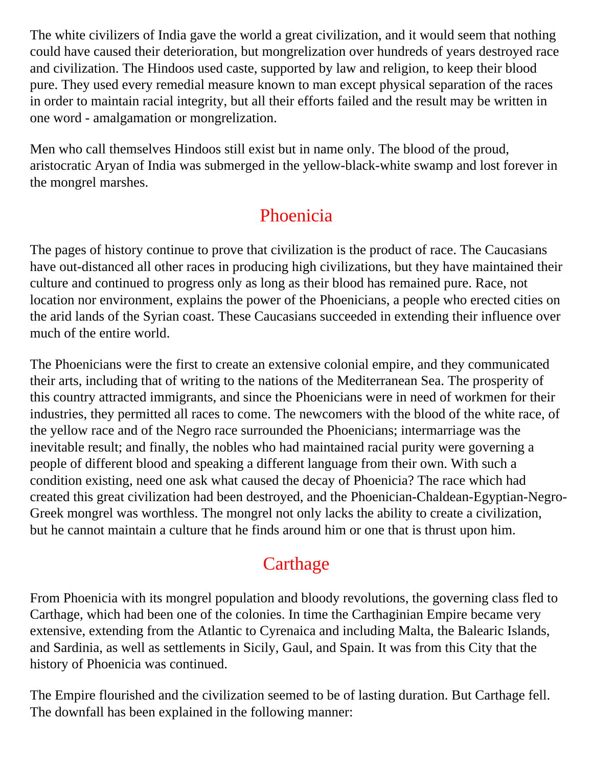The white civilizers of India gave the world a great civilization, and it would seem that nothing could have caused their deterioration, but mongrelization over hundreds of years destroyed race and civilization. The Hindoos used caste, supported by law and religion, to keep their blood pure. They used every remedial measure known to man except physical separation of the races in order to maintain racial integrity, but all their efforts failed and the result may be written in one word - amalgamation or mongrelization.

Men who call themselves Hindoos still exist but in name only. The blood of the proud, aristocratic Aryan of India was submerged in the yellow-black-white swamp and lost forever in the mongrel marshes.

## Phoenicia

The pages of history continue to prove that civilization is the product of race. The Caucasians have out-distanced all other races in producing high civilizations, but they have maintained their culture and continued to progress only as long as their blood has remained pure. Race, not location nor environment, explains the power of the Phoenicians, a people who erected cities on the arid lands of the Syrian coast. These Caucasians succeeded in extending their influence over much of the entire world.

The Phoenicians were the first to create an extensive colonial empire, and they communicated their arts, including that of writing to the nations of the Mediterranean Sea. The prosperity of this country attracted immigrants, and since the Phoenicians were in need of workmen for their industries, they permitted all races to come. The newcomers with the blood of the white race, of the yellow race and of the Negro race surrounded the Phoenicians; intermarriage was the inevitable result; and finally, the nobles who had maintained racial purity were governing a people of different blood and speaking a different language from their own. With such a condition existing, need one ask what caused the decay of Phoenicia? The race which had created this great civilization had been destroyed, and the Phoenician-Chaldean-Egyptian-Negro-Greek mongrel was worthless. The mongrel not only lacks the ability to create a civilization, but he cannot maintain a culture that he finds around him or one that is thrust upon him.

## Carthage

From Phoenicia with its mongrel population and bloody revolutions, the governing class fled to Carthage, which had been one of the colonies. In time the Carthaginian Empire became very extensive, extending from the Atlantic to Cyrenaica and including Malta, the Balearic Islands, and Sardinia, as well as settlements in Sicily, Gaul, and Spain. It was from this City that the history of Phoenicia was continued.

The Empire flourished and the civilization seemed to be of lasting duration. But Carthage fell. The downfall has been explained in the following manner: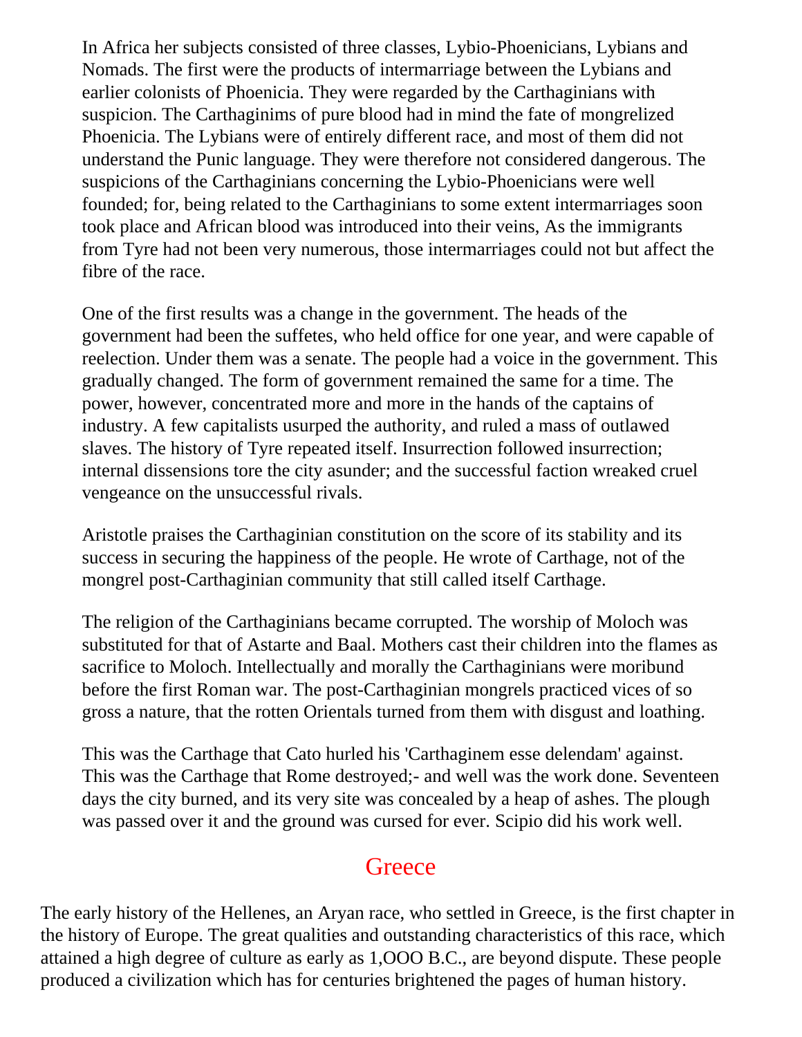In Africa her subjects consisted of three classes, Lybio-Phoenicians, Lybians and Nomads. The first were the products of intermarriage between the Lybians and earlier colonists of Phoenicia. They were regarded by the Carthaginians with suspicion. The Carthaginims of pure blood had in mind the fate of mongrelized Phoenicia. The Lybians were of entirely different race, and most of them did not understand the Punic language. They were therefore not considered dangerous. The suspicions of the Carthaginians concerning the Lybio-Phoenicians were well founded; for, being related to the Carthaginians to some extent intermarriages soon took place and African blood was introduced into their veins, As the immigrants from Tyre had not been very numerous, those intermarriages could not but affect the fibre of the race.

One of the first results was a change in the government. The heads of the government had been the suffetes, who held office for one year, and were capable of reelection. Under them was a senate. The people had a voice in the government. This gradually changed. The form of government remained the same for a time. The power, however, concentrated more and more in the hands of the captains of industry. A few capitalists usurped the authority, and ruled a mass of outlawed slaves. The history of Tyre repeated itself. Insurrection followed insurrection; internal dissensions tore the city asunder; and the successful faction wreaked cruel vengeance on the unsuccessful rivals.

Aristotle praises the Carthaginian constitution on the score of its stability and its success in securing the happiness of the people. He wrote of Carthage, not of the mongrel post-Carthaginian community that still called itself Carthage.

The religion of the Carthaginians became corrupted. The worship of Moloch was substituted for that of Astarte and Baal. Mothers cast their children into the flames as sacrifice to Moloch. Intellectually and morally the Carthaginians were moribund before the first Roman war. The post-Carthaginian mongrels practiced vices of so gross a nature, that the rotten Orientals turned from them with disgust and loathing.

This was the Carthage that Cato hurled his 'Carthaginem esse delendam' against. This was the Carthage that Rome destroyed;- and well was the work done. Seventeen days the city burned, and its very site was concealed by a heap of ashes. The plough was passed over it and the ground was cursed for ever. Scipio did his work well.

## Greece

The early history of the Hellenes, an Aryan race, who settled in Greece, is the first chapter in the history of Europe. The great qualities and outstanding characteristics of this race, which attained a high degree of culture as early as 1,OOO B.C., are beyond dispute. These people produced a civilization which has for centuries brightened the pages of human history.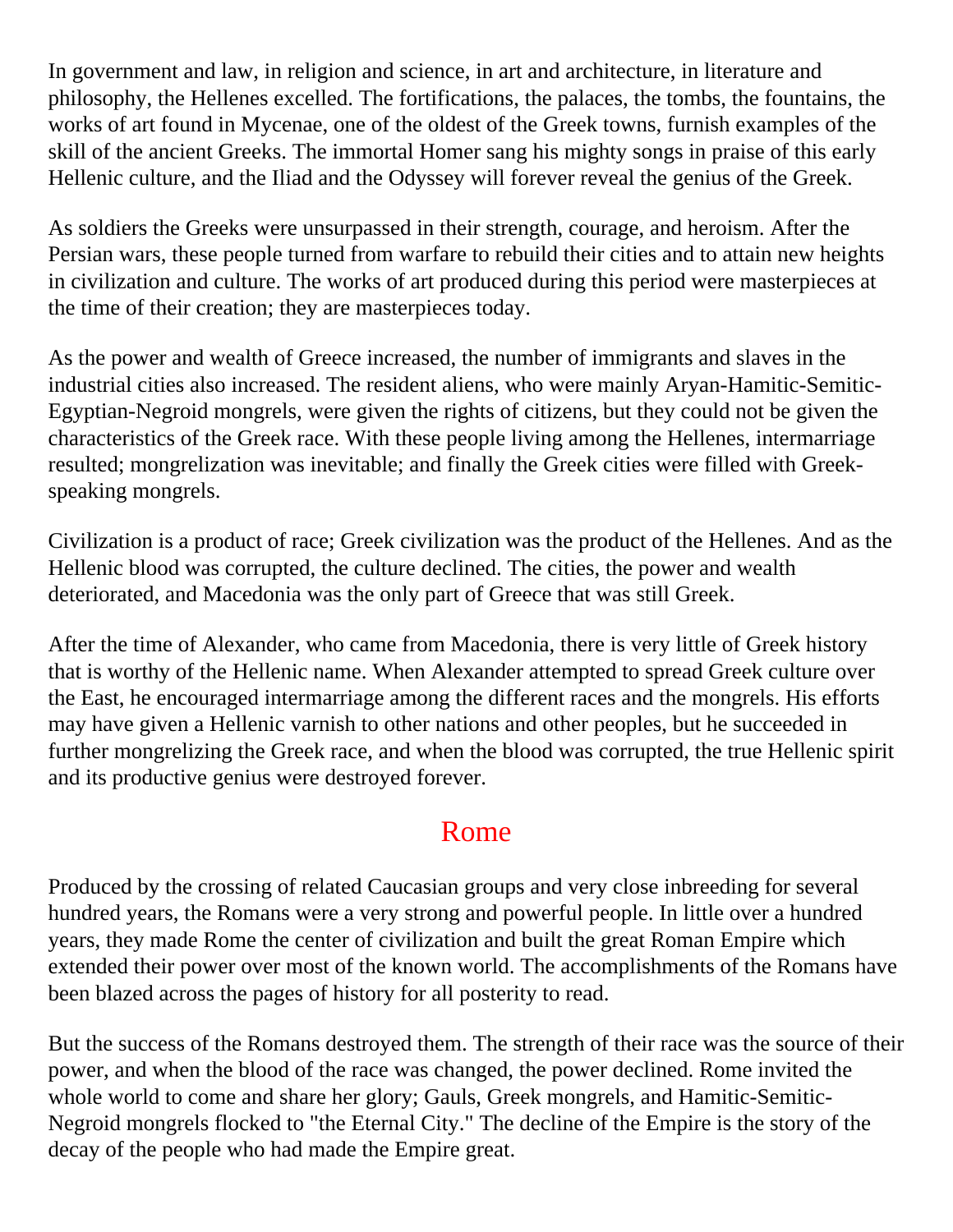In government and law, in religion and science, in art and architecture, in literature and philosophy, the Hellenes excelled. The fortifications, the palaces, the tombs, the fountains, the works of art found in Mycenae, one of the oldest of the Greek towns, furnish examples of the skill of the ancient Greeks. The immortal Homer sang his mighty songs in praise of this early Hellenic culture, and the Iliad and the Odyssey will forever reveal the genius of the Greek.

As soldiers the Greeks were unsurpassed in their strength, courage, and heroism. After the Persian wars, these people turned from warfare to rebuild their cities and to attain new heights in civilization and culture. The works of art produced during this period were masterpieces at the time of their creation; they are masterpieces today.

As the power and wealth of Greece increased, the number of immigrants and slaves in the industrial cities also increased. The resident aliens, who were mainly Aryan-Hamitic-Semitic-Egyptian-Negroid mongrels, were given the rights of citizens, but they could not be given the characteristics of the Greek race. With these people living among the Hellenes, intermarriage resulted; mongrelization was inevitable; and finally the Greek cities were filled with Greek-speaking mongrels.

Civilization is a product of race; Greek civilization was the product of the Hellenes. And as the Hellenic blood was corrupted, the culture declined. The cities, the power and wealth deteriorated, and Macedonia was the only part of Greece that was still Greek.

After the time of Alexander, who came from Macedonia, there is very little of Greek history that is worthy of the Hellenic name. When Alexander attempted to spread Greek culture over the East, he encouraged intermarriage among the different races and the mongrels. His efforts may have given a Hellenic varnish to other nations and other peoples, but he succeeded in further mongrelizing the Greek race, and when the blood was corrupted, the true Hellenic spirit and its productive genius were destroyed forever.

## Rome

Produced by the crossing of related Caucasian groups and very close inbreeding for several hundred years, the Romans were a very strong and powerful people. In little over a hundred years, they made Rome the center of civilization and built the great Roman Empire which extended their power over most of the known world. The accomplishments of the Romans have been blazed across the pages of history for all posterity to read.

But the success of the Romans destroyed them. The strength of their race was the source of their power, and when the blood of the race was changed, the power declined. Rome invited the whole world to come and share her glory; Gauls, Greek mongrels, and Hamitic-Semitic-Negroid mongrels flocked to "the Eternal City." The decline of the Empire is the story of the decay of the people who had made the Empire great.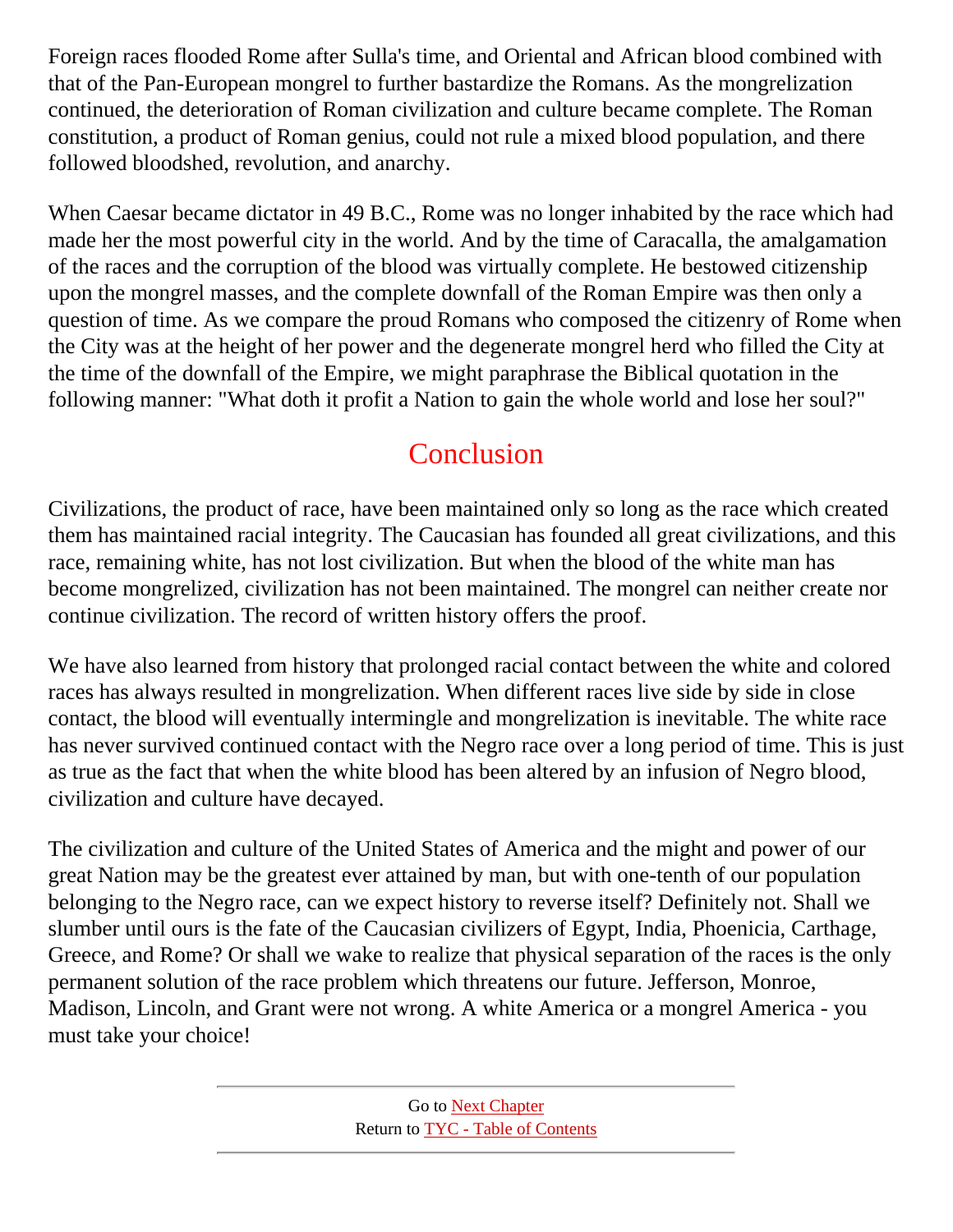Foreign races flooded Rome after Sulla's time, and Oriental and African blood combined with that of the Pan-European mongrel to further bastardize the Romans. As the mongrelization continued, the deterioration of Roman civilization and culture became complete. The Roman constitution, a product of Roman genius, could not rule a mixed blood population, and there followed bloodshed, revolution, and anarchy.

When Caesar became dictator in 49 B.C., Rome was no longer inhabited by the race which had made her the most powerful city in the world. And by the time of Caracalla, the amalgamation of the races and the corruption of the blood was virtually complete. He bestowed citizenship upon the mongrel masses, and the complete downfall of the Roman Empire was then only a question of time. As we compare the proud Romans who composed the citizenry of Rome when the City was at the height of her power and the degenerate mongrel herd who filled the City at the time of the downfall of the Empire, we might paraphrase the Biblical quotation in the following manner: "What doth it profit a Nation to gain the whole world and lose her soul?"

## Conclusion

Civilizations, the product of race, have been maintained only so long as the race which created them has maintained racial integrity. The Caucasian has founded all great civilizations, and this race, remaining white, has not lost civilization. But when the blood of the white man has become mongrelized, civilization has not been maintained. The mongrel can neither create nor continue civilization. The record of written history offers the proof.

We have also learned from history that prolonged racial contact between the white and colored races has always resulted in mongrelization. When different races live side by side in close contact, the blood will eventually intermingle and mongrelization is inevitable. The white race has never survived continued contact with the Negro race over a long period of time. This is just as true as the fact that when the white blood has been altered by an infusion of Negro blood, civilization and culture have decayed.

The civilization and culture of the United States of America and the might and power of our great Nation may be the greatest ever attained by man, but with one-tenth of our population belonging to the Negro race, can we expect history to reverse itself? Definitely not. Shall we slumber until ours is the fate of the Caucasian civilizers of Egypt, India, Phoenicia, Carthage, Greece, and Rome? Or shall we wake to realize that physical separation of the races is the only permanent solution of the race problem which threatens our future. Jefferson, Monroe, Madison, Lincoln, and Grant were not wrong. A white America or a mongrel America - you must take your choice!

---

Go to Next Chapter
Return to TYC - Table of Contents

---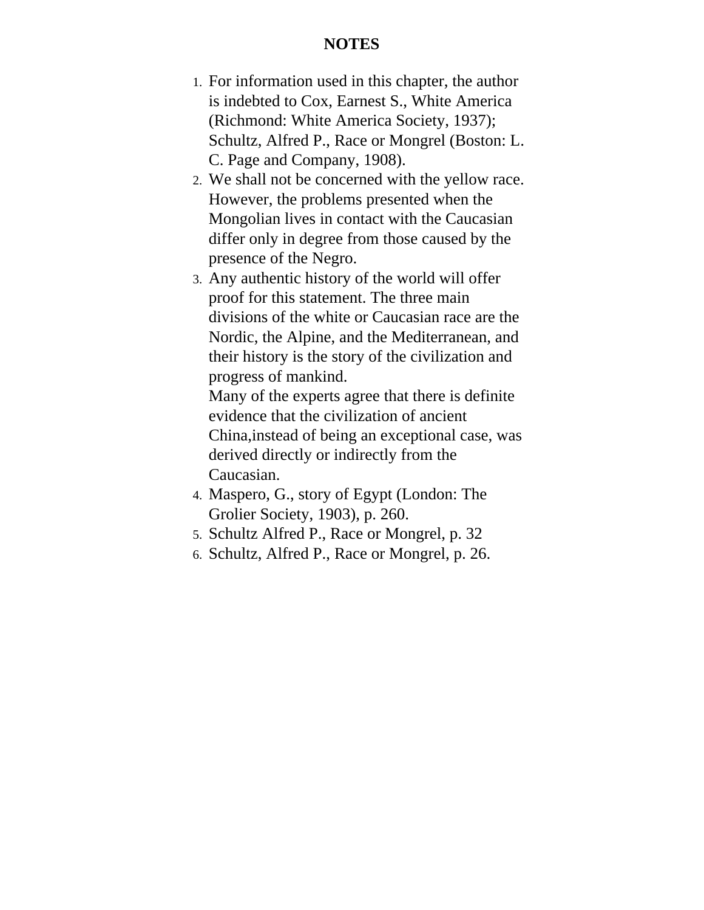# NOTES

1. For information used in this chapter, the author is indebted to Cox, Earnest S., White America (Richmond: White America Society, 1937); Schultz, Alfred P., Race or Mongrel (Boston: L. C. Page and Company, 1908).
2. We shall not be concerned with the yellow race. However, the problems presented when the Mongolian lives in contact with the Caucasian differ only in degree from those caused by the presence of the Negro.
3. Any authentic history of the world will offer proof for this statement. The three main divisions of the white or Caucasian race are the Nordic, the Alpine, and the Mediterranean, and their history is the story of the civilization and progress of mankind.
   Many of the experts agree that there is definite evidence that the civilization of ancient China,instead of being an exceptional case, was derived directly or indirectly from the Caucasian.
4. Maspero, G., story of Egypt (London: The Grolier Society, 1903), p. 260.
5. Schultz Alfred P., Race or Mongrel, p. 32
6. Schultz, Alfred P., Race or Mongrel, p. 26.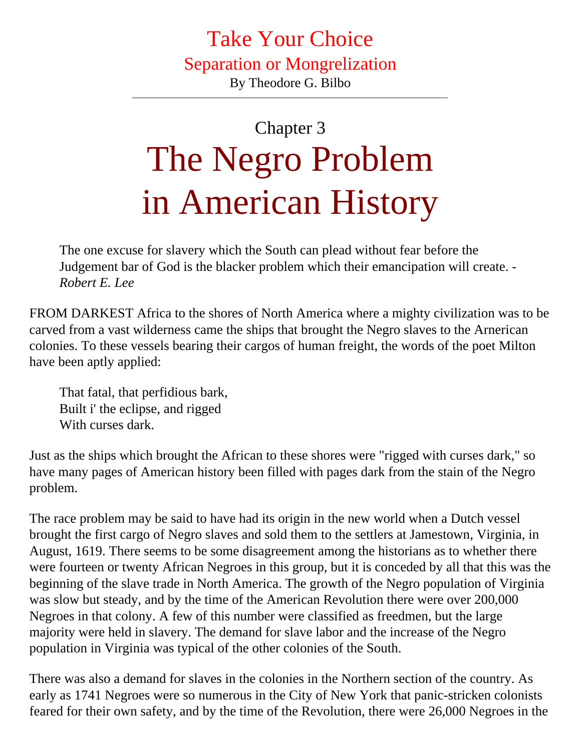Take Your Choice

Separation or Mongrelization

By Theodore G. Bilbo

---

Chapter 3

# The Negro Problem in American History

> The one excuse for slavery which the South can plead without fear before the Judgement bar of God is the blacker problem which their emancipation will create. - *Robert E. Lee*

FROM DARKEST Africa to the shores of North America where a mighty civilization was to be carved from a vast wilderness came the ships that brought the Negro slaves to the Arnerican colonies. To these vessels bearing their cargos of human freight, the words of the poet Milton have been aptly applied:

> That fatal, that perfidious bark,
> Built i' the eclipse, and rigged
> With curses dark.

Just as the ships which brought the African to these shores were "rigged with curses dark," so have many pages of American history been filled with pages dark from the stain of the Negro problem.

The race problem may be said to have had its origin in the new world when a Dutch vessel brought the first cargo of Negro slaves and sold them to the settlers at Jamestown, Virginia, in August, 1619. There seems to be some disagreement among the historians as to whether there were fourteen or twenty African Negroes in this group, but it is conceded by all that this was the beginning of the slave trade in North America. The growth of the Negro population of Virginia was slow but steady, and by the time of the American Revolution there were over 200,000 Negroes in that colony. A few of this number were classified as freedmen, but the large majority were held in slavery. The demand for slave labor and the increase of the Negro population in Virginia was typical of the other colonies of the South.

There was also a demand for slaves in the colonies in the Northern section of the country. As early as 1741 Negroes were so numerous in the City of New York that panic-stricken colonists feared for their own safety, and by the time of the Revolution, there were 26,000 Negroes in the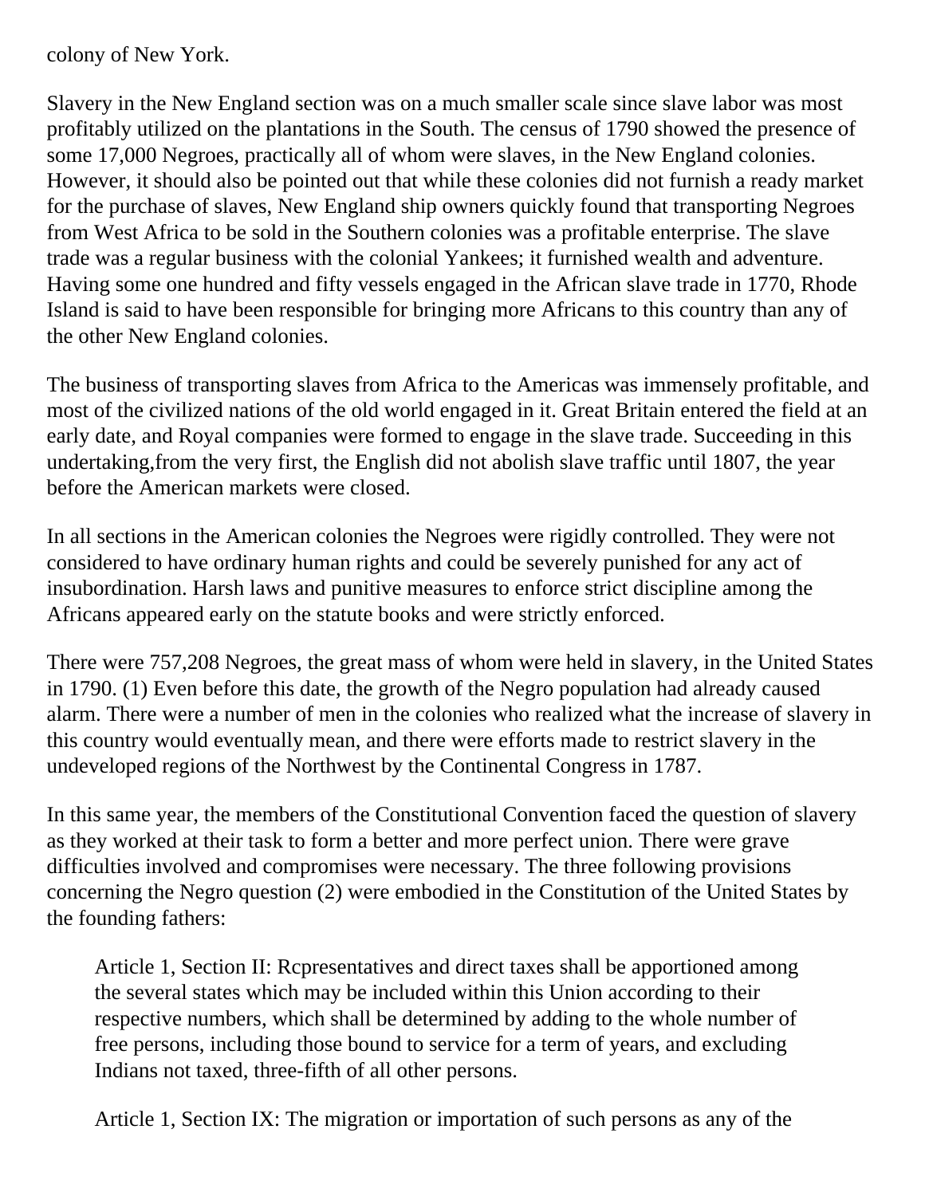colony of New York.

Slavery in the New England section was on a much smaller scale since slave labor was most profitably utilized on the plantations in the South. The census of 1790 showed the presence of some 17,000 Negroes, practically all of whom were slaves, in the New England colonies. However, it should also be pointed out that while these colonies did not furnish a ready market for the purchase of slaves, New England ship owners quickly found that transporting Negroes from West Africa to be sold in the Southern colonies was a profitable enterprise. The slave trade was a regular business with the colonial Yankees; it furnished wealth and adventure. Having some one hundred and fifty vessels engaged in the African slave trade in 1770, Rhode Island is said to have been responsible for bringing more Africans to this country than any of the other New England colonies.

The business of transporting slaves from Africa to the Americas was immensely profitable, and most of the civilized nations of the old world engaged in it. Great Britain entered the field at an early date, and Royal companies were formed to engage in the slave trade. Succeeding in this undertaking,from the very first, the English did not abolish slave traffic until 1807, the year before the American markets were closed.

In all sections in the American colonies the Negroes were rigidly controlled. They were not considered to have ordinary human rights and could be severely punished for any act of insubordination. Harsh laws and punitive measures to enforce strict discipline among the Africans appeared early on the statute books and were strictly enforced.

There were 757,208 Negroes, the great mass of whom were held in slavery, in the United States in 1790. (1) Even before this date, the growth of the Negro population had already caused alarm. There were a number of men in the colonies who realized what the increase of slavery in this country would eventually mean, and there were efforts made to restrict slavery in the undeveloped regions of the Northwest by the Continental Congress in 1787.

In this same year, the members of the Constitutional Convention faced the question of slavery as they worked at their task to form a better and more perfect union. There were grave difficulties involved and compromises were necessary. The three following provisions concerning the Negro question (2) were embodied in the Constitution of the United States by the founding fathers:

> Article 1, Section II: Rcpresentatives and direct taxes shall be apportioned among the several states which may be included within this Union according to their respective numbers, which shall be determined by adding to the whole number of free persons, including those bound to service for a term of years, and excluding Indians not taxed, three-fifth of all other persons.

> Article 1, Section IX: The migration or importation of such persons as any of the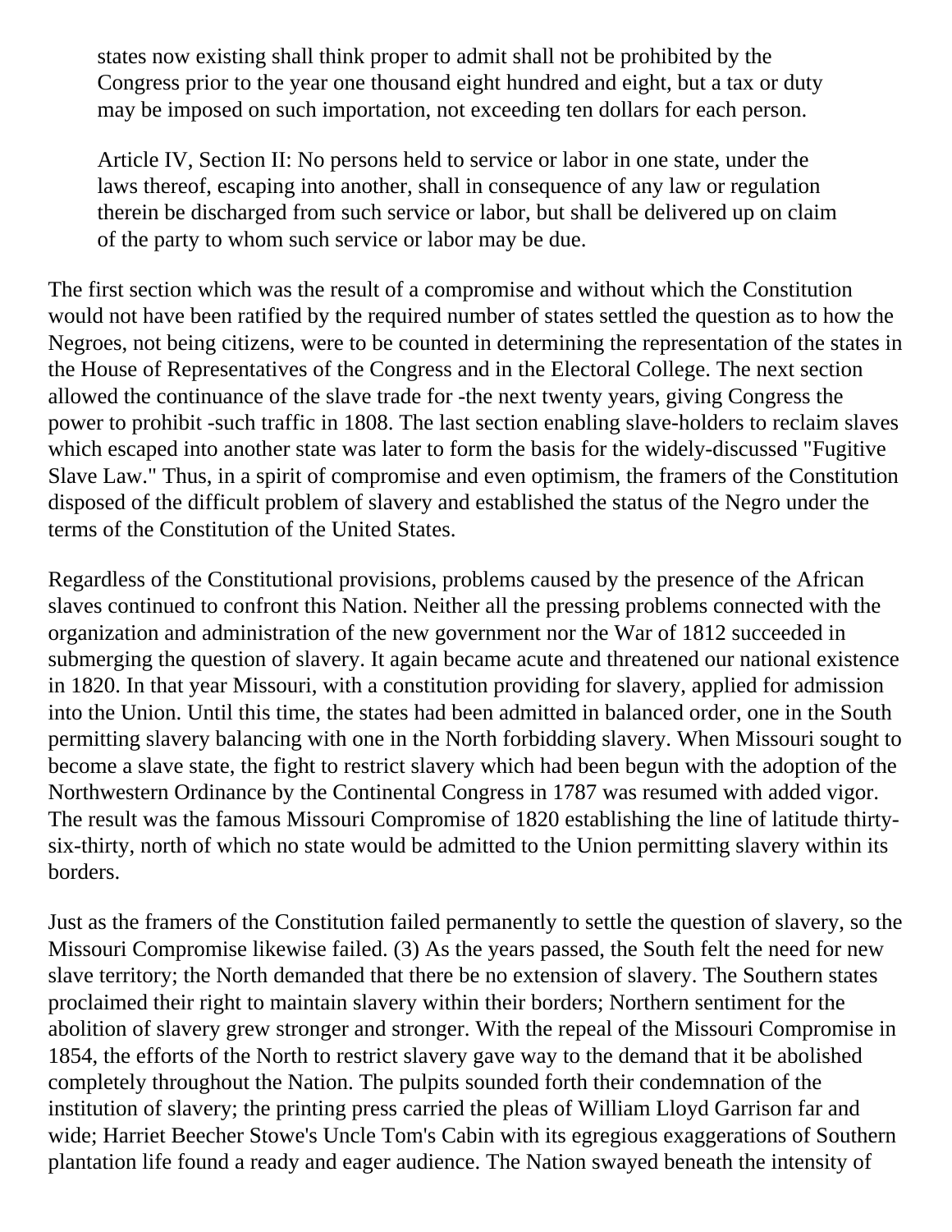> states now existing shall think proper to admit shall not be prohibited by the Congress prior to the year one thousand eight hundred and eight, but a tax or duty may be imposed on such importation, not exceeding ten dollars for each person.
>
> Article IV, Section II: No persons held to service or labor in one state, under the laws thereof, escaping into another, shall in consequence of any law or regulation therein be discharged from such service or labor, but shall be delivered up on claim of the party to whom such service or labor may be due.

The first section which was the result of a compromise and without which the Constitution would not have been ratified by the required number of states settled the question as to how the Negroes, not being citizens, were to be counted in determining the representation of the states in the House of Representatives of the Congress and in the Electoral College. The next section allowed the continuance of the slave trade for -the next twenty years, giving Congress the power to prohibit -such traffic in 1808. The last section enabling slave-holders to reclaim slaves which escaped into another state was later to form the basis for the widely-discussed "Fugitive Slave Law." Thus, in a spirit of compromise and even optimism, the framers of the Constitution disposed of the difficult problem of slavery and established the status of the Negro under the terms of the Constitution of the United States.

Regardless of the Constitutional provisions, problems caused by the presence of the African slaves continued to confront this Nation. Neither all the pressing problems connected with the organization and administration of the new government nor the War of 1812 succeeded in submerging the question of slavery. It again became acute and threatened our national existence in 1820. In that year Missouri, with a constitution providing for slavery, applied for admission into the Union. Until this time, the states had been admitted in balanced order, one in the South permitting slavery balancing with one in the North forbidding slavery. When Missouri sought to become a slave state, the fight to restrict slavery which had been begun with the adoption of the Northwestern Ordinance by the Continental Congress in 1787 was resumed with added vigor. The result was the famous Missouri Compromise of 1820 establishing the line of latitude thirty-six-thirty, north of which no state would be admitted to the Union permitting slavery within its borders.

Just as the framers of the Constitution failed permanently to settle the question of slavery, so the Missouri Compromise likewise failed. (3) As the years passed, the South felt the need for new slave territory; the North demanded that there be no extension of slavery. The Southern states proclaimed their right to maintain slavery within their borders; Northern sentiment for the abolition of slavery grew stronger and stronger. With the repeal of the Missouri Compromise in 1854, the efforts of the North to restrict slavery gave way to the demand that it be abolished completely throughout the Nation. The pulpits sounded forth their condemnation of the institution of slavery; the printing press carried the pleas of William Lloyd Garrison far and wide; Harriet Beecher Stowe's Uncle Tom's Cabin with its egregious exaggerations of Southern plantation life found a ready and eager audience. The Nation swayed beneath the intensity of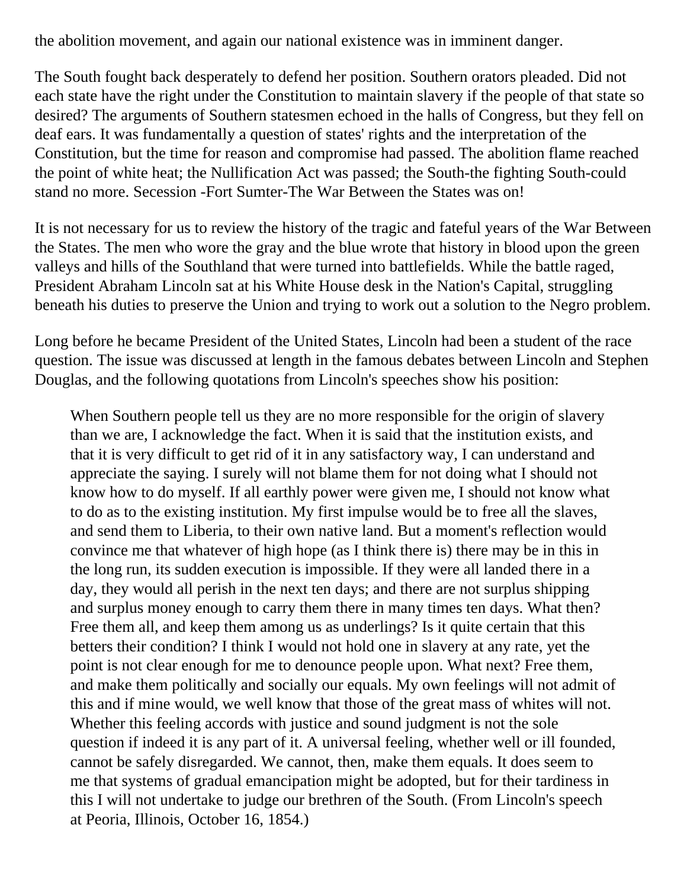the abolition movement, and again our national existence was in imminent danger.

The South fought back desperately to defend her position. Southern orators pleaded. Did not each state have the right under the Constitution to maintain slavery if the people of that state so desired? The arguments of Southern statesmen echoed in the halls of Congress, but they fell on deaf ears. It was fundamentally a question of states' rights and the interpretation of the Constitution, but the time for reason and compromise had passed. The abolition flame reached the point of white heat; the Nullification Act was passed; the South-the fighting South-could stand no more. Secession -Fort Sumter-The War Between the States was on!

It is not necessary for us to review the history of the tragic and fateful years of the War Between the States. The men who wore the gray and the blue wrote that history in blood upon the green valleys and hills of the Southland that were turned into battlefields. While the battle raged, President Abraham Lincoln sat at his White House desk in the Nation's Capital, struggling beneath his duties to preserve the Union and trying to work out a solution to the Negro problem.

Long before he became President of the United States, Lincoln had been a student of the race question. The issue was discussed at length in the famous debates between Lincoln and Stephen Douglas, and the following quotations from Lincoln's speeches show his position:

> When Southern people tell us they are no more responsible for the origin of slavery than we are, I acknowledge the fact. When it is said that the institution exists, and that it is very difficult to get rid of it in any satisfactory way, I can understand and appreciate the saying. I surely will not blame them for not doing what I should not know how to do myself. If all earthly power were given me, I should not know what to do as to the existing institution. My first impulse would be to free all the slaves, and send them to Liberia, to their own native land. But a moment's reflection would convince me that whatever of high hope (as I think there is) there may be in this in the long run, its sudden execution is impossible. If they were all landed there in a day, they would all perish in the next ten days; and there are not surplus shipping and surplus money enough to carry them there in many times ten days. What then? Free them all, and keep them among us as underlings? Is it quite certain that this betters their condition? I think I would not hold one in slavery at any rate, yet the point is not clear enough for me to denounce people upon. What next? Free them, and make them politically and socially our equals. My own feelings will not admit of this and if mine would, we well know that those of the great mass of whites will not. Whether this feeling accords with justice and sound judgment is not the sole question if indeed it is any part of it. A universal feeling, whether well or ill founded, cannot be safely disregarded. We cannot, then, make them equals. It does seem to me that systems of gradual emancipation might be adopted, but for their tardiness in this I will not undertake to judge our brethren of the South. (From Lincoln's speech at Peoria, Illinois, October 16, 1854.)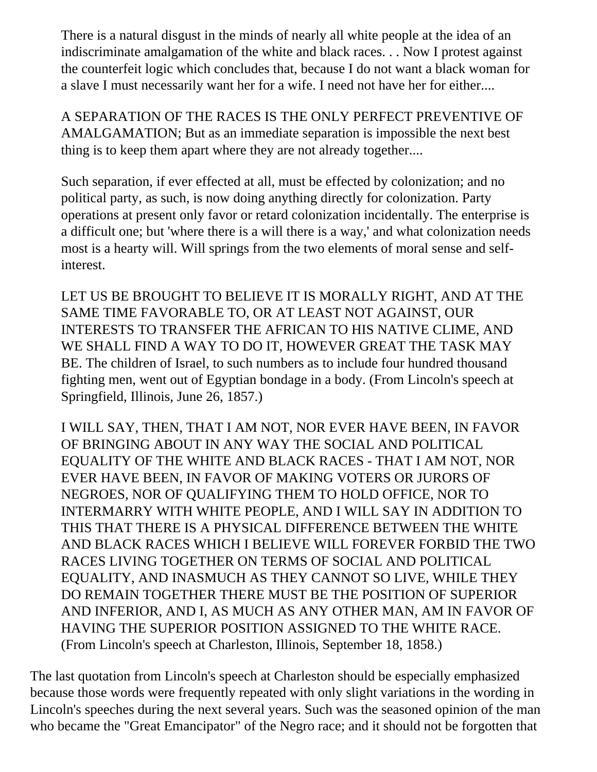> There is a natural disgust in the minds of nearly all white people at the idea of an indiscriminate amalgamation of the white and black races. . . Now I protest against the counterfeit logic which concludes that, because I do not want a black woman for a slave I must necessarily want her for a wife. I need not have her for either....
>
> A SEPARATION OF THE RACES IS THE ONLY PERFECT PREVENTIVE OF AMALGAMATION; But as an immediate separation is impossible the next best thing is to keep them apart where they are not already together....
>
> Such separation, if ever effected at all, must be effected by colonization; and no political party, as such, is now doing anything directly for colonization. Party operations at present only favor or retard colonization incidentally. The enterprise is a difficult one; but 'where there is a will there is a way,' and what colonization needs most is a hearty will. Will springs from the two elements of moral sense and self-interest.
>
> LET US BE BROUGHT TO BELIEVE IT IS MORALLY RIGHT, AND AT THE SAME TIME FAVORABLE TO, OR AT LEAST NOT AGAINST, OUR INTERESTS TO TRANSFER THE AFRICAN TO HIS NATIVE CLIME, AND WE SHALL FIND A WAY TO DO IT, HOWEVER GREAT THE TASK MAY BE. The children of Israel, to such numbers as to include four hundred thousand fighting men, went out of Egyptian bondage in a body. (From Lincoln's speech at Springfield, Illinois, June 26, 1857.)
>
> I WILL SAY, THEN, THAT I AM NOT, NOR EVER HAVE BEEN, IN FAVOR OF BRINGING ABOUT IN ANY WAY THE SOCIAL AND POLITICAL EQUALITY OF THE WHITE AND BLACK RACES - THAT I AM NOT, NOR EVER HAVE BEEN, IN FAVOR OF MAKING VOTERS OR JURORS OF NEGROES, NOR OF QUALIFYING THEM TO HOLD OFFICE, NOR TO INTERMARRY WITH WHITE PEOPLE, AND I WILL SAY IN ADDITION TO THIS THAT THERE IS A PHYSICAL DIFFERENCE BETWEEN THE WHITE AND BLACK RACES WHICH I BELIEVE WILL FOREVER FORBID THE TWO RACES LIVING TOGETHER ON TERMS OF SOCIAL AND POLITICAL EQUALITY, AND INASMUCH AS THEY CANNOT SO LIVE, WHILE THEY DO REMAIN TOGETHER THERE MUST BE THE POSITION OF SUPERIOR AND INFERIOR, AND I, AS MUCH AS ANY OTHER MAN, AM IN FAVOR OF HAVING THE SUPERIOR POSITION ASSIGNED TO THE WHITE RACE. (From Lincoln's speech at Charleston, Illinois, September 18, 1858.)

The last quotation from Lincoln's speech at Charleston should be especially emphasized because those words were frequently repeated with only slight variations in the wording in Lincoln's speeches during the next several years. Such was the seasoned opinion of the man who became the "Great Emancipator" of the Negro race; and it should not be forgotten that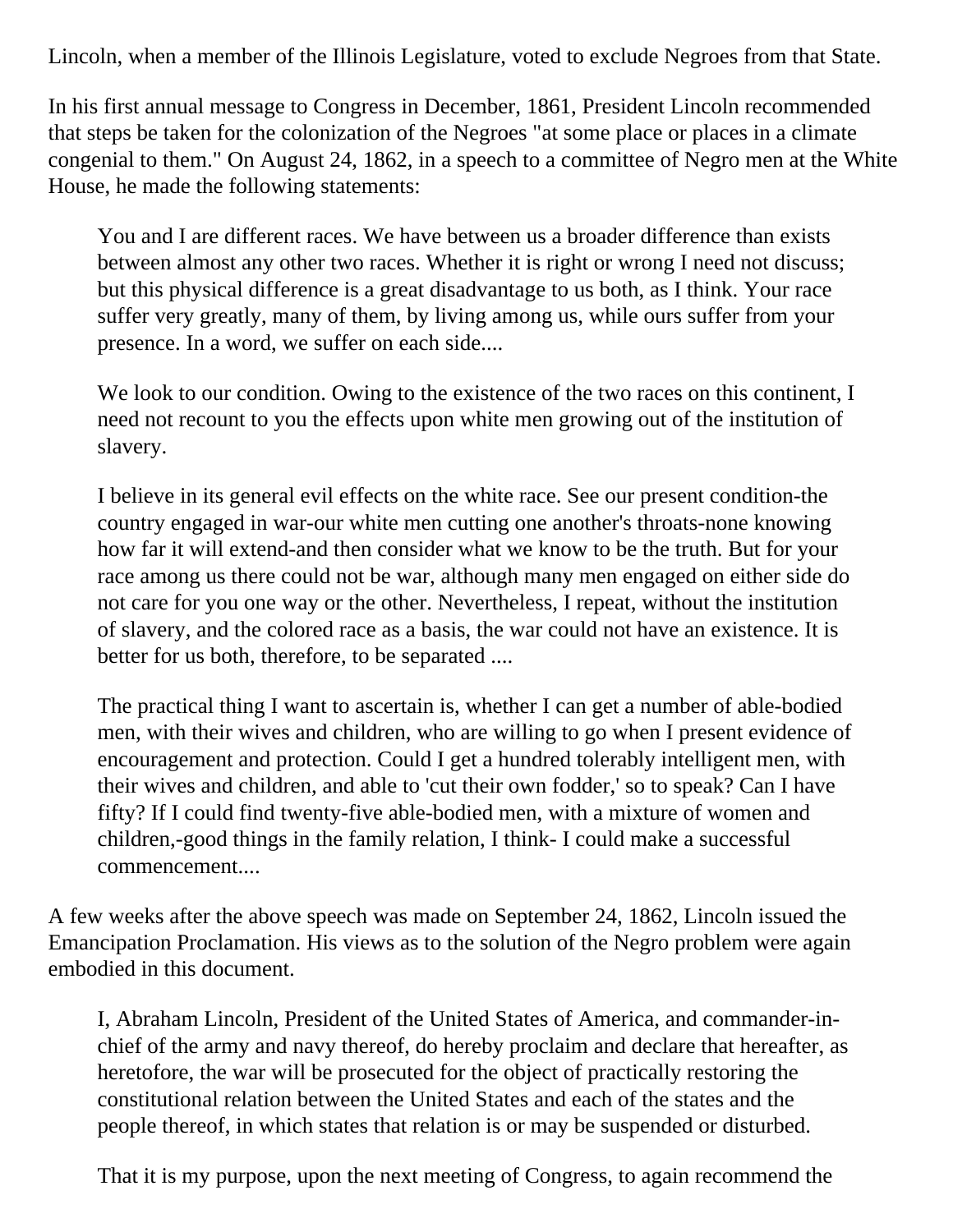Lincoln, when a member of the Illinois Legislature, voted to exclude Negroes from that State.

In his first annual message to Congress in December, 1861, President Lincoln recommended that steps be taken for the colonization of the Negroes "at some place or places in a climate congenial to them." On August 24, 1862, in a speech to a committee of Negro men at the White House, he made the following statements:

> You and I are different races. We have between us a broader difference than exists between almost any other two races. Whether it is right or wrong I need not discuss; but this physical difference is a great disadvantage to us both, as I think. Your race suffer very greatly, many of them, by living among us, while ours suffer from your presence. In a word, we suffer on each side....
>
> We look to our condition. Owing to the existence of the two races on this continent, I need not recount to you the effects upon white men growing out of the institution of slavery.
>
> I believe in its general evil effects on the white race. See our present condition-the country engaged in war-our white men cutting one another's throats-none knowing how far it will extend-and then consider what we know to be the truth. But for your race among us there could not be war, although many men engaged on either side do not care for you one way or the other. Nevertheless, I repeat, without the institution of slavery, and the colored race as a basis, the war could not have an existence. It is better for us both, therefore, to be separated ....
>
> The practical thing I want to ascertain is, whether I can get a number of able-bodied men, with their wives and children, who are willing to go when I present evidence of encouragement and protection. Could I get a hundred tolerably intelligent men, with their wives and children, and able to 'cut their own fodder,' so to speak? Can I have fifty? If I could find twenty-five able-bodied men, with a mixture of women and children,-good things in the family relation, I think- I could make a successful commencement....

A few weeks after the above speech was made on September 24, 1862, Lincoln issued the Emancipation Proclamation. His views as to the solution of the Negro problem were again embodied in this document.

> I, Abraham Lincoln, President of the United States of America, and commander-in-chief of the army and navy thereof, do hereby proclaim and declare that hereafter, as heretofore, the war will be prosecuted for the object of practically restoring the constitutional relation between the United States and each of the states and the people thereof, in which states that relation is or may be suspended or disturbed.
>
> That it is my purpose, upon the next meeting of Congress, to again recommend the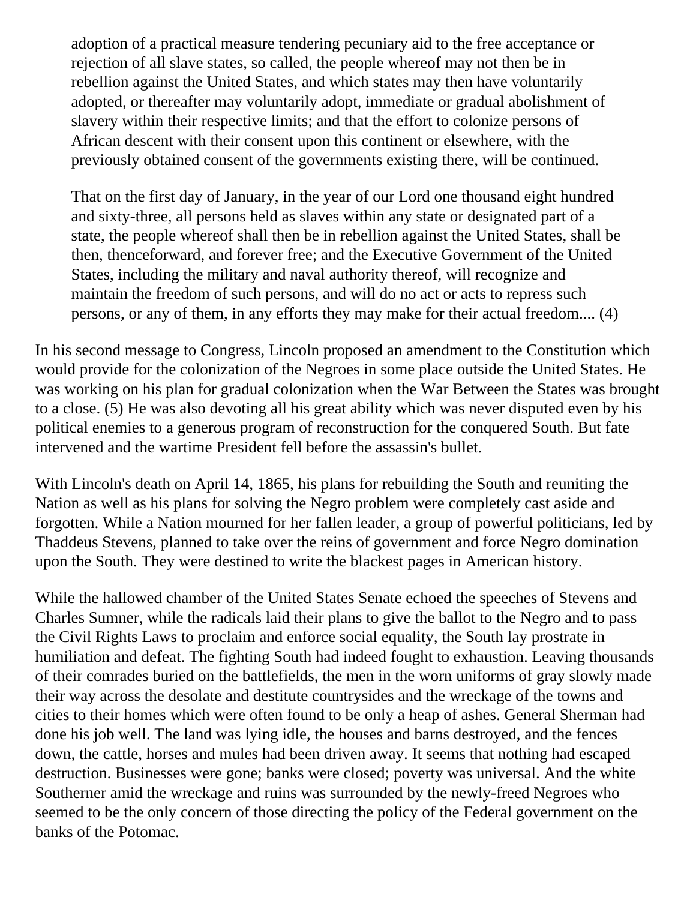> adoption of a practical measure tendering pecuniary aid to the free acceptance or rejection of all slave states, so called, the people whereof may not then be in rebellion against the United States, and which states may then have voluntarily adopted, or thereafter may voluntarily adopt, immediate or gradual abolishment of slavery within their respective limits; and that the effort to colonize persons of African descent with their consent upon this continent or elsewhere, with the previously obtained consent of the governments existing there, will be continued.
>
> That on the first day of January, in the year of our Lord one thousand eight hundred and sixty-three, all persons held as slaves within any state or designated part of a state, the people whereof shall then be in rebellion against the United States, shall be then, thenceforward, and forever free; and the Executive Government of the United States, including the military and naval authority thereof, will recognize and maintain the freedom of such persons, and will do no act or acts to repress such persons, or any of them, in any efforts they may make for their actual freedom.... (4)

In his second message to Congress, Lincoln proposed an amendment to the Constitution which would provide for the colonization of the Negroes in some place outside the United States. He was working on his plan for gradual colonization when the War Between the States was brought to a close. (5) He was also devoting all his great ability which was never disputed even by his political enemies to a generous program of reconstruction for the conquered South. But fate intervened and the wartime President fell before the assassin's bullet.

With Lincoln's death on April 14, 1865, his plans for rebuilding the South and reuniting the Nation as well as his plans for solving the Negro problem were completely cast aside and forgotten. While a Nation mourned for her fallen leader, a group of powerful politicians, led by Thaddeus Stevens, planned to take over the reins of government and force Negro domination upon the South. They were destined to write the blackest pages in American history.

While the hallowed chamber of the United States Senate echoed the speeches of Stevens and Charles Sumner, while the radicals laid their plans to give the ballot to the Negro and to pass the Civil Rights Laws to proclaim and enforce social equality, the South lay prostrate in humiliation and defeat. The fighting South had indeed fought to exhaustion. Leaving thousands of their comrades buried on the battlefields, the men in the worn uniforms of gray slowly made their way across the desolate and destitute countrysides and the wreckage of the towns and cities to their homes which were often found to be only a heap of ashes. General Sherman had done his job well. The land was lying idle, the houses and barns destroyed, and the fences down, the cattle, horses and mules had been driven away. It seems that nothing had escaped destruction. Businesses were gone; banks were closed; poverty was universal. And the white Southerner amid the wreckage and ruins was surrounded by the newly-freed Negroes who seemed to be the only concern of those directing the policy of the Federal government on the banks of the Potomac.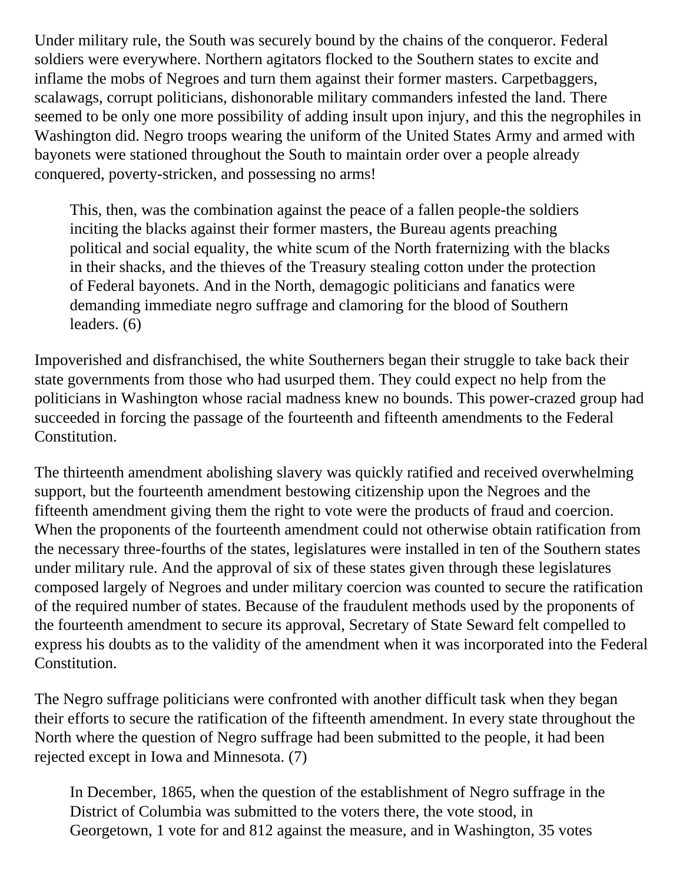Under military rule, the South was securely bound by the chains of the conqueror. Federal soldiers were everywhere. Northern agitators flocked to the Southern states to excite and inflame the mobs of Negroes and turn them against their former masters. Carpetbaggers, scalawags, corrupt politicians, dishonorable military commanders infested the land. There seemed to be only one more possibility of adding insult upon injury, and this the negrophiles in Washington did. Negro troops wearing the uniform of the United States Army and armed with bayonets were stationed throughout the South to maintain order over a people already conquered, poverty-stricken, and possessing no arms!

> This, then, was the combination against the peace of a fallen people-the soldiers inciting the blacks against their former masters, the Bureau agents preaching political and social equality, the white scum of the North fraternizing with the blacks in their shacks, and the thieves of the Treasury stealing cotton under the protection of Federal bayonets. And in the North, demagogic politicians and fanatics were demanding immediate negro suffrage and clamoring for the blood of Southern leaders. (6)

Impoverished and disfranchised, the white Southerners began their struggle to take back their state governments from those who had usurped them. They could expect no help from the politicians in Washington whose racial madness knew no bounds. This power-crazed group had succeeded in forcing the passage of the fourteenth and fifteenth amendments to the Federal Constitution.

The thirteenth amendment abolishing slavery was quickly ratified and received overwhelming support, but the fourteenth amendment bestowing citizenship upon the Negroes and the fifteenth amendment giving them the right to vote were the products of fraud and coercion. When the proponents of the fourteenth amendment could not otherwise obtain ratification from the necessary three-fourths of the states, legislatures were installed in ten of the Southern states under military rule. And the approval of six of these states given through these legislatures composed largely of Negroes and under military coercion was counted to secure the ratification of the required number of states. Because of the fraudulent methods used by the proponents of the fourteenth amendment to secure its approval, Secretary of State Seward felt compelled to express his doubts as to the validity of the amendment when it was incorporated into the Federal Constitution.

The Negro suffrage politicians were confronted with another difficult task when they began their efforts to secure the ratification of the fifteenth amendment. In every state throughout the North where the question of Negro suffrage had been submitted to the people, it had been rejected except in Iowa and Minnesota. (7)

> In December, 1865, when the question of the establishment of Negro suffrage in the District of Columbia was submitted to the voters there, the vote stood, in Georgetown, 1 vote for and 812 against the measure, and in Washington, 35 votes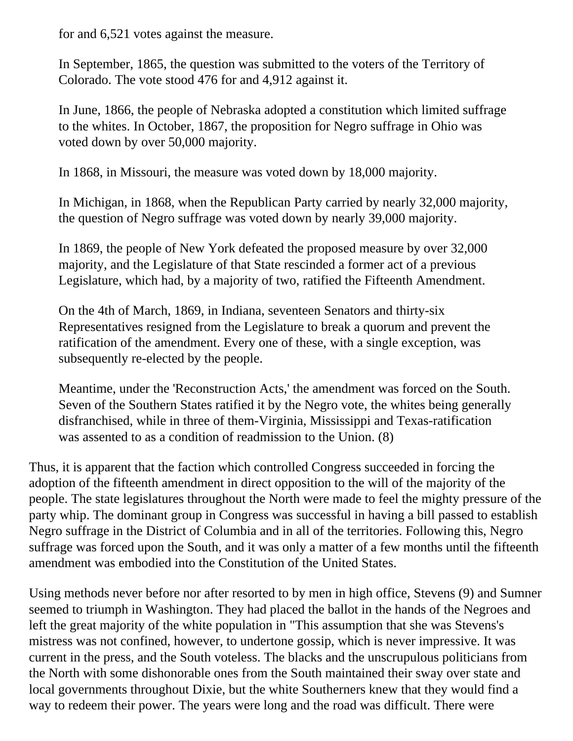for and 6,521 votes against the measure.

> In September, 1865, the question was submitted to the voters of the Territory of Colorado. The vote stood 476 for and 4,912 against it.
>
> In June, 1866, the people of Nebraska adopted a constitution which limited suffrage to the whites. In October, 1867, the proposition for Negro suffrage in Ohio was voted down by over 50,000 majority.
>
> In 1868, in Missouri, the measure was voted down by 18,000 majority.
>
> In Michigan, in 1868, when the Republican Party carried by nearly 32,000 majority, the question of Negro suffrage was voted down by nearly 39,000 majority.
>
> In 1869, the people of New York defeated the proposed measure by over 32,000 majority, and the Legislature of that State rescinded a former act of a previous Legislature, which had, by a majority of two, ratified the Fifteenth Amendment.
>
> On the 4th of March, 1869, in Indiana, seventeen Senators and thirty-six Representatives resigned from the Legislature to break a quorum and prevent the ratification of the amendment. Every one of these, with a single exception, was subsequently re-elected by the people.
>
> Meantime, under the 'Reconstruction Acts,' the amendment was forced on the South. Seven of the Southern States ratified it by the Negro vote, the whites being generally disfranchised, while in three of them-Virginia, Mississippi and Texas-ratification was assented to as a condition of readmission to the Union. (8)

Thus, it is apparent that the faction which controlled Congress succeeded in forcing the adoption of the fifteenth amendment in direct opposition to the will of the majority of the people. The state legislatures throughout the North were made to feel the mighty pressure of the party whip. The dominant group in Congress was successful in having a bill passed to establish Negro suffrage in the District of Columbia and in all of the territories. Following this, Negro suffrage was forced upon the South, and it was only a matter of a few months until the fifteenth amendment was embodied into the Constitution of the United States.

Using methods never before nor after resorted to by men in high office, Stevens (9) and Sumner seemed to triumph in Washington. They had placed the ballot in the hands of the Negroes and left the great majority of the white population in "This assumption that she was Stevens's mistress was not confined, however, to undertone gossip, which is never impressive. It was current in the press, and the South voteless. The blacks and the unscrupulous politicians from the North with some dishonorable ones from the South maintained their sway over state and local governments throughout Dixie, but the white Southerners knew that they would find a way to redeem their power. The years were long and the road was difficult. There were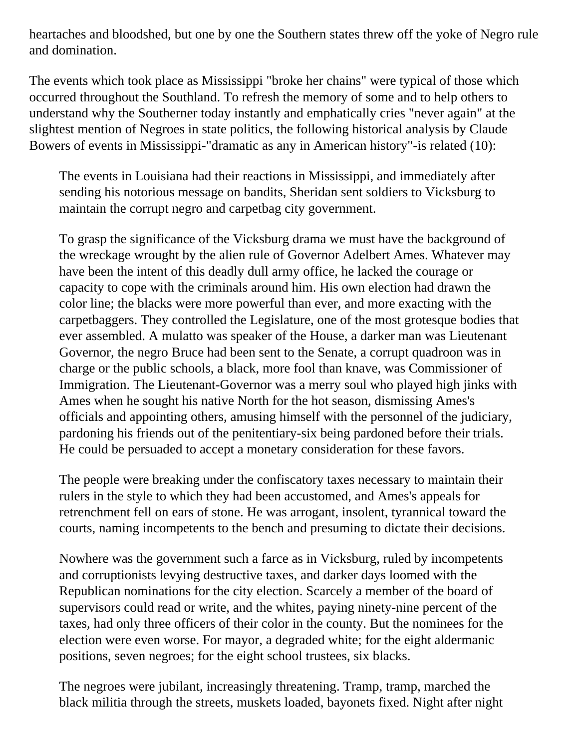heartaches and bloodshed, but one by one the Southern states threw off the yoke of Negro rule and domination.

The events which took place as Mississippi "broke her chains" were typical of those which occurred throughout the Southland. To refresh the memory of some and to help others to understand why the Southerner today instantly and emphatically cries "never again" at the slightest mention of Negroes in state politics, the following historical analysis by Claude Bowers of events in Mississippi-"dramatic as any in American history"-is related (10):

> The events in Louisiana had their reactions in Mississippi, and immediately after sending his notorious message on bandits, Sheridan sent soldiers to Vicksburg to maintain the corrupt negro and carpetbag city government.
>
> To grasp the significance of the Vicksburg drama we must have the background of the wreckage wrought by the alien rule of Governor Adelbert Ames. Whatever may have been the intent of this deadly dull army office, he lacked the courage or capacity to cope with the criminals around him. His own election had drawn the color line; the blacks were more powerful than ever, and more exacting with the carpetbaggers. They controlled the Legislature, one of the most grotesque bodies that ever assembled. A mulatto was speaker of the House, a darker man was Lieutenant Governor, the negro Bruce had been sent to the Senate, a corrupt quadroon was in charge or the public schools, a black, more fool than knave, was Commissioner of Immigration. The Lieutenant-Governor was a merry soul who played high jinks with Ames when he sought his native North for the hot season, dismissing Ames's officials and appointing others, amusing himself with the personnel of the judiciary, pardoning his friends out of the penitentiary-six being pardoned before their trials. He could be persuaded to accept a monetary consideration for these favors.
>
> The people were breaking under the confiscatory taxes necessary to maintain their rulers in the style to which they had been accustomed, and Ames's appeals for retrenchment fell on ears of stone. He was arrogant, insolent, tyrannical toward the courts, naming incompetents to the bench and presuming to dictate their decisions.
>
> Nowhere was the government such a farce as in Vicksburg, ruled by incompetents and corruptionists levying destructive taxes, and darker days loomed with the Republican nominations for the city election. Scarcely a member of the board of supervisors could read or write, and the whites, paying ninety-nine percent of the taxes, had only three officers of their color in the county. But the nominees for the election were even worse. For mayor, a degraded white; for the eight aldermanic positions, seven negroes; for the eight school trustees, six blacks.
>
> The negroes were jubilant, increasingly threatening. Tramp, tramp, marched the black militia through the streets, muskets loaded, bayonets fixed. Night after night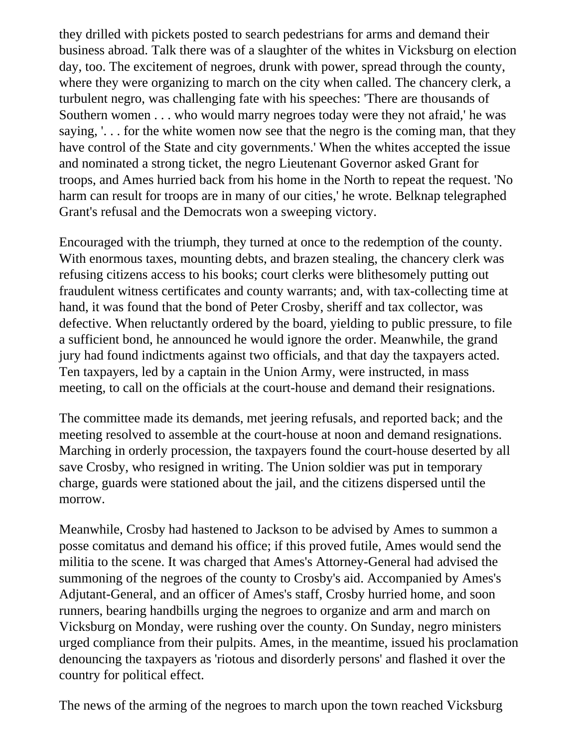they drilled with pickets posted to search pedestrians for arms and demand their business abroad. Talk there was of a slaughter of the whites in Vicksburg on election day, too. The excitement of negroes, drunk with power, spread through the county, where they were organizing to march on the city when called. The chancery clerk, a turbulent negro, was challenging fate with his speeches: 'There are thousands of Southern women . . . who would marry negroes today were they not afraid,' he was saying, '. . . for the white women now see that the negro is the coming man, that they have control of the State and city governments.' When the whites accepted the issue and nominated a strong ticket, the negro Lieutenant Governor asked Grant for troops, and Ames hurried back from his home in the North to repeat the request. 'No harm can result for troops are in many of our cities,' he wrote. Belknap telegraphed Grant's refusal and the Democrats won a sweeping victory.

Encouraged with the triumph, they turned at once to the redemption of the county. With enormous taxes, mounting debts, and brazen stealing, the chancery clerk was refusing citizens access to his books; court clerks were blithesomely putting out fraudulent witness certificates and county warrants; and, with tax-collecting time at hand, it was found that the bond of Peter Crosby, sheriff and tax collector, was defective. When reluctantly ordered by the board, yielding to public pressure, to file a sufficient bond, he announced he would ignore the order. Meanwhile, the grand jury had found indictments against two officials, and that day the taxpayers acted. Ten taxpayers, led by a captain in the Union Army, were instructed, in mass meeting, to call on the officials at the court-house and demand their resignations.

The committee made its demands, met jeering refusals, and reported back; and the meeting resolved to assemble at the court-house at noon and demand resignations. Marching in orderly procession, the taxpayers found the court-house deserted by all save Crosby, who resigned in writing. The Union soldier was put in temporary charge, guards were stationed about the jail, and the citizens dispersed until the morrow.

Meanwhile, Crosby had hastened to Jackson to be advised by Ames to summon a posse comitatus and demand his office; if this proved futile, Ames would send the militia to the scene. It was charged that Ames's Attorney-General had advised the summoning of the negroes of the county to Crosby's aid. Accompanied by Ames's Adjutant-General, and an officer of Ames's staff, Crosby hurried home, and soon runners, bearing handbills urging the negroes to organize and arm and march on Vicksburg on Monday, were rushing over the county. On Sunday, negro ministers urged compliance from their pulpits. Ames, in the meantime, issued his proclamation denouncing the taxpayers as 'riotous and disorderly persons' and flashed it over the country for political effect.

The news of the arming of the negroes to march upon the town reached Vicksburg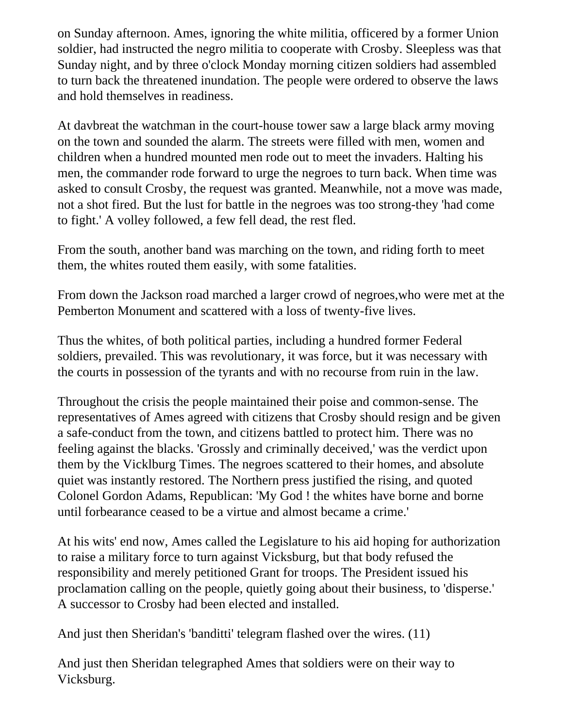on Sunday afternoon. Ames, ignoring the white militia, officered by a former Union soldier, had instructed the negro militia to cooperate with Crosby. Sleepless was that Sunday night, and by three o'clock Monday morning citizen soldiers had assembled to turn back the threatened inundation. The people were ordered to observe the laws and hold themselves in readiness.

At davbreat the watchman in the court-house tower saw a large black army moving on the town and sounded the alarm. The streets were filled with men, women and children when a hundred mounted men rode out to meet the invaders. Halting his men, the commander rode forward to urge the negroes to turn back. When time was asked to consult Crosby, the request was granted. Meanwhile, not a move was made, not a shot fired. But the lust for battle in the negroes was too strong-they 'had come to fight.' A volley followed, a few fell dead, the rest fled.

From the south, another band was marching on the town, and riding forth to meet them, the whites routed them easily, with some fatalities.

From down the Jackson road marched a larger crowd of negroes,who were met at the Pemberton Monument and scattered with a loss of twenty-five lives.

Thus the whites, of both political parties, including a hundred former Federal soldiers, prevailed. This was revolutionary, it was force, but it was necessary with the courts in possession of the tyrants and with no recourse from ruin in the law.

Throughout the crisis the people maintained their poise and common-sense. The representatives of Ames agreed with citizens that Crosby should resign and be given a safe-conduct from the town, and citizens battled to protect him. There was no feeling against the blacks. 'Grossly and criminally deceived,' was the verdict upon them by the Vicklburg Times. The negroes scattered to their homes, and absolute quiet was instantly restored. The Northern press justified the rising, and quoted Colonel Gordon Adams, Republican: 'My God ! the whites have borne and borne until forbearance ceased to be a virtue and almost became a crime.'

At his wits' end now, Ames called the Legislature to his aid hoping for authorization to raise a military force to turn against Vicksburg, but that body refused the responsibility and merely petitioned Grant for troops. The President issued his proclamation calling on the people, quietly going about their business, to 'disperse.' A successor to Crosby had been elected and installed.

And just then Sheridan's 'banditti' telegram flashed over the wires. (11)

And just then Sheridan telegraphed Ames that soldiers were on their way to Vicksburg.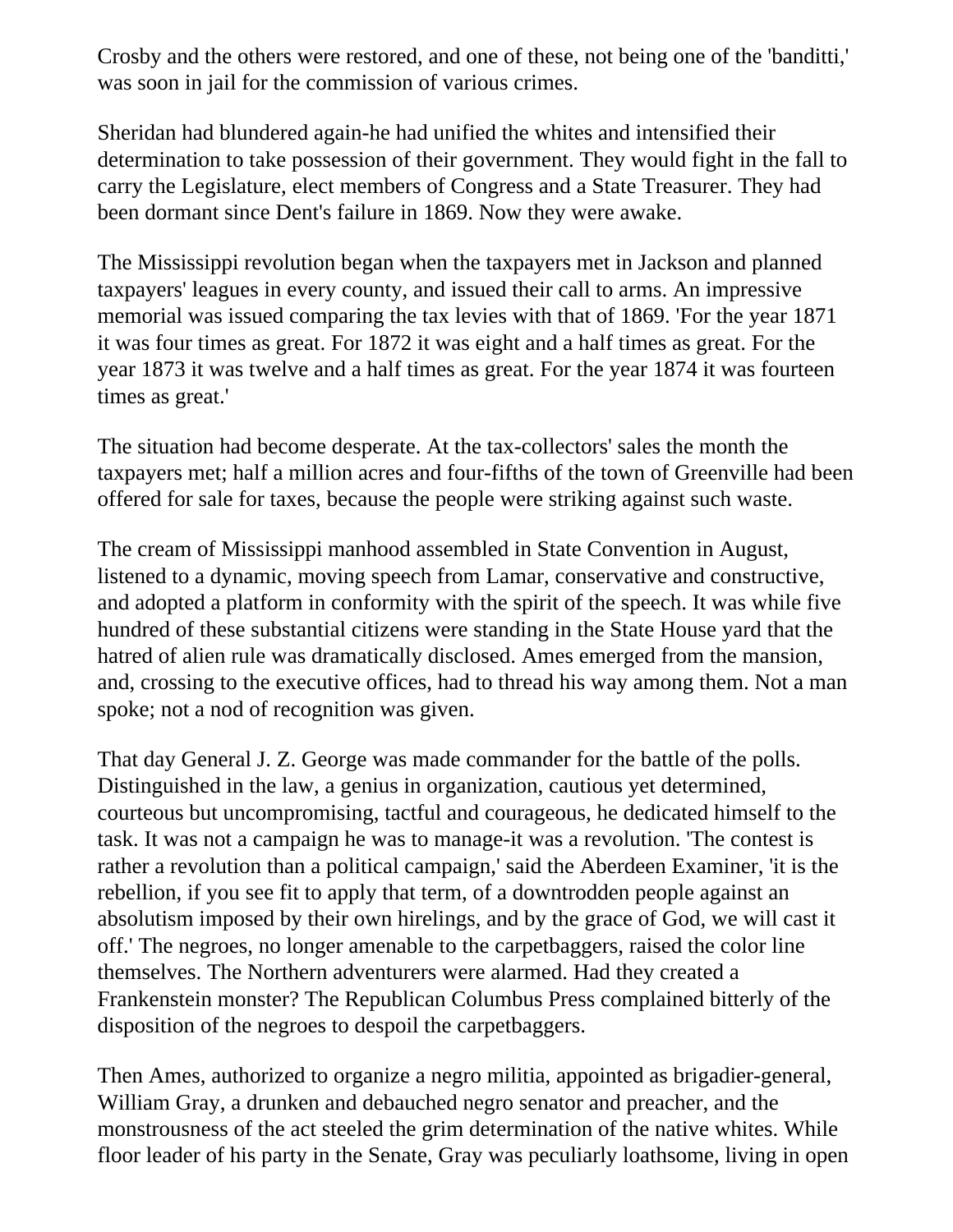Crosby and the others were restored, and one of these, not being one of the 'banditti,' was soon in jail for the commission of various crimes.

Sheridan had blundered again-he had unified the whites and intensified their determination to take possession of their government. They would fight in the fall to carry the Legislature, elect members of Congress and a State Treasurer. They had been dormant since Dent's failure in 1869. Now they were awake.

The Mississippi revolution began when the taxpayers met in Jackson and planned taxpayers' leagues in every county, and issued their call to arms. An impressive memorial was issued comparing the tax levies with that of 1869. 'For the year 1871 it was four times as great. For 1872 it was eight and a half times as great. For the year 1873 it was twelve and a half times as great. For the year 1874 it was fourteen times as great.'

The situation had become desperate. At the tax-collectors' sales the month the taxpayers met; half a million acres and four-fifths of the town of Greenville had been offered for sale for taxes, because the people were striking against such waste.

The cream of Mississippi manhood assembled in State Convention in August, listened to a dynamic, moving speech from Lamar, conservative and constructive, and adopted a platform in conformity with the spirit of the speech. It was while five hundred of these substantial citizens were standing in the State House yard that the hatred of alien rule was dramatically disclosed. Ames emerged from the mansion, and, crossing to the executive offices, had to thread his way among them. Not a man spoke; not a nod of recognition was given.

That day General J. Z. George was made commander for the battle of the polls. Distinguished in the law, a genius in organization, cautious yet determined, courteous but uncompromising, tactful and courageous, he dedicated himself to the task. It was not a campaign he was to manage-it was a revolution. 'The contest is rather a revolution than a political campaign,' said the Aberdeen Examiner, 'it is the rebellion, if you see fit to apply that term, of a downtrodden people against an absolutism imposed by their own hirelings, and by the grace of God, we will cast it off.' The negroes, no longer amenable to the carpetbaggers, raised the color line themselves. The Northern adventurers were alarmed. Had they created a Frankenstein monster? The Republican Columbus Press complained bitterly of the disposition of the negroes to despoil the carpetbaggers.

Then Ames, authorized to organize a negro militia, appointed as brigadier-general, William Gray, a drunken and debauched negro senator and preacher, and the monstrousness of the act steeled the grim determination of the native whites. While floor leader of his party in the Senate, Gray was peculiarly loathsome, living in open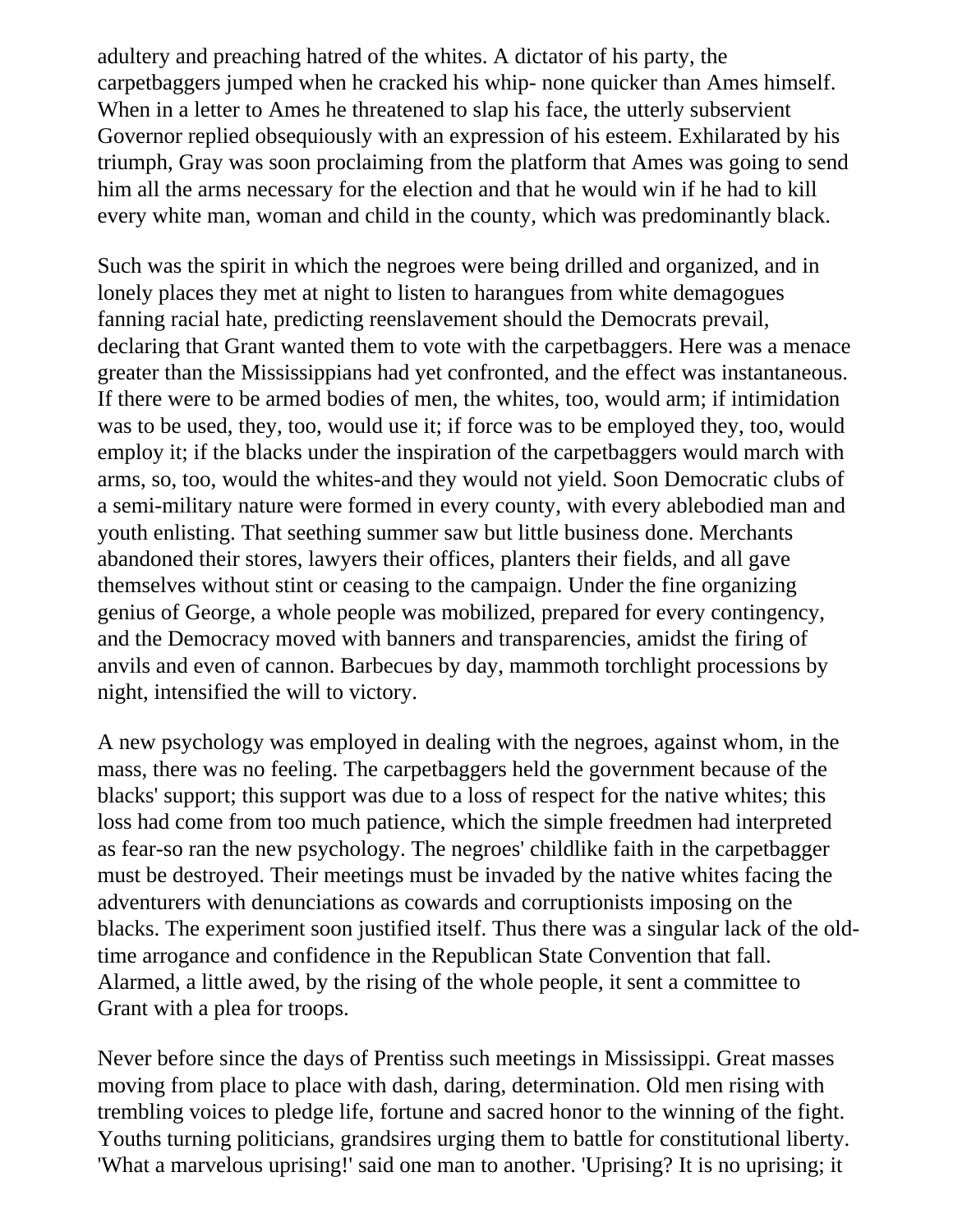adultery and preaching hatred of the whites. A dictator of his party, the carpetbaggers jumped when he cracked his whip- none quicker than Ames himself. When in a letter to Ames he threatened to slap his face, the utterly subservient Governor replied obsequiously with an expression of his esteem. Exhilarated by his triumph, Gray was soon proclaiming from the platform that Ames was going to send him all the arms necessary for the election and that he would win if he had to kill every white man, woman and child in the county, which was predominantly black.

Such was the spirit in which the negroes were being drilled and organized, and in lonely places they met at night to listen to harangues from white demagogues fanning racial hate, predicting reenslavement should the Democrats prevail, declaring that Grant wanted them to vote with the carpetbaggers. Here was a menace greater than the Mississippians had yet confronted, and the effect was instantaneous. If there were to be armed bodies of men, the whites, too, would arm; if intimidation was to be used, they, too, would use it; if force was to be employed they, too, would employ it; if the blacks under the inspiration of the carpetbaggers would march with arms, so, too, would the whites-and they would not yield. Soon Democratic clubs of a semi-military nature were formed in every county, with every ablebodied man and youth enlisting. That seething summer saw but little business done. Merchants abandoned their stores, lawyers their offices, planters their fields, and all gave themselves without stint or ceasing to the campaign. Under the fine organizing genius of George, a whole people was mobilized, prepared for every contingency, and the Democracy moved with banners and transparencies, amidst the firing of anvils and even of cannon. Barbecues by day, mammoth torchlight processions by night, intensified the will to victory.

A new psychology was employed in dealing with the negroes, against whom, in the mass, there was no feeling. The carpetbaggers held the government because of the blacks' support; this support was due to a loss of respect for the native whites; this loss had come from too much patience, which the simple freedmen had interpreted as fear-so ran the new psychology. The negroes' childlike faith in the carpetbagger must be destroyed. Their meetings must be invaded by the native whites facing the adventurers with denunciations as cowards and corruptionists imposing on the blacks. The experiment soon justified itself. Thus there was a singular lack of the old-time arrogance and confidence in the Republican State Convention that fall. Alarmed, a little awed, by the rising of the whole people, it sent a committee to Grant with a plea for troops.

Never before since the days of Prentiss such meetings in Mississippi. Great masses moving from place to place with dash, daring, determination. Old men rising with trembling voices to pledge life, fortune and sacred honor to the winning of the fight. Youths turning politicians, grandsires urging them to battle for constitutional liberty. 'What a marvelous uprising!' said one man to another. 'Uprising? It is no uprising; it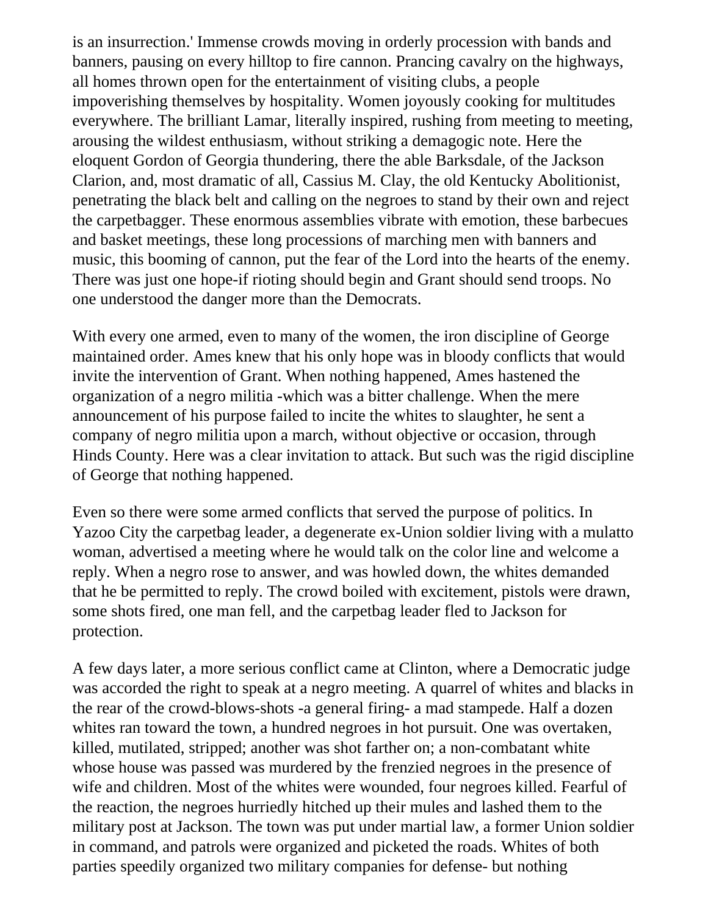is an insurrection.' Immense crowds moving in orderly procession with bands and banners, pausing on every hilltop to fire cannon. Prancing cavalry on the highways, all homes thrown open for the entertainment of visiting clubs, a people impoverishing themselves by hospitality. Women joyously cooking for multitudes everywhere. The brilliant Lamar, literally inspired, rushing from meeting to meeting, arousing the wildest enthusiasm, without striking a demagogic note. Here the eloquent Gordon of Georgia thundering, there the able Barksdale, of the Jackson Clarion, and, most dramatic of all, Cassius M. Clay, the old Kentucky Abolitionist, penetrating the black belt and calling on the negroes to stand by their own and reject the carpetbagger. These enormous assemblies vibrate with emotion, these barbecues and basket meetings, these long processions of marching men with banners and music, this booming of cannon, put the fear of the Lord into the hearts of the enemy. There was just one hope-if rioting should begin and Grant should send troops. No one understood the danger more than the Democrats.

With every one armed, even to many of the women, the iron discipline of George maintained order. Ames knew that his only hope was in bloody conflicts that would invite the intervention of Grant. When nothing happened, Ames hastened the organization of a negro militia -which was a bitter challenge. When the mere announcement of his purpose failed to incite the whites to slaughter, he sent a company of negro militia upon a march, without objective or occasion, through Hinds County. Here was a clear invitation to attack. But such was the rigid discipline of George that nothing happened.

Even so there were some armed conflicts that served the purpose of politics. In Yazoo City the carpetbag leader, a degenerate ex-Union soldier living with a mulatto woman, advertised a meeting where he would talk on the color line and welcome a reply. When a negro rose to answer, and was howled down, the whites demanded that he be permitted to reply. The crowd boiled with excitement, pistols were drawn, some shots fired, one man fell, and the carpetbag leader fled to Jackson for protection.

A few days later, a more serious conflict came at Clinton, where a Democratic judge was accorded the right to speak at a negro meeting. A quarrel of whites and blacks in the rear of the crowd-blows-shots -a general firing- a mad stampede. Half a dozen whites ran toward the town, a hundred negroes in hot pursuit. One was overtaken, killed, mutilated, stripped; another was shot farther on; a non-combatant white whose house was passed was murdered by the frenzied negroes in the presence of wife and children. Most of the whites were wounded, four negroes killed. Fearful of the reaction, the negroes hurriedly hitched up their mules and lashed them to the military post at Jackson. The town was put under martial law, a former Union soldier in command, and patrols were organized and picketed the roads. Whites of both parties speedily organized two military companies for defense- but nothing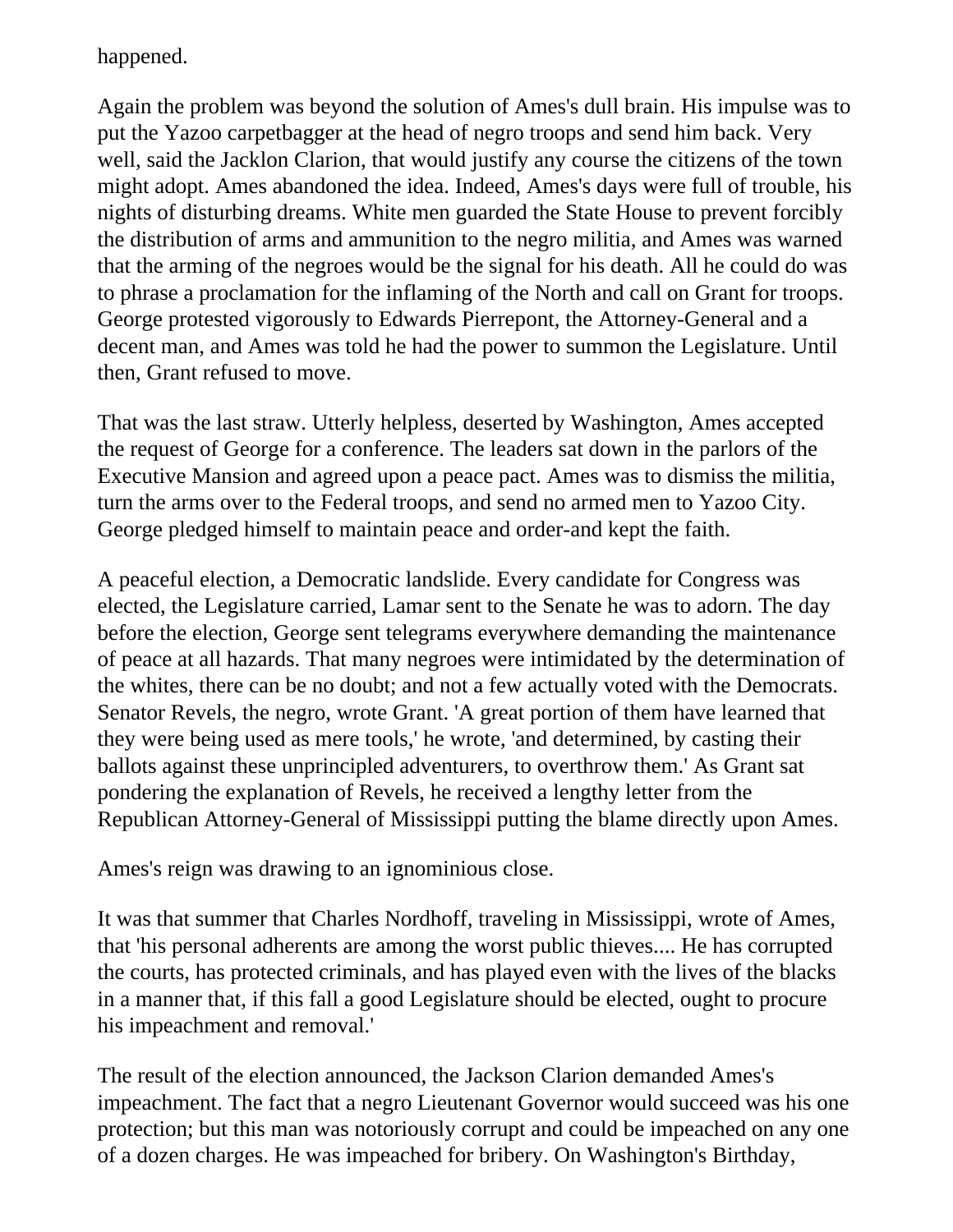happened.

Again the problem was beyond the solution of Ames's dull brain. His impulse was to put the Yazoo carpetbagger at the head of negro troops and send him back. Very well, said the Jacklon Clarion, that would justify any course the citizens of the town might adopt. Ames abandoned the idea. Indeed, Ames's days were full of trouble, his nights of disturbing dreams. White men guarded the State House to prevent forcibly the distribution of arms and ammunition to the negro militia, and Ames was warned that the arming of the negroes would be the signal for his death. All he could do was to phrase a proclamation for the inflaming of the North and call on Grant for troops. George protested vigorously to Edwards Pierrepont, the Attorney-General and a decent man, and Ames was told he had the power to summon the Legislature. Until then, Grant refused to move.

That was the last straw. Utterly helpless, deserted by Washington, Ames accepted the request of George for a conference. The leaders sat down in the parlors of the Executive Mansion and agreed upon a peace pact. Ames was to dismiss the militia, turn the arms over to the Federal troops, and send no armed men to Yazoo City. George pledged himself to maintain peace and order-and kept the faith.

A peaceful election, a Democratic landslide. Every candidate for Congress was elected, the Legislature carried, Lamar sent to the Senate he was to adorn. The day before the election, George sent telegrams everywhere demanding the maintenance of peace at all hazards. That many negroes were intimidated by the determination of the whites, there can be no doubt; and not a few actually voted with the Democrats. Senator Revels, the negro, wrote Grant. 'A great portion of them have learned that they were being used as mere tools,' he wrote, 'and determined, by casting their ballots against these unprincipled adventurers, to overthrow them.' As Grant sat pondering the explanation of Revels, he received a lengthy letter from the Republican Attorney-General of Mississippi putting the blame directly upon Ames.

Ames's reign was drawing to an ignominious close.

It was that summer that Charles Nordhoff, traveling in Mississippi, wrote of Ames, that 'his personal adherents are among the worst public thieves.... He has corrupted the courts, has protected criminals, and has played even with the lives of the blacks in a manner that, if this fall a good Legislature should be elected, ought to procure his impeachment and removal.'

The result of the election announced, the Jackson Clarion demanded Ames's impeachment. The fact that a negro Lieutenant Governor would succeed was his one protection; but this man was notoriously corrupt and could be impeached on any one of a dozen charges. He was impeached for bribery. On Washington's Birthday,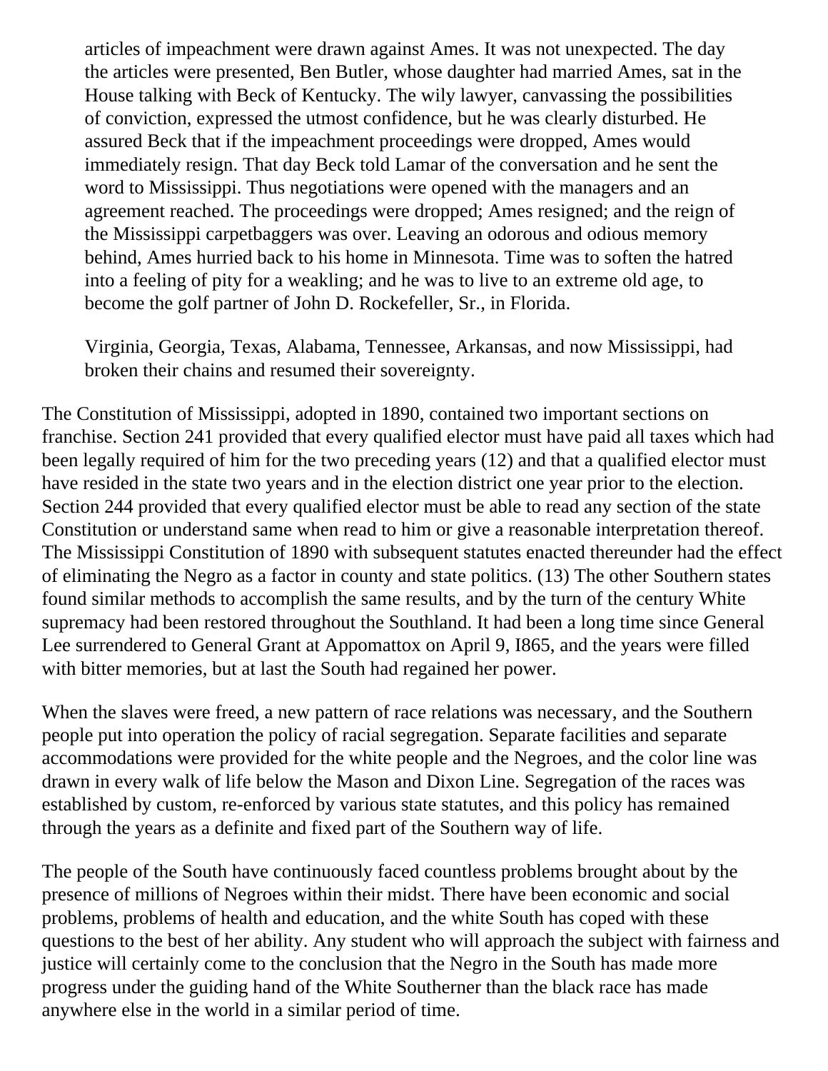> articles of impeachment were drawn against Ames. It was not unexpected. The day the articles were presented, Ben Butler, whose daughter had married Ames, sat in the House talking with Beck of Kentucky. The wily lawyer, canvassing the possibilities of conviction, expressed the utmost confidence, but he was clearly disturbed. He assured Beck that if the impeachment proceedings were dropped, Ames would immediately resign. That day Beck told Lamar of the conversation and he sent the word to Mississippi. Thus negotiations were opened with the managers and an agreement reached. The proceedings were dropped; Ames resigned; and the reign of the Mississippi carpetbaggers was over. Leaving an odorous and odious memory behind, Ames hurried back to his home in Minnesota. Time was to soften the hatred into a feeling of pity for a weakling; and he was to live to an extreme old age, to become the golf partner of John D. Rockefeller, Sr., in Florida.
>
> Virginia, Georgia, Texas, Alabama, Tennessee, Arkansas, and now Mississippi, had broken their chains and resumed their sovereignty.

The Constitution of Mississippi, adopted in 1890, contained two important sections on franchise. Section 241 provided that every qualified elector must have paid all taxes which had been legally required of him for the two preceding years (12) and that a qualified elector must have resided in the state two years and in the election district one year prior to the election. Section 244 provided that every qualified elector must be able to read any section of the state Constitution or understand same when read to him or give a reasonable interpretation thereof. The Mississippi Constitution of 1890 with subsequent statutes enacted thereunder had the effect of eliminating the Negro as a factor in county and state politics. (13) The other Southern states found similar methods to accomplish the same results, and by the turn of the century White supremacy had been restored throughout the Southland. It had been a long time since General Lee surrendered to General Grant at Appomattox on April 9, I865, and the years were filled with bitter memories, but at last the South had regained her power.

When the slaves were freed, a new pattern of race relations was necessary, and the Southern people put into operation the policy of racial segregation. Separate facilities and separate accommodations were provided for the white people and the Negroes, and the color line was drawn in every walk of life below the Mason and Dixon Line. Segregation of the races was established by custom, re-enforced by various state statutes, and this policy has remained through the years as a definite and fixed part of the Southern way of life.

The people of the South have continuously faced countless problems brought about by the presence of millions of Negroes within their midst. There have been economic and social problems, problems of health and education, and the white South has coped with these questions to the best of her ability. Any student who will approach the subject with fairness and justice will certainly come to the conclusion that the Negro in the South has made more progress under the guiding hand of the White Southerner than the black race has made anywhere else in the world in a similar period of time.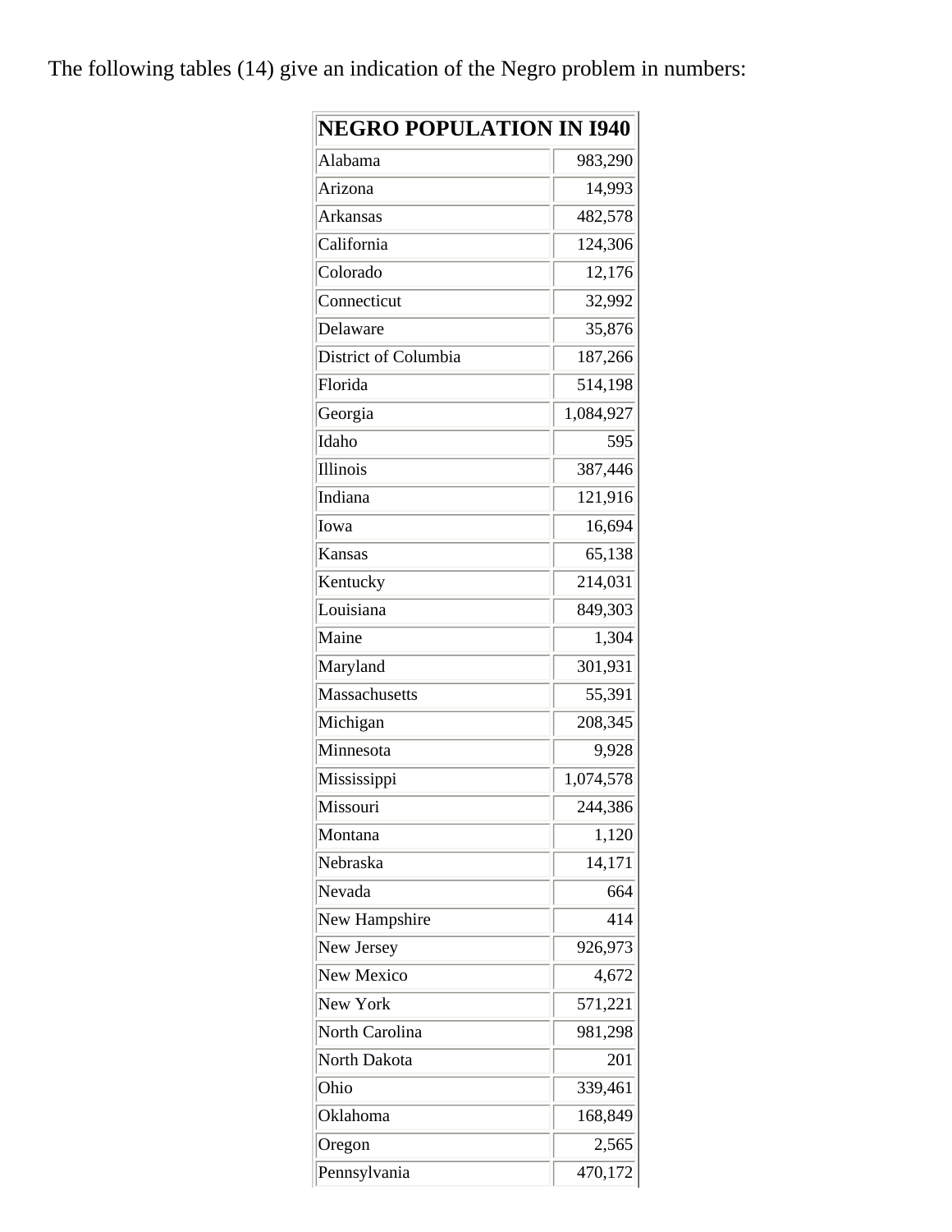The following tables (14) give an indication of the Negro problem in numbers:

| NEGRO POPULATION IN I940 | |
|---|---|
| Alabama | 983,290 |
| Arizona | 14,993 |
| Arkansas | 482,578 |
| California | 124,306 |
| Colorado | 12,176 |
| Connecticut | 32,992 |
| Delaware | 35,876 |
| District of Columbia | 187,266 |
| Florida | 514,198 |
| Georgia | 1,084,927 |
| Idaho | 595 |
| Illinois | 387,446 |
| Indiana | 121,916 |
| Iowa | 16,694 |
| Kansas | 65,138 |
| Kentucky | 214,031 |
| Louisiana | 849,303 |
| Maine | 1,304 |
| Maryland | 301,931 |
| Massachusetts | 55,391 |
| Michigan | 208,345 |
| Minnesota | 9,928 |
| Mississippi | 1,074,578 |
| Missouri | 244,386 |
| Montana | 1,120 |
| Nebraska | 14,171 |
| Nevada | 664 |
| New Hampshire | 414 |
| New Jersey | 926,973 |
| New Mexico | 4,672 |
| New York | 571,221 |
| North Carolina | 981,298 |
| North Dakota | 201 |
| Ohio | 339,461 |
| Oklahoma | 168,849 |
| Oregon | 2,565 |
| Pennsylvania | 470,172 |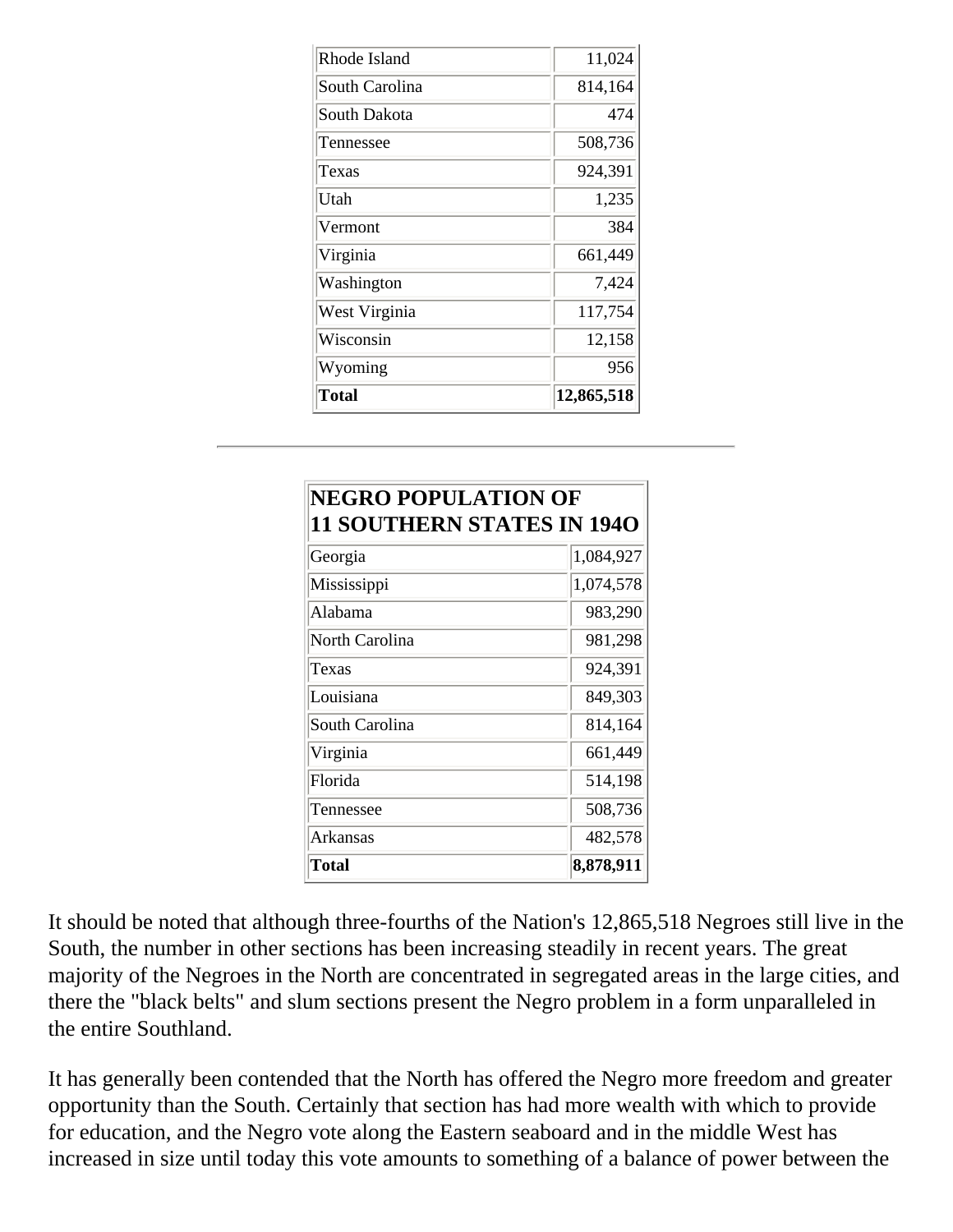| | |
|---|---|
| Rhode Island | 11,024 |
| South Carolina | 814,164 |
| South Dakota | 474 |
| Tennessee | 508,736 |
| Texas | 924,391 |
| Utah | 1,235 |
| Vermont | 384 |
| Virginia | 661,449 |
| Washington | 7,424 |
| West Virginia | 117,754 |
| Wisconsin | 12,158 |
| Wyoming | 956 |
| **Total** | **12,865,518** |

---

| **NEGRO POPULATION OF 11 SOUTHERN STATES IN 194O** | |
|---|---|
| Georgia | 1,084,927 |
| Mississippi | 1,074,578 |
| Alabama | 983,290 |
| North Carolina | 981,298 |
| Texas | 924,391 |
| Louisiana | 849,303 |
| South Carolina | 814,164 |
| Virginia | 661,449 |
| Florida | 514,198 |
| Tennessee | 508,736 |
| Arkansas | 482,578 |
| **Total** | **8,878,911** |

It should be noted that although three-fourths of the Nation's 12,865,518 Negroes still live in the South, the number in other sections has been increasing steadily in recent years. The great majority of the Negroes in the North are concentrated in segregated areas in the large cities, and there the "black belts" and slum sections present the Negro problem in a form unparalleled in the entire Southland.

It has generally been contended that the North has offered the Negro more freedom and greater opportunity than the South. Certainly that section has had more wealth with which to provide for education, and the Negro vote along the Eastern seaboard and in the middle West has increased in size until today this vote amounts to something of a balance of power between the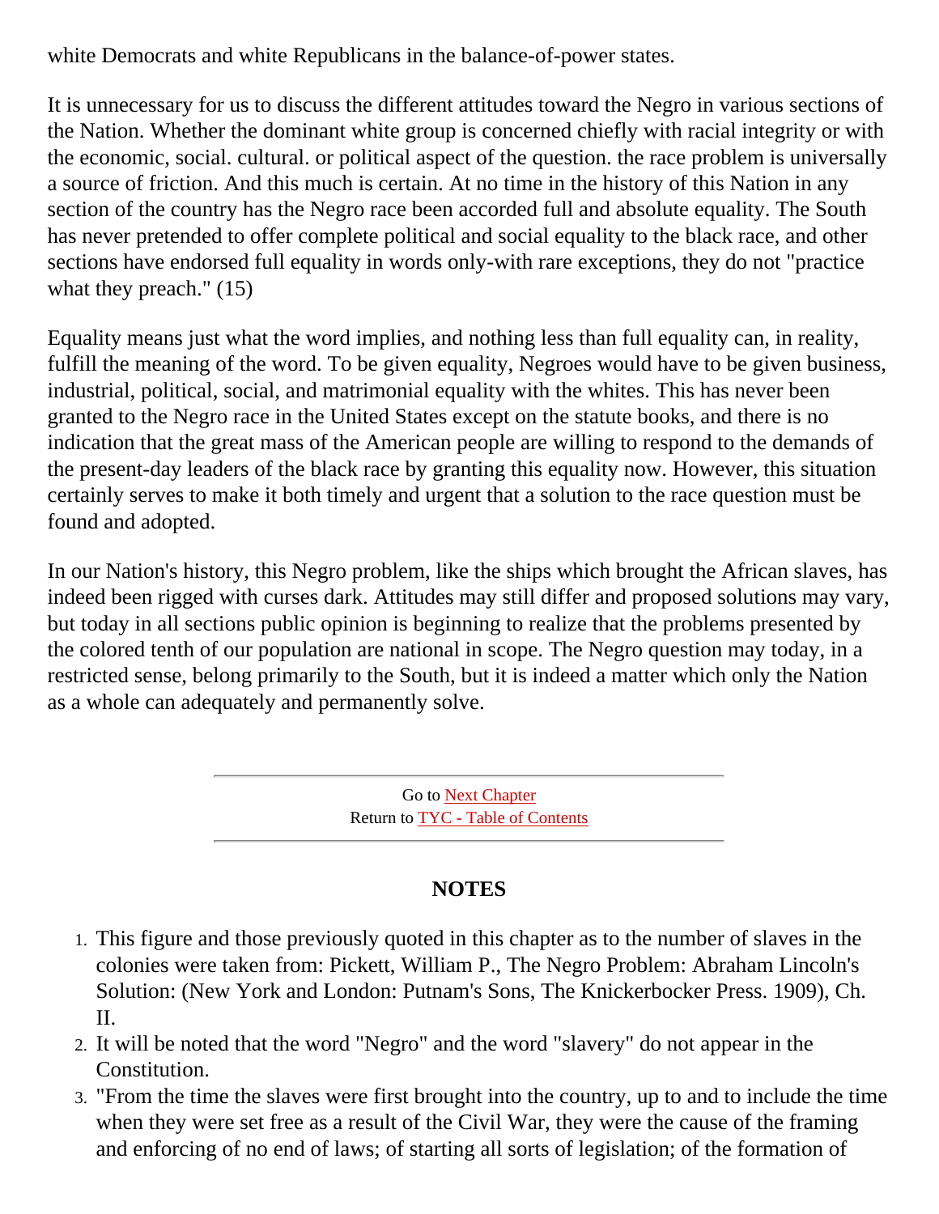white Democrats and white Republicans in the balance-of-power states.

It is unnecessary for us to discuss the different attitudes toward the Negro in various sections of the Nation. Whether the dominant white group is concerned chiefly with racial integrity or with the economic, social. cultural. or political aspect of the question. the race problem is universally a source of friction. And this much is certain. At no time in the history of this Nation in any section of the country has the Negro race been accorded full and absolute equality. The South has never pretended to offer complete political and social equality to the black race, and other sections have endorsed full equality in words only-with rare exceptions, they do not "practice what they preach." (15)

Equality means just what the word implies, and nothing less than full equality can, in reality, fulfill the meaning of the word. To be given equality, Negroes would have to be given business, industrial, political, social, and matrimonial equality with the whites. This has never been granted to the Negro race in the United States except on the statute books, and there is no indication that the great mass of the American people are willing to respond to the demands of the present-day leaders of the black race by granting this equality now. However, this situation certainly serves to make it both timely and urgent that a solution to the race question must be found and adopted.

In our Nation's history, this Negro problem, like the ships which brought the African slaves, has indeed been rigged with curses dark. Attitudes may still differ and proposed solutions may vary, but today in all sections public opinion is beginning to realize that the problems presented by the colored tenth of our population are national in scope. The Negro question may today, in a restricted sense, belong primarily to the South, but it is indeed a matter which only the Nation as a whole can adequately and permanently solve.

---

Go to Next Chapter
Return to TYC - Table of Contents

---

## NOTES

1. This figure and those previously quoted in this chapter as to the number of slaves in the colonies were taken from: Pickett, William P., The Negro Problem: Abraham Lincoln's Solution: (New York and London: Putnam's Sons, The Knickerbocker Press. 1909), Ch. II.
2. It will be noted that the word "Negro" and the word "slavery" do not appear in the Constitution.
3. "From the time the slaves were first brought into the country, up to and to include the time when they were set free as a result of the Civil War, they were the cause of the framing and enforcing of no end of laws; of starting all sorts of legislation; of the formation of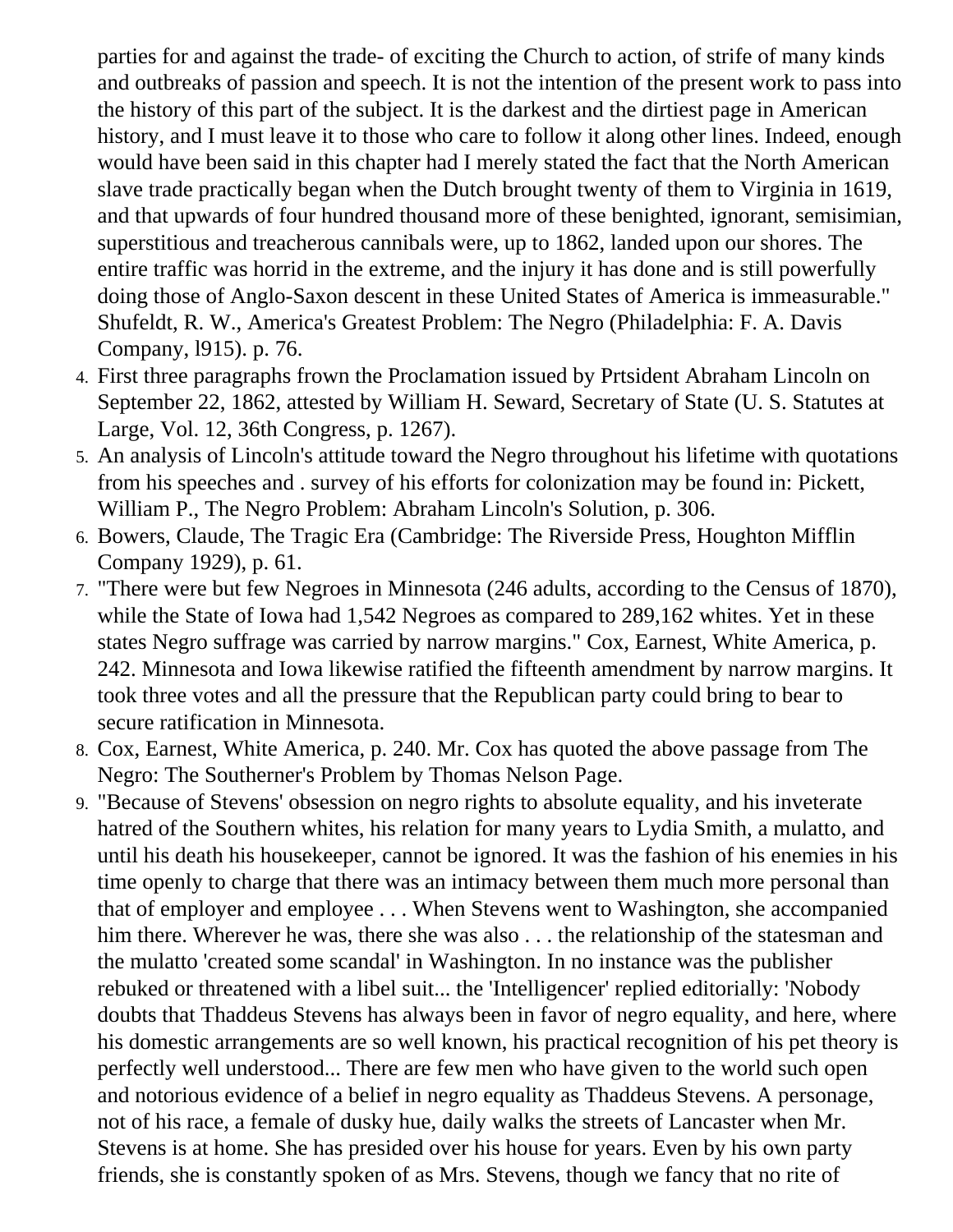parties for and against the trade- of exciting the Church to action, of strife of many kinds and outbreaks of passion and speech. It is not the intention of the present work to pass into the history of this part of the subject. It is the darkest and the dirtiest page in American history, and I must leave it to those who care to follow it along other lines. Indeed, enough would have been said in this chapter had I merely stated the fact that the North American slave trade practically began when the Dutch brought twenty of them to Virginia in 1619, and that upwards of four hundred thousand more of these benighted, ignorant, semisimian, superstitious and treacherous cannibals were, up to 1862, landed upon our shores. The entire traffic was horrid in the extreme, and the injury it has done and is still powerfully doing those of Anglo-Saxon descent in these United States of America is immeasurable." Shufeldt, R. W., America's Greatest Problem: The Negro (Philadelphia: F. A. Davis Company, l915). p. 76.

4. First three paragraphs frown the Proclamation issued by Prtsident Abraham Lincoln on September 22, 1862, attested by William H. Seward, Secretary of State (U. S. Statutes at Large, Vol. 12, 36th Congress, p. 1267).
5. An analysis of Lincoln's attitude toward the Negro throughout his lifetime with quotations from his speeches and . survey of his efforts for colonization may be found in: Pickett, William P., The Negro Problem: Abraham Lincoln's Solution, p. 306.
6. Bowers, Claude, The Tragic Era (Cambridge: The Riverside Press, Houghton Mifflin Company 1929), p. 61.
7. "There were but few Negroes in Minnesota (246 adults, according to the Census of 1870), while the State of Iowa had 1,542 Negroes as compared to 289,162 whites. Yet in these states Negro suffrage was carried by narrow margins." Cox, Earnest, White America, p. 242. Minnesota and Iowa likewise ratified the fifteenth amendment by narrow margins. It took three votes and all the pressure that the Republican party could bring to bear to secure ratification in Minnesota.
8. Cox, Earnest, White America, p. 240. Mr. Cox has quoted the above passage from The Negro: The Southerner's Problem by Thomas Nelson Page.
9. "Because of Stevens' obsession on negro rights to absolute equality, and his inveterate hatred of the Southern whites, his relation for many years to Lydia Smith, a mulatto, and until his death his housekeeper, cannot be ignored. It was the fashion of his enemies in his time openly to charge that there was an intimacy between them much more personal than that of employer and employee . . . When Stevens went to Washington, she accompanied him there. Wherever he was, there she was also . . . the relationship of the statesman and the mulatto 'created some scandal' in Washington. In no instance was the publisher rebuked or threatened with a libel suit... the 'Intelligencer' replied editorially: 'Nobody doubts that Thaddeus Stevens has always been in favor of negro equality, and here, where his domestic arrangements are so well known, his practical recognition of his pet theory is perfectly well understood... There are few men who have given to the world such open and notorious evidence of a belief in negro equality as Thaddeus Stevens. A personage, not of his race, a female of dusky hue, daily walks the streets of Lancaster when Mr. Stevens is at home. She has presided over his house for years. Even by his own party friends, she is constantly spoken of as Mrs. Stevens, though we fancy that no rite of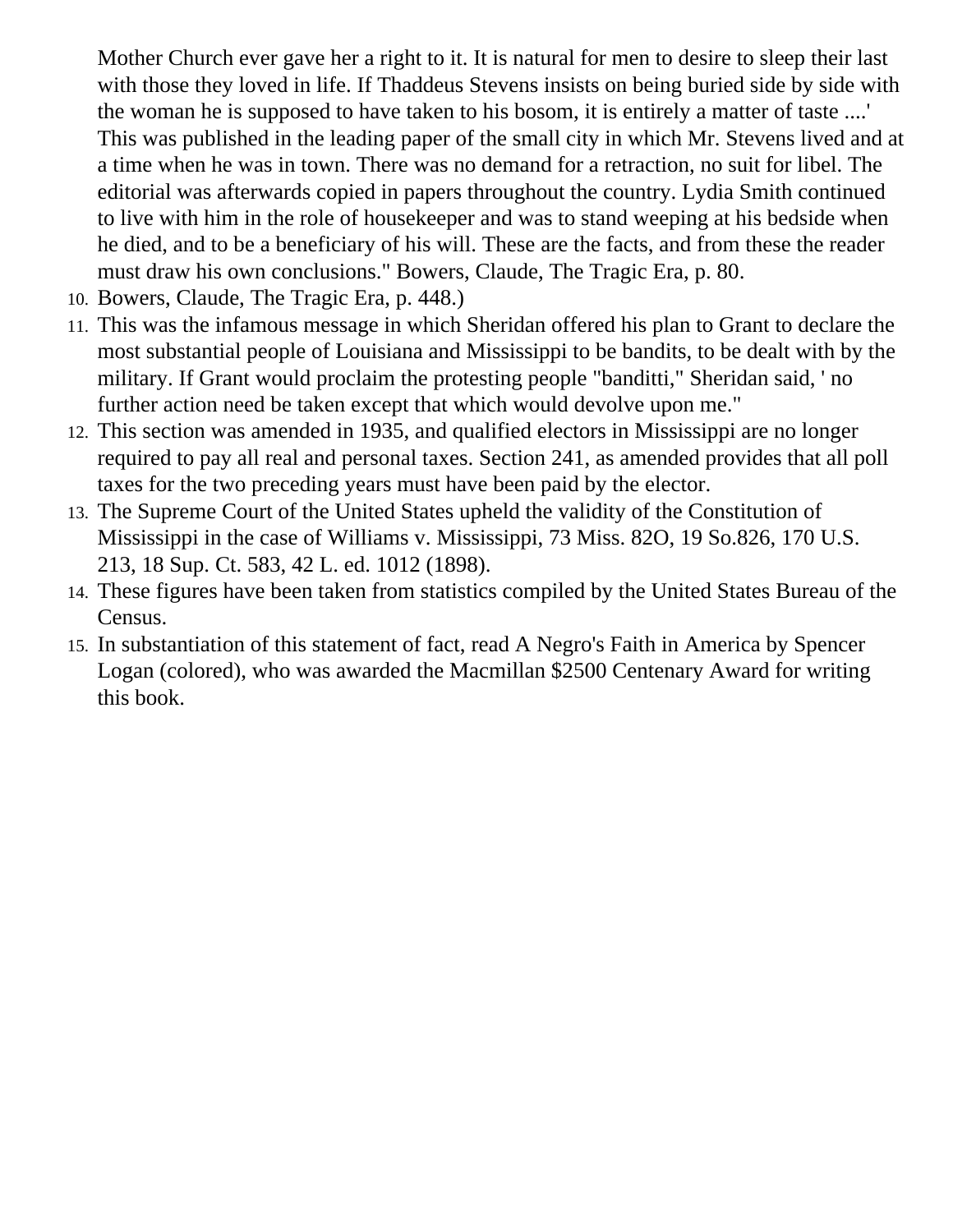Mother Church ever gave her a right to it. It is natural for men to desire to sleep their last with those they loved in life. If Thaddeus Stevens insists on being buried side by side with the woman he is supposed to have taken to his bosom, it is entirely a matter of taste ....' This was published in the leading paper of the small city in which Mr. Stevens lived and at a time when he was in town. There was no demand for a retraction, no suit for libel. The editorial was afterwards copied in papers throughout the country. Lydia Smith continued to live with him in the role of housekeeper and was to stand weeping at his bedside when he died, and to be a beneficiary of his will. These are the facts, and from these the reader must draw his own conclusions." Bowers, Claude, The Tragic Era, p. 80.

10. Bowers, Claude, The Tragic Era, p. 448.)
11. This was the infamous message in which Sheridan offered his plan to Grant to declare the most substantial people of Louisiana and Mississippi to be bandits, to be dealt with by the military. If Grant would proclaim the protesting people "banditti," Sheridan said, ' no further action need be taken except that which would devolve upon me."
12. This section was amended in 1935, and qualified electors in Mississippi are no longer required to pay all real and personal taxes. Section 241, as amended provides that all poll taxes for the two preceding years must have been paid by the elector.
13. The Supreme Court of the United States upheld the validity of the Constitution of Mississippi in the case of Williams v. Mississippi, 73 Miss. 82O, 19 So.826, 170 U.S. 213, 18 Sup. Ct. 583, 42 L. ed. 1012 (1898).
14. These figures have been taken from statistics compiled by the United States Bureau of the Census.
15. In substantiation of this statement of fact, read A Negro's Faith in America by Spencer Logan (colored), who was awarded the Macmillan $2500 Centenary Award for writing this book.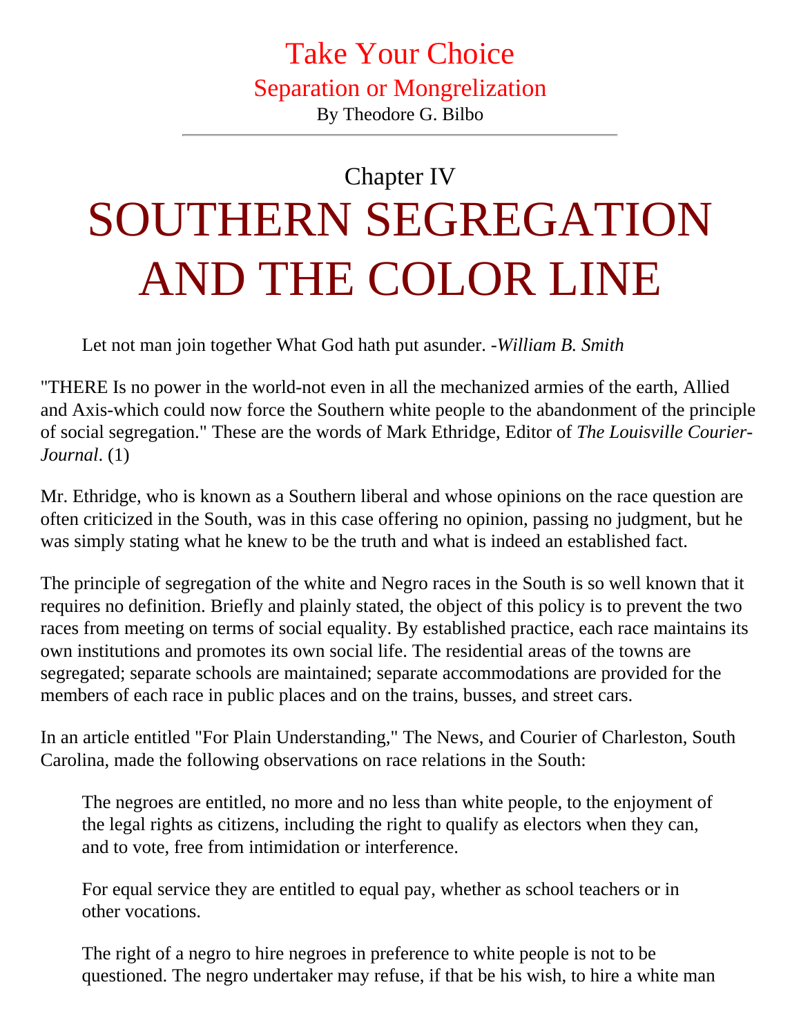# Take Your Choice

## Separation or Mongrelization

By Theodore G. Bilbo

---

## Chapter IV

# SOUTHERN SEGREGATION AND THE COLOR LINE

> Let not man join together What God hath put asunder. -*William B. Smith*

"THERE Is no power in the world-not even in all the mechanized armies of the earth, Allied and Axis-which could now force the Southern white people to the abandonment of the principle of social segregation." These are the words of Mark Ethridge, Editor of *The Louisville Courier-Journal*. (1)

Mr. Ethridge, who is known as a Southern liberal and whose opinions on the race question are often criticized in the South, was in this case offering no opinion, passing no judgment, but he was simply stating what he knew to be the truth and what is indeed an established fact.

The principle of segregation of the white and Negro races in the South is so well known that it requires no definition. Briefly and plainly stated, the object of this policy is to prevent the two races from meeting on terms of social equality. By established practice, each race maintains its own institutions and promotes its own social life. The residential areas of the towns are segregated; separate schools are maintained; separate accommodations are provided for the members of each race in public places and on the trains, busses, and street cars.

In an article entitled "For Plain Understanding," The News, and Courier of Charleston, South Carolina, made the following observations on race relations in the South:

> The negroes are entitled, no more and no less than white people, to the enjoyment of the legal rights as citizens, including the right to qualify as electors when they can, and to vote, free from intimidation or interference.
>
> For equal service they are entitled to equal pay, whether as school teachers or in other vocations.
>
> The right of a negro to hire negroes in preference to white people is not to be questioned. The negro undertaker may refuse, if that be his wish, to hire a white man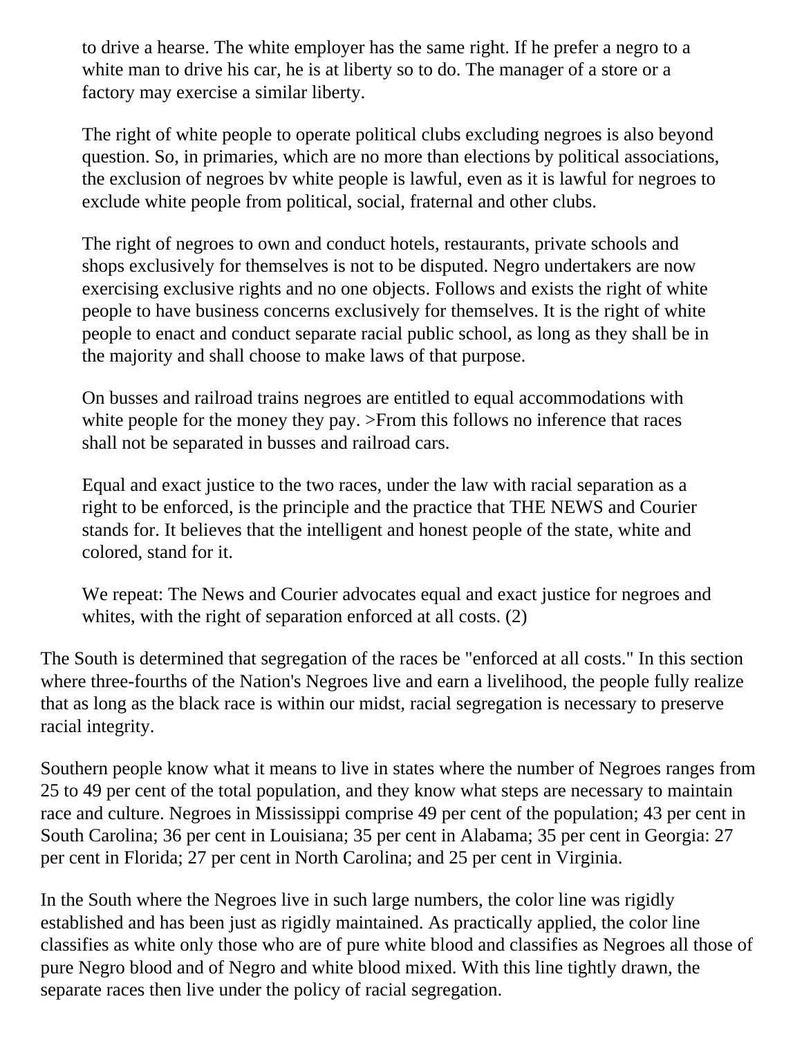> to drive a hearse. The white employer has the same right. If he prefer a negro to a white man to drive his car, he is at liberty so to do. The manager of a store or a factory may exercise a similar liberty.
>
> The right of white people to operate political clubs excluding negroes is also beyond question. So, in primaries, which are no more than elections by political associations, the exclusion of negroes bv white people is lawful, even as it is lawful for negroes to exclude white people from political, social, fraternal and other clubs.
>
> The right of negroes to own and conduct hotels, restaurants, private schools and shops exclusively for themselves is not to be disputed. Negro undertakers are now exercising exclusive rights and no one objects. Follows and exists the right of white people to have business concerns exclusively for themselves. It is the right of white people to enact and conduct separate racial public school, as long as they shall be in the majority and shall choose to make laws of that purpose.
>
> On busses and railroad trains negroes are entitled to equal accommodations with white people for the money they pay. >From this follows no inference that races shall not be separated in busses and railroad cars.
>
> Equal and exact justice to the two races, under the law with racial separation as a right to be enforced, is the principle and the practice that THE NEWS and Courier stands for. It believes that the intelligent and honest people of the state, white and colored, stand for it.
>
> We repeat: The News and Courier advocates equal and exact justice for negroes and whites, with the right of separation enforced at all costs. (2)

The South is determined that segregation of the races be "enforced at all costs." In this section where three-fourths of the Nation's Negroes live and earn a livelihood, the people fully realize that as long as the black race is within our midst, racial segregation is necessary to preserve racial integrity.

Southern people know what it means to live in states where the number of Negroes ranges from 25 to 49 per cent of the total population, and they know what steps are necessary to maintain race and culture. Negroes in Mississippi comprise 49 per cent of the population; 43 per cent in South Carolina; 36 per cent in Louisiana; 35 per cent in Alabama; 35 per cent in Georgia: 27 per cent in Florida; 27 per cent in North Carolina; and 25 per cent in Virginia.

In the South where the Negroes live in such large numbers, the color line was rigidly established and has been just as rigidly maintained. As practically applied, the color line classifies as white only those who are of pure white blood and classifies as Negroes all those of pure Negro blood and of Negro and white blood mixed. With this line tightly drawn, the separate races then live under the policy of racial segregation.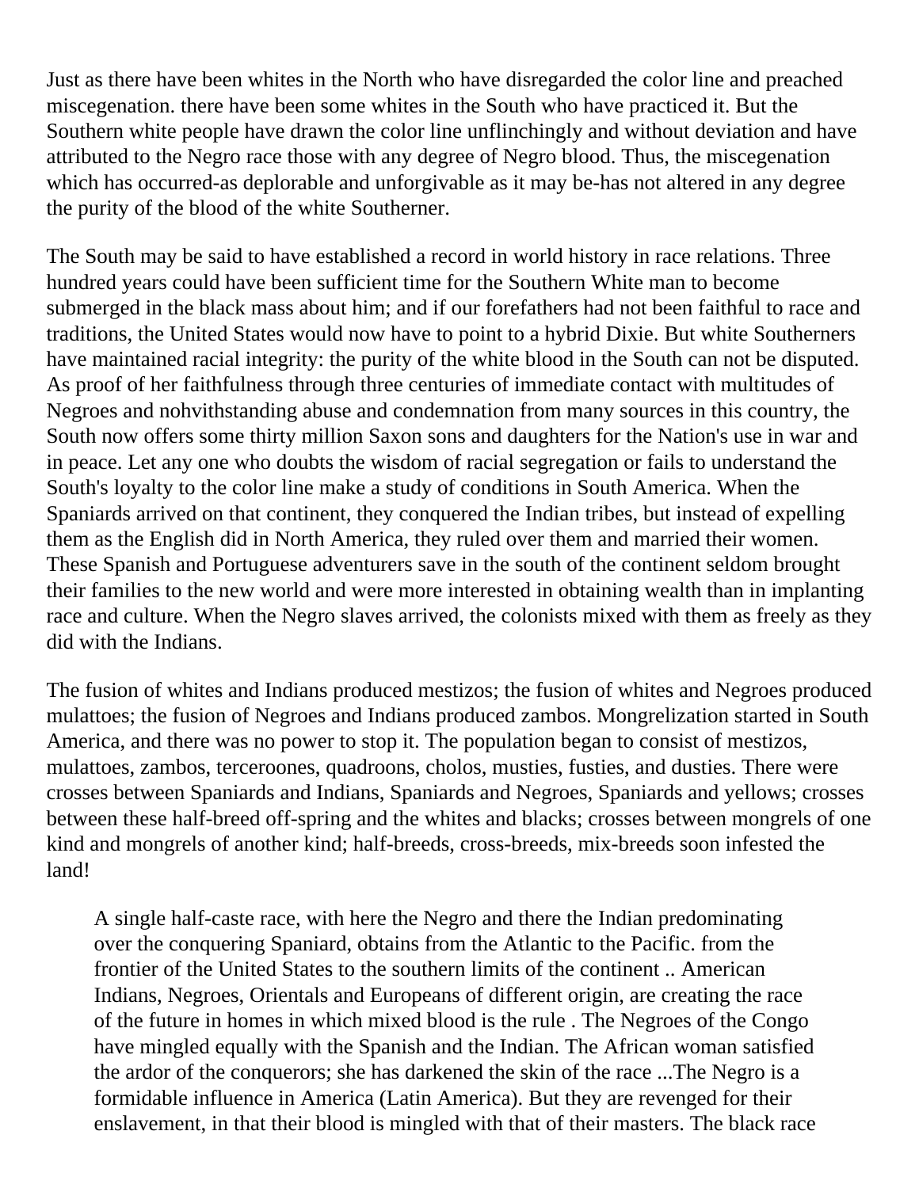Just as there have been whites in the North who have disregarded the color line and preached miscegenation. there have been some whites in the South who have practiced it. But the Southern white people have drawn the color line unflinchingly and without deviation and have attributed to the Negro race those with any degree of Negro blood. Thus, the miscegenation which has occurred-as deplorable and unforgivable as it may be-has not altered in any degree the purity of the blood of the white Southerner.

The South may be said to have established a record in world history in race relations. Three hundred years could have been sufficient time for the Southern White man to become submerged in the black mass about him; and if our forefathers had not been faithful to race and traditions, the United States would now have to point to a hybrid Dixie. But white Southerners have maintained racial integrity: the purity of the white blood in the South can not be disputed. As proof of her faithfulness through three centuries of immediate contact with multitudes of Negroes and nohvithstanding abuse and condemnation from many sources in this country, the South now offers some thirty million Saxon sons and daughters for the Nation's use in war and in peace. Let any one who doubts the wisdom of racial segregation or fails to understand the South's loyalty to the color line make a study of conditions in South America. When the Spaniards arrived on that continent, they conquered the Indian tribes, but instead of expelling them as the English did in North America, they ruled over them and married their women. These Spanish and Portuguese adventurers save in the south of the continent seldom brought their families to the new world and were more interested in obtaining wealth than in implanting race and culture. When the Negro slaves arrived, the colonists mixed with them as freely as they did with the Indians.

The fusion of whites and Indians produced mestizos; the fusion of whites and Negroes produced mulattoes; the fusion of Negroes and Indians produced zambos. Mongrelization started in South America, and there was no power to stop it. The population began to consist of mestizos, mulattoes, zambos, terceroones, quadroons, cholos, musties, fusties, and dusties. There were crosses between Spaniards and Indians, Spaniards and Negroes, Spaniards and yellows; crosses between these half-breed off-spring and the whites and blacks; crosses between mongrels of one kind and mongrels of another kind; half-breeds, cross-breeds, mix-breeds soon infested the land!

> A single half-caste race, with here the Negro and there the Indian predominating over the conquering Spaniard, obtains from the Atlantic to the Pacific. from the frontier of the United States to the southern limits of the continent .. American Indians, Negroes, Orientals and Europeans of different origin, are creating the race of the future in homes in which mixed blood is the rule . The Negroes of the Congo have mingled equally with the Spanish and the Indian. The African woman satisfied the ardor of the conquerors; she has darkened the skin of the race ...The Negro is a formidable influence in America (Latin America). But they are revenged for their enslavement, in that their blood is mingled with that of their masters. The black race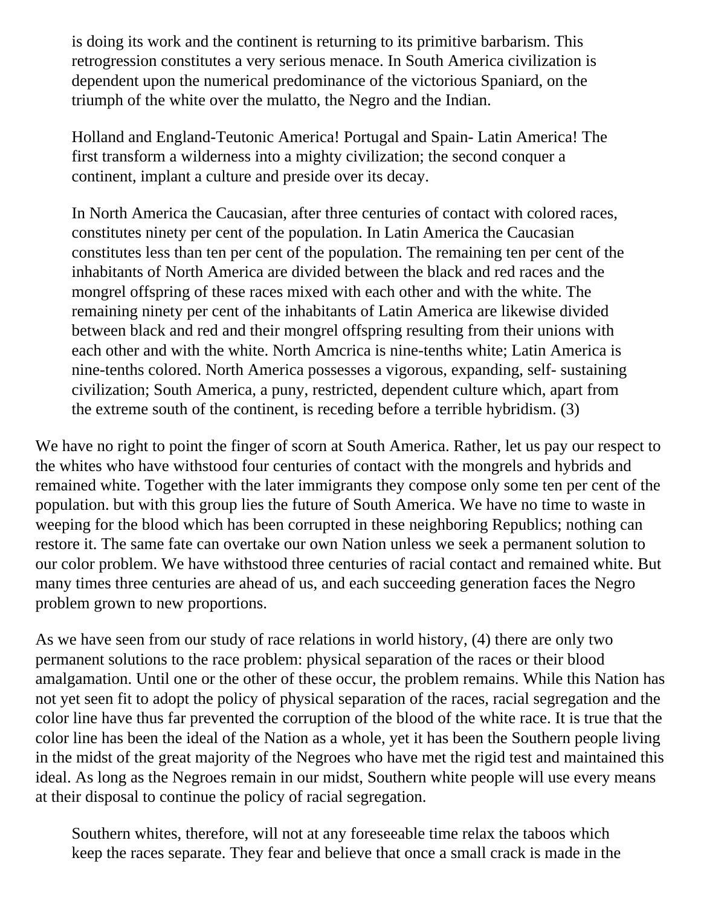> is doing its work and the continent is returning to its primitive barbarism. This retrogression constitutes a very serious menace. In South America civilization is dependent upon the numerical predominance of the victorious Spaniard, on the triumph of the white over the mulatto, the Negro and the Indian.
>
> Holland and England-Teutonic America! Portugal and Spain- Latin America! The first transform a wilderness into a mighty civilization; the second conquer a continent, implant a culture and preside over its decay.
>
> In North America the Caucasian, after three centuries of contact with colored races, constitutes ninety per cent of the population. In Latin America the Caucasian constitutes less than ten per cent of the population. The remaining ten per cent of the inhabitants of North America are divided between the black and red races and the mongrel offspring of these races mixed with each other and with the white. The remaining ninety per cent of the inhabitants of Latin America are likewise divided between black and red and their mongrel offspring resulting from their unions with each other and with the white. North Amcrica is nine-tenths white; Latin America is nine-tenths colored. North America possesses a vigorous, expanding, self- sustaining civilization; South America, a puny, restricted, dependent culture which, apart from the extreme south of the continent, is receding before a terrible hybridism. (3)

We have no right to point the finger of scorn at South America. Rather, let us pay our respect to the whites who have withstood four centuries of contact with the mongrels and hybrids and remained white. Together with the later immigrants they compose only some ten per cent of the population. but with this group lies the future of South America. We have no time to waste in weeping for the blood which has been corrupted in these neighboring Republics; nothing can restore it. The same fate can overtake our own Nation unless we seek a permanent solution to our color problem. We have withstood three centuries of racial contact and remained white. But many times three centuries are ahead of us, and each succeeding generation faces the Negro problem grown to new proportions.

As we have seen from our study of race relations in world history, (4) there are only two permanent solutions to the race problem: physical separation of the races or their blood amalgamation. Until one or the other of these occur, the problem remains. While this Nation has not yet seen fit to adopt the policy of physical separation of the races, racial segregation and the color line have thus far prevented the corruption of the blood of the white race. It is true that the color line has been the ideal of the Nation as a whole, yet it has been the Southern people living in the midst of the great majority of the Negroes who have met the rigid test and maintained this ideal. As long as the Negroes remain in our midst, Southern white people will use every means at their disposal to continue the policy of racial segregation.

> Southern whites, therefore, will not at any foreseeable time relax the taboos which keep the races separate. They fear and believe that once a small crack is made in the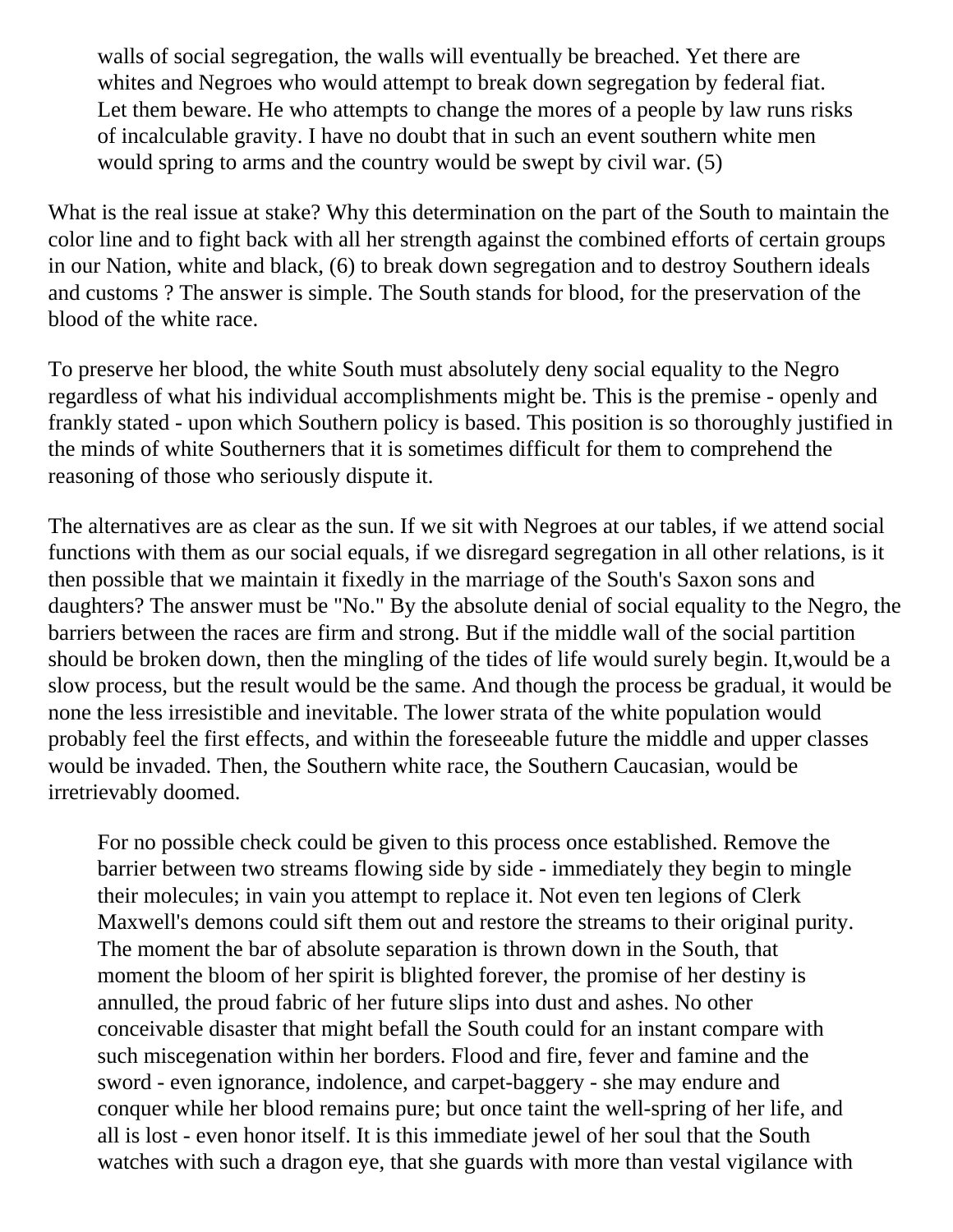> walls of social segregation, the walls will eventually be breached. Yet there are whites and Negroes who would attempt to break down segregation by federal fiat. Let them beware. He who attempts to change the mores of a people by law runs risks of incalculable gravity. I have no doubt that in such an event southern white men would spring to arms and the country would be swept by civil war. (5)

What is the real issue at stake? Why this determination on the part of the South to maintain the color line and to fight back with all her strength against the combined efforts of certain groups in our Nation, white and black, (6) to break down segregation and to destroy Southern ideals and customs ? The answer is simple. The South stands for blood, for the preservation of the blood of the white race.

To preserve her blood, the white South must absolutely deny social equality to the Negro regardless of what his individual accomplishments might be. This is the premise - openly and frankly stated - upon which Southern policy is based. This position is so thoroughly justified in the minds of white Southerners that it is sometimes difficult for them to comprehend the reasoning of those who seriously dispute it.

The alternatives are as clear as the sun. If we sit with Negroes at our tables, if we attend social functions with them as our social equals, if we disregard segregation in all other relations, is it then possible that we maintain it fixedly in the marriage of the South's Saxon sons and daughters? The answer must be "No." By the absolute denial of social equality to the Negro, the barriers between the races are firm and strong. But if the middle wall of the social partition should be broken down, then the mingling of the tides of life would surely begin. It,would be a slow process, but the result would be the same. And though the process be gradual, it would be none the less irresistible and inevitable. The lower strata of the white population would probably feel the first effects, and within the foreseeable future the middle and upper classes would be invaded. Then, the Southern white race, the Southern Caucasian, would be irretrievably doomed.

> For no possible check could be given to this process once established. Remove the barrier between two streams flowing side by side - immediately they begin to mingle their molecules; in vain you attempt to replace it. Not even ten legions of Clerk Maxwell's demons could sift them out and restore the streams to their original purity. The moment the bar of absolute separation is thrown down in the South, that moment the bloom of her spirit is blighted forever, the promise of her destiny is annulled, the proud fabric of her future slips into dust and ashes. No other conceivable disaster that might befall the South could for an instant compare with such miscegenation within her borders. Flood and fire, fever and famine and the sword - even ignorance, indolence, and carpet-baggery - she may endure and conquer while her blood remains pure; but once taint the well-spring of her life, and all is lost - even honor itself. It is this immediate jewel of her soul that the South watches with such a dragon eye, that she guards with more than vestal vigilance with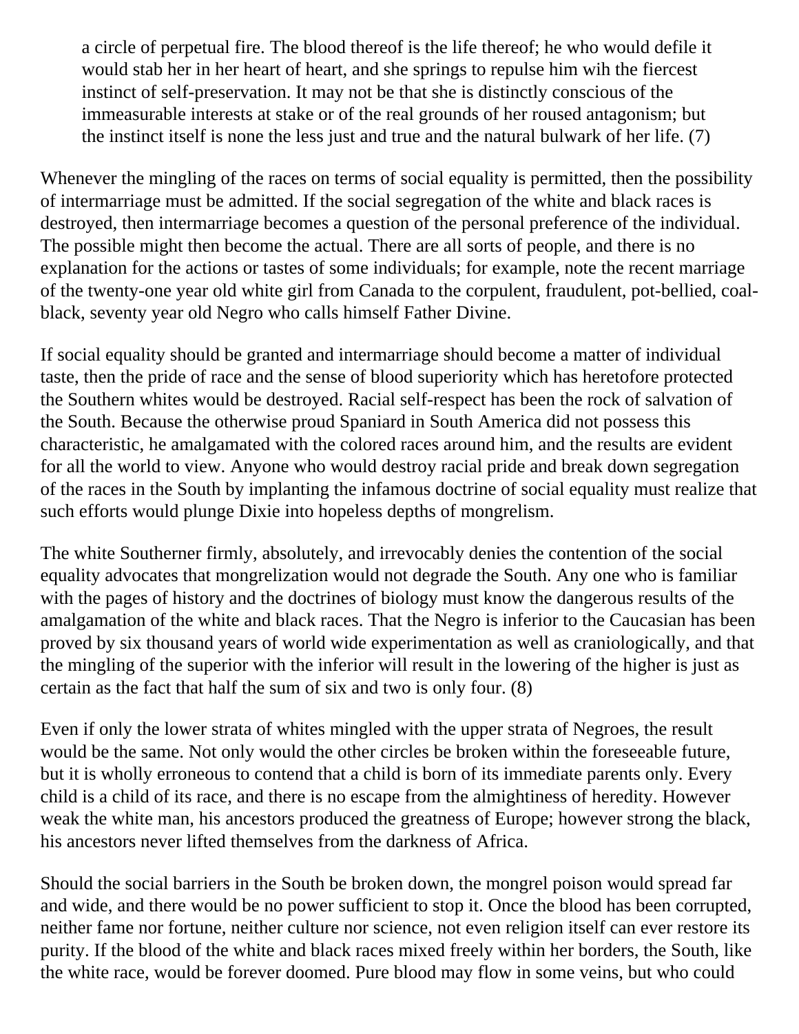> a circle of perpetual fire. The blood thereof is the life thereof; he who would defile it would stab her in her heart of heart, and she springs to repulse him wih the fiercest instinct of self-preservation. It may not be that she is distinctly conscious of the immeasurable interests at stake or of the real grounds of her roused antagonism; but the instinct itself is none the less just and true and the natural bulwark of her life. (7)

Whenever the mingling of the races on terms of social equality is permitted, then the possibility of intermarriage must be admitted. If the social segregation of the white and black races is destroyed, then intermarriage becomes a question of the personal preference of the individual. The possible might then become the actual. There are all sorts of people, and there is no explanation for the actions or tastes of some individuals; for example, note the recent marriage of the twenty-one year old white girl from Canada to the corpulent, fraudulent, pot-bellied, coal-black, seventy year old Negro who calls himself Father Divine.

If social equality should be granted and intermarriage should become a matter of individual taste, then the pride of race and the sense of blood superiority which has heretofore protected the Southern whites would be destroyed. Racial self-respect has been the rock of salvation of the South. Because the otherwise proud Spaniard in South America did not possess this characteristic, he amalgamated with the colored races around him, and the results are evident for all the world to view. Anyone who would destroy racial pride and break down segregation of the races in the South by implanting the infamous doctrine of social equality must realize that such efforts would plunge Dixie into hopeless depths of mongrelism.

The white Southerner firmly, absolutely, and irrevocably denies the contention of the social equality advocates that mongrelization would not degrade the South. Any one who is familiar with the pages of history and the doctrines of biology must know the dangerous results of the amalgamation of the white and black races. That the Negro is inferior to the Caucasian has been proved by six thousand years of world wide experimentation as well as craniologically, and that the mingling of the superior with the inferior will result in the lowering of the higher is just as certain as the fact that half the sum of six and two is only four. (8)

Even if only the lower strata of whites mingled with the upper strata of Negroes, the result would be the same. Not only would the other circles be broken within the foreseeable future, but it is wholly erroneous to contend that a child is born of its immediate parents only. Every child is a child of its race, and there is no escape from the almightiness of heredity. However weak the white man, his ancestors produced the greatness of Europe; however strong the black, his ancestors never lifted themselves from the darkness of Africa.

Should the social barriers in the South be broken down, the mongrel poison would spread far and wide, and there would be no power sufficient to stop it. Once the blood has been corrupted, neither fame nor fortune, neither culture nor science, not even religion itself can ever restore its purity. If the blood of the white and black races mixed freely within her borders, the South, like the white race, would be forever doomed. Pure blood may flow in some veins, but who could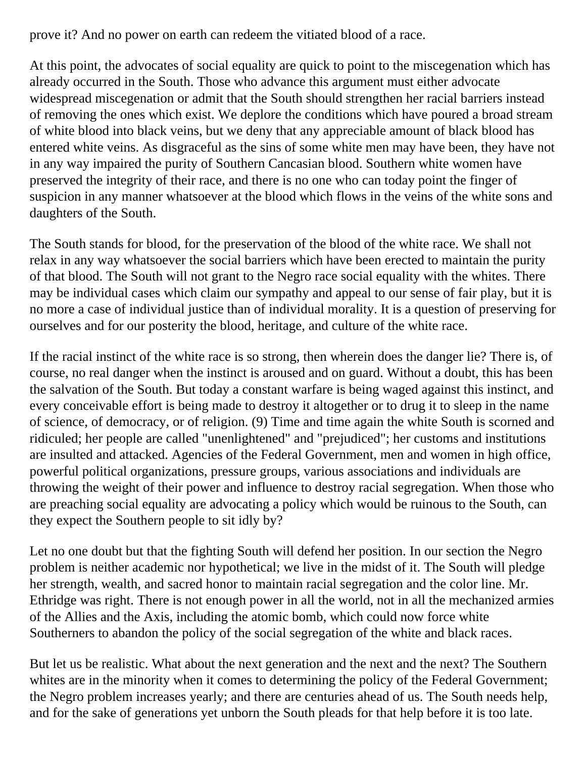prove it? And no power on earth can redeem the vitiated blood of a race.

At this point, the advocates of social equality are quick to point to the miscegenation which has already occurred in the South. Those who advance this argument must either advocate widespread miscegenation or admit that the South should strengthen her racial barriers instead of removing the ones which exist. We deplore the conditions which have poured a broad stream of white blood into black veins, but we deny that any appreciable amount of black blood has entered white veins. As disgraceful as the sins of some white men may have been, they have not in any way impaired the purity of Southern Cancasian blood. Southern white women have preserved the integrity of their race, and there is no one who can today point the finger of suspicion in any manner whatsoever at the blood which flows in the veins of the white sons and daughters of the South.

The South stands for blood, for the preservation of the blood of the white race. We shall not relax in any way whatsoever the social barriers which have been erected to maintain the purity of that blood. The South will not grant to the Negro race social equality with the whites. There may be individual cases which claim our sympathy and appeal to our sense of fair play, but it is no more a case of individual justice than of individual morality. It is a question of preserving for ourselves and for our posterity the blood, heritage, and culture of the white race.

If the racial instinct of the white race is so strong, then wherein does the danger lie? There is, of course, no real danger when the instinct is aroused and on guard. Without a doubt, this has been the salvation of the South. But today a constant warfare is being waged against this instinct, and every conceivable effort is being made to destroy it altogether or to drug it to sleep in the name of science, of democracy, or of religion. (9) Time and time again the white South is scorned and ridiculed; her people are called "unenlightened" and "prejudiced"; her customs and institutions are insulted and attacked. Agencies of the Federal Government, men and women in high office, powerful political organizations, pressure groups, various associations and individuals are throwing the weight of their power and influence to destroy racial segregation. When those who are preaching social equality are advocating a policy which would be ruinous to the South, can they expect the Southern people to sit idly by?

Let no one doubt but that the fighting South will defend her position. In our section the Negro problem is neither academic nor hypothetical; we live in the midst of it. The South will pledge her strength, wealth, and sacred honor to maintain racial segregation and the color line. Mr. Ethridge was right. There is not enough power in all the world, not in all the mechanized armies of the Allies and the Axis, including the atomic bomb, which could now force white Southerners to abandon the policy of the social segregation of the white and black races.

But let us be realistic. What about the next generation and the next and the next? The Southern whites are in the minority when it comes to determining the policy of the Federal Government; the Negro problem increases yearly; and there are centuries ahead of us. The South needs help, and for the sake of generations yet unborn the South pleads for that help before it is too late.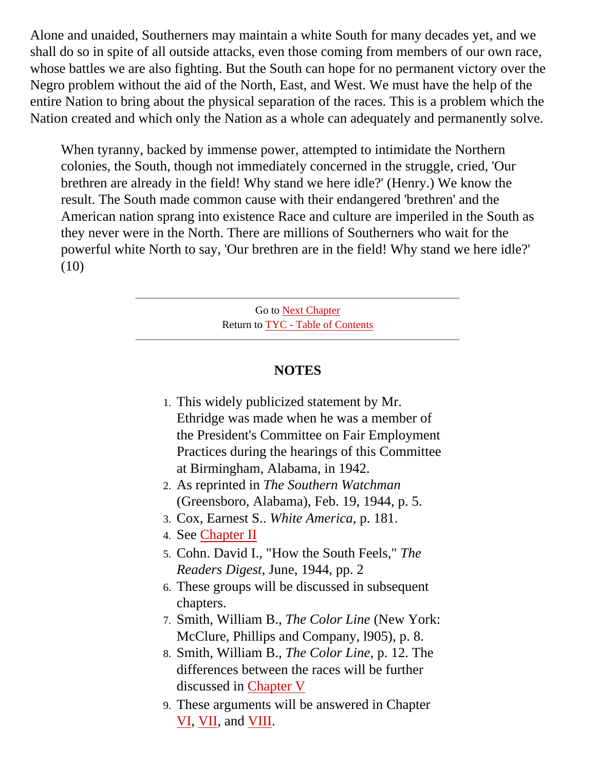Alone and unaided, Southerners may maintain a white South for many decades yet, and we shall do so in spite of all outside attacks, even those coming from members of our own race, whose battles we are also fighting. But the South can hope for no permanent victory over the Negro problem without the aid of the North, East, and West. We must have the help of the entire Nation to bring about the physical separation of the races. This is a problem which the Nation created and which only the Nation as a whole can adequately and permanently solve.

> When tyranny, backed by immense power, attempted to intimidate the Northern colonies, the South, though not immediately concerned in the struggle, cried, 'Our brethren are already in the field! Why stand we here idle?' (Henry.) We know the result. The South made common cause with their endangered 'brethren' and the American nation sprang into existence Race and culture are imperiled in the South as they never were in the North. There are millions of Southerners who wait for the powerful white North to say, 'Our brethren are in the field! Why stand we here idle?' (10)

---

Go to Next Chapter
Return to TYC - Table of Contents

---

### NOTES

1. This widely publicized statement by Mr. Ethridge was made when he was a member of the President's Committee on Fair Employment Practices during the hearings of this Committee at Birmingham, Alabama, in 1942.
2. As reprinted in *The Southern Watchman* (Greensboro, Alabama), Feb. 19, 1944, p. 5.
3. Cox, Earnest S.. *White America*, p. 181.
4. See Chapter II
5. Cohn. David I., "How the South Feels," *The Readers Digest*, June, 1944, pp. 2
6. These groups will be discussed in subsequent chapters.
7. Smith, William B., *The Color Line* (New York: McClure, Phillips and Company, l905), p. 8.
8. Smith, William B., *The Color Line*, p. 12. The differences between the races will be further discussed in Chapter V
9. These arguments will be answered in Chapter VI, VII, and VIII.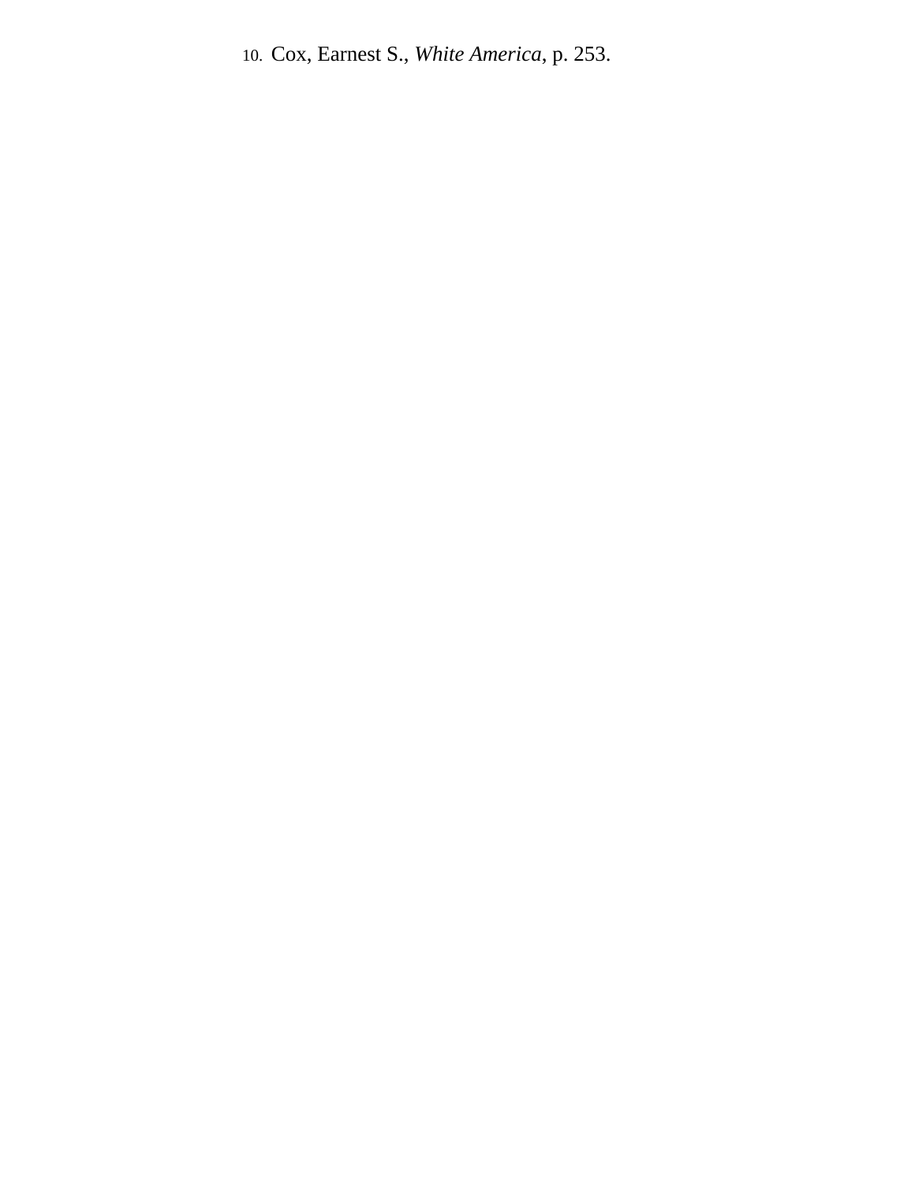10. Cox, Earnest S., *White America*, p. 253.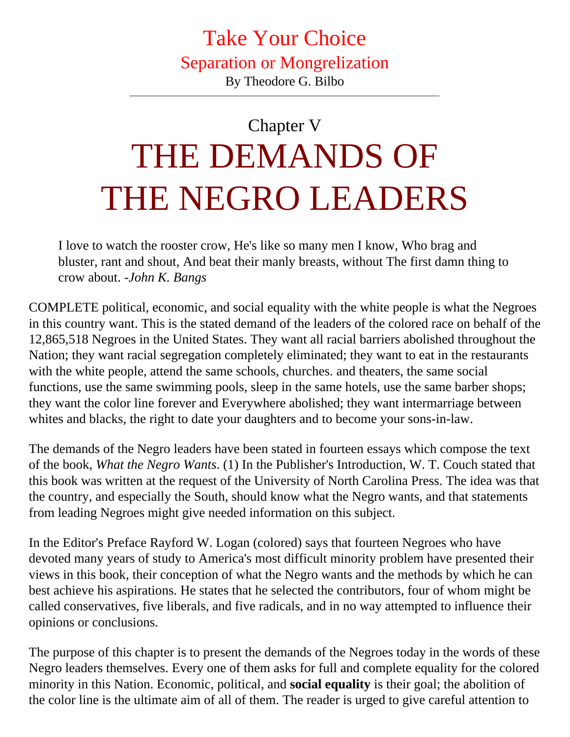# Take Your Choice

## Separation or Mongrelization

By Theodore G. Bilbo

---

## Chapter V

# THE DEMANDS OF THE NEGRO LEADERS

> I love to watch the rooster crow, He's like so many men I know, Who brag and bluster, rant and shout, And beat their manly breasts, without The first damn thing to crow about. -*John K. Bangs*

COMPLETE political, economic, and social equality with the white people is what the Negroes in this country want. This is the stated demand of the leaders of the colored race on behalf of the 12,865,518 Negroes in the United States. They want all racial barriers abolished throughout the Nation; they want racial segregation completely eliminated; they want to eat in the restaurants with the white people, attend the same schools, churches. and theaters, the same social functions, use the same swimming pools, sleep in the same hotels, use the same barber shops; they want the color line forever and Everywhere abolished; they want intermarriage between whites and blacks, the right to date your daughters and to become your sons-in-law.

The demands of the Negro leaders have been stated in fourteen essays which compose the text of the book, *What the Negro Wants*. (1) In the Publisher's Introduction, W. T. Couch stated that this book was written at the request of the University of North Carolina Press. The idea was that the country, and especially the South, should know what the Negro wants, and that statements from leading Negroes might give needed information on this subject.

In the Editor's Preface Rayford W. Logan (colored) says that fourteen Negroes who have devoted many years of study to America's most difficult minority problem have presented their views in this book, their conception of what the Negro wants and the methods by which he can best achieve his aspirations. He states that he selected the contributors, four of whom might be called conservatives, five liberals, and five radicals, and in no way attempted to influence their opinions or conclusions.

The purpose of this chapter is to present the demands of the Negroes today in the words of these Negro leaders themselves. Every one of them asks for full and complete equality for the colored minority in this Nation. Economic, political, and **social equality** is their goal; the abolition of the color line is the ultimate aim of all of them. The reader is urged to give careful attention to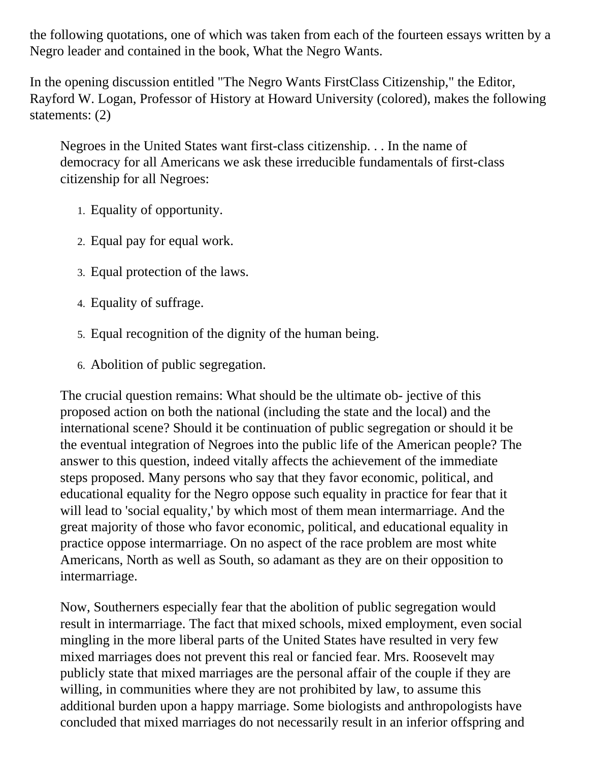the following quotations, one of which was taken from each of the fourteen essays written by a Negro leader and contained in the book, What the Negro Wants.

In the opening discussion entitled "The Negro Wants FirstClass Citizenship," the Editor, Rayford W. Logan, Professor of History at Howard University (colored), makes the following statements: (2)

> Negroes in the United States want first-class citizenship. . . In the name of democracy for all Americans we ask these irreducible fundamentals of first-class citizenship for all Negroes:
>
> 1. Equality of opportunity.
> 2. Equal pay for equal work.
> 3. Equal protection of the laws.
> 4. Equality of suffrage.
> 5. Equal recognition of the dignity of the human being.
> 6. Abolition of public segregation.
>
> The crucial question remains: What should be the ultimate ob- jective of this proposed action on both the national (including the state and the local) and the international scene? Should it be continuation of public segregation or should it be the eventual integration of Negroes into the public life of the American people? The answer to this question, indeed vitally affects the achievement of the immediate steps proposed. Many persons who say that they favor economic, political, and educational equality for the Negro oppose such equality in practice for fear that it will lead to 'social equality,' by which most of them mean intermarriage. And the great majority of those who favor economic, political, and educational equality in practice oppose intermarriage. On no aspect of the race problem are most white Americans, North as well as South, so adamant as they are on their opposition to intermarriage.
>
> Now, Southerners especially fear that the abolition of public segregation would result in intermarriage. The fact that mixed schools, mixed employment, even social mingling in the more liberal parts of the United States have resulted in very few mixed marriages does not prevent this real or fancied fear. Mrs. Roosevelt may publicly state that mixed marriages are the personal affair of the couple if they are willing, in communities where they are not prohibited by law, to assume this additional burden upon a happy marriage. Some biologists and anthropologists have concluded that mixed marriages do not necessarily result in an inferior offspring and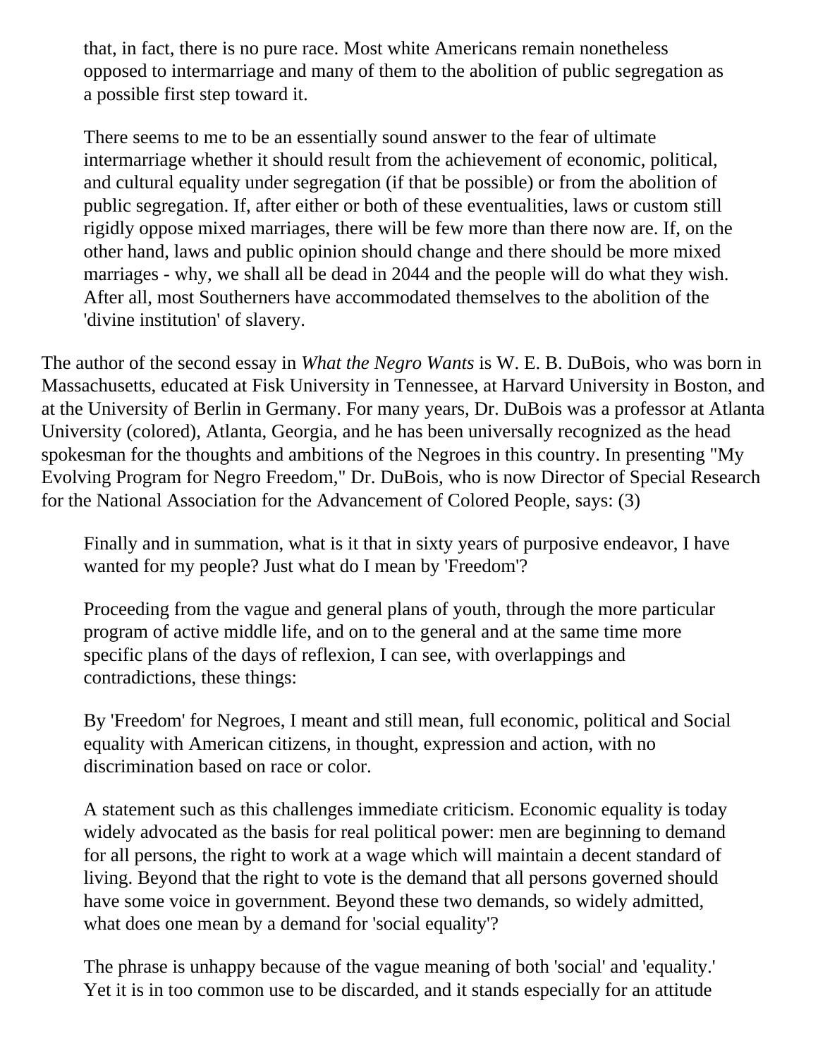> that, in fact, there is no pure race. Most white Americans remain nonetheless opposed to intermarriage and many of them to the abolition of public segregation as a possible first step toward it.
>
> There seems to me to be an essentially sound answer to the fear of ultimate intermarriage whether it should result from the achievement of economic, political, and cultural equality under segregation (if that be possible) or from the abolition of public segregation. If, after either or both of these eventualities, laws or custom still rigidly oppose mixed marriages, there will be few more than there now are. If, on the other hand, laws and public opinion should change and there should be more mixed marriages - why, we shall all be dead in 2044 and the people will do what they wish. After all, most Southerners have accommodated themselves to the abolition of the 'divine institution' of slavery.

The author of the second essay in *What the Negro Wants* is W. E. B. DuBois, who was born in Massachusetts, educated at Fisk University in Tennessee, at Harvard University in Boston, and at the University of Berlin in Germany. For many years, Dr. DuBois was a professor at Atlanta University (colored), Atlanta, Georgia, and he has been universally recognized as the head spokesman for the thoughts and ambitions of the Negroes in this country. In presenting "My Evolving Program for Negro Freedom," Dr. DuBois, who is now Director of Special Research for the National Association for the Advancement of Colored People, says: (3)

> Finally and in summation, what is it that in sixty years of purposive endeavor, I have wanted for my people? Just what do I mean by 'Freedom'?
>
> Proceeding from the vague and general plans of youth, through the more particular program of active middle life, and on to the general and at the same time more specific plans of the days of reflexion, I can see, with overlappings and contradictions, these things:
>
> By 'Freedom' for Negroes, I meant and still mean, full economic, political and Social equality with American citizens, in thought, expression and action, with no discrimination based on race or color.
>
> A statement such as this challenges immediate criticism. Economic equality is today widely advocated as the basis for real political power: men are beginning to demand for all persons, the right to work at a wage which will maintain a decent standard of living. Beyond that the right to vote is the demand that all persons governed should have some voice in government. Beyond these two demands, so widely admitted, what does one mean by a demand for 'social equality'?
>
> The phrase is unhappy because of the vague meaning of both 'social' and 'equality.' Yet it is in too common use to be discarded, and it stands especially for an attitude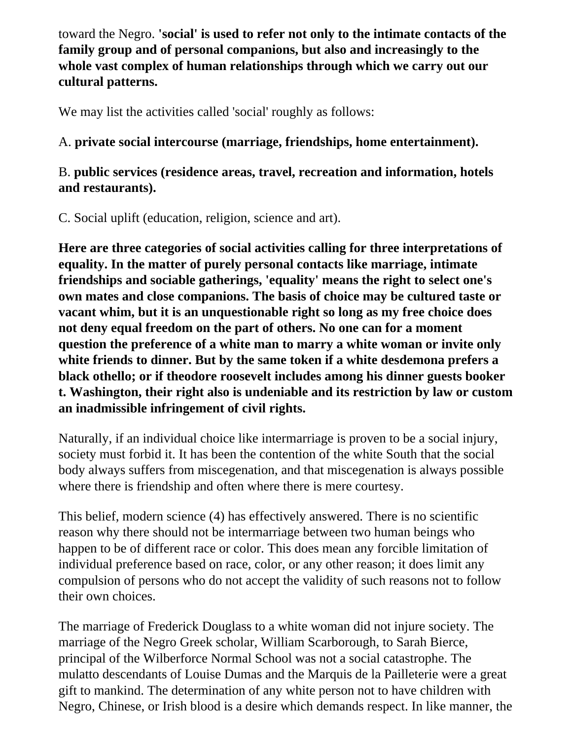toward the Negro. **'social' is used to refer not only to the intimate contacts of the family group and of personal companions, but also and increasingly to the whole vast complex of human relationships through which we carry out our cultural patterns.**

We may list the activities called 'social' roughly as follows:

A. **private social intercourse (marriage, friendships, home entertainment).**

B. **public services (residence areas, travel, recreation and information, hotels and restaurants).**

C. Social uplift (education, religion, science and art).

**Here are three categories of social activities calling for three interpretations of equality. In the matter of purely personal contacts like marriage, intimate friendships and sociable gatherings, 'equality' means the right to select one's own mates and close companions. The basis of choice may be cultured taste or vacant whim, but it is an unquestionable right so long as my free choice does not deny equal freedom on the part of others. No one can for a moment question the preference of a white man to marry a white woman or invite only white friends to dinner. But by the same token if a white desdemona prefers a black othello; or if theodore roosevelt includes among his dinner guests booker t. Washington, their right also is undeniable and its restriction by law or custom an inadmissible infringement of civil rights.**

Naturally, if an individual choice like intermarriage is proven to be a social injury, society must forbid it. It has been the contention of the white South that the social body always suffers from miscegenation, and that miscegenation is always possible where there is friendship and often where there is mere courtesy.

This belief, modern science (4) has effectively answered. There is no scientific reason why there should not be intermarriage between two human beings who happen to be of different race or color. This does mean any forcible limitation of individual preference based on race, color, or any other reason; it does limit any compulsion of persons who do not accept the validity of such reasons not to follow their own choices.

The marriage of Frederick Douglass to a white woman did not injure society. The marriage of the Negro Greek scholar, William Scarborough, to Sarah Bierce, principal of the Wilberforce Normal School was not a social catastrophe. The mulatto descendants of Louise Dumas and the Marquis de la Pailleterie were a great gift to mankind. The determination of any white person not to have children with Negro, Chinese, or Irish blood is a desire which demands respect. In like manner, the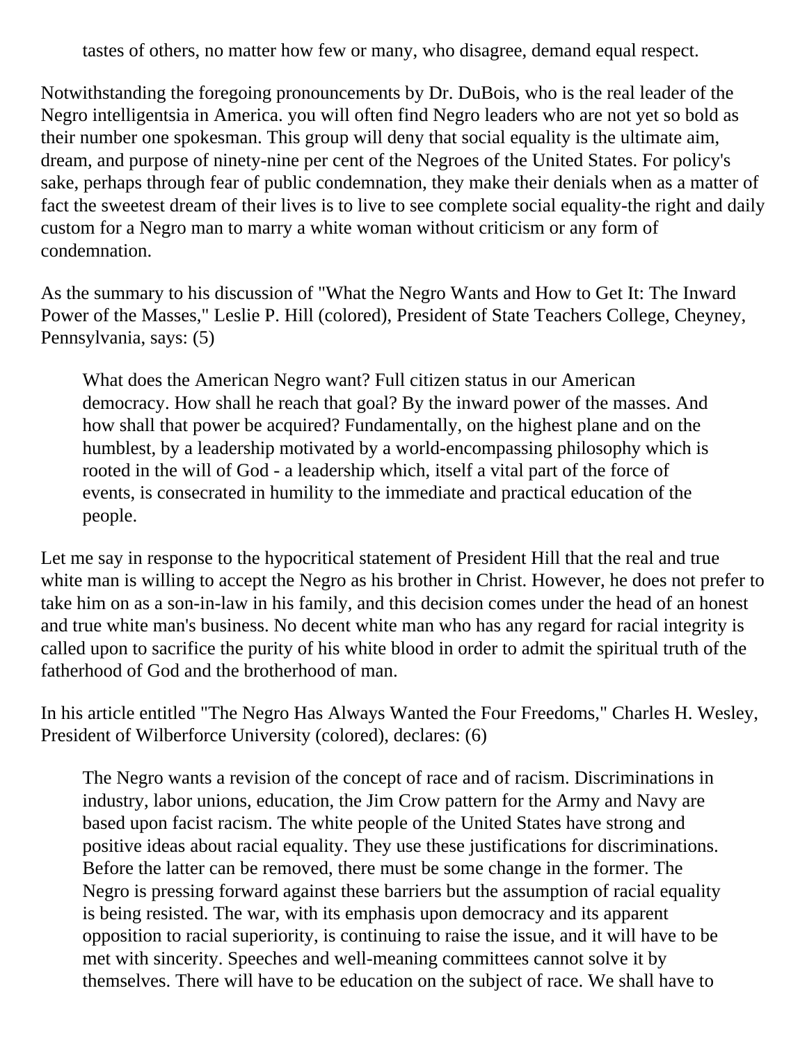tastes of others, no matter how few or many, who disagree, demand equal respect.

Notwithstanding the foregoing pronouncements by Dr. DuBois, who is the real leader of the Negro intelligentsia in America. you will often find Negro leaders who are not yet so bold as their number one spokesman. This group will deny that social equality is the ultimate aim, dream, and purpose of ninety-nine per cent of the Negroes of the United States. For policy's sake, perhaps through fear of public condemnation, they make their denials when as a matter of fact the sweetest dream of their lives is to live to see complete social equality-the right and daily custom for a Negro man to marry a white woman without criticism or any form of condemnation.

As the summary to his discussion of "What the Negro Wants and How to Get It: The Inward Power of the Masses," Leslie P. Hill (colored), President of State Teachers College, Cheyney, Pennsylvania, says: (5)

> What does the American Negro want? Full citizen status in our American democracy. How shall he reach that goal? By the inward power of the masses. And how shall that power be acquired? Fundamentally, on the highest plane and on the humblest, by a leadership motivated by a world-encompassing philosophy which is rooted in the will of God - a leadership which, itself a vital part of the force of events, is consecrated in humility to the immediate and practical education of the people.

Let me say in response to the hypocritical statement of President Hill that the real and true white man is willing to accept the Negro as his brother in Christ. However, he does not prefer to take him on as a son-in-law in his family, and this decision comes under the head of an honest and true white man's business. No decent white man who has any regard for racial integrity is called upon to sacrifice the purity of his white blood in order to admit the spiritual truth of the fatherhood of God and the brotherhood of man.

In his article entitled "The Negro Has Always Wanted the Four Freedoms," Charles H. Wesley, President of Wilberforce University (colored), declares: (6)

> The Negro wants a revision of the concept of race and of racism. Discriminations in industry, labor unions, education, the Jim Crow pattern for the Army and Navy are based upon facist racism. The white people of the United States have strong and positive ideas about racial equality. They use these justifications for discriminations. Before the latter can be removed, there must be some change in the former. The Negro is pressing forward against these barriers but the assumption of racial equality is being resisted. The war, with its emphasis upon democracy and its apparent opposition to racial superiority, is continuing to raise the issue, and it will have to be met with sincerity. Speeches and well-meaning committees cannot solve it by themselves. There will have to be education on the subject of race. We shall have to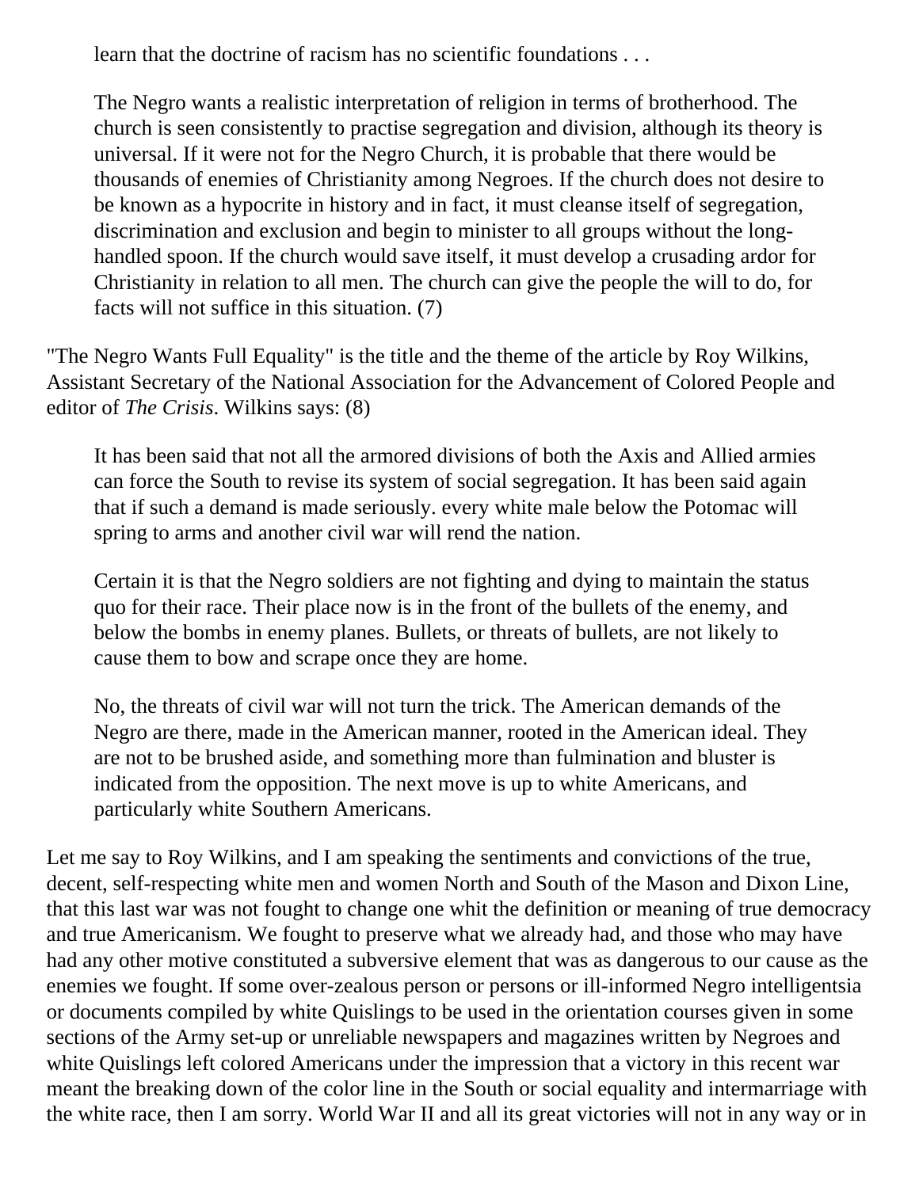> learn that the doctrine of racism has no scientific foundations . . .
>
> The Negro wants a realistic interpretation of religion in terms of brotherhood. The church is seen consistently to practise segregation and division, although its theory is universal. If it were not for the Negro Church, it is probable that there would be thousands of enemies of Christianity among Negroes. If the church does not desire to be known as a hypocrite in history and in fact, it must cleanse itself of segregation, discrimination and exclusion and begin to minister to all groups without the long-handled spoon. If the church would save itself, it must develop a crusading ardor for Christianity in relation to all men. The church can give the people the will to do, for facts will not suffice in this situation. (7)

"The Negro Wants Full Equality" is the title and the theme of the article by Roy Wilkins, Assistant Secretary of the National Association for the Advancement of Colored People and editor of *The Crisis*. Wilkins says: (8)

> It has been said that not all the armored divisions of both the Axis and Allied armies can force the South to revise its system of social segregation. It has been said again that if such a demand is made seriously. every white male below the Potomac will spring to arms and another civil war will rend the nation.
>
> Certain it is that the Negro soldiers are not fighting and dying to maintain the status quo for their race. Their place now is in the front of the bullets of the enemy, and below the bombs in enemy planes. Bullets, or threats of bullets, are not likely to cause them to bow and scrape once they are home.
>
> No, the threats of civil war will not turn the trick. The American demands of the Negro are there, made in the American manner, rooted in the American ideal. They are not to be brushed aside, and something more than fulmination and bluster is indicated from the opposition. The next move is up to white Americans, and particularly white Southern Americans.

Let me say to Roy Wilkins, and I am speaking the sentiments and convictions of the true, decent, self-respecting white men and women North and South of the Mason and Dixon Line, that this last war was not fought to change one whit the definition or meaning of true democracy and true Americanism. We fought to preserve what we already had, and those who may have had any other motive constituted a subversive element that was as dangerous to our cause as the enemies we fought. If some over-zealous person or persons or ill-informed Negro intelligentsia or documents compiled by white Quislings to be used in the orientation courses given in some sections of the Army set-up or unreliable newspapers and magazines written by Negroes and white Quislings left colored Americans under the impression that a victory in this recent war meant the breaking down of the color line in the South or social equality and intermarriage with the white race, then I am sorry. World War II and all its great victories will not in any way or in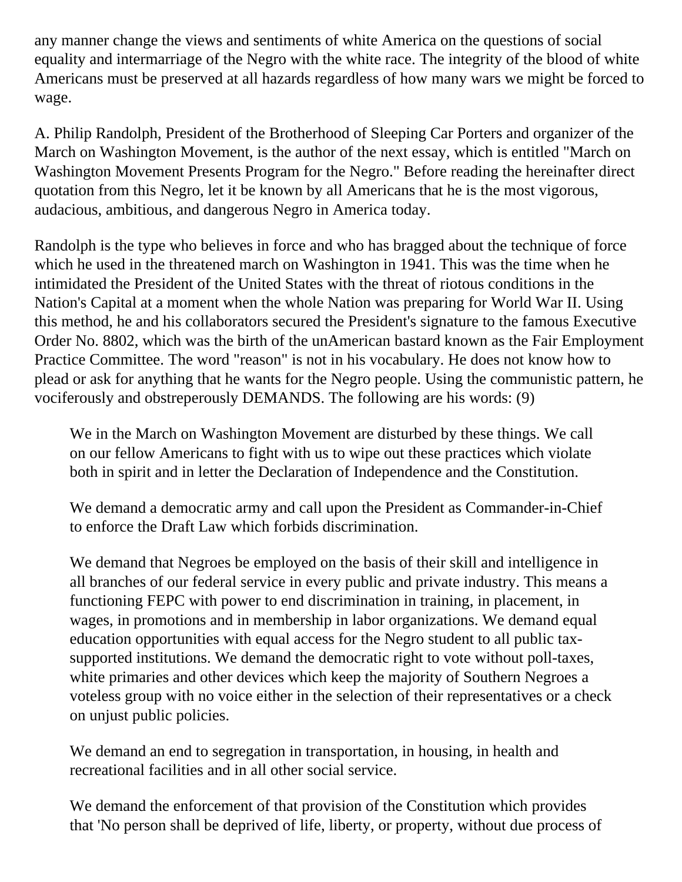any manner change the views and sentiments of white America on the questions of social equality and intermarriage of the Negro with the white race. The integrity of the blood of white Americans must be preserved at all hazards regardless of how many wars we might be forced to wage.

A. Philip Randolph, President of the Brotherhood of Sleeping Car Porters and organizer of the March on Washington Movement, is the author of the next essay, which is entitled "March on Washington Movement Presents Program for the Negro." Before reading the hereinafter direct quotation from this Negro, let it be known by all Americans that he is the most vigorous, audacious, ambitious, and dangerous Negro in America today.

Randolph is the type who believes in force and who has bragged about the technique of force which he used in the threatened march on Washington in 1941. This was the time when he intimidated the President of the United States with the threat of riotous conditions in the Nation's Capital at a moment when the whole Nation was preparing for World War II. Using this method, he and his collaborators secured the President's signature to the famous Executive Order No. 8802, which was the birth of the unAmerican bastard known as the Fair Employment Practice Committee. The word "reason" is not in his vocabulary. He does not know how to plead or ask for anything that he wants for the Negro people. Using the communistic pattern, he vociferously and obstreperously DEMANDS. The following are his words: (9)

> We in the March on Washington Movement are disturbed by these things. We call on our fellow Americans to fight with us to wipe out these practices which violate both in spirit and in letter the Declaration of Independence and the Constitution.
>
> We demand a democratic army and call upon the President as Commander-in-Chief to enforce the Draft Law which forbids discrimination.
>
> We demand that Negroes be employed on the basis of their skill and intelligence in all branches of our federal service in every public and private industry. This means a functioning FEPC with power to end discrimination in training, in placement, in wages, in promotions and in membership in labor organizations. We demand equal education opportunities with equal access for the Negro student to all public tax-supported institutions. We demand the democratic right to vote without poll-taxes, white primaries and other devices which keep the majority of Southern Negroes a voteless group with no voice either in the selection of their representatives or a check on unjust public policies.
>
> We demand an end to segregation in transportation, in housing, in health and recreational facilities and in all other social service.
>
> We demand the enforcement of that provision of the Constitution which provides that 'No person shall be deprived of life, liberty, or property, without due process of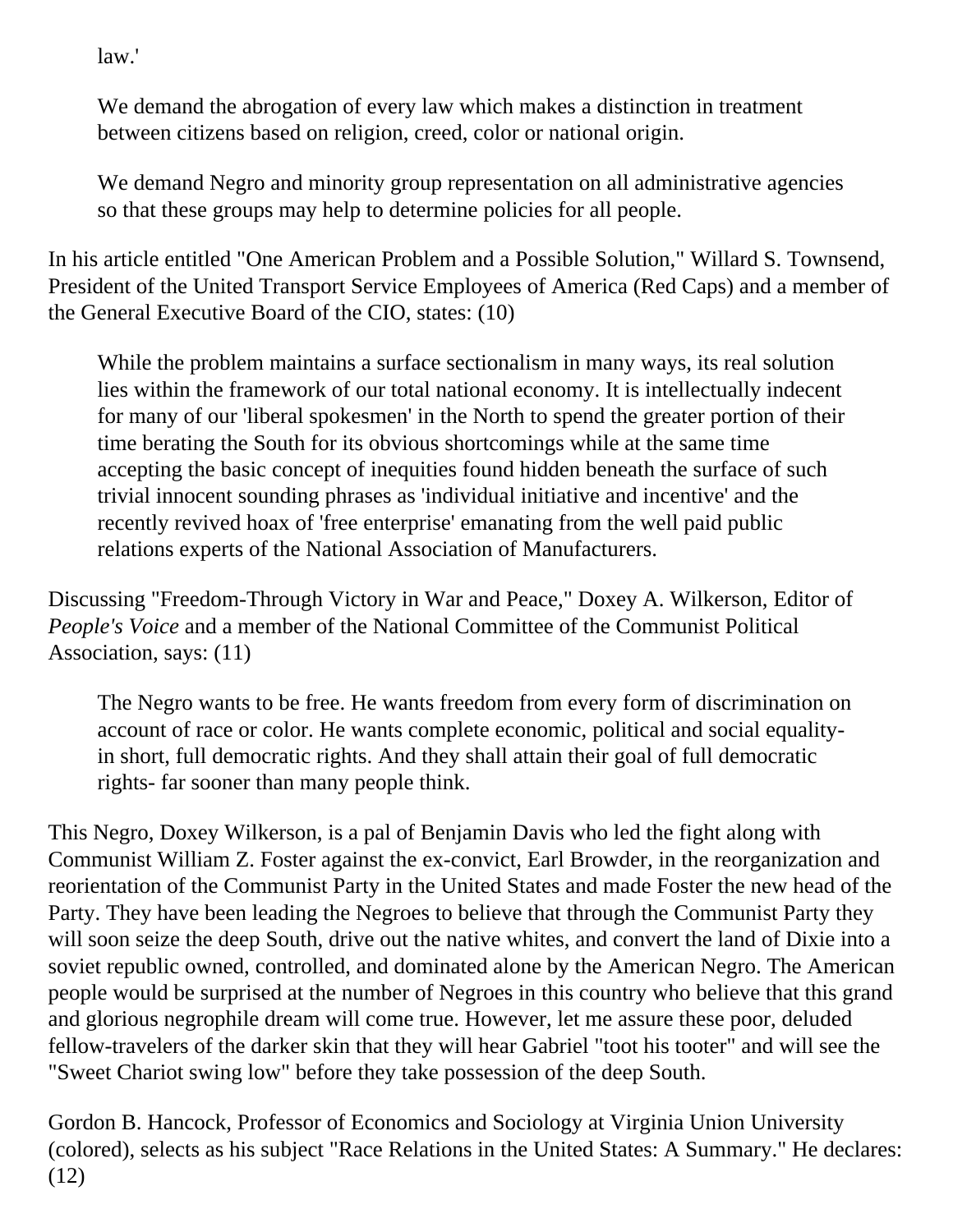law.'

> We demand the abrogation of every law which makes a distinction in treatment between citizens based on religion, creed, color or national origin.
>
> We demand Negro and minority group representation on all administrative agencies so that these groups may help to determine policies for all people.

In his article entitled "One American Problem and a Possible Solution," Willard S. Townsend, President of the United Transport Service Employees of America (Red Caps) and a member of the General Executive Board of the CIO, states: (10)

> While the problem maintains a surface sectionalism in many ways, its real solution lies within the framework of our total national economy. It is intellectually indecent for many of our 'liberal spokesmen' in the North to spend the greater portion of their time berating the South for its obvious shortcomings while at the same time accepting the basic concept of inequities found hidden beneath the surface of such trivial innocent sounding phrases as 'individual initiative and incentive' and the recently revived hoax of 'free enterprise' emanating from the well paid public relations experts of the National Association of Manufacturers.

Discussing "Freedom-Through Victory in War and Peace," Doxey A. Wilkerson, Editor of *People's Voice* and a member of the National Committee of the Communist Political Association, says: (11)

> The Negro wants to be free. He wants freedom from every form of discrimination on account of race or color. He wants complete economic, political and social equality- in short, full democratic rights. And they shall attain their goal of full democratic rights- far sooner than many people think.

This Negro, Doxey Wilkerson, is a pal of Benjamin Davis who led the fight along with Communist William Z. Foster against the ex-convict, Earl Browder, in the reorganization and reorientation of the Communist Party in the United States and made Foster the new head of the Party. They have been leading the Negroes to believe that through the Communist Party they will soon seize the deep South, drive out the native whites, and convert the land of Dixie into a soviet republic owned, controlled, and dominated alone by the American Negro. The American people would be surprised at the number of Negroes in this country who believe that this grand and glorious negrophile dream will come true. However, let me assure these poor, deluded fellow-travelers of the darker skin that they will hear Gabriel "toot his tooter" and will see the "Sweet Chariot swing low" before they take possession of the deep South.

Gordon B. Hancock, Professor of Economics and Sociology at Virginia Union University (colored), selects as his subject "Race Relations in the United States: A Summary." He declares: (12)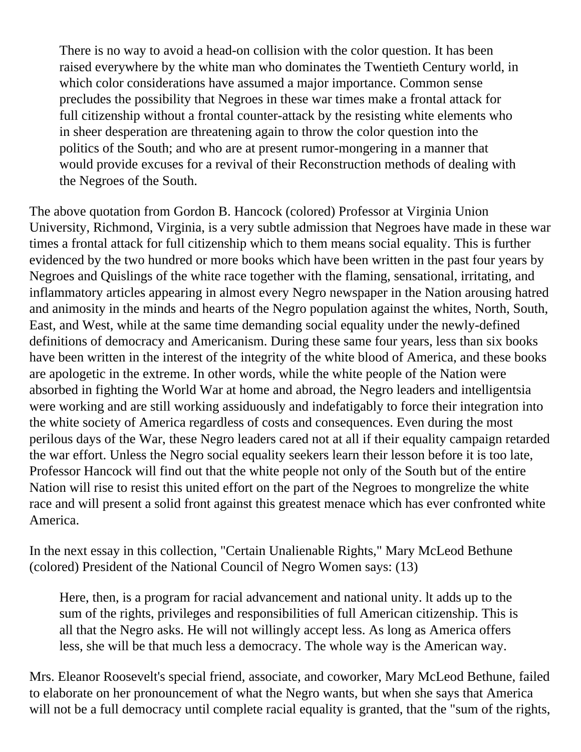> There is no way to avoid a head-on collision with the color question. It has been raised everywhere by the white man who dominates the Twentieth Century world, in which color considerations have assumed a major importance. Common sense precludes the possibility that Negroes in these war times make a frontal attack for full citizenship without a frontal counter-attack by the resisting white elements who in sheer desperation are threatening again to throw the color question into the politics of the South; and who are at present rumor-mongering in a manner that would provide excuses for a revival of their Reconstruction methods of dealing with the Negroes of the South.

The above quotation from Gordon B. Hancock (colored) Professor at Virginia Union University, Richmond, Virginia, is a very subtle admission that Negroes have made in these war times a frontal attack for full citizenship which to them means social equality. This is further evidenced by the two hundred or more books which have been written in the past four years by Negroes and Quislings of the white race together with the flaming, sensational, irritating, and inflammatory articles appearing in almost every Negro newspaper in the Nation arousing hatred and animosity in the minds and hearts of the Negro population against the whites, North, South, East, and West, while at the same time demanding social equality under the newly-defined definitions of democracy and Americanism. During these same four years, less than six books have been written in the interest of the integrity of the white blood of America, and these books are apologetic in the extreme. In other words, while the white people of the Nation were absorbed in fighting the World War at home and abroad, the Negro leaders and intelligentsia were working and are still working assiduously and indefatigably to force their integration into the white society of America regardless of costs and consequences. Even during the most perilous days of the War, these Negro leaders cared not at all if their equality campaign retarded the war effort. Unless the Negro social equality seekers learn their lesson before it is too late, Professor Hancock will find out that the white people not only of the South but of the entire Nation will rise to resist this united effort on the part of the Negroes to mongrelize the white race and will present a solid front against this greatest menace which has ever confronted white America.

In the next essay in this collection, "Certain Unalienable Rights," Mary McLeod Bethune (colored) President of the National Council of Negro Women says: (13)

> Here, then, is a program for racial advancement and national unity. lt adds up to the sum of the rights, privileges and responsibilities of full American citizenship. This is all that the Negro asks. He will not willingly accept less. As long as America offers less, she will be that much less a democracy. The whole way is the American way.

Mrs. Eleanor Roosevelt's special friend, associate, and coworker, Mary McLeod Bethune, failed to elaborate on her pronouncement of what the Negro wants, but when she says that America will not be a full democracy until complete racial equality is granted, that the "sum of the rights,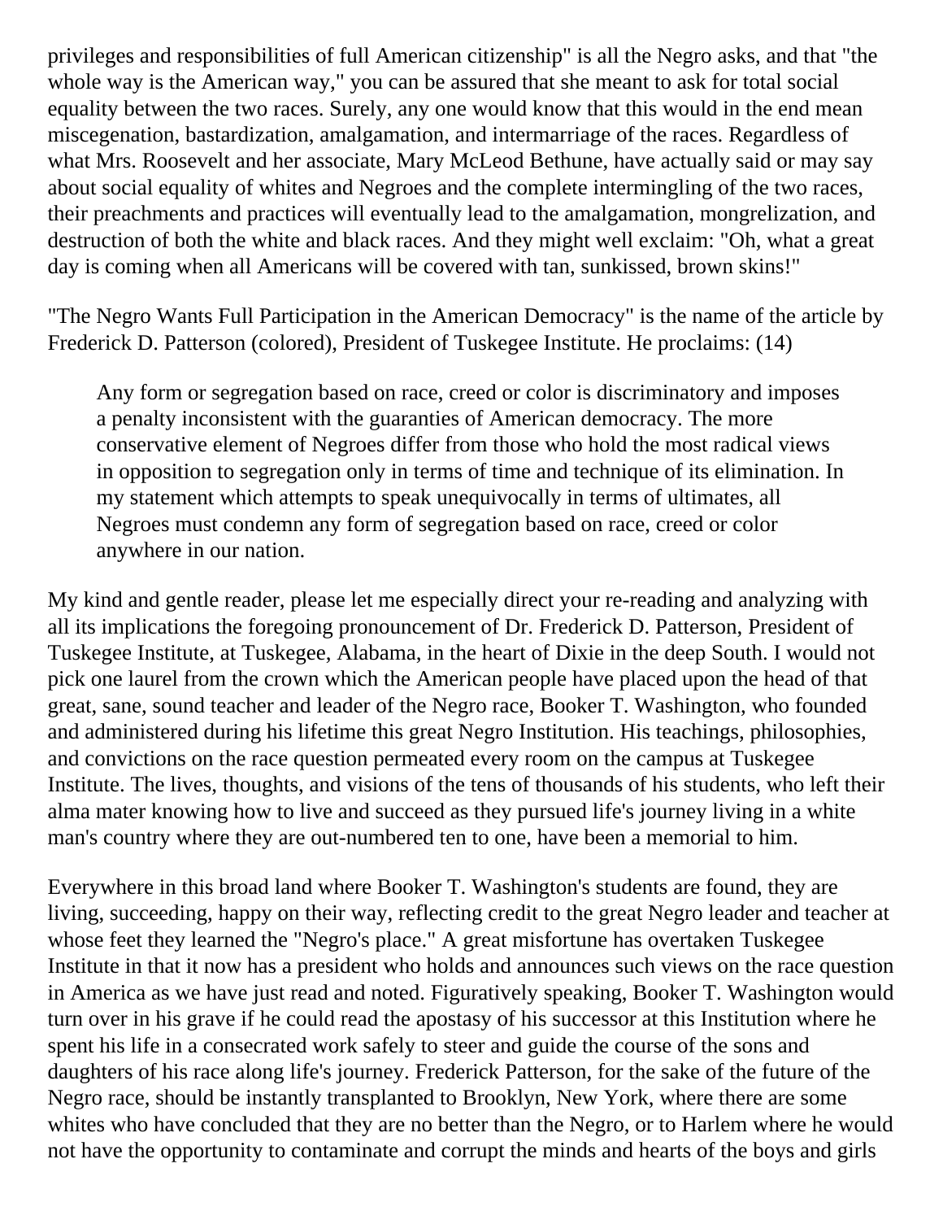privileges and responsibilities of full American citizenship" is all the Negro asks, and that "the whole way is the American way," you can be assured that she meant to ask for total social equality between the two races. Surely, any one would know that this would in the end mean miscegenation, bastardization, amalgamation, and intermarriage of the races. Regardless of what Mrs. Roosevelt and her associate, Mary McLeod Bethune, have actually said or may say about social equality of whites and Negroes and the complete intermingling of the two races, their preachments and practices will eventually lead to the amalgamation, mongrelization, and destruction of both the white and black races. And they might well exclaim: "Oh, what a great day is coming when all Americans will be covered with tan, sunkissed, brown skins!"

"The Negro Wants Full Participation in the American Democracy" is the name of the article by Frederick D. Patterson (colored), President of Tuskegee Institute. He proclaims: (14)

> Any form or segregation based on race, creed or color is discriminatory and imposes a penalty inconsistent with the guaranties of American democracy. The more conservative element of Negroes differ from those who hold the most radical views in opposition to segregation only in terms of time and technique of its elimination. In my statement which attempts to speak unequivocally in terms of ultimates, all Negroes must condemn any form of segregation based on race, creed or color anywhere in our nation.

My kind and gentle reader, please let me especially direct your re-reading and analyzing with all its implications the foregoing pronouncement of Dr. Frederick D. Patterson, President of Tuskegee Institute, at Tuskegee, Alabama, in the heart of Dixie in the deep South. I would not pick one laurel from the crown which the American people have placed upon the head of that great, sane, sound teacher and leader of the Negro race, Booker T. Washington, who founded and administered during his lifetime this great Negro Institution. His teachings, philosophies, and convictions on the race question permeated every room on the campus at Tuskegee Institute. The lives, thoughts, and visions of the tens of thousands of his students, who left their alma mater knowing how to live and succeed as they pursued life's journey living in a white man's country where they are out-numbered ten to one, have been a memorial to him.

Everywhere in this broad land where Booker T. Washington's students are found, they are living, succeeding, happy on their way, reflecting credit to the great Negro leader and teacher at whose feet they learned the "Negro's place." A great misfortune has overtaken Tuskegee Institute in that it now has a president who holds and announces such views on the race question in America as we have just read and noted. Figuratively speaking, Booker T. Washington would turn over in his grave if he could read the apostasy of his successor at this Institution where he spent his life in a consecrated work safely to steer and guide the course of the sons and daughters of his race along life's journey. Frederick Patterson, for the sake of the future of the Negro race, should be instantly transplanted to Brooklyn, New York, where there are some whites who have concluded that they are no better than the Negro, or to Harlem where he would not have the opportunity to contaminate and corrupt the minds and hearts of the boys and girls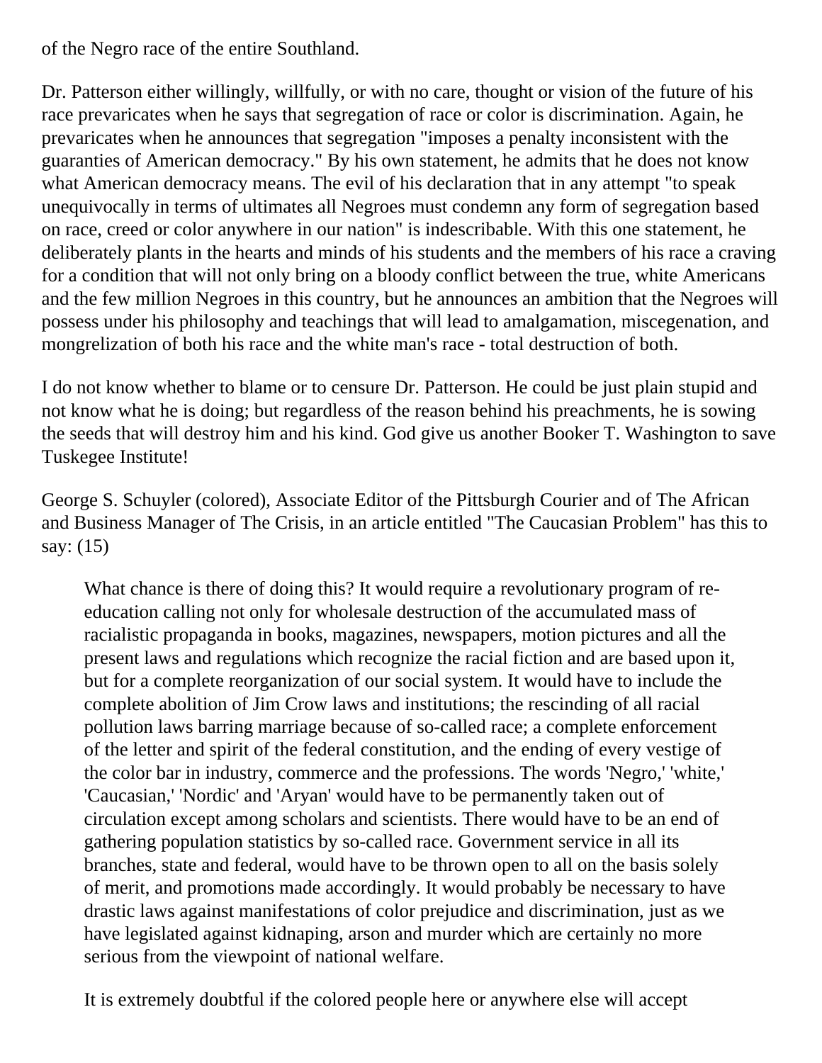of the Negro race of the entire Southland.

Dr. Patterson either willingly, willfully, or with no care, thought or vision of the future of his race prevaricates when he says that segregation of race or color is discrimination. Again, he prevaricates when he announces that segregation "imposes a penalty inconsistent with the guaranties of American democracy." By his own statement, he admits that he does not know what American democracy means. The evil of his declaration that in any attempt "to speak unequivocally in terms of ultimates all Negroes must condemn any form of segregation based on race, creed or color anywhere in our nation" is indescribable. With this one statement, he deliberately plants in the hearts and minds of his students and the members of his race a craving for a condition that will not only bring on a bloody conflict between the true, white Americans and the few million Negroes in this country, but he announces an ambition that the Negroes will possess under his philosophy and teachings that will lead to amalgamation, miscegenation, and mongrelization of both his race and the white man's race - total destruction of both.

I do not know whether to blame or to censure Dr. Patterson. He could be just plain stupid and not know what he is doing; but regardless of the reason behind his preachments, he is sowing the seeds that will destroy him and his kind. God give us another Booker T. Washington to save Tuskegee Institute!

George S. Schuyler (colored), Associate Editor of the Pittsburgh Courier and of The African and Business Manager of The Crisis, in an article entitled "The Caucasian Problem" has this to say: (15)

> What chance is there of doing this? It would require a revolutionary program of re-education calling not only for wholesale destruction of the accumulated mass of racialistic propaganda in books, magazines, newspapers, motion pictures and all the present laws and regulations which recognize the racial fiction and are based upon it, but for a complete reorganization of our social system. It would have to include the complete abolition of Jim Crow laws and institutions; the rescinding of all racial pollution laws barring marriage because of so-called race; a complete enforcement of the letter and spirit of the federal constitution, and the ending of every vestige of the color bar in industry, commerce and the professions. The words 'Negro,' 'white,' 'Caucasian,' 'Nordic' and 'Aryan' would have to be permanently taken out of circulation except among scholars and scientists. There would have to be an end of gathering population statistics by so-called race. Government service in all its branches, state and federal, would have to be thrown open to all on the basis solely of merit, and promotions made accordingly. It would probably be necessary to have drastic laws against manifestations of color prejudice and discrimination, just as we have legislated against kidnaping, arson and murder which are certainly no more serious from the viewpoint of national welfare.
>
> It is extremely doubtful if the colored people here or anywhere else will accept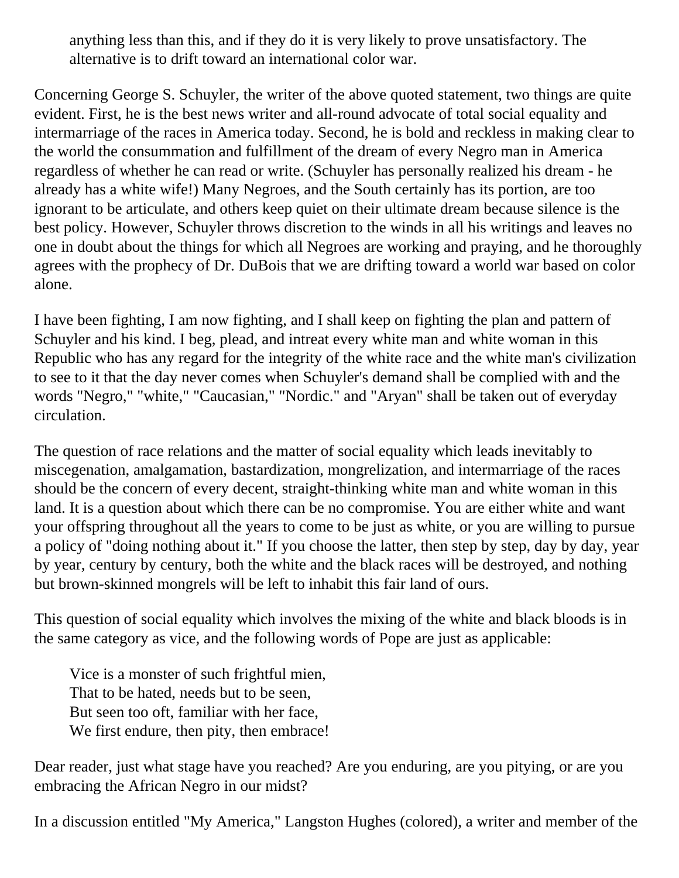anything less than this, and if they do it is very likely to prove unsatisfactory. The alternative is to drift toward an international color war.

Concerning George S. Schuyler, the writer of the above quoted statement, two things are quite evident. First, he is the best news writer and all-round advocate of total social equality and intermarriage of the races in America today. Second, he is bold and reckless in making clear to the world the consummation and fulfillment of the dream of every Negro man in America regardless of whether he can read or write. (Schuyler has personally realized his dream - he already has a white wife!) Many Negroes, and the South certainly has its portion, are too ignorant to be articulate, and others keep quiet on their ultimate dream because silence is the best policy. However, Schuyler throws discretion to the winds in all his writings and leaves no one in doubt about the things for which all Negroes are working and praying, and he thoroughly agrees with the prophecy of Dr. DuBois that we are drifting toward a world war based on color alone.

I have been fighting, I am now fighting, and I shall keep on fighting the plan and pattern of Schuyler and his kind. I beg, plead, and intreat every white man and white woman in this Republic who has any regard for the integrity of the white race and the white man's civilization to see to it that the day never comes when Schuyler's demand shall be complied with and the words "Negro," "white," "Caucasian," "Nordic." and "Aryan" shall be taken out of everyday circulation.

The question of race relations and the matter of social equality which leads inevitably to miscegenation, amalgamation, bastardization, mongrelization, and intermarriage of the races should be the concern of every decent, straight-thinking white man and white woman in this land. It is a question about which there can be no compromise. You are either white and want your offspring throughout all the years to come to be just as white, or you are willing to pursue a policy of "doing nothing about it." If you choose the latter, then step by step, day by day, year by year, century by century, both the white and the black races will be destroyed, and nothing but brown-skinned mongrels will be left to inhabit this fair land of ours.

This question of social equality which involves the mixing of the white and black bloods is in the same category as vice, and the following words of Pope are just as applicable:

> Vice is a monster of such frightful mien,
> That to be hated, needs but to be seen,
> But seen too oft, familiar with her face,
> We first endure, then pity, then embrace!

Dear reader, just what stage have you reached? Are you enduring, are you pitying, or are you embracing the African Negro in our midst?

In a discussion entitled "My America," Langston Hughes (colored), a writer and member of the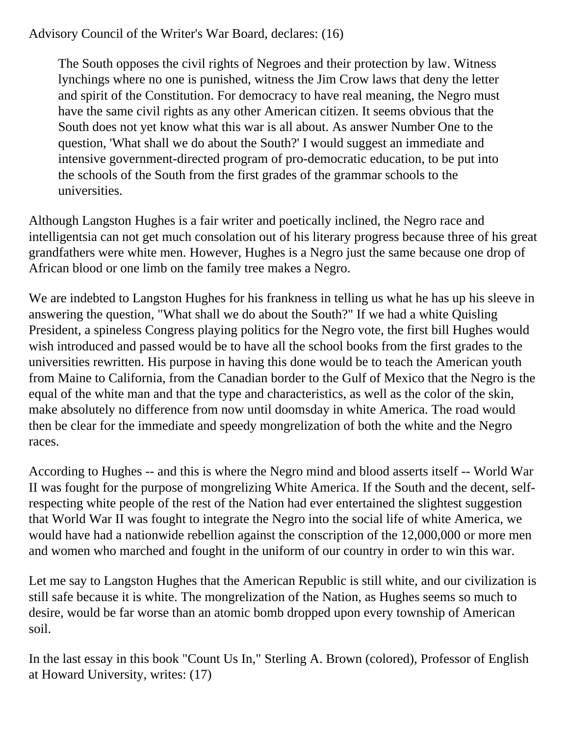Advisory Council of the Writer's War Board, declares: (16)

> The South opposes the civil rights of Negroes and their protection by law. Witness lynchings where no one is punished, witness the Jim Crow laws that deny the letter and spirit of the Constitution. For democracy to have real meaning, the Negro must have the same civil rights as any other American citizen. It seems obvious that the South does not yet know what this war is all about. As answer Number One to the question, 'What shall we do about the South?' I would suggest an immediate and intensive government-directed program of pro-democratic education, to be put into the schools of the South from the first grades of the grammar schools to the universities.

Although Langston Hughes is a fair writer and poetically inclined, the Negro race and intelligentsia can not get much consolation out of his literary progress because three of his great grandfathers were white men. However, Hughes is a Negro just the same because one drop of African blood or one limb on the family tree makes a Negro.

We are indebted to Langston Hughes for his frankness in telling us what he has up his sleeve in answering the question, "What shall we do about the South?" If we had a white Quisling President, a spineless Congress playing politics for the Negro vote, the first bill Hughes would wish introduced and passed would be to have all the school books from the first grades to the universities rewritten. His purpose in having this done would be to teach the American youth from Maine to California, from the Canadian border to the Gulf of Mexico that the Negro is the equal of the white man and that the type and characteristics, as well as the color of the skin, make absolutely no difference from now until doomsday in white America. The road would then be clear for the immediate and speedy mongrelization of both the white and the Negro races.

According to Hughes -- and this is where the Negro mind and blood asserts itself -- World War II was fought for the purpose of mongrelizing White America. If the South and the decent, self-respecting white people of the rest of the Nation had ever entertained the slightest suggestion that World War II was fought to integrate the Negro into the social life of white America, we would have had a nationwide rebellion against the conscription of the 12,000,000 or more men and women who marched and fought in the uniform of our country in order to win this war.

Let me say to Langston Hughes that the American Republic is still white, and our civilization is still safe because it is white. The mongrelization of the Nation, as Hughes seems so much to desire, would be far worse than an atomic bomb dropped upon every township of American soil.

In the last essay in this book "Count Us In," Sterling A. Brown (colored), Professor of English at Howard University, writes: (17)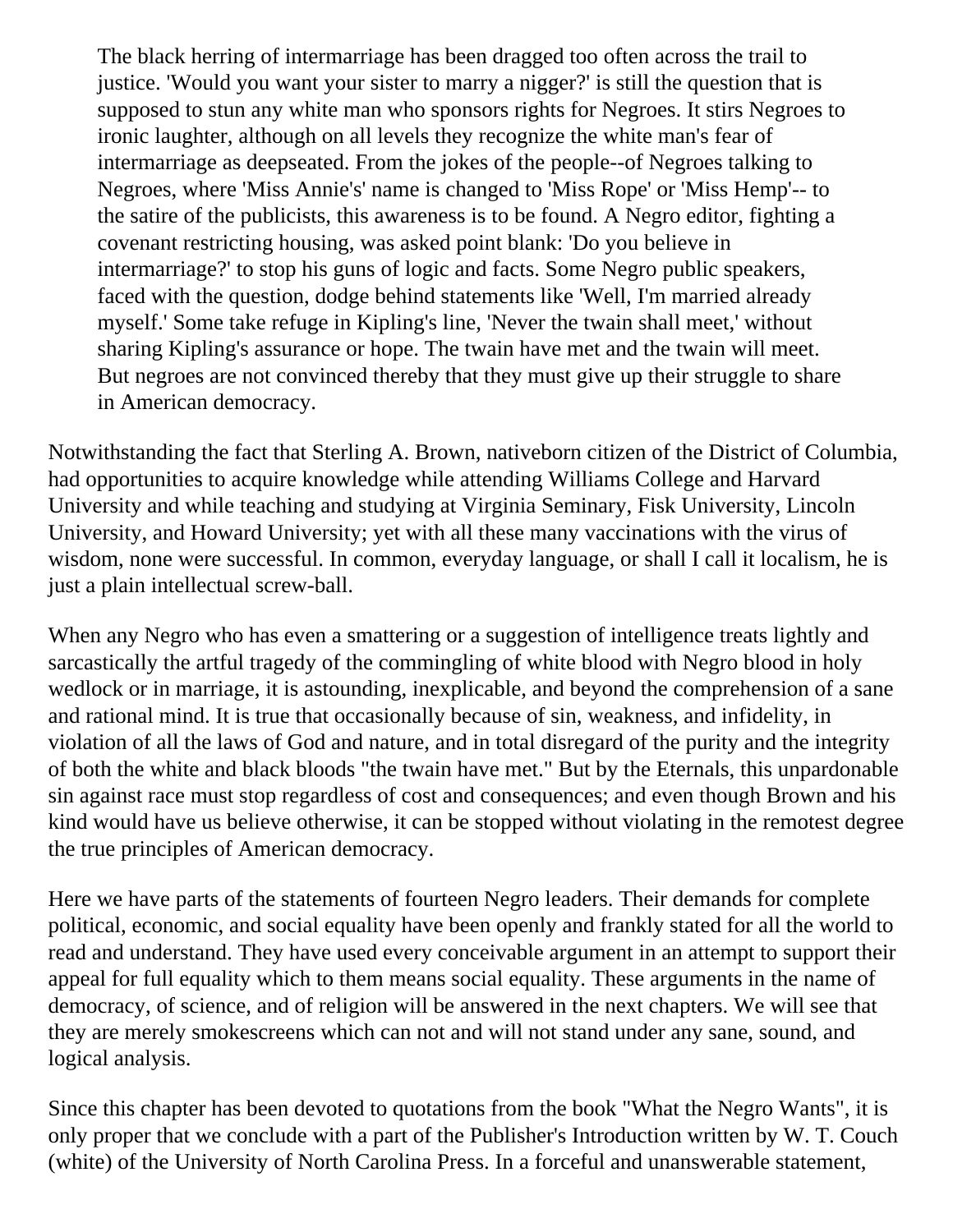> The black herring of intermarriage has been dragged too often across the trail to justice. 'Would you want your sister to marry a nigger?' is still the question that is supposed to stun any white man who sponsors rights for Negroes. It stirs Negroes to ironic laughter, although on all levels they recognize the white man's fear of intermarriage as deepseated. From the jokes of the people--of Negroes talking to Negroes, where 'Miss Annie's' name is changed to 'Miss Rope' or 'Miss Hemp'-- to the satire of the publicists, this awareness is to be found. A Negro editor, fighting a covenant restricting housing, was asked point blank: 'Do you believe in intermarriage?' to stop his guns of logic and facts. Some Negro public speakers, faced with the question, dodge behind statements like 'Well, I'm married already myself.' Some take refuge in Kipling's line, 'Never the twain shall meet,' without sharing Kipling's assurance or hope. The twain have met and the twain will meet. But negroes are not convinced thereby that they must give up their struggle to share in American democracy.

Notwithstanding the fact that Sterling A. Brown, nativeborn citizen of the District of Columbia, had opportunities to acquire knowledge while attending Williams College and Harvard University and while teaching and studying at Virginia Seminary, Fisk University, Lincoln University, and Howard University; yet with all these many vaccinations with the virus of wisdom, none were successful. In common, everyday language, or shall I call it localism, he is just a plain intellectual screw-ball.

When any Negro who has even a smattering or a suggestion of intelligence treats lightly and sarcastically the artful tragedy of the commingling of white blood with Negro blood in holy wedlock or in marriage, it is astounding, inexplicable, and beyond the comprehension of a sane and rational mind. It is true that occasionally because of sin, weakness, and infidelity, in violation of all the laws of God and nature, and in total disregard of the purity and the integrity of both the white and black bloods "the twain have met." But by the Eternals, this unpardonable sin against race must stop regardless of cost and consequences; and even though Brown and his kind would have us believe otherwise, it can be stopped without violating in the remotest degree the true principles of American democracy.

Here we have parts of the statements of fourteen Negro leaders. Their demands for complete political, economic, and social equality have been openly and frankly stated for all the world to read and understand. They have used every conceivable argument in an attempt to support their appeal for full equality which to them means social equality. These arguments in the name of democracy, of science, and of religion will be answered in the next chapters. We will see that they are merely smokescreens which can not and will not stand under any sane, sound, and logical analysis.

Since this chapter has been devoted to quotations from the book "What the Negro Wants", it is only proper that we conclude with a part of the Publisher's Introduction written by W. T. Couch (white) of the University of North Carolina Press. In a forceful and unanswerable statement,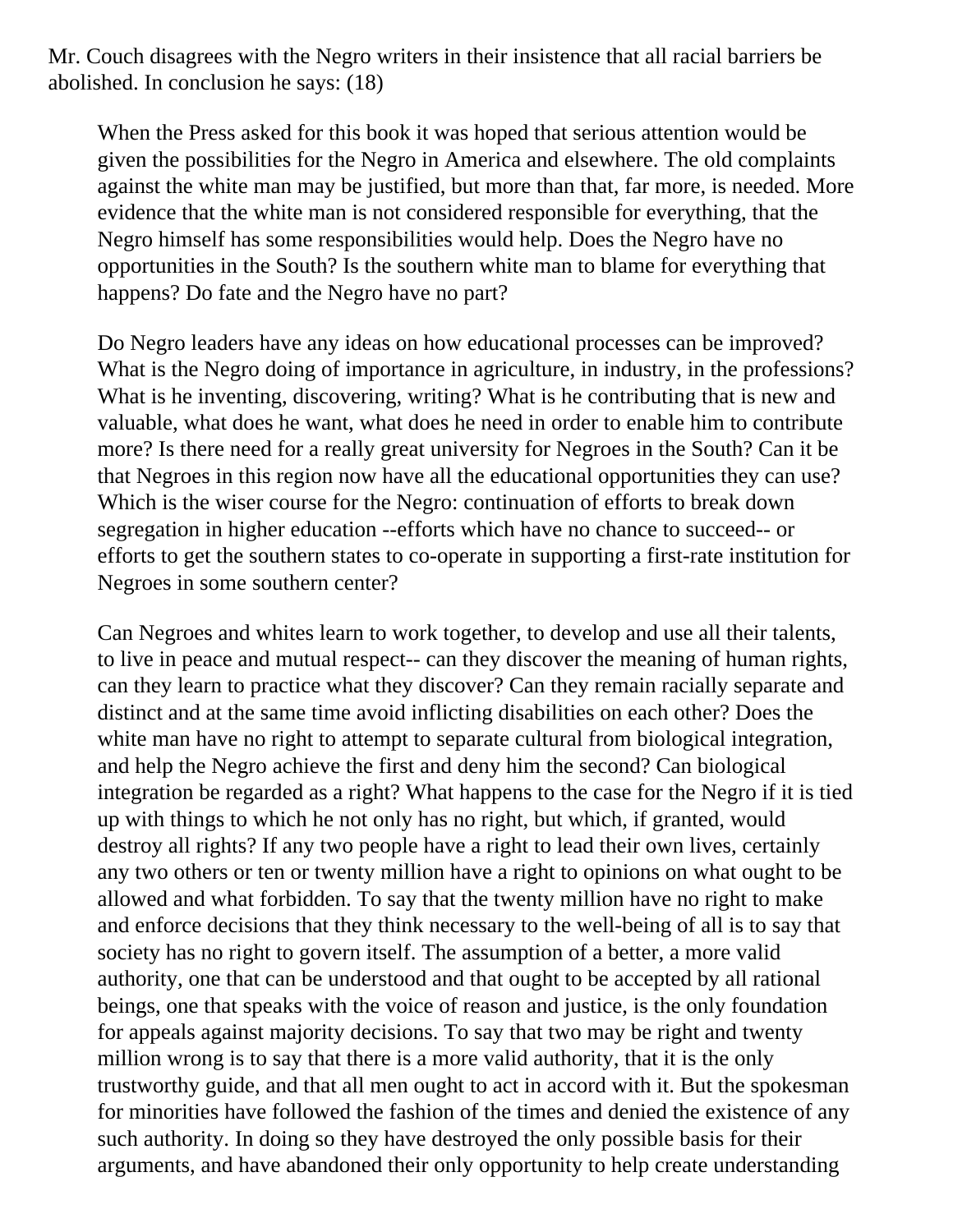Mr. Couch disagrees with the Negro writers in their insistence that all racial barriers be abolished. In conclusion he says: (18)

> When the Press asked for this book it was hoped that serious attention would be given the possibilities for the Negro in America and elsewhere. The old complaints against the white man may be justified, but more than that, far more, is needed. More evidence that the white man is not considered responsible for everything, that the Negro himself has some responsibilities would help. Does the Negro have no opportunities in the South? Is the southern white man to blame for everything that happens? Do fate and the Negro have no part?
>
> Do Negro leaders have any ideas on how educational processes can be improved? What is the Negro doing of importance in agriculture, in industry, in the professions? What is he inventing, discovering, writing? What is he contributing that is new and valuable, what does he want, what does he need in order to enable him to contribute more? Is there need for a really great university for Negroes in the South? Can it be that Negroes in this region now have all the educational opportunities they can use? Which is the wiser course for the Negro: continuation of efforts to break down segregation in higher education --efforts which have no chance to succeed-- or efforts to get the southern states to co-operate in supporting a first-rate institution for Negroes in some southern center?
>
> Can Negroes and whites learn to work together, to develop and use all their talents, to live in peace and mutual respect-- can they discover the meaning of human rights, can they learn to practice what they discover? Can they remain racially separate and distinct and at the same time avoid inflicting disabilities on each other? Does the white man have no right to attempt to separate cultural from biological integration, and help the Negro achieve the first and deny him the second? Can biological integration be regarded as a right? What happens to the case for the Negro if it is tied up with things to which he not only has no right, but which, if granted, would destroy all rights? If any two people have a right to lead their own lives, certainly any two others or ten or twenty million have a right to opinions on what ought to be allowed and what forbidden. To say that the twenty million have no right to make and enforce decisions that they think necessary to the well-being of all is to say that society has no right to govern itself. The assumption of a better, a more valid authority, one that can be understood and that ought to be accepted by all rational beings, one that speaks with the voice of reason and justice, is the only foundation for appeals against majority decisions. To say that two may be right and twenty million wrong is to say that there is a more valid authority, that it is the only trustworthy guide, and that all men ought to act in accord with it. But the spokesman for minorities have followed the fashion of the times and denied the existence of any such authority. In doing so they have destroyed the only possible basis for their arguments, and have abandoned their only opportunity to help create understanding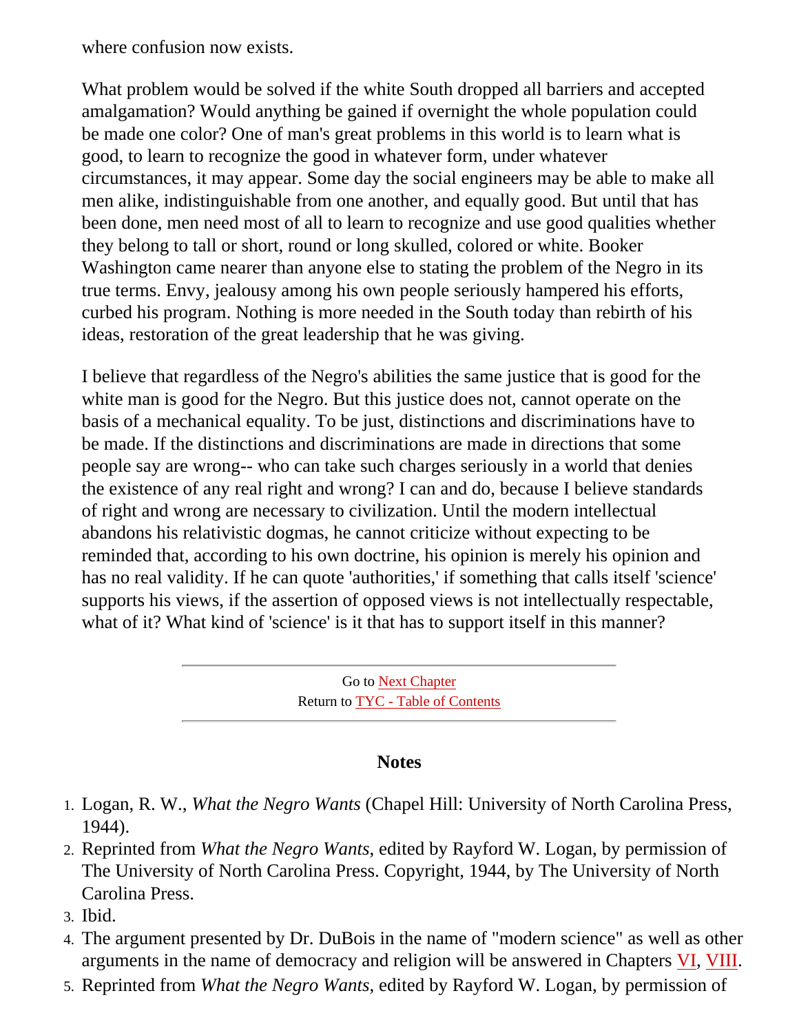where confusion now exists.

What problem would be solved if the white South dropped all barriers and accepted amalgamation? Would anything be gained if overnight the whole population could be made one color? One of man's great problems in this world is to learn what is good, to learn to recognize the good in whatever form, under whatever circumstances, it may appear. Some day the social engineers may be able to make all men alike, indistinguishable from one another, and equally good. But until that has been done, men need most of all to learn to recognize and use good qualities whether they belong to tall or short, round or long skulled, colored or white. Booker Washington came nearer than anyone else to stating the problem of the Negro in its true terms. Envy, jealousy among his own people seriously hampered his efforts, curbed his program. Nothing is more needed in the South today than rebirth of his ideas, restoration of the great leadership that he was giving.

I believe that regardless of the Negro's abilities the same justice that is good for the white man is good for the Negro. But this justice does not, cannot operate on the basis of a mechanical equality. To be just, distinctions and discriminations have to be made. If the distinctions and discriminations are made in directions that some people say are wrong-- who can take such charges seriously in a world that denies the existence of any real right and wrong? I can and do, because I believe standards of right and wrong are necessary to civilization. Until the modern intellectual abandons his relativistic dogmas, he cannot criticize without expecting to be reminded that, according to his own doctrine, his opinion is merely his opinion and has no real validity. If he can quote 'authorities,' if something that calls itself 'science' supports his views, if the assertion of opposed views is not intellectually respectable, what of it? What kind of 'science' is it that has to support itself in this manner?

---

Go to Next Chapter
Return to TYC - Table of Contents

---

### Notes

1. Logan, R. W., *What the Negro Wants* (Chapel Hill: University of North Carolina Press, 1944).
2. Reprinted from *What the Negro Wants*, edited by Rayford W. Logan, by permission of The University of North Carolina Press. Copyright, 1944, by The University of North Carolina Press.
3. Ibid.
4. The argument presented by Dr. DuBois in the name of "modern science" as well as other arguments in the name of democracy and religion will be answered in Chapters VI, VIII.
5. Reprinted from *What the Negro Wants*, edited by Rayford W. Logan, by permission of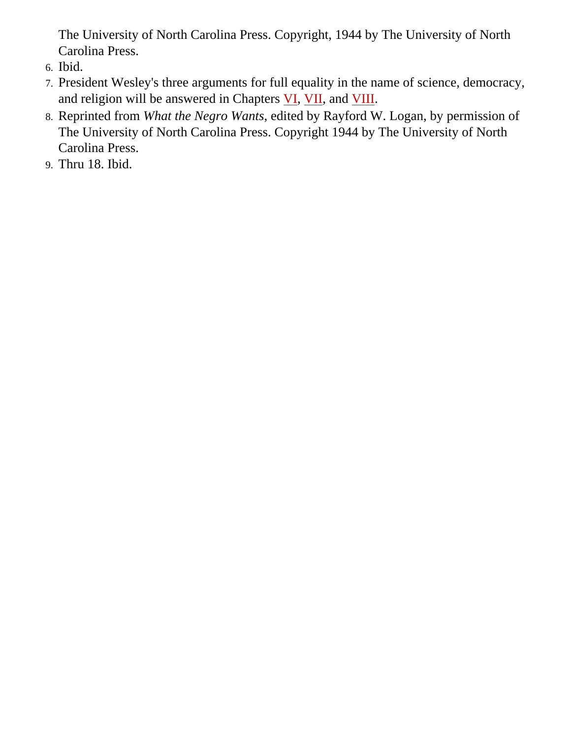The University of North Carolina Press. Copyright, 1944 by The University of North Carolina Press.

6. Ibid.
7. President Wesley's three arguments for full equality in the name of science, democracy, and religion will be answered in Chapters VI, VII, and VIII.
8. Reprinted from *What the Negro Wants*, edited by Rayford W. Logan, by permission of The University of North Carolina Press. Copyright 1944 by The University of North Carolina Press.
9. Thru 18. Ibid.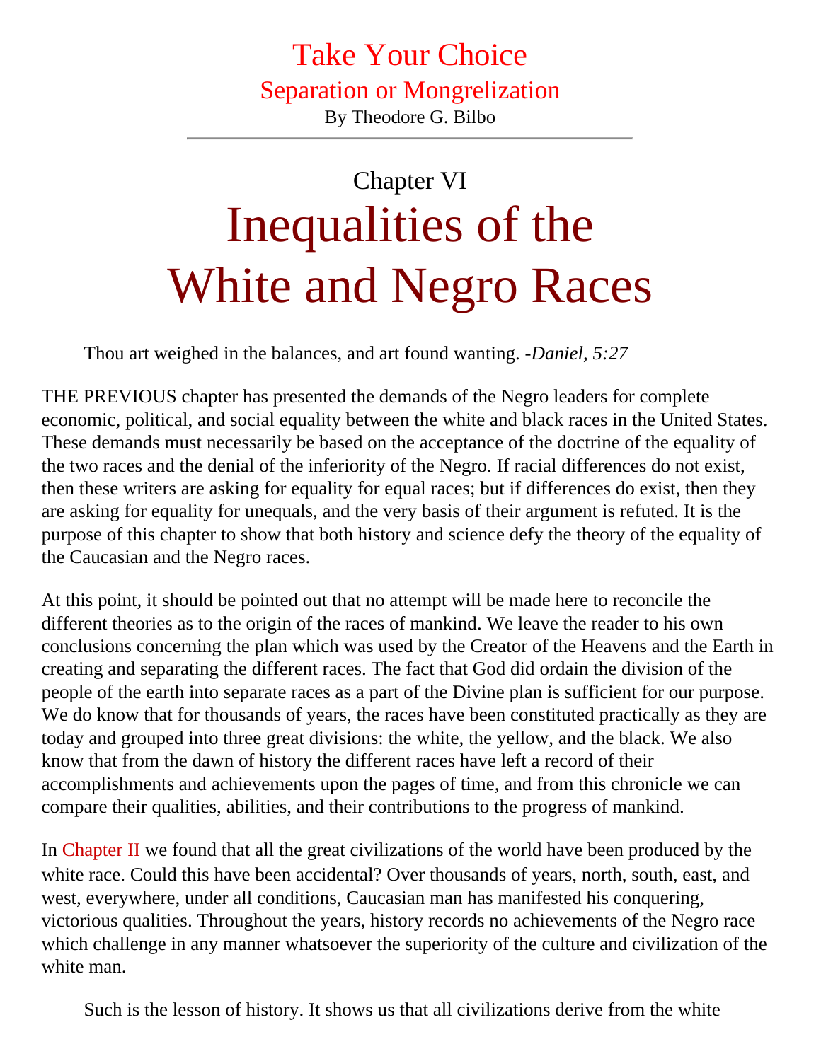# Take Your Choice

## Separation or Mongrelization

By Theodore G. Bilbo

---

Chapter VI

# Inequalities of the White and Negro Races

Thou art weighed in the balances, and art found wanting. -*Daniel, 5:27*

THE PREVIOUS chapter has presented the demands of the Negro leaders for complete economic, political, and social equality between the white and black races in the United States. These demands must necessarily be based on the acceptance of the doctrine of the equality of the two races and the denial of the inferiority of the Negro. If racial differences do not exist, then these writers are asking for equality for equal races; but if differences do exist, then they are asking for equality for unequals, and the very basis of their argument is refuted. It is the purpose of this chapter to show that both history and science defy the theory of the equality of the Caucasian and the Negro races.

At this point, it should be pointed out that no attempt will be made here to reconcile the different theories as to the origin of the races of mankind. We leave the reader to his own conclusions concerning the plan which was used by the Creator of the Heavens and the Earth in creating and separating the different races. The fact that God did ordain the division of the people of the earth into separate races as a part of the Divine plan is sufficient for our purpose. We do know that for thousands of years, the races have been constituted practically as they are today and grouped into three great divisions: the white, the yellow, and the black. We also know that from the dawn of history the different races have left a record of their accomplishments and achievements upon the pages of time, and from this chronicle we can compare their qualities, abilities, and their contributions to the progress of mankind.

In Chapter II we found that all the great civilizations of the world have been produced by the white race. Could this have been accidental? Over thousands of years, north, south, east, and west, everywhere, under all conditions, Caucasian man has manifested his conquering, victorious qualities. Throughout the years, history records no achievements of the Negro race which challenge in any manner whatsoever the superiority of the culture and civilization of the white man.

Such is the lesson of history. It shows us that all civilizations derive from the white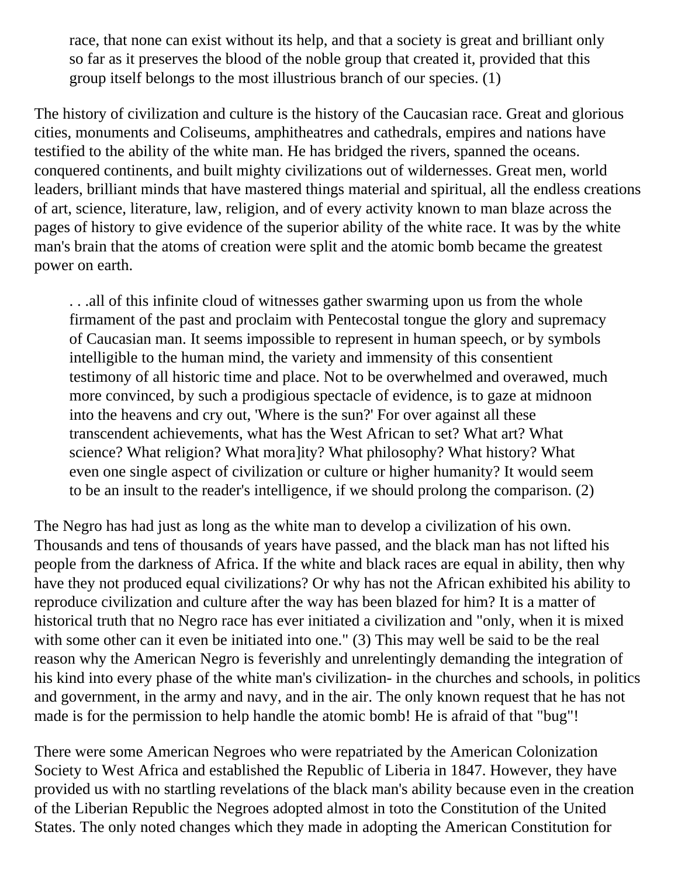> race, that none can exist without its help, and that a society is great and brilliant only so far as it preserves the blood of the noble group that created it, provided that this group itself belongs to the most illustrious branch of our species. (1)

The history of civilization and culture is the history of the Caucasian race. Great and glorious cities, monuments and Coliseums, amphitheatres and cathedrals, empires and nations have testified to the ability of the white man. He has bridged the rivers, spanned the oceans. conquered continents, and built mighty civilizations out of wildernesses. Great men, world leaders, brilliant minds that have mastered things material and spiritual, all the endless creations of art, science, literature, law, religion, and of every activity known to man blaze across the pages of history to give evidence of the superior ability of the white race. It was by the white man's brain that the atoms of creation were split and the atomic bomb became the greatest power on earth.

> . . .all of this infinite cloud of witnesses gather swarming upon us from the whole firmament of the past and proclaim with Pentecostal tongue the glory and supremacy of Caucasian man. It seems impossible to represent in human speech, or by symbols intelligible to the human mind, the variety and immensity of this consentient testimony of all historic time and place. Not to be overwhelmed and overawed, much more convinced, by such a prodigious spectacle of evidence, is to gaze at midnoon into the heavens and cry out, 'Where is the sun?' For over against all these transcendent achievements, what has the West African to set? What art? What science? What religion? What mora]ity? What philosophy? What history? What even one single aspect of civilization or culture or higher humanity? It would seem to be an insult to the reader's intelligence, if we should prolong the comparison. (2)

The Negro has had just as long as the white man to develop a civilization of his own. Thousands and tens of thousands of years have passed, and the black man has not lifted his people from the darkness of Africa. If the white and black races are equal in ability, then why have they not produced equal civilizations? Or why has not the African exhibited his ability to reproduce civilization and culture after the way has been blazed for him? It is a matter of historical truth that no Negro race has ever initiated a civilization and "only, when it is mixed with some other can it even be initiated into one." (3) This may well be said to be the real reason why the American Negro is feverishly and unrelentingly demanding the integration of his kind into every phase of the white man's civilization- in the churches and schools, in politics and government, in the army and navy, and in the air. The only known request that he has not made is for the permission to help handle the atomic bomb! He is afraid of that "bug"!

There were some American Negroes who were repatriated by the American Colonization Society to West Africa and established the Republic of Liberia in 1847. However, they have provided us with no startling revelations of the black man's ability because even in the creation of the Liberian Republic the Negroes adopted almost in toto the Constitution of the United States. The only noted changes which they made in adopting the American Constitution for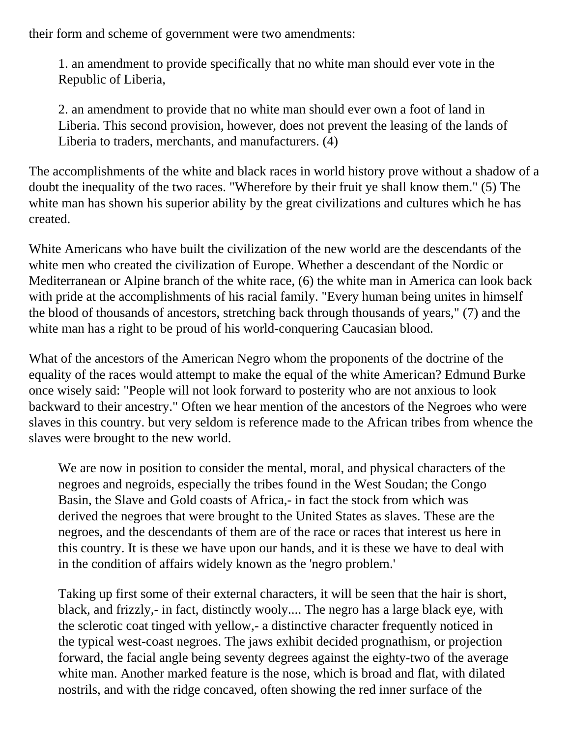their form and scheme of government were two amendments:

> 1. an amendment to provide specifically that no white man should ever vote in the Republic of Liberia,
>
> 2. an amendment to provide that no white man should ever own a foot of land in Liberia. This second provision, however, does not prevent the leasing of the lands of Liberia to traders, merchants, and manufacturers. (4)

The accomplishments of the white and black races in world history prove without a shadow of a doubt the inequality of the two races. "Wherefore by their fruit ye shall know them." (5) The white man has shown his superior ability by the great civilizations and cultures which he has created.

White Americans who have built the civilization of the new world are the descendants of the white men who created the civilization of Europe. Whether a descendant of the Nordic or Mediterranean or Alpine branch of the white race, (6) the white man in America can look back with pride at the accomplishments of his racial family. "Every human being unites in himself the blood of thousands of ancestors, stretching back through thousands of years," (7) and the white man has a right to be proud of his world-conquering Caucasian blood.

What of the ancestors of the American Negro whom the proponents of the doctrine of the equality of the races would attempt to make the equal of the white American? Edmund Burke once wisely said: "People will not look forward to posterity who are not anxious to look backward to their ancestry." Often we hear mention of the ancestors of the Negroes who were slaves in this country. but very seldom is reference made to the African tribes from whence the slaves were brought to the new world.

> We are now in position to consider the mental, moral, and physical characters of the negroes and negroids, especially the tribes found in the West Soudan; the Congo Basin, the Slave and Gold coasts of Africa,- in fact the stock from which was derived the negroes that were brought to the United States as slaves. These are the negroes, and the descendants of them are of the race or races that interest us here in this country. It is these we have upon our hands, and it is these we have to deal with in the condition of affairs widely known as the 'negro problem.'
>
> Taking up first some of their external characters, it will be seen that the hair is short, black, and frizzly,- in fact, distinctly wooly.... The negro has a large black eye, with the sclerotic coat tinged with yellow,- a distinctive character frequently noticed in the typical west-coast negroes. The jaws exhibit decided prognathism, or projection forward, the facial angle being seventy degrees against the eighty-two of the average white man. Another marked feature is the nose, which is broad and flat, with dilated nostrils, and with the ridge concaved, often showing the red inner surface of the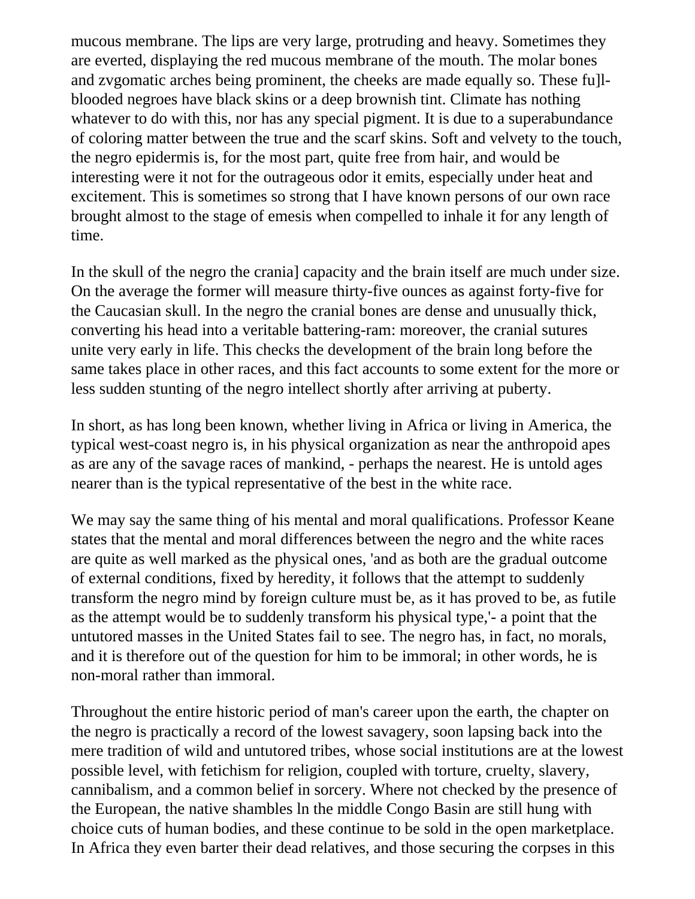mucous membrane. The lips are very large, protruding and heavy. Sometimes they are everted, displaying the red mucous membrane of the mouth. The molar bones and zvgomatic arches being prominent, the cheeks are made equally so. These fu]l-blooded negroes have black skins or a deep brownish tint. Climate has nothing whatever to do with this, nor has any special pigment. It is due to a superabundance of coloring matter between the true and the scarf skins. Soft and velvety to the touch, the negro epidermis is, for the most part, quite free from hair, and would be interesting were it not for the outrageous odor it emits, especially under heat and excitement. This is sometimes so strong that I have known persons of our own race brought almost to the stage of emesis when compelled to inhale it for any length of time.

In the skull of the negro the crania] capacity and the brain itself are much under size. On the average the former will measure thirty-five ounces as against forty-five for the Caucasian skull. In the negro the cranial bones are dense and unusually thick, converting his head into a veritable battering-ram: moreover, the cranial sutures unite very early in life. This checks the development of the brain long before the same takes place in other races, and this fact accounts to some extent for the more or less sudden stunting of the negro intellect shortly after arriving at puberty.

In short, as has long been known, whether living in Africa or living in America, the typical west-coast negro is, in his physical organization as near the anthropoid apes as are any of the savage races of mankind, - perhaps the nearest. He is untold ages nearer than is the typical representative of the best in the white race.

We may say the same thing of his mental and moral qualifications. Professor Keane states that the mental and moral differences between the negro and the white races are quite as well marked as the physical ones, 'and as both are the gradual outcome of external conditions, fixed by heredity, it follows that the attempt to suddenly transform the negro mind by foreign culture must be, as it has proved to be, as futile as the attempt would be to suddenly transform his physical type,'- a point that the untutored masses in the United States fail to see. The negro has, in fact, no morals, and it is therefore out of the question for him to be immoral; in other words, he is non-moral rather than immoral.

Throughout the entire historic period of man's career upon the earth, the chapter on the negro is practically a record of the lowest savagery, soon lapsing back into the mere tradition of wild and untutored tribes, whose social institutions are at the lowest possible level, with fetichism for religion, coupled with torture, cruelty, slavery, cannibalism, and a common belief in sorcery. Where not checked by the presence of the European, the native shambles ln the middle Congo Basin are still hung with choice cuts of human bodies, and these continue to be sold in the open marketplace. In Africa they even barter their dead relatives, and those securing the corpses in this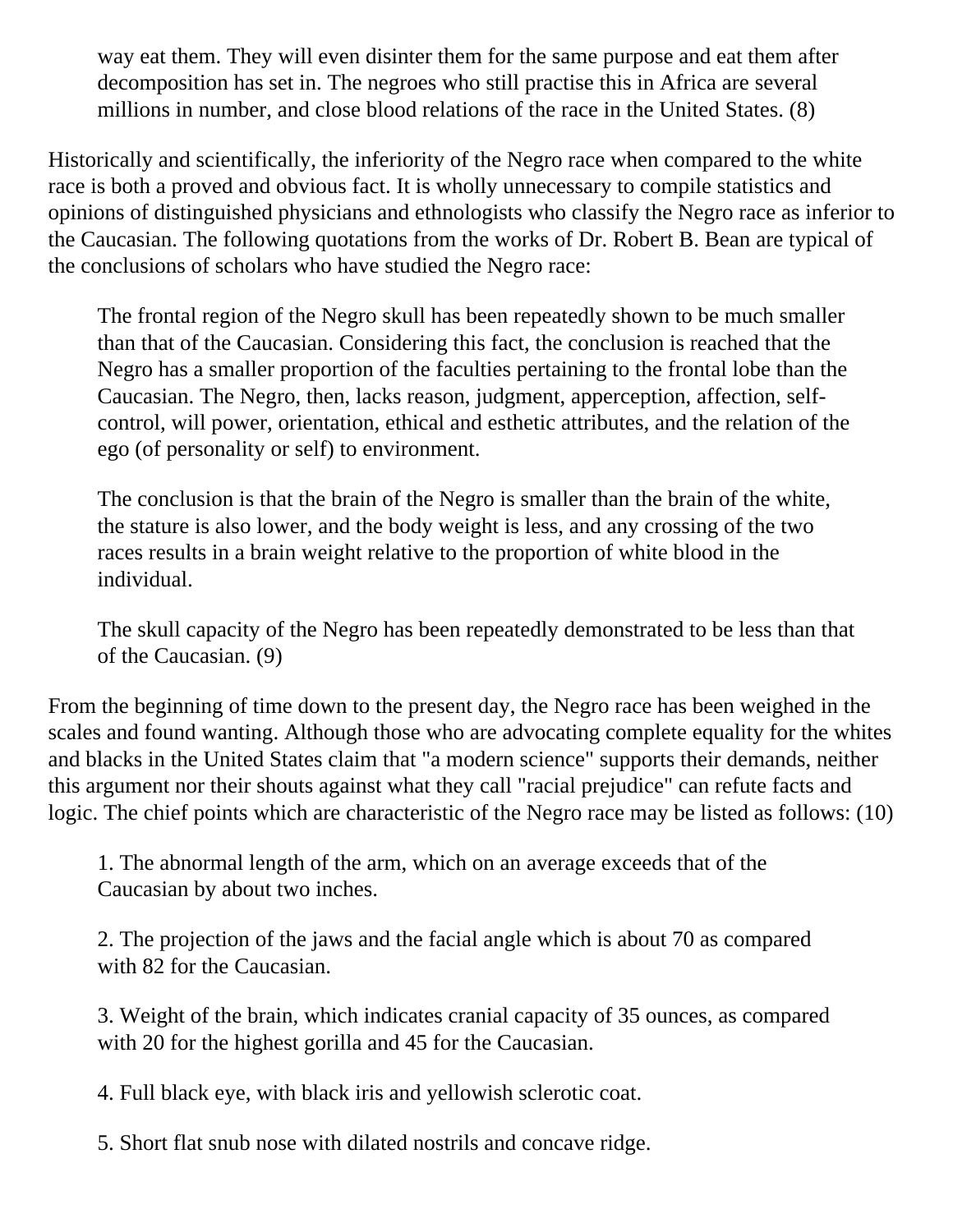> way eat them. They will even disinter them for the same purpose and eat them after decomposition has set in. The negroes who still practise this in Africa are several millions in number, and close blood relations of the race in the United States. (8)

Historically and scientifically, the inferiority of the Negro race when compared to the white race is both a proved and obvious fact. It is wholly unnecessary to compile statistics and opinions of distinguished physicians and ethnologists who classify the Negro race as inferior to the Caucasian. The following quotations from the works of Dr. Robert B. Bean are typical of the conclusions of scholars who have studied the Negro race:

> The frontal region of the Negro skull has been repeatedly shown to be much smaller than that of the Caucasian. Considering this fact, the conclusion is reached that the Negro has a smaller proportion of the faculties pertaining to the frontal lobe than the Caucasian. The Negro, then, lacks reason, judgment, apperception, affection, self-control, will power, orientation, ethical and esthetic attributes, and the relation of the ego (of personality or self) to environment.
>
> The conclusion is that the brain of the Negro is smaller than the brain of the white, the stature is also lower, and the body weight is less, and any crossing of the two races results in a brain weight relative to the proportion of white blood in the individual.
>
> The skull capacity of the Negro has been repeatedly demonstrated to be less than that of the Caucasian. (9)

From the beginning of time down to the present day, the Negro race has been weighed in the scales and found wanting. Although those who are advocating complete equality for the whites and blacks in the United States claim that "a modern science" supports their demands, neither this argument nor their shouts against what they call "racial prejudice" can refute facts and logic. The chief points which are characteristic of the Negro race may be listed as follows: (10)

> 1. The abnormal length of the arm, which on an average exceeds that of the Caucasian by about two inches.
>
> 2. The projection of the jaws and the facial angle which is about 70 as compared with 82 for the Caucasian.
>
> 3. Weight of the brain, which indicates cranial capacity of 35 ounces, as compared with 20 for the highest gorilla and 45 for the Caucasian.
>
> 4. Full black eye, with black iris and yellowish sclerotic coat.
>
> 5. Short flat snub nose with dilated nostrils and concave ridge.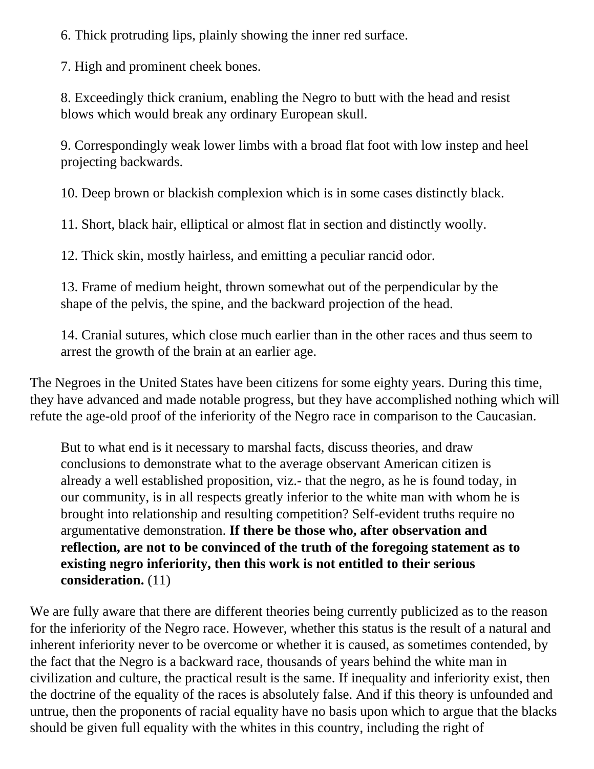6. Thick protruding lips, plainly showing the inner red surface.

7. High and prominent cheek bones.

8. Exceedingly thick cranium, enabling the Negro to butt with the head and resist blows which would break any ordinary European skull.

9. Correspondingly weak lower limbs with a broad flat foot with low instep and heel projecting backwards.

10. Deep brown or blackish complexion which is in some cases distinctly black.

11. Short, black hair, elliptical or almost flat in section and distinctly woolly.

12. Thick skin, mostly hairless, and emitting a peculiar rancid odor.

13. Frame of medium height, thrown somewhat out of the perpendicular by the shape of the pelvis, the spine, and the backward projection of the head.

14. Cranial sutures, which close much earlier than in the other races and thus seem to arrest the growth of the brain at an earlier age.

The Negroes in the United States have been citizens for some eighty years. During this time, they have advanced and made notable progress, but they have accomplished nothing which will refute the age-old proof of the inferiority of the Negro race in comparison to the Caucasian.

> But to what end is it necessary to marshal facts, discuss theories, and draw conclusions to demonstrate what to the average observant American citizen is already a well established proposition, viz.- that the negro, as he is found today, in our community, is in all respects greatly inferior to the white man with whom he is brought into relationship and resulting competition? Self-evident truths require no argumentative demonstration. **If there be those who, after observation and reflection, are not to be convinced of the truth of the foregoing statement as to existing negro inferiority, then this work is not entitled to their serious consideration.** (11)

We are fully aware that there are different theories being currently publicized as to the reason for the inferiority of the Negro race. However, whether this status is the result of a natural and inherent inferiority never to be overcome or whether it is caused, as sometimes contended, by the fact that the Negro is a backward race, thousands of years behind the white man in civilization and culture, the practical result is the same. If inequality and inferiority exist, then the doctrine of the equality of the races is absolutely false. And if this theory is unfounded and untrue, then the proponents of racial equality have no basis upon which to argue that the blacks should be given full equality with the whites in this country, including the right of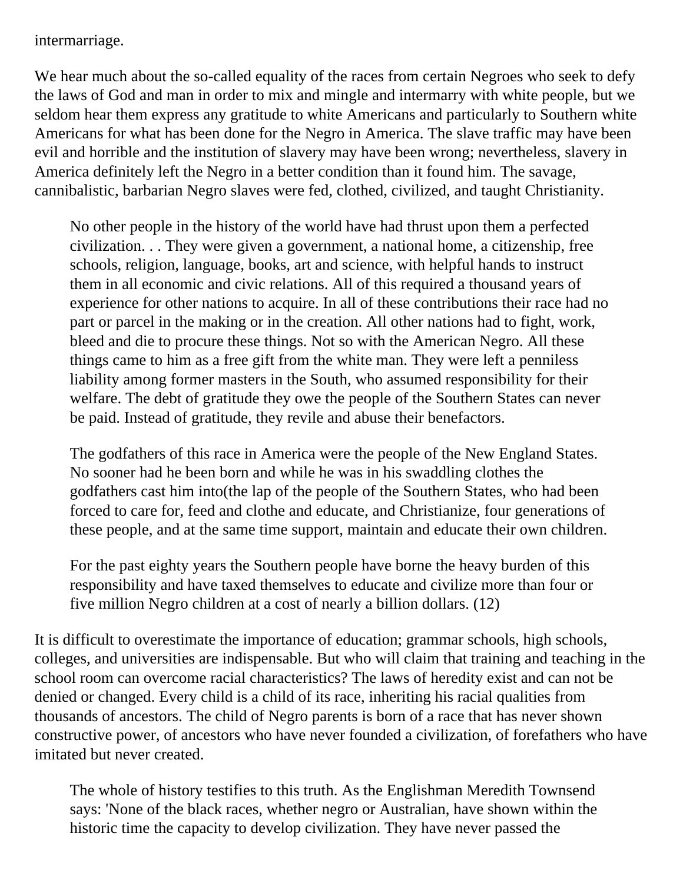intermarriage.

We hear much about the so-called equality of the races from certain Negroes who seek to defy the laws of God and man in order to mix and mingle and intermarry with white people, but we seldom hear them express any gratitude to white Americans and particularly to Southern white Americans for what has been done for the Negro in America. The slave traffic may have been evil and horrible and the institution of slavery may have been wrong; nevertheless, slavery in America definitely left the Negro in a better condition than it found him. The savage, cannibalistic, barbarian Negro slaves were fed, clothed, civilized, and taught Christianity.

> No other people in the history of the world have had thrust upon them a perfected civilization. . . They were given a government, a national home, a citizenship, free schools, religion, language, books, art and science, with helpful hands to instruct them in all economic and civic relations. All of this required a thousand years of experience for other nations to acquire. In all of these contributions their race had no part or parcel in the making or in the creation. All other nations had to fight, work, bleed and die to procure these things. Not so with the American Negro. All these things came to him as a free gift from the white man. They were left a penniless liability among former masters in the South, who assumed responsibility for their welfare. The debt of gratitude they owe the people of the Southern States can never be paid. Instead of gratitude, they revile and abuse their benefactors.
>
> The godfathers of this race in America were the people of the New England States. No sooner had he been born and while he was in his swaddling clothes the godfathers cast him into(the lap of the people of the Southern States, who had been forced to care for, feed and clothe and educate, and Christianize, four generations of these people, and at the same time support, maintain and educate their own children.
>
> For the past eighty years the Southern people have borne the heavy burden of this responsibility and have taxed themselves to educate and civilize more than four or five million Negro children at a cost of nearly a billion dollars. (12)

It is difficult to overestimate the importance of education; grammar schools, high schools, colleges, and universities are indispensable. But who will claim that training and teaching in the school room can overcome racial characteristics? The laws of heredity exist and can not be denied or changed. Every child is a child of its race, inheriting his racial qualities from thousands of ancestors. The child of Negro parents is born of a race that has never shown constructive power, of ancestors who have never founded a civilization, of forefathers who have imitated but never created.

> The whole of history testifies to this truth. As the Englishman Meredith Townsend says: 'None of the black races, whether negro or Australian, have shown within the historic time the capacity to develop civilization. They have never passed the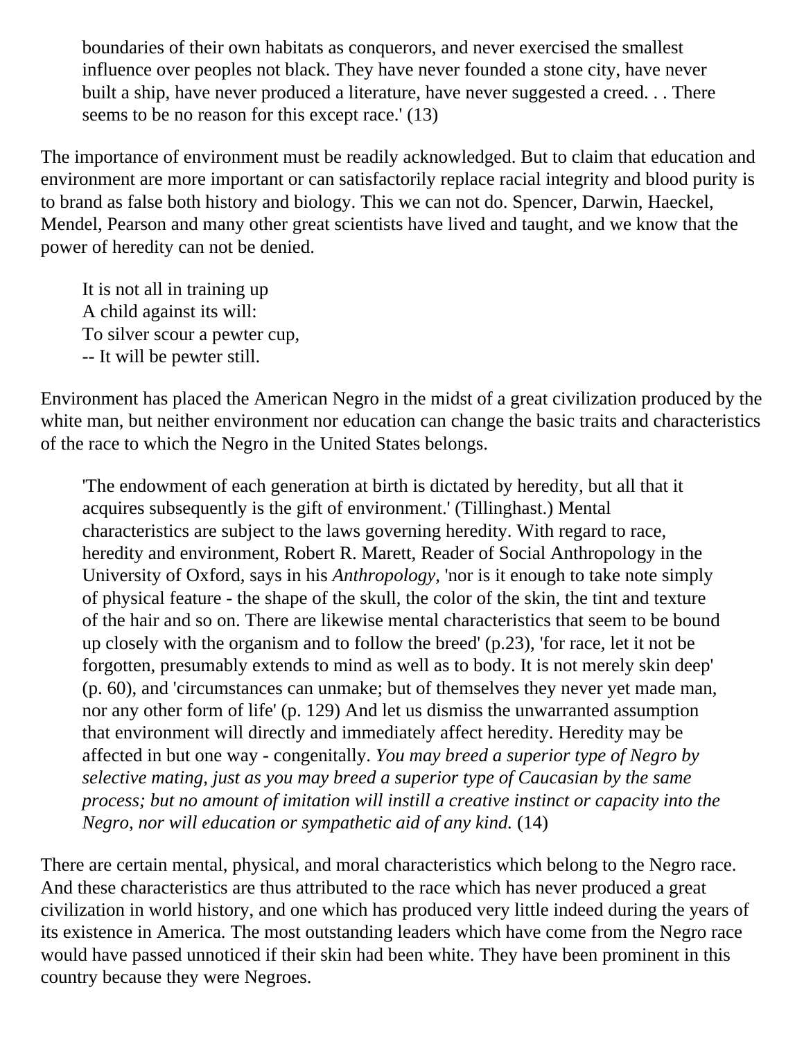> boundaries of their own habitats as conquerors, and never exercised the smallest influence over peoples not black. They have never founded a stone city, have never built a ship, have never produced a literature, have never suggested a creed. . . There seems to be no reason for this except race.' (13)

The importance of environment must be readily acknowledged. But to claim that education and environment are more important or can satisfactorily replace racial integrity and blood purity is to brand as false both history and biology. This we can not do. Spencer, Darwin, Haeckel, Mendel, Pearson and many other great scientists have lived and taught, and we know that the power of heredity can not be denied.

> It is not all in training up
> A child against its will:
> To silver scour a pewter cup,
> -- It will be pewter still.

Environment has placed the American Negro in the midst of a great civilization produced by the white man, but neither environment nor education can change the basic traits and characteristics of the race to which the Negro in the United States belongs.

> 'The endowment of each generation at birth is dictated by heredity, but all that it acquires subsequently is the gift of environment.' (Tillinghast.) Mental characteristics are subject to the laws governing heredity. With regard to race, heredity and environment, Robert R. Marett, Reader of Social Anthropology in the University of Oxford, says in his *Anthropology*, 'nor is it enough to take note simply of physical feature - the shape of the skull, the color of the skin, the tint and texture of the hair and so on. There are likewise mental characteristics that seem to be bound up closely with the organism and to follow the breed' (p.23), 'for race, let it not be forgotten, presumably extends to mind as well as to body. It is not merely skin deep' (p. 60), and 'circumstances can unmake; but of themselves they never yet made man, nor any other form of life' (p. 129) And let us dismiss the unwarranted assumption that environment will directly and immediately affect heredity. Heredity may be affected in but one way - congenitally. *You may breed a superior type of Negro by selective mating, just as you may breed a superior type of Caucasian by the same process; but no amount of imitation will instill a creative instinct or capacity into the Negro, nor will education or sympathetic aid of any kind.* (14)

There are certain mental, physical, and moral characteristics which belong to the Negro race. And these characteristics are thus attributed to the race which has never produced a great civilization in world history, and one which has produced very little indeed during the years of its existence in America. The most outstanding leaders which have come from the Negro race would have passed unnoticed if their skin had been white. They have been prominent in this country because they were Negroes.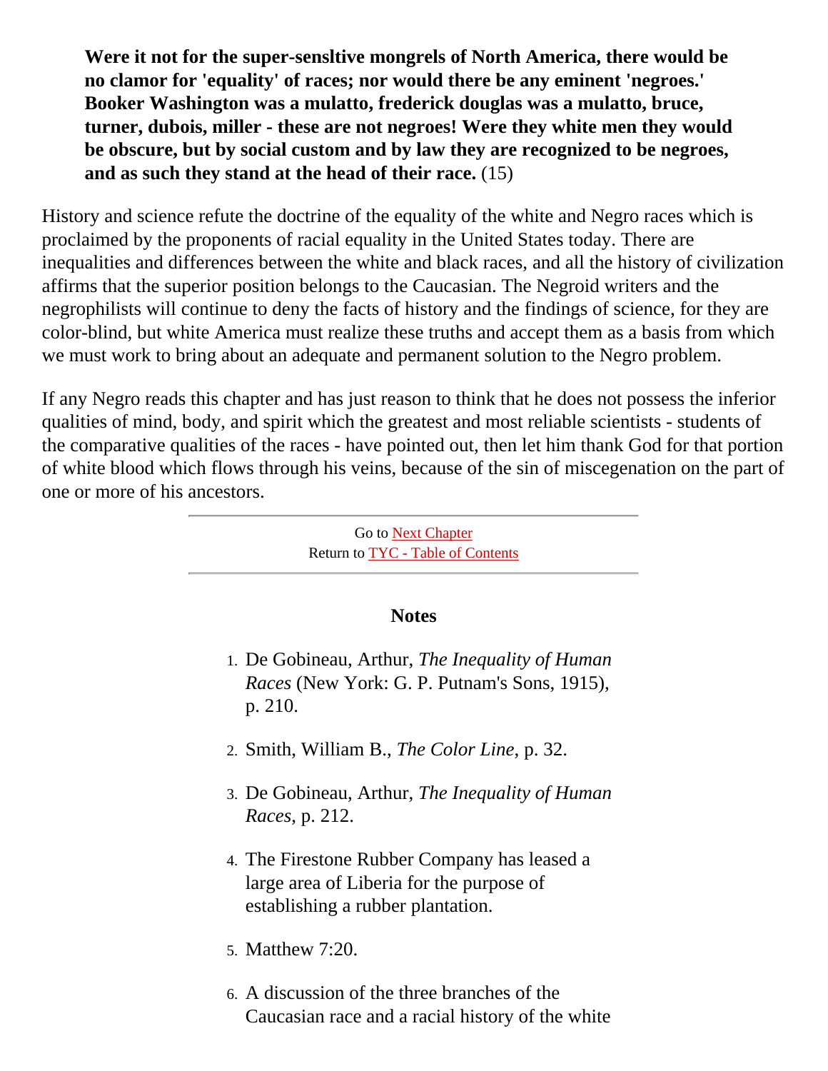> **Were it not for the super-sensltive mongrels of North America, there would be no clamor for 'equality' of races; nor would there be any eminent 'negroes.' Booker Washington was a mulatto, frederick douglas was a mulatto, bruce, turner, dubois, miller - these are not negroes! Were they white men they would be obscure, but by social custom and by law they are recognized to be negroes, and as such they stand at the head of their race.** (15)

History and science refute the doctrine of the equality of the white and Negro races which is proclaimed by the proponents of racial equality in the United States today. There are inequalities and differences between the white and black races, and all the history of civilization affirms that the superior position belongs to the Caucasian. The Negroid writers and the negrophilists will continue to deny the facts of history and the findings of science, for they are color-blind, but white America must realize these truths and accept them as a basis from which we must work to bring about an adequate and permanent solution to the Negro problem.

If any Negro reads this chapter and has just reason to think that he does not possess the inferior qualities of mind, body, and spirit which the greatest and most reliable scientists - students of the comparative qualities of the races - have pointed out, then let him thank God for that portion of white blood which flows through his veins, because of the sin of miscegenation on the part of one or more of his ancestors.

---

Go to Next Chapter
Return to TYC - Table of Contents

---

### Notes

1. De Gobineau, Arthur, *The Inequality of Human Races* (New York: G. P. Putnam's Sons, 1915), p. 210.
2. Smith, William B., *The Color Line*, p. 32.
3. De Gobineau, Arthur, *The Inequality of Human Races*, p. 212.
4. The Firestone Rubber Company has leased a large area of Liberia for the purpose of establishing a rubber plantation.
5. Matthew 7:20.
6. A discussion of the three branches of the Caucasian race and a racial history of the white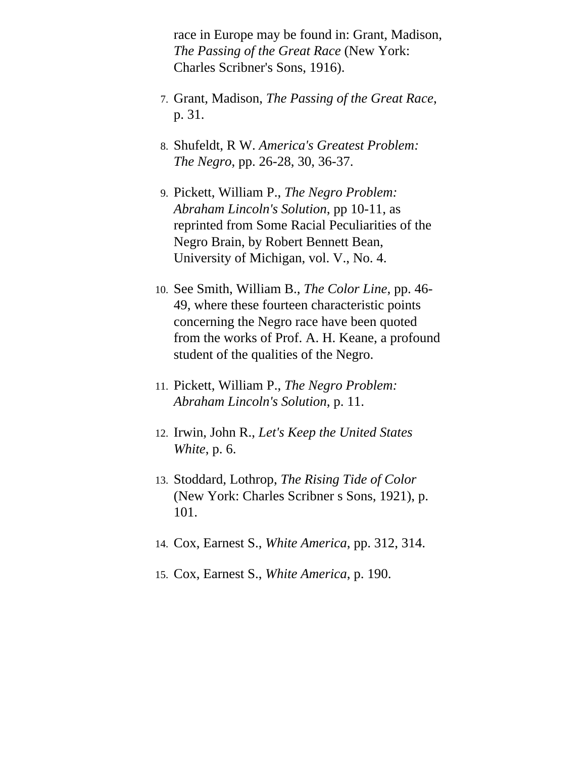race in Europe may be found in: Grant, Madison, *The Passing of the Great Race* (New York: Charles Scribner's Sons, 1916).

7. Grant, Madison, *The Passing of the Great Race*, p. 31.

8. Shufeldt, R W. *America's Greatest Problem: The Negro*, pp. 26-28, 30, 36-37.

9. Pickett, William P., *The Negro Problem: Abraham Lincoln's Solution*, pp 10-11, as reprinted from Some Racial Peculiarities of the Negro Brain, by Robert Bennett Bean, University of Michigan, vol. V., No. 4.

10. See Smith, William B., *The Color Line*, pp. 46-49, where these fourteen characteristic points concerning the Negro race have been quoted from the works of Prof. A. H. Keane, a profound student of the qualities of the Negro.

11. Pickett, William P., *The Negro Problem: Abraham Lincoln's Solution*, p. 11.

12. Irwin, John R., *Let's Keep the United States White*, p. 6.

13. Stoddard, Lothrop, *The Rising Tide of Color* (New York: Charles Scribner s Sons, 1921), p. 101.

14. Cox, Earnest S., *White America*, pp. 312, 314.

15. Cox, Earnest S., *White America*, p. 190.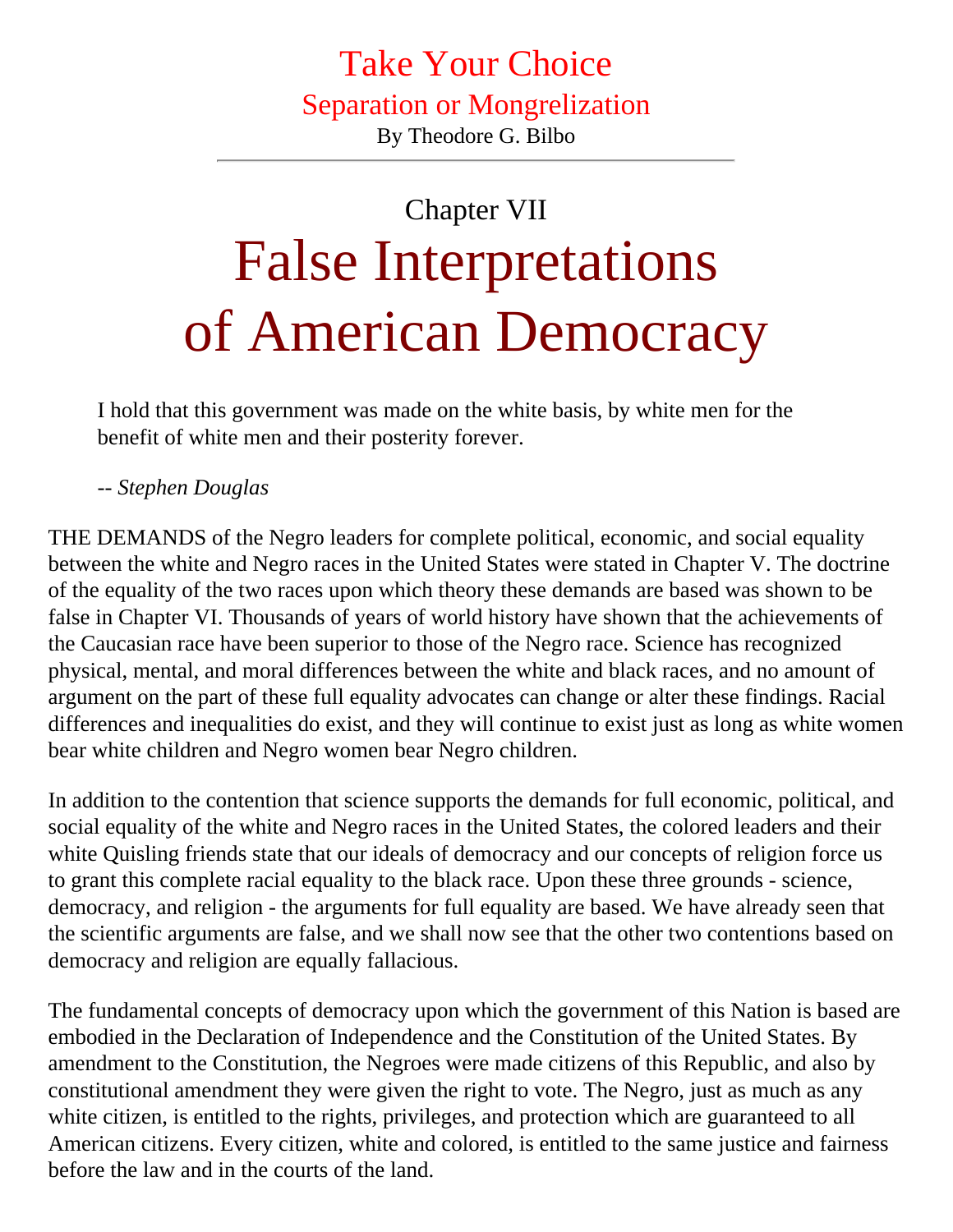# Take Your Choice

## Separation or Mongrelization

By Theodore G. Bilbo

---

## Chapter VII

# False Interpretations of American Democracy

> I hold that this government was made on the white basis, by white men for the benefit of white men and their posterity forever.
>
> -- *Stephen Douglas*

THE DEMANDS of the Negro leaders for complete political, economic, and social equality between the white and Negro races in the United States were stated in Chapter V. The doctrine of the equality of the two races upon which theory these demands are based was shown to be false in Chapter VI. Thousands of years of world history have shown that the achievements of the Caucasian race have been superior to those of the Negro race. Science has recognized physical, mental, and moral differences between the white and black races, and no amount of argument on the part of these full equality advocates can change or alter these findings. Racial differences and inequalities do exist, and they will continue to exist just as long as white women bear white children and Negro women bear Negro children.

In addition to the contention that science supports the demands for full economic, political, and social equality of the white and Negro races in the United States, the colored leaders and their white Quisling friends state that our ideals of democracy and our concepts of religion force us to grant this complete racial equality to the black race. Upon these three grounds - science, democracy, and religion - the arguments for full equality are based. We have already seen that the scientific arguments are false, and we shall now see that the other two contentions based on democracy and religion are equally fallacious.

The fundamental concepts of democracy upon which the government of this Nation is based are embodied in the Declaration of Independence and the Constitution of the United States. By amendment to the Constitution, the Negroes were made citizens of this Republic, and also by constitutional amendment they were given the right to vote. The Negro, just as much as any white citizen, is entitled to the rights, privileges, and protection which are guaranteed to all American citizens. Every citizen, white and colored, is entitled to the same justice and fairness before the law and in the courts of the land.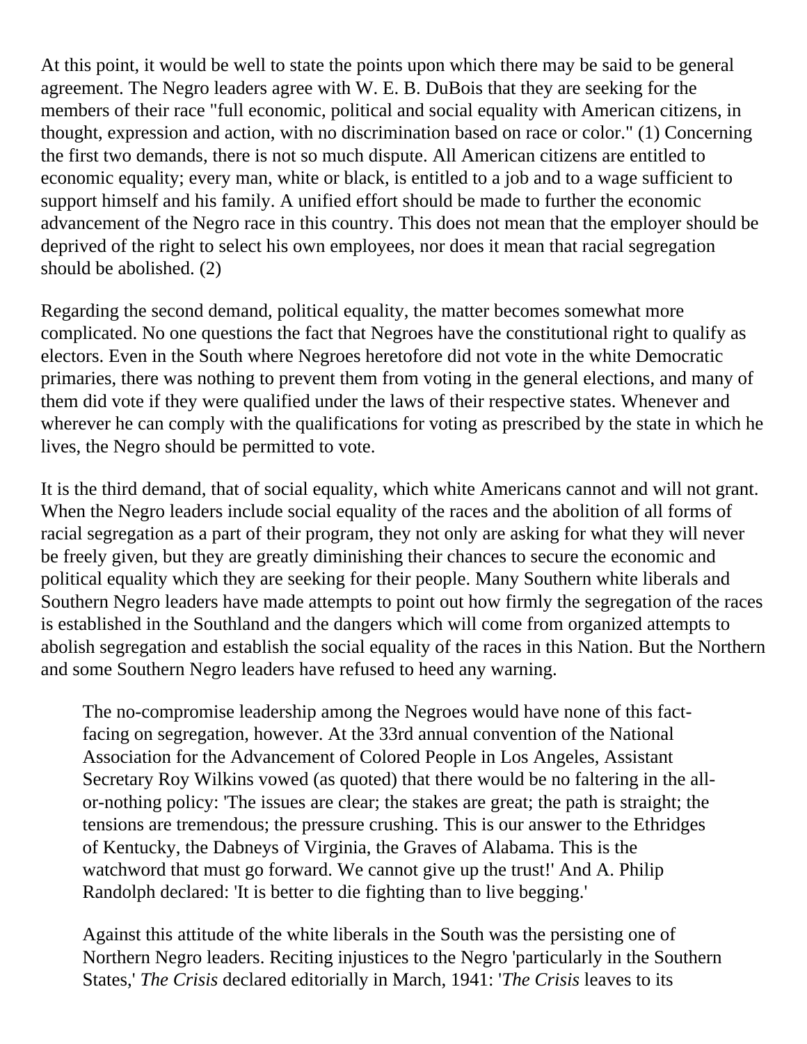At this point, it would be well to state the points upon which there may be said to be general agreement. The Negro leaders agree with W. E. B. DuBois that they are seeking for the members of their race "full economic, political and social equality with American citizens, in thought, expression and action, with no discrimination based on race or color." (1) Concerning the first two demands, there is not so much dispute. All American citizens are entitled to economic equality; every man, white or black, is entitled to a job and to a wage sufficient to support himself and his family. A unified effort should be made to further the economic advancement of the Negro race in this country. This does not mean that the employer should be deprived of the right to select his own employees, nor does it mean that racial segregation should be abolished. (2)

Regarding the second demand, political equality, the matter becomes somewhat more complicated. No one questions the fact that Negroes have the constitutional right to qualify as electors. Even in the South where Negroes heretofore did not vote in the white Democratic primaries, there was nothing to prevent them from voting in the general elections, and many of them did vote if they were qualified under the laws of their respective states. Whenever and wherever he can comply with the qualifications for voting as prescribed by the state in which he lives, the Negro should be permitted to vote.

It is the third demand, that of social equality, which white Americans cannot and will not grant. When the Negro leaders include social equality of the races and the abolition of all forms of racial segregation as a part of their program, they not only are asking for what they will never be freely given, but they are greatly diminishing their chances to secure the economic and political equality which they are seeking for their people. Many Southern white liberals and Southern Negro leaders have made attempts to point out how firmly the segregation of the races is established in the Southland and the dangers which will come from organized attempts to abolish segregation and establish the social equality of the races in this Nation. But the Northern and some Southern Negro leaders have refused to heed any warning.

> The no-compromise leadership among the Negroes would have none of this fact-facing on segregation, however. At the 33rd annual convention of the National Association for the Advancement of Colored People in Los Angeles, Assistant Secretary Roy Wilkins vowed (as quoted) that there would be no faltering in the all-or-nothing policy: 'The issues are clear; the stakes are great; the path is straight; the tensions are tremendous; the pressure crushing. This is our answer to the Ethridges of Kentucky, the Dabneys of Virginia, the Graves of Alabama. This is the watchword that must go forward. We cannot give up the trust!' And A. Philip Randolph declared: 'It is better to die fighting than to live begging.'
>
> Against this attitude of the white liberals in the South was the persisting one of Northern Negro leaders. Reciting injustices to the Negro 'particularly in the Southern States,' *The Crisis* declared editorially in March, 1941: '*The Crisis* leaves to its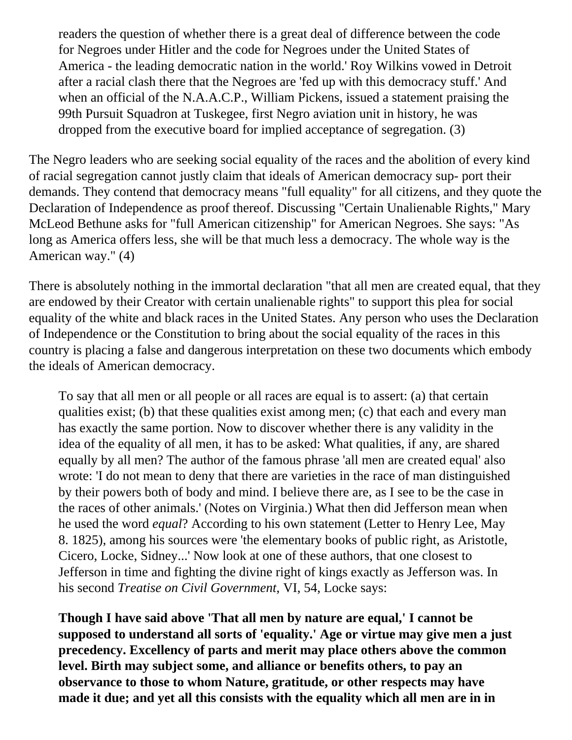> readers the question of whether there is a great deal of difference between the code for Negroes under Hitler and the code for Negroes under the United States of America - the leading democratic nation in the world.' Roy Wilkins vowed in Detroit after a racial clash there that the Negroes are 'fed up with this democracy stuff.' And when an official of the N.A.A.C.P., William Pickens, issued a statement praising the 99th Pursuit Squadron at Tuskegee, first Negro aviation unit in history, he was dropped from the executive board for implied acceptance of segregation. (3)

The Negro leaders who are seeking social equality of the races and the abolition of every kind of racial segregation cannot justly claim that ideals of American democracy sup- port their demands. They contend that democracy means "full equality" for all citizens, and they quote the Declaration of Independence as proof thereof. Discussing "Certain Unalienable Rights," Mary McLeod Bethune asks for "full American citizenship" for American Negroes. She says: "As long as America offers less, she will be that much less a democracy. The whole way is the American way." (4)

There is absolutely nothing in the immortal declaration "that all men are created equal, that they are endowed by their Creator with certain unalienable rights" to support this plea for social equality of the white and black races in the United States. Any person who uses the Declaration of Independence or the Constitution to bring about the social equality of the races in this country is placing a false and dangerous interpretation on these two documents which embody the ideals of American democracy.

> To say that all men or all people or all races are equal is to assert: (a) that certain qualities exist; (b) that these qualities exist among men; (c) that each and every man has exactly the same portion. Now to discover whether there is any validity in the idea of the equality of all men, it has to be asked: What qualities, if any, are shared equally by all men? The author of the famous phrase 'all men are created equal' also wrote: 'I do not mean to deny that there are varieties in the race of man distinguished by their powers both of body and mind. I believe there are, as I see to be the case in the races of other animals.' (Notes on Virginia.) What then did Jefferson mean when he used the word *equal*? According to his own statement (Letter to Henry Lee, May 8. 1825), among his sources were 'the elementary books of public right, as Aristotle, Cicero, Locke, Sidney...' Now look at one of these authors, that one closest to Jefferson in time and fighting the divine right of kings exactly as Jefferson was. In his second *Treatise on Civil Government*, VI, 54, Locke says:
>
> **Though I have said above 'That all men by nature are equal,' I cannot be supposed to understand all sorts of 'equality.' Age or virtue may give men a just precedency. Excellency of parts and merit may place others above the common level. Birth may subject some, and alliance or benefits others, to pay an observance to those to whom Nature, gratitude, or other respects may have made it due; and yet all this consists with the equality which all men are in in**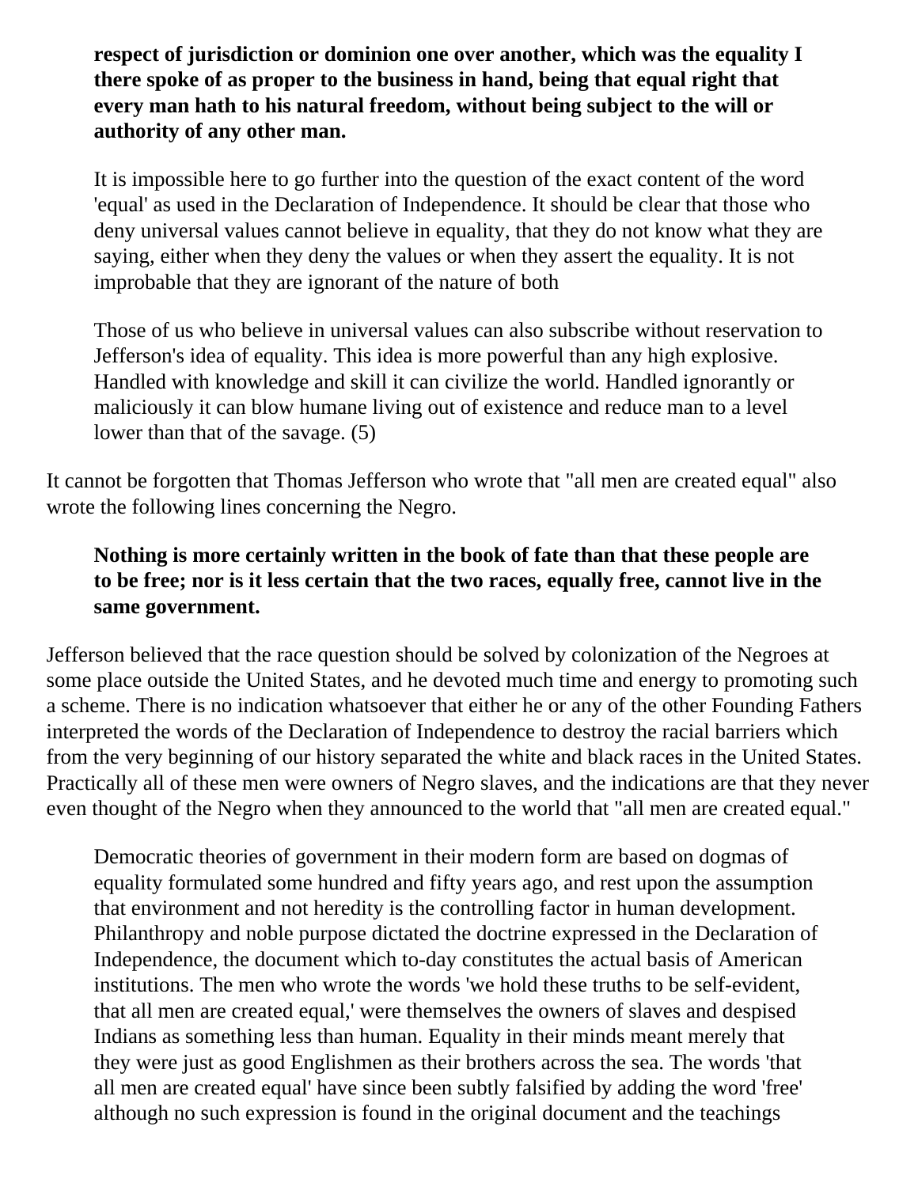> **respect of jurisdiction or dominion one over another, which was the equality I there spoke of as proper to the business in hand, being that equal right that every man hath to his natural freedom, without being subject to the will or authority of any other man.**
>
> It is impossible here to go further into the question of the exact content of the word 'equal' as used in the Declaration of Independence. It should be clear that those who deny universal values cannot believe in equality, that they do not know what they are saying, either when they deny the values or when they assert the equality. It is not improbable that they are ignorant of the nature of both
>
> Those of us who believe in universal values can also subscribe without reservation to Jefferson's idea of equality. This idea is more powerful than any high explosive. Handled with knowledge and skill it can civilize the world. Handled ignorantly or maliciously it can blow humane living out of existence and reduce man to a level lower than that of the savage. (5)

It cannot be forgotten that Thomas Jefferson who wrote that "all men are created equal" also wrote the following lines concerning the Negro.

> **Nothing is more certainly written in the book of fate than that these people are to be free; nor is it less certain that the two races, equally free, cannot live in the same government.**

Jefferson believed that the race question should be solved by colonization of the Negroes at some place outside the United States, and he devoted much time and energy to promoting such a scheme. There is no indication whatsoever that either he or any of the other Founding Fathers interpreted the words of the Declaration of Independence to destroy the racial barriers which from the very beginning of our history separated the white and black races in the United States. Practically all of these men were owners of Negro slaves, and the indications are that they never even thought of the Negro when they announced to the world that "all men are created equal."

> Democratic theories of government in their modern form are based on dogmas of equality formulated some hundred and fifty years ago, and rest upon the assumption that environment and not heredity is the controlling factor in human development. Philanthropy and noble purpose dictated the doctrine expressed in the Declaration of Independence, the document which to-day constitutes the actual basis of American institutions. The men who wrote the words 'we hold these truths to be self-evident, that all men are created equal,' were themselves the owners of slaves and despised Indians as something less than human. Equality in their minds meant merely that they were just as good Englishmen as their brothers across the sea. The words 'that all men are created equal' have since been subtly falsified by adding the word 'free' although no such expression is found in the original document and the teachings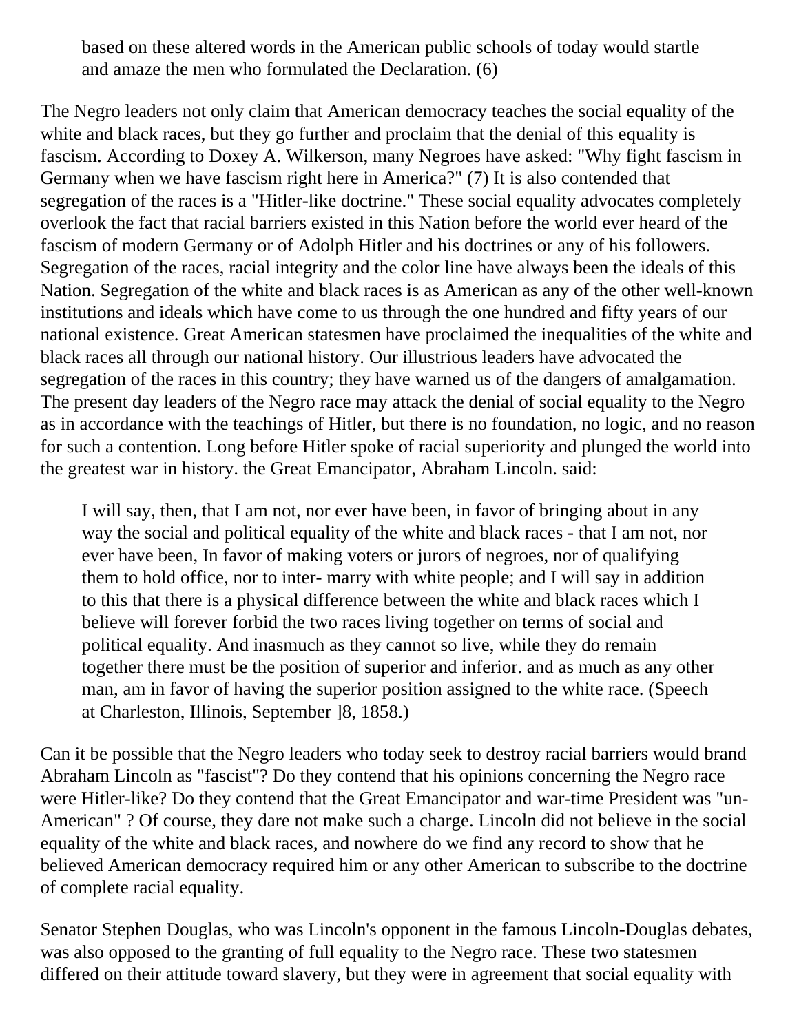> based on these altered words in the American public schools of today would startle and amaze the men who formulated the Declaration. (6)

The Negro leaders not only claim that American democracy teaches the social equality of the white and black races, but they go further and proclaim that the denial of this equality is fascism. According to Doxey A. Wilkerson, many Negroes have asked: "Why fight fascism in Germany when we have fascism right here in America?" (7) It is also contended that segregation of the races is a "Hitler-like doctrine." These social equality advocates completely overlook the fact that racial barriers existed in this Nation before the world ever heard of the fascism of modern Germany or of Adolph Hitler and his doctrines or any of his followers. Segregation of the races, racial integrity and the color line have always been the ideals of this Nation. Segregation of the white and black races is as American as any of the other well-known institutions and ideals which have come to us through the one hundred and fifty years of our national existence. Great American statesmen have proclaimed the inequalities of the white and black races all through our national history. Our illustrious leaders have advocated the segregation of the races in this country; they have warned us of the dangers of amalgamation. The present day leaders of the Negro race may attack the denial of social equality to the Negro as in accordance with the teachings of Hitler, but there is no foundation, no logic, and no reason for such a contention. Long before Hitler spoke of racial superiority and plunged the world into the greatest war in history. the Great Emancipator, Abraham Lincoln. said:

> I will say, then, that I am not, nor ever have been, in favor of bringing about in any way the social and political equality of the white and black races - that I am not, nor ever have been, In favor of making voters or jurors of negroes, nor of qualifying them to hold office, nor to inter- marry with white people; and I will say in addition to this that there is a physical difference between the white and black races which I believe will forever forbid the two races living together on terms of social and political equality. And inasmuch as they cannot so live, while they do remain together there must be the position of superior and inferior. and as much as any other man, am in favor of having the superior position assigned to the white race. (Speech at Charleston, Illinois, September ]8, 1858.)

Can it be possible that the Negro leaders who today seek to destroy racial barriers would brand Abraham Lincoln as "fascist"? Do they contend that his opinions concerning the Negro race were Hitler-like? Do they contend that the Great Emancipator and war-time President was "un-American" ? Of course, they dare not make such a charge. Lincoln did not believe in the social equality of the white and black races, and nowhere do we find any record to show that he believed American democracy required him or any other American to subscribe to the doctrine of complete racial equality.

Senator Stephen Douglas, who was Lincoln's opponent in the famous Lincoln-Douglas debates, was also opposed to the granting of full equality to the Negro race. These two statesmen differed on their attitude toward slavery, but they were in agreement that social equality with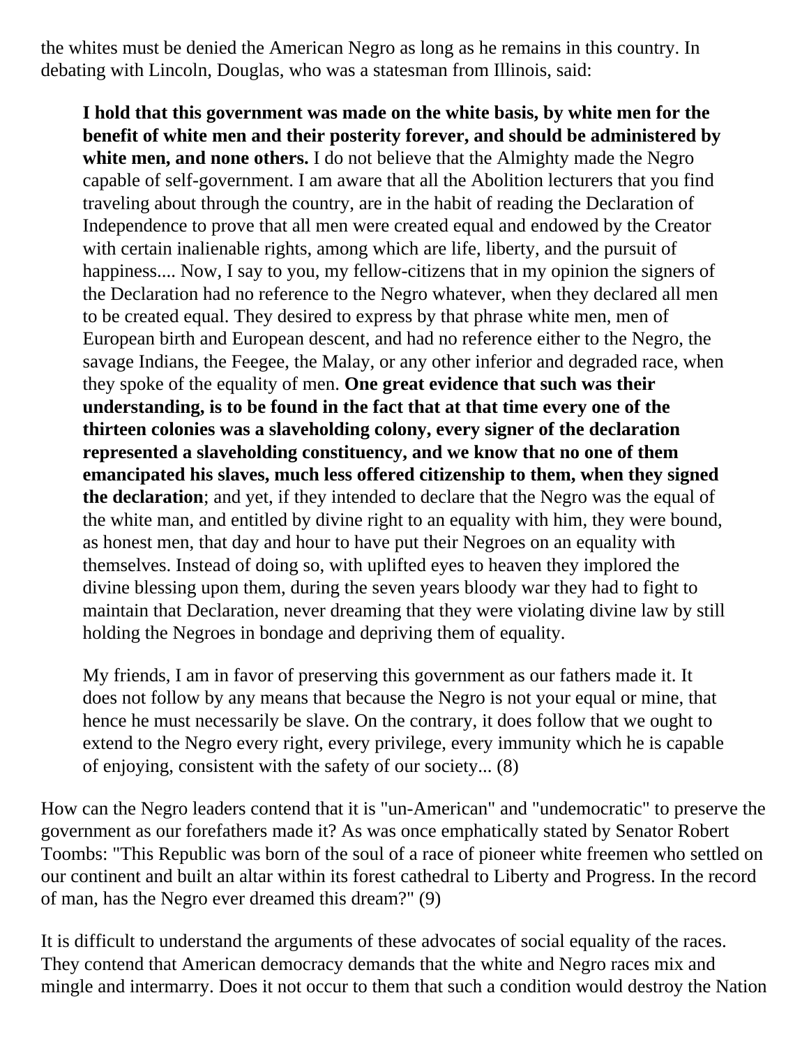the whites must be denied the American Negro as long as he remains in this country. In debating with Lincoln, Douglas, who was a statesman from Illinois, said:

> **I hold that this government was made on the white basis, by white men for the benefit of white men and their posterity forever, and should be administered by white men, and none others.** I do not believe that the Almighty made the Negro capable of self-government. I am aware that all the Abolition lecturers that you find traveling about through the country, are in the habit of reading the Declaration of Independence to prove that all men were created equal and endowed by the Creator with certain inalienable rights, among which are life, liberty, and the pursuit of happiness.... Now, I say to you, my fellow-citizens that in my opinion the signers of the Declaration had no reference to the Negro whatever, when they declared all men to be created equal. They desired to express by that phrase white men, men of European birth and European descent, and had no reference either to the Negro, the savage Indians, the Feegee, the Malay, or any other inferior and degraded race, when they spoke of the equality of men. **One great evidence that such was their understanding, is to be found in the fact that at that time every one of the thirteen colonies was a slaveholding colony, every signer of the declaration represented a slaveholding constituency, and we know that no one of them emancipated his slaves, much less offered citizenship to them, when they signed the declaration**; and yet, if they intended to declare that the Negro was the equal of the white man, and entitled by divine right to an equality with him, they were bound, as honest men, that day and hour to have put their Negroes on an equality with themselves. Instead of doing so, with uplifted eyes to heaven they implored the divine blessing upon them, during the seven years bloody war they had to fight to maintain that Declaration, never dreaming that they were violating divine law by still holding the Negroes in bondage and depriving them of equality.
>
> My friends, I am in favor of preserving this government as our fathers made it. It does not follow by any means that because the Negro is not your equal or mine, that hence he must necessarily be slave. On the contrary, it does follow that we ought to extend to the Negro every right, every privilege, every immunity which he is capable of enjoying, consistent with the safety of our society... (8)

How can the Negro leaders contend that it is "un-American" and "undemocratic" to preserve the government as our forefathers made it? As was once emphatically stated by Senator Robert Toombs: "This Republic was born of the soul of a race of pioneer white freemen who settled on our continent and built an altar within its forest cathedral to Liberty and Progress. In the record of man, has the Negro ever dreamed this dream?" (9)

It is difficult to understand the arguments of these advocates of social equality of the races. They contend that American democracy demands that the white and Negro races mix and mingle and intermarry. Does it not occur to them that such a condition would destroy the Nation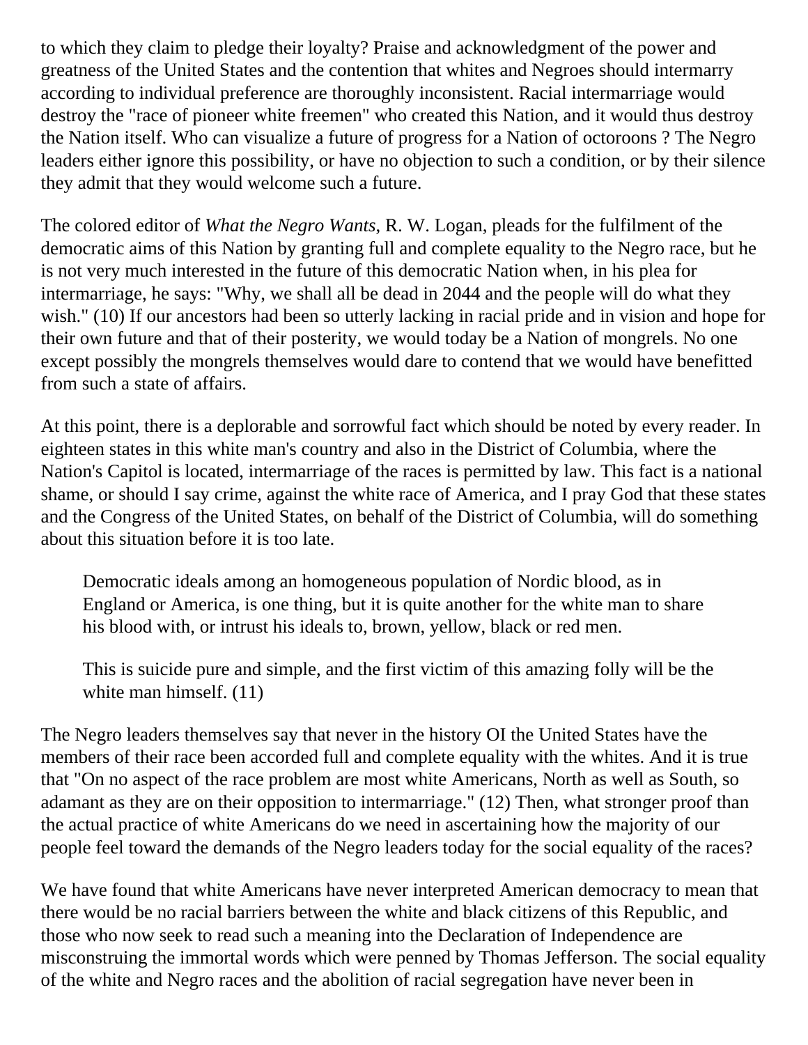to which they claim to pledge their loyalty? Praise and acknowledgment of the power and greatness of the United States and the contention that whites and Negroes should intermarry according to individual preference are thoroughly inconsistent. Racial intermarriage would destroy the "race of pioneer white freemen" who created this Nation, and it would thus destroy the Nation itself. Who can visualize a future of progress for a Nation of octoroons ? The Negro leaders either ignore this possibility, or have no objection to such a condition, or by their silence they admit that they would welcome such a future.

The colored editor of *What the Negro Wants*, R. W. Logan, pleads for the fulfilment of the democratic aims of this Nation by granting full and complete equality to the Negro race, but he is not very much interested in the future of this democratic Nation when, in his plea for intermarriage, he says: "Why, we shall all be dead in 2044 and the people will do what they wish." (10) If our ancestors had been so utterly lacking in racial pride and in vision and hope for their own future and that of their posterity, we would today be a Nation of mongrels. No one except possibly the mongrels themselves would dare to contend that we would have benefitted from such a state of affairs.

At this point, there is a deplorable and sorrowful fact which should be noted by every reader. In eighteen states in this white man's country and also in the District of Columbia, where the Nation's Capitol is located, intermarriage of the races is permitted by law. This fact is a national shame, or should I say crime, against the white race of America, and I pray God that these states and the Congress of the United States, on behalf of the District of Columbia, will do something about this situation before it is too late.

> Democratic ideals among an homogeneous population of Nordic blood, as in England or America, is one thing, but it is quite another for the white man to share his blood with, or intrust his ideals to, brown, yellow, black or red men.
>
> This is suicide pure and simple, and the first victim of this amazing folly will be the white man himself. (11)

The Negro leaders themselves say that never in the history OI the United States have the members of their race been accorded full and complete equality with the whites. And it is true that "On no aspect of the race problem are most white Americans, North as well as South, so adamant as they are on their opposition to intermarriage." (12) Then, what stronger proof than the actual practice of white Americans do we need in ascertaining how the majority of our people feel toward the demands of the Negro leaders today for the social equality of the races?

We have found that white Americans have never interpreted American democracy to mean that there would be no racial barriers between the white and black citizens of this Republic, and those who now seek to read such a meaning into the Declaration of Independence are misconstruing the immortal words which were penned by Thomas Jefferson. The social equality of the white and Negro races and the abolition of racial segregation have never been in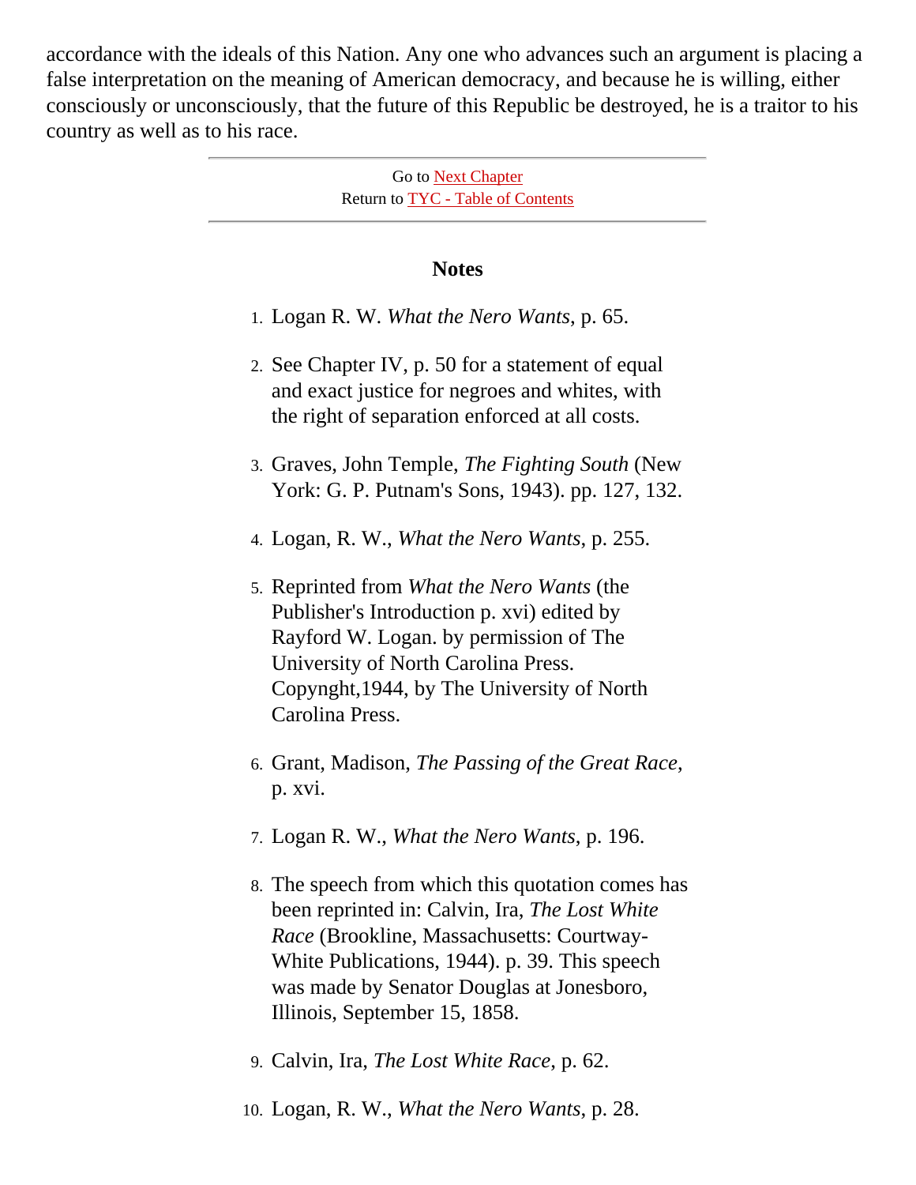accordance with the ideals of this Nation. Any one who advances such an argument is placing a false interpretation on the meaning of American democracy, and because he is willing, either consciously or unconsciously, that the future of this Republic be destroyed, he is a traitor to his country as well as to his race.

---

Go to Next Chapter
Return to TYC - Table of Contents

---

### Notes

1. Logan R. W. *What the Nero Wants*, p. 65.

2. See Chapter IV, p. 50 for a statement of equal and exact justice for negroes and whites, with the right of separation enforced at all costs.

3. Graves, John Temple, *The Fighting South* (New York: G. P. Putnam's Sons, 1943). pp. 127, 132.

4. Logan, R. W., *What the Nero Wants,* p. 255.

5. Reprinted from *What the Nero Wants* (the Publisher's Introduction p. xvi) edited by Rayford W. Logan. by permission of The University of North Carolina Press. Copynght,1944, by The University of North Carolina Press.

6. Grant, Madison, *The Passing of the Great Race*, p. xvi.

7. Logan R. W., *What the Nero Wants*, p. 196.

8. The speech from which this quotation comes has been reprinted in: Calvin, Ira, *The Lost White Race* (Brookline, Massachusetts: Courtway-White Publications, 1944). p. 39. This speech was made by Senator Douglas at Jonesboro, Illinois, September 15, 1858.

9. Calvin, Ira, *The Lost White Race,* p. 62.

10. Logan, R. W., *What the Nero Wants,* p. 28.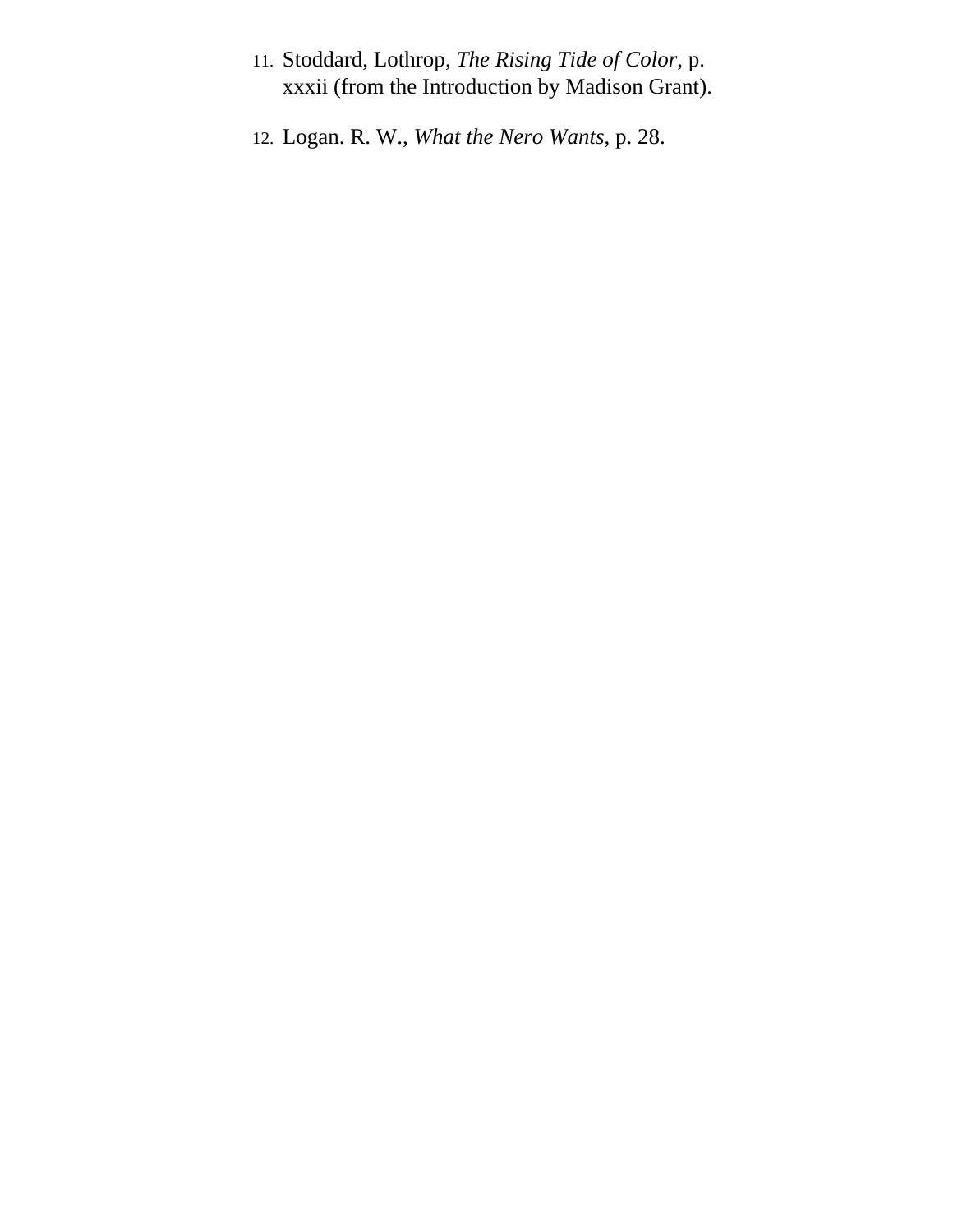11. Stoddard, Lothrop, *The Rising Tide of Color*, p. xxxii (from the Introduction by Madison Grant).

12. Logan. R. W., *What the Nero Wants,* p. 28.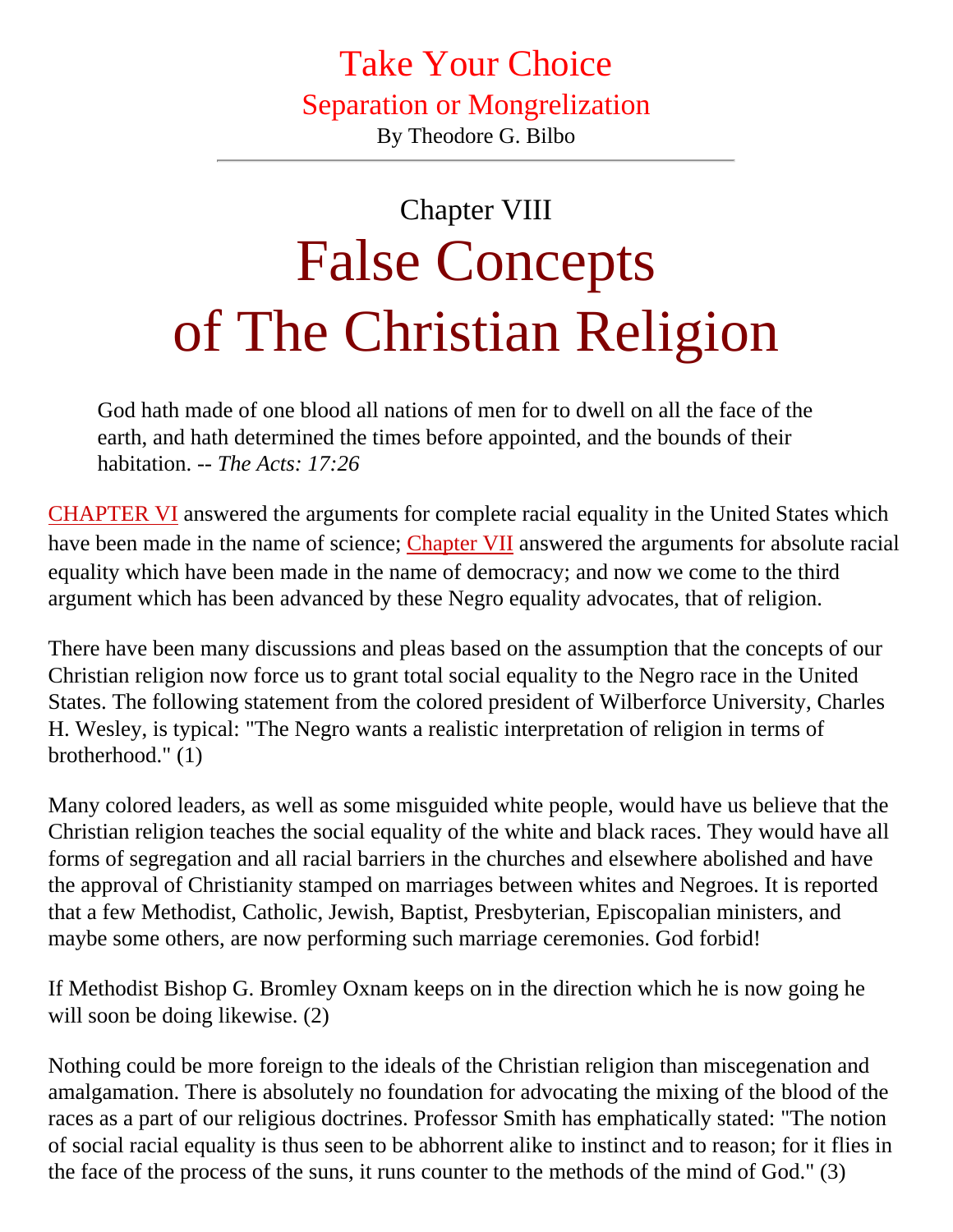# Take Your Choice

## Separation or Mongrelization

By Theodore G. Bilbo

---

## Chapter VIII

# False Concepts of The Christian Religion

> God hath made of one blood all nations of men for to dwell on all the face of the earth, and hath determined the times before appointed, and the bounds of their habitation. -- *The Acts: 17:26*

CHAPTER VI answered the arguments for complete racial equality in the United States which have been made in the name of science; Chapter VII answered the arguments for absolute racial equality which have been made in the name of democracy; and now we come to the third argument which has been advanced by these Negro equality advocates, that of religion.

There have been many discussions and pleas based on the assumption that the concepts of our Christian religion now force us to grant total social equality to the Negro race in the United States. The following statement from the colored president of Wilberforce University, Charles H. Wesley, is typical: "The Negro wants a realistic interpretation of religion in terms of brotherhood." (1)

Many colored leaders, as well as some misguided white people, would have us believe that the Christian religion teaches the social equality of the white and black races. They would have all forms of segregation and all racial barriers in the churches and elsewhere abolished and have the approval of Christianity stamped on marriages between whites and Negroes. It is reported that a few Methodist, Catholic, Jewish, Baptist, Presbyterian, Episcopalian ministers, and maybe some others, are now performing such marriage ceremonies. God forbid!

If Methodist Bishop G. Bromley Oxnam keeps on in the direction which he is now going he will soon be doing likewise. (2)

Nothing could be more foreign to the ideals of the Christian religion than miscegenation and amalgamation. There is absolutely no foundation for advocating the mixing of the blood of the races as a part of our religious doctrines. Professor Smith has emphatically stated: "The notion of social racial equality is thus seen to be abhorrent alike to instinct and to reason; for it flies in the face of the process of the suns, it runs counter to the methods of the mind of God." (3)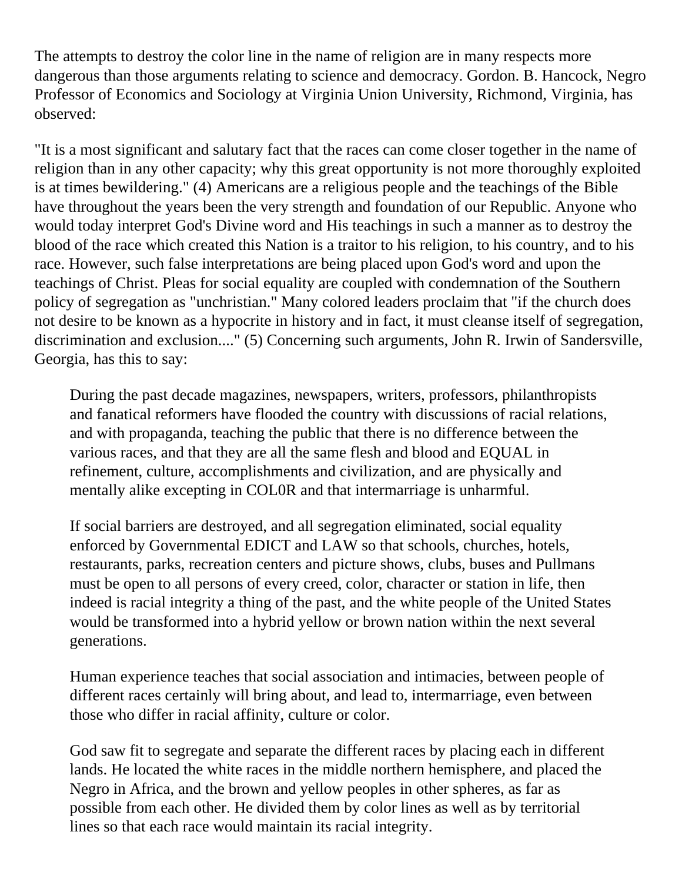The attempts to destroy the color line in the name of religion are in many respects more dangerous than those arguments relating to science and democracy. Gordon. B. Hancock, Negro Professor of Economics and Sociology at Virginia Union University, Richmond, Virginia, has observed:

"It is a most significant and salutary fact that the races can come closer together in the name of religion than in any other capacity; why this great opportunity is not more thoroughly exploited is at times bewildering." (4) Americans are a religious people and the teachings of the Bible have throughout the years been the very strength and foundation of our Republic. Anyone who would today interpret God's Divine word and His teachings in such a manner as to destroy the blood of the race which created this Nation is a traitor to his religion, to his country, and to his race. However, such false interpretations are being placed upon God's word and upon the teachings of Christ. Pleas for social equality are coupled with condemnation of the Southern policy of segregation as "unchristian." Many colored leaders proclaim that "if the church does not desire to be known as a hypocrite in history and in fact, it must cleanse itself of segregation, discrimination and exclusion...." (5) Concerning such arguments, John R. Irwin of Sandersville, Georgia, has this to say:

> During the past decade magazines, newspapers, writers, professors, philanthropists and fanatical reformers have flooded the country with discussions of racial relations, and with propaganda, teaching the public that there is no difference between the various races, and that they are all the same flesh and blood and EQUAL in refinement, culture, accomplishments and civilization, and are physically and mentally alike excepting in COL0R and that intermarriage is unharmful.
>
> If social barriers are destroyed, and all segregation eliminated, social equality enforced by Governmental EDICT and LAW so that schools, churches, hotels, restaurants, parks, recreation centers and picture shows, clubs, buses and Pullmans must be open to all persons of every creed, color, character or station in life, then indeed is racial integrity a thing of the past, and the white people of the United States would be transformed into a hybrid yellow or brown nation within the next several generations.
>
> Human experience teaches that social association and intimacies, between people of different races certainly will bring about, and lead to, intermarriage, even between those who differ in racial affinity, culture or color.
>
> God saw fit to segregate and separate the different races by placing each in different lands. He located the white races in the middle northern hemisphere, and placed the Negro in Africa, and the brown and yellow peoples in other spheres, as far as possible from each other. He divided them by color lines as well as by territorial lines so that each race would maintain its racial integrity.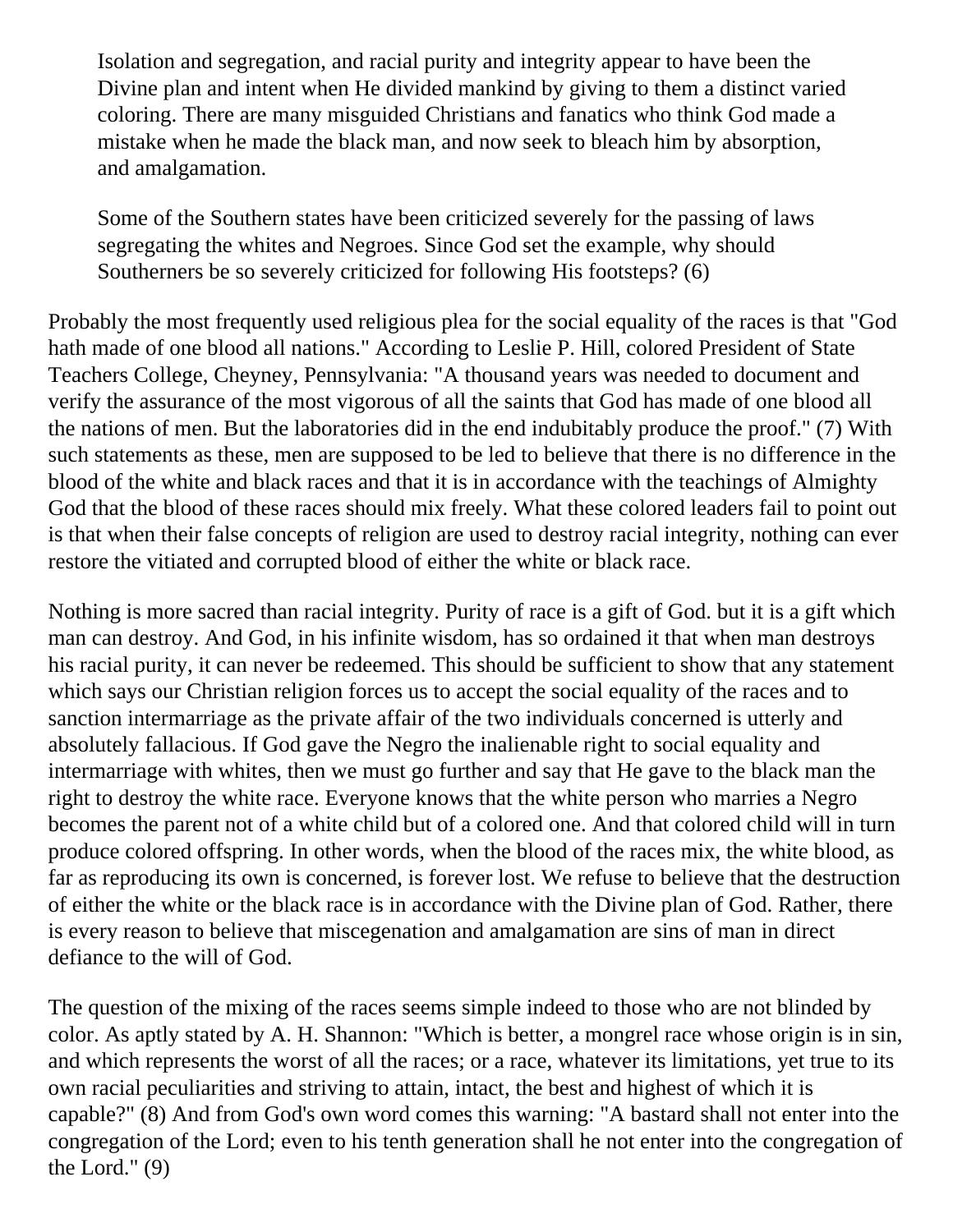> Isolation and segregation, and racial purity and integrity appear to have been the Divine plan and intent when He divided mankind by giving to them a distinct varied coloring. There are many misguided Christians and fanatics who think God made a mistake when he made the black man, and now seek to bleach him by absorption, and amalgamation.
>
> Some of the Southern states have been criticized severely for the passing of laws segregating the whites and Negroes. Since God set the example, why should Southerners be so severely criticized for following His footsteps? (6)

Probably the most frequently used religious plea for the social equality of the races is that "God hath made of one blood all nations." According to Leslie P. Hill, colored President of State Teachers College, Cheyney, Pennsylvania: "A thousand years was needed to document and verify the assurance of the most vigorous of all the saints that God has made of one blood all the nations of men. But the laboratories did in the end indubitably produce the proof." (7) With such statements as these, men are supposed to be led to believe that there is no difference in the blood of the white and black races and that it is in accordance with the teachings of Almighty God that the blood of these races should mix freely. What these colored leaders fail to point out is that when their false concepts of religion are used to destroy racial integrity, nothing can ever restore the vitiated and corrupted blood of either the white or black race.

Nothing is more sacred than racial integrity. Purity of race is a gift of God. but it is a gift which man can destroy. And God, in his infinite wisdom, has so ordained it that when man destroys his racial purity, it can never be redeemed. This should be sufficient to show that any statement which says our Christian religion forces us to accept the social equality of the races and to sanction intermarriage as the private affair of the two individuals concerned is utterly and absolutely fallacious. If God gave the Negro the inalienable right to social equality and intermarriage with whites, then we must go further and say that He gave to the black man the right to destroy the white race. Everyone knows that the white person who marries a Negro becomes the parent not of a white child but of a colored one. And that colored child will in turn produce colored offspring. In other words, when the blood of the races mix, the white blood, as far as reproducing its own is concerned, is forever lost. We refuse to believe that the destruction of either the white or the black race is in accordance with the Divine plan of God. Rather, there is every reason to believe that miscegenation and amalgamation are sins of man in direct defiance to the will of God.

The question of the mixing of the races seems simple indeed to those who are not blinded by color. As aptly stated by A. H. Shannon: "Which is better, a mongrel race whose origin is in sin, and which represents the worst of all the races; or a race, whatever its limitations, yet true to its own racial peculiarities and striving to attain, intact, the best and highest of which it is capable?" (8) And from God's own word comes this warning: "A bastard shall not enter into the congregation of the Lord; even to his tenth generation shall he not enter into the congregation of the Lord." (9)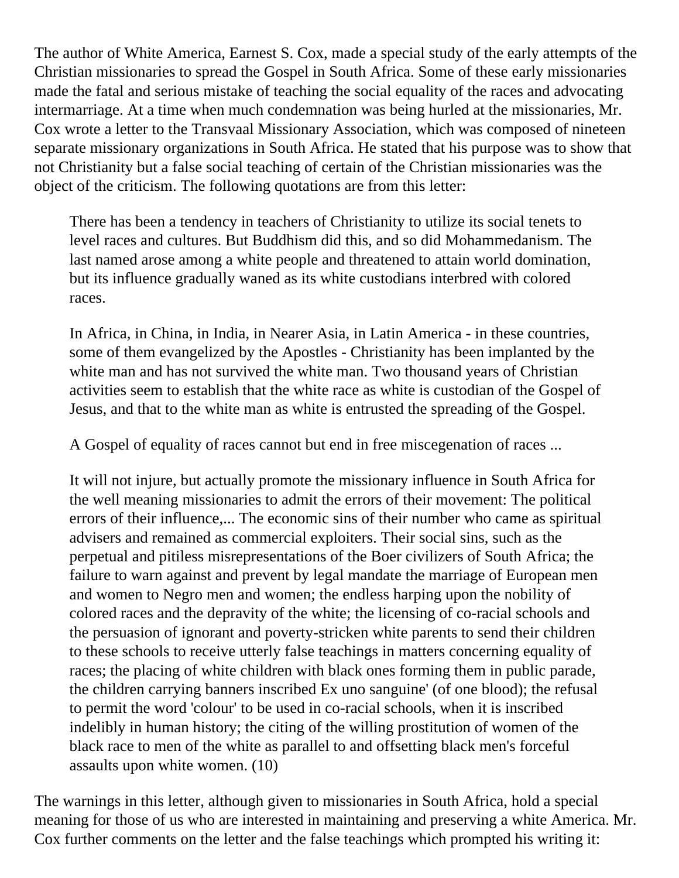The author of White America, Earnest S. Cox, made a special study of the early attempts of the Christian missionaries to spread the Gospel in South Africa. Some of these early missionaries made the fatal and serious mistake of teaching the social equality of the races and advocating intermarriage. At a time when much condemnation was being hurled at the missionaries, Mr. Cox wrote a letter to the Transvaal Missionary Association, which was composed of nineteen separate missionary organizations in South Africa. He stated that his purpose was to show that not Christianity but a false social teaching of certain of the Christian missionaries was the object of the criticism. The following quotations are from this letter:

> There has been a tendency in teachers of Christianity to utilize its social tenets to level races and cultures. But Buddhism did this, and so did Mohammedanism. The last named arose among a white people and threatened to attain world domination, but its influence gradually waned as its white custodians interbred with colored races.
>
> In Africa, in China, in India, in Nearer Asia, in Latin America - in these countries, some of them evangelized by the Apostles - Christianity has been implanted by the white man and has not survived the white man. Two thousand years of Christian activities seem to establish that the white race as white is custodian of the Gospel of Jesus, and that to the white man as white is entrusted the spreading of the Gospel.
>
> A Gospel of equality of races cannot but end in free miscegenation of races ...
>
> It will not injure, but actually promote the missionary influence in South Africa for the well meaning missionaries to admit the errors of their movement: The political errors of their influence,... The economic sins of their number who came as spiritual advisers and remained as commercial exploiters. Their social sins, such as the perpetual and pitiless misrepresentations of the Boer civilizers of South Africa; the failure to warn against and prevent by legal mandate the marriage of European men and women to Negro men and women; the endless harping upon the nobility of colored races and the depravity of the white; the licensing of co-racial schools and the persuasion of ignorant and poverty-stricken white parents to send their children to these schools to receive utterly false teachings in matters concerning equality of races; the placing of white children with black ones forming them in public parade, the children carrying banners inscribed Ex uno sanguine' (of one blood); the refusal to permit the word 'colour' to be used in co-racial schools, when it is inscribed indelibly in human history; the citing of the willing prostitution of women of the black race to men of the white as parallel to and offsetting black men's forceful assaults upon white women. (10)

The warnings in this letter, although given to missionaries in South Africa, hold a special meaning for those of us who are interested in maintaining and preserving a white America. Mr. Cox further comments on the letter and the false teachings which prompted his writing it: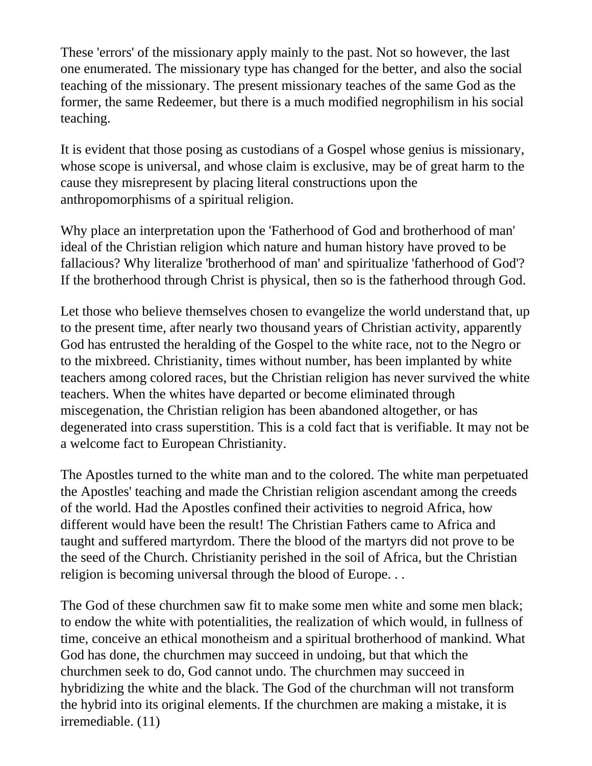These 'errors' of the missionary apply mainly to the past. Not so however, the last one enumerated. The missionary type has changed for the better, and also the social teaching of the missionary. The present missionary teaches of the same God as the former, the same Redeemer, but there is a much modified negrophilism in his social teaching.

It is evident that those posing as custodians of a Gospel whose genius is missionary, whose scope is universal, and whose claim is exclusive, may be of great harm to the cause they misrepresent by placing literal constructions upon the anthropomorphisms of a spiritual religion.

Why place an interpretation upon the 'Fatherhood of God and brotherhood of man' ideal of the Christian religion which nature and human history have proved to be fallacious? Why literalize 'brotherhood of man' and spiritualize 'fatherhood of God'? If the brotherhood through Christ is physical, then so is the fatherhood through God.

Let those who believe themselves chosen to evangelize the world understand that, up to the present time, after nearly two thousand years of Christian activity, apparently God has entrusted the heralding of the Gospel to the white race, not to the Negro or to the mixbreed. Christianity, times without number, has been implanted by white teachers among colored races, but the Christian religion has never survived the white teachers. When the whites have departed or become eliminated through miscegenation, the Christian religion has been abandoned altogether, or has degenerated into crass superstition. This is a cold fact that is verifiable. It may not be a welcome fact to European Christianity.

The Apostles turned to the white man and to the colored. The white man perpetuated the Apostles' teaching and made the Christian religion ascendant among the creeds of the world. Had the Apostles confined their activities to negroid Africa, how different would have been the result! The Christian Fathers came to Africa and taught and suffered martyrdom. There the blood of the martyrs did not prove to be the seed of the Church. Christianity perished in the soil of Africa, but the Christian religion is becoming universal through the blood of Europe. . .

The God of these churchmen saw fit to make some men white and some men black; to endow the white with potentialities, the realization of which would, in fullness of time, conceive an ethical monotheism and a spiritual brotherhood of mankind. What God has done, the churchmen may succeed in undoing, but that which the churchmen seek to do, God cannot undo. The churchmen may succeed in hybridizing the white and the black. The God of the churchman will not transform the hybrid into its original elements. If the churchmen are making a mistake, it is irremediable. (11)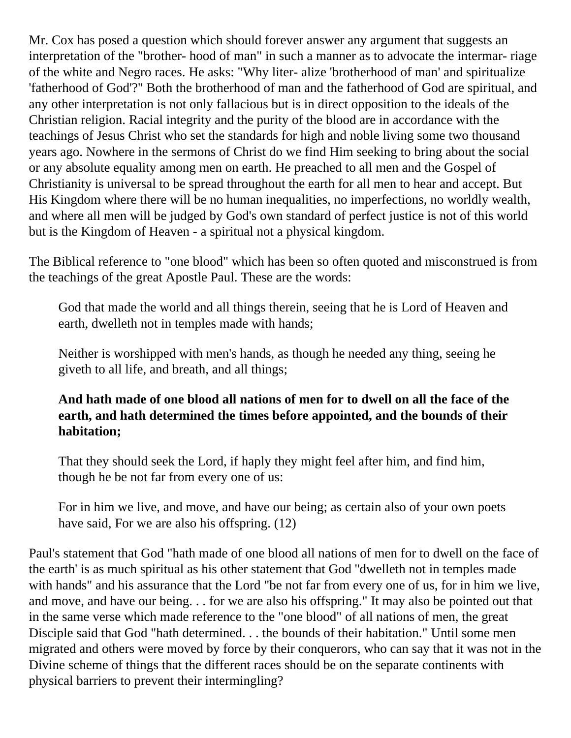Mr. Cox has posed a question which should forever answer any argument that suggests an interpretation of the "brother- hood of man" in such a manner as to advocate the intermar- riage of the white and Negro races. He asks: "Why liter- alize 'brotherhood of man' and spiritualize 'fatherhood of God'?" Both the brotherhood of man and the fatherhood of God are spiritual, and any other interpretation is not only fallacious but is in direct opposition to the ideals of the Christian religion. Racial integrity and the purity of the blood are in accordance with the teachings of Jesus Christ who set the standards for high and noble living some two thousand years ago. Nowhere in the sermons of Christ do we find Him seeking to bring about the social or any absolute equality among men on earth. He preached to all men and the Gospel of Christianity is universal to be spread throughout the earth for all men to hear and accept. But His Kingdom where there will be no human inequalities, no imperfections, no worldly wealth, and where all men will be judged by God's own standard of perfect justice is not of this world but is the Kingdom of Heaven - a spiritual not a physical kingdom.

The Biblical reference to "one blood" which has been so often quoted and misconstrued is from the teachings of the great Apostle Paul. These are the words:

> God that made the world and all things therein, seeing that he is Lord of Heaven and earth, dwelleth not in temples made with hands;
>
> Neither is worshipped with men's hands, as though he needed any thing, seeing he giveth to all life, and breath, and all things;
>
> **And hath made of one blood all nations of men for to dwell on all the face of the earth, and hath determined the times before appointed, and the bounds of their habitation;**
>
> That they should seek the Lord, if haply they might feel after him, and find him, though he be not far from every one of us:
>
> For in him we live, and move, and have our being; as certain also of your own poets have said, For we are also his offspring. (12)

Paul's statement that God "hath made of one blood all nations of men for to dwell on the face of the earth' is as much spiritual as his other statement that God "dwelleth not in temples made with hands" and his assurance that the Lord "be not far from every one of us, for in him we live, and move, and have our being. . . for we are also his offspring." It may also be pointed out that in the same verse which made reference to the "one blood" of all nations of men, the great Disciple said that God "hath determined. . . the bounds of their habitation." Until some men migrated and others were moved by force by their conquerors, who can say that it was not in the Divine scheme of things that the different races should be on the separate continents with physical barriers to prevent their intermingling?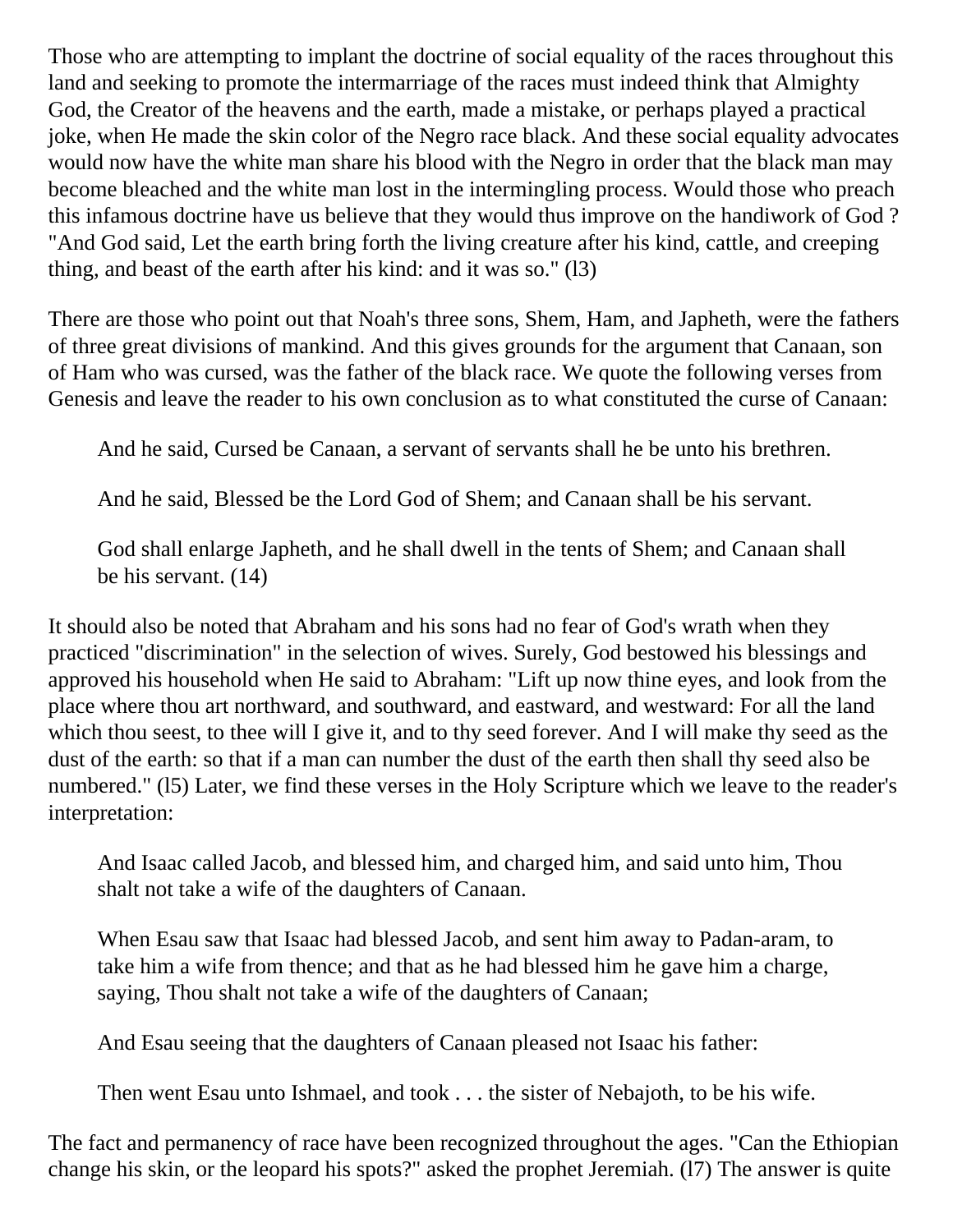Those who are attempting to implant the doctrine of social equality of the races throughout this land and seeking to promote the intermarriage of the races must indeed think that Almighty God, the Creator of the heavens and the earth, made a mistake, or perhaps played a practical joke, when He made the skin color of the Negro race black. And these social equality advocates would now have the white man share his blood with the Negro in order that the black man may become bleached and the white man lost in the intermingling process. Would those who preach this infamous doctrine have us believe that they would thus improve on the handiwork of God ? "And God said, Let the earth bring forth the living creature after his kind, cattle, and creeping thing, and beast of the earth after his kind: and it was so." (l3)

There are those who point out that Noah's three sons, Shem, Ham, and Japheth, were the fathers of three great divisions of mankind. And this gives grounds for the argument that Canaan, son of Ham who was cursed, was the father of the black race. We quote the following verses from Genesis and leave the reader to his own conclusion as to what constituted the curse of Canaan:

> And he said, Cursed be Canaan, a servant of servants shall he be unto his brethren.
>
> And he said, Blessed be the Lord God of Shem; and Canaan shall be his servant.
>
> God shall enlarge Japheth, and he shall dwell in the tents of Shem; and Canaan shall be his servant. (14)

It should also be noted that Abraham and his sons had no fear of God's wrath when they practiced "discrimination" in the selection of wives. Surely, God bestowed his blessings and approved his household when He said to Abraham: "Lift up now thine eyes, and look from the place where thou art northward, and southward, and eastward, and westward: For all the land which thou seest, to thee will I give it, and to thy seed forever. And I will make thy seed as the dust of the earth: so that if a man can number the dust of the earth then shall thy seed also be numbered." (l5) Later, we find these verses in the Holy Scripture which we leave to the reader's interpretation:

> And Isaac called Jacob, and blessed him, and charged him, and said unto him, Thou shalt not take a wife of the daughters of Canaan.
>
> When Esau saw that Isaac had blessed Jacob, and sent him away to Padan-aram, to take him a wife from thence; and that as he had blessed him he gave him a charge, saying, Thou shalt not take a wife of the daughters of Canaan;
>
> And Esau seeing that the daughters of Canaan pleased not Isaac his father:
>
> Then went Esau unto Ishmael, and took . . . the sister of Nebajoth, to be his wife.

The fact and permanency of race have been recognized throughout the ages. "Can the Ethiopian change his skin, or the leopard his spots?" asked the prophet Jeremiah. (l7) The answer is quite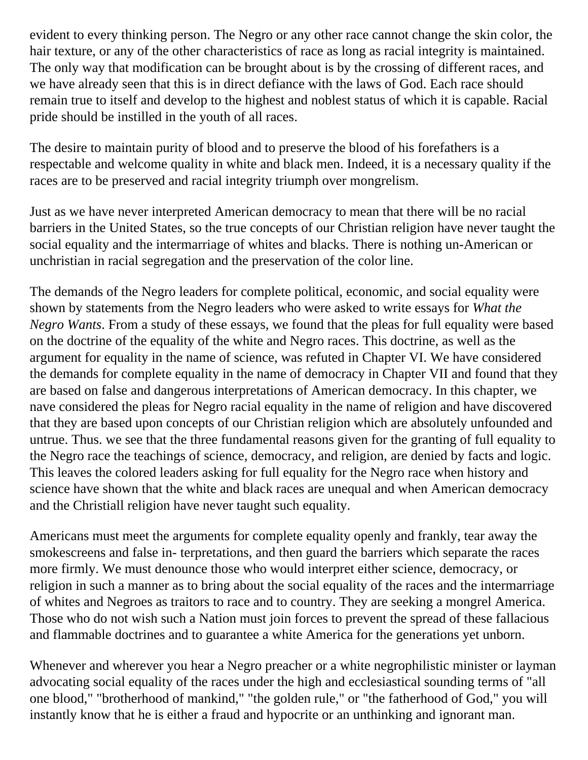evident to every thinking person. The Negro or any other race cannot change the skin color, the hair texture, or any of the other characteristics of race as long as racial integrity is maintained. The only way that modification can be brought about is by the crossing of different races, and we have already seen that this is in direct defiance with the laws of God. Each race should remain true to itself and develop to the highest and noblest status of which it is capable. Racial pride should be instilled in the youth of all races.

The desire to maintain purity of blood and to preserve the blood of his forefathers is a respectable and welcome quality in white and black men. Indeed, it is a necessary quality if the races are to be preserved and racial integrity triumph over mongrelism.

Just as we have never interpreted American democracy to mean that there will be no racial barriers in the United States, so the true concepts of our Christian religion have never taught the social equality and the intermarriage of whites and blacks. There is nothing un-American or unchristian in racial segregation and the preservation of the color line.

The demands of the Negro leaders for complete political, economic, and social equality were shown by statements from the Negro leaders who were asked to write essays for *What the Negro Wants*. From a study of these essays, we found that the pleas for full equality were based on the doctrine of the equality of the white and Negro races. This doctrine, as well as the argument for equality in the name of science, was refuted in Chapter VI. We have considered the demands for complete equality in the name of democracy in Chapter VII and found that they are based on false and dangerous interpretations of American democracy. In this chapter, we nave considered the pleas for Negro racial equality in the name of religion and have discovered that they are based upon concepts of our Christian religion which are absolutely unfounded and untrue. Thus. we see that the three fundamental reasons given for the granting of full equality to the Negro race the teachings of science, democracy, and religion, are denied by facts and logic. This leaves the colored leaders asking for full equality for the Negro race when history and science have shown that the white and black races are unequal and when American democracy and the Christiall religion have never taught such equality.

Americans must meet the arguments for complete equality openly and frankly, tear away the smokescreens and false in- terpretations, and then guard the barriers which separate the races more firmly. We must denounce those who would interpret either science, democracy, or religion in such a manner as to bring about the social equality of the races and the intermarriage of whites and Negroes as traitors to race and to country. They are seeking a mongrel America. Those who do not wish such a Nation must join forces to prevent the spread of these fallacious and flammable doctrines and to guarantee a white America for the generations yet unborn.

Whenever and wherever you hear a Negro preacher or a white negrophilistic minister or layman advocating social equality of the races under the high and ecclesiastical sounding terms of "all one blood," "brotherhood of mankind," "the golden rule," or "the fatherhood of God," you will instantly know that he is either a fraud and hypocrite or an unthinking and ignorant man.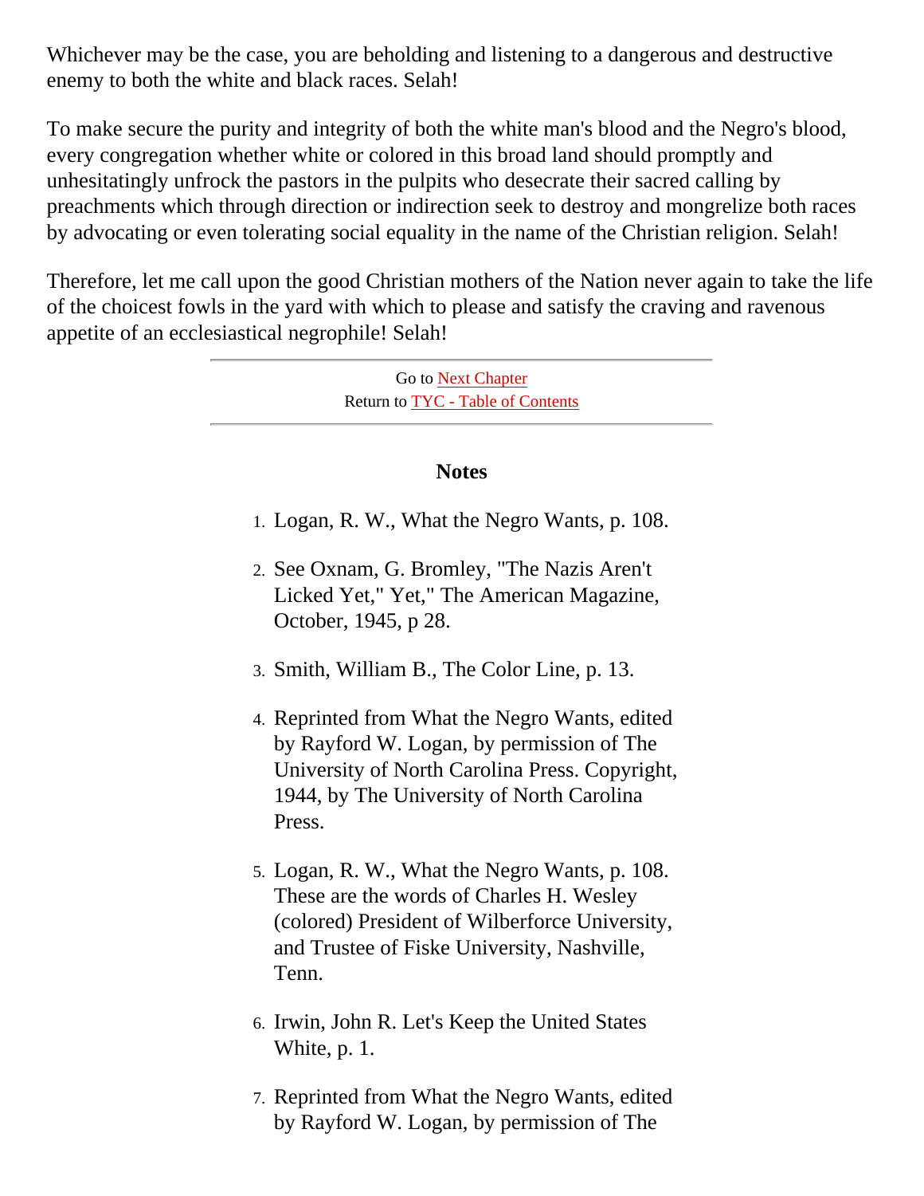Whichever may be the case, you are beholding and listening to a dangerous and destructive enemy to both the white and black races. Selah!

To make secure the purity and integrity of both the white man's blood and the Negro's blood, every congregation whether white or colored in this broad land should promptly and unhesitatingly unfrock the pastors in the pulpits who desecrate their sacred calling by preachments which through direction or indirection seek to destroy and mongrelize both races by advocating or even tolerating social equality in the name of the Christian religion. Selah!

Therefore, let me call upon the good Christian mothers of the Nation never again to take the life of the choicest fowls in the yard with which to please and satisfy the craving and ravenous appetite of an ecclesiastical negrophile! Selah!

---

Go to Next Chapter
Return to TYC - Table of Contents

---

### Notes

1. Logan, R. W., What the Negro Wants, p. 108.
2. See Oxnam, G. Bromley, "The Nazis Aren't Licked Yet," Yet," The American Magazine, October, 1945, p 28.
3. Smith, William B., The Color Line, p. 13.
4. Reprinted from What the Negro Wants, edited by Rayford W. Logan, by permission of The University of North Carolina Press. Copyright, 1944, by The University of North Carolina Press.
5. Logan, R. W., What the Negro Wants, p. 108. These are the words of Charles H. Wesley (colored) President of Wilberforce University, and Trustee of Fiske University, Nashville, Tenn.
6. Irwin, John R. Let's Keep the United States White, p. 1.
7. Reprinted from What the Negro Wants, edited by Rayford W. Logan, by permission of The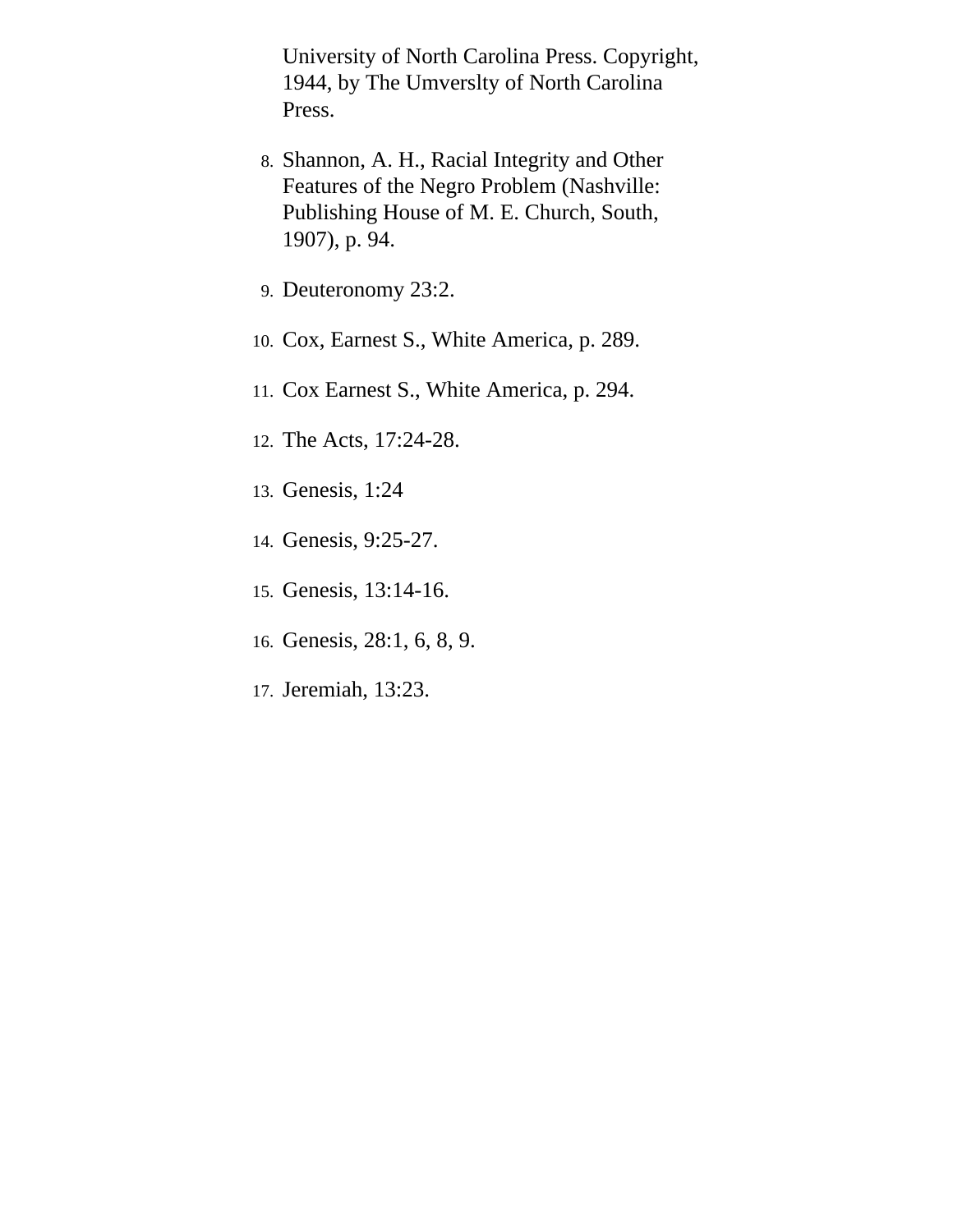University of North Carolina Press. Copyright, 1944, by The Umverslty of North Carolina Press.

8. Shannon, A. H., Racial Integrity and Other Features of the Negro Problem (Nashville: Publishing House of M. E. Church, South, 1907), p. 94.
9. Deuteronomy 23:2.
10. Cox, Earnest S., White America, p. 289.
11. Cox Earnest S., White America, p. 294.
12. The Acts, 17:24-28.
13. Genesis, 1:24
14. Genesis, 9:25-27.
15. Genesis, 13:14-16.
16. Genesis, 28:1, 6, 8, 9.
17. Jeremiah, 13:23.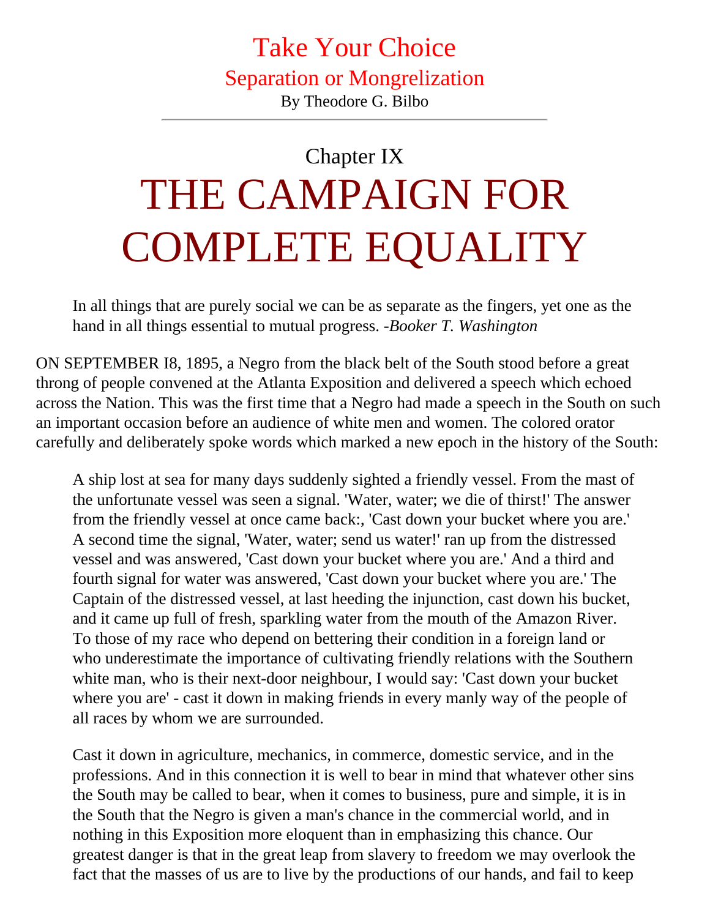# Take Your Choice

## Separation or Mongrelization

By Theodore G. Bilbo

---

## Chapter IX

# THE CAMPAIGN FOR COMPLETE EQUALITY

> In all things that are purely social we can be as separate as the fingers, yet one as the hand in all things essential to mutual progress. *-Booker T. Washington*

ON SEPTEMBER I8, 1895, a Negro from the black belt of the South stood before a great throng of people convened at the Atlanta Exposition and delivered a speech which echoed across the Nation. This was the first time that a Negro had made a speech in the South on such an important occasion before an audience of white men and women. The colored orator carefully and deliberately spoke words which marked a new epoch in the history of the South:

> A ship lost at sea for many days suddenly sighted a friendly vessel. From the mast of the unfortunate vessel was seen a signal. 'Water, water; we die of thirst!' The answer from the friendly vessel at once came back:, 'Cast down your bucket where you are.' A second time the signal, 'Water, water; send us water!' ran up from the distressed vessel and was answered, 'Cast down your bucket where you are.' And a third and fourth signal for water was answered, 'Cast down your bucket where you are.' The Captain of the distressed vessel, at last heeding the injunction, cast down his bucket, and it came up full of fresh, sparkling water from the mouth of the Amazon River. To those of my race who depend on bettering their condition in a foreign land or who underestimate the importance of cultivating friendly relations with the Southern white man, who is their next-door neighbour, I would say: 'Cast down your bucket where you are' - cast it down in making friends in every manly way of the people of all races by whom we are surrounded.
>
> Cast it down in agriculture, mechanics, in commerce, domestic service, and in the professions. And in this connection it is well to bear in mind that whatever other sins the South may be called to bear, when it comes to business, pure and simple, it is in the South that the Negro is given a man's chance in the commercial world, and in nothing in this Exposition more eloquent than in emphasizing this chance. Our greatest danger is that in the great leap from slavery to freedom we may overlook the fact that the masses of us are to live by the productions of our hands, and fail to keep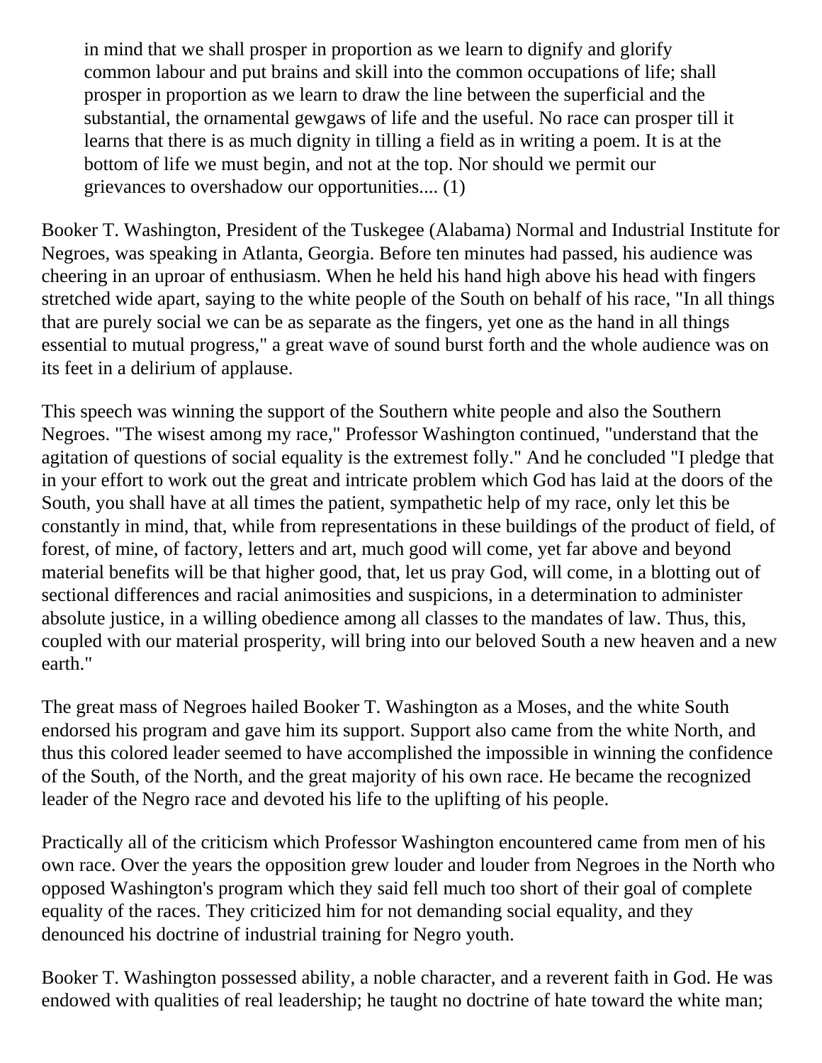> in mind that we shall prosper in proportion as we learn to dignify and glorify common labour and put brains and skill into the common occupations of life; shall prosper in proportion as we learn to draw the line between the superficial and the substantial, the ornamental gewgaws of life and the useful. No race can prosper till it learns that there is as much dignity in tilling a field as in writing a poem. It is at the bottom of life we must begin, and not at the top. Nor should we permit our grievances to overshadow our opportunities.... (1)

Booker T. Washington, President of the Tuskegee (Alabama) Normal and Industrial Institute for Negroes, was speaking in Atlanta, Georgia. Before ten minutes had passed, his audience was cheering in an uproar of enthusiasm. When he held his hand high above his head with fingers stretched wide apart, saying to the white people of the South on behalf of his race, "In all things that are purely social we can be as separate as the fingers, yet one as the hand in all things essential to mutual progress," a great wave of sound burst forth and the whole audience was on its feet in a delirium of applause.

This speech was winning the support of the Southern white people and also the Southern Negroes. "The wisest among my race," Professor Washington continued, "understand that the agitation of questions of social equality is the extremest folly." And he concluded "I pledge that in your effort to work out the great and intricate problem which God has laid at the doors of the South, you shall have at all times the patient, sympathetic help of my race, only let this be constantly in mind, that, while from representations in these buildings of the product of field, of forest, of mine, of factory, letters and art, much good will come, yet far above and beyond material benefits will be that higher good, that, let us pray God, will come, in a blotting out of sectional differences and racial animosities and suspicions, in a determination to administer absolute justice, in a willing obedience among all classes to the mandates of law. Thus, this, coupled with our material prosperity, will bring into our beloved South a new heaven and a new earth."

The great mass of Negroes hailed Booker T. Washington as a Moses, and the white South endorsed his program and gave him its support. Support also came from the white North, and thus this colored leader seemed to have accomplished the impossible in winning the confidence of the South, of the North, and the great majority of his own race. He became the recognized leader of the Negro race and devoted his life to the uplifting of his people.

Practically all of the criticism which Professor Washington encountered came from men of his own race. Over the years the opposition grew louder and louder from Negroes in the North who opposed Washington's program which they said fell much too short of their goal of complete equality of the races. They criticized him for not demanding social equality, and they denounced his doctrine of industrial training for Negro youth.

Booker T. Washington possessed ability, a noble character, and a reverent faith in God. He was endowed with qualities of real leadership; he taught no doctrine of hate toward the white man;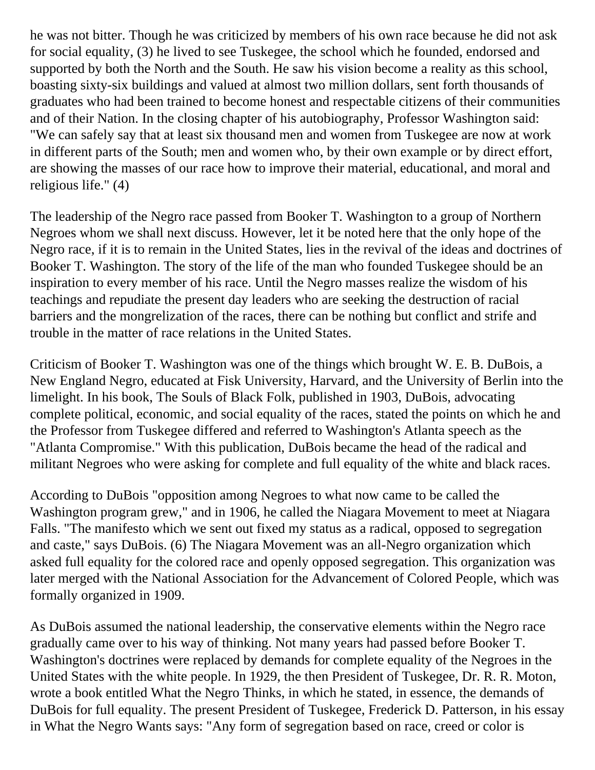he was not bitter. Though he was criticized by members of his own race because he did not ask for social equality, (3) he lived to see Tuskegee, the school which he founded, endorsed and supported by both the North and the South. He saw his vision become a reality as this school, boasting sixty-six buildings and valued at almost two million dollars, sent forth thousands of graduates who had been trained to become honest and respectable citizens of their communities and of their Nation. In the closing chapter of his autobiography, Professor Washington said: "We can safely say that at least six thousand men and women from Tuskegee are now at work in different parts of the South; men and women who, by their own example or by direct effort, are showing the masses of our race how to improve their material, educational, and moral and religious life." (4)

The leadership of the Negro race passed from Booker T. Washington to a group of Northern Negroes whom we shall next discuss. However, let it be noted here that the only hope of the Negro race, if it is to remain in the United States, lies in the revival of the ideas and doctrines of Booker T. Washington. The story of the life of the man who founded Tuskegee should be an inspiration to every member of his race. Until the Negro masses realize the wisdom of his teachings and repudiate the present day leaders who are seeking the destruction of racial barriers and the mongrelization of the races, there can be nothing but conflict and strife and trouble in the matter of race relations in the United States.

Criticism of Booker T. Washington was one of the things which brought W. E. B. DuBois, a New England Negro, educated at Fisk University, Harvard, and the University of Berlin into the limelight. In his book, The Souls of Black Folk, published in 1903, DuBois, advocating complete political, economic, and social equality of the races, stated the points on which he and the Professor from Tuskegee differed and referred to Washington's Atlanta speech as the "Atlanta Compromise." With this publication, DuBois became the head of the radical and militant Negroes who were asking for complete and full equality of the white and black races.

According to DuBois "opposition among Negroes to what now came to be called the Washington program grew," and in 1906, he called the Niagara Movement to meet at Niagara Falls. "The manifesto which we sent out fixed my status as a radical, opposed to segregation and caste," says DuBois. (6) The Niagara Movement was an all-Negro organization which asked full equality for the colored race and openly opposed segregation. This organization was later merged with the National Association for the Advancement of Colored People, which was formally organized in 1909.

As DuBois assumed the national leadership, the conservative elements within the Negro race gradually came over to his way of thinking. Not many years had passed before Booker T. Washington's doctrines were replaced by demands for complete equality of the Negroes in the United States with the white people. In 1929, the then President of Tuskegee, Dr. R. R. Moton, wrote a book entitled What the Negro Thinks, in which he stated, in essence, the demands of DuBois for full equality. The present President of Tuskegee, Frederick D. Patterson, in his essay in What the Negro Wants says: "Any form of segregation based on race, creed or color is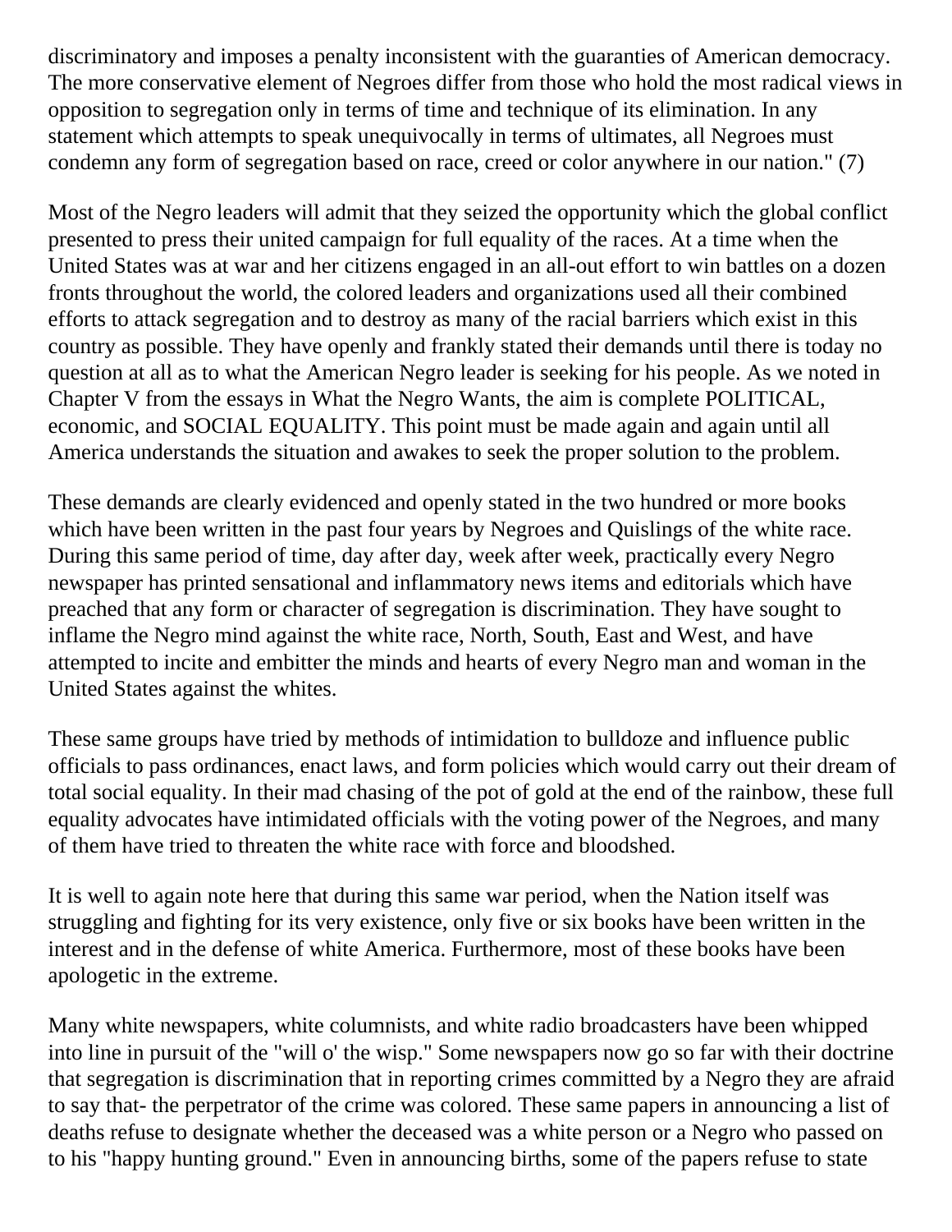discriminatory and imposes a penalty inconsistent with the guaranties of American democracy. The more conservative element of Negroes differ from those who hold the most radical views in opposition to segregation only in terms of time and technique of its elimination. In any statement which attempts to speak unequivocally in terms of ultimates, all Negroes must condemn any form of segregation based on race, creed or color anywhere in our nation." (7)

Most of the Negro leaders will admit that they seized the opportunity which the global conflict presented to press their united campaign for full equality of the races. At a time when the United States was at war and her citizens engaged in an all-out effort to win battles on a dozen fronts throughout the world, the colored leaders and organizations used all their combined efforts to attack segregation and to destroy as many of the racial barriers which exist in this country as possible. They have openly and frankly stated their demands until there is today no question at all as to what the American Negro leader is seeking for his people. As we noted in Chapter V from the essays in What the Negro Wants, the aim is complete POLITICAL, economic, and SOCIAL EQUALITY. This point must be made again and again until all America understands the situation and awakes to seek the proper solution to the problem.

These demands are clearly evidenced and openly stated in the two hundred or more books which have been written in the past four years by Negroes and Quislings of the white race. During this same period of time, day after day, week after week, practically every Negro newspaper has printed sensational and inflammatory news items and editorials which have preached that any form or character of segregation is discrimination. They have sought to inflame the Negro mind against the white race, North, South, East and West, and have attempted to incite and embitter the minds and hearts of every Negro man and woman in the United States against the whites.

These same groups have tried by methods of intimidation to bulldoze and influence public officials to pass ordinances, enact laws, and form policies which would carry out their dream of total social equality. In their mad chasing of the pot of gold at the end of the rainbow, these full equality advocates have intimidated officials with the voting power of the Negroes, and many of them have tried to threaten the white race with force and bloodshed.

It is well to again note here that during this same war period, when the Nation itself was struggling and fighting for its very existence, only five or six books have been written in the interest and in the defense of white America. Furthermore, most of these books have been apologetic in the extreme.

Many white newspapers, white columnists, and white radio broadcasters have been whipped into line in pursuit of the "will o' the wisp." Some newspapers now go so far with their doctrine that segregation is discrimination that in reporting crimes committed by a Negro they are afraid to say that- the perpetrator of the crime was colored. These same papers in announcing a list of deaths refuse to designate whether the deceased was a white person or a Negro who passed on to his "happy hunting ground." Even in announcing births, some of the papers refuse to state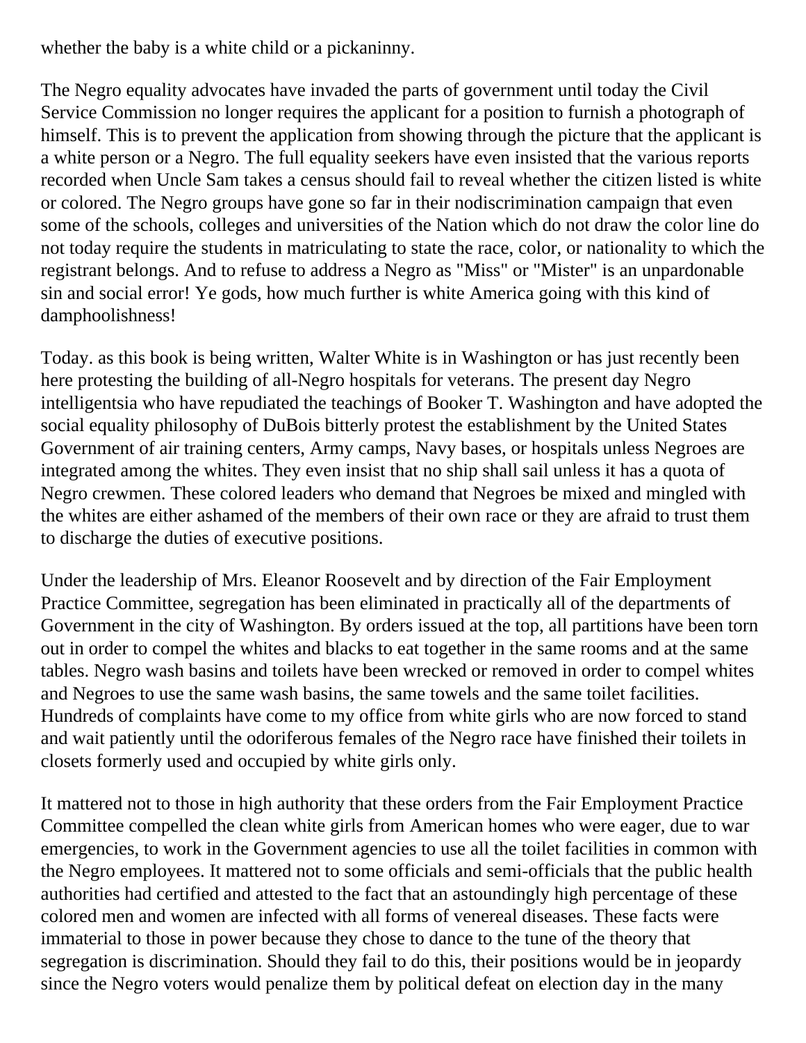whether the baby is a white child or a pickaninny.

The Negro equality advocates have invaded the parts of government until today the Civil Service Commission no longer requires the applicant for a position to furnish a photograph of himself. This is to prevent the application from showing through the picture that the applicant is a white person or a Negro. The full equality seekers have even insisted that the various reports recorded when Uncle Sam takes a census should fail to reveal whether the citizen listed is white or colored. The Negro groups have gone so far in their nodiscrimination campaign that even some of the schools, colleges and universities of the Nation which do not draw the color line do not today require the students in matriculating to state the race, color, or nationality to which the registrant belongs. And to refuse to address a Negro as "Miss" or "Mister" is an unpardonable sin and social error! Ye gods, how much further is white America going with this kind of damphoolishness!

Today. as this book is being written, Walter White is in Washington or has just recently been here protesting the building of all-Negro hospitals for veterans. The present day Negro intelligentsia who have repudiated the teachings of Booker T. Washington and have adopted the social equality philosophy of DuBois bitterly protest the establishment by the United States Government of air training centers, Army camps, Navy bases, or hospitals unless Negroes are integrated among the whites. They even insist that no ship shall sail unless it has a quota of Negro crewmen. These colored leaders who demand that Negroes be mixed and mingled with the whites are either ashamed of the members of their own race or they are afraid to trust them to discharge the duties of executive positions.

Under the leadership of Mrs. Eleanor Roosevelt and by direction of the Fair Employment Practice Committee, segregation has been eliminated in practically all of the departments of Government in the city of Washington. By orders issued at the top, all partitions have been torn out in order to compel the whites and blacks to eat together in the same rooms and at the same tables. Negro wash basins and toilets have been wrecked or removed in order to compel whites and Negroes to use the same wash basins, the same towels and the same toilet facilities. Hundreds of complaints have come to my office from white girls who are now forced to stand and wait patiently until the odoriferous females of the Negro race have finished their toilets in closets formerly used and occupied by white girls only.

It mattered not to those in high authority that these orders from the Fair Employment Practice Committee compelled the clean white girls from American homes who were eager, due to war emergencies, to work in the Government agencies to use all the toilet facilities in common with the Negro employees. It mattered not to some officials and semi-officials that the public health authorities had certified and attested to the fact that an astoundingly high percentage of these colored men and women are infected with all forms of venereal diseases. These facts were immaterial to those in power because they chose to dance to the tune of the theory that segregation is discrimination. Should they fail to do this, their positions would be in jeopardy since the Negro voters would penalize them by political defeat on election day in the many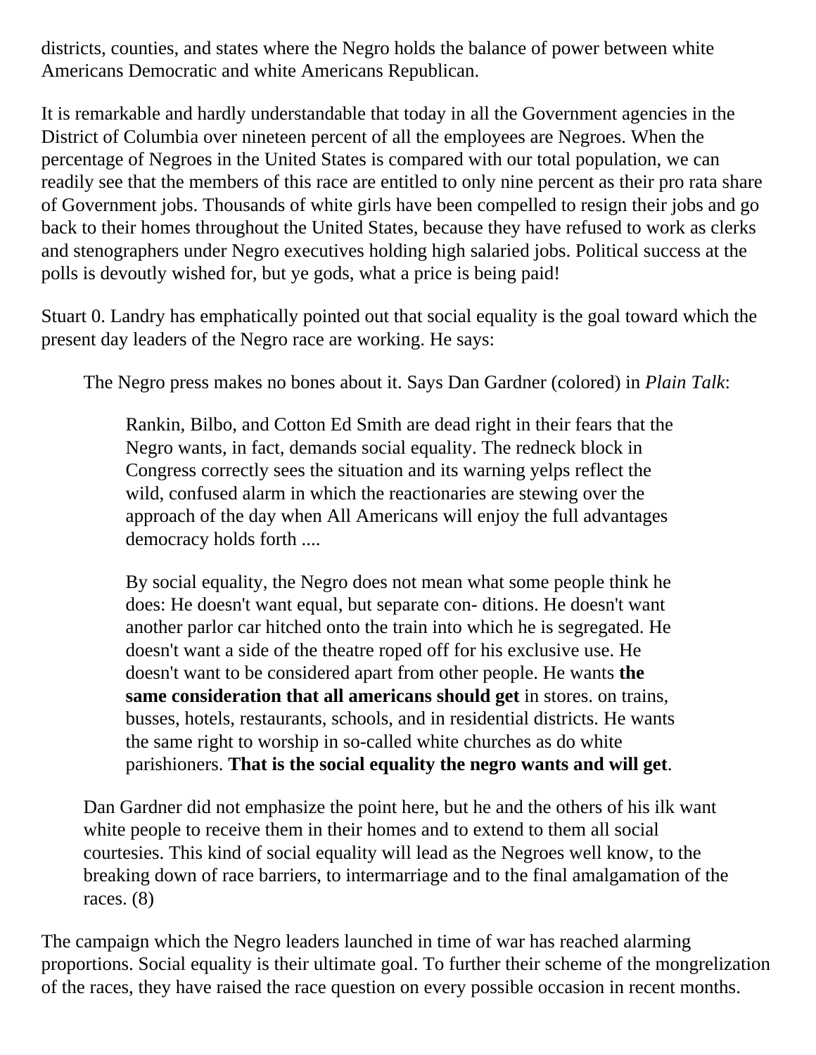districts, counties, and states where the Negro holds the balance of power between white Americans Democratic and white Americans Republican.

It is remarkable and hardly understandable that today in all the Government agencies in the District of Columbia over nineteen percent of all the employees are Negroes. When the percentage of Negroes in the United States is compared with our total population, we can readily see that the members of this race are entitled to only nine percent as their pro rata share of Government jobs. Thousands of white girls have been compelled to resign their jobs and go back to their homes throughout the United States, because they have refused to work as clerks and stenographers under Negro executives holding high salaried jobs. Political success at the polls is devoutly wished for, but ye gods, what a price is being paid!

Stuart 0. Landry has emphatically pointed out that social equality is the goal toward which the present day leaders of the Negro race are working. He says:

> The Negro press makes no bones about it. Says Dan Gardner (colored) in *Plain Talk*:
>
> > Rankin, Bilbo, and Cotton Ed Smith are dead right in their fears that the Negro wants, in fact, demands social equality. The redneck block in Congress correctly sees the situation and its warning yelps reflect the wild, confused alarm in which the reactionaries are stewing over the approach of the day when All Americans will enjoy the full advantages democracy holds forth ....
> >
> > By social equality, the Negro does not mean what some people think he does: He doesn't want equal, but separate con- ditions. He doesn't want another parlor car hitched onto the train into which he is segregated. He doesn't want a side of the theatre roped off for his exclusive use. He doesn't want to be considered apart from other people. He wants **the same consideration that all americans should get** in stores. on trains, busses, hotels, restaurants, schools, and in residential districts. He wants the same right to worship in so-called white churches as do white parishioners. **That is the social equality the negro wants and will get**.
>
> Dan Gardner did not emphasize the point here, but he and the others of his ilk want white people to receive them in their homes and to extend to them all social courtesies. This kind of social equality will lead as the Negroes well know, to the breaking down of race barriers, to intermarriage and to the final amalgamation of the races. (8)

The campaign which the Negro leaders launched in time of war has reached alarming proportions. Social equality is their ultimate goal. To further their scheme of the mongrelization of the races, they have raised the race question on every possible occasion in recent months.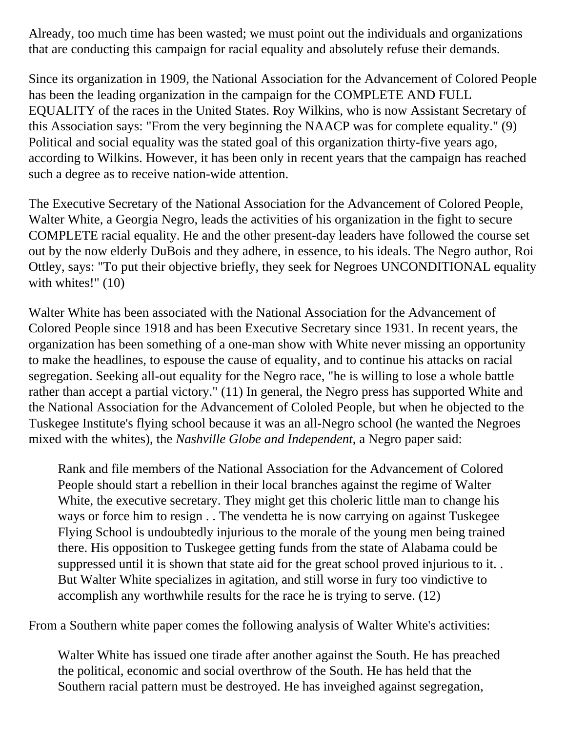Already, too much time has been wasted; we must point out the individuals and organizations that are conducting this campaign for racial equality and absolutely refuse their demands.

Since its organization in 1909, the National Association for the Advancement of Colored People has been the leading organization in the campaign for the COMPLETE AND FULL EQUALITY of the races in the United States. Roy Wilkins, who is now Assistant Secretary of this Association says: "From the very beginning the NAACP was for complete equality." (9) Political and social equality was the stated goal of this organization thirty-five years ago, according to Wilkins. However, it has been only in recent years that the campaign has reached such a degree as to receive nation-wide attention.

The Executive Secretary of the National Association for the Advancement of Colored People, Walter White, a Georgia Negro, leads the activities of his organization in the fight to secure COMPLETE racial equality. He and the other present-day leaders have followed the course set out by the now elderly DuBois and they adhere, in essence, to his ideals. The Negro author, Roi Ottley, says: "To put their objective briefly, they seek for Negroes UNCONDITIONAL equality with whites!" (10)

Walter White has been associated with the National Association for the Advancement of Colored People since 1918 and has been Executive Secretary since 1931. In recent years, the organization has been something of a one-man show with White never missing an opportunity to make the headlines, to espouse the cause of equality, and to continue his attacks on racial segregation. Seeking all-out equality for the Negro race, "he is willing to lose a whole battle rather than accept a partial victory." (11) In general, the Negro press has supported White and the National Association for the Advancement of Cololed People, but when he objected to the Tuskegee Institute's flying school because it was an all-Negro school (he wanted the Negroes mixed with the whites), the *Nashville Globe and Independent*, a Negro paper said:

> Rank and file members of the National Association for the Advancement of Colored People should start a rebellion in their local branches against the regime of Walter White, the executive secretary. They might get this choleric little man to change his ways or force him to resign . . The vendetta he is now carrying on against Tuskegee Flying School is undoubtedly injurious to the morale of the young men being trained there. His opposition to Tuskegee getting funds from the state of Alabama could be suppressed until it is shown that state aid for the great school proved injurious to it. . But Walter White specializes in agitation, and still worse in fury too vindictive to accomplish any worthwhile results for the race he is trying to serve. (12)

From a Southern white paper comes the following analysis of Walter White's activities:

> Walter White has issued one tirade after another against the South. He has preached the political, economic and social overthrow of the South. He has held that the Southern racial pattern must be destroyed. He has inveighed against segregation,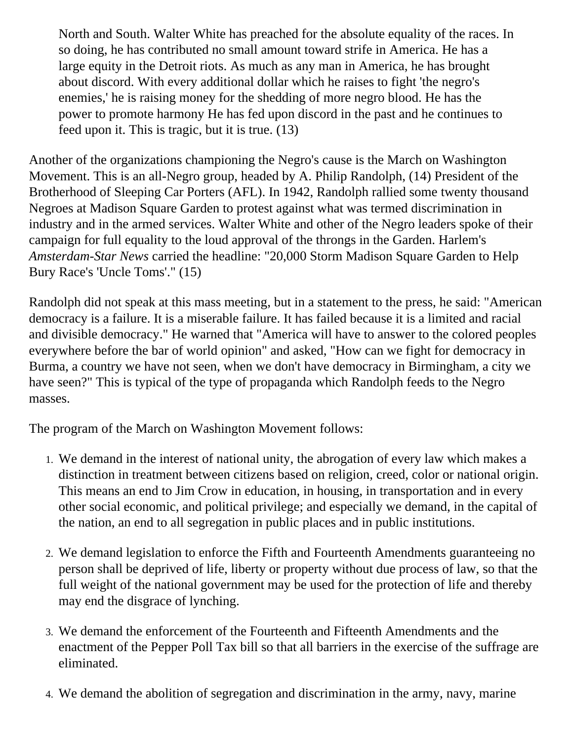> North and South. Walter White has preached for the absolute equality of the races. In so doing, he has contributed no small amount toward strife in America. He has a large equity in the Detroit riots. As much as any man in America, he has brought about discord. With every additional dollar which he raises to fight 'the negro's enemies,' he is raising money for the shedding of more negro blood. He has the power to promote harmony He has fed upon discord in the past and he continues to feed upon it. This is tragic, but it is true. (13)

Another of the organizations championing the Negro's cause is the March on Washington Movement. This is an all-Negro group, headed by A. Philip Randolph, (14) President of the Brotherhood of Sleeping Car Porters (AFL). In 1942, Randolph rallied some twenty thousand Negroes at Madison Square Garden to protest against what was termed discrimination in industry and in the armed services. Walter White and other of the Negro leaders spoke of their campaign for full equality to the loud approval of the throngs in the Garden. Harlem's *Amsterdam-Star News* carried the headline: "20,000 Storm Madison Square Garden to Help Bury Race's 'Uncle Toms'." (15)

Randolph did not speak at this mass meeting, but in a statement to the press, he said: "American democracy is a failure. It is a miserable failure. It has failed because it is a limited and racial and divisible democracy." He warned that "America will have to answer to the colored peoples everywhere before the bar of world opinion" and asked, "How can we fight for democracy in Burma, a country we have not seen, when we don't have democracy in Birmingham, a city we have seen?" This is typical of the type of propaganda which Randolph feeds to the Negro masses.

The program of the March on Washington Movement follows:

1. We demand in the interest of national unity, the abrogation of every law which makes a distinction in treatment between citizens based on religion, creed, color or national origin. This means an end to Jim Crow in education, in housing, in transportation and in every other social economic, and political privilege; and especially we demand, in the capital of the nation, an end to all segregation in public places and in public institutions.

2. We demand legislation to enforce the Fifth and Fourteenth Amendments guaranteeing no person shall be deprived of life, liberty or property without due process of law, so that the full weight of the national government may be used for the protection of life and thereby may end the disgrace of lynching.

3. We demand the enforcement of the Fourteenth and Fifteenth Amendments and the enactment of the Pepper Poll Tax bill so that all barriers in the exercise of the suffrage are eliminated.

4. We demand the abolition of segregation and discrimination in the army, navy, marine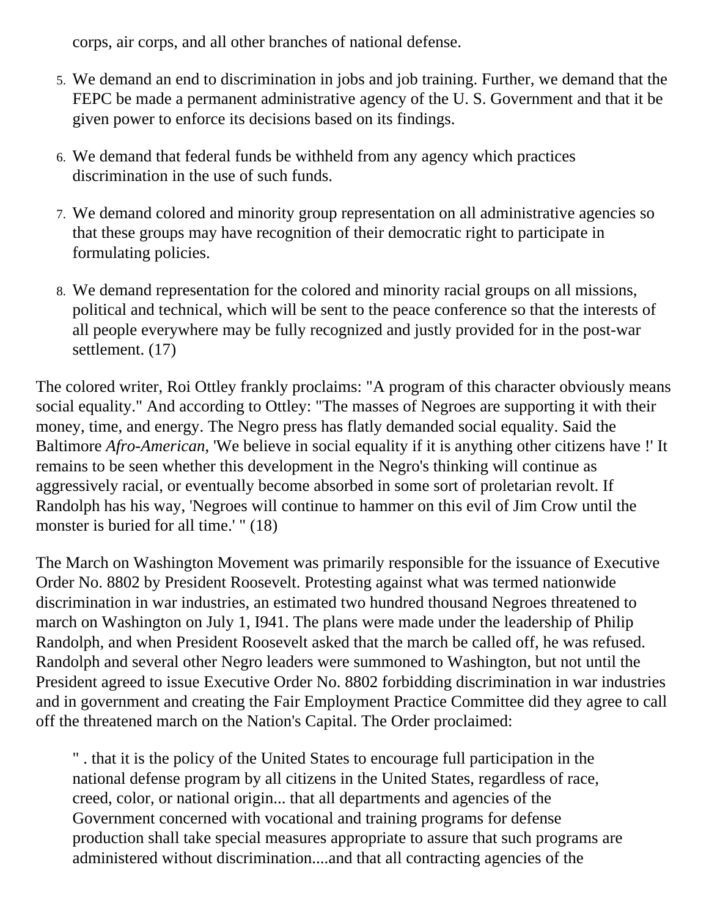corps, air corps, and all other branches of national defense.

5. We demand an end to discrimination in jobs and job training. Further, we demand that the FEPC be made a permanent administrative agency of the U. S. Government and that it be given power to enforce its decisions based on its findings.
6. We demand that federal funds be withheld from any agency which practices discrimination in the use of such funds.
7. We demand colored and minority group representation on all administrative agencies so that these groups may have recognition of their democratic right to participate in formulating policies.
8. We demand representation for the colored and minority racial groups on all missions, political and technical, which will be sent to the peace conference so that the interests of all people everywhere may be fully recognized and justly provided for in the post-war settlement. (17)

The colored writer, Roi Ottley frankly proclaims: "A program of this character obviously means social equality." And according to Ottley: "The masses of Negroes are supporting it with their money, time, and energy. The Negro press has flatly demanded social equality. Said the Baltimore *Afro-American*, 'We believe in social equality if it is anything other citizens have !' It remains to be seen whether this development in the Negro's thinking will continue as aggressively racial, or eventually become absorbed in some sort of proletarian revolt. If Randolph has his way, 'Negroes will continue to hammer on this evil of Jim Crow until the monster is buried for all time.' " (18)

The March on Washington Movement was primarily responsible for the issuance of Executive Order No. 8802 by President Roosevelt. Protesting against what was termed nationwide discrimination in war industries, an estimated two hundred thousand Negroes threatened to march on Washington on July 1, I941. The plans were made under the leadership of Philip Randolph, and when President Roosevelt asked that the march be called off, he was refused. Randolph and several other Negro leaders were summoned to Washington, but not until the President agreed to issue Executive Order No. 8802 forbidding discrimination in war industries and in government and creating the Fair Employment Practice Committee did they agree to call off the threatened march on the Nation's Capital. The Order proclaimed:

> " . that it is the policy of the United States to encourage full participation in the national defense program by all citizens in the United States, regardless of race, creed, color, or national origin... that all departments and agencies of the Government concerned with vocational and training programs for defense production shall take special measures appropriate to assure that such programs are administered without discrimination....and that all contracting agencies of the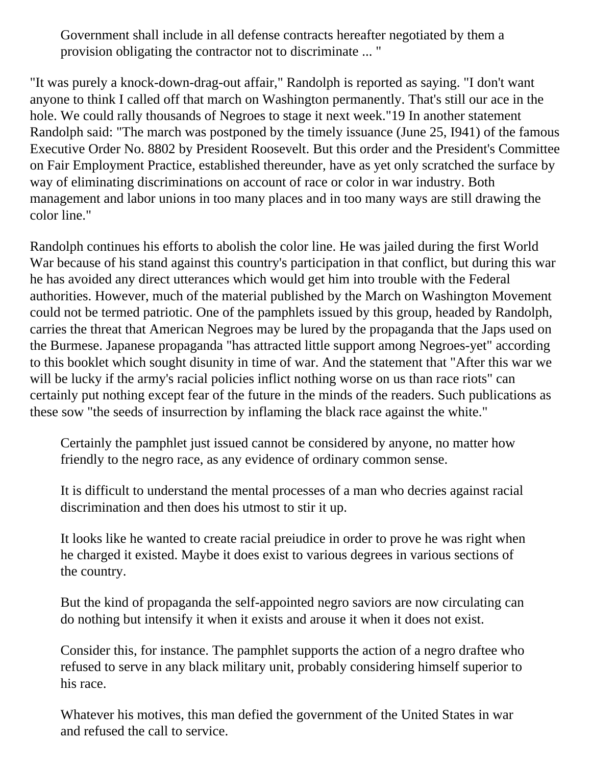> Government shall include in all defense contracts hereafter negotiated by them a provision obligating the contractor not to discriminate ... "

"It was purely a knock-down-drag-out affair," Randolph is reported as saying. "I don't want anyone to think I called off that march on Washington permanently. That's still our ace in the hole. We could rally thousands of Negroes to stage it next week."[19] In another statement Randolph said: "The march was postponed by the timely issuance (June 25, I941) of the famous Executive Order No. 8802 by President Roosevelt. But this order and the President's Committee on Fair Employment Practice, established thereunder, have as yet only scratched the surface by way of eliminating discriminations on account of race or color in war industry. Both management and labor unions in too many places and in too many ways are still drawing the color line."

Randolph continues his efforts to abolish the color line. He was jailed during the first World War because of his stand against this country's participation in that conflict, but during this war he has avoided any direct utterances which would get him into trouble with the Federal authorities. However, much of the material published by the March on Washington Movement could not be termed patriotic. One of the pamphlets issued by this group, headed by Randolph, carries the threat that American Negroes may be lured by the propaganda that the Japs used on the Burmese. Japanese propaganda "has attracted little support among Negroes-yet" according to this booklet which sought disunity in time of war. And the statement that "After this war we will be lucky if the army's racial policies inflict nothing worse on us than race riots" can certainly put nothing except fear of the future in the minds of the readers. Such publications as these sow "the seeds of insurrection by inflaming the black race against the white."

> Certainly the pamphlet just issued cannot be considered by anyone, no matter how friendly to the negro race, as any evidence of ordinary common sense.
>
> It is difficult to understand the mental processes of a man who decries against racial discrimination and then does his utmost to stir it up.
>
> It looks like he wanted to create racial preiudice in order to prove he was right when he charged it existed. Maybe it does exist to various degrees in various sections of the country.
>
> But the kind of propaganda the self-appointed negro saviors are now circulating can do nothing but intensify it when it exists and arouse it when it does not exist.
>
> Consider this, for instance. The pamphlet supports the action of a negro draftee who refused to serve in any black military unit, probably considering himself superior to his race.
>
> Whatever his motives, this man defied the government of the United States in war and refused the call to service.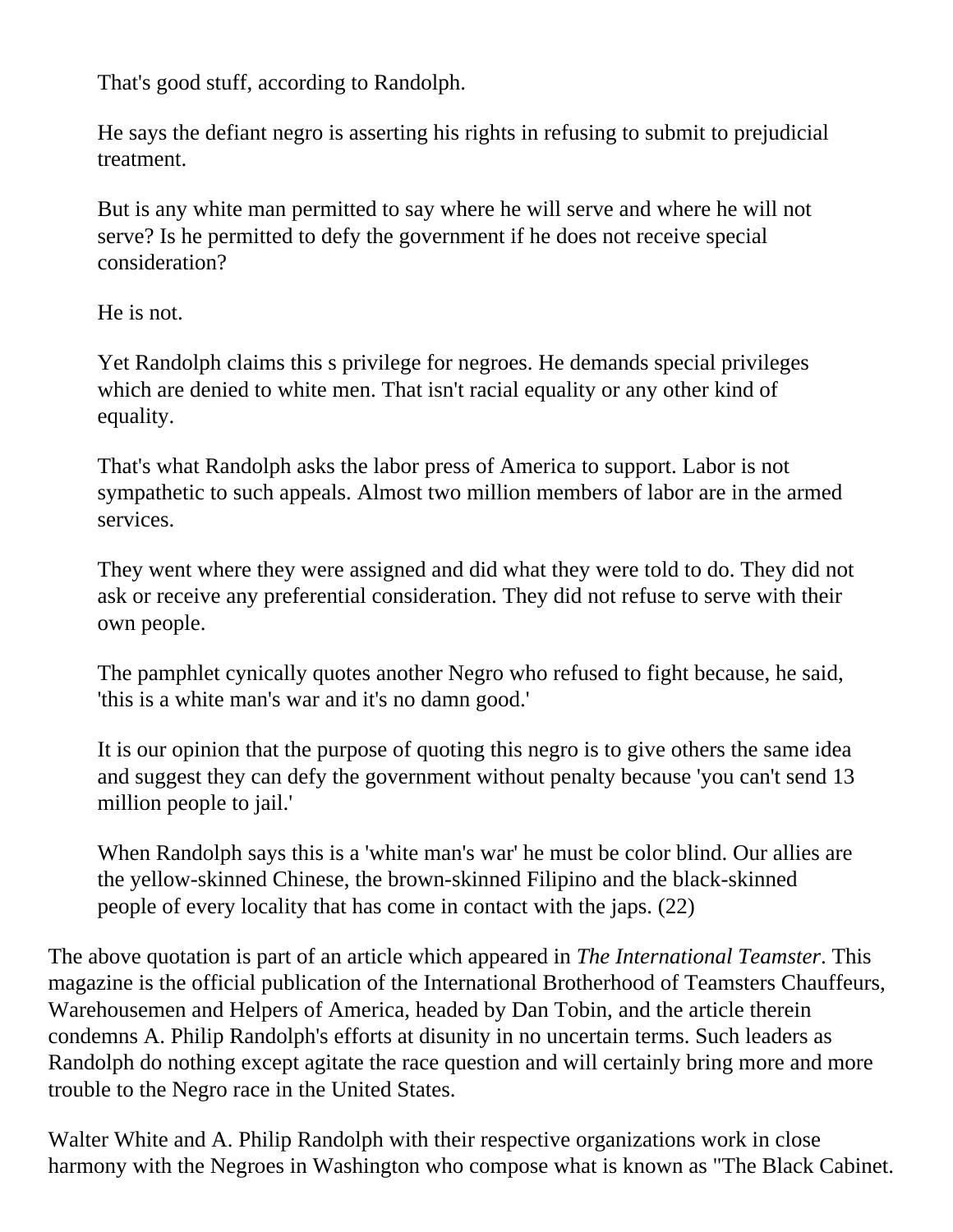> That's good stuff, according to Randolph.
>
> He says the defiant negro is asserting his rights in refusing to submit to prejudicial treatment.
>
> But is any white man permitted to say where he will serve and where he will not serve? Is he permitted to defy the government if he does not receive special consideration?
>
> He is not.
>
> Yet Randolph claims this s privilege for negroes. He demands special privileges which are denied to white men. That isn't racial equality or any other kind of equality.
>
> That's what Randolph asks the labor press of America to support. Labor is not sympathetic to such appeals. Almost two million members of labor are in the armed services.
>
> They went where they were assigned and did what they were told to do. They did not ask or receive any preferential consideration. They did not refuse to serve with their own people.
>
> The pamphlet cynically quotes another Negro who refused to fight because, he said, 'this is a white man's war and it's no damn good.'
>
> It is our opinion that the purpose of quoting this negro is to give others the same idea and suggest they can defy the government without penalty because 'you can't send 13 million people to jail.'
>
> When Randolph says this is a 'white man's war' he must be color blind. Our allies are the yellow-skinned Chinese, the brown-skinned Filipino and the black-skinned people of every locality that has come in contact with the japs. (22)

The above quotation is part of an article which appeared in *The International Teamster*. This magazine is the official publication of the International Brotherhood of Teamsters Chauffeurs, Warehousemen and Helpers of America, headed by Dan Tobin, and the article therein condemns A. Philip Randolph's efforts at disunity in no uncertain terms. Such leaders as Randolph do nothing except agitate the race question and will certainly bring more and more trouble to the Negro race in the United States.

Walter White and A. Philip Randolph with their respective organizations work in close harmony with the Negroes in Washington who compose what is known as "The Black Cabinet.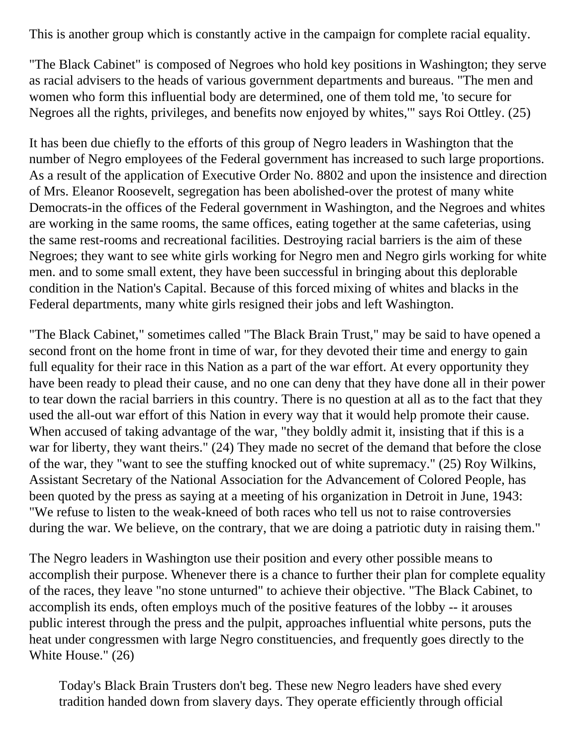This is another group which is constantly active in the campaign for complete racial equality.

"The Black Cabinet" is composed of Negroes who hold key positions in Washington; they serve as racial advisers to the heads of various government departments and bureaus. "The men and women who form this influential body are determined, one of them told me, 'to secure for Negroes all the rights, privileges, and benefits now enjoyed by whites,'" says Roi Ottley. (25)

It has been due chiefly to the efforts of this group of Negro leaders in Washington that the number of Negro employees of the Federal government has increased to such large proportions. As a result of the application of Executive Order No. 8802 and upon the insistence and direction of Mrs. Eleanor Roosevelt, segregation has been abolished-over the protest of many white Democrats-in the offices of the Federal government in Washington, and the Negroes and whites are working in the same rooms, the same offices, eating together at the same cafeterias, using the same rest-rooms and recreational facilities. Destroying racial barriers is the aim of these Negroes; they want to see white girls working for Negro men and Negro girls working for white men. and to some small extent, they have been successful in bringing about this deplorable condition in the Nation's Capital. Because of this forced mixing of whites and blacks in the Federal departments, many white girls resigned their jobs and left Washington.

"The Black Cabinet," sometimes called "The Black Brain Trust," may be said to have opened a second front on the home front in time of war, for they devoted their time and energy to gain full equality for their race in this Nation as a part of the war effort. At every opportunity they have been ready to plead their cause, and no one can deny that they have done all in their power to tear down the racial barriers in this country. There is no question at all as to the fact that they used the all-out war effort of this Nation in every way that it would help promote their cause. When accused of taking advantage of the war, "they boldly admit it, insisting that if this is a war for liberty, they want theirs." (24) They made no secret of the demand that before the close of the war, they "want to see the stuffing knocked out of white supremacy." (25) Roy Wilkins, Assistant Secretary of the National Association for the Advancement of Colored People, has been quoted by the press as saying at a meeting of his organization in Detroit in June, 1943: "We refuse to listen to the weak-kneed of both races who tell us not to raise controversies during the war. We believe, on the contrary, that we are doing a patriotic duty in raising them."

The Negro leaders in Washington use their position and every other possible means to accomplish their purpose. Whenever there is a chance to further their plan for complete equality of the races, they leave "no stone unturned" to achieve their objective. "The Black Cabinet, to accomplish its ends, often employs much of the positive features of the lobby -- it arouses public interest through the press and the pulpit, approaches influential white persons, puts the heat under congressmen with large Negro constituencies, and frequently goes directly to the White House." (26)

> Today's Black Brain Trusters don't beg. These new Negro leaders have shed every tradition handed down from slavery days. They operate efficiently through official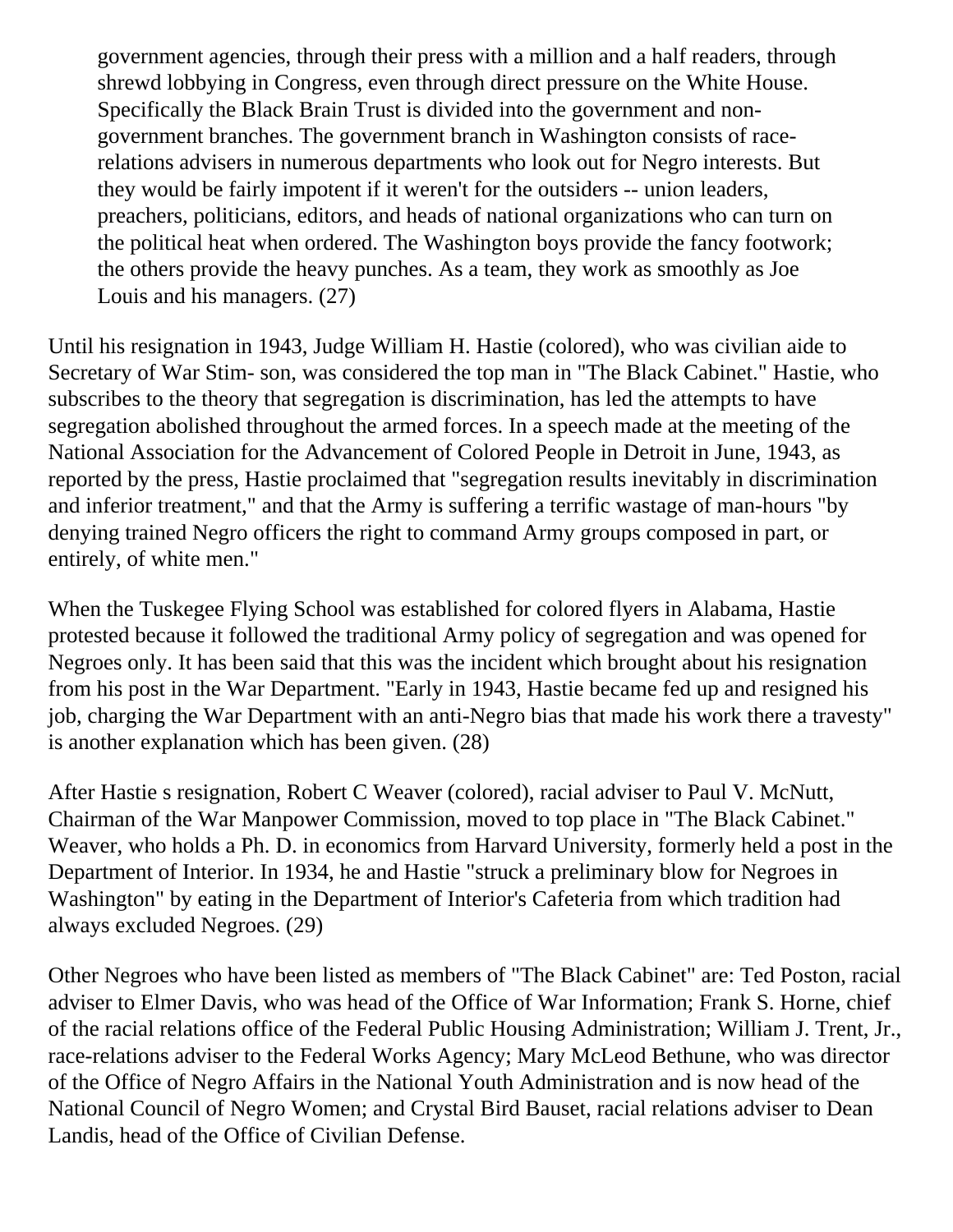> government agencies, through their press with a million and a half readers, through shrewd lobbying in Congress, even through direct pressure on the White House. Specifically the Black Brain Trust is divided into the government and non-government branches. The government branch in Washington consists of race-relations advisers in numerous departments who look out for Negro interests. But they would be fairly impotent if it weren't for the outsiders -- union leaders, preachers, politicians, editors, and heads of national organizations who can turn on the political heat when ordered. The Washington boys provide the fancy footwork; the others provide the heavy punches. As a team, they work as smoothly as Joe Louis and his managers. (27)

Until his resignation in 1943, Judge William H. Hastie (colored), who was civilian aide to Secretary of War Stim- son, was considered the top man in "The Black Cabinet." Hastie, who subscribes to the theory that segregation is discrimination, has led the attempts to have segregation abolished throughout the armed forces. In a speech made at the meeting of the National Association for the Advancement of Colored People in Detroit in June, 1943, as reported by the press, Hastie proclaimed that "segregation results inevitably in discrimination and inferior treatment," and that the Army is suffering a terrific wastage of man-hours "by denying trained Negro officers the right to command Army groups composed in part, or entirely, of white men."

When the Tuskegee Flying School was established for colored flyers in Alabama, Hastie protested because it followed the traditional Army policy of segregation and was opened for Negroes only. It has been said that this was the incident which brought about his resignation from his post in the War Department. "Early in 1943, Hastie became fed up and resigned his job, charging the War Department with an anti-Negro bias that made his work there a travesty" is another explanation which has been given. (28)

After Hastie s resignation, Robert C Weaver (colored), racial adviser to Paul V. McNutt, Chairman of the War Manpower Commission, moved to top place in "The Black Cabinet." Weaver, who holds a Ph. D. in economics from Harvard University, formerly held a post in the Department of Interior. In 1934, he and Hastie "struck a preliminary blow for Negroes in Washington" by eating in the Department of Interior's Cafeteria from which tradition had always excluded Negroes. (29)

Other Negroes who have been listed as members of "The Black Cabinet" are: Ted Poston, racial adviser to Elmer Davis, who was head of the Office of War Information; Frank S. Horne, chief of the racial relations office of the Federal Public Housing Administration; William J. Trent, Jr., race-relations adviser to the Federal Works Agency; Mary McLeod Bethune, who was director of the Office of Negro Affairs in the National Youth Administration and is now head of the National Council of Negro Women; and Crystal Bird Bauset, racial relations adviser to Dean Landis, head of the Office of Civilian Defense.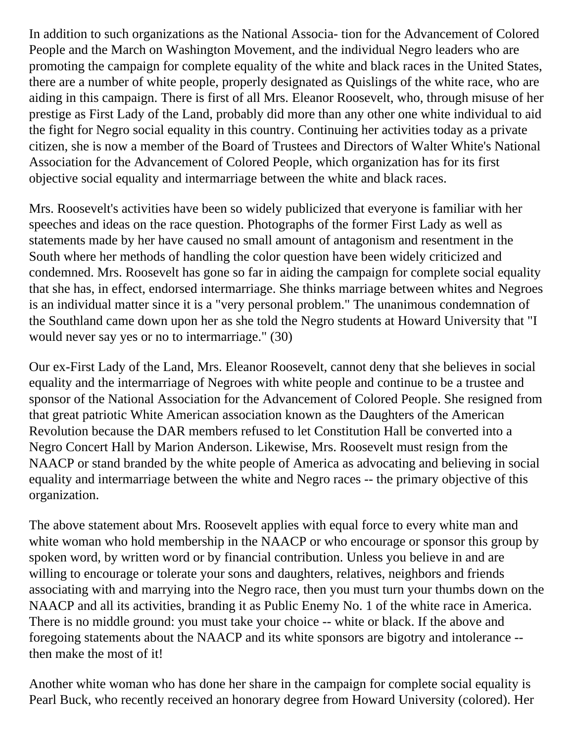In addition to such organizations as the National Associa- tion for the Advancement of Colored People and the March on Washington Movement, and the individual Negro leaders who are promoting the campaign for complete equality of the white and black races in the United States, there are a number of white people, properly designated as Quislings of the white race, who are aiding in this campaign. There is first of all Mrs. Eleanor Roosevelt, who, through misuse of her prestige as First Lady of the Land, probably did more than any other one white individual to aid the fight for Negro social equality in this country. Continuing her activities today as a private citizen, she is now a member of the Board of Trustees and Directors of Walter White's National Association for the Advancement of Colored People, which organization has for its first objective social equality and intermarriage between the white and black races.

Mrs. Roosevelt's activities have been so widely publicized that everyone is familiar with her speeches and ideas on the race question. Photographs of the former First Lady as well as statements made by her have caused no small amount of antagonism and resentment in the South where her methods of handling the color question have been widely criticized and condemned. Mrs. Roosevelt has gone so far in aiding the campaign for complete social equality that she has, in effect, endorsed intermarriage. She thinks marriage between whites and Negroes is an individual matter since it is a "very personal problem." The unanimous condemnation of the Southland came down upon her as she told the Negro students at Howard University that "I would never say yes or no to intermarriage." (30)

Our ex-First Lady of the Land, Mrs. Eleanor Roosevelt, cannot deny that she believes in social equality and the intermarriage of Negroes with white people and continue to be a trustee and sponsor of the National Association for the Advancement of Colored People. She resigned from that great patriotic White American association known as the Daughters of the American Revolution because the DAR members refused to let Constitution Hall be converted into a Negro Concert Hall by Marion Anderson. Likewise, Mrs. Roosevelt must resign from the NAACP or stand branded by the white people of America as advocating and believing in social equality and intermarriage between the white and Negro races -- the primary objective of this organization.

The above statement about Mrs. Roosevelt applies with equal force to every white man and white woman who hold membership in the NAACP or who encourage or sponsor this group by spoken word, by written word or by financial contribution. Unless you believe in and are willing to encourage or tolerate your sons and daughters, relatives, neighbors and friends associating with and marrying into the Negro race, then you must turn your thumbs down on the NAACP and all its activities, branding it as Public Enemy No. 1 of the white race in America. There is no middle ground: you must take your choice -- white or black. If the above and foregoing statements about the NAACP and its white sponsors are bigotry and intolerance -- then make the most of it!

Another white woman who has done her share in the campaign for complete social equality is Pearl Buck, who recently received an honorary degree from Howard University (colored). Her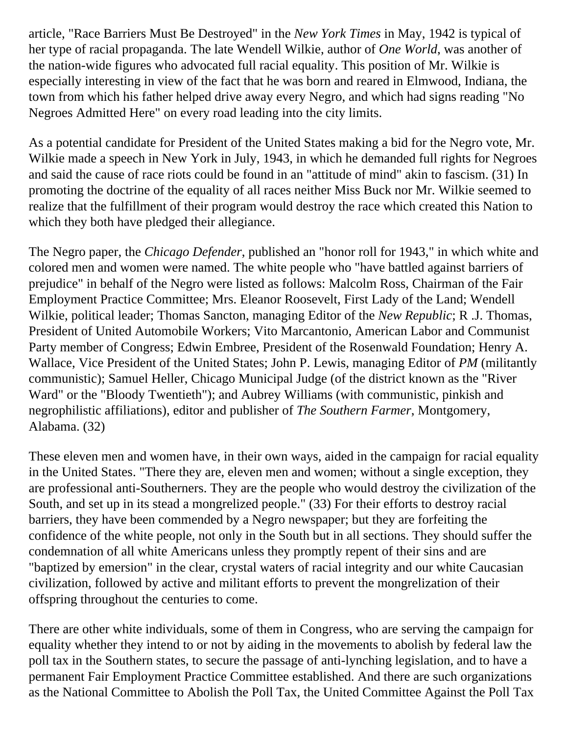article, "Race Barriers Must Be Destroyed" in the *New York Times* in May, 1942 is typical of her type of racial propaganda. The late Wendell Wilkie, author of *One World,* was another of the nation-wide figures who advocated full racial equality. This position of Mr. Wilkie is especially interesting in view of the fact that he was born and reared in Elmwood, Indiana, the town from which his father helped drive away every Negro, and which had signs reading "No Negroes Admitted Here" on every road leading into the city limits.

As a potential candidate for President of the United States making a bid for the Negro vote, Mr. Wilkie made a speech in New York in July, 1943, in which he demanded full rights for Negroes and said the cause of race riots could be found in an "attitude of mind" akin to fascism. (31) In promoting the doctrine of the equality of all races neither Miss Buck nor Mr. Wilkie seemed to realize that the fulfillment of their program would destroy the race which created this Nation to which they both have pledged their allegiance.

The Negro paper, the *Chicago Defender*, published an "honor roll for 1943," in which white and colored men and women were named. The white people who "have battled against barriers of prejudice" in behalf of the Negro were listed as follows: Malcolm Ross, Chairman of the Fair Employment Practice Committee; Mrs. Eleanor Roosevelt, First Lady of the Land; Wendell Wilkie, political leader; Thomas Sancton, managing Editor of the *New Republic*; R .J. Thomas, President of United Automobile Workers; Vito Marcantonio, American Labor and Communist Party member of Congress; Edwin Embree, President of the Rosenwald Foundation; Henry A. Wallace, Vice President of the United States; John P. Lewis, managing Editor of *PM* (militantly communistic); Samuel Heller, Chicago Municipal Judge (of the district known as the "River Ward" or the "Bloody Twentieth"); and Aubrey Williams (with communistic, pinkish and negrophilistic affiliations), editor and publisher of *The Southern Farmer*, Montgomery, Alabama. (32)

These eleven men and women have, in their own ways, aided in the campaign for racial equality in the United States. "There they are, eleven men and women; without a single exception, they are professional anti-Southerners. They are the people who would destroy the civilization of the South, and set up in its stead a mongrelized people." (33) For their efforts to destroy racial barriers, they have been commended by a Negro newspaper; but they are forfeiting the confidence of the white people, not only in the South but in all sections. They should suffer the condemnation of all white Americans unless they promptly repent of their sins and are "baptized by emersion" in the clear, crystal waters of racial integrity and our white Caucasian civilization, followed by active and militant efforts to prevent the mongrelization of their offspring throughout the centuries to come.

There are other white individuals, some of them in Congress, who are serving the campaign for equality whether they intend to or not by aiding in the movements to abolish by federal law the poll tax in the Southern states, to secure the passage of anti-lynching legislation, and to have a permanent Fair Employment Practice Committee established. And there are such organizations as the National Committee to Abolish the Poll Tax, the United Committee Against the Poll Tax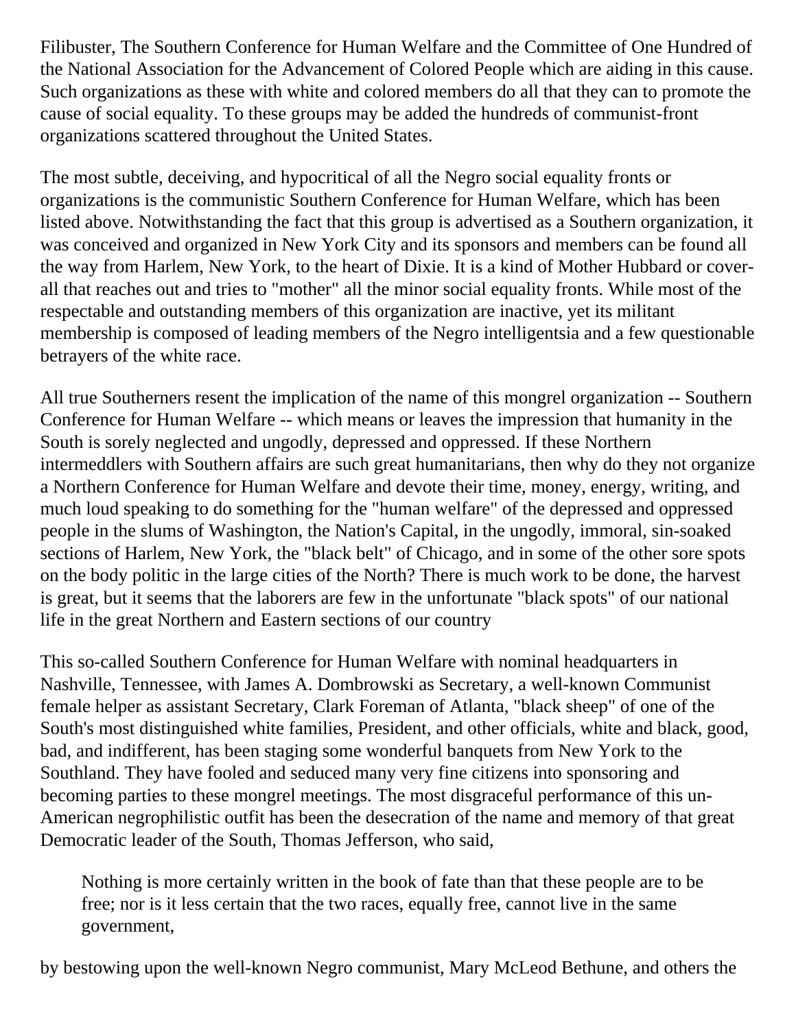Filibuster, The Southern Conference for Human Welfare and the Committee of One Hundred of the National Association for the Advancement of Colored People which are aiding in this cause. Such organizations as these with white and colored members do all that they can to promote the cause of social equality. To these groups may be added the hundreds of communist-front organizations scattered throughout the United States.

The most subtle, deceiving, and hypocritical of all the Negro social equality fronts or organizations is the communistic Southern Conference for Human Welfare, which has been listed above. Notwithstanding the fact that this group is advertised as a Southern organization, it was conceived and organized in New York City and its sponsors and members can be found all the way from Harlem, New York, to the heart of Dixie. It is a kind of Mother Hubbard or cover-all that reaches out and tries to "mother" all the minor social equality fronts. While most of the respectable and outstanding members of this organization are inactive, yet its militant membership is composed of leading members of the Negro intelligentsia and a few questionable betrayers of the white race.

All true Southerners resent the implication of the name of this mongrel organization -- Southern Conference for Human Welfare -- which means or leaves the impression that humanity in the South is sorely neglected and ungodly, depressed and oppressed. If these Northern intermeddlers with Southern affairs are such great humanitarians, then why do they not organize a Northern Conference for Human Welfare and devote their time, money, energy, writing, and much loud speaking to do something for the "human welfare" of the depressed and oppressed people in the slums of Washington, the Nation's Capital, in the ungodly, immoral, sin-soaked sections of Harlem, New York, the "black belt" of Chicago, and in some of the other sore spots on the body politic in the large cities of the North? There is much work to be done, the harvest is great, but it seems that the laborers are few in the unfortunate "black spots" of our national life in the great Northern and Eastern sections of our country

This so-called Southern Conference for Human Welfare with nominal headquarters in Nashville, Tennessee, with James A. Dombrowski as Secretary, a well-known Communist female helper as assistant Secretary, Clark Foreman of Atlanta, "black sheep" of one of the South's most distinguished white families, President, and other officials, white and black, good, bad, and indifferent, has been staging some wonderful banquets from New York to the Southland. They have fooled and seduced many very fine citizens into sponsoring and becoming parties to these mongrel meetings. The most disgraceful performance of this un-American negrophilistic outfit has been the desecration of the name and memory of that great Democratic leader of the South, Thomas Jefferson, who said,

> Nothing is more certainly written in the book of fate than that these people are to be free; nor is it less certain that the two races, equally free, cannot live in the same government,

by bestowing upon the well-known Negro communist, Mary McLeod Bethune, and others the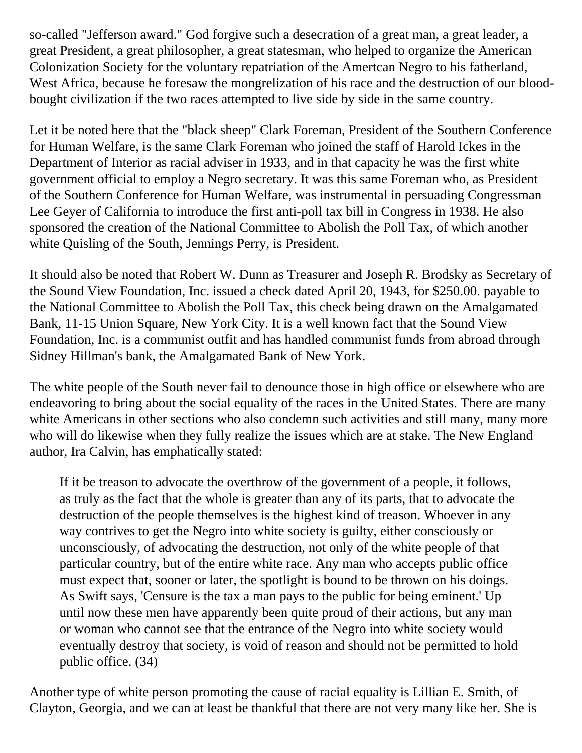so-called "Jefferson award." God forgive such a desecration of a great man, a great leader, a great President, a great philosopher, a great statesman, who helped to organize the American Colonization Society for the voluntary repatriation of the Amertcan Negro to his fatherland, West Africa, because he foresaw the mongrelization of his race and the destruction of our blood-bought civilization if the two races attempted to live side by side in the same country.

Let it be noted here that the "black sheep" Clark Foreman, President of the Southern Conference for Human Welfare, is the same Clark Foreman who joined the staff of Harold Ickes in the Department of Interior as racial adviser in 1933, and in that capacity he was the first white government official to employ a Negro secretary. It was this same Foreman who, as President of the Southern Conference for Human Welfare, was instrumental in persuading Congressman Lee Geyer of California to introduce the first anti-poll tax bill in Congress in 1938. He also sponsored the creation of the National Committee to Abolish the Poll Tax, of which another white Quisling of the South, Jennings Perry, is President.

It should also be noted that Robert W. Dunn as Treasurer and Joseph R. Brodsky as Secretary of the Sound View Foundation, Inc. issued a check dated April 20, 1943, for $250.00. payable to the National Committee to Abolish the Poll Tax, this check being drawn on the Amalgamated Bank, 11-15 Union Square, New York City. It is a well known fact that the Sound View Foundation, Inc. is a communist outfit and has handled communist funds from abroad through Sidney Hillman's bank, the Amalgamated Bank of New York.

The white people of the South never fail to denounce those in high office or elsewhere who are endeavoring to bring about the social equality of the races in the United States. There are many white Americans in other sections who also condemn such activities and still many, many more who will do likewise when they fully realize the issues which are at stake. The New England author, Ira Calvin, has emphatically stated:

> If it be treason to advocate the overthrow of the government of a people, it follows, as truly as the fact that the whole is greater than any of its parts, that to advocate the destruction of the people themselves is the highest kind of treason. Whoever in any way contrives to get the Negro into white society is guilty, either consciously or unconsciously, of advocating the destruction, not only of the white people of that particular country, but of the entire white race. Any man who accepts public office must expect that, sooner or later, the spotlight is bound to be thrown on his doings. As Swift says, 'Censure is the tax a man pays to the public for being eminent.' Up until now these men have apparently been quite proud of their actions, but any man or woman who cannot see that the entrance of the Negro into white society would eventually destroy that society, is void of reason and should not be permitted to hold public office. (34)

Another type of white person promoting the cause of racial equality is Lillian E. Smith, of Clayton, Georgia, and we can at least be thankful that there are not very many like her. She is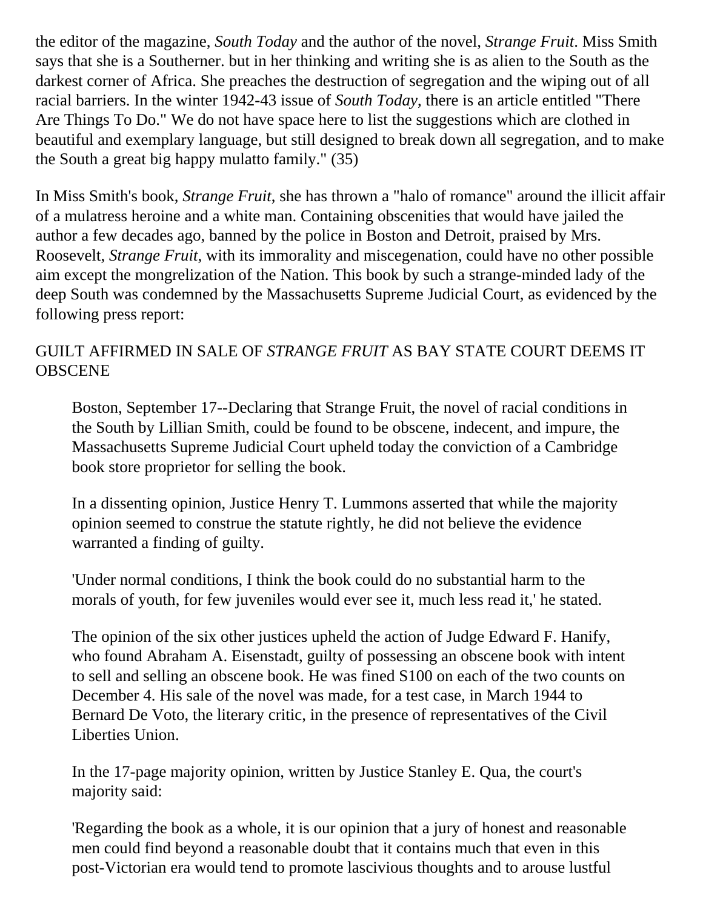the editor of the magazine, *South Today* and the author of the novel, *Strange Fruit*. Miss Smith says that she is a Southerner. but in her thinking and writing she is as alien to the South as the darkest corner of Africa. She preaches the destruction of segregation and the wiping out of all racial barriers. In the winter 1942-43 issue of *South Today*, there is an article entitled "There Are Things To Do." We do not have space here to list the suggestions which are clothed in beautiful and exemplary language, but still designed to break down all segregation, and to make the South a great big happy mulatto family." (35)

In Miss Smith's book, *Strange Fruit*, she has thrown a "halo of romance" around the illicit affair of a mulatress heroine and a white man. Containing obscenities that would have jailed the author a few decades ago, banned by the police in Boston and Detroit, praised by Mrs. Roosevelt, *Strange Fruit*, with its immorality and miscegenation, could have no other possible aim except the mongrelization of the Nation. This book by such a strange-minded lady of the deep South was condemned by the Massachusetts Supreme Judicial Court, as evidenced by the following press report:

GUILT AFFIRMED IN SALE OF *STRANGE FRUIT* AS BAY STATE COURT DEEMS IT OBSCENE

> Boston, September 17--Declaring that Strange Fruit, the novel of racial conditions in the South by Lillian Smith, could be found to be obscene, indecent, and impure, the Massachusetts Supreme Judicial Court upheld today the conviction of a Cambridge book store proprietor for selling the book.
>
> In a dissenting opinion, Justice Henry T. Lummons asserted that while the majority opinion seemed to construe the statute rightly, he did not believe the evidence warranted a finding of guilty.
>
> 'Under normal conditions, I think the book could do no substantial harm to the morals of youth, for few juveniles would ever see it, much less read it,' he stated.
>
> The opinion of the six other justices upheld the action of Judge Edward F. Hanify, who found Abraham A. Eisenstadt, guilty of possessing an obscene book with intent to sell and selling an obscene book. He was fined S100 on each of the two counts on December 4. His sale of the novel was made, for a test case, in March 1944 to Bernard De Voto, the literary critic, in the presence of representatives of the Civil Liberties Union.
>
> In the 17-page majority opinion, written by Justice Stanley E. Qua, the court's majority said:
>
> 'Regarding the book as a whole, it is our opinion that a jury of honest and reasonable men could find beyond a reasonable doubt that it contains much that even in this post-Victorian era would tend to promote lascivious thoughts and to arouse lustful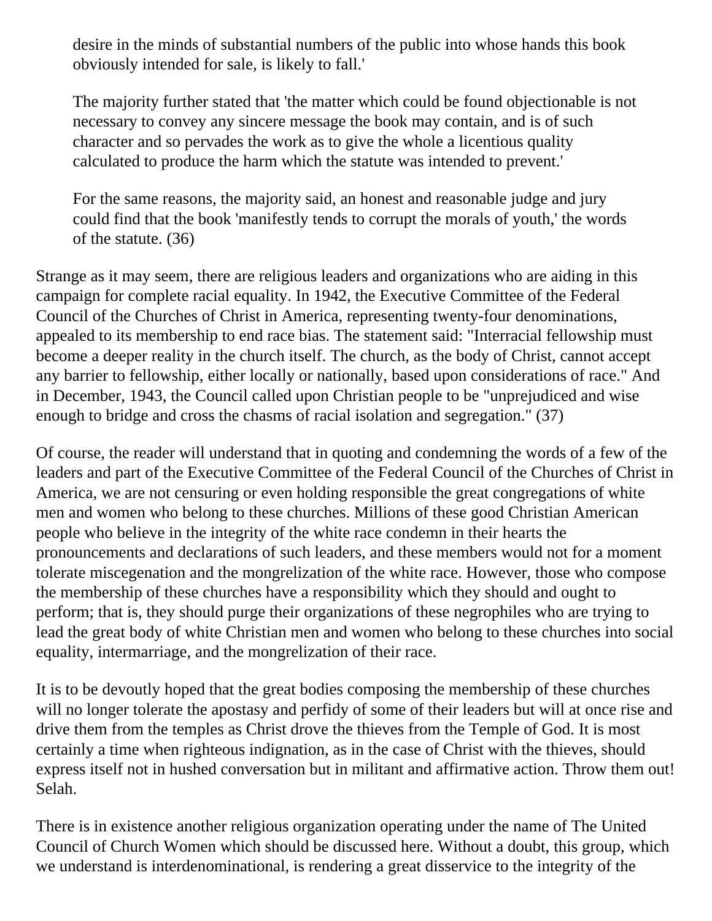> desire in the minds of substantial numbers of the public into whose hands this book obviously intended for sale, is likely to fall.'
>
> The majority further stated that 'the matter which could be found objectionable is not necessary to convey any sincere message the book may contain, and is of such character and so pervades the work as to give the whole a licentious quality calculated to produce the harm which the statute was intended to prevent.'
>
> For the same reasons, the majority said, an honest and reasonable judge and jury could find that the book 'manifestly tends to corrupt the morals of youth,' the words of the statute. (36)

Strange as it may seem, there are religious leaders and organizations who are aiding in this campaign for complete racial equality. In 1942, the Executive Committee of the Federal Council of the Churches of Christ in America, representing twenty-four denominations, appealed to its membership to end race bias. The statement said: "Interracial fellowship must become a deeper reality in the church itself. The church, as the body of Christ, cannot accept any barrier to fellowship, either locally or nationally, based upon considerations of race." And in December, 1943, the Council called upon Christian people to be "unprejudiced and wise enough to bridge and cross the chasms of racial isolation and segregation." (37)

Of course, the reader will understand that in quoting and condemning the words of a few of the leaders and part of the Executive Committee of the Federal Council of the Churches of Christ in America, we are not censuring or even holding responsible the great congregations of white men and women who belong to these churches. Millions of these good Christian American people who believe in the integrity of the white race condemn in their hearts the pronouncements and declarations of such leaders, and these members would not for a moment tolerate miscegenation and the mongrelization of the white race. However, those who compose the membership of these churches have a responsibility which they should and ought to perform; that is, they should purge their organizations of these negrophiles who are trying to lead the great body of white Christian men and women who belong to these churches into social equality, intermarriage, and the mongrelization of their race.

It is to be devoutly hoped that the great bodies composing the membership of these churches will no longer tolerate the apostasy and perfidy of some of their leaders but will at once rise and drive them from the temples as Christ drove the thieves from the Temple of God. It is most certainly a time when righteous indignation, as in the case of Christ with the thieves, should express itself not in hushed conversation but in militant and affirmative action. Throw them out! Selah.

There is in existence another religious organization operating under the name of The United Council of Church Women which should be discussed here. Without a doubt, this group, which we understand is interdenominational, is rendering a great disservice to the integrity of the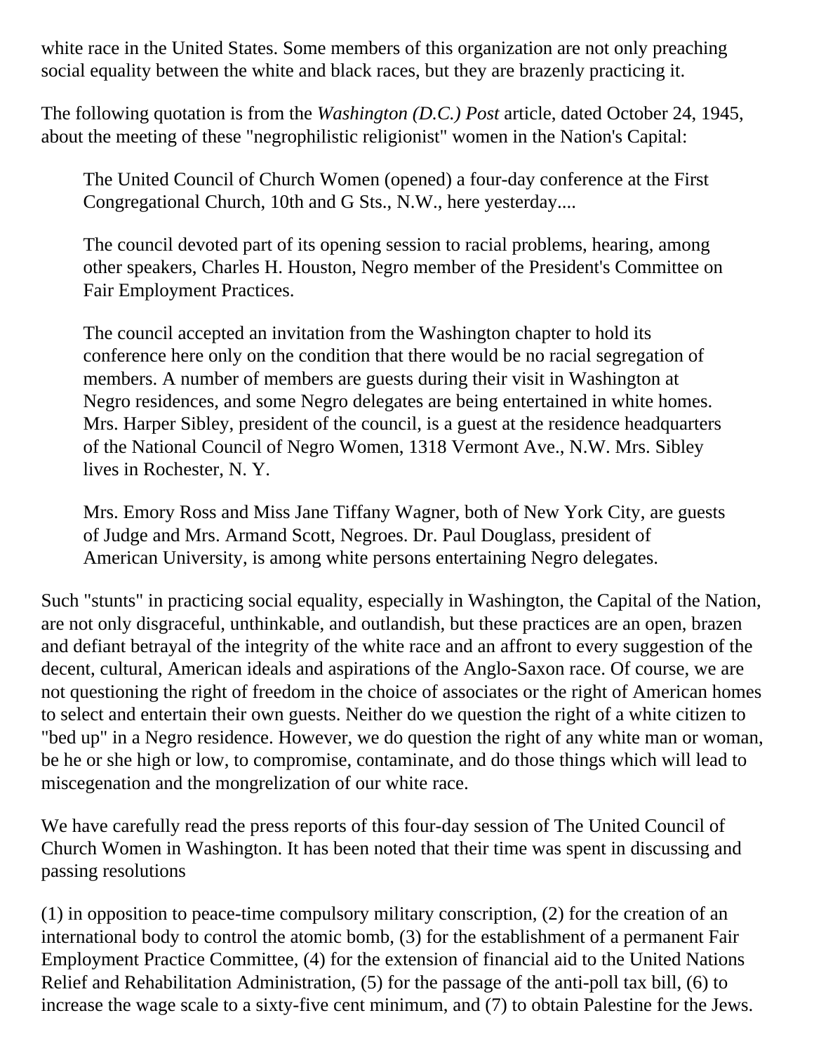white race in the United States. Some members of this organization are not only preaching social equality between the white and black races, but they are brazenly practicing it.

The following quotation is from the *Washington (D.C.) Post* article, dated October 24, 1945, about the meeting of these "negrophilistic religionist" women in the Nation's Capital:

> The United Council of Church Women (opened) a four-day conference at the First Congregational Church, 10th and G Sts., N.W., here yesterday....
>
> The council devoted part of its opening session to racial problems, hearing, among other speakers, Charles H. Houston, Negro member of the President's Committee on Fair Employment Practices.
>
> The council accepted an invitation from the Washington chapter to hold its conference here only on the condition that there would be no racial segregation of members. A number of members are guests during their visit in Washington at Negro residences, and some Negro delegates are being entertained in white homes. Mrs. Harper Sibley, president of the council, is a guest at the residence headquarters of the National Council of Negro Women, 1318 Vermont Ave., N.W. Mrs. Sibley lives in Rochester, N. Y.
>
> Mrs. Emory Ross and Miss Jane Tiffany Wagner, both of New York City, are guests of Judge and Mrs. Armand Scott, Negroes. Dr. Paul Douglass, president of American University, is among white persons entertaining Negro delegates.

Such "stunts" in practicing social equality, especially in Washington, the Capital of the Nation, are not only disgraceful, unthinkable, and outlandish, but these practices are an open, brazen and defiant betrayal of the integrity of the white race and an affront to every suggestion of the decent, cultural, American ideals and aspirations of the Anglo-Saxon race. Of course, we are not questioning the right of freedom in the choice of associates or the right of American homes to select and entertain their own guests. Neither do we question the right of a white citizen to "bed up" in a Negro residence. However, we do question the right of any white man or woman, be he or she high or low, to compromise, contaminate, and do those things which will lead to miscegenation and the mongrelization of our white race.

We have carefully read the press reports of this four-day session of The United Council of Church Women in Washington. It has been noted that their time was spent in discussing and passing resolutions

(1) in opposition to peace-time compulsory military conscription, (2) for the creation of an international body to control the atomic bomb, (3) for the establishment of a permanent Fair Employment Practice Committee, (4) for the extension of financial aid to the United Nations Relief and Rehabilitation Administration, (5) for the passage of the anti-poll tax bill, (6) to increase the wage scale to a sixty-five cent minimum, and (7) to obtain Palestine for the Jews.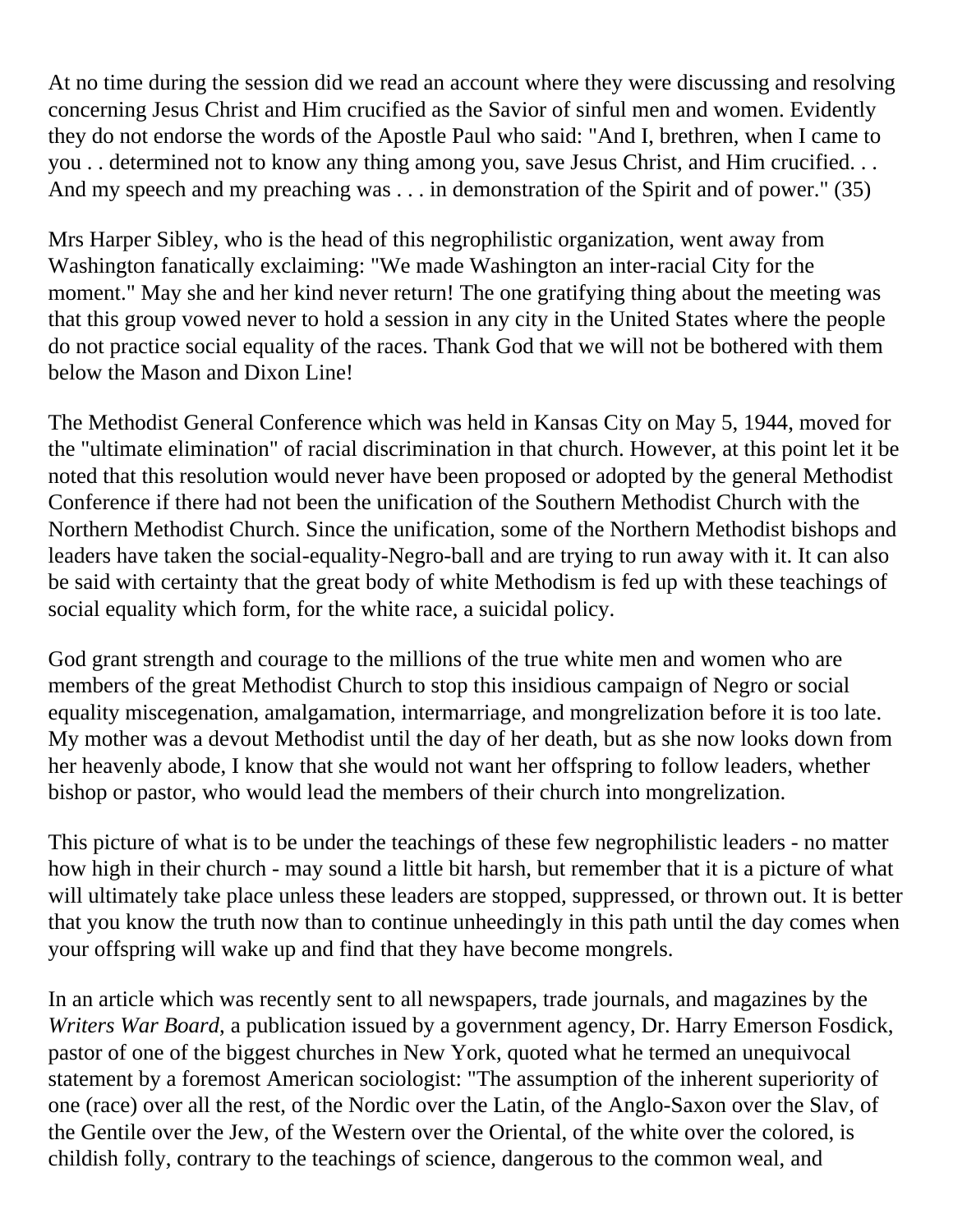At no time during the session did we read an account where they were discussing and resolving concerning Jesus Christ and Him crucified as the Savior of sinful men and women. Evidently they do not endorse the words of the Apostle Paul who said: "And I, brethren, when I came to you . . determined not to know any thing among you, save Jesus Christ, and Him crucified. . . And my speech and my preaching was . . . in demonstration of the Spirit and of power." (35)

Mrs Harper Sibley, who is the head of this negrophilistic organization, went away from Washington fanatically exclaiming: "We made Washington an inter-racial City for the moment." May she and her kind never return! The one gratifying thing about the meeting was that this group vowed never to hold a session in any city in the United States where the people do not practice social equality of the races. Thank God that we will not be bothered with them below the Mason and Dixon Line!

The Methodist General Conference which was held in Kansas City on May 5, 1944, moved for the "ultimate elimination" of racial discrimination in that church. However, at this point let it be noted that this resolution would never have been proposed or adopted by the general Methodist Conference if there had not been the unification of the Southern Methodist Church with the Northern Methodist Church. Since the unification, some of the Northern Methodist bishops and leaders have taken the social-equality-Negro-ball and are trying to run away with it. It can also be said with certainty that the great body of white Methodism is fed up with these teachings of social equality which form, for the white race, a suicidal policy.

God grant strength and courage to the millions of the true white men and women who are members of the great Methodist Church to stop this insidious campaign of Negro or social equality miscegenation, amalgamation, intermarriage, and mongrelization before it is too late. My mother was a devout Methodist until the day of her death, but as she now looks down from her heavenly abode, I know that she would not want her offspring to follow leaders, whether bishop or pastor, who would lead the members of their church into mongrelization.

This picture of what is to be under the teachings of these few negrophilistic leaders - no matter how high in their church - may sound a little bit harsh, but remember that it is a picture of what will ultimately take place unless these leaders are stopped, suppressed, or thrown out. It is better that you know the truth now than to continue unheedingly in this path until the day comes when your offspring will wake up and find that they have become mongrels.

In an article which was recently sent to all newspapers, trade journals, and magazines by the *Writers War Board*, a publication issued by a government agency, Dr. Harry Emerson Fosdick, pastor of one of the biggest churches in New York, quoted what he termed an unequivocal statement by a foremost American sociologist: "The assumption of the inherent superiority of one (race) over all the rest, of the Nordic over the Latin, of the Anglo-Saxon over the Slav, of the Gentile over the Jew, of the Western over the Oriental, of the white over the colored, is childish folly, contrary to the teachings of science, dangerous to the common weal, and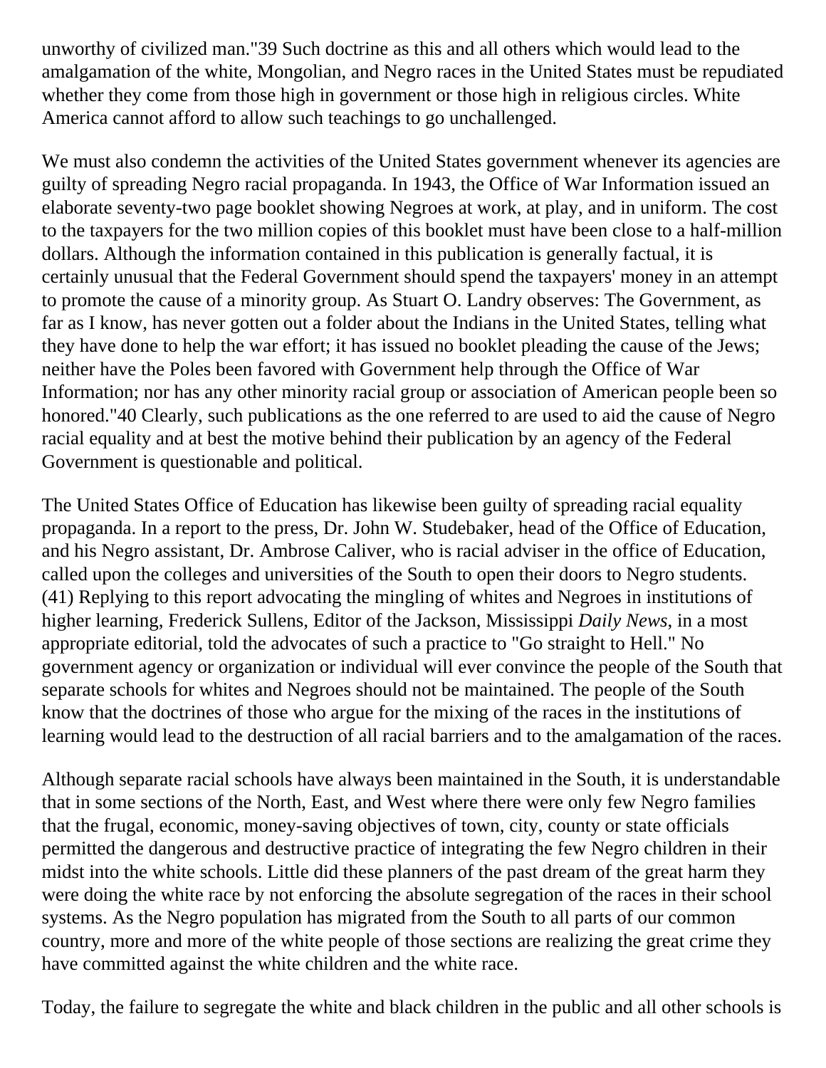unworthy of civilized man."39 Such doctrine as this and all others which would lead to the amalgamation of the white, Mongolian, and Negro races in the United States must be repudiated whether they come from those high in government or those high in religious circles. White America cannot afford to allow such teachings to go unchallenged.

We must also condemn the activities of the United States government whenever its agencies are guilty of spreading Negro racial propaganda. In 1943, the Office of War Information issued an elaborate seventy-two page booklet showing Negroes at work, at play, and in uniform. The cost to the taxpayers for the two million copies of this booklet must have been close to a half-million dollars. Although the information contained in this publication is generally factual, it is certainly unusual that the Federal Government should spend the taxpayers' money in an attempt to promote the cause of a minority group. As Stuart O. Landry observes: The Government, as far as I know, has never gotten out a folder about the Indians in the United States, telling what they have done to help the war effort; it has issued no booklet pleading the cause of the Jews; neither have the Poles been favored with Government help through the Office of War Information; nor has any other minority racial group or association of American people been so honored."40 Clearly, such publications as the one referred to are used to aid the cause of Negro racial equality and at best the motive behind their publication by an agency of the Federal Government is questionable and political.

The United States Office of Education has likewise been guilty of spreading racial equality propaganda. In a report to the press, Dr. John W. Studebaker, head of the Office of Education, and his Negro assistant, Dr. Ambrose Caliver, who is racial adviser in the office of Education, called upon the colleges and universities of the South to open their doors to Negro students. (41) Replying to this report advocating the mingling of whites and Negroes in institutions of higher learning, Frederick Sullens, Editor of the Jackson, Mississippi *Daily News*, in a most appropriate editorial, told the advocates of such a practice to "Go straight to Hell." No government agency or organization or individual will ever convince the people of the South that separate schools for whites and Negroes should not be maintained. The people of the South know that the doctrines of those who argue for the mixing of the races in the institutions of learning would lead to the destruction of all racial barriers and to the amalgamation of the races.

Although separate racial schools have always been maintained in the South, it is understandable that in some sections of the North, East, and West where there were only few Negro families that the frugal, economic, money-saving objectives of town, city, county or state officials permitted the dangerous and destructive practice of integrating the few Negro children in their midst into the white schools. Little did these planners of the past dream of the great harm they were doing the white race by not enforcing the absolute segregation of the races in their school systems. As the Negro population has migrated from the South to all parts of our common country, more and more of the white people of those sections are realizing the great crime they have committed against the white children and the white race.

Today, the failure to segregate the white and black children in the public and all other schools is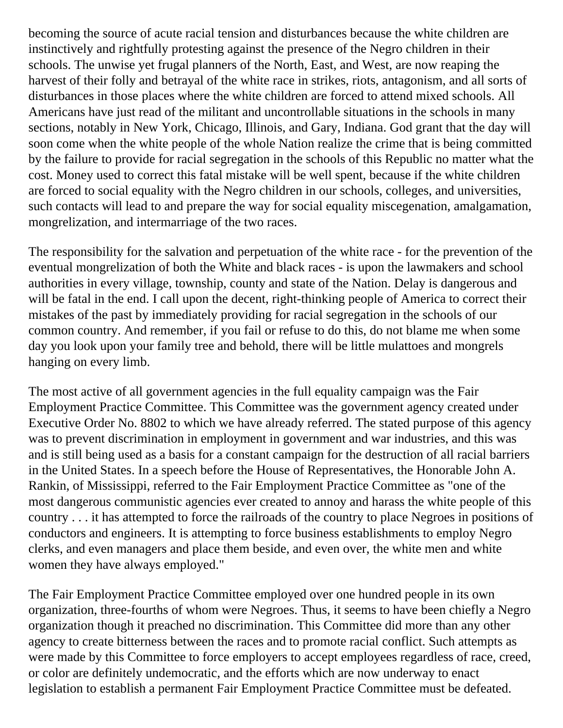becoming the source of acute racial tension and disturbances because the white children are instinctively and rightfully protesting against the presence of the Negro children in their schools. The unwise yet frugal planners of the North, East, and West, are now reaping the harvest of their folly and betrayal of the white race in strikes, riots, antagonism, and all sorts of disturbances in those places where the white children are forced to attend mixed schools. All Americans have just read of the militant and uncontrollable situations in the schools in many sections, notably in New York, Chicago, Illinois, and Gary, Indiana. God grant that the day will soon come when the white people of the whole Nation realize the crime that is being committed by the failure to provide for racial segregation in the schools of this Republic no matter what the cost. Money used to correct this fatal mistake will be well spent, because if the white children are forced to social equality with the Negro children in our schools, colleges, and universities, such contacts will lead to and prepare the way for social equality miscegenation, amalgamation, mongrelization, and intermarriage of the two races.

The responsibility for the salvation and perpetuation of the white race - for the prevention of the eventual mongrelization of both the White and black races - is upon the lawmakers and school authorities in every village, township, county and state of the Nation. Delay is dangerous and will be fatal in the end. I call upon the decent, right-thinking people of America to correct their mistakes of the past by immediately providing for racial segregation in the schools of our common country. And remember, if you fail or refuse to do this, do not blame me when some day you look upon your family tree and behold, there will be little mulattoes and mongrels hanging on every limb.

The most active of all government agencies in the full equality campaign was the Fair Employment Practice Committee. This Committee was the government agency created under Executive Order No. 8802 to which we have already referred. The stated purpose of this agency was to prevent discrimination in employment in government and war industries, and this was and is still being used as a basis for a constant campaign for the destruction of all racial barriers in the United States. In a speech before the House of Representatives, the Honorable John A. Rankin, of Mississippi, referred to the Fair Employment Practice Committee as "one of the most dangerous communistic agencies ever created to annoy and harass the white people of this country . . . it has attempted to force the railroads of the country to place Negroes in positions of conductors and engineers. It is attempting to force business establishments to employ Negro clerks, and even managers and place them beside, and even over, the white men and white women they have always employed."

The Fair Employment Practice Committee employed over one hundred people in its own organization, three-fourths of whom were Negroes. Thus, it seems to have been chiefly a Negro organization though it preached no discrimination. This Committee did more than any other agency to create bitterness between the races and to promote racial conflict. Such attempts as were made by this Committee to force employers to accept employees regardless of race, creed, or color are definitely undemocratic, and the efforts which are now underway to enact legislation to establish a permanent Fair Employment Practice Committee must be defeated.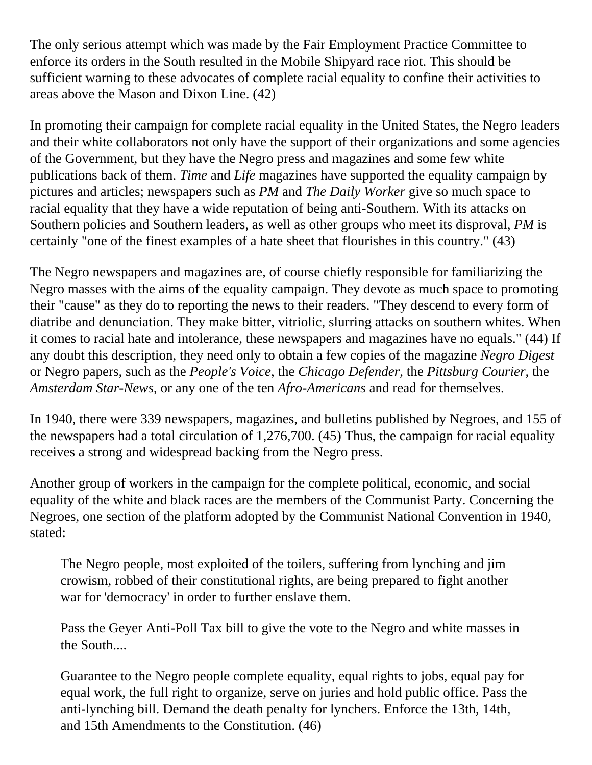The only serious attempt which was made by the Fair Employment Practice Committee to enforce its orders in the South resulted in the Mobile Shipyard race riot. This should be sufficient warning to these advocates of complete racial equality to confine their activities to areas above the Mason and Dixon Line. (42)

In promoting their campaign for complete racial equality in the United States, the Negro leaders and their white collaborators not only have the support of their organizations and some agencies of the Government, but they have the Negro press and magazines and some few white publications back of them. *Time* and *Life* magazines have supported the equality campaign by pictures and articles; newspapers such as *PM* and *The Daily Worker* give so much space to racial equality that they have a wide reputation of being anti-Southern. With its attacks on Southern policies and Southern leaders, as well as other groups who meet its disproval, *PM* is certainly "one of the finest examples of a hate sheet that flourishes in this country." (43)

The Negro newspapers and magazines are, of course chiefly responsible for familiarizing the Negro masses with the aims of the equality campaign. They devote as much space to promoting their "cause" as they do to reporting the news to their readers. "They descend to every form of diatribe and denunciation. They make bitter, vitriolic, slurring attacks on southern whites. When it comes to racial hate and intolerance, these newspapers and magazines have no equals." (44) If any doubt this description, they need only to obtain a few copies of the magazine *Negro Digest* or Negro papers, such as the *People's Voice*, the *Chicago Defender*, the *Pittsburg Courier*, the *Amsterdam Star-News*, or any one of the ten *Afro-Americans* and read for themselves.

In 1940, there were 339 newspapers, magazines, and bulletins published by Negroes, and 155 of the newspapers had a total circulation of 1,276,700. (45) Thus, the campaign for racial equality receives a strong and widespread backing from the Negro press.

Another group of workers in the campaign for the complete political, economic, and social equality of the white and black races are the members of the Communist Party. Concerning the Negroes, one section of the platform adopted by the Communist National Convention in 1940, stated:

> The Negro people, most exploited of the toilers, suffering from lynching and jim crowism, robbed of their constitutional rights, are being prepared to fight another war for 'democracy' in order to further enslave them.
>
> Pass the Geyer Anti-Poll Tax bill to give the vote to the Negro and white masses in the South....
>
> Guarantee to the Negro people complete equality, equal rights to jobs, equal pay for equal work, the full right to organize, serve on juries and hold public office. Pass the anti-lynching bill. Demand the death penalty for lynchers. Enforce the 13th, 14th, and 15th Amendments to the Constitution. (46)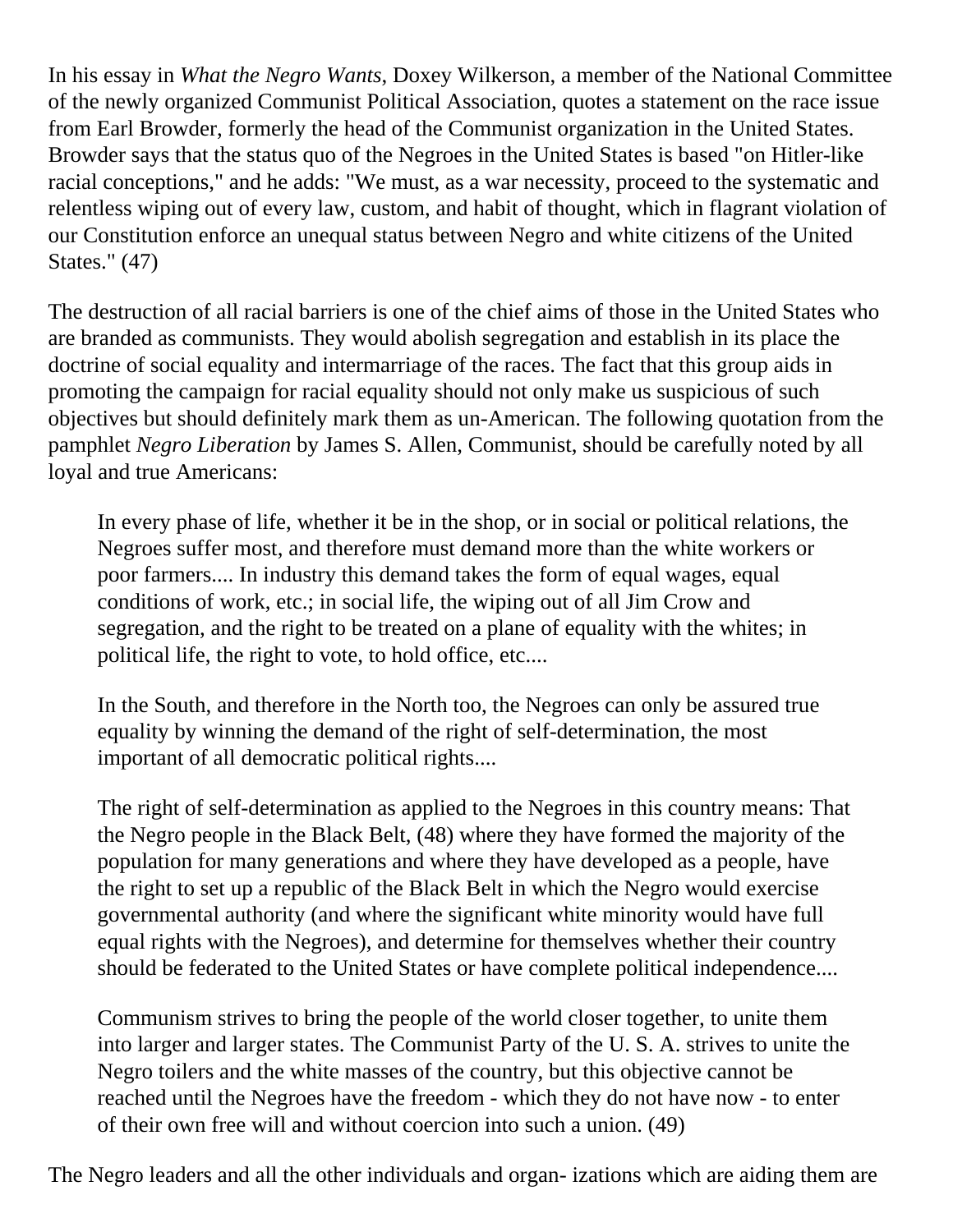In his essay in *What the Negro Wants*, Doxey Wilkerson, a member of the National Committee of the newly organized Communist Political Association, quotes a statement on the race issue from Earl Browder, formerly the head of the Communist organization in the United States. Browder says that the status quo of the Negroes in the United States is based "on Hitler-like racial conceptions," and he adds: "We must, as a war necessity, proceed to the systematic and relentless wiping out of every law, custom, and habit of thought, which in flagrant violation of our Constitution enforce an unequal status between Negro and white citizens of the United States." (47)

The destruction of all racial barriers is one of the chief aims of those in the United States who are branded as communists. They would abolish segregation and establish in its place the doctrine of social equality and intermarriage of the races. The fact that this group aids in promoting the campaign for racial equality should not only make us suspicious of such objectives but should definitely mark them as un-American. The following quotation from the pamphlet *Negro Liberation* by James S. Allen, Communist, should be carefully noted by all loyal and true Americans:

> In every phase of life, whether it be in the shop, or in social or political relations, the Negroes suffer most, and therefore must demand more than the white workers or poor farmers.... In industry this demand takes the form of equal wages, equal conditions of work, etc.; in social life, the wiping out of all Jim Crow and segregation, and the right to be treated on a plane of equality with the whites; in political life, the right to vote, to hold office, etc....
>
> In the South, and therefore in the North too, the Negroes can only be assured true equality by winning the demand of the right of self-determination, the most important of all democratic political rights....
>
> The right of self-determination as applied to the Negroes in this country means: That the Negro people in the Black Belt, (48) where they have formed the majority of the population for many generations and where they have developed as a people, have the right to set up a republic of the Black Belt in which the Negro would exercise governmental authority (and where the significant white minority would have full equal rights with the Negroes), and determine for themselves whether their country should be federated to the United States or have complete political independence....
>
> Communism strives to bring the people of the world closer together, to unite them into larger and larger states. The Communist Party of the U. S. A. strives to unite the Negro toilers and the white masses of the country, but this objective cannot be reached until the Negroes have the freedom - which they do not have now - to enter of their own free will and without coercion into such a union. (49)

The Negro leaders and all the other individuals and organ- izations which are aiding them are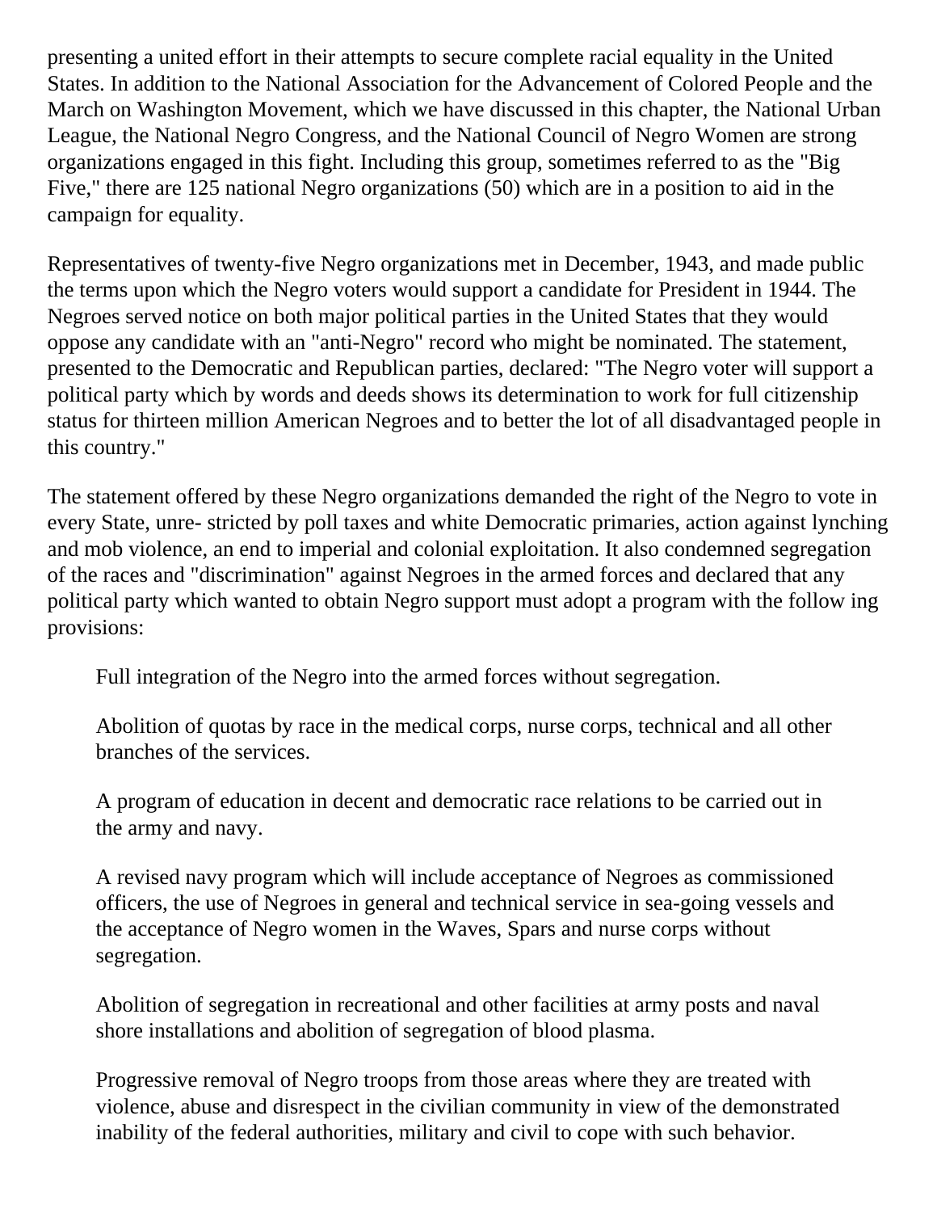presenting a united effort in their attempts to secure complete racial equality in the United States. In addition to the National Association for the Advancement of Colored People and the March on Washington Movement, which we have discussed in this chapter, the National Urban League, the National Negro Congress, and the National Council of Negro Women are strong organizations engaged in this fight. Including this group, sometimes referred to as the "Big Five," there are 125 national Negro organizations (50) which are in a position to aid in the campaign for equality.

Representatives of twenty-five Negro organizations met in December, 1943, and made public the terms upon which the Negro voters would support a candidate for President in 1944. The Negroes served notice on both major political parties in the United States that they would oppose any candidate with an "anti-Negro" record who might be nominated. The statement, presented to the Democratic and Republican parties, declared: "The Negro voter will support a political party which by words and deeds shows its determination to work for full citizenship status for thirteen million American Negroes and to better the lot of all disadvantaged people in this country."

The statement offered by these Negro organizations demanded the right of the Negro to vote in every State, unre- stricted by poll taxes and white Democratic primaries, action against lynching and mob violence, an end to imperial and colonial exploitation. It also condemned segregation of the races and "discrimination" against Negroes in the armed forces and declared that any political party which wanted to obtain Negro support must adopt a program with the follow ing provisions:

> Full integration of the Negro into the armed forces without segregation.
>
> Abolition of quotas by race in the medical corps, nurse corps, technical and all other branches of the services.
>
> A program of education in decent and democratic race relations to be carried out in the army and navy.
>
> A revised navy program which will include acceptance of Negroes as commissioned officers, the use of Negroes in general and technical service in sea-going vessels and the acceptance of Negro women in the Waves, Spars and nurse corps without segregation.
>
> Abolition of segregation in recreational and other facilities at army posts and naval shore installations and abolition of segregation of blood plasma.
>
> Progressive removal of Negro troops from those areas where they are treated with violence, abuse and disrespect in the civilian community in view of the demonstrated inability of the federal authorities, military and civil to cope with such behavior.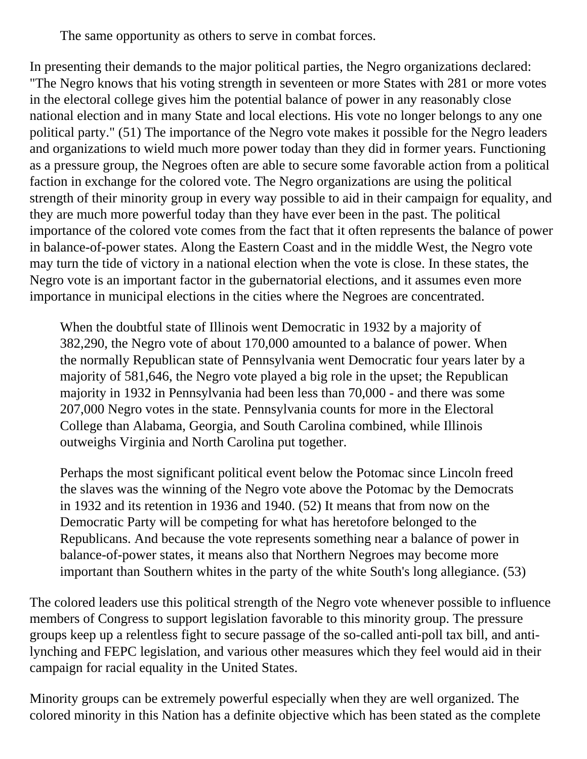The same opportunity as others to serve in combat forces.

In presenting their demands to the major political parties, the Negro organizations declared: "The Negro knows that his voting strength in seventeen or more States with 281 or more votes in the electoral college gives him the potential balance of power in any reasonably close national election and in many State and local elections. His vote no longer belongs to any one political party." (51) The importance of the Negro vote makes it possible for the Negro leaders and organizations to wield much more power today than they did in former years. Functioning as a pressure group, the Negroes often are able to secure some favorable action from a political faction in exchange for the colored vote. The Negro organizations are using the political strength of their minority group in every way possible to aid in their campaign for equality, and they are much more powerful today than they have ever been in the past. The political importance of the colored vote comes from the fact that it often represents the balance of power in balance-of-power states. Along the Eastern Coast and in the middle West, the Negro vote may turn the tide of victory in a national election when the vote is close. In these states, the Negro vote is an important factor in the gubernatorial elections, and it assumes even more importance in municipal elections in the cities where the Negroes are concentrated.

> When the doubtful state of Illinois went Democratic in 1932 by a majority of 382,290, the Negro vote of about 170,000 amounted to a balance of power. When the normally Republican state of Pennsylvania went Democratic four years later by a majority of 581,646, the Negro vote played a big role in the upset; the Republican majority in 1932 in Pennsylvania had been less than 70,000 - and there was some 207,000 Negro votes in the state. Pennsylvania counts for more in the Electoral College than Alabama, Georgia, and South Carolina combined, while Illinois outweighs Virginia and North Carolina put together.
>
> Perhaps the most significant political event below the Potomac since Lincoln freed the slaves was the winning of the Negro vote above the Potomac by the Democrats in 1932 and its retention in 1936 and 1940. (52) It means that from now on the Democratic Party will be competing for what has heretofore belonged to the Republicans. And because the vote represents something near a balance of power in balance-of-power states, it means also that Northern Negroes may become more important than Southern whites in the party of the white South's long allegiance. (53)

The colored leaders use this political strength of the Negro vote whenever possible to influence members of Congress to support legislation favorable to this minority group. The pressure groups keep up a relentless fight to secure passage of the so-called anti-poll tax bill, and anti-lynching and FEPC legislation, and various other measures which they feel would aid in their campaign for racial equality in the United States.

Minority groups can be extremely powerful especially when they are well organized. The colored minority in this Nation has a definite objective which has been stated as the complete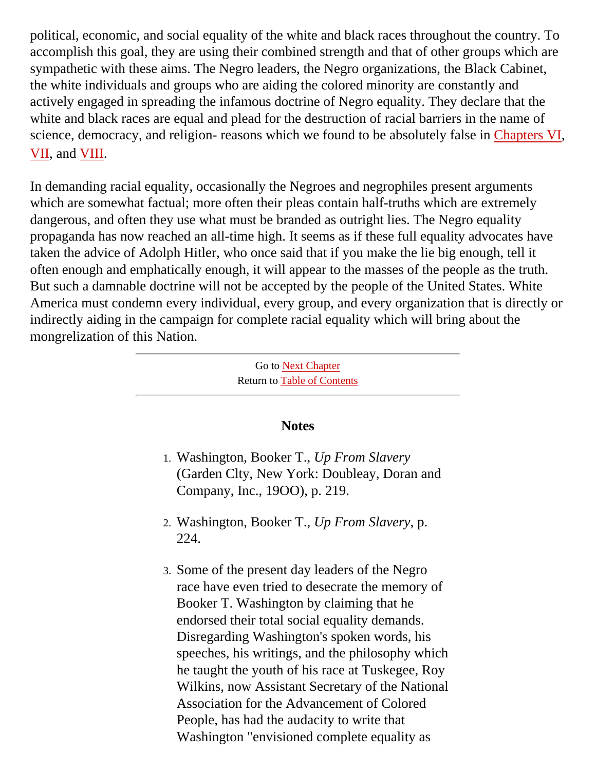political, economic, and social equality of the white and black races throughout the country. To accomplish this goal, they are using their combined strength and that of other groups which are sympathetic with these aims. The Negro leaders, the Negro organizations, the Black Cabinet, the white individuals and groups who are aiding the colored minority are constantly and actively engaged in spreading the infamous doctrine of Negro equality. They declare that the white and black races are equal and plead for the destruction of racial barriers in the name of science, democracy, and religion- reasons which we found to be absolutely false in Chapters VI, VII, and VIII.

In demanding racial equality, occasionally the Negroes and negrophiles present arguments which are somewhat factual; more often their pleas contain half-truths which are extremely dangerous, and often they use what must be branded as outright lies. The Negro equality propaganda has now reached an all-time high. It seems as if these full equality advocates have taken the advice of Adolph Hitler, who once said that if you make the lie big enough, tell it often enough and emphatically enough, it will appear to the masses of the people as the truth. But such a damnable doctrine will not be accepted by the people of the United States. White America must condemn every individual, every group, and every organization that is directly or indirectly aiding in the campaign for complete racial equality which will bring about the mongrelization of this Nation.

---

Go to Next Chapter
Return to Table of Contents

---

### Notes

1. Washington, Booker T., *Up From Slavery* (Garden Clty, New York: Doubleay, Doran and Company, Inc., 19OO), p. 219.

2. Washington, Booker T., *Up From Slavery*, p. 224.

3. Some of the present day leaders of the Negro race have even tried to desecrate the memory of Booker T. Washington by claiming that he endorsed their total social equality demands. Disregarding Washington's spoken words, his speeches, his writings, and the philosophy which he taught the youth of his race at Tuskegee, Roy Wilkins, now Assistant Secretary of the National Association for the Advancement of Colored People, has had the audacity to write that Washington "envisioned complete equality as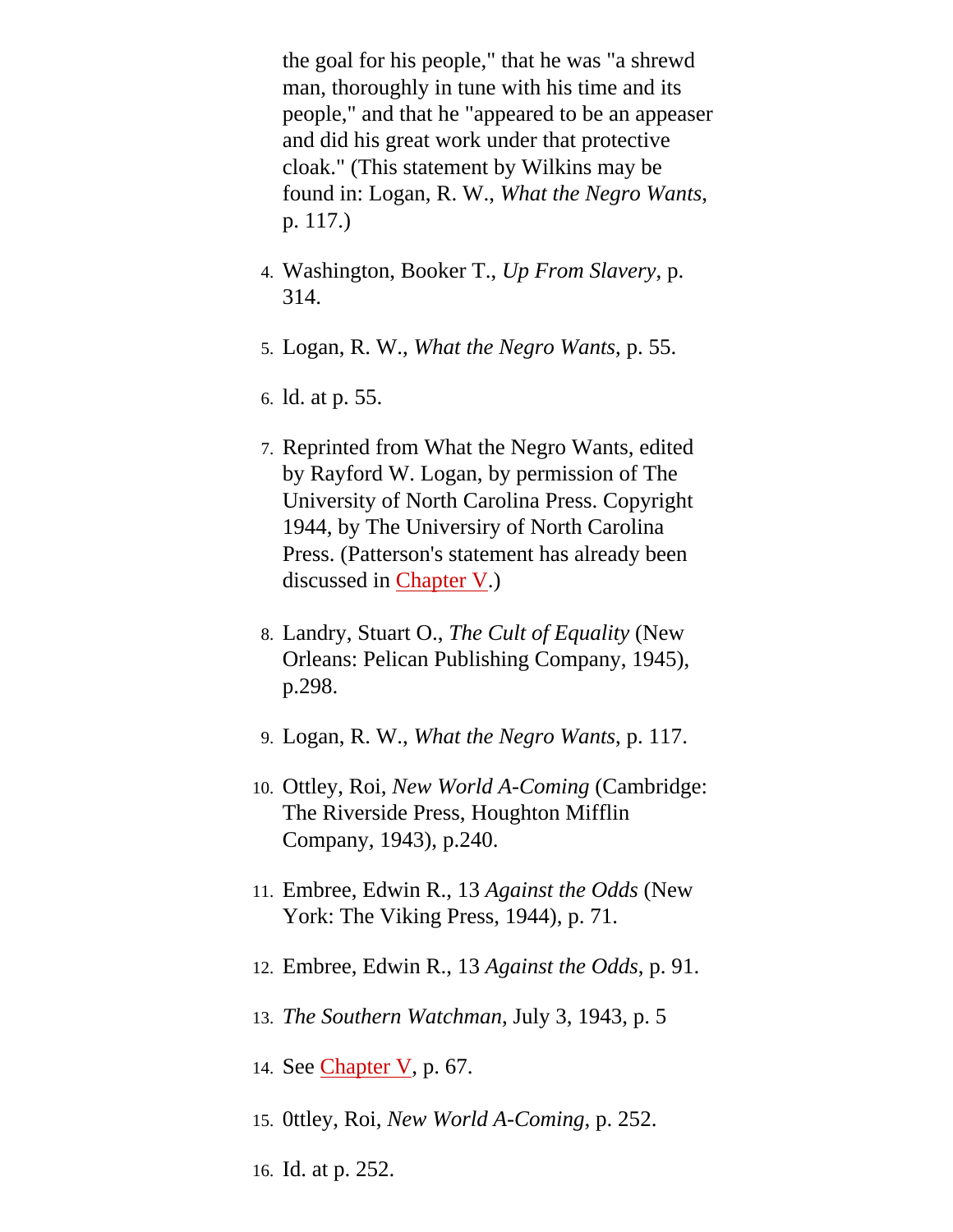the goal for his people," that he was "a shrewd man, thoroughly in tune with his time and its people," and that he "appeared to be an appeaser and did his great work under that protective cloak." (This statement by Wilkins may be found in: Logan, R. W., *What the Negro Wants*, p. 117.)

4. Washington, Booker T., *Up From Slavery*, p. 314.

5. Logan, R. W., *What the Negro Wants*, p. 55.

6. ld. at p. 55.

7. Reprinted from What the Negro Wants, edited by Rayford W. Logan, by permission of The University of North Carolina Press. Copyright 1944, by The Universiy of North Carolina Press. (Patterson's statement has already been discussed in Chapter V.)

8. Landry, Stuart O., *The Cult of Equality* (New Orleans: Pelican Publishing Company, 1945), p.298.

9. Logan, R. W., *What the Negro Wants*, p. 117.

10. Ottley, Roi, *New World A-Coming* (Cambridge: The Riverside Press, Houghton Mifflin Company, 1943), p.240.

11. Embree, Edwin R., 13 *Against the Odds* (New York: The Viking Press, 1944), p. 71.

12. Embree, Edwin R., 13 *Against the Odds*, p. 91.

13. *The Southern Watchman*, July 3, 1943, p. 5

14. See Chapter V, p. 67.

15. 0ttley, Roi, *New World A-Coming*, p. 252.

16. Id. at p. 252.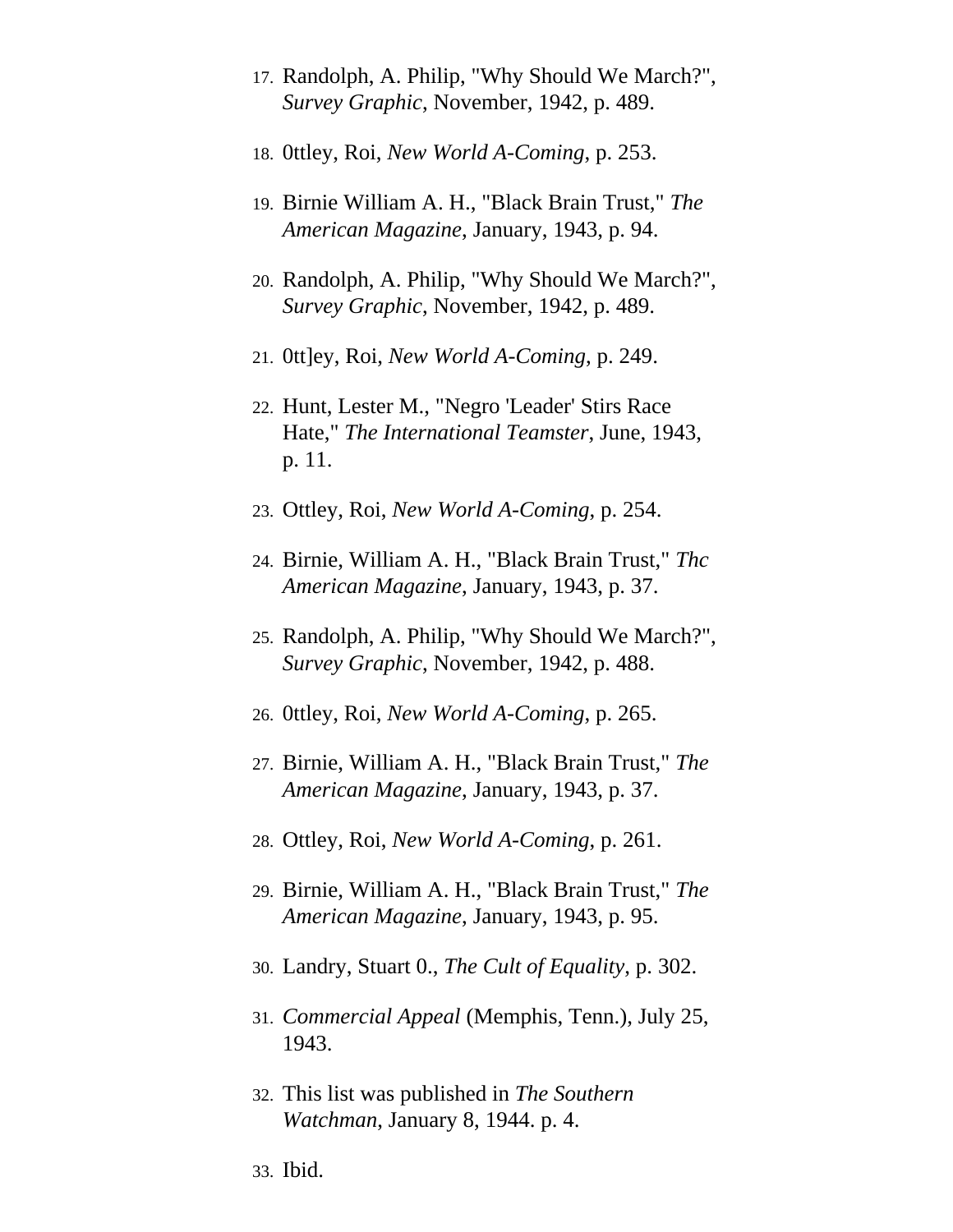17. Randolph, A. Philip, "Why Should We March?", *Survey Graphic*, November, 1942, p. 489.

18. 0ttley, Roi, *New World A-Coming*, p. 253.

19. Birnie William A. H., "Black Brain Trust," *The American Magazine*, January, 1943, p. 94.

20. Randolph, A. Philip, "Why Should We March?", *Survey Graphic*, November, 1942, p. 489.

21. 0tt]ey, Roi, *New World A-Coming*, p. 249.

22. Hunt, Lester M., "Negro 'Leader' Stirs Race Hate," *The International Teamster*, June, 1943, p. 11.

23. Ottley, Roi, *New World A-Coming*, p. 254.

24. Birnie, William A. H., "Black Brain Trust," *Thc American Magazine*, January, 1943, p. 37.

25. Randolph, A. Philip, "Why Should We March?", *Survey Graphic*, November, 1942, p. 488.

26. 0ttley, Roi, *New World A-Coming*, p. 265.

27. Birnie, William A. H., "Black Brain Trust," *The American Magazine*, January, 1943, p. 37.

28. Ottley, Roi, *New World A-Coming*, p. 261.

29. Birnie, William A. H., "Black Brain Trust," *The American Magazine*, January, 1943, p. 95.

30. Landry, Stuart 0., *The Cult of Equality*, p. 302.

31. *Commercial Appeal* (Memphis, Tenn.), July 25, 1943.

32. This list was published in *The Southern Watchman*, January 8, 1944. p. 4.

33. Ibid.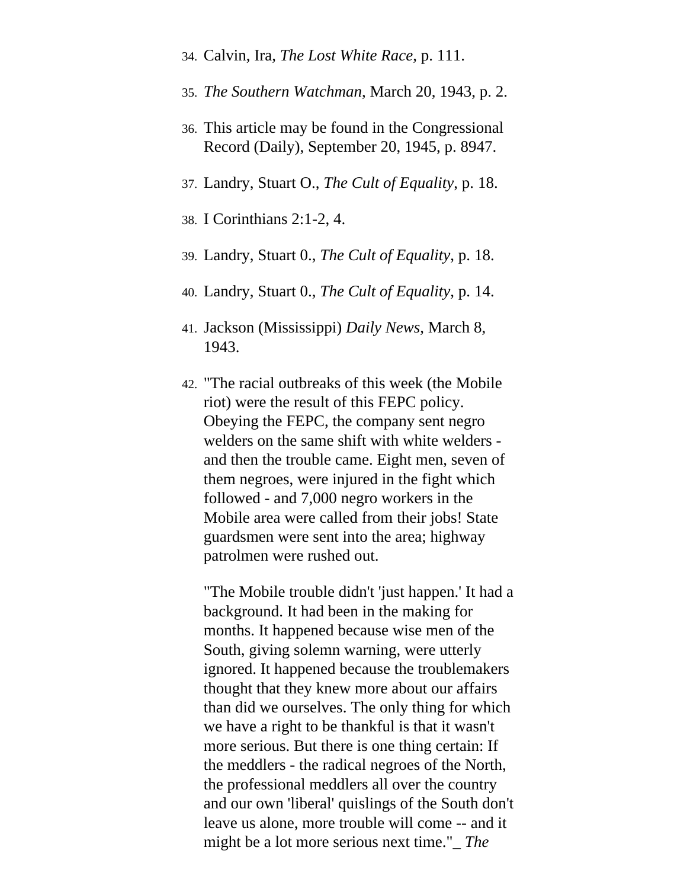34. Calvin, Ira, *The Lost White Race,* p. 111.

35. *The Southern Watchman,* March 20, 1943, p. 2.

36. This article may be found in the Congressional Record (Daily), September 20, 1945, p. 8947.

37. Landry, Stuart O., *The Cult of Equality,* p. 18.

38. I Corinthians 2:1-2, 4.

39. Landry, Stuart 0., *The Cult of Equality,* p. 18.

40. Landry, Stuart 0., *The Cult of Equality,* p. 14.

41. Jackson (Mississippi) *Daily News,* March 8, 1943.

42. "The racial outbreaks of this week (the Mobile riot) were the result of this FEPC policy. Obeying the FEPC, the company sent negro welders on the same shift with white welders - and then the trouble came. Eight men, seven of them negroes, were injured in the fight which followed - and 7,000 negro workers in the Mobile area were called from their jobs! State guardsmen were sent into the area; highway patrolmen were rushed out.

    "The Mobile trouble didn't 'just happen.' It had a background. It had been in the making for months. It happened because wise men of the South, giving solemn warning, were utterly ignored. It happened because the troublemakers thought that they knew more about our affairs than did we ourselves. The only thing for which we have a right to be thankful is that it wasn't more serious. But there is one thing certain: If the meddlers - the radical negroes of the North, the professional meddlers all over the country and our own 'liberal' quislings of the South don't leave us alone, more trouble will come -- and it might be a lot more serious next time."_ *The*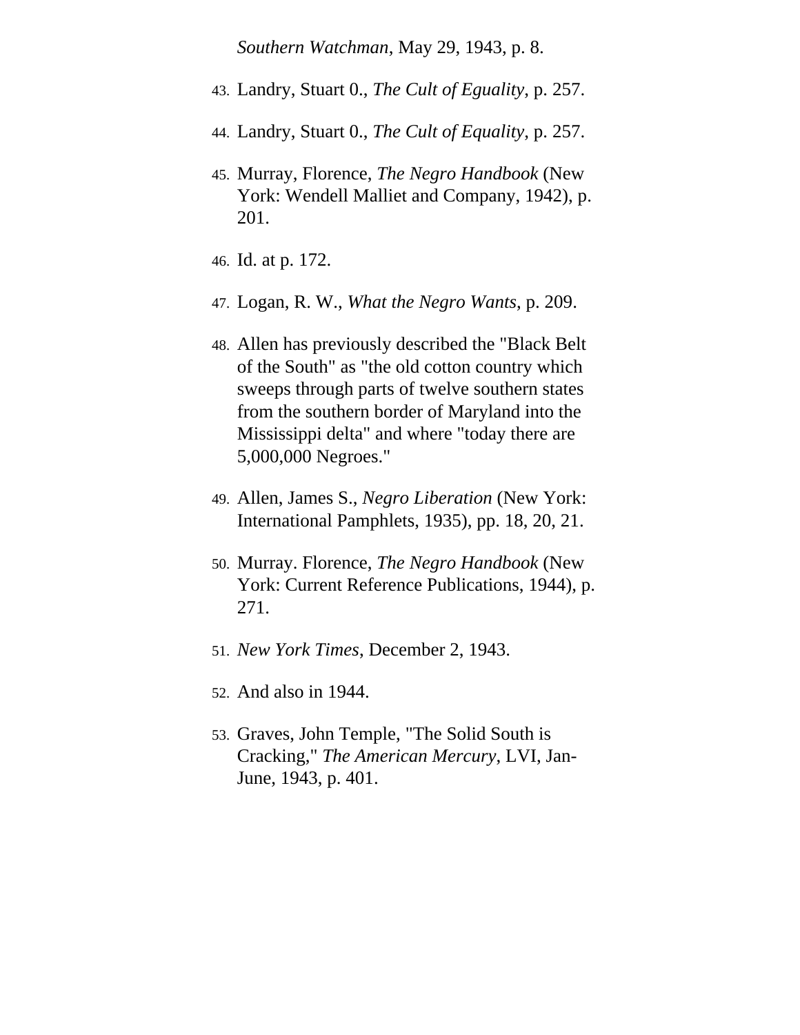*Southern Watchman*, May 29, 1943, p. 8.

43. Landry, Stuart 0., *The Cult of Eguality*, p. 257.

44. Landry, Stuart 0., *The Cult of Equality*, p. 257.

45. Murray, Florence, *The Negro Handbook* (New York: Wendell Malliet and Company, 1942), p. 201.

46. Id. at p. 172.

47. Logan, R. W., *What the Negro Wants*, p. 209.

48. Allen has previously described the "Black Belt of the South" as "the old cotton country which sweeps through parts of twelve southern states from the southern border of Maryland into the Mississippi delta" and where "today there are 5,000,000 Negroes."

49. Allen, James S., *Negro Liberation* (New York: International Pamphlets, 1935), pp. 18, 20, 21.

50. Murray. Florence, *The Negro Handbook* (New York: Current Reference Publications, 1944), p. 271.

51. *New York Times*, December 2, 1943.

52. And also in 1944.

53. Graves, John Temple, "The Solid South is Cracking," *The American Mercury*, LVI, Jan-June, 1943, p. 401.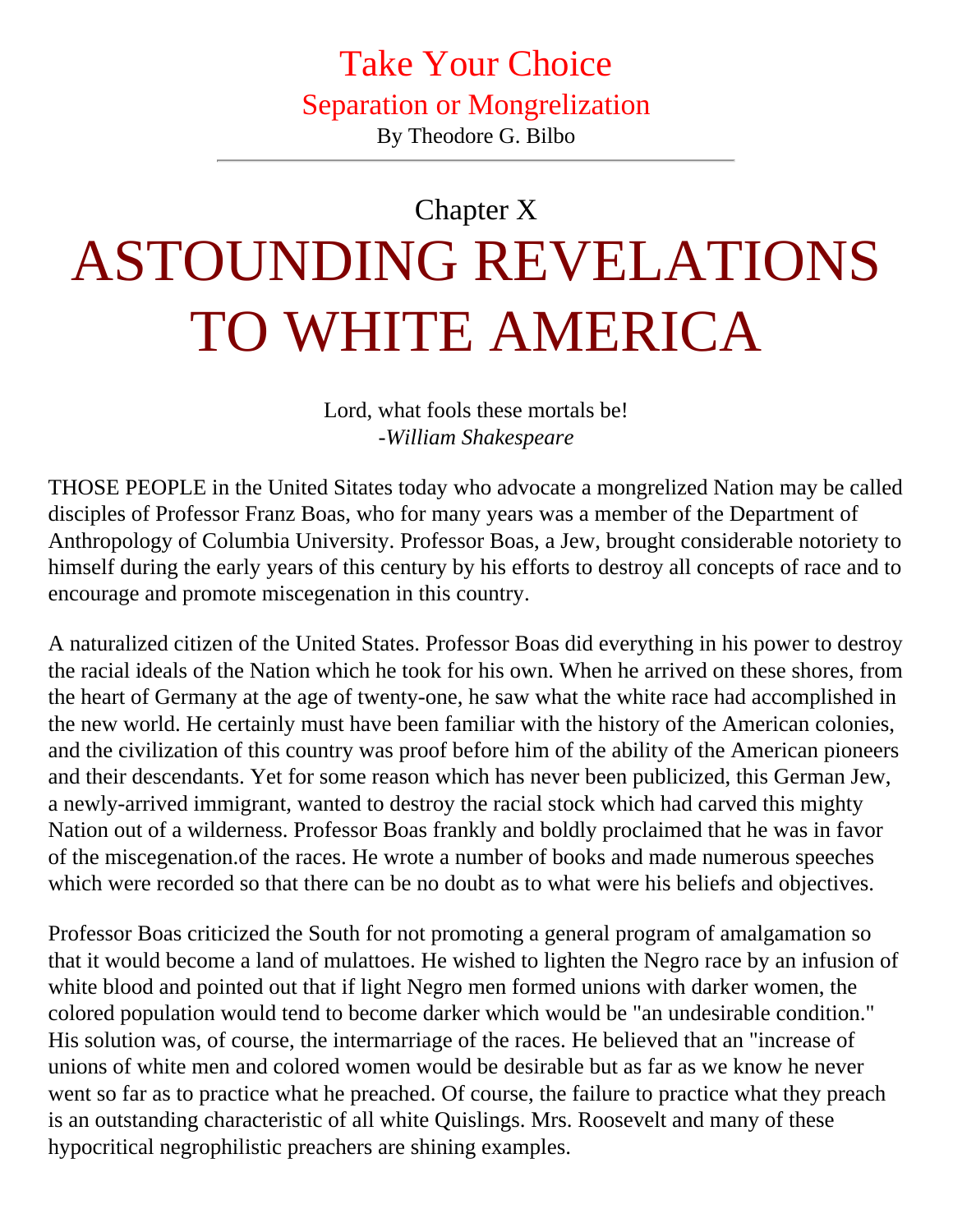# Take Your Choice

## Separation or Mongrelization

By Theodore G. Bilbo

---

## Chapter X

# ASTOUNDING REVELATIONS TO WHITE AMERICA

Lord, what fools these mortals be!
*-William Shakespeare*

THOSE PEOPLE in the United Sitates today who advocate a mongrelized Nation may be called disciples of Professor Franz Boas, who for many years was a member of the Department of Anthropology of Columbia University. Professor Boas, a Jew, brought considerable notoriety to himself during the early years of this century by his efforts to destroy all concepts of race and to encourage and promote miscegenation in this country.

A naturalized citizen of the United States. Professor Boas did everything in his power to destroy the racial ideals of the Nation which he took for his own. When he arrived on these shores, from the heart of Germany at the age of twenty-one, he saw what the white race had accomplished in the new world. He certainly must have been familiar with the history of the American colonies, and the civilization of this country was proof before him of the ability of the American pioneers and their descendants. Yet for some reason which has never been publicized, this German Jew, a newly-arrived immigrant, wanted to destroy the racial stock which had carved this mighty Nation out of a wilderness. Professor Boas frankly and boldly proclaimed that he was in favor of the miscegenation.of the races. He wrote a number of books and made numerous speeches which were recorded so that there can be no doubt as to what were his beliefs and objectives.

Professor Boas criticized the South for not promoting a general program of amalgamation so that it would become a land of mulattoes. He wished to lighten the Negro race by an infusion of white blood and pointed out that if light Negro men formed unions with darker women, the colored population would tend to become darker which would be "an undesirable condition." His solution was, of course, the intermarriage of the races. He believed that an "increase of unions of white men and colored women would be desirable but as far as we know he never went so far as to practice what he preached. Of course, the failure to practice what they preach is an outstanding characteristic of all white Quislings. Mrs. Roosevelt and many of these hypocritical negrophilistic preachers are shining examples.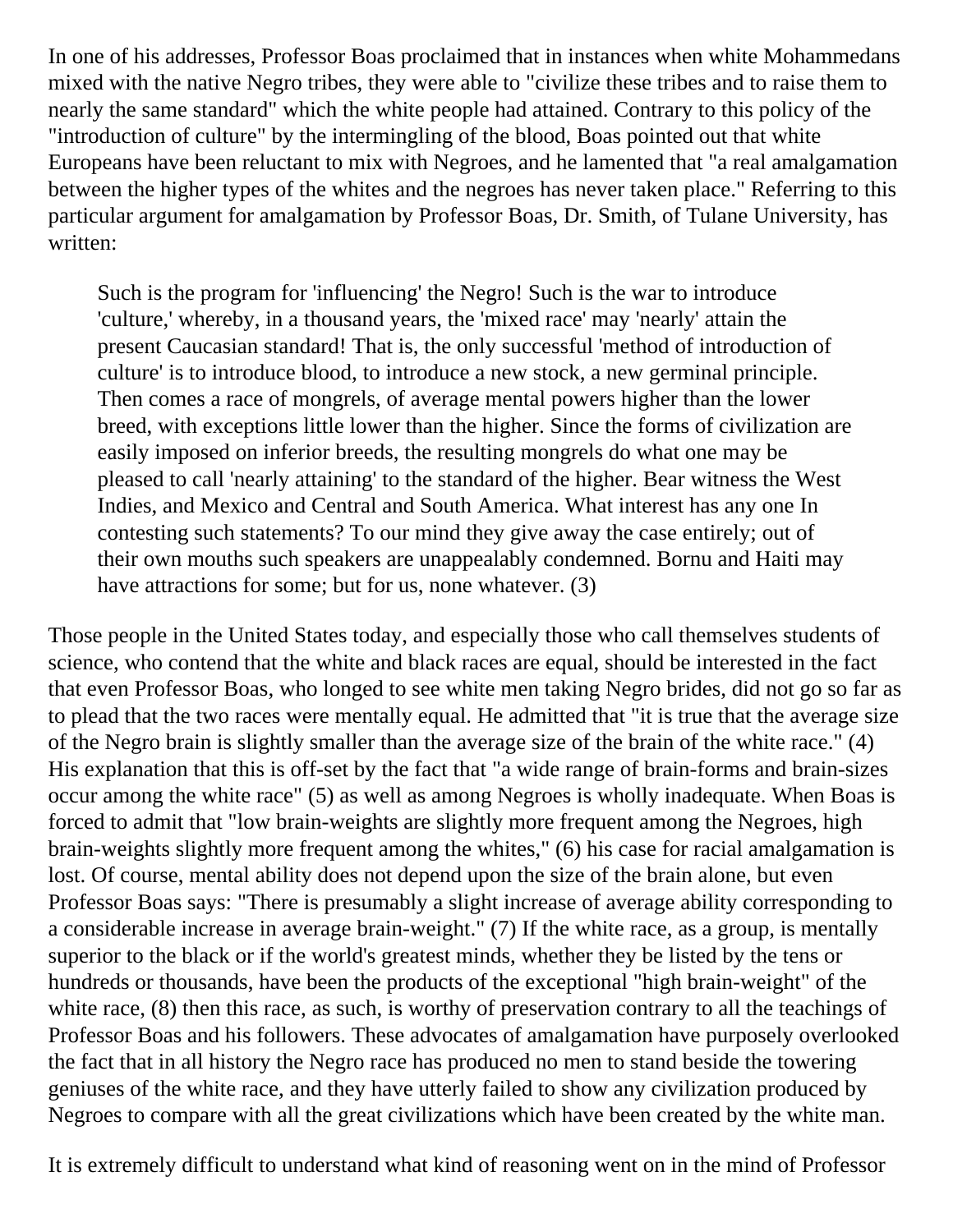In one of his addresses, Professor Boas proclaimed that in instances when white Mohammedans mixed with the native Negro tribes, they were able to "civilize these tribes and to raise them to nearly the same standard" which the white people had attained. Contrary to this policy of the "introduction of culture" by the intermingling of the blood, Boas pointed out that white Europeans have been reluctant to mix with Negroes, and he lamented that "a real amalgamation between the higher types of the whites and the negroes has never taken place." Referring to this particular argument for amalgamation by Professor Boas, Dr. Smith, of Tulane University, has written:

> Such is the program for 'influencing' the Negro! Such is the war to introduce 'culture,' whereby, in a thousand years, the 'mixed race' may 'nearly' attain the present Caucasian standard! That is, the only successful 'method of introduction of culture' is to introduce blood, to introduce a new stock, a new germinal principle. Then comes a race of mongrels, of average mental powers higher than the lower breed, with exceptions little lower than the higher. Since the forms of civilization are easily imposed on inferior breeds, the resulting mongrels do what one may be pleased to call 'nearly attaining' to the standard of the higher. Bear witness the West Indies, and Mexico and Central and South America. What interest has any one In contesting such statements? To our mind they give away the case entirely; out of their own mouths such speakers are unappealably condemned. Bornu and Haiti may have attractions for some; but for us, none whatever. (3)

Those people in the United States today, and especially those who call themselves students of science, who contend that the white and black races are equal, should be interested in the fact that even Professor Boas, who longed to see white men taking Negro brides, did not go so far as to plead that the two races were mentally equal. He admitted that "it is true that the average size of the Negro brain is slightly smaller than the average size of the brain of the white race." (4) His explanation that this is off-set by the fact that "a wide range of brain-forms and brain-sizes occur among the white race" (5) as well as among Negroes is wholly inadequate. When Boas is forced to admit that "low brain-weights are slightly more frequent among the Negroes, high brain-weights slightly more frequent among the whites," (6) his case for racial amalgamation is lost. Of course, mental ability does not depend upon the size of the brain alone, but even Professor Boas says: "There is presumably a slight increase of average ability corresponding to a considerable increase in average brain-weight." (7) If the white race, as a group, is mentally superior to the black or if the world's greatest minds, whether they be listed by the tens or hundreds or thousands, have been the products of the exceptional "high brain-weight" of the white race, (8) then this race, as such, is worthy of preservation contrary to all the teachings of Professor Boas and his followers. These advocates of amalgamation have purposely overlooked the fact that in all history the Negro race has produced no men to stand beside the towering geniuses of the white race, and they have utterly failed to show any civilization produced by Negroes to compare with all the great civilizations which have been created by the white man.

It is extremely difficult to understand what kind of reasoning went on in the mind of Professor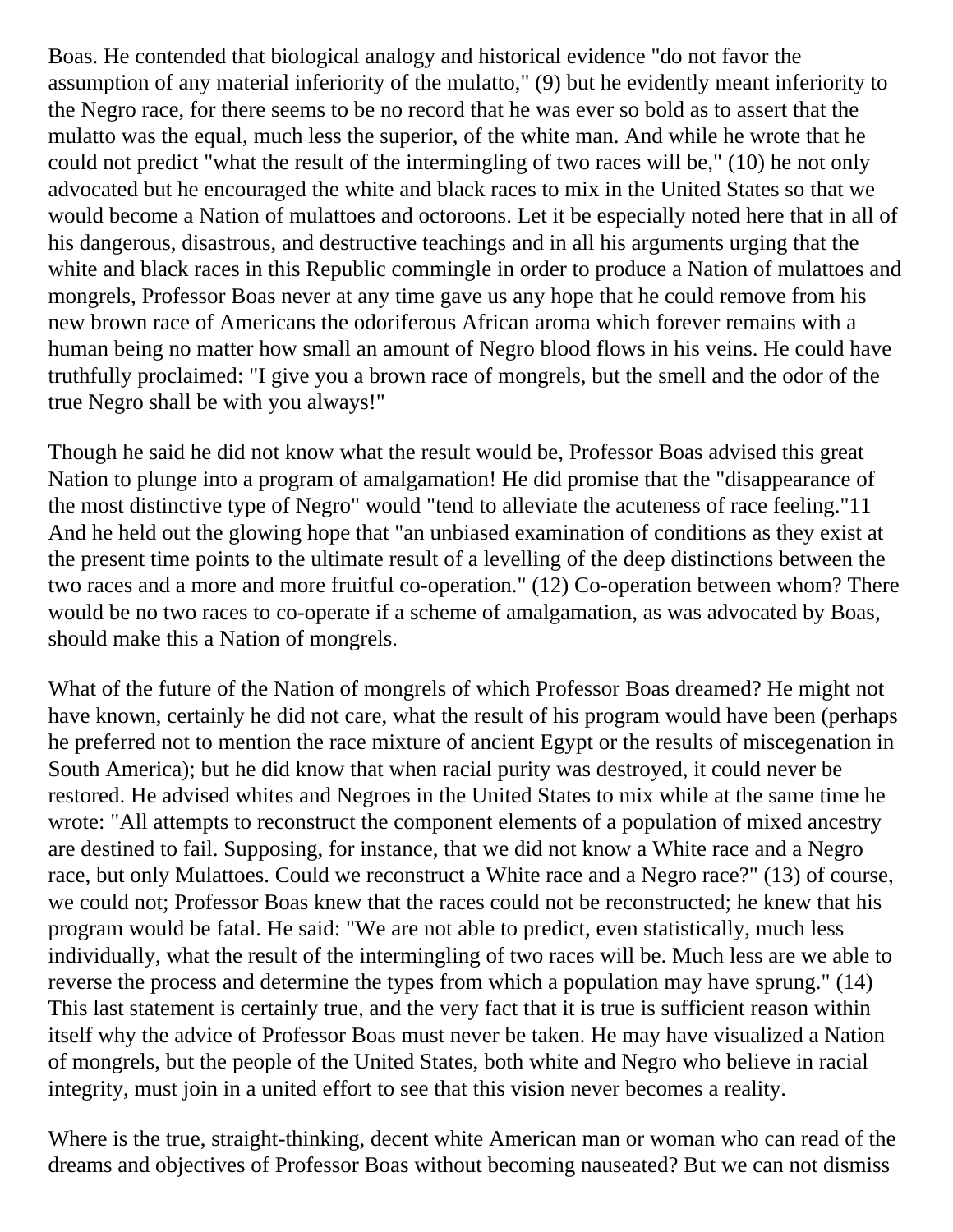Boas. He contended that biological analogy and historical evidence "do not favor the assumption of any material inferiority of the mulatto," (9) but he evidently meant inferiority to the Negro race, for there seems to be no record that he was ever so bold as to assert that the mulatto was the equal, much less the superior, of the white man. And while he wrote that he could not predict "what the result of the intermingling of two races will be," (10) he not only advocated but he encouraged the white and black races to mix in the United States so that we would become a Nation of mulattoes and octoroons. Let it be especially noted here that in all of his dangerous, disastrous, and destructive teachings and in all his arguments urging that the white and black races in this Republic commingle in order to produce a Nation of mulattoes and mongrels, Professor Boas never at any time gave us any hope that he could remove from his new brown race of Americans the odoriferous African aroma which forever remains with a human being no matter how small an amount of Negro blood flows in his veins. He could have truthfully proclaimed: "I give you a brown race of mongrels, but the smell and the odor of the true Negro shall be with you always!"

Though he said he did not know what the result would be, Professor Boas advised this great Nation to plunge into a program of amalgamation! He did promise that the "disappearance of the most distinctive type of Negro" would "tend to alleviate the acuteness of race feeling."11 And he held out the glowing hope that "an unbiased examination of conditions as they exist at the present time points to the ultimate result of a levelling of the deep distinctions between the two races and a more and more fruitful co-operation." (12) Co-operation between whom? There would be no two races to co-operate if a scheme of amalgamation, as was advocated by Boas, should make this a Nation of mongrels.

What of the future of the Nation of mongrels of which Professor Boas dreamed? He might not have known, certainly he did not care, what the result of his program would have been (perhaps he preferred not to mention the race mixture of ancient Egypt or the results of miscegenation in South America); but he did know that when racial purity was destroyed, it could never be restored. He advised whites and Negroes in the United States to mix while at the same time he wrote: "All attempts to reconstruct the component elements of a population of mixed ancestry are destined to fail. Supposing, for instance, that we did not know a White race and a Negro race, but only Mulattoes. Could we reconstruct a White race and a Negro race?" (13) of course, we could not; Professor Boas knew that the races could not be reconstructed; he knew that his program would be fatal. He said: "We are not able to predict, even statistically, much less individually, what the result of the intermingling of two races will be. Much less are we able to reverse the process and determine the types from which a population may have sprung." (14) This last statement is certainly true, and the very fact that it is true is sufficient reason within itself why the advice of Professor Boas must never be taken. He may have visualized a Nation of mongrels, but the people of the United States, both white and Negro who believe in racial integrity, must join in a united effort to see that this vision never becomes a reality.

Where is the true, straight-thinking, decent white American man or woman who can read of the dreams and objectives of Professor Boas without becoming nauseated? But we can not dismiss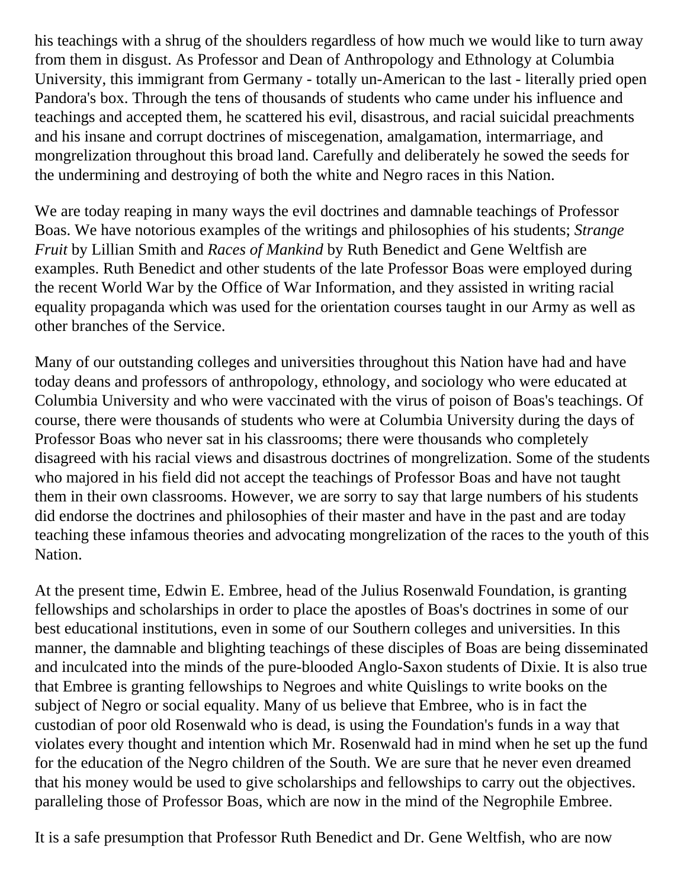his teachings with a shrug of the shoulders regardless of how much we would like to turn away from them in disgust. As Professor and Dean of Anthropology and Ethnology at Columbia University, this immigrant from Germany - totally un-American to the last - literally pried open Pandora's box. Through the tens of thousands of students who came under his influence and teachings and accepted them, he scattered his evil, disastrous, and racial suicidal preachments and his insane and corrupt doctrines of miscegenation, amalgamation, intermarriage, and mongrelization throughout this broad land. Carefully and deliberately he sowed the seeds for the undermining and destroying of both the white and Negro races in this Nation.

We are today reaping in many ways the evil doctrines and damnable teachings of Professor Boas. We have notorious examples of the writings and philosophies of his students; *Strange Fruit* by Lillian Smith and *Races of Mankind* by Ruth Benedict and Gene Weltfish are examples. Ruth Benedict and other students of the late Professor Boas were employed during the recent World War by the Office of War Information, and they assisted in writing racial equality propaganda which was used for the orientation courses taught in our Army as well as other branches of the Service.

Many of our outstanding colleges and universities throughout this Nation have had and have today deans and professors of anthropology, ethnology, and sociology who were educated at Columbia University and who were vaccinated with the virus of poison of Boas's teachings. Of course, there were thousands of students who were at Columbia University during the days of Professor Boas who never sat in his classrooms; there were thousands who completely disagreed with his racial views and disastrous doctrines of mongrelization. Some of the students who majored in his field did not accept the teachings of Professor Boas and have not taught them in their own classrooms. However, we are sorry to say that large numbers of his students did endorse the doctrines and philosophies of their master and have in the past and are today teaching these infamous theories and advocating mongrelization of the races to the youth of this Nation.

At the present time, Edwin E. Embree, head of the Julius Rosenwald Foundation, is granting fellowships and scholarships in order to place the apostles of Boas's doctrines in some of our best educational institutions, even in some of our Southern colleges and universities. In this manner, the damnable and blighting teachings of these disciples of Boas are being disseminated and inculcated into the minds of the pure-blooded Anglo-Saxon students of Dixie. It is also true that Embree is granting fellowships to Negroes and white Quislings to write books on the subject of Negro or social equality. Many of us believe that Embree, who is in fact the custodian of poor old Rosenwald who is dead, is using the Foundation's funds in a way that violates every thought and intention which Mr. Rosenwald had in mind when he set up the fund for the education of the Negro children of the South. We are sure that he never even dreamed that his money would be used to give scholarships and fellowships to carry out the objectives. paralleling those of Professor Boas, which are now in the mind of the Negrophile Embree.

It is a safe presumption that Professor Ruth Benedict and Dr. Gene Weltfish, who are now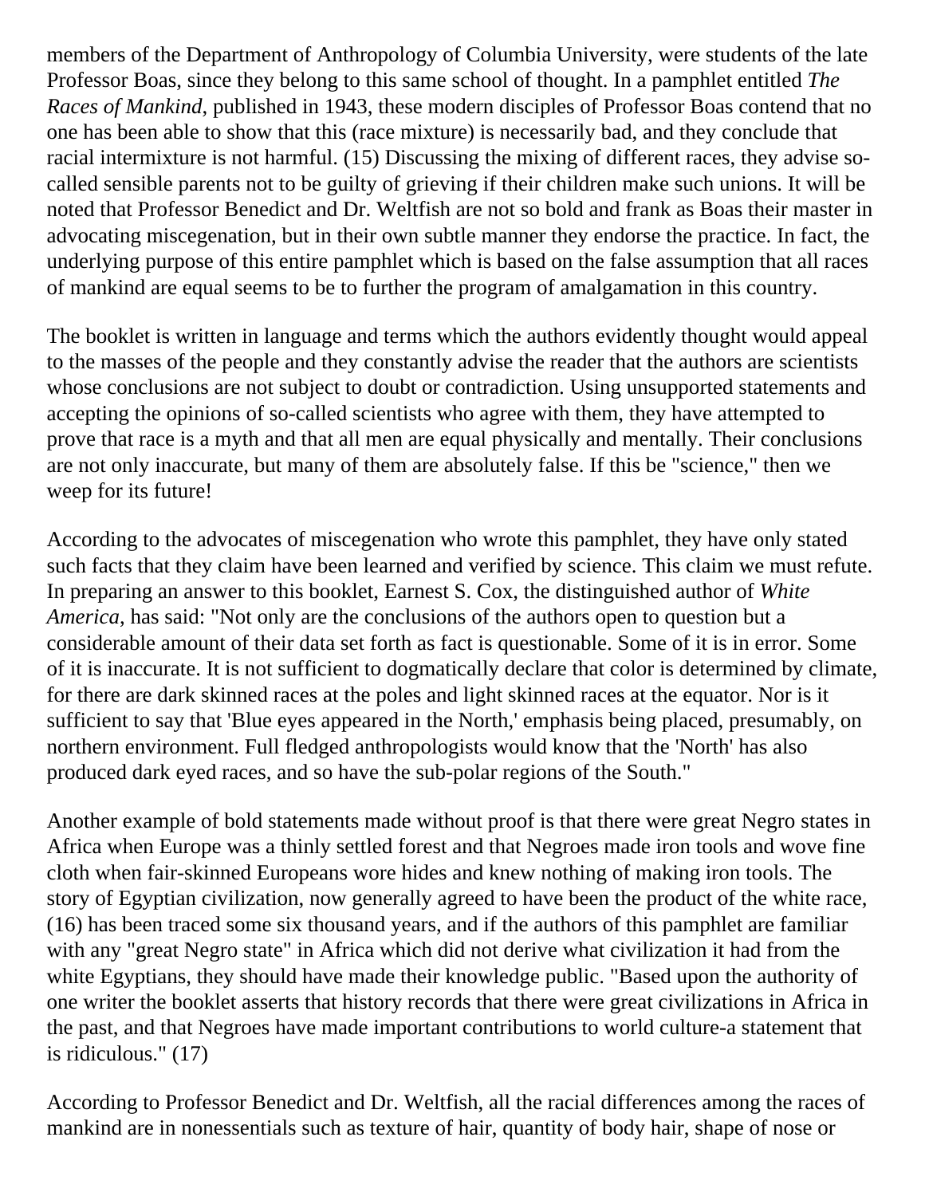members of the Department of Anthropology of Columbia University, were students of the late Professor Boas, since they belong to this same school of thought. In a pamphlet entitled *The Races of Mankind*, published in 1943, these modern disciples of Professor Boas contend that no one has been able to show that this (race mixture) is necessarily bad, and they conclude that racial intermixture is not harmful. (15) Discussing the mixing of different races, they advise so-called sensible parents not to be guilty of grieving if their children make such unions. It will be noted that Professor Benedict and Dr. Weltfish are not so bold and frank as Boas their master in advocating miscegenation, but in their own subtle manner they endorse the practice. In fact, the underlying purpose of this entire pamphlet which is based on the false assumption that all races of mankind are equal seems to be to further the program of amalgamation in this country.

The booklet is written in language and terms which the authors evidently thought would appeal to the masses of the people and they constantly advise the reader that the authors are scientists whose conclusions are not subject to doubt or contradiction. Using unsupported statements and accepting the opinions of so-called scientists who agree with them, they have attempted to prove that race is a myth and that all men are equal physically and mentally. Their conclusions are not only inaccurate, but many of them are absolutely false. If this be "science," then we weep for its future!

According to the advocates of miscegenation who wrote this pamphlet, they have only stated such facts that they claim have been learned and verified by science. This claim we must refute. In preparing an answer to this booklet, Earnest S. Cox, the distinguished author of *White America*, has said: "Not only are the conclusions of the authors open to question but a considerable amount of their data set forth as fact is questionable. Some of it is in error. Some of it is inaccurate. It is not sufficient to dogmatically declare that color is determined by climate, for there are dark skinned races at the poles and light skinned races at the equator. Nor is it sufficient to say that 'Blue eyes appeared in the North,' emphasis being placed, presumably, on northern environment. Full fledged anthropologists would know that the 'North' has also produced dark eyed races, and so have the sub-polar regions of the South."

Another example of bold statements made without proof is that there were great Negro states in Africa when Europe was a thinly settled forest and that Negroes made iron tools and wove fine cloth when fair-skinned Europeans wore hides and knew nothing of making iron tools. The story of Egyptian civilization, now generally agreed to have been the product of the white race, (16) has been traced some six thousand years, and if the authors of this pamphlet are familiar with any "great Negro state" in Africa which did not derive what civilization it had from the white Egyptians, they should have made their knowledge public. "Based upon the authority of one writer the booklet asserts that history records that there were great civilizations in Africa in the past, and that Negroes have made important contributions to world culture-a statement that is ridiculous." (17)

According to Professor Benedict and Dr. Weltfish, all the racial differences among the races of mankind are in nonessentials such as texture of hair, quantity of body hair, shape of nose or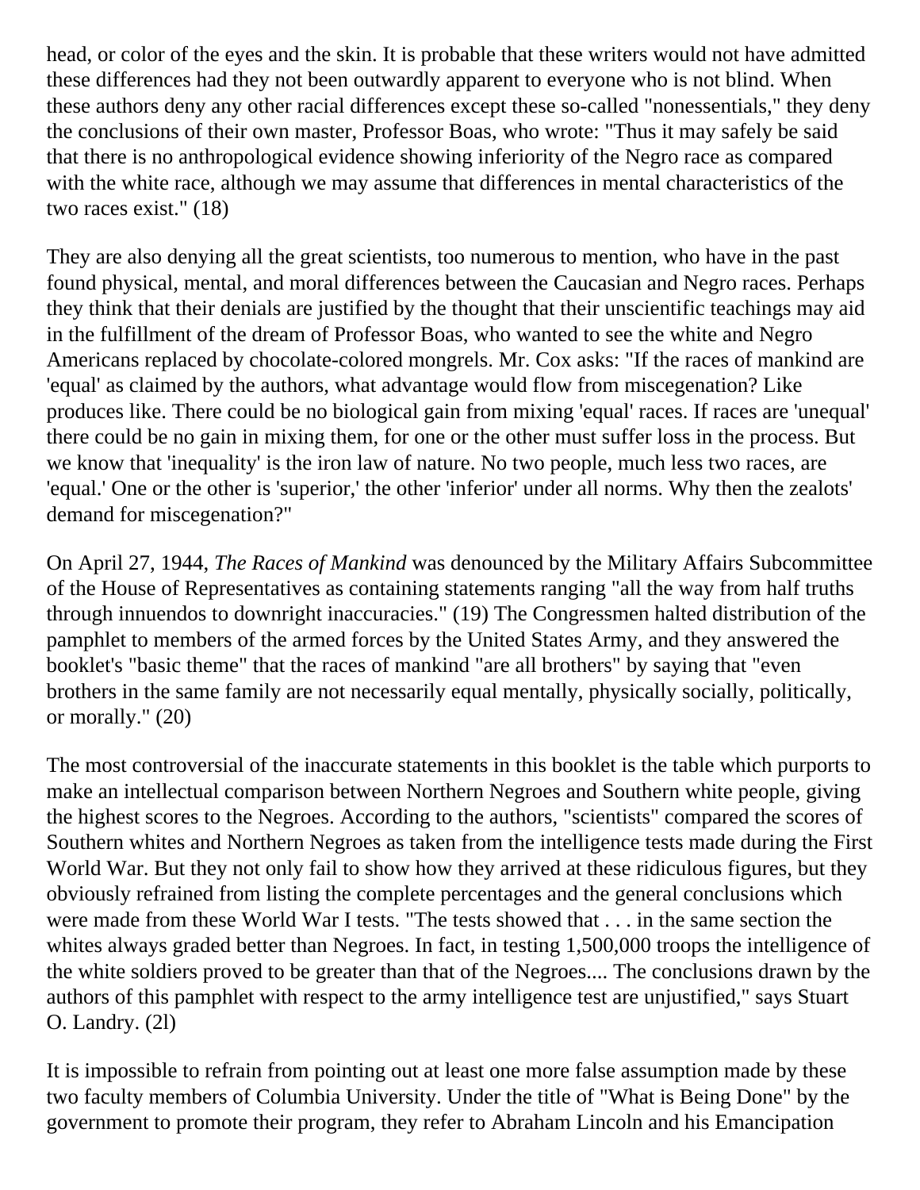head, or color of the eyes and the skin. It is probable that these writers would not have admitted these differences had they not been outwardly apparent to everyone who is not blind. When these authors deny any other racial differences except these so-called "nonessentials," they deny the conclusions of their own master, Professor Boas, who wrote: "Thus it may safely be said that there is no anthropological evidence showing inferiority of the Negro race as compared with the white race, although we may assume that differences in mental characteristics of the two races exist." (18)

They are also denying all the great scientists, too numerous to mention, who have in the past found physical, mental, and moral differences between the Caucasian and Negro races. Perhaps they think that their denials are justified by the thought that their unscientific teachings may aid in the fulfillment of the dream of Professor Boas, who wanted to see the white and Negro Americans replaced by chocolate-colored mongrels. Mr. Cox asks: "If the races of mankind are 'equal' as claimed by the authors, what advantage would flow from miscegenation? Like produces like. There could be no biological gain from mixing 'equal' races. If races are 'unequal' there could be no gain in mixing them, for one or the other must suffer loss in the process. But we know that 'inequality' is the iron law of nature. No two people, much less two races, are 'equal.' One or the other is 'superior,' the other 'inferior' under all norms. Why then the zealots' demand for miscegenation?"

On April 27, 1944, *The Races of Mankind* was denounced by the Military Affairs Subcommittee of the House of Representatives as containing statements ranging "all the way from half truths through innuendos to downright inaccuracies." (19) The Congressmen halted distribution of the pamphlet to members of the armed forces by the United States Army, and they answered the booklet's "basic theme" that the races of mankind "are all brothers" by saying that "even brothers in the same family are not necessarily equal mentally, physically socially, politically, or morally." (20)

The most controversial of the inaccurate statements in this booklet is the table which purports to make an intellectual comparison between Northern Negroes and Southern white people, giving the highest scores to the Negroes. According to the authors, "scientists" compared the scores of Southern whites and Northern Negroes as taken from the intelligence tests made during the First World War. But they not only fail to show how they arrived at these ridiculous figures, but they obviously refrained from listing the complete percentages and the general conclusions which were made from these World War I tests. "The tests showed that . . . in the same section the whites always graded better than Negroes. In fact, in testing 1,500,000 troops the intelligence of the white soldiers proved to be greater than that of the Negroes.... The conclusions drawn by the authors of this pamphlet with respect to the army intelligence test are unjustified," says Stuart O. Landry. (2l)

It is impossible to refrain from pointing out at least one more false assumption made by these two faculty members of Columbia University. Under the title of "What is Being Done" by the government to promote their program, they refer to Abraham Lincoln and his Emancipation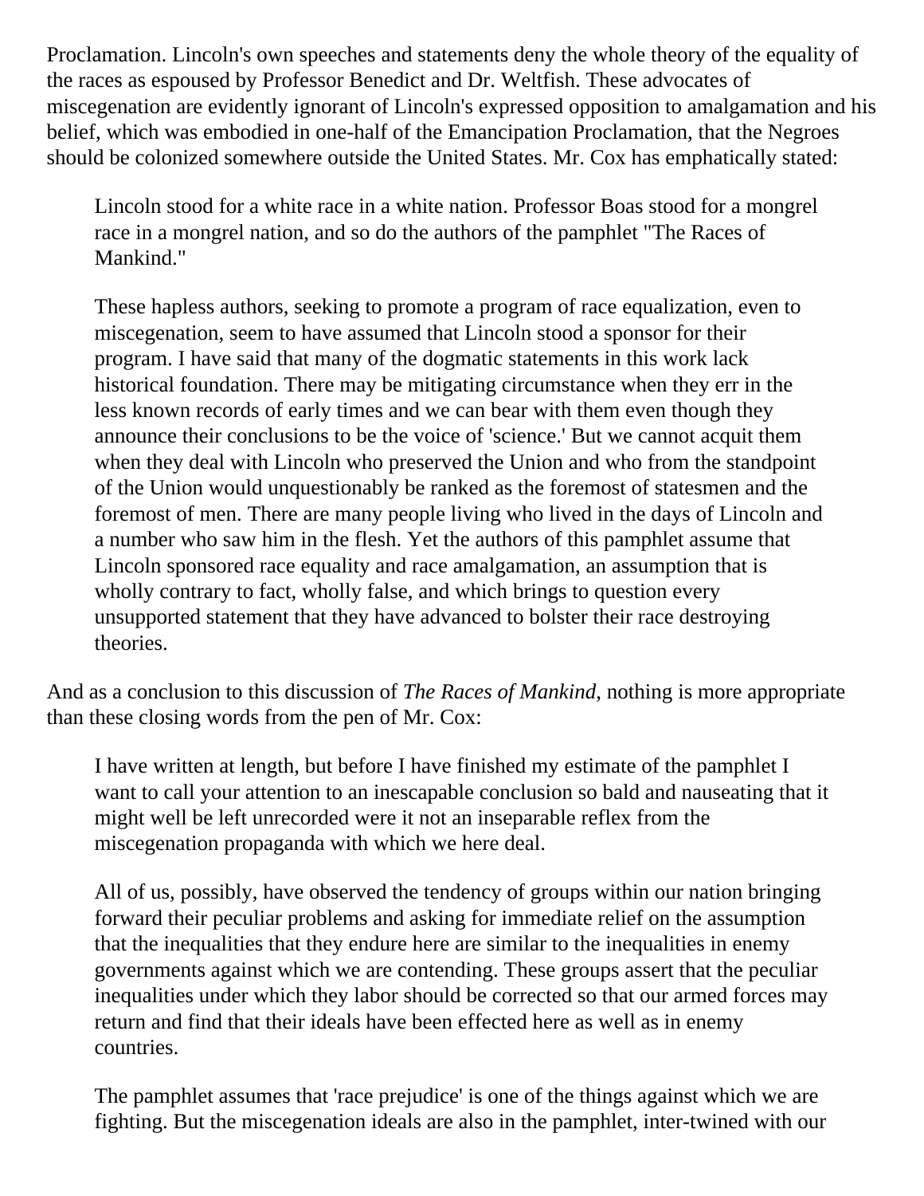Proclamation. Lincoln's own speeches and statements deny the whole theory of the equality of the races as espoused by Professor Benedict and Dr. Weltfish. These advocates of miscegenation are evidently ignorant of Lincoln's expressed opposition to amalgamation and his belief, which was embodied in one-half of the Emancipation Proclamation, that the Negroes should be colonized somewhere outside the United States. Mr. Cox has emphatically stated:

> Lincoln stood for a white race in a white nation. Professor Boas stood for a mongrel race in a mongrel nation, and so do the authors of the pamphlet "The Races of Mankind."
>
> These hapless authors, seeking to promote a program of race equalization, even to miscegenation, seem to have assumed that Lincoln stood a sponsor for their program. I have said that many of the dogmatic statements in this work lack historical foundation. There may be mitigating circumstance when they err in the less known records of early times and we can bear with them even though they announce their conclusions to be the voice of 'science.' But we cannot acquit them when they deal with Lincoln who preserved the Union and who from the standpoint of the Union would unquestionably be ranked as the foremost of statesmen and the foremost of men. There are many people living who lived in the days of Lincoln and a number who saw him in the flesh. Yet the authors of this pamphlet assume that Lincoln sponsored race equality and race amalgamation, an assumption that is wholly contrary to fact, wholly false, and which brings to question every unsupported statement that they have advanced to bolster their race destroying theories.

And as a conclusion to this discussion of *The Races of Mankind*, nothing is more appropriate than these closing words from the pen of Mr. Cox:

> I have written at length, but before I have finished my estimate of the pamphlet I want to call your attention to an inescapable conclusion so bald and nauseating that it might well be left unrecorded were it not an inseparable reflex from the miscegenation propaganda with which we here deal.
>
> All of us, possibly, have observed the tendency of groups within our nation bringing forward their peculiar problems and asking for immediate relief on the assumption that the inequalities that they endure here are similar to the inequalities in enemy governments against which we are contending. These groups assert that the peculiar inequalities under which they labor should be corrected so that our armed forces may return and find that their ideals have been effected here as well as in enemy countries.
>
> The pamphlet assumes that 'race prejudice' is one of the things against which we are fighting. But the miscegenation ideals are also in the pamphlet, inter-twined with our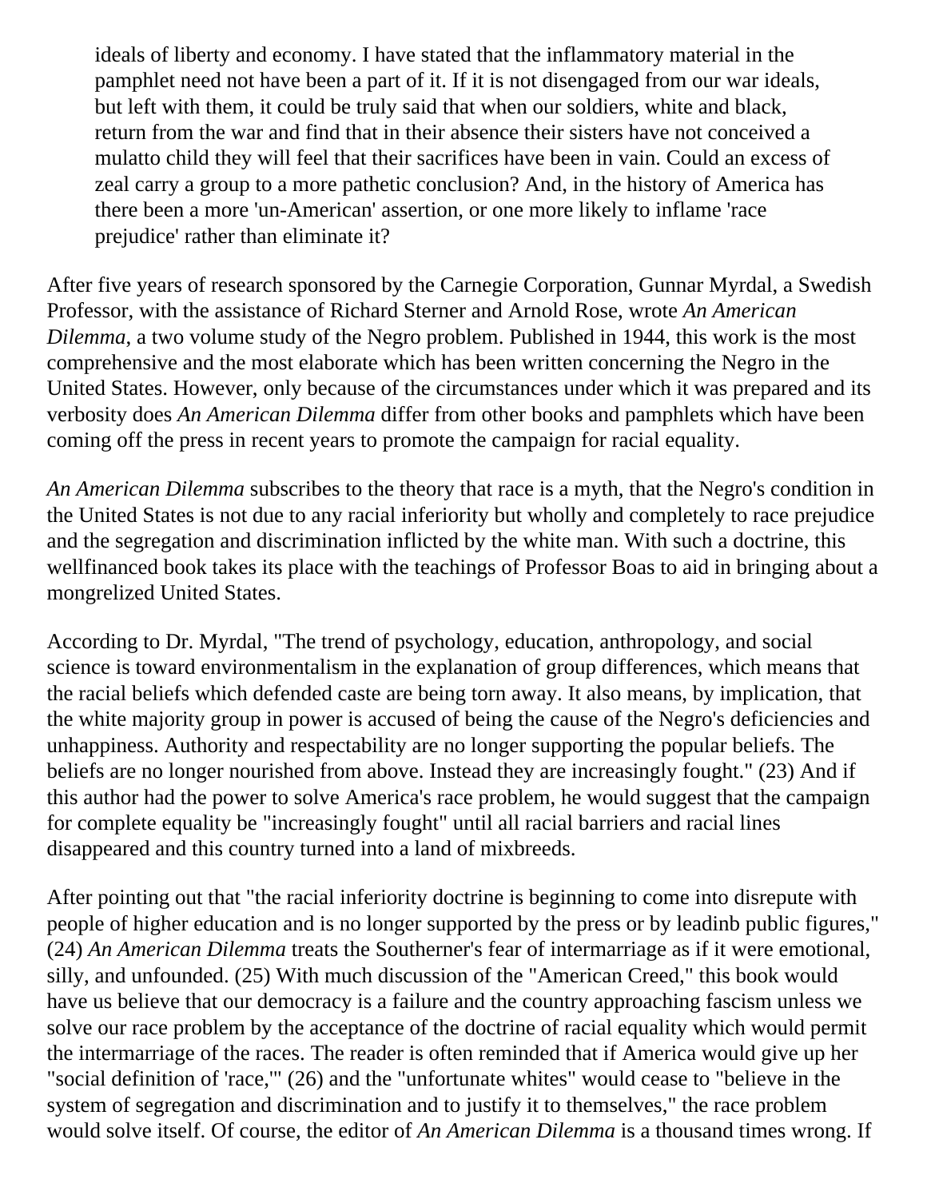> ideals of liberty and economy. I have stated that the inflammatory material in the pamphlet need not have been a part of it. If it is not disengaged from our war ideals, but left with them, it could be truly said that when our soldiers, white and black, return from the war and find that in their absence their sisters have not conceived a mulatto child they will feel that their sacrifices have been in vain. Could an excess of zeal carry a group to a more pathetic conclusion? And, in the history of America has there been a more 'un-American' assertion, or one more likely to inflame 'race prejudice' rather than eliminate it?

After five years of research sponsored by the Carnegie Corporation, Gunnar Myrdal, a Swedish Professor, with the assistance of Richard Sterner and Arnold Rose, wrote *An American Dilemma*, a two volume study of the Negro problem. Published in 1944, this work is the most comprehensive and the most elaborate which has been written concerning the Negro in the United States. However, only because of the circumstances under which it was prepared and its verbosity does *An American Dilemma* differ from other books and pamphlets which have been coming off the press in recent years to promote the campaign for racial equality.

*An American Dilemma* subscribes to the theory that race is a myth, that the Negro's condition in the United States is not due to any racial inferiority but wholly and completely to race prejudice and the segregation and discrimination inflicted by the white man. With such a doctrine, this wellfinanced book takes its place with the teachings of Professor Boas to aid in bringing about a mongrelized United States.

According to Dr. Myrdal, "The trend of psychology, education, anthropology, and social science is toward environmentalism in the explanation of group differences, which means that the racial beliefs which defended caste are being torn away. It also means, by implication, that the white majority group in power is accused of being the cause of the Negro's deficiencies and unhappiness. Authority and respectability are no longer supporting the popular beliefs. The beliefs are no longer nourished from above. Instead they are increasingly fought." (23) And if this author had the power to solve America's race problem, he would suggest that the campaign for complete equality be "increasingly fought" until all racial barriers and racial lines disappeared and this country turned into a land of mixbreeds.

After pointing out that "the racial inferiority doctrine is beginning to come into disrepute with people of higher education and is no longer supported by the press or by leadinb public figures," (24) *An American Dilemma* treats the Southerner's fear of intermarriage as if it were emotional, silly, and unfounded. (25) With much discussion of the "American Creed," this book would have us believe that our democracy is a failure and the country approaching fascism unless we solve our race problem by the acceptance of the doctrine of racial equality which would permit the intermarriage of the races. The reader is often reminded that if America would give up her "social definition of 'race,'" (26) and the "unfortunate whites" would cease to "believe in the system of segregation and discrimination and to justify it to themselves," the race problem would solve itself. Of course, the editor of *An American Dilemma* is a thousand times wrong. If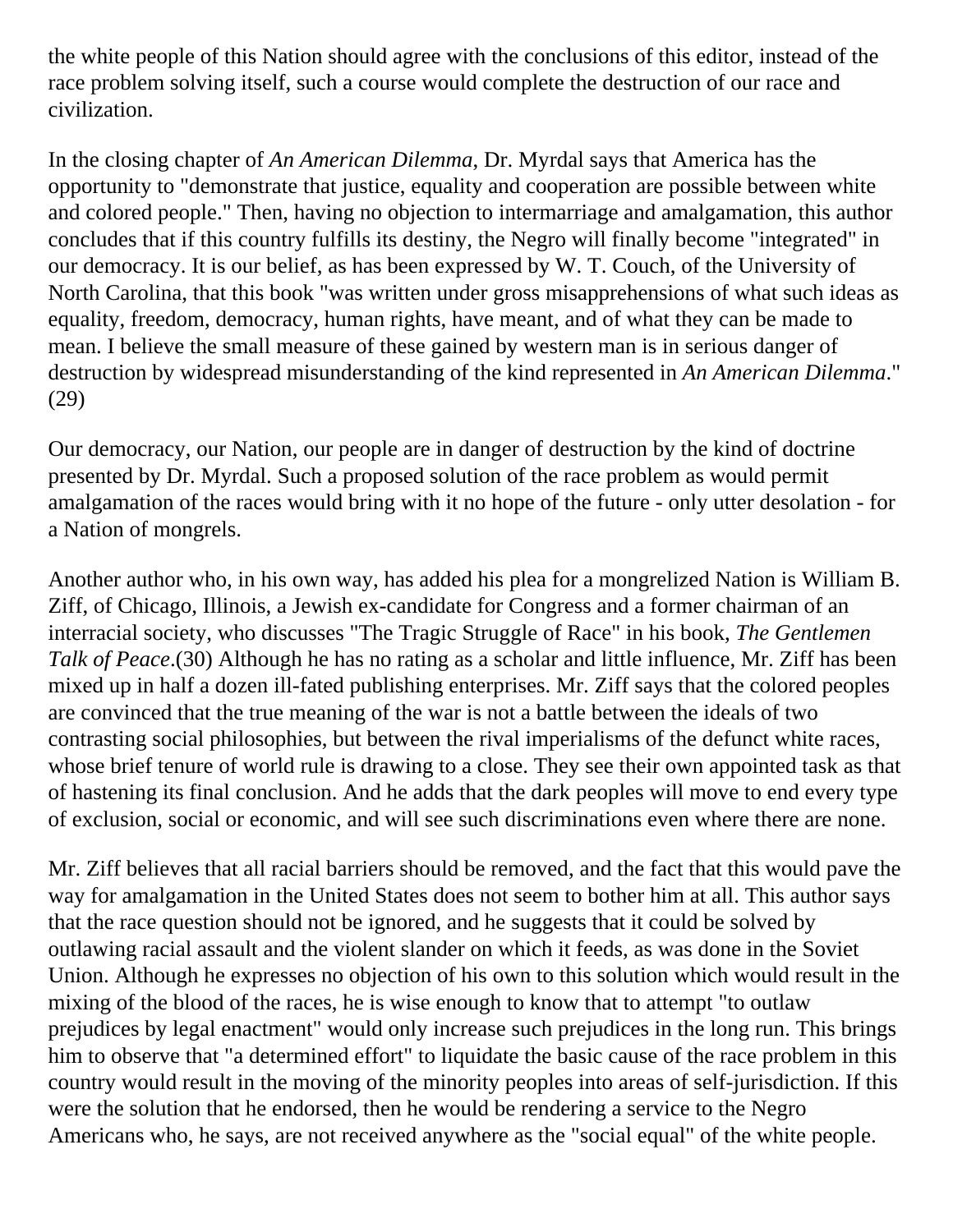the white people of this Nation should agree with the conclusions of this editor, instead of the race problem solving itself, such a course would complete the destruction of our race and civilization.

In the closing chapter of *An American Dilemma*, Dr. Myrdal says that America has the opportunity to "demonstrate that justice, equality and cooperation are possible between white and colored people." Then, having no objection to intermarriage and amalgamation, this author concludes that if this country fulfills its destiny, the Negro will finally become "integrated" in our democracy. It is our belief, as has been expressed by W. T. Couch, of the University of North Carolina, that this book "was written under gross misapprehensions of what such ideas as equality, freedom, democracy, human rights, have meant, and of what they can be made to mean. I believe the small measure of these gained by western man is in serious danger of destruction by widespread misunderstanding of the kind represented in *An American Dilemma*." (29)

Our democracy, our Nation, our people are in danger of destruction by the kind of doctrine presented by Dr. Myrdal. Such a proposed solution of the race problem as would permit amalgamation of the races would bring with it no hope of the future - only utter desolation - for a Nation of mongrels.

Another author who, in his own way, has added his plea for a mongrelized Nation is William B. Ziff, of Chicago, Illinois, a Jewish ex-candidate for Congress and a former chairman of an interracial society, who discusses "The Tragic Struggle of Race" in his book, *The Gentlemen Talk of Peace*.(30) Although he has no rating as a scholar and little influence, Mr. Ziff has been mixed up in half a dozen ill-fated publishing enterprises. Mr. Ziff says that the colored peoples are convinced that the true meaning of the war is not a battle between the ideals of two contrasting social philosophies, but between the rival imperialisms of the defunct white races, whose brief tenure of world rule is drawing to a close. They see their own appointed task as that of hastening its final conclusion. And he adds that the dark peoples will move to end every type of exclusion, social or economic, and will see such discriminations even where there are none.

Mr. Ziff believes that all racial barriers should be removed, and the fact that this would pave the way for amalgamation in the United States does not seem to bother him at all. This author says that the race question should not be ignored, and he suggests that it could be solved by outlawing racial assault and the violent slander on which it feeds, as was done in the Soviet Union. Although he expresses no objection of his own to this solution which would result in the mixing of the blood of the races, he is wise enough to know that to attempt "to outlaw prejudices by legal enactment" would only increase such prejudices in the long run. This brings him to observe that "a determined effort" to liquidate the basic cause of the race problem in this country would result in the moving of the minority peoples into areas of self-jurisdiction. If this were the solution that he endorsed, then he would be rendering a service to the Negro Americans who, he says, are not received anywhere as the "social equal" of the white people.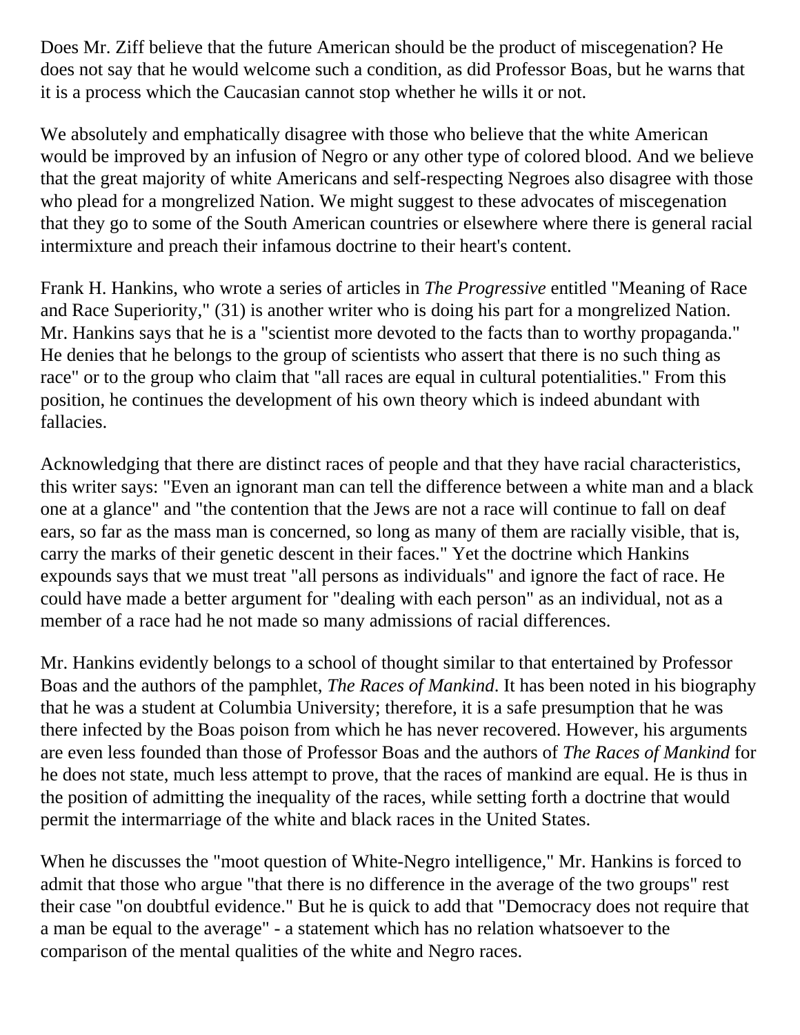Does Mr. Ziff believe that the future American should be the product of miscegenation? He does not say that he would welcome such a condition, as did Professor Boas, but he warns that it is a process which the Caucasian cannot stop whether he wills it or not.

We absolutely and emphatically disagree with those who believe that the white American would be improved by an infusion of Negro or any other type of colored blood. And we believe that the great majority of white Americans and self-respecting Negroes also disagree with those who plead for a mongrelized Nation. We might suggest to these advocates of miscegenation that they go to some of the South American countries or elsewhere where there is general racial intermixture and preach their infamous doctrine to their heart's content.

Frank H. Hankins, who wrote a series of articles in *The Progressive* entitled "Meaning of Race and Race Superiority," (31) is another writer who is doing his part for a mongrelized Nation. Mr. Hankins says that he is a "scientist more devoted to the facts than to worthy propaganda." He denies that he belongs to the group of scientists who assert that there is no such thing as race" or to the group who claim that "all races are equal in cultural potentialities." From this position, he continues the development of his own theory which is indeed abundant with fallacies.

Acknowledging that there are distinct races of people and that they have racial characteristics, this writer says: "Even an ignorant man can tell the difference between a white man and a black one at a glance" and "the contention that the Jews are not a race will continue to fall on deaf ears, so far as the mass man is concerned, so long as many of them are racially visible, that is, carry the marks of their genetic descent in their faces." Yet the doctrine which Hankins expounds says that we must treat "all persons as individuals" and ignore the fact of race. He could have made a better argument for "dealing with each person" as an individual, not as a member of a race had he not made so many admissions of racial differences.

Mr. Hankins evidently belongs to a school of thought similar to that entertained by Professor Boas and the authors of the pamphlet, *The Races of Mankind*. It has been noted in his biography that he was a student at Columbia University; therefore, it is a safe presumption that he was there infected by the Boas poison from which he has never recovered. However, his arguments are even less founded than those of Professor Boas and the authors of *The Races of Mankind* for he does not state, much less attempt to prove, that the races of mankind are equal. He is thus in the position of admitting the inequality of the races, while setting forth a doctrine that would permit the intermarriage of the white and black races in the United States.

When he discusses the "moot question of White-Negro intelligence," Mr. Hankins is forced to admit that those who argue "that there is no difference in the average of the two groups" rest their case "on doubtful evidence." But he is quick to add that "Democracy does not require that a man be equal to the average" - a statement which has no relation whatsoever to the comparison of the mental qualities of the white and Negro races.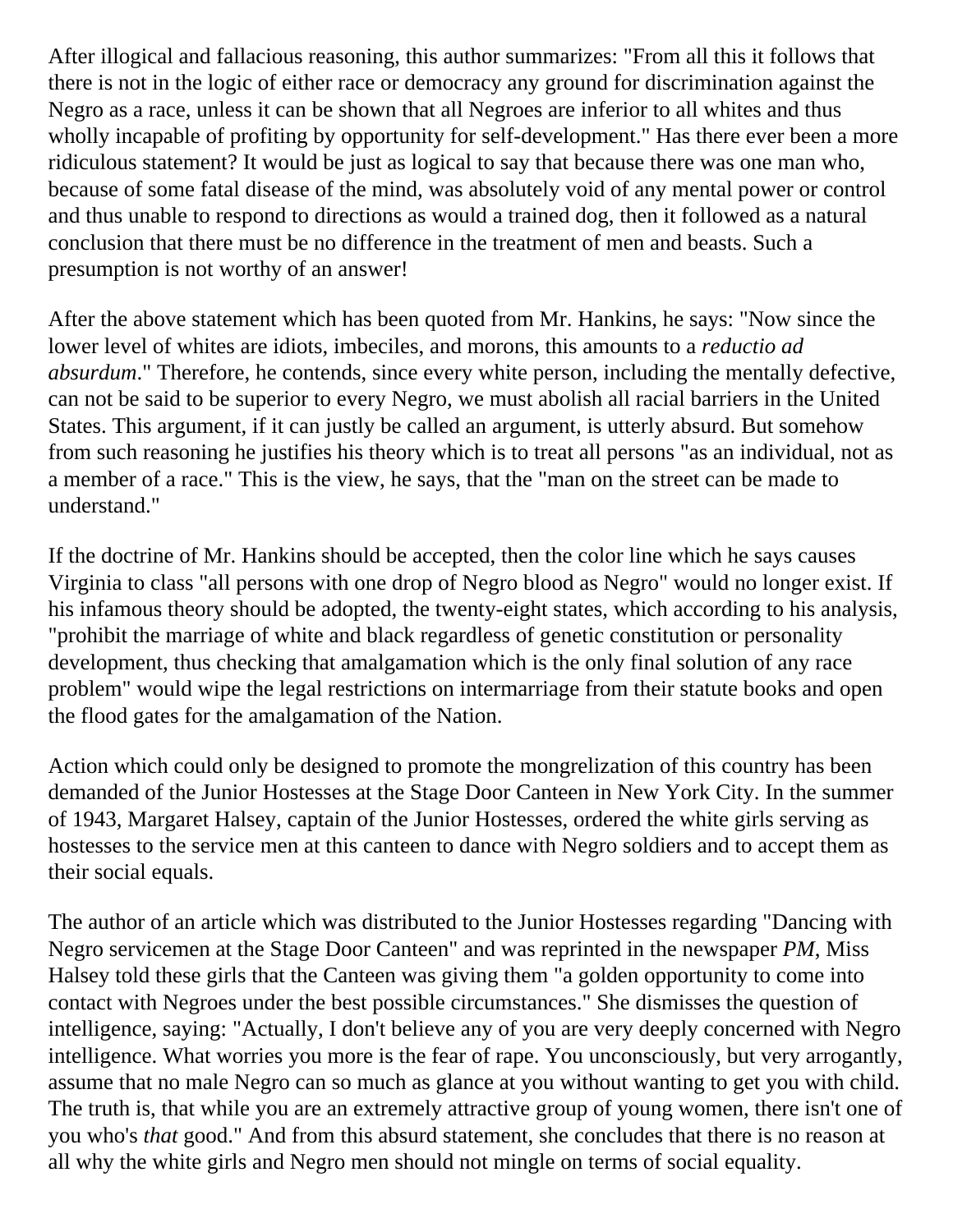After illogical and fallacious reasoning, this author summarizes: "From all this it follows that there is not in the logic of either race or democracy any ground for discrimination against the Negro as a race, unless it can be shown that all Negroes are inferior to all whites and thus wholly incapable of profiting by opportunity for self-development." Has there ever been a more ridiculous statement? It would be just as logical to say that because there was one man who, because of some fatal disease of the mind, was absolutely void of any mental power or control and thus unable to respond to directions as would a trained dog, then it followed as a natural conclusion that there must be no difference in the treatment of men and beasts. Such a presumption is not worthy of an answer!

After the above statement which has been quoted from Mr. Hankins, he says: "Now since the lower level of whites are idiots, imbeciles, and morons, this amounts to a *reductio ad absurdum*." Therefore, he contends, since every white person, including the mentally defective, can not be said to be superior to every Negro, we must abolish all racial barriers in the United States. This argument, if it can justly be called an argument, is utterly absurd. But somehow from such reasoning he justifies his theory which is to treat all persons "as an individual, not as a member of a race." This is the view, he says, that the "man on the street can be made to understand."

If the doctrine of Mr. Hankins should be accepted, then the color line which he says causes Virginia to class "all persons with one drop of Negro blood as Negro" would no longer exist. If his infamous theory should be adopted, the twenty-eight states, which according to his analysis, "prohibit the marriage of white and black regardless of genetic constitution or personality development, thus checking that amalgamation which is the only final solution of any race problem" would wipe the legal restrictions on intermarriage from their statute books and open the flood gates for the amalgamation of the Nation.

Action which could only be designed to promote the mongrelization of this country has been demanded of the Junior Hostesses at the Stage Door Canteen in New York City. In the summer of 1943, Margaret Halsey, captain of the Junior Hostesses, ordered the white girls serving as hostesses to the service men at this canteen to dance with Negro soldiers and to accept them as their social equals.

The author of an article which was distributed to the Junior Hostesses regarding "Dancing with Negro servicemen at the Stage Door Canteen" and was reprinted in the newspaper *PM*, Miss Halsey told these girls that the Canteen was giving them "a golden opportunity to come into contact with Negroes under the best possible circumstances." She dismisses the question of intelligence, saying: "Actually, I don't believe any of you are very deeply concerned with Negro intelligence. What worries you more is the fear of rape. You unconsciously, but very arrogantly, assume that no male Negro can so much as glance at you without wanting to get you with child. The truth is, that while you are an extremely attractive group of young women, there isn't one of you who's *that* good." And from this absurd statement, she concludes that there is no reason at all why the white girls and Negro men should not mingle on terms of social equality.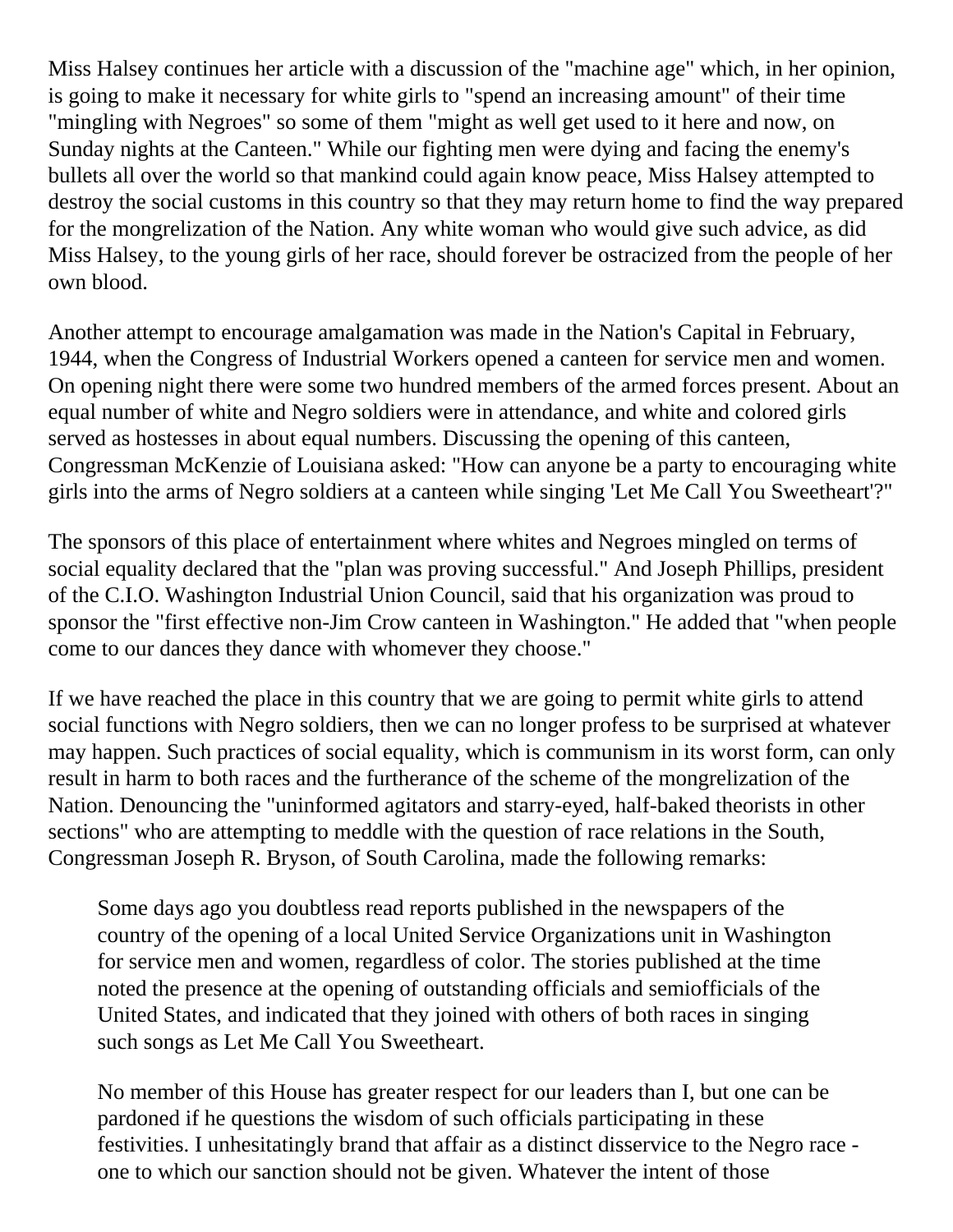Miss Halsey continues her article with a discussion of the "machine age" which, in her opinion, is going to make it necessary for white girls to "spend an increasing amount" of their time "mingling with Negroes" so some of them "might as well get used to it here and now, on Sunday nights at the Canteen." While our fighting men were dying and facing the enemy's bullets all over the world so that mankind could again know peace, Miss Halsey attempted to destroy the social customs in this country so that they may return home to find the way prepared for the mongrelization of the Nation. Any white woman who would give such advice, as did Miss Halsey, to the young girls of her race, should forever be ostracized from the people of her own blood.

Another attempt to encourage amalgamation was made in the Nation's Capital in February, 1944, when the Congress of Industrial Workers opened a canteen for service men and women. On opening night there were some two hundred members of the armed forces present. About an equal number of white and Negro soldiers were in attendance, and white and colored girls served as hostesses in about equal numbers. Discussing the opening of this canteen, Congressman McKenzie of Louisiana asked: "How can anyone be a party to encouraging white girls into the arms of Negro soldiers at a canteen while singing 'Let Me Call You Sweetheart'?"

The sponsors of this place of entertainment where whites and Negroes mingled on terms of social equality declared that the "plan was proving successful." And Joseph Phillips, president of the C.I.O. Washington Industrial Union Council, said that his organization was proud to sponsor the "first effective non-Jim Crow canteen in Washington." He added that "when people come to our dances they dance with whomever they choose."

If we have reached the place in this country that we are going to permit white girls to attend social functions with Negro soldiers, then we can no longer profess to be surprised at whatever may happen. Such practices of social equality, which is communism in its worst form, can only result in harm to both races and the furtherance of the scheme of the mongrelization of the Nation. Denouncing the "uninformed agitators and starry-eyed, half-baked theorists in other sections" who are attempting to meddle with the question of race relations in the South, Congressman Joseph R. Bryson, of South Carolina, made the following remarks:

> Some days ago you doubtless read reports published in the newspapers of the country of the opening of a local United Service Organizations unit in Washington for service men and women, regardless of color. The stories published at the time noted the presence at the opening of outstanding officials and semiofficials of the United States, and indicated that they joined with others of both races in singing such songs as Let Me Call You Sweetheart.
>
> No member of this House has greater respect for our leaders than I, but one can be pardoned if he questions the wisdom of such officials participating in these festivities. I unhesitatingly brand that affair as a distinct disservice to the Negro race - one to which our sanction should not be given. Whatever the intent of those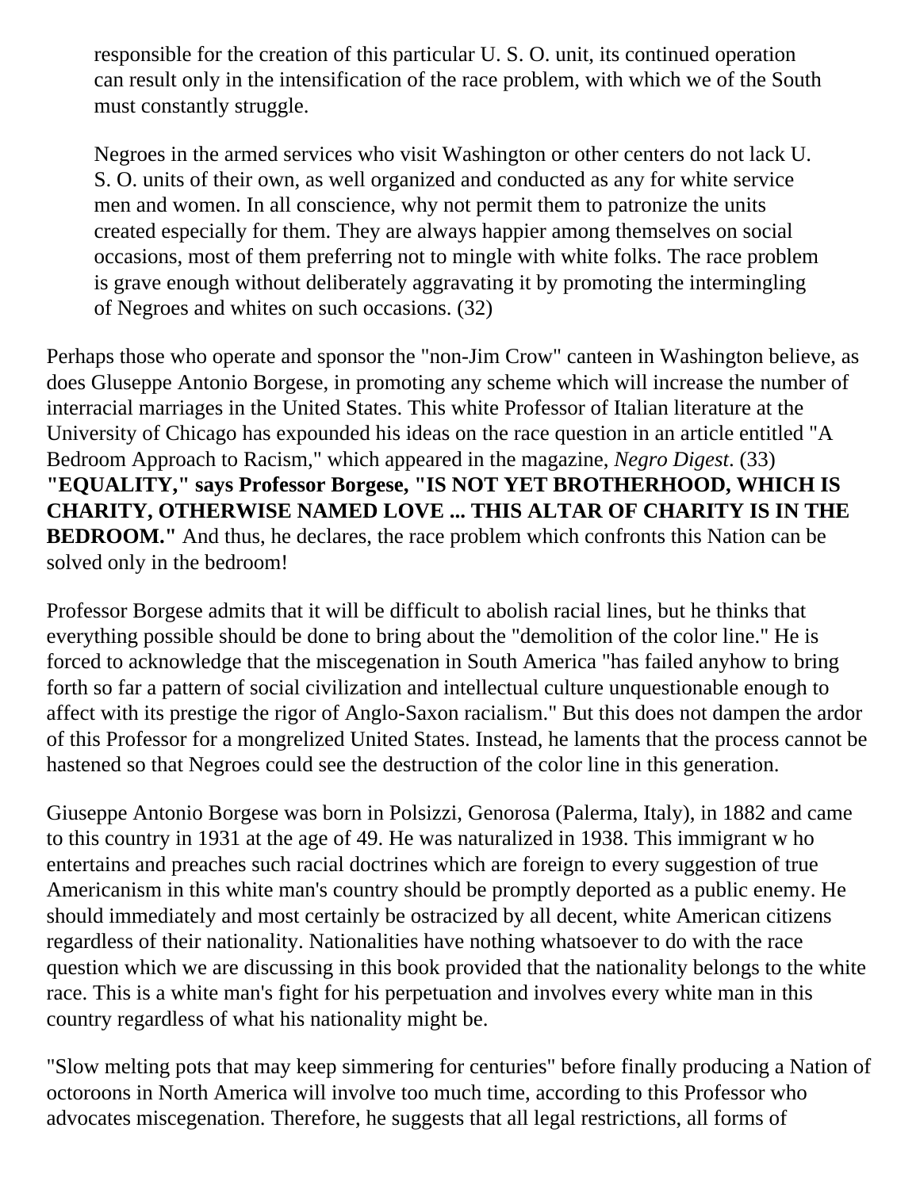> responsible for the creation of this particular U. S. O. unit, its continued operation can result only in the intensification of the race problem, with which we of the South must constantly struggle.
>
> Negroes in the armed services who visit Washington or other centers do not lack U. S. O. units of their own, as well organized and conducted as any for white service men and women. In all conscience, why not permit them to patronize the units created especially for them. They are always happier among themselves on social occasions, most of them preferring not to mingle with white folks. The race problem is grave enough without deliberately aggravating it by promoting the intermingling of Negroes and whites on such occasions. (32)

Perhaps those who operate and sponsor the "non-Jim Crow" canteen in Washington believe, as does Gluseppe Antonio Borgese, in promoting any scheme which will increase the number of interracial marriages in the United States. This white Professor of Italian literature at the University of Chicago has expounded his ideas on the race question in an article entitled "A Bedroom Approach to Racism," which appeared in the magazine, *Negro Digest*. (33) **"EQUALITY," says Professor Borgese, "IS NOT YET BROTHERHOOD, WHICH IS CHARITY, OTHERWISE NAMED LOVE ... THIS ALTAR OF CHARITY IS IN THE BEDROOM."** And thus, he declares, the race problem which confronts this Nation can be solved only in the bedroom!

Professor Borgese admits that it will be difficult to abolish racial lines, but he thinks that everything possible should be done to bring about the "demolition of the color line." He is forced to acknowledge that the miscegenation in South America "has failed anyhow to bring forth so far a pattern of social civilization and intellectual culture unquestionable enough to affect with its prestige the rigor of Anglo-Saxon racialism." But this does not dampen the ardor of this Professor for a mongrelized United States. Instead, he laments that the process cannot be hastened so that Negroes could see the destruction of the color line in this generation.

Giuseppe Antonio Borgese was born in Polsizzi, Genorosa (Palerma, Italy), in 1882 and came to this country in 1931 at the age of 49. He was naturalized in 1938. This immigrant w ho entertains and preaches such racial doctrines which are foreign to every suggestion of true Americanism in this white man's country should be promptly deported as a public enemy. He should immediately and most certainly be ostracized by all decent, white American citizens regardless of their nationality. Nationalities have nothing whatsoever to do with the race question which we are discussing in this book provided that the nationality belongs to the white race. This is a white man's fight for his perpetuation and involves every white man in this country regardless of what his nationality might be.

"Slow melting pots that may keep simmering for centuries" before finally producing a Nation of octoroons in North America will involve too much time, according to this Professor who advocates miscegenation. Therefore, he suggests that all legal restrictions, all forms of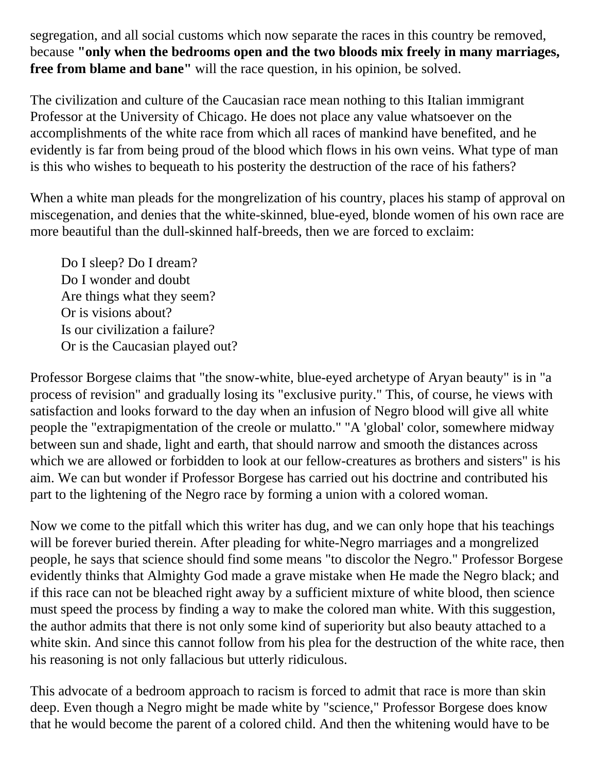segregation, and all social customs which now separate the races in this country be removed, because **"only when the bedrooms open and the two bloods mix freely in many marriages, free from blame and bane"** will the race question, in his opinion, be solved.

The civilization and culture of the Caucasian race mean nothing to this Italian immigrant Professor at the University of Chicago. He does not place any value whatsoever on the accomplishments of the white race from which all races of mankind have benefited, and he evidently is far from being proud of the blood which flows in his own veins. What type of man is this who wishes to bequeath to his posterity the destruction of the race of his fathers?

When a white man pleads for the mongrelization of his country, places his stamp of approval on miscegenation, and denies that the white-skinned, blue-eyed, blonde women of his own race are more beautiful than the dull-skinned half-breeds, then we are forced to exclaim:

> Do I sleep? Do I dream?
> Do I wonder and doubt
> Are things what they seem?
> Or is visions about?
> Is our civilization a failure?
> Or is the Caucasian played out?

Professor Borgese claims that "the snow-white, blue-eyed archetype of Aryan beauty" is in "a process of revision" and gradually losing its "exclusive purity." This, of course, he views with satisfaction and looks forward to the day when an infusion of Negro blood will give all white people the "extrapigmentation of the creole or mulatto." "A 'global' color, somewhere midway between sun and shade, light and earth, that should narrow and smooth the distances across which we are allowed or forbidden to look at our fellow-creatures as brothers and sisters" is his aim. We can but wonder if Professor Borgese has carried out his doctrine and contributed his part to the lightening of the Negro race by forming a union with a colored woman.

Now we come to the pitfall which this writer has dug, and we can only hope that his teachings will be forever buried therein. After pleading for white-Negro marriages and a mongrelized people, he says that science should find some means "to discolor the Negro." Professor Borgese evidently thinks that Almighty God made a grave mistake when He made the Negro black; and if this race can not be bleached right away by a sufficient mixture of white blood, then science must speed the process by finding a way to make the colored man white. With this suggestion, the author admits that there is not only some kind of superiority but also beauty attached to a white skin. And since this cannot follow from his plea for the destruction of the white race, then his reasoning is not only fallacious but utterly ridiculous.

This advocate of a bedroom approach to racism is forced to admit that race is more than skin deep. Even though a Negro might be made white by "science," Professor Borgese does know that he would become the parent of a colored child. And then the whitening would have to be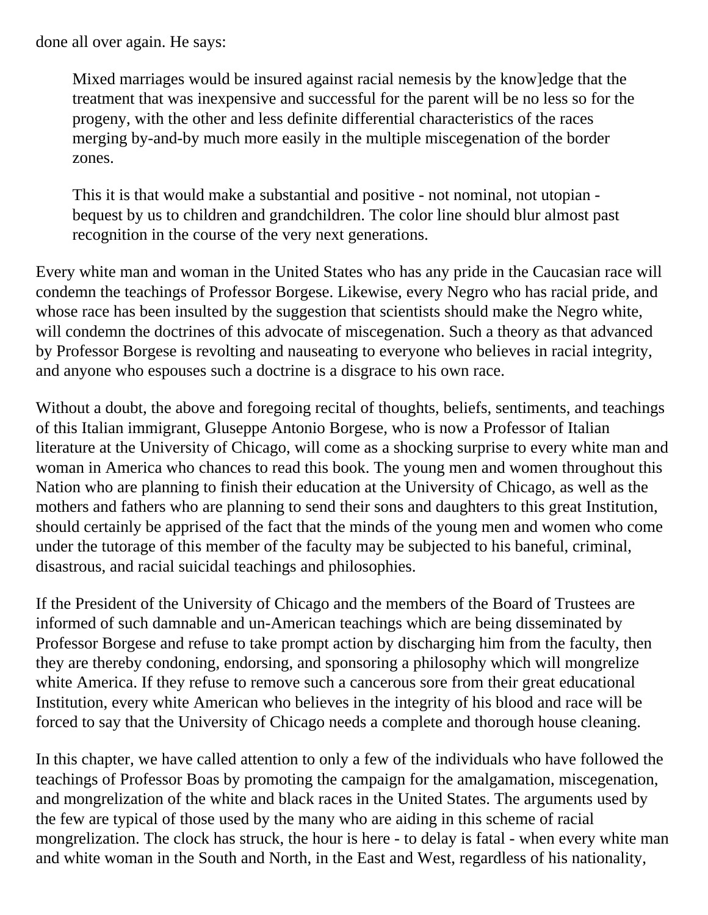done all over again. He says:

> Mixed marriages would be insured against racial nemesis by the know]edge that the treatment that was inexpensive and successful for the parent will be no less so for the progeny, with the other and less definite differential characteristics of the races merging by-and-by much more easily in the multiple miscegenation of the border zones.
>
> This it is that would make a substantial and positive - not nominal, not utopian - bequest by us to children and grandchildren. The color line should blur almost past recognition in the course of the very next generations.

Every white man and woman in the United States who has any pride in the Caucasian race will condemn the teachings of Professor Borgese. Likewise, every Negro who has racial pride, and whose race has been insulted by the suggestion that scientists should make the Negro white, will condemn the doctrines of this advocate of miscegenation. Such a theory as that advanced by Professor Borgese is revolting and nauseating to everyone who believes in racial integrity, and anyone who espouses such a doctrine is a disgrace to his own race.

Without a doubt, the above and foregoing recital of thoughts, beliefs, sentiments, and teachings of this Italian immigrant, Gluseppe Antonio Borgese, who is now a Professor of Italian literature at the University of Chicago, will come as a shocking surprise to every white man and woman in America who chances to read this book. The young men and women throughout this Nation who are planning to finish their education at the University of Chicago, as well as the mothers and fathers who are planning to send their sons and daughters to this great Institution, should certainly be apprised of the fact that the minds of the young men and women who come under the tutorage of this member of the faculty may be subjected to his baneful, criminal, disastrous, and racial suicidal teachings and philosophies.

If the President of the University of Chicago and the members of the Board of Trustees are informed of such damnable and un-American teachings which are being disseminated by Professor Borgese and refuse to take prompt action by discharging him from the faculty, then they are thereby condoning, endorsing, and sponsoring a philosophy which will mongrelize white America. If they refuse to remove such a cancerous sore from their great educational Institution, every white American who believes in the integrity of his blood and race will be forced to say that the University of Chicago needs a complete and thorough house cleaning.

In this chapter, we have called attention to only a few of the individuals who have followed the teachings of Professor Boas by promoting the campaign for the amalgamation, miscegenation, and mongrelization of the white and black races in the United States. The arguments used by the few are typical of those used by the many who are aiding in this scheme of racial mongrelization. The clock has struck, the hour is here - to delay is fatal - when every white man and white woman in the South and North, in the East and West, regardless of his nationality,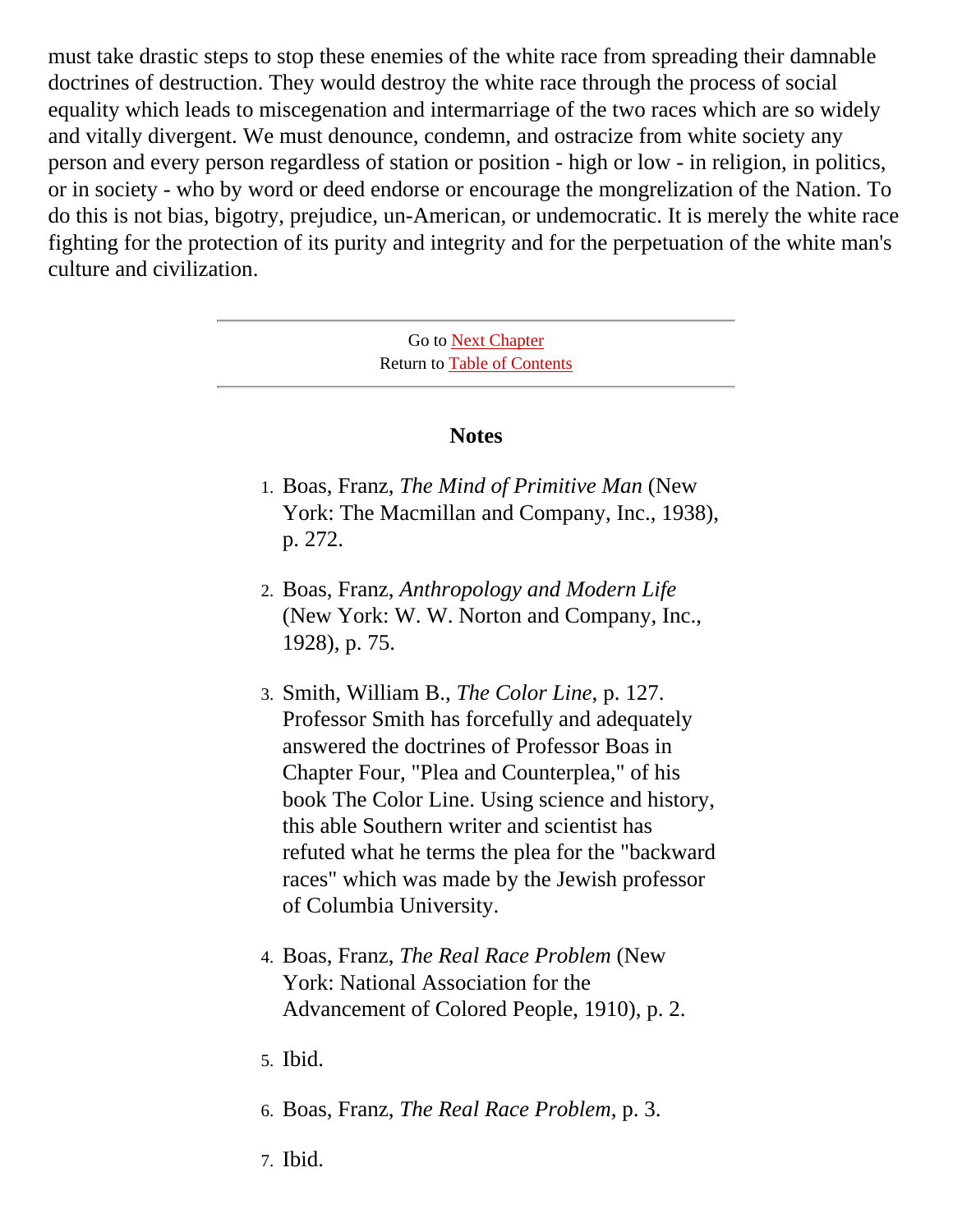must take drastic steps to stop these enemies of the white race from spreading their damnable doctrines of destruction. They would destroy the white race through the process of social equality which leads to miscegenation and intermarriage of the two races which are so widely and vitally divergent. We must denounce, condemn, and ostracize from white society any person and every person regardless of station or position - high or low - in religion, in politics, or in society - who by word or deed endorse or encourage the mongrelization of the Nation. To do this is not bias, bigotry, prejudice, un-American, or undemocratic. It is merely the white race fighting for the protection of its purity and integrity and for the perpetuation of the white man's culture and civilization.

---

Go to Next Chapter
Return to Table of Contents

---

### Notes

1. Boas, Franz, *The Mind of Primitive Man* (New York: The Macmillan and Company, Inc., 1938), p. 272.

2. Boas, Franz, *Anthropology and Modern Life* (New York: W. W. Norton and Company, Inc., 1928), p. 75.

3. Smith, William B., *The Color Line*, p. 127. Professor Smith has forcefully and adequately answered the doctrines of Professor Boas in Chapter Four, "Plea and Counterplea," of his book The Color Line. Using science and history, this able Southern writer and scientist has refuted what he terms the plea for the "backward races" which was made by the Jewish professor of Columbia University.

4. Boas, Franz, *The Real Race Problem* (New York: National Association for the Advancement of Colored People, 1910), p. 2.

5. Ibid.

6. Boas, Franz, *The Real Race Problem*, p. 3.

7. Ibid.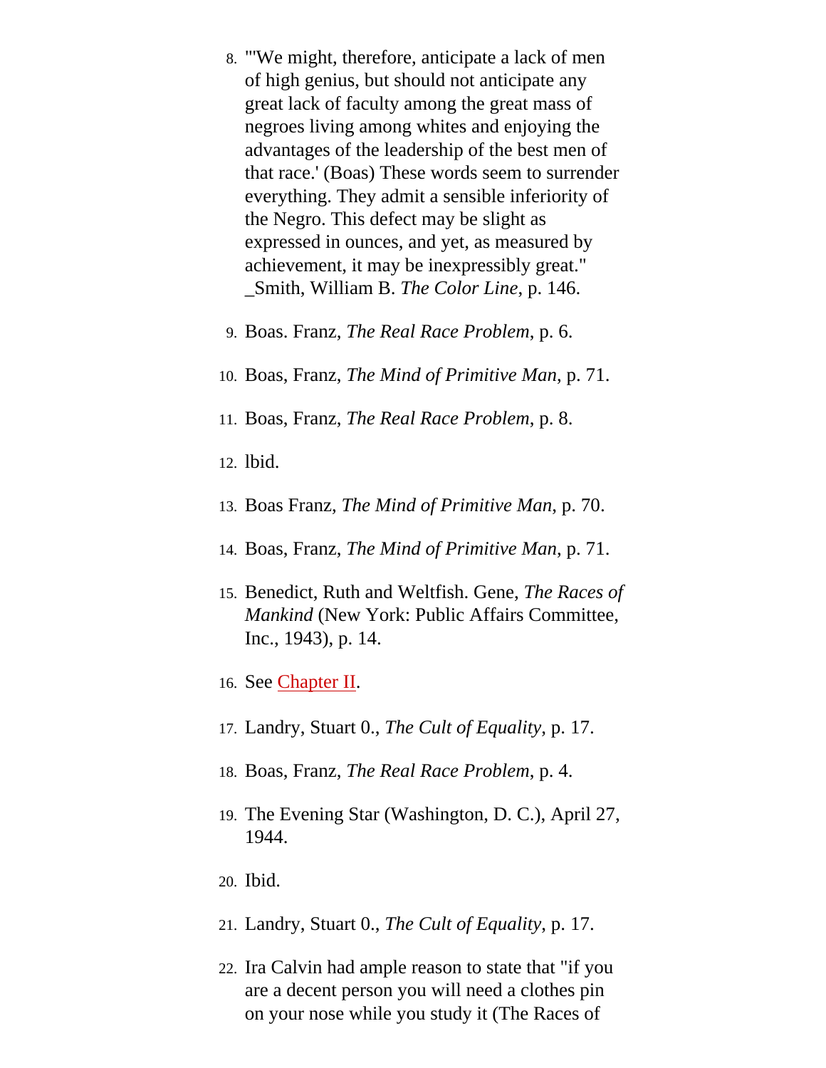8. "'We might, therefore, anticipate a lack of men of high genius, but should not anticipate any great lack of faculty among the great mass of negroes living among whites and enjoying the advantages of the leadership of the best men of that race.' (Boas) These words seem to surrender everything. They admit a sensible inferiority of the Negro. This defect may be slight as expressed in ounces, and yet, as measured by achievement, it may be inexpressibly great." _Smith, William B. *The Color Line*, p. 146.

9. Boas. Franz, *The Real Race Problem*, p. 6.

10. Boas, Franz, *The Mind of Primitive Man*, p. 71.

11. Boas, Franz, *The Real Race Problem*, p. 8.

12. lbid.

13. Boas Franz, *The Mind of Primitive Man*, p. 70.

14. Boas, Franz, *The Mind of Primitive Man*, p. 71.

15. Benedict, Ruth and Weltfish. Gene, *The Races of Mankind* (New York: Public Affairs Committee, Inc., 1943), p. 14.

16. See Chapter II.

17. Landry, Stuart 0., *The Cult of Equality*, p. 17.

18. Boas, Franz, *The Real Race Problem*, p. 4.

19. The Evening Star (Washington, D. C.), April 27, 1944.

20. Ibid.

21. Landry, Stuart 0., *The Cult of Equality*, p. 17.

22. Ira Calvin had ample reason to state that "if you are a decent person you will need a clothes pin on your nose while you study it (The Races of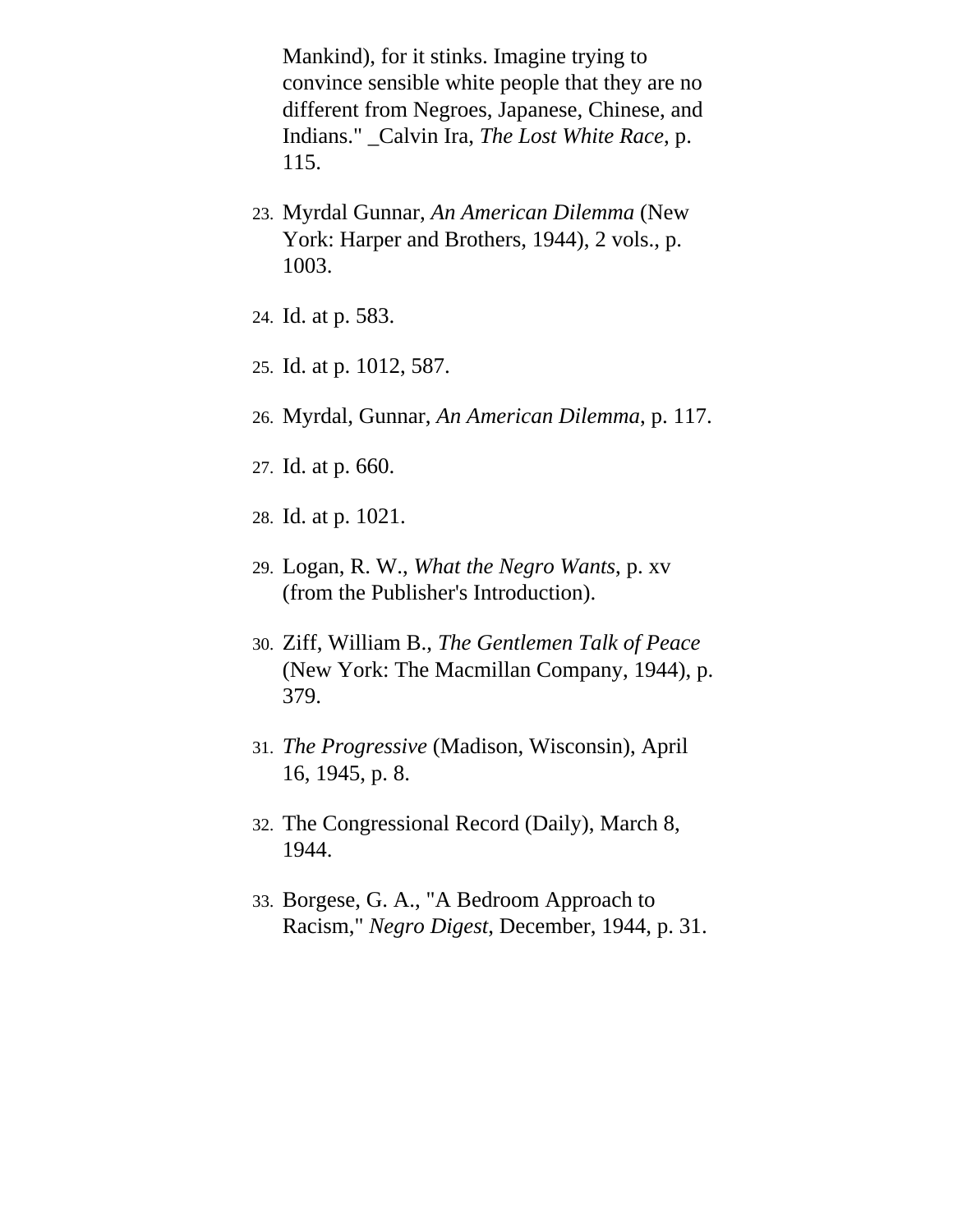Mankind), for it stinks. Imagine trying to convince sensible white people that they are no different from Negroes, Japanese, Chinese, and Indians." _Calvin Ira, *The Lost White Race*, p. 115.

23. Myrdal Gunnar, *An American Dilemma* (New York: Harper and Brothers, 1944), 2 vols., p. 1003.

24. Id. at p. 583.

25. Id. at p. 1012, 587.

26. Myrdal, Gunnar, *An American Dilemma*, p. 117.

27. Id. at p. 660.

28. Id. at p. 1021.

29. Logan, R. W., *What the Negro Wants*, p. xv (from the Publisher's Introduction).

30. Ziff, William B., *The Gentlemen Talk of Peace* (New York: The Macmillan Company, 1944), p. 379.

31. *The Progressive* (Madison, Wisconsin), April 16, 1945, p. 8.

32. The Congressional Record (Daily), March 8, 1944.

33. Borgese, G. A., "A Bedroom Approach to Racism," *Negro Digest*, December, 1944, p. 31.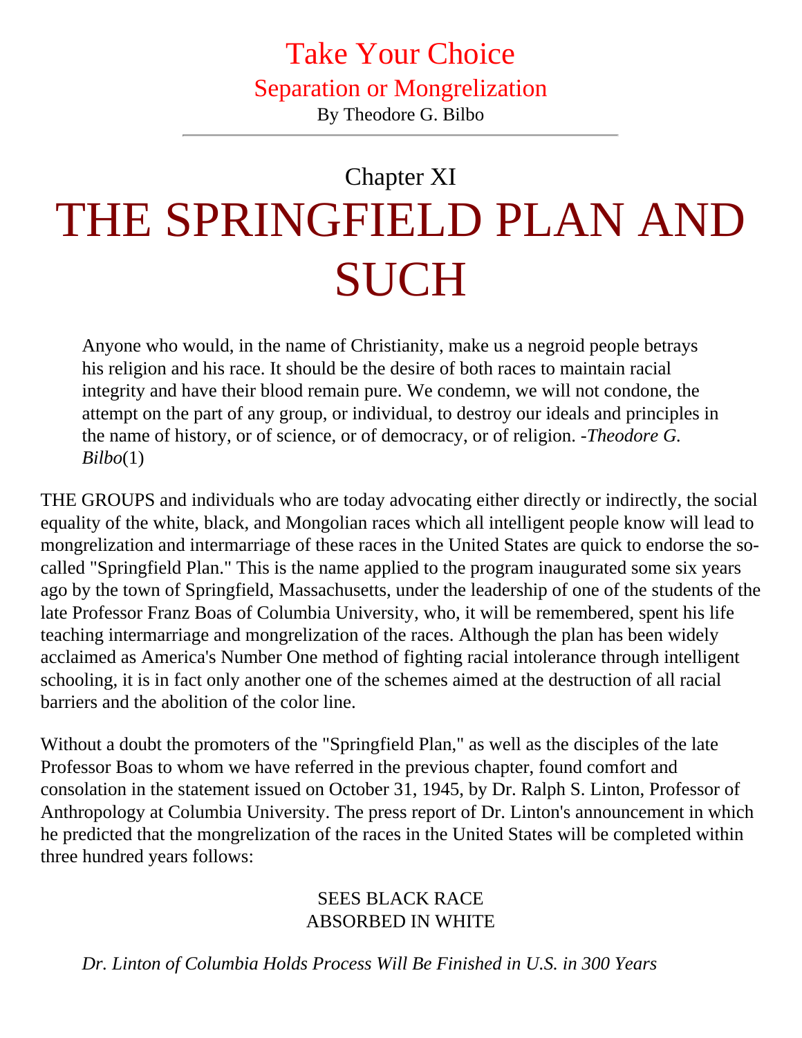# Take Your Choice

## Separation or Mongrelization

By Theodore G. Bilbo

---

## Chapter XI

# THE SPRINGFIELD PLAN AND SUCH

> Anyone who would, in the name of Christianity, make us a negroid people betrays his religion and his race. It should be the desire of both races to maintain racial integrity and have their blood remain pure. We condemn, we will not condone, the attempt on the part of any group, or individual, to destroy our ideals and principles in the name of history, or of science, or of democracy, or of religion. -*Theodore G. Bilbo*(1)

THE GROUPS and individuals who are today advocating either directly or indirectly, the social equality of the white, black, and Mongolian races which all intelligent people know will lead to mongrelization and intermarriage of these races in the United States are quick to endorse the so-called "Springfield Plan." This is the name applied to the program inaugurated some six years ago by the town of Springfield, Massachusetts, under the leadership of one of the students of the late Professor Franz Boas of Columbia University, who, it will be remembered, spent his life teaching intermarriage and mongrelization of the races. Although the plan has been widely acclaimed as America's Number One method of fighting racial intolerance through intelligent schooling, it is in fact only another one of the schemes aimed at the destruction of all racial barriers and the abolition of the color line.

Without a doubt the promoters of the "Springfield Plan," as well as the disciples of the late Professor Boas to whom we have referred in the previous chapter, found comfort and consolation in the statement issued on October 31, 1945, by Dr. Ralph S. Linton, Professor of Anthropology at Columbia University. The press report of Dr. Linton's announcement in which he predicted that the mongrelization of the races in the United States will be completed within three hundred years follows:

SEES BLACK RACE
ABSORBED IN WHITE

*Dr. Linton of Columbia Holds Process Will Be Finished in U.S. in 300 Years*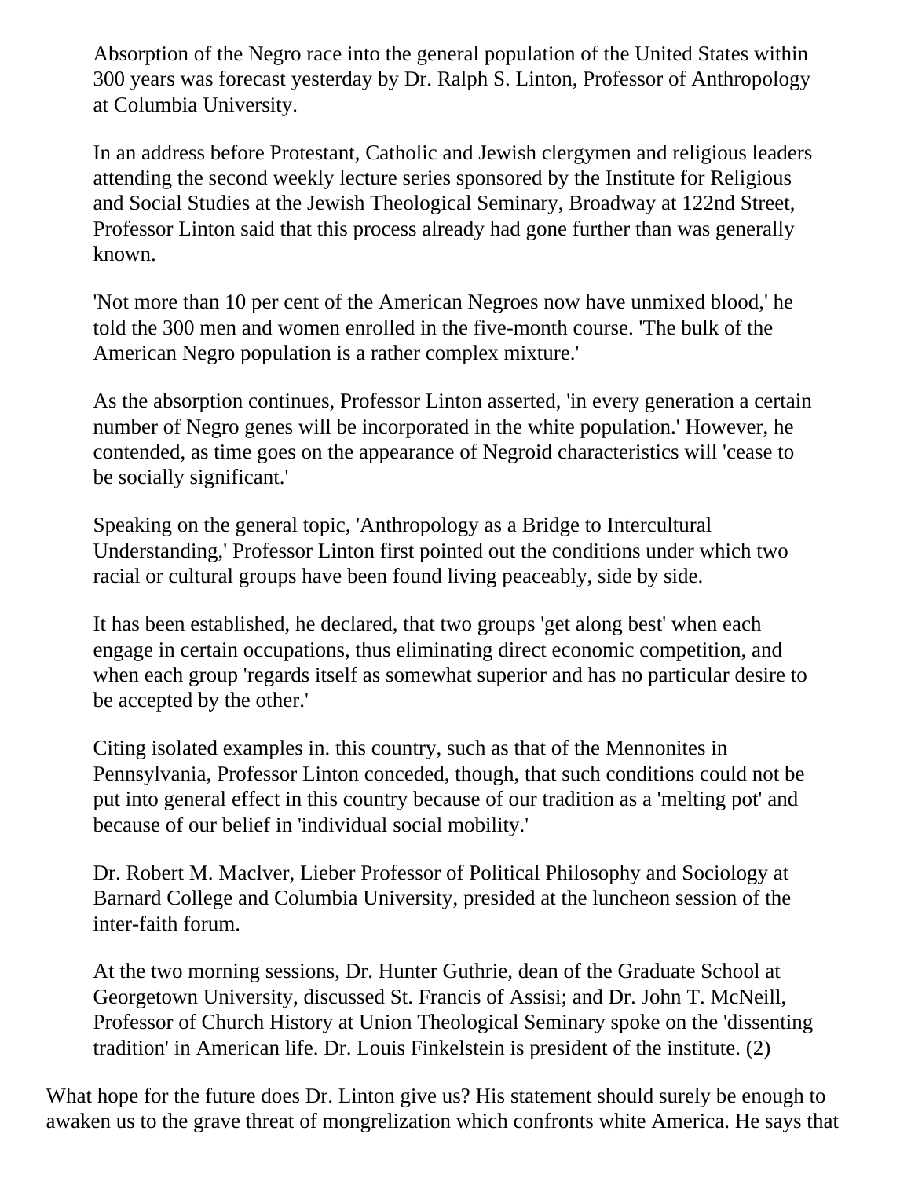> Absorption of the Negro race into the general population of the United States within 300 years was forecast yesterday by Dr. Ralph S. Linton, Professor of Anthropology at Columbia University.
>
> In an address before Protestant, Catholic and Jewish clergymen and religious leaders attending the second weekly lecture series sponsored by the Institute for Religious and Social Studies at the Jewish Theological Seminary, Broadway at 122nd Street, Professor Linton said that this process already had gone further than was generally known.
>
> 'Not more than 10 per cent of the American Negroes now have unmixed blood,' he told the 300 men and women enrolled in the five-month course. 'The bulk of the American Negro population is a rather complex mixture.'
>
> As the absorption continues, Professor Linton asserted, 'in every generation a certain number of Negro genes will be incorporated in the white population.' However, he contended, as time goes on the appearance of Negroid characteristics will 'cease to be socially significant.'
>
> Speaking on the general topic, 'Anthropology as a Bridge to Intercultural Understanding,' Professor Linton first pointed out the conditions under which two racial or cultural groups have been found living peaceably, side by side.
>
> It has been established, he declared, that two groups 'get along best' when each engage in certain occupations, thus eliminating direct economic competition, and when each group 'regards itself as somewhat superior and has no particular desire to be accepted by the other.'
>
> Citing isolated examples in. this country, such as that of the Mennonites in Pennsylvania, Professor Linton conceded, though, that such conditions could not be put into general effect in this country because of our tradition as a 'melting pot' and because of our belief in 'individual social mobility.'
>
> Dr. Robert M. MacIver, Lieber Professor of Political Philosophy and Sociology at Barnard College and Columbia University, presided at the luncheon session of the inter-faith forum.
>
> At the two morning sessions, Dr. Hunter Guthrie, dean of the Graduate School at Georgetown University, discussed St. Francis of Assisi; and Dr. John T. McNeill, Professor of Church History at Union Theological Seminary spoke on the 'dissenting tradition' in American life. Dr. Louis Finkelstein is president of the institute. (2)

What hope for the future does Dr. Linton give us? His statement should surely be enough to awaken us to the grave threat of mongrelization which confronts white America. He says that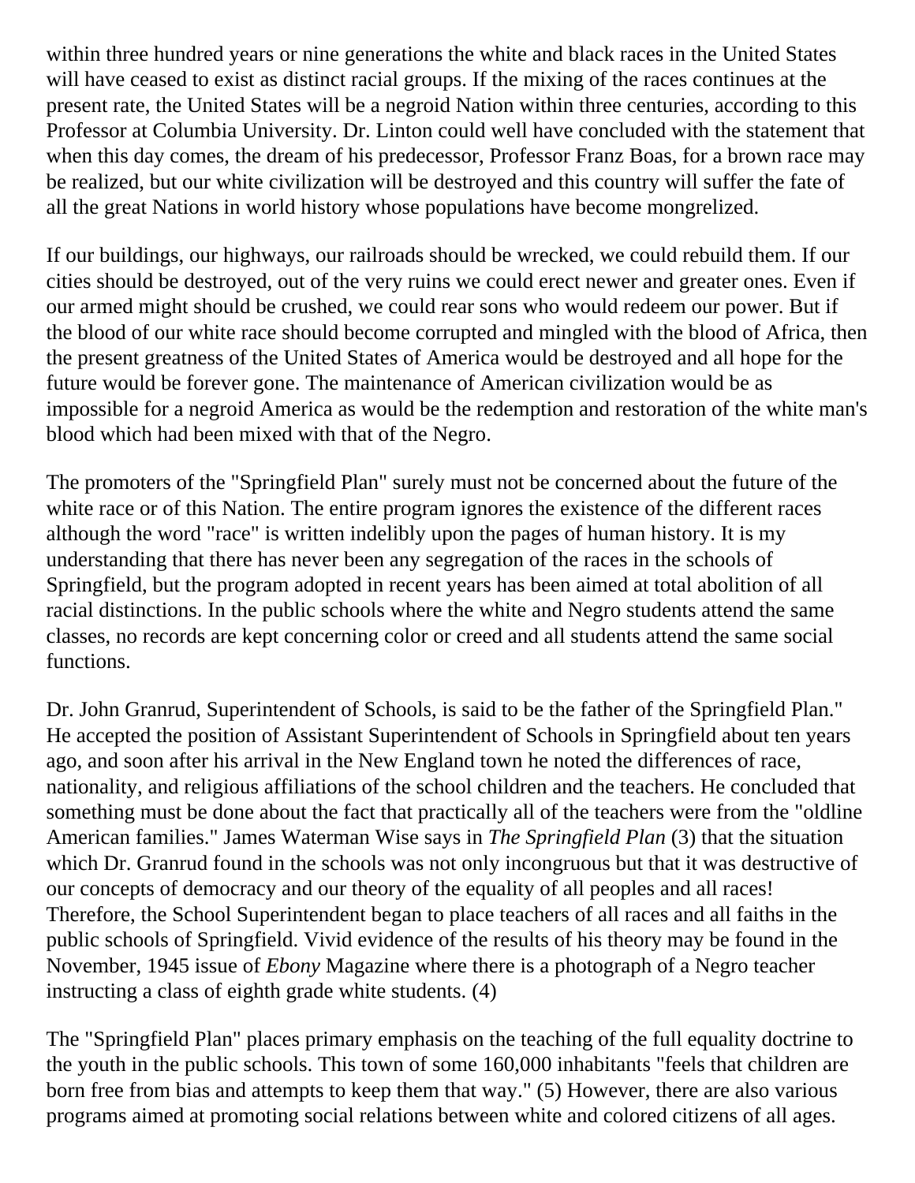within three hundred years or nine generations the white and black races in the United States will have ceased to exist as distinct racial groups. If the mixing of the races continues at the present rate, the United States will be a negroid Nation within three centuries, according to this Professor at Columbia University. Dr. Linton could well have concluded with the statement that when this day comes, the dream of his predecessor, Professor Franz Boas, for a brown race may be realized, but our white civilization will be destroyed and this country will suffer the fate of all the great Nations in world history whose populations have become mongrelized.

If our buildings, our highways, our railroads should be wrecked, we could rebuild them. If our cities should be destroyed, out of the very ruins we could erect newer and greater ones. Even if our armed might should be crushed, we could rear sons who would redeem our power. But if the blood of our white race should become corrupted and mingled with the blood of Africa, then the present greatness of the United States of America would be destroyed and all hope for the future would be forever gone. The maintenance of American civilization would be as impossible for a negroid America as would be the redemption and restoration of the white man's blood which had been mixed with that of the Negro.

The promoters of the "Springfield Plan" surely must not be concerned about the future of the white race or of this Nation. The entire program ignores the existence of the different races although the word "race" is written indelibly upon the pages of human history. It is my understanding that there has never been any segregation of the races in the schools of Springfield, but the program adopted in recent years has been aimed at total abolition of all racial distinctions. In the public schools where the white and Negro students attend the same classes, no records are kept concerning color or creed and all students attend the same social functions.

Dr. John Granrud, Superintendent of Schools, is said to be the father of the Springfield Plan." He accepted the position of Assistant Superintendent of Schools in Springfield about ten years ago, and soon after his arrival in the New England town he noted the differences of race, nationality, and religious affiliations of the school children and the teachers. He concluded that something must be done about the fact that practically all of the teachers were from the "oldline American families." James Waterman Wise says in *The Springfield Plan* (3) that the situation which Dr. Granrud found in the schools was not only incongruous but that it was destructive of our concepts of democracy and our theory of the equality of all peoples and all races! Therefore, the School Superintendent began to place teachers of all races and all faiths in the public schools of Springfield. Vivid evidence of the results of his theory may be found in the November, 1945 issue of *Ebony* Magazine where there is a photograph of a Negro teacher instructing a class of eighth grade white students. (4)

The "Springfield Plan" places primary emphasis on the teaching of the full equality doctrine to the youth in the public schools. This town of some 160,000 inhabitants "feels that children are born free from bias and attempts to keep them that way." (5) However, there are also various programs aimed at promoting social relations between white and colored citizens of all ages.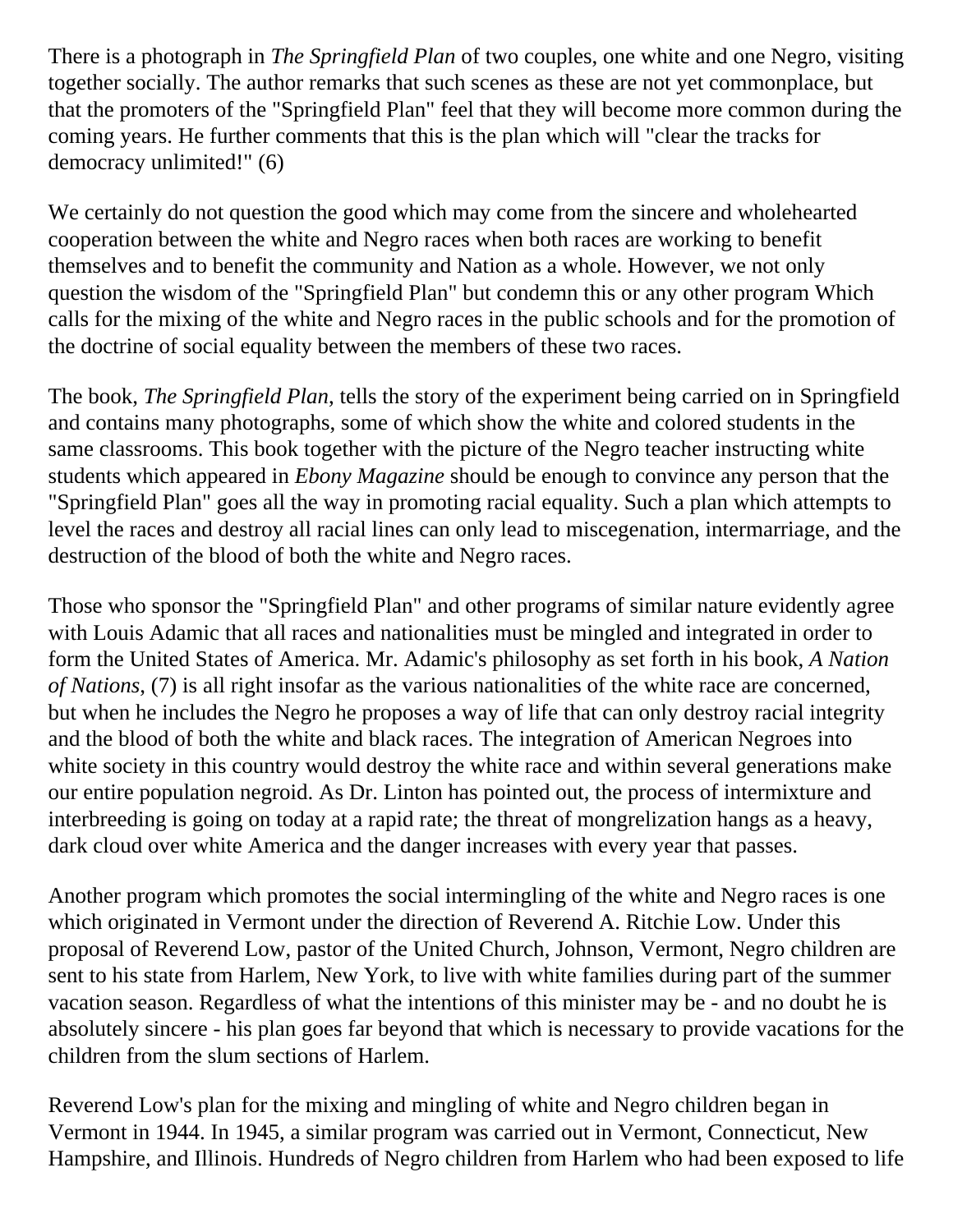There is a photograph in *The Springfield Plan* of two couples, one white and one Negro, visiting together socially. The author remarks that such scenes as these are not yet commonplace, but that the promoters of the "Springfield Plan" feel that they will become more common during the coming years. He further comments that this is the plan which will "clear the tracks for democracy unlimited!" (6)

We certainly do not question the good which may come from the sincere and wholehearted cooperation between the white and Negro races when both races are working to benefit themselves and to benefit the community and Nation as a whole. However, we not only question the wisdom of the "Springfield Plan" but condemn this or any other program Which calls for the mixing of the white and Negro races in the public schools and for the promotion of the doctrine of social equality between the members of these two races.

The book, *The Springfield Plan*, tells the story of the experiment being carried on in Springfield and contains many photographs, some of which show the white and colored students in the same classrooms. This book together with the picture of the Negro teacher instructing white students which appeared in *Ebony Magazine* should be enough to convince any person that the "Springfield Plan" goes all the way in promoting racial equality. Such a plan which attempts to level the races and destroy all racial lines can only lead to miscegenation, intermarriage, and the destruction of the blood of both the white and Negro races.

Those who sponsor the "Springfield Plan" and other programs of similar nature evidently agree with Louis Adamic that all races and nationalities must be mingled and integrated in order to form the United States of America. Mr. Adamic's philosophy as set forth in his book, *A Nation of Nations*, (7) is all right insofar as the various nationalities of the white race are concerned, but when he includes the Negro he proposes a way of life that can only destroy racial integrity and the blood of both the white and black races. The integration of American Negroes into white society in this country would destroy the white race and within several generations make our entire population negroid. As Dr. Linton has pointed out, the process of intermixture and interbreeding is going on today at a rapid rate; the threat of mongrelization hangs as a heavy, dark cloud over white America and the danger increases with every year that passes.

Another program which promotes the social intermingling of the white and Negro races is one which originated in Vermont under the direction of Reverend A. Ritchie Low. Under this proposal of Reverend Low, pastor of the United Church, Johnson, Vermont, Negro children are sent to his state from Harlem, New York, to live with white families during part of the summer vacation season. Regardless of what the intentions of this minister may be - and no doubt he is absolutely sincere - his plan goes far beyond that which is necessary to provide vacations for the children from the slum sections of Harlem.

Reverend Low's plan for the mixing and mingling of white and Negro children began in Vermont in 1944. In 1945, a similar program was carried out in Vermont, Connecticut, New Hampshire, and Illinois. Hundreds of Negro children from Harlem who had been exposed to life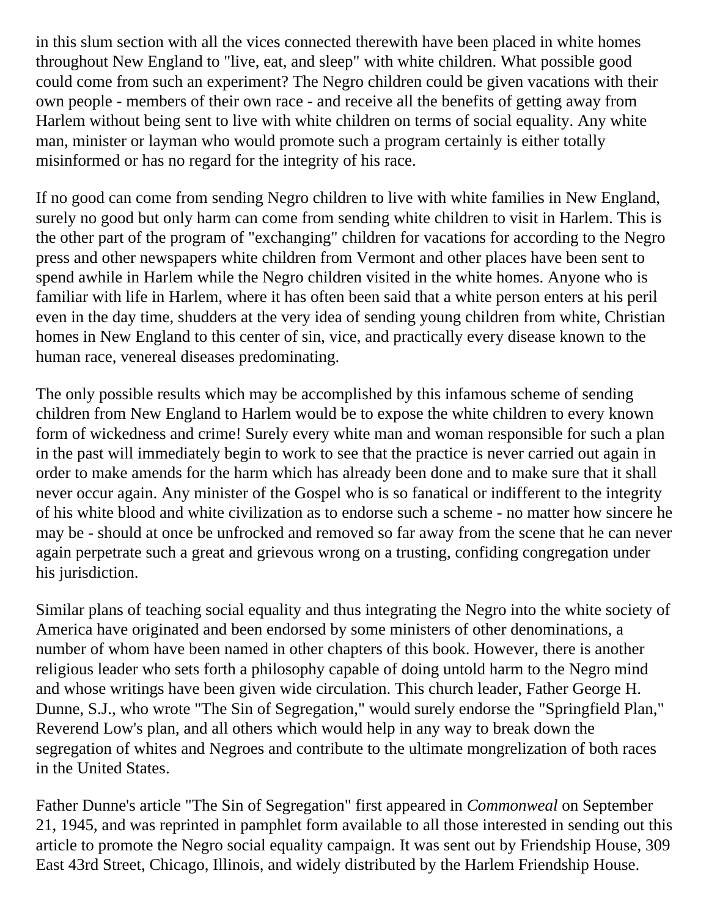in this slum section with all the vices connected therewith have been placed in white homes throughout New England to "live, eat, and sleep" with white children. What possible good could come from such an experiment? The Negro children could be given vacations with their own people - members of their own race - and receive all the benefits of getting away from Harlem without being sent to live with white children on terms of social equality. Any white man, minister or layman who would promote such a program certainly is either totally misinformed or has no regard for the integrity of his race.

If no good can come from sending Negro children to live with white families in New England, surely no good but only harm can come from sending white children to visit in Harlem. This is the other part of the program of "exchanging" children for vacations for according to the Negro press and other newspapers white children from Vermont and other places have been sent to spend awhile in Harlem while the Negro children visited in the white homes. Anyone who is familiar with life in Harlem, where it has often been said that a white person enters at his peril even in the day time, shudders at the very idea of sending young children from white, Christian homes in New England to this center of sin, vice, and practically every disease known to the human race, venereal diseases predominating.

The only possible results which may be accomplished by this infamous scheme of sending children from New England to Harlem would be to expose the white children to every known form of wickedness and crime! Surely every white man and woman responsible for such a plan in the past will immediately begin to work to see that the practice is never carried out again in order to make amends for the harm which has already been done and to make sure that it shall never occur again. Any minister of the Gospel who is so fanatical or indifferent to the integrity of his white blood and white civilization as to endorse such a scheme - no matter how sincere he may be - should at once be unfrocked and removed so far away from the scene that he can never again perpetrate such a great and grievous wrong on a trusting, confiding congregation under his jurisdiction.

Similar plans of teaching social equality and thus integrating the Negro into the white society of America have originated and been endorsed by some ministers of other denominations, a number of whom have been named in other chapters of this book. However, there is another religious leader who sets forth a philosophy capable of doing untold harm to the Negro mind and whose writings have been given wide circulation. This church leader, Father George H. Dunne, S.J., who wrote "The Sin of Segregation," would surely endorse the "Springfield Plan," Reverend Low's plan, and all others which would help in any way to break down the segregation of whites and Negroes and contribute to the ultimate mongrelization of both races in the United States.

Father Dunne's article "The Sin of Segregation" first appeared in *Commonweal* on September 21, 1945, and was reprinted in pamphlet form available to all those interested in sending out this article to promote the Negro social equality campaign. It was sent out by Friendship House, 309 East 43rd Street, Chicago, Illinois, and widely distributed by the Harlem Friendship House.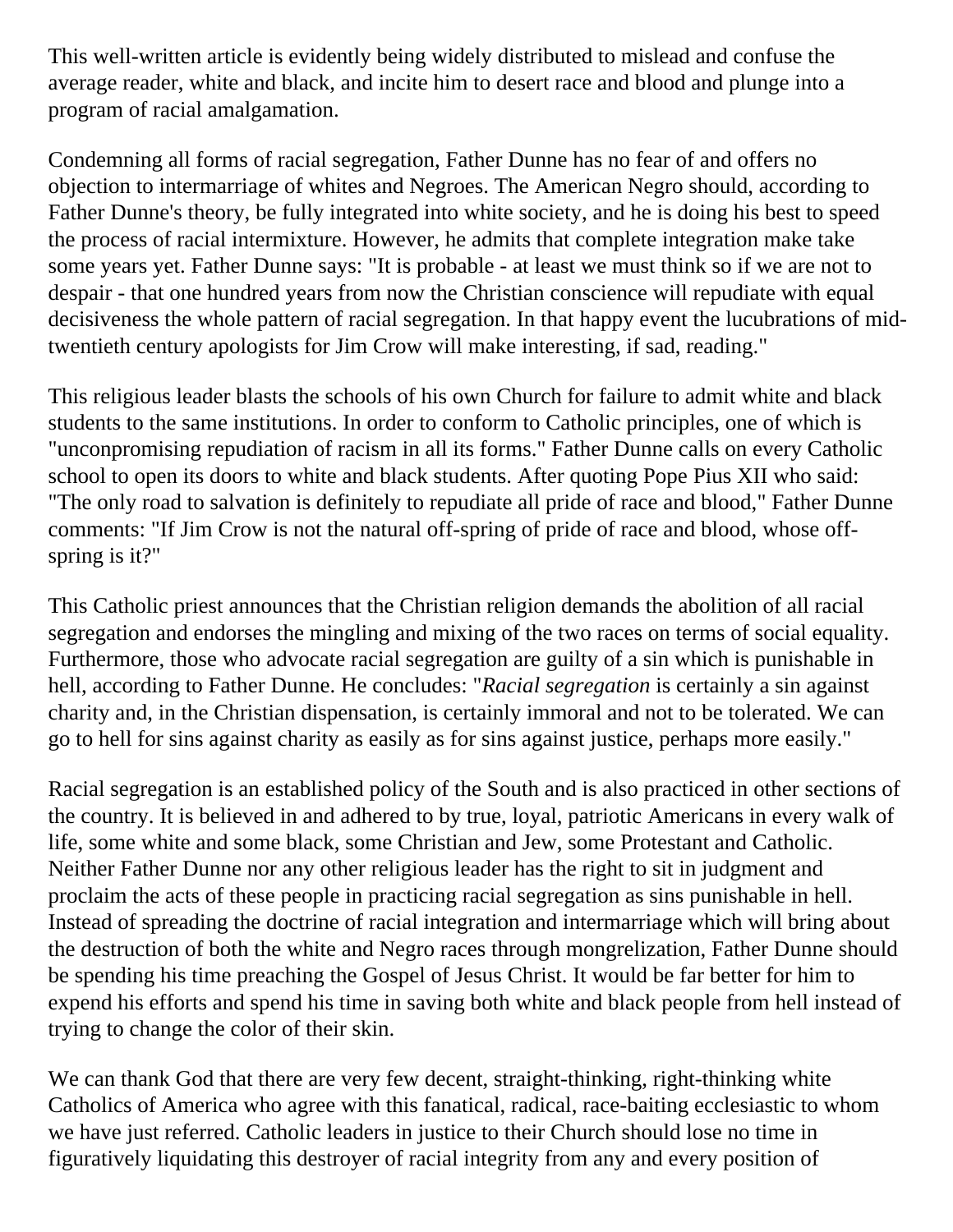This well-written article is evidently being widely distributed to mislead and confuse the average reader, white and black, and incite him to desert race and blood and plunge into a program of racial amalgamation.

Condemning all forms of racial segregation, Father Dunne has no fear of and offers no objection to intermarriage of whites and Negroes. The American Negro should, according to Father Dunne's theory, be fully integrated into white society, and he is doing his best to speed the process of racial intermixture. However, he admits that complete integration make take some years yet. Father Dunne says: "It is probable - at least we must think so if we are not to despair - that one hundred years from now the Christian conscience will repudiate with equal decisiveness the whole pattern of racial segregation. In that happy event the lucubrations of mid-twentieth century apologists for Jim Crow will make interesting, if sad, reading."

This religious leader blasts the schools of his own Church for failure to admit white and black students to the same institutions. In order to conform to Catholic principles, one of which is "unconpromising repudiation of racism in all its forms." Father Dunne calls on every Catholic school to open its doors to white and black students. After quoting Pope Pius XII who said: "The only road to salvation is definitely to repudiate all pride of race and blood," Father Dunne comments: "If Jim Crow is not the natural off-spring of pride of race and blood, whose off-spring is it?"

This Catholic priest announces that the Christian religion demands the abolition of all racial segregation and endorses the mingling and mixing of the two races on terms of social equality. Furthermore, those who advocate racial segregation are guilty of a sin which is punishable in hell, according to Father Dunne. He concludes: "*Racial segregation* is certainly a sin against charity and, in the Christian dispensation, is certainly immoral and not to be tolerated. We can go to hell for sins against charity as easily as for sins against justice, perhaps more easily."

Racial segregation is an established policy of the South and is also practiced in other sections of the country. It is believed in and adhered to by true, loyal, patriotic Americans in every walk of life, some white and some black, some Christian and Jew, some Protestant and Catholic. Neither Father Dunne nor any other religious leader has the right to sit in judgment and proclaim the acts of these people in practicing racial segregation as sins punishable in hell. Instead of spreading the doctrine of racial integration and intermarriage which will bring about the destruction of both the white and Negro races through mongrelization, Father Dunne should be spending his time preaching the Gospel of Jesus Christ. It would be far better for him to expend his efforts and spend his time in saving both white and black people from hell instead of trying to change the color of their skin.

We can thank God that there are very few decent, straight-thinking, right-thinking white Catholics of America who agree with this fanatical, radical, race-baiting ecclesiastic to whom we have just referred. Catholic leaders in justice to their Church should lose no time in figuratively liquidating this destroyer of racial integrity from any and every position of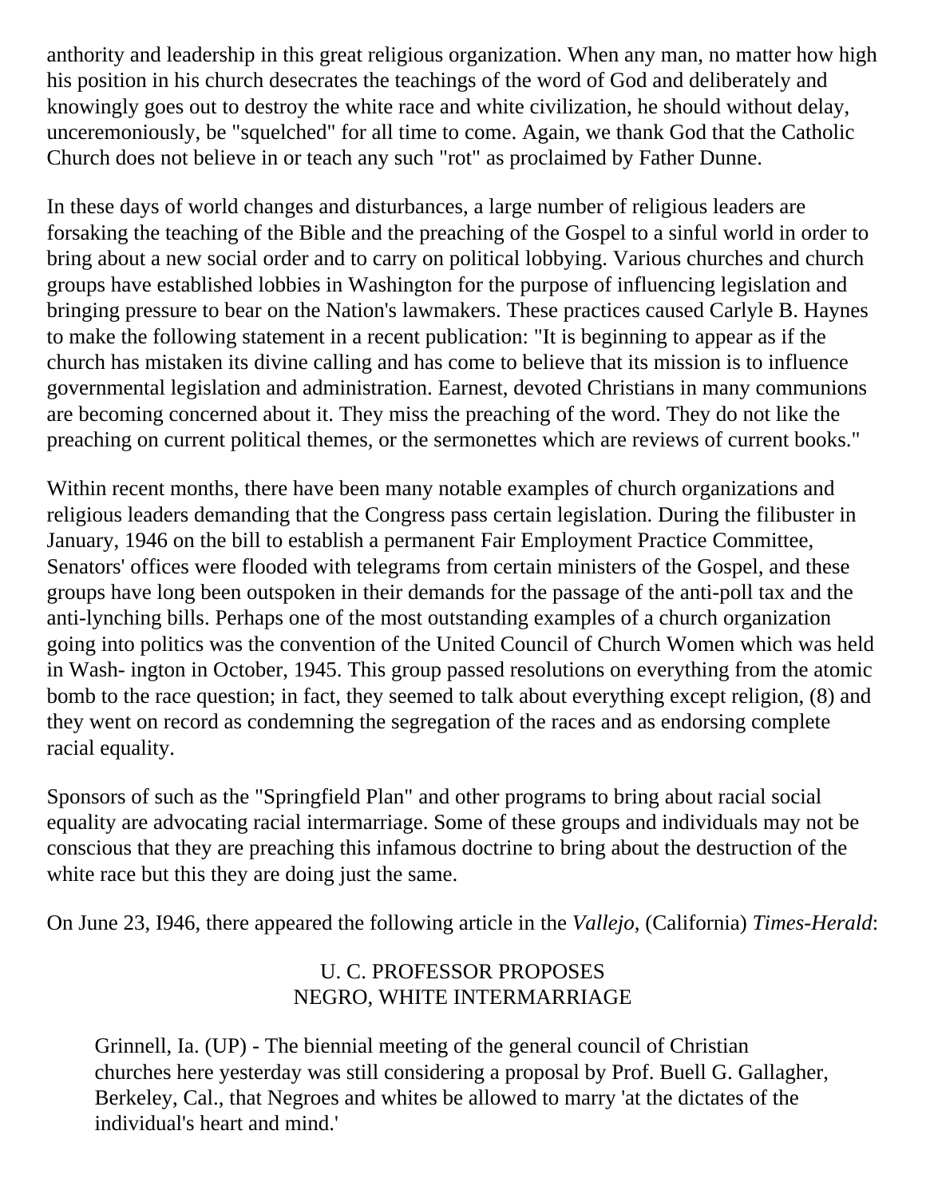anthority and leadership in this great religious organization. When any man, no matter how high his position in his church desecrates the teachings of the word of God and deliberately and knowingly goes out to destroy the white race and white civilization, he should without delay, unceremoniously, be "squelched" for all time to come. Again, we thank God that the Catholic Church does not believe in or teach any such "rot" as proclaimed by Father Dunne.

In these days of world changes and disturbances, a large number of religious leaders are forsaking the teaching of the Bible and the preaching of the Gospel to a sinful world in order to bring about a new social order and to carry on political lobbying. Various churches and church groups have established lobbies in Washington for the purpose of influencing legislation and bringing pressure to bear on the Nation's lawmakers. These practices caused Carlyle B. Haynes to make the following statement in a recent publication: "It is beginning to appear as if the church has mistaken its divine calling and has come to believe that its mission is to influence governmental legislation and administration. Earnest, devoted Christians in many communions are becoming concerned about it. They miss the preaching of the word. They do not like the preaching on current political themes, or the sermonettes which are reviews of current books."

Within recent months, there have been many notable examples of church organizations and religious leaders demanding that the Congress pass certain legislation. During the filibuster in January, 1946 on the bill to establish a permanent Fair Employment Practice Committee, Senators' offices were flooded with telegrams from certain ministers of the Gospel, and these groups have long been outspoken in their demands for the passage of the anti-poll tax and the anti-lynching bills. Perhaps one of the most outstanding examples of a church organization going into politics was the convention of the United Council of Church Women which was held in Wash- ington in October, 1945. This group passed resolutions on everything from the atomic bomb to the race question; in fact, they seemed to talk about everything except religion, (8) and they went on record as condemning the segregation of the races and as endorsing complete racial equality.

Sponsors of such as the "Springfield Plan" and other programs to bring about racial social equality are advocating racial intermarriage. Some of these groups and individuals may not be conscious that they are preaching this infamous doctrine to bring about the destruction of the white race but this they are doing just the same.

On June 23, I946, there appeared the following article in the *Vallejo*, (California) *Times-Herald*:

U. C. PROFESSOR PROPOSES
NEGRO, WHITE INTERMARRIAGE

> Grinnell, Ia. (UP) - The biennial meeting of the general council of Christian churches here yesterday was still considering a proposal by Prof. Buell G. Gallagher, Berkeley, Cal., that Negroes and whites be allowed to marry 'at the dictates of the individual's heart and mind.'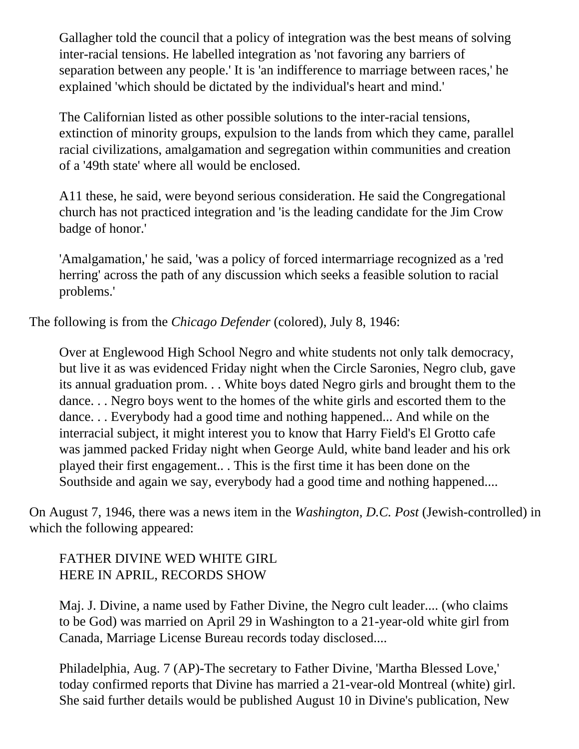> Gallagher told the council that a policy of integration was the best means of solving inter-racial tensions. He labelled integration as 'not favoring any barriers of separation between any people.' It is 'an indifference to marriage between races,' he explained 'which should be dictated by the individual's heart and mind.'
>
> The Californian listed as other possible solutions to the inter-racial tensions, extinction of minority groups, expulsion to the lands from which they came, parallel racial civilizations, amalgamation and segregation within communities and creation of a '49th state' where all would be enclosed.
>
> A11 these, he said, were beyond serious consideration. He said the Congregational church has not practiced integration and 'is the leading candidate for the Jim Crow badge of honor.'
>
> 'Amalgamation,' he said, 'was a policy of forced intermarriage recognized as a 'red herring' across the path of any discussion which seeks a feasible solution to racial problems.'

The following is from the *Chicago Defender* (colored), July 8, 1946:

> Over at Englewood High School Negro and white students not only talk democracy, but live it as was evidenced Friday night when the Circle Saronies, Negro club, gave its annual graduation prom. . . White boys dated Negro girls and brought them to the dance. . . Negro boys went to the homes of the white girls and escorted them to the dance. . . Everybody had a good time and nothing happened... And while on the interracial subject, it might interest you to know that Harry Field's El Grotto cafe was jammed packed Friday night when George Auld, white band leader and his ork played their first engagement.. . This is the first time it has been done on the Southside and again we say, everybody had a good time and nothing happened....

On August 7, 1946, there was a news item in the *Washington, D.C. Post* (Jewish-controlled) in which the following appeared:

> FATHER DIVINE WED WHITE GIRL
> HERE IN APRIL, RECORDS SHOW
>
> Maj. J. Divine, a name used by Father Divine, the Negro cult leader.... (who claims to be God) was married on April 29 in Washington to a 21-year-old white girl from Canada, Marriage License Bureau records today disclosed....
>
> Philadelphia, Aug. 7 (AP)-The secretary to Father Divine, 'Martha Blessed Love,' today confirmed reports that Divine has married a 21-vear-old Montreal (white) girl. She said further details would be published August 10 in Divine's publication, New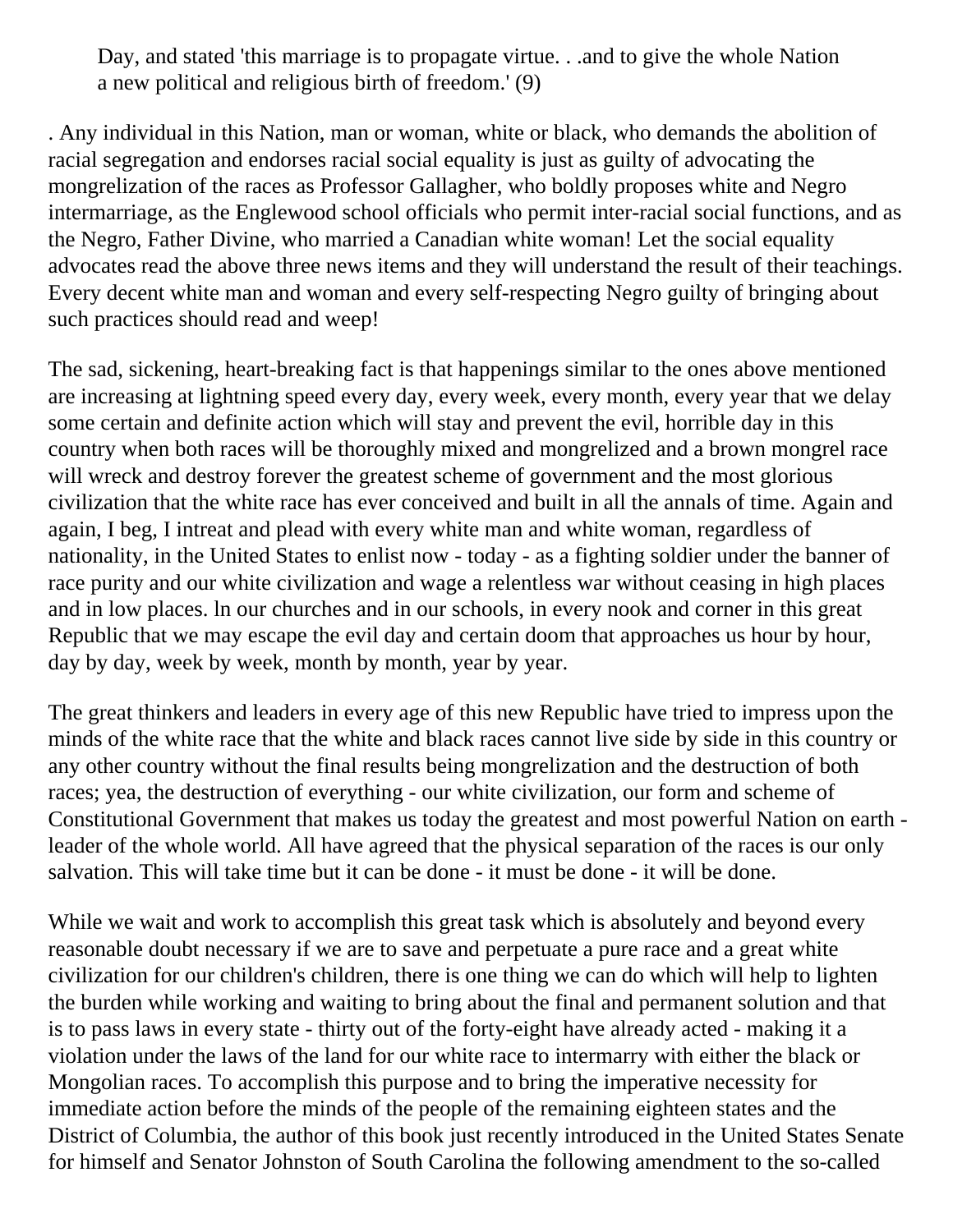> Day, and stated 'this marriage is to propagate virtue. . .and to give the whole Nation a new political and religious birth of freedom.' (9)

. Any individual in this Nation, man or woman, white or black, who demands the abolition of racial segregation and endorses racial social equality is just as guilty of advocating the mongrelization of the races as Professor Gallagher, who boldly proposes white and Negro intermarriage, as the Englewood school officials who permit inter-racial social functions, and as the Negro, Father Divine, who married a Canadian white woman! Let the social equality advocates read the above three news items and they will understand the result of their teachings. Every decent white man and woman and every self-respecting Negro guilty of bringing about such practices should read and weep!

The sad, sickening, heart-breaking fact is that happenings similar to the ones above mentioned are increasing at lightning speed every day, every week, every month, every year that we delay some certain and definite action which will stay and prevent the evil, horrible day in this country when both races will be thoroughly mixed and mongrelized and a brown mongrel race will wreck and destroy forever the greatest scheme of government and the most glorious civilization that the white race has ever conceived and built in all the annals of time. Again and again, I beg, I intreat and plead with every white man and white woman, regardless of nationality, in the United States to enlist now - today - as a fighting soldier under the banner of race purity and our white civilization and wage a relentless war without ceasing in high places and in low places. ln our churches and in our schools, in every nook and corner in this great Republic that we may escape the evil day and certain doom that approaches us hour by hour, day by day, week by week, month by month, year by year.

The great thinkers and leaders in every age of this new Republic have tried to impress upon the minds of the white race that the white and black races cannot live side by side in this country or any other country without the final results being mongrelization and the destruction of both races; yea, the destruction of everything - our white civilization, our form and scheme of Constitutional Government that makes us today the greatest and most powerful Nation on earth - leader of the whole world. All have agreed that the physical separation of the races is our only salvation. This will take time but it can be done - it must be done - it will be done.

While we wait and work to accomplish this great task which is absolutely and beyond every reasonable doubt necessary if we are to save and perpetuate a pure race and a great white civilization for our children's children, there is one thing we can do which will help to lighten the burden while working and waiting to bring about the final and permanent solution and that is to pass laws in every state - thirty out of the forty-eight have already acted - making it a violation under the laws of the land for our white race to intermarry with either the black or Mongolian races. To accomplish this purpose and to bring the imperative necessity for immediate action before the minds of the people of the remaining eighteen states and the District of Columbia, the author of this book just recently introduced in the United States Senate for himself and Senator Johnston of South Carolina the following amendment to the so-called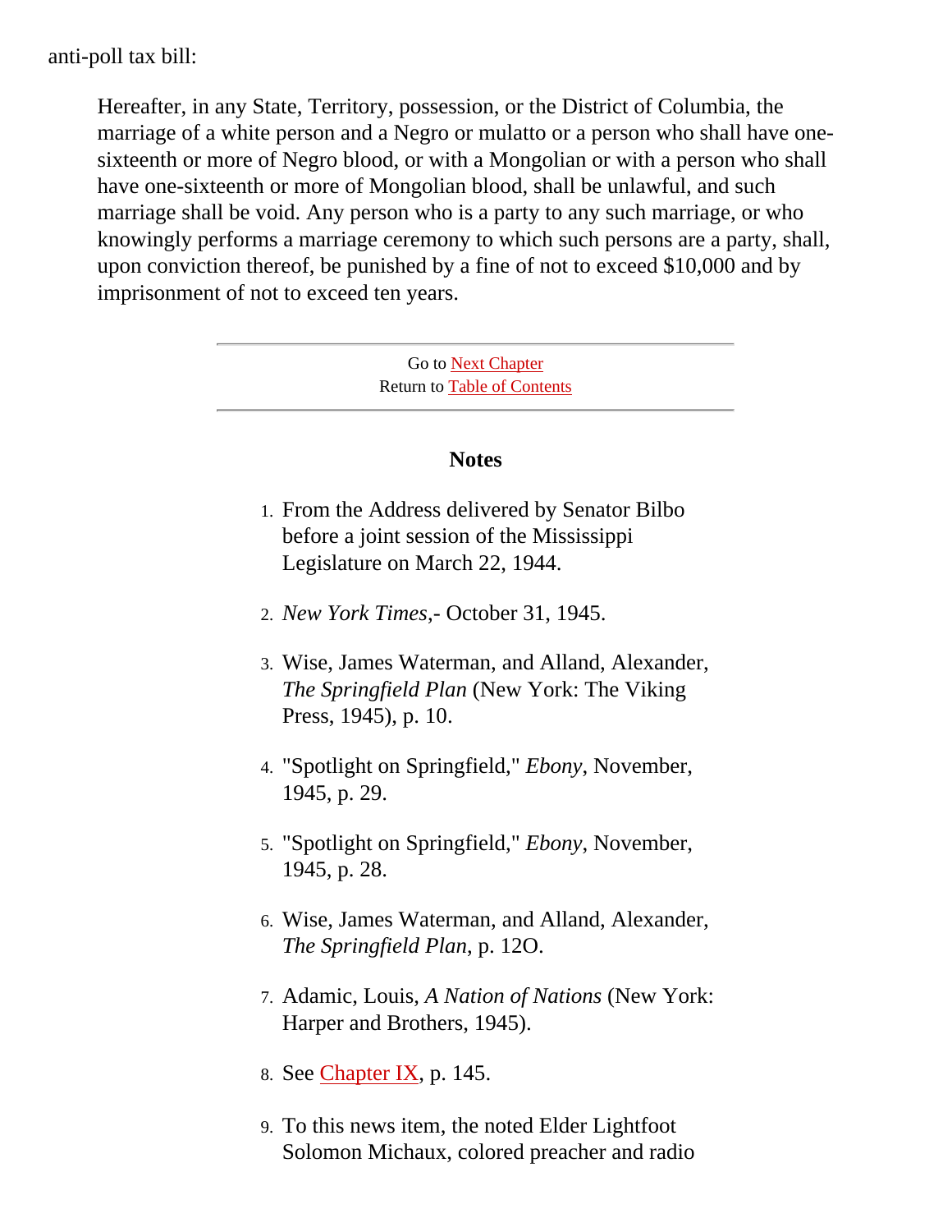anti-poll tax bill:

> Hereafter, in any State, Territory, possession, or the District of Columbia, the marriage of a white person and a Negro or mulatto or a person who shall have one-sixteenth or more of Negro blood, or with a Mongolian or with a person who shall have one-sixteenth or more of Mongolian blood, shall be unlawful, and such marriage shall be void. Any person who is a party to any such marriage, or who knowingly performs a marriage ceremony to which such persons are a party, shall, upon conviction thereof, be punished by a fine of not to exceed $10,000 and by imprisonment of not to exceed ten years.

---

Go to Next Chapter
Return to Table of Contents

---

### Notes

1. From the Address delivered by Senator Bilbo before a joint session of the Mississippi Legislature on March 22, 1944.
2. *New York Times*,- October 31, 1945.
3. Wise, James Waterman, and Alland, Alexander, *The Springfield Plan* (New York: The Viking Press, 1945), p. 10.
4. "Spotlight on Springfield," *Ebony*, November, 1945, p. 29.
5. "Spotlight on Springfield," *Ebony*, November, 1945, p. 28.
6. Wise, James Waterman, and Alland, Alexander, *The Springfield Plan*, p. 12O.
7. Adamic, Louis, *A Nation of Nations* (New York: Harper and Brothers, 1945).
8. See Chapter IX, p. 145.
9. To this news item, the noted Elder Lightfoot Solomon Michaux, colored preacher and radio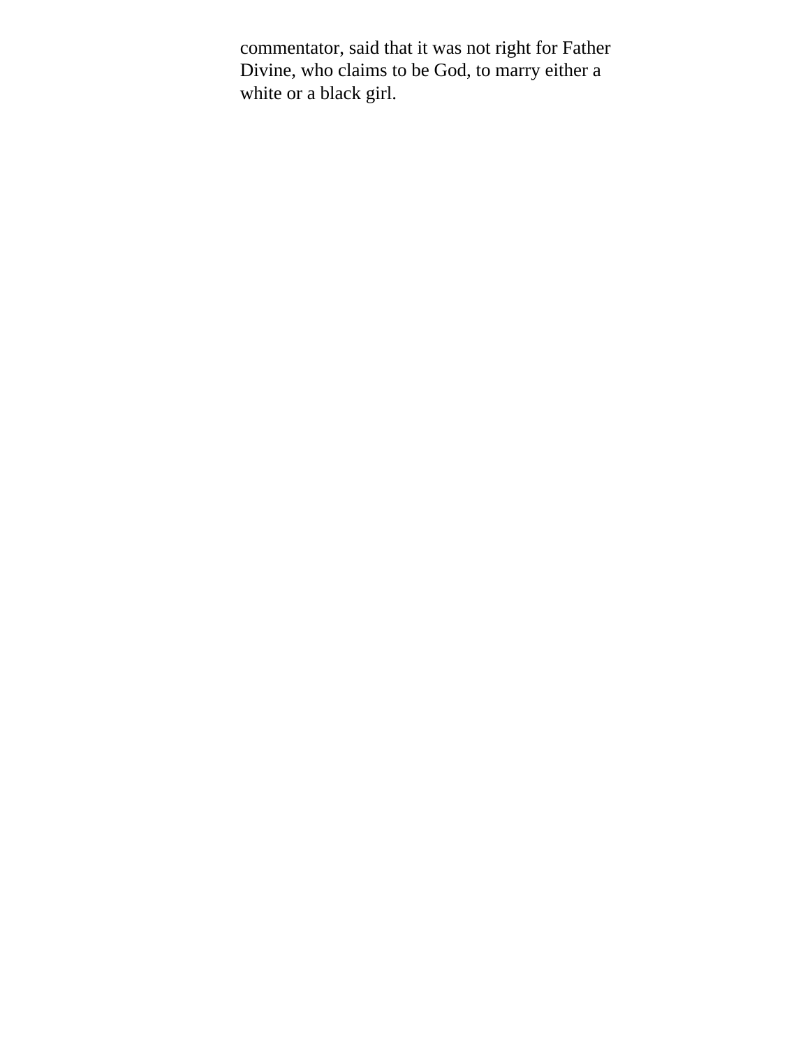commentator, said that it was not right for Father Divine, who claims to be God, to marry either a white or a black girl.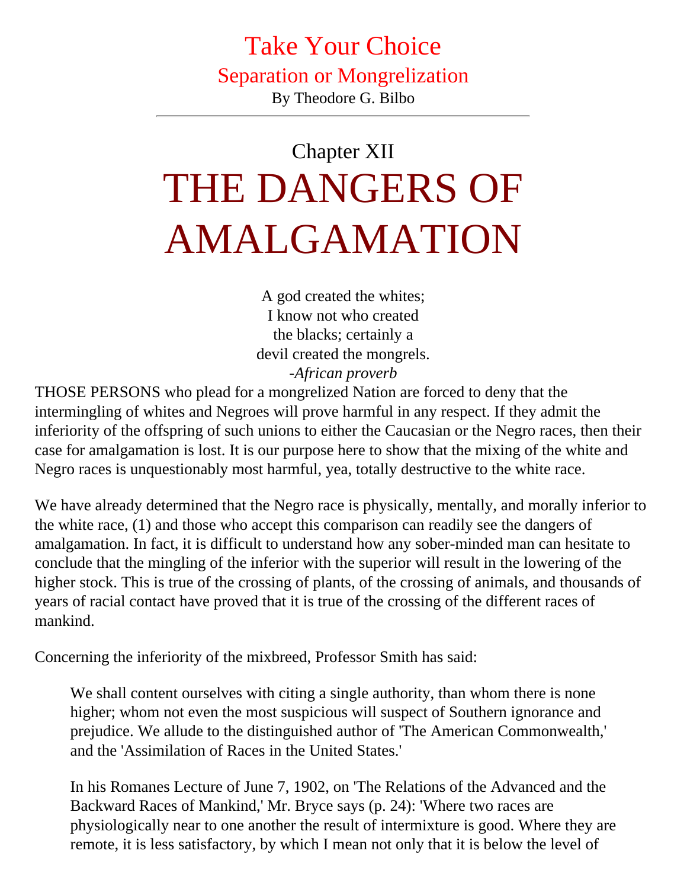# Take Your Choice

## Separation or Mongrelization

By Theodore G. Bilbo

---

## Chapter XII

# THE DANGERS OF AMALGAMATION

A god created the whites;
I know not who created
the blacks; certainly a
devil created the mongrels.
*-African proverb*

THOSE PERSONS who plead for a mongrelized Nation are forced to deny that the intermingling of whites and Negroes will prove harmful in any respect. If they admit the inferiority of the offspring of such unions to either the Caucasian or the Negro races, then their case for amalgamation is lost. It is our purpose here to show that the mixing of the white and Negro races is unquestionably most harmful, yea, totally destructive to the white race.

We have already determined that the Negro race is physically, mentally, and morally inferior to the white race, (1) and those who accept this comparison can readily see the dangers of amalgamation. In fact, it is difficult to understand how any sober-minded man can hesitate to conclude that the mingling of the inferior with the superior will result in the lowering of the higher stock. This is true of the crossing of plants, of the crossing of animals, and thousands of years of racial contact have proved that it is true of the crossing of the different races of mankind.

Concerning the inferiority of the mixbreed, Professor Smith has said:

> We shall content ourselves with citing a single authority, than whom there is none higher; whom not even the most suspicious will suspect of Southern ignorance and prejudice. We allude to the distinguished author of 'The American Commonwealth,' and the 'Assimilation of Races in the United States.'
>
> In his Romanes Lecture of June 7, 1902, on 'The Relations of the Advanced and the Backward Races of Mankind,' Mr. Bryce says (p. 24): 'Where two races are physiologically near to one another the result of intermixture is good. Where they are remote, it is less satisfactory, by which I mean not only that it is below the level of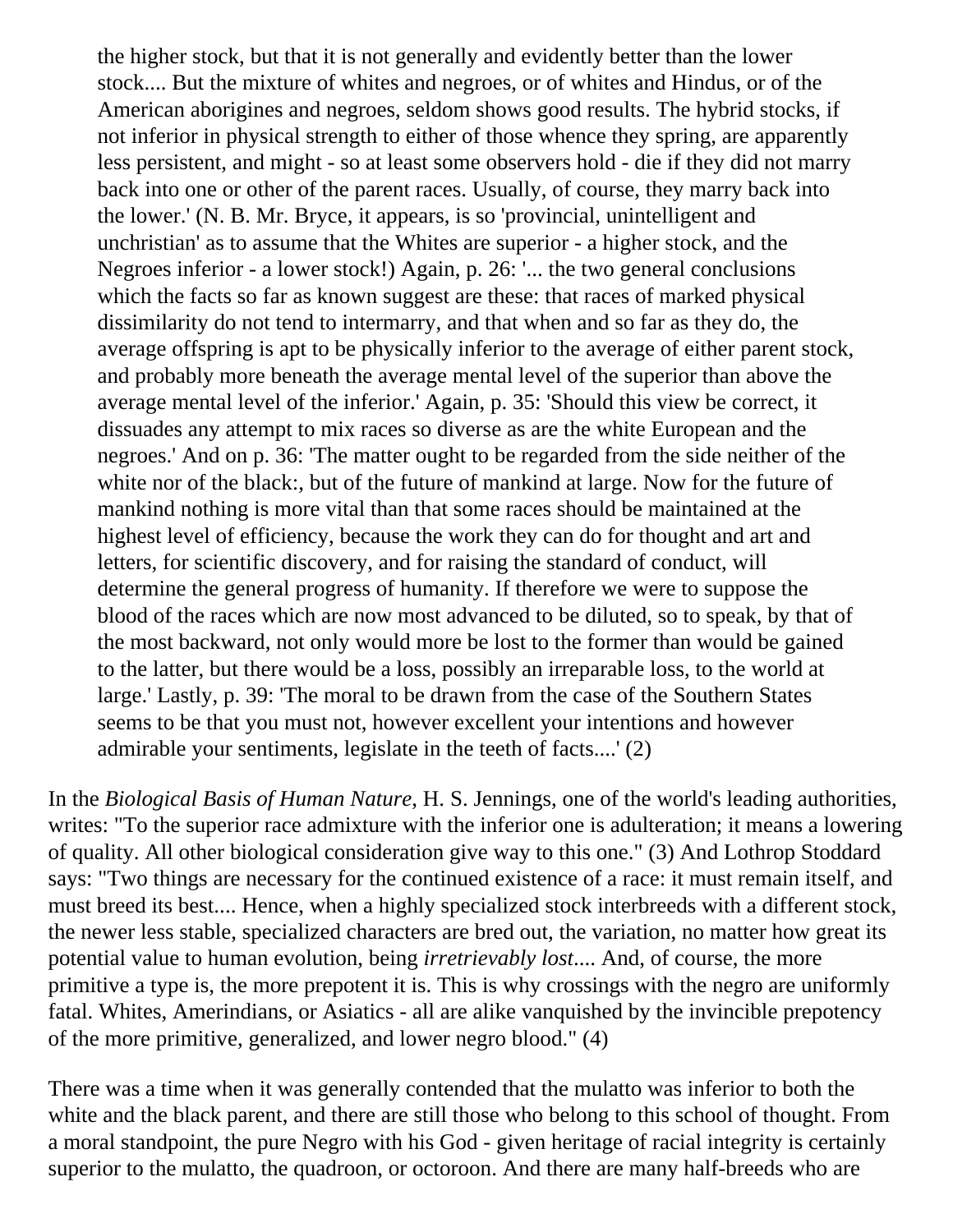the higher stock, but that it is not generally and evidently better than the lower stock.... But the mixture of whites and negroes, or of whites and Hindus, or of the American aborigines and negroes, seldom shows good results. The hybrid stocks, if not inferior in physical strength to either of those whence they spring, are apparently less persistent, and might - so at least some observers hold - die if they did not marry back into one or other of the parent races. Usually, of course, they marry back into the lower.' (N. B. Mr. Bryce, it appears, is so 'provincial, unintelligent and unchristian' as to assume that the Whites are superior - a higher stock, and the Negroes inferior - a lower stock!) Again, p. 26: '... the two general conclusions which the facts so far as known suggest are these: that races of marked physical dissimilarity do not tend to intermarry, and that when and so far as they do, the average offspring is apt to be physically inferior to the average of either parent stock, and probably more beneath the average mental level of the superior than above the average mental level of the inferior.' Again, p. 35: 'Should this view be correct, it dissuades any attempt to mix races so diverse as are the white European and the negroes.' And on p. 36: 'The matter ought to be regarded from the side neither of the white nor of the black:, but of the future of mankind at large. Now for the future of mankind nothing is more vital than that some races should be maintained at the highest level of efficiency, because the work they can do for thought and art and letters, for scientific discovery, and for raising the standard of conduct, will determine the general progress of humanity. If therefore we were to suppose the blood of the races which are now most advanced to be diluted, so to speak, by that of the most backward, not only would more be lost to the former than would be gained to the latter, but there would be a loss, possibly an irreparable loss, to the world at large.' Lastly, p. 39: 'The moral to be drawn from the case of the Southern States seems to be that you must not, however excellent your intentions and however admirable your sentiments, legislate in the teeth of facts....' (2)

In the *Biological Basis of Human Nature*, H. S. Jennings, one of the world's leading authorities, writes: "To the superior race admixture with the inferior one is adulteration; it means a lowering of quality. All other biological consideration give way to this one." (3) And Lothrop Stoddard says: "Two things are necessary for the continued existence of a race: it must remain itself, and must breed its best.... Hence, when a highly specialized stock interbreeds with a different stock, the newer less stable, specialized characters are bred out, the variation, no matter how great its potential value to human evolution, being *irretrievably lost*.... And, of course, the more primitive a type is, the more prepotent it is. This is why crossings with the negro are uniformly fatal. Whites, Amerindians, or Asiatics - all are alike vanquished by the invincible prepotency of the more primitive, generalized, and lower negro blood." (4)

There was a time when it was generally contended that the mulatto was inferior to both the white and the black parent, and there are still those who belong to this school of thought. From a moral standpoint, the pure Negro with his God - given heritage of racial integrity is certainly superior to the mulatto, the quadroon, or octoroon. And there are many half-breeds who are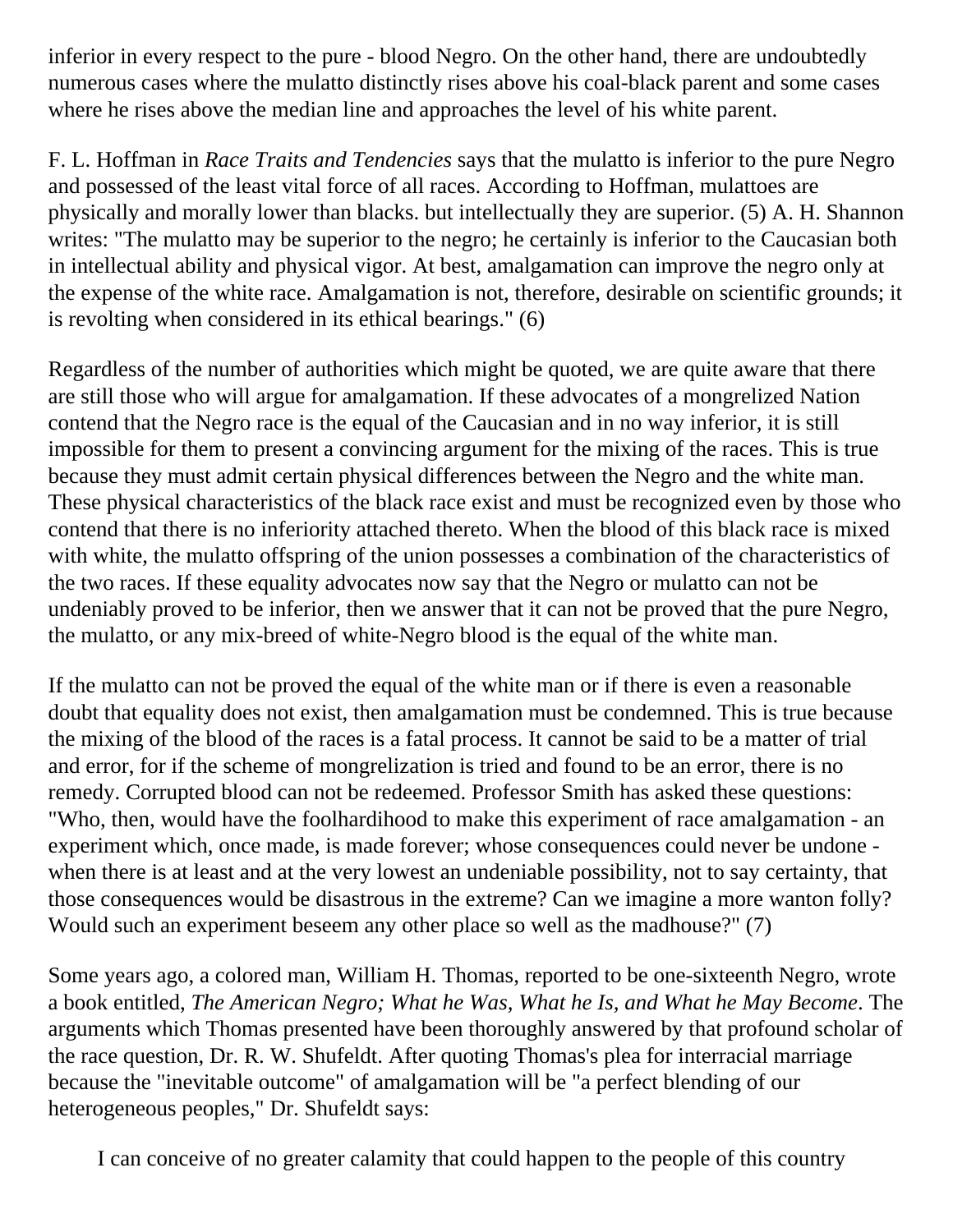inferior in every respect to the pure - blood Negro. On the other hand, there are undoubtedly numerous cases where the mulatto distinctly rises above his coal-black parent and some cases where he rises above the median line and approaches the level of his white parent.

F. L. Hoffman in *Race Traits and Tendencies* says that the mulatto is inferior to the pure Negro and possessed of the least vital force of all races. According to Hoffman, mulattoes are physically and morally lower than blacks. but intellectually they are superior. (5) A. H. Shannon writes: "The mulatto may be superior to the negro; he certainly is inferior to the Caucasian both in intellectual ability and physical vigor. At best, amalgamation can improve the negro only at the expense of the white race. Amalgamation is not, therefore, desirable on scientific grounds; it is revolting when considered in its ethical bearings." (6)

Regardless of the number of authorities which might be quoted, we are quite aware that there are still those who will argue for amalgamation. If these advocates of a mongrelized Nation contend that the Negro race is the equal of the Caucasian and in no way inferior, it is still impossible for them to present a convincing argument for the mixing of the races. This is true because they must admit certain physical differences between the Negro and the white man. These physical characteristics of the black race exist and must be recognized even by those who contend that there is no inferiority attached thereto. When the blood of this black race is mixed with white, the mulatto offspring of the union possesses a combination of the characteristics of the two races. If these equality advocates now say that the Negro or mulatto can not be undeniably proved to be inferior, then we answer that it can not be proved that the pure Negro, the mulatto, or any mix-breed of white-Negro blood is the equal of the white man.

If the mulatto can not be proved the equal of the white man or if there is even a reasonable doubt that equality does not exist, then amalgamation must be condemned. This is true because the mixing of the blood of the races is a fatal process. It cannot be said to be a matter of trial and error, for if the scheme of mongrelization is tried and found to be an error, there is no remedy. Corrupted blood can not be redeemed. Professor Smith has asked these questions: "Who, then, would have the foolhardihood to make this experiment of race amalgamation - an experiment which, once made, is made forever; whose consequences could never be undone - when there is at least and at the very lowest an undeniable possibility, not to say certainty, that those consequences would be disastrous in the extreme? Can we imagine a more wanton folly? Would such an experiment beseem any other place so well as the madhouse?" (7)

Some years ago, a colored man, William H. Thomas, reported to be one-sixteenth Negro, wrote a book entitled, *The American Negro; What he Was, What he Is, and What he May Become*. The arguments which Thomas presented have been thoroughly answered by that profound scholar of the race question, Dr. R. W. Shufeldt. After quoting Thomas's plea for interracial marriage because the "inevitable outcome" of amalgamation will be "a perfect blending of our heterogeneous peoples," Dr. Shufeldt says:

> I can conceive of no greater calamity that could happen to the people of this country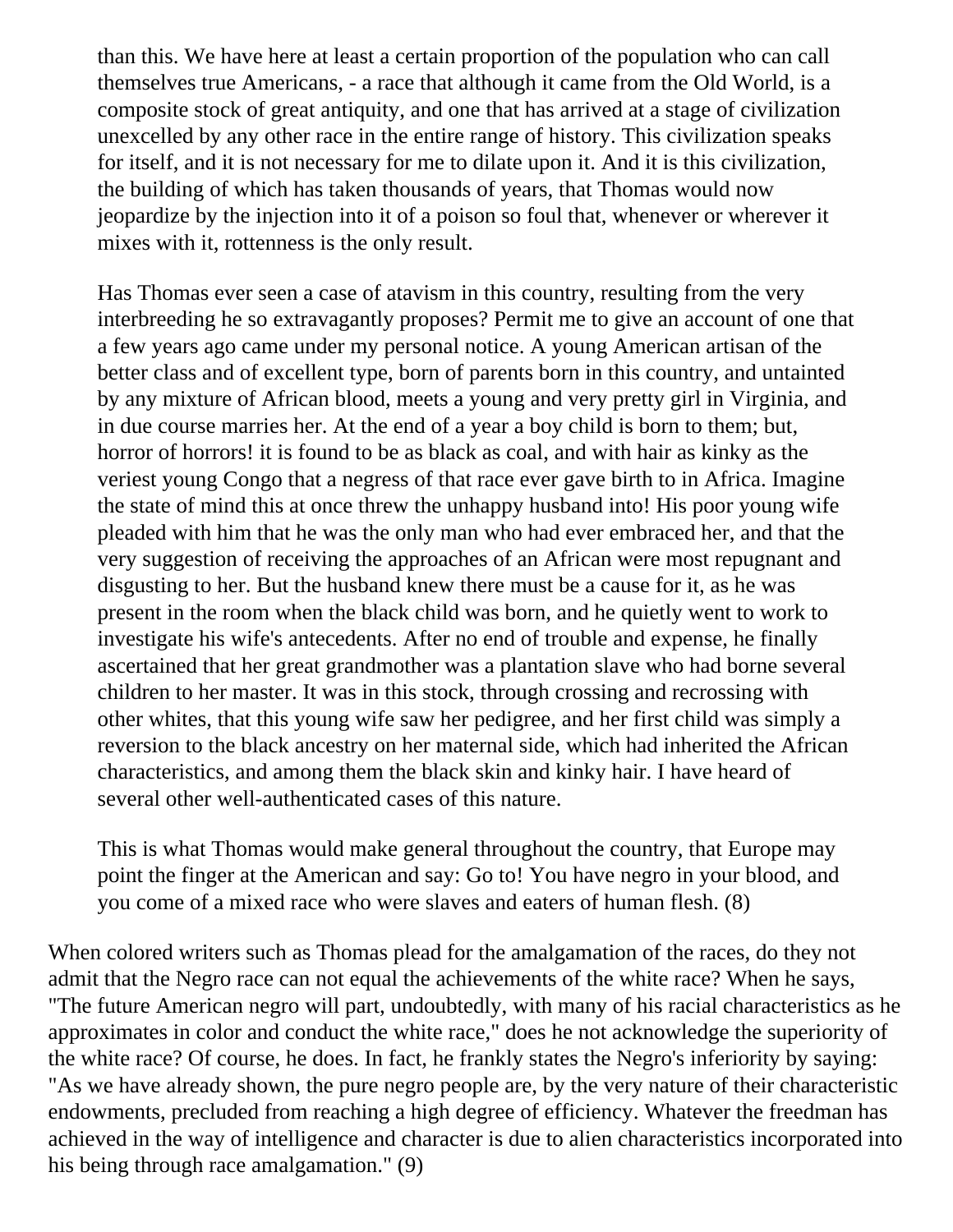> than this. We have here at least a certain proportion of the population who can call themselves true Americans, - a race that although it came from the Old World, is a composite stock of great antiquity, and one that has arrived at a stage of civilization unexcelled by any other race in the entire range of history. This civilization speaks for itself, and it is not necessary for me to dilate upon it. And it is this civilization, the building of which has taken thousands of years, that Thomas would now jeopardize by the injection into it of a poison so foul that, whenever or wherever it mixes with it, rottenness is the only result.
>
> Has Thomas ever seen a case of atavism in this country, resulting from the very interbreeding he so extravagantly proposes? Permit me to give an account of one that a few years ago came under my personal notice. A young American artisan of the better class and of excellent type, born of parents born in this country, and untainted by any mixture of African blood, meets a young and very pretty girl in Virginia, and in due course marries her. At the end of a year a boy child is born to them; but, horror of horrors! it is found to be as black as coal, and with hair as kinky as the veriest young Congo that a negress of that race ever gave birth to in Africa. Imagine the state of mind this at once threw the unhappy husband into! His poor young wife pleaded with him that he was the only man who had ever embraced her, and that the very suggestion of receiving the approaches of an African were most repugnant and disgusting to her. But the husband knew there must be a cause for it, as he was present in the room when the black child was born, and he quietly went to work to investigate his wife's antecedents. After no end of trouble and expense, he finally ascertained that her great grandmother was a plantation slave who had borne several children to her master. It was in this stock, through crossing and recrossing with other whites, that this young wife saw her pedigree, and her first child was simply a reversion to the black ancestry on her maternal side, which had inherited the African characteristics, and among them the black skin and kinky hair. I have heard of several other well-authenticated cases of this nature.
>
> This is what Thomas would make general throughout the country, that Europe may point the finger at the American and say: Go to! You have negro in your blood, and you come of a mixed race who were slaves and eaters of human flesh. (8)

When colored writers such as Thomas plead for the amalgamation of the races, do they not admit that the Negro race can not equal the achievements of the white race? When he says, "The future American negro will part, undoubtedly, with many of his racial characteristics as he approximates in color and conduct the white race," does he not acknowledge the superiority of the white race? Of course, he does. In fact, he frankly states the Negro's inferiority by saying: "As we have already shown, the pure negro people are, by the very nature of their characteristic endowments, precluded from reaching a high degree of efficiency. Whatever the freedman has achieved in the way of intelligence and character is due to alien characteristics incorporated into his being through race amalgamation." (9)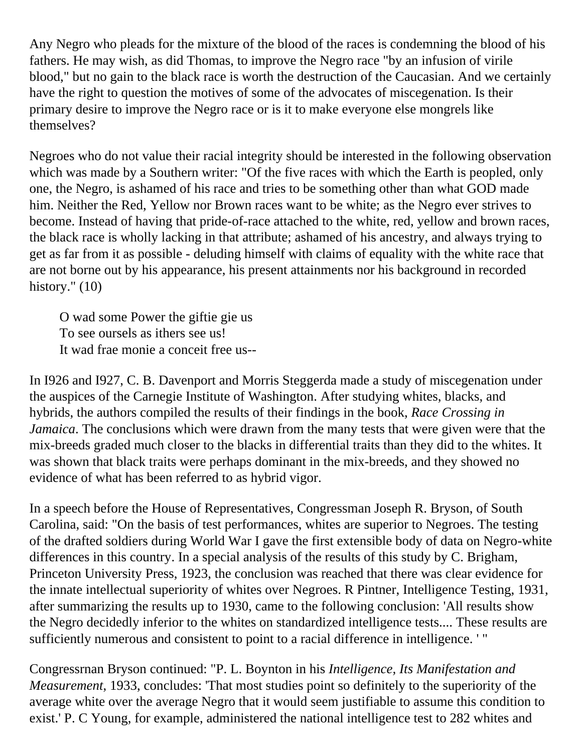Any Negro who pleads for the mixture of the blood of the races is condemning the blood of his fathers. He may wish, as did Thomas, to improve the Negro race "by an infusion of virile blood," but no gain to the black race is worth the destruction of the Caucasian. And we certainly have the right to question the motives of some of the advocates of miscegenation. Is their primary desire to improve the Negro race or is it to make everyone else mongrels like themselves?

Negroes who do not value their racial integrity should be interested in the following observation which was made by a Southern writer: "Of the five races with which the Earth is peopled, only one, the Negro, is ashamed of his race and tries to be something other than what GOD made him. Neither the Red, Yellow nor Brown races want to be white; as the Negro ever strives to become. Instead of having that pride-of-race attached to the white, red, yellow and brown races, the black race is wholly lacking in that attribute; ashamed of his ancestry, and always trying to get as far from it as possible - deluding himself with claims of equality with the white race that are not borne out by his appearance, his present attainments nor his background in recorded history." (10)

> O wad some Power the giftie gie us
> To see oursels as ithers see us!
> It wad frae monie a conceit free us--

In I926 and I927, C. B. Davenport and Morris Steggerda made a study of miscegenation under the auspices of the Carnegie Institute of Washington. After studying whites, blacks, and hybrids, the authors compiled the results of their findings in the book, *Race Crossing in Jamaica*. The conclusions which were drawn from the many tests that were given were that the mix-breeds graded much closer to the blacks in differential traits than they did to the whites. It was shown that black traits were perhaps dominant in the mix-breeds, and they showed no evidence of what has been referred to as hybrid vigor.

In a speech before the House of Representatives, Congressman Joseph R. Bryson, of South Carolina, said: "On the basis of test performances, whites are superior to Negroes. The testing of the drafted soldiers during World War I gave the first extensible body of data on Negro-white differences in this country. In a special analysis of the results of this study by C. Brigham, Princeton University Press, 1923, the conclusion was reached that there was clear evidence for the innate intellectual superiority of whites over Negroes. R Pintner, Intelligence Testing, 1931, after summarizing the results up to 1930, came to the following conclusion: 'All results show the Negro decidedly inferior to the whites on standardized intelligence tests.... These results are sufficiently numerous and consistent to point to a racial difference in intelligence. ' "

Congressrnan Bryson continued: "P. L. Boynton in his *Intelligence, Its Manifestation and Measurement*, 1933, concludes: 'That most studies point so definitely to the superiority of the average white over the average Negro that it would seem justifiable to assume this condition to exist.' P. C Young, for example, administered the national intelligence test to 282 whites and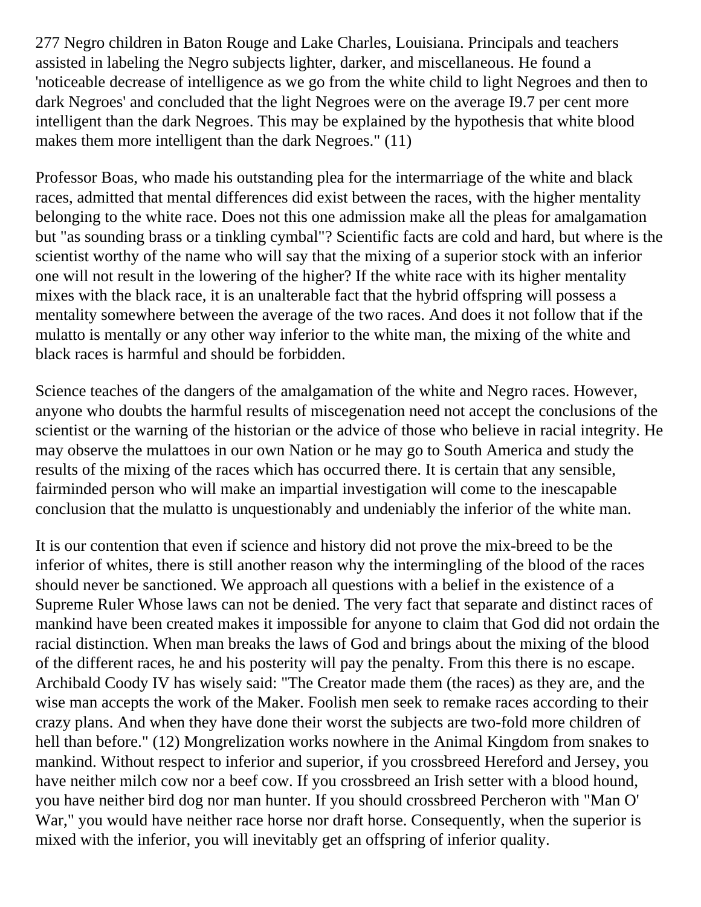277 Negro children in Baton Rouge and Lake Charles, Louisiana. Principals and teachers assisted in labeling the Negro subjects lighter, darker, and miscellaneous. He found a 'noticeable decrease of intelligence as we go from the white child to light Negroes and then to dark Negroes' and concluded that the light Negroes were on the average I9.7 per cent more intelligent than the dark Negroes. This may be explained by the hypothesis that white blood makes them more intelligent than the dark Negroes." (11)

Professor Boas, who made his outstanding plea for the intermarriage of the white and black races, admitted that mental differences did exist between the races, with the higher mentality belonging to the white race. Does not this one admission make all the pleas for amalgamation but "as sounding brass or a tinkling cymbal"? Scientific facts are cold and hard, but where is the scientist worthy of the name who will say that the mixing of a superior stock with an inferior one will not result in the lowering of the higher? If the white race with its higher mentality mixes with the black race, it is an unalterable fact that the hybrid offspring will possess a mentality somewhere between the average of the two races. And does it not follow that if the mulatto is mentally or any other way inferior to the white man, the mixing of the white and black races is harmful and should be forbidden.

Science teaches of the dangers of the amalgamation of the white and Negro races. However, anyone who doubts the harmful results of miscegenation need not accept the conclusions of the scientist or the warning of the historian or the advice of those who believe in racial integrity. He may observe the mulattoes in our own Nation or he may go to South America and study the results of the mixing of the races which has occurred there. It is certain that any sensible, fairminded person who will make an impartial investigation will come to the inescapable conclusion that the mulatto is unquestionably and undeniably the inferior of the white man.

It is our contention that even if science and history did not prove the mix-breed to be the inferior of whites, there is still another reason why the intermingling of the blood of the races should never be sanctioned. We approach all questions with a belief in the existence of a Supreme Ruler Whose laws can not be denied. The very fact that separate and distinct races of mankind have been created makes it impossible for anyone to claim that God did not ordain the racial distinction. When man breaks the laws of God and brings about the mixing of the blood of the different races, he and his posterity will pay the penalty. From this there is no escape. Archibald Coody IV has wisely said: "The Creator made them (the races) as they are, and the wise man accepts the work of the Maker. Foolish men seek to remake races according to their crazy plans. And when they have done their worst the subjects are two-fold more children of hell than before." (12) Mongrelization works nowhere in the Animal Kingdom from snakes to mankind. Without respect to inferior and superior, if you crossbreed Hereford and Jersey, you have neither milch cow nor a beef cow. If you crossbreed an Irish setter with a blood hound, you have neither bird dog nor man hunter. If you should crossbreed Percheron with "Man O' War," you would have neither race horse nor draft horse. Consequently, when the superior is mixed with the inferior, you will inevitably get an offspring of inferior quality.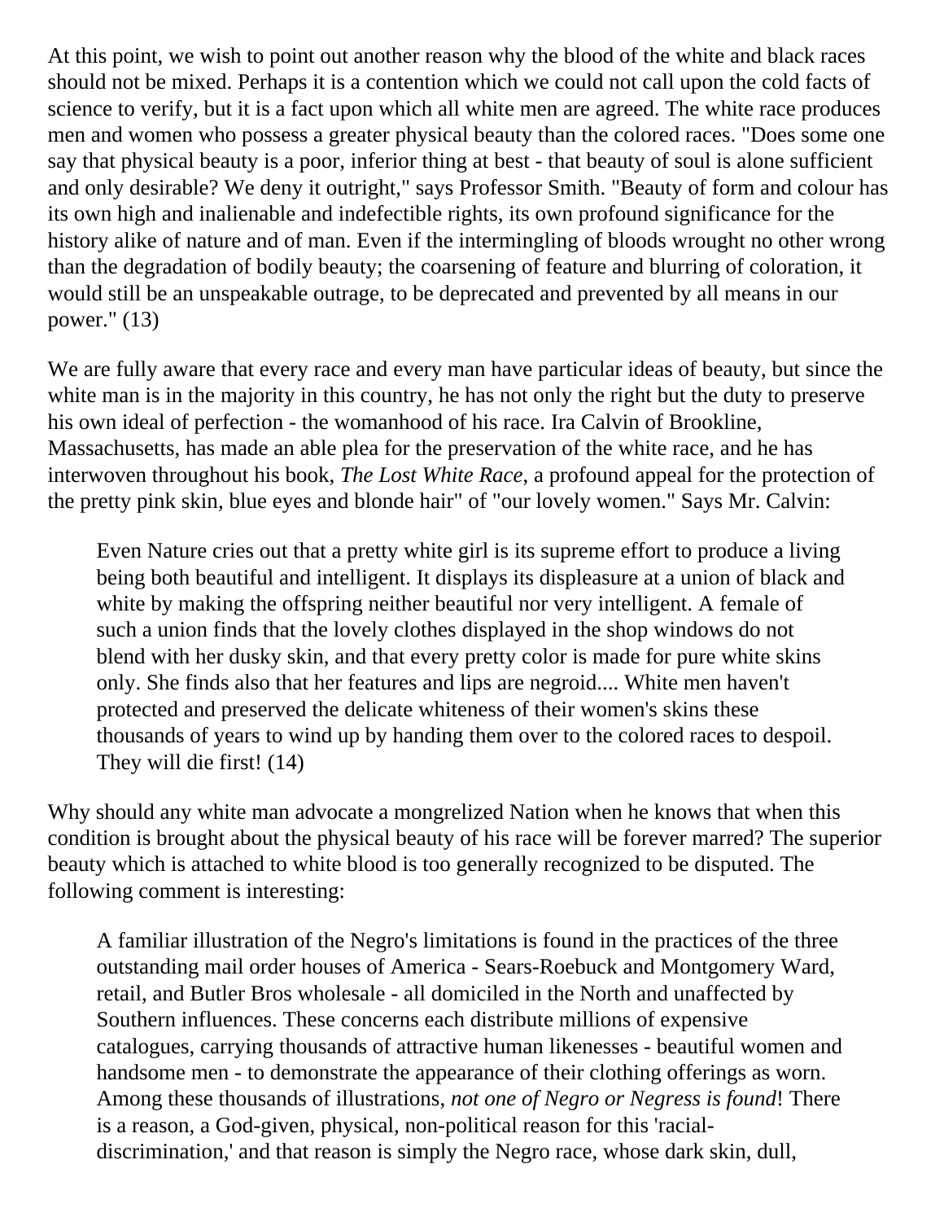At this point, we wish to point out another reason why the blood of the white and black races should not be mixed. Perhaps it is a contention which we could not call upon the cold facts of science to verify, but it is a fact upon which all white men are agreed. The white race produces men and women who possess a greater physical beauty than the colored races. "Does some one say that physical beauty is a poor, inferior thing at best - that beauty of soul is alone sufficient and only desirable? We deny it outright," says Professor Smith. "Beauty of form and colour has its own high and inalienable and indefectible rights, its own profound significance for the history alike of nature and of man. Even if the intermingling of bloods wrought no other wrong than the degradation of bodily beauty; the coarsening of feature and blurring of coloration, it would still be an unspeakable outrage, to be deprecated and prevented by all means in our power." (13)

We are fully aware that every race and every man have particular ideas of beauty, but since the white man is in the majority in this country, he has not only the right but the duty to preserve his own ideal of perfection - the womanhood of his race. Ira Calvin of Brookline, Massachusetts, has made an able plea for the preservation of the white race, and he has interwoven throughout his book, *The Lost White Race*, a profound appeal for the protection of the pretty pink skin, blue eyes and blonde hair" of "our lovely women." Says Mr. Calvin:

> Even Nature cries out that a pretty white girl is its supreme effort to produce a living being both beautiful and intelligent. It displays its displeasure at a union of black and white by making the offspring neither beautiful nor very intelligent. A female of such a union finds that the lovely clothes displayed in the shop windows do not blend with her dusky skin, and that every pretty color is made for pure white skins only. She finds also that her features and lips are negroid.... White men haven't protected and preserved the delicate whiteness of their women's skins these thousands of years to wind up by handing them over to the colored races to despoil. They will die first! (14)

Why should any white man advocate a mongrelized Nation when he knows that when this condition is brought about the physical beauty of his race will be forever marred? The superior beauty which is attached to white blood is too generally recognized to be disputed. The following comment is interesting:

> A familiar illustration of the Negro's limitations is found in the practices of the three outstanding mail order houses of America - Sears-Roebuck and Montgomery Ward, retail, and Butler Bros wholesale - all domiciled in the North and unaffected by Southern influences. These concerns each distribute millions of expensive catalogues, carrying thousands of attractive human likenesses - beautiful women and handsome men - to demonstrate the appearance of their clothing offerings as worn. Among these thousands of illustrations, *not one of Negro or Negress is found*! There is a reason, a God-given, physical, non-political reason for this 'racial-discrimination,' and that reason is simply the Negro race, whose dark skin, dull,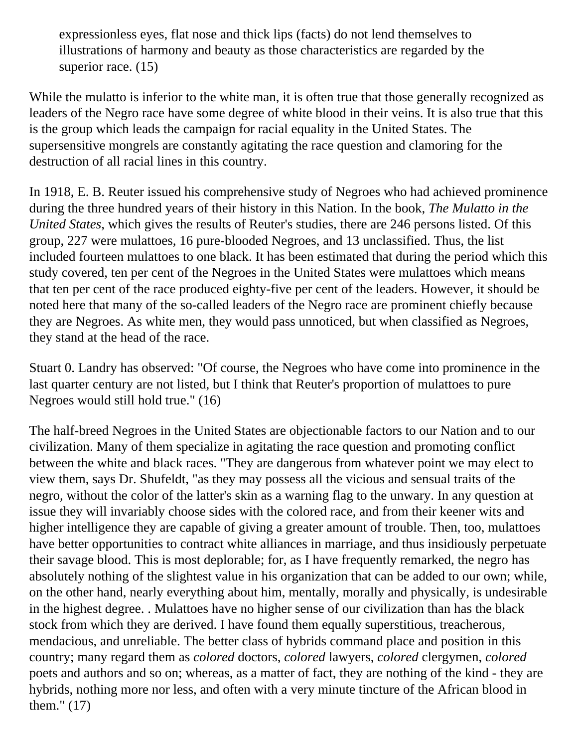expressionless eyes, flat nose and thick lips (facts) do not lend themselves to illustrations of harmony and beauty as those characteristics are regarded by the superior race. (15)

While the mulatto is inferior to the white man, it is often true that those generally recognized as leaders of the Negro race have some degree of white blood in their veins. It is also true that this is the group which leads the campaign for racial equality in the United States. The supersensitive mongrels are constantly agitating the race question and clamoring for the destruction of all racial lines in this country.

In 1918, E. B. Reuter issued his comprehensive study of Negroes who had achieved prominence during the three hundred years of their history in this Nation. In the book, *The Mulatto in the United States*, which gives the results of Reuter's studies, there are 246 persons listed. Of this group, 227 were mulattoes, 16 pure-blooded Negroes, and 13 unclassified. Thus, the list included fourteen mulattoes to one black. It has been estimated that during the period which this study covered, ten per cent of the Negroes in the United States were mulattoes which means that ten per cent of the race produced eighty-five per cent of the leaders. However, it should be noted here that many of the so-called leaders of the Negro race are prominent chiefly because they are Negroes. As white men, they would pass unnoticed, but when classified as Negroes, they stand at the head of the race.

Stuart 0. Landry has observed: "Of course, the Negroes who have come into prominence in the last quarter century are not listed, but I think that Reuter's proportion of mulattoes to pure Negroes would still hold true." (16)

The half-breed Negroes in the United States are objectionable factors to our Nation and to our civilization. Many of them specialize in agitating the race question and promoting conflict between the white and black races. "They are dangerous from whatever point we may elect to view them, says Dr. Shufeldt, "as they may possess all the vicious and sensual traits of the negro, without the color of the latter's skin as a warning flag to the unwary. In any question at issue they will invariably choose sides with the colored race, and from their keener wits and higher intelligence they are capable of giving a greater amount of trouble. Then, too, mulattoes have better opportunities to contract white alliances in marriage, and thus insidiously perpetuate their savage blood. This is most deplorable; for, as I have frequently remarked, the negro has absolutely nothing of the slightest value in his organization that can be added to our own; while, on the other hand, nearly everything about him, mentally, morally and physically, is undesirable in the highest degree. . Mulattoes have no higher sense of our civilization than has the black stock from which they are derived. I have found them equally superstitious, treacherous, mendacious, and unreliable. The better class of hybrids command place and position in this country; many regard them as *colored* doctors, *colored* lawyers, *colored* clergymen, *colored* poets and authors and so on; whereas, as a matter of fact, they are nothing of the kind - they are hybrids, nothing more nor less, and often with a very minute tincture of the African blood in them." (17)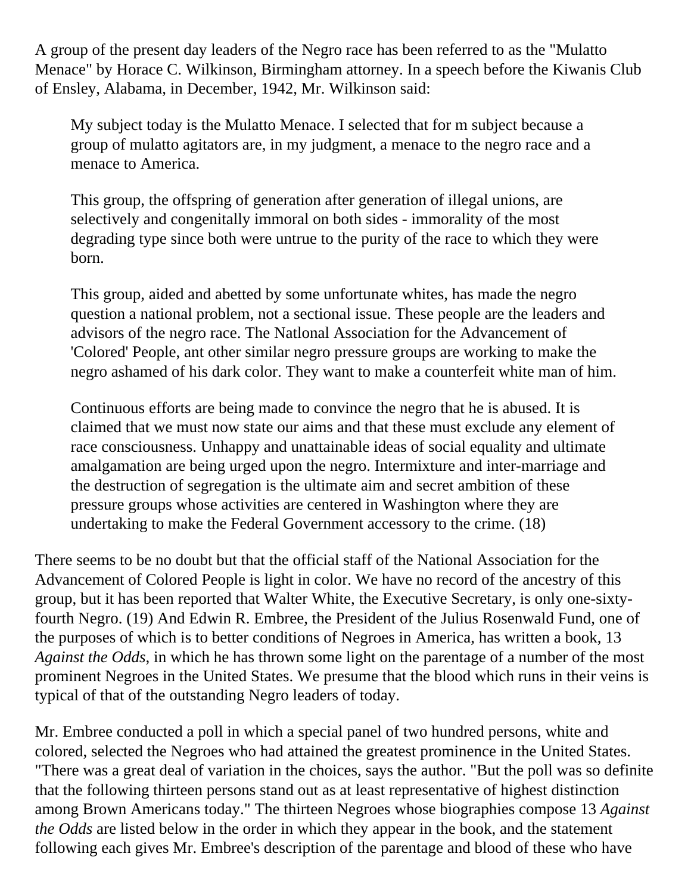A group of the present day leaders of the Negro race has been referred to as the "Mulatto Menace" by Horace C. Wilkinson, Birmingham attorney. In a speech before the Kiwanis Club of Ensley, Alabama, in December, 1942, Mr. Wilkinson said:

> My subject today is the Mulatto Menace. I selected that for m subject because a group of mulatto agitators are, in my judgment, a menace to the negro race and a menace to America.
>
> This group, the offspring of generation after generation of illegal unions, are selectively and congenitally immoral on both sides - immorality of the most degrading type since both were untrue to the purity of the race to which they were born.
>
> This group, aided and abetted by some unfortunate whites, has made the negro question a national problem, not a sectional issue. These people are the leaders and advisors of the negro race. The Natlonal Association for the Advancement of 'Colored' People, ant other similar negro pressure groups are working to make the negro ashamed of his dark color. They want to make a counterfeit white man of him.
>
> Continuous efforts are being made to convince the negro that he is abused. It is claimed that we must now state our aims and that these must exclude any element of race consciousness. Unhappy and unattainable ideas of social equality and ultimate amalgamation are being urged upon the negro. Intermixture and inter-marriage and the destruction of segregation is the ultimate aim and secret ambition of these pressure groups whose activities are centered in Washington where they are undertaking to make the Federal Government accessory to the crime. (18)

There seems to be no doubt but that the official staff of the National Association for the Advancement of Colored People is light in color. We have no record of the ancestry of this group, but it has been reported that Walter White, the Executive Secretary, is only one-sixty-fourth Negro. (19) And Edwin R. Embree, the President of the Julius Rosenwald Fund, one of the purposes of which is to better conditions of Negroes in America, has written a book, 13 *Against the Odds,* in which he has thrown some light on the parentage of a number of the most prominent Negroes in the United States. We presume that the blood which runs in their veins is typical of that of the outstanding Negro leaders of today.

Mr. Embree conducted a poll in which a special panel of two hundred persons, white and colored, selected the Negroes who had attained the greatest prominence in the United States. "There was a great deal of variation in the choices, says the author. "But the poll was so definite that the following thirteen persons stand out as at least representative of highest distinction among Brown Americans today." The thirteen Negroes whose biographies compose 13 *Against the Odds* are listed below in the order in which they appear in the book, and the statement following each gives Mr. Embree's description of the parentage and blood of these who have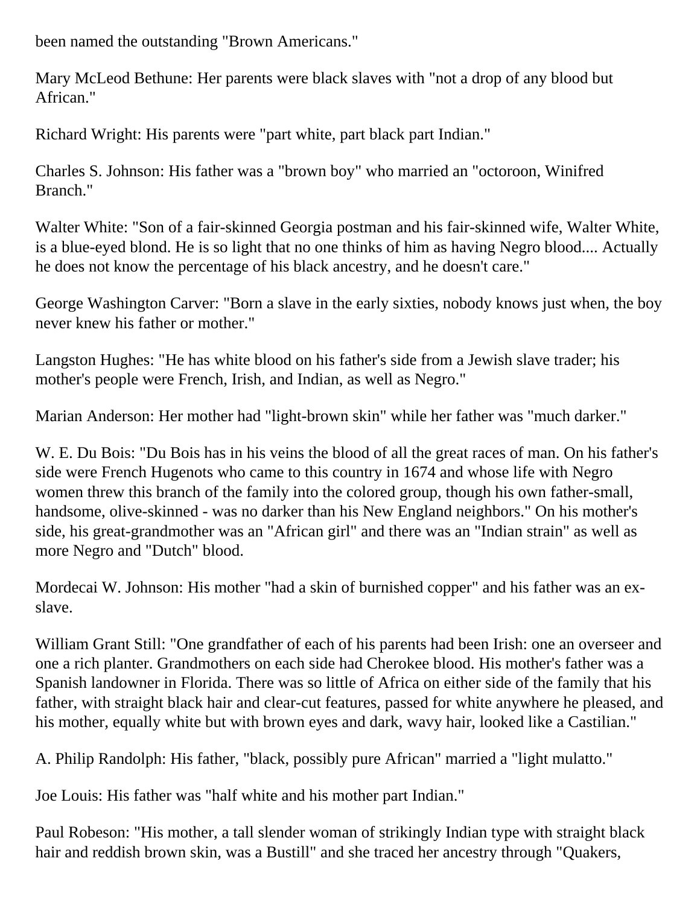been named the outstanding "Brown Americans."

Mary McLeod Bethune: Her parents were black slaves with "not a drop of any blood but African."

Richard Wright: His parents were "part white, part black part Indian."

Charles S. Johnson: His father was a "brown boy" who married an "octoroon, Winifred Branch."

Walter White: "Son of a fair-skinned Georgia postman and his fair-skinned wife, Walter White, is a blue-eyed blond. He is so light that no one thinks of him as having Negro blood.... Actually he does not know the percentage of his black ancestry, and he doesn't care."

George Washington Carver: "Born a slave in the early sixties, nobody knows just when, the boy never knew his father or mother."

Langston Hughes: "He has white blood on his father's side from a Jewish slave trader; his mother's people were French, Irish, and Indian, as well as Negro."

Marian Anderson: Her mother had "light-brown skin" while her father was "much darker."

W. E. Du Bois: "Du Bois has in his veins the blood of all the great races of man. On his father's side were French Hugenots who came to this country in 1674 and whose life with Negro women threw this branch of the family into the colored group, though his own father-small, handsome, olive-skinned - was no darker than his New England neighbors." On his mother's side, his great-grandmother was an "African girl" and there was an "Indian strain" as well as more Negro and "Dutch" blood.

Mordecai W. Johnson: His mother "had a skin of burnished copper" and his father was an ex-slave.

William Grant Still: "One grandfather of each of his parents had been Irish: one an overseer and one a rich planter. Grandmothers on each side had Cherokee blood. His mother's father was a Spanish landowner in Florida. There was so little of Africa on either side of the family that his father, with straight black hair and clear-cut features, passed for white anywhere he pleased, and his mother, equally white but with brown eyes and dark, wavy hair, looked like a Castilian."

A. Philip Randolph: His father, "black, possibly pure African" married a "light mulatto."

Joe Louis: His father was "half white and his mother part Indian."

Paul Robeson: "His mother, a tall slender woman of strikingly Indian type with straight black hair and reddish brown skin, was a Bustill" and she traced her ancestry through "Quakers,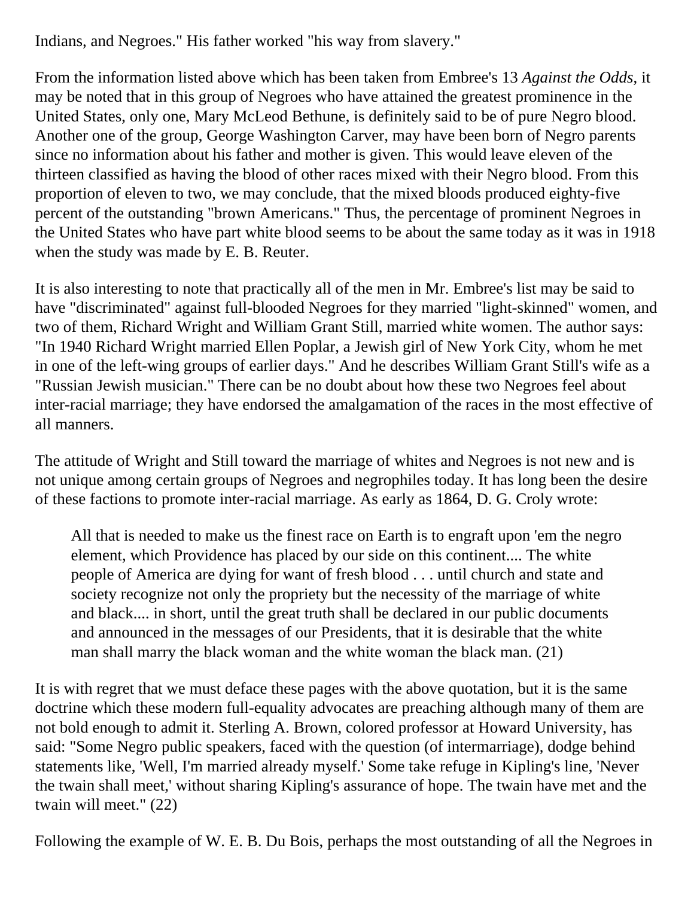Indians, and Negroes." His father worked "his way from slavery."

From the information listed above which has been taken from Embree's 13 *Against the Odds*, it may be noted that in this group of Negroes who have attained the greatest prominence in the United States, only one, Mary McLeod Bethune, is definitely said to be of pure Negro blood. Another one of the group, George Washington Carver, may have been born of Negro parents since no information about his father and mother is given. This would leave eleven of the thirteen classified as having the blood of other races mixed with their Negro blood. From this proportion of eleven to two, we may conclude, that the mixed bloods produced eighty-five percent of the outstanding "brown Americans." Thus, the percentage of prominent Negroes in the United States who have part white blood seems to be about the same today as it was in 1918 when the study was made by E. B. Reuter.

It is also interesting to note that practically all of the men in Mr. Embree's list may be said to have "discriminated" against full-blooded Negroes for they married "light-skinned" women, and two of them, Richard Wright and William Grant Still, married white women. The author says: "In 1940 Richard Wright married Ellen Poplar, a Jewish girl of New York City, whom he met in one of the left-wing groups of earlier days." And he describes William Grant Still's wife as a "Russian Jewish musician." There can be no doubt about how these two Negroes feel about inter-racial marriage; they have endorsed the amalgamation of the races in the most effective of all manners.

The attitude of Wright and Still toward the marriage of whites and Negroes is not new and is not unique among certain groups of Negroes and negrophiles today. It has long been the desire of these factions to promote inter-racial marriage. As early as 1864, D. G. Croly wrote:

> All that is needed to make us the finest race on Earth is to engraft upon 'em the negro element, which Providence has placed by our side on this continent.... The white people of America are dying for want of fresh blood . . . until church and state and society recognize not only the propriety but the necessity of the marriage of white and black.... in short, until the great truth shall be declared in our public documents and announced in the messages of our Presidents, that it is desirable that the white man shall marry the black woman and the white woman the black man. (21)

It is with regret that we must deface these pages with the above quotation, but it is the same doctrine which these modern full-equality advocates are preaching although many of them are not bold enough to admit it. Sterling A. Brown, colored professor at Howard University, has said: "Some Negro public speakers, faced with the question (of intermarriage), dodge behind statements like, 'Well, I'm married already myself.' Some take refuge in Kipling's line, 'Never the twain shall meet,' without sharing Kipling's assurance of hope. The twain have met and the twain will meet." (22)

Following the example of W. E. B. Du Bois, perhaps the most outstanding of all the Negroes in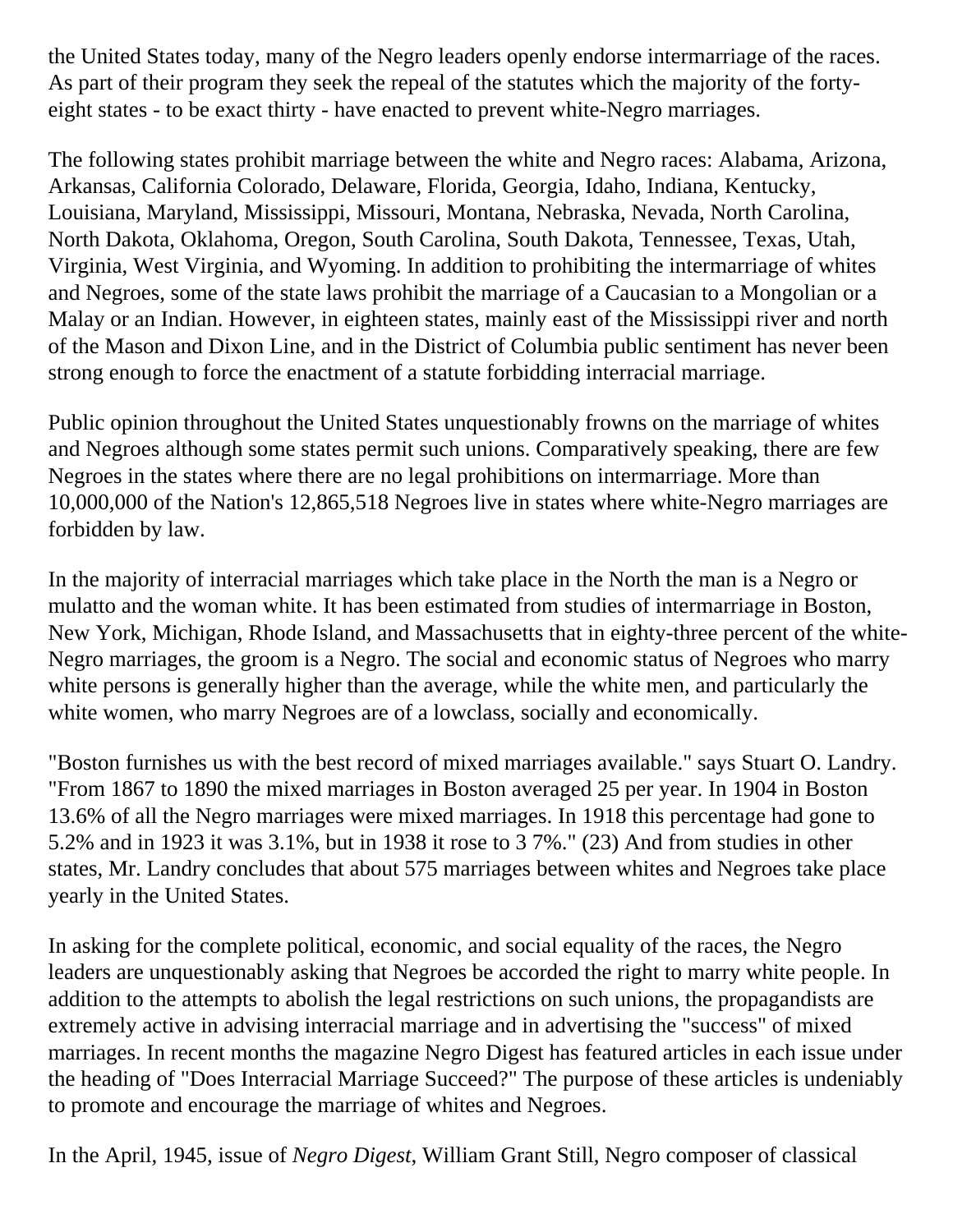the United States today, many of the Negro leaders openly endorse intermarriage of the races. As part of their program they seek the repeal of the statutes which the majority of the forty-eight states - to be exact thirty - have enacted to prevent white-Negro marriages.

The following states prohibit marriage between the white and Negro races: Alabama, Arizona, Arkansas, California Colorado, Delaware, Florida, Georgia, Idaho, Indiana, Kentucky, Louisiana, Maryland, Mississippi, Missouri, Montana, Nebraska, Nevada, North Carolina, North Dakota, Oklahoma, Oregon, South Carolina, South Dakota, Tennessee, Texas, Utah, Virginia, West Virginia, and Wyoming. In addition to prohibiting the intermarriage of whites and Negroes, some of the state laws prohibit the marriage of a Caucasian to a Mongolian or a Malay or an Indian. However, in eighteen states, mainly east of the Mississippi river and north of the Mason and Dixon Line, and in the District of Columbia public sentiment has never been strong enough to force the enactment of a statute forbidding interracial marriage.

Public opinion throughout the United States unquestionably frowns on the marriage of whites and Negroes although some states permit such unions. Comparatively speaking, there are few Negroes in the states where there are no legal prohibitions on intermarriage. More than 10,000,000 of the Nation's 12,865,518 Negroes live in states where white-Negro marriages are forbidden by law.

In the majority of interracial marriages which take place in the North the man is a Negro or mulatto and the woman white. It has been estimated from studies of intermarriage in Boston, New York, Michigan, Rhode Island, and Massachusetts that in eighty-three percent of the white-Negro marriages, the groom is a Negro. The social and economic status of Negroes who marry white persons is generally higher than the average, while the white men, and particularly the white women, who marry Negroes are of a lowclass, socially and economically.

"Boston furnishes us with the best record of mixed marriages available." says Stuart O. Landry. "From 1867 to 1890 the mixed marriages in Boston averaged 25 per year. In 1904 in Boston 13.6% of all the Negro marriages were mixed marriages. In 1918 this percentage had gone to 5.2% and in 1923 it was 3.1%, but in 1938 it rose to 3 7%." (23) And from studies in other states, Mr. Landry concludes that about 575 marriages between whites and Negroes take place yearly in the United States.

In asking for the complete political, economic, and social equality of the races, the Negro leaders are unquestionably asking that Negroes be accorded the right to marry white people. In addition to the attempts to abolish the legal restrictions on such unions, the propagandists are extremely active in advising interracial marriage and in advertising the "success" of mixed marriages. In recent months the magazine Negro Digest has featured articles in each issue under the heading of "Does Interracial Marriage Succeed?" The purpose of these articles is undeniably to promote and encourage the marriage of whites and Negroes.

In the April, 1945, issue of *Negro Digest*, William Grant Still, Negro composer of classical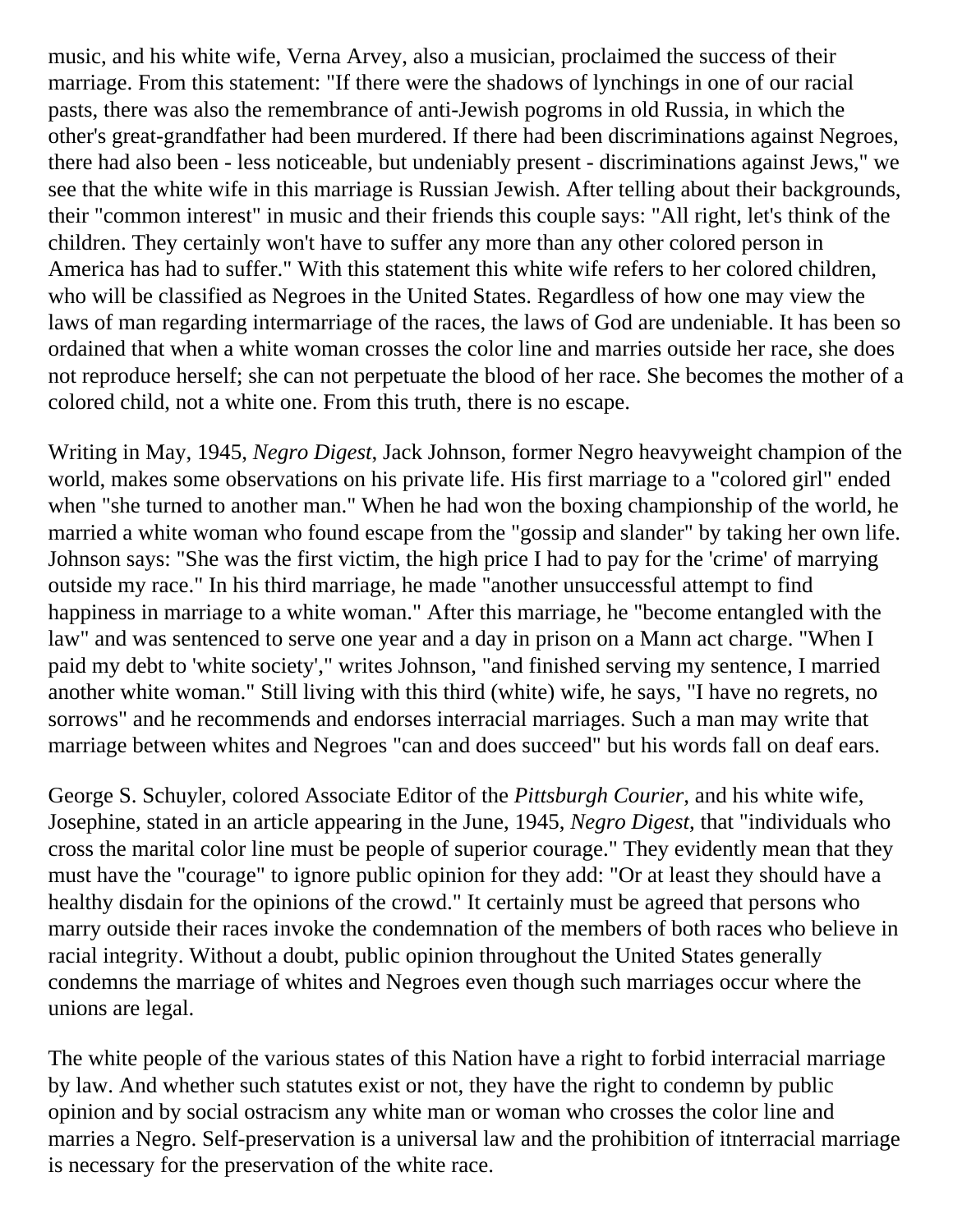music, and his white wife, Verna Arvey, also a musician, proclaimed the success of their marriage. From this statement: "If there were the shadows of lynchings in one of our racial pasts, there was also the remembrance of anti-Jewish pogroms in old Russia, in which the other's great-grandfather had been murdered. If there had been discriminations against Negroes, there had also been - less noticeable, but undeniably present - discriminations against Jews," we see that the white wife in this marriage is Russian Jewish. After telling about their backgrounds, their "common interest" in music and their friends this couple says: "All right, let's think of the children. They certainly won't have to suffer any more than any other colored person in America has had to suffer." With this statement this white wife refers to her colored children, who will be classified as Negroes in the United States. Regardless of how one may view the laws of man regarding intermarriage of the races, the laws of God are undeniable. It has been so ordained that when a white woman crosses the color line and marries outside her race, she does not reproduce herself; she can not perpetuate the blood of her race. She becomes the mother of a colored child, not a white one. From this truth, there is no escape.

Writing in May, 1945, *Negro Digest*, Jack Johnson, former Negro heavyweight champion of the world, makes some observations on his private life. His first marriage to a "colored girl" ended when "she turned to another man." When he had won the boxing championship of the world, he married a white woman who found escape from the "gossip and slander" by taking her own life. Johnson says: "She was the first victim, the high price I had to pay for the 'crime' of marrying outside my race." In his third marriage, he made "another unsuccessful attempt to find happiness in marriage to a white woman." After this marriage, he "become entangled with the law" and was sentenced to serve one year and a day in prison on a Mann act charge. "When I paid my debt to 'white society'," writes Johnson, "and finished serving my sentence, I married another white woman." Still living with this third (white) wife, he says, "I have no regrets, no sorrows" and he recommends and endorses interracial marriages. Such a man may write that marriage between whites and Negroes "can and does succeed" but his words fall on deaf ears.

George S. Schuyler, colored Associate Editor of the *Pittsburgh Courier*, and his white wife, Josephine, stated in an article appearing in the June, 1945, *Negro Digest*, that "individuals who cross the marital color line must be people of superior courage." They evidently mean that they must have the "courage" to ignore public opinion for they add: "Or at least they should have a healthy disdain for the opinions of the crowd." It certainly must be agreed that persons who marry outside their races invoke the condemnation of the members of both races who believe in racial integrity. Without a doubt, public opinion throughout the United States generally condemns the marriage of whites and Negroes even though such marriages occur where the unions are legal.

The white people of the various states of this Nation have a right to forbid interracial marriage by law. And whether such statutes exist or not, they have the right to condemn by public opinion and by social ostracism any white man or woman who crosses the color line and marries a Negro. Self-preservation is a universal law and the prohibition of itnterracial marriage is necessary for the preservation of the white race.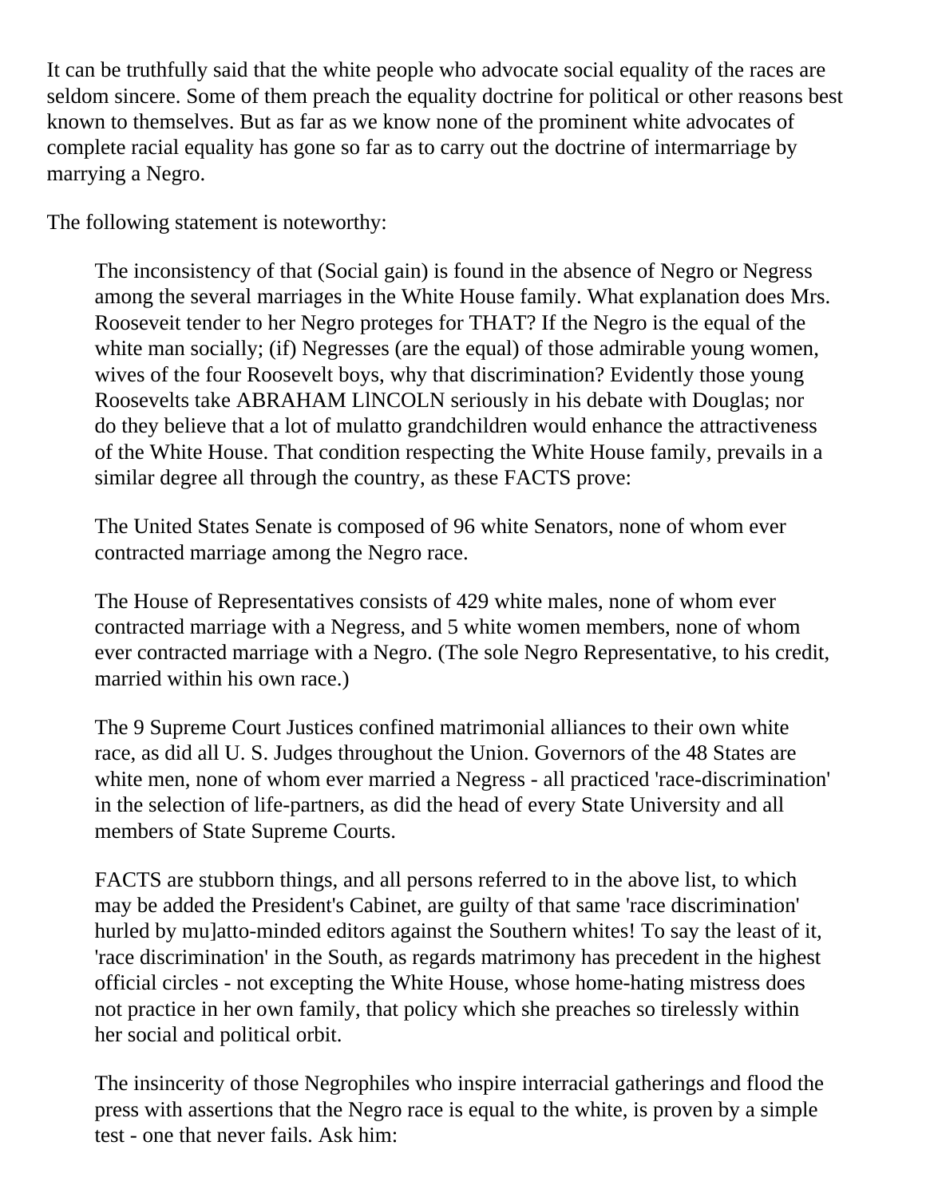It can be truthfully said that the white people who advocate social equality of the races are seldom sincere. Some of them preach the equality doctrine for political or other reasons best known to themselves. But as far as we know none of the prominent white advocates of complete racial equality has gone so far as to carry out the doctrine of intermarriage by marrying a Negro.

The following statement is noteworthy:

> The inconsistency of that (Social gain) is found in the absence of Negro or Negress among the several marriages in the White House family. What explanation does Mrs. Rooseveit tender to her Negro proteges for THAT? If the Negro is the equal of the white man socially; (if) Negresses (are the equal) of those admirable young women, wives of the four Roosevelt boys, why that discrimination? Evidently those young Roosevelts take ABRAHAM LlNCOLN seriously in his debate with Douglas; nor do they believe that a lot of mulatto grandchildren would enhance the attractiveness of the White House. That condition respecting the White House family, prevails in a similar degree all through the country, as these FACTS prove:
>
> The United States Senate is composed of 96 white Senators, none of whom ever contracted marriage among the Negro race.
>
> The House of Representatives consists of 429 white males, none of whom ever contracted marriage with a Negress, and 5 white women members, none of whom ever contracted marriage with a Negro. (The sole Negro Representative, to his credit, married within his own race.)
>
> The 9 Supreme Court Justices confined matrimonial alliances to their own white race, as did all U. S. Judges throughout the Union. Governors of the 48 States are white men, none of whom ever married a Negress - all practiced 'race-discrimination' in the selection of life-partners, as did the head of every State University and all members of State Supreme Courts.
>
> FACTS are stubborn things, and all persons referred to in the above list, to which may be added the President's Cabinet, are guilty of that same 'race discrimination' hurled by mu]atto-minded editors against the Southern whites! To say the least of it, 'race discrimination' in the South, as regards matrimony has precedent in the highest official circles - not excepting the White House, whose home-hating mistress does not practice in her own family, that policy which she preaches so tirelessly within her social and political orbit.
>
> The insincerity of those Negrophiles who inspire interracial gatherings and flood the press with assertions that the Negro race is equal to the white, is proven by a simple test - one that never fails. Ask him: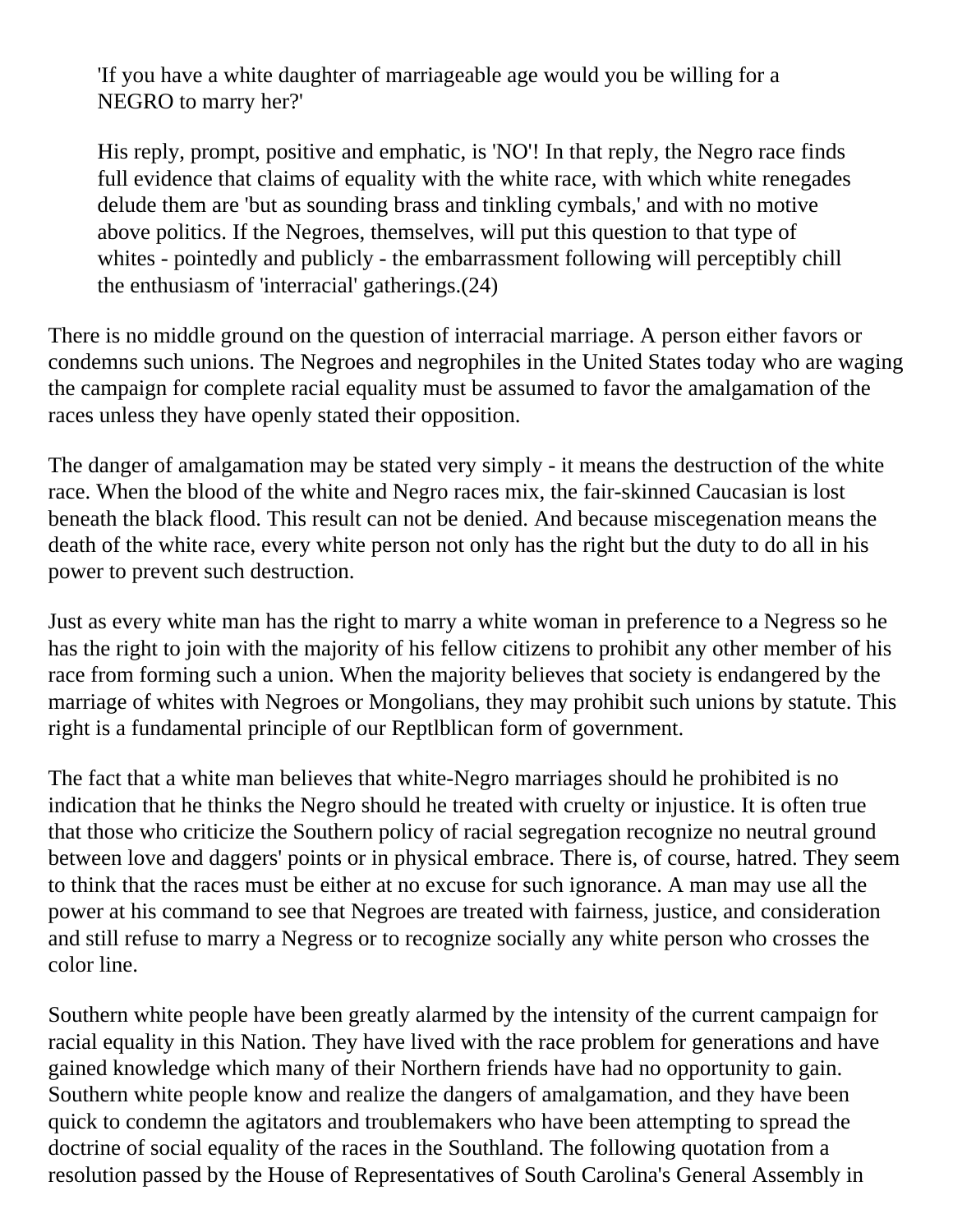> 'If you have a white daughter of marriageable age would you be willing for a NEGRO to marry her?'
>
> His reply, prompt, positive and emphatic, is 'NO'! In that reply, the Negro race finds full evidence that claims of equality with the white race, with which white renegades delude them are 'but as sounding brass and tinkling cymbals,' and with no motive above politics. If the Negroes, themselves, will put this question to that type of whites - pointedly and publicly - the embarrassment following will perceptibly chill the enthusiasm of 'interracial' gatherings.(24)

There is no middle ground on the question of interracial marriage. A person either favors or condemns such unions. The Negroes and negrophiles in the United States today who are waging the campaign for complete racial equality must be assumed to favor the amalgamation of the races unless they have openly stated their opposition.

The danger of amalgamation may be stated very simply - it means the destruction of the white race. When the blood of the white and Negro races mix, the fair-skinned Caucasian is lost beneath the black flood. This result can not be denied. And because miscegenation means the death of the white race, every white person not only has the right but the duty to do all in his power to prevent such destruction.

Just as every white man has the right to marry a white woman in preference to a Negress so he has the right to join with the majority of his fellow citizens to prohibit any other member of his race from forming such a union. When the majority believes that society is endangered by the marriage of whites with Negroes or Mongolians, they may prohibit such unions by statute. This right is a fundamental principle of our Reptlblican form of government.

The fact that a white man believes that white-Negro marriages should he prohibited is no indication that he thinks the Negro should he treated with cruelty or injustice. It is often true that those who criticize the Southern policy of racial segregation recognize no neutral ground between love and daggers' points or in physical embrace. There is, of course, hatred. They seem to think that the races must be either at no excuse for such ignorance. A man may use all the power at his command to see that Negroes are treated with fairness, justice, and consideration and still refuse to marry a Negress or to recognize socially any white person who crosses the color line.

Southern white people have been greatly alarmed by the intensity of the current campaign for racial equality in this Nation. They have lived with the race problem for generations and have gained knowledge which many of their Northern friends have had no opportunity to gain. Southern white people know and realize the dangers of amalgamation, and they have been quick to condemn the agitators and troublemakers who have been attempting to spread the doctrine of social equality of the races in the Southland. The following quotation from a resolution passed by the House of Representatives of South Carolina's General Assembly in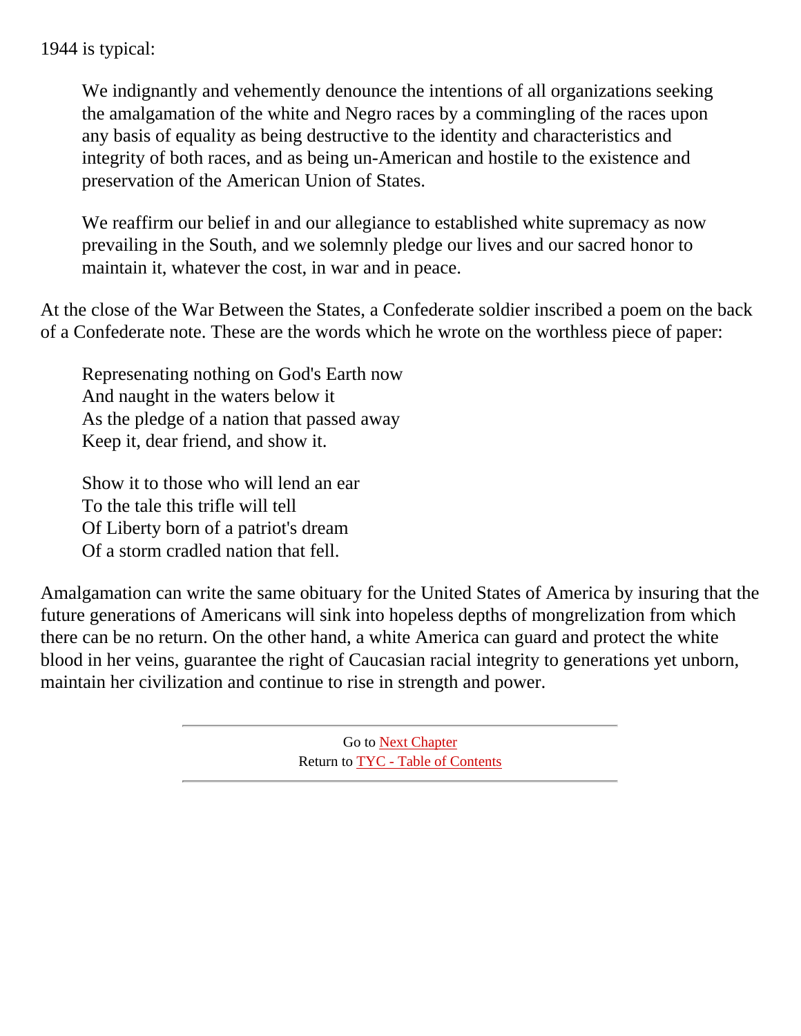1944 is typical:

> We indignantly and vehemently denounce the intentions of all organizations seeking the amalgamation of the white and Negro races by a commingling of the races upon any basis of equality as being destructive to the identity and characteristics and integrity of both races, and as being un-American and hostile to the existence and preservation of the American Union of States.
>
> We reaffirm our belief in and our allegiance to established white supremacy as now prevailing in the South, and we solemnly pledge our lives and our sacred honor to maintain it, whatever the cost, in war and in peace.

At the close of the War Between the States, a Confederate soldier inscribed a poem on the back of a Confederate note. These are the words which he wrote on the worthless piece of paper:

> Represenating nothing on God's Earth now  
> And naught in the waters below it  
> As the pledge of a nation that passed away  
> Keep it, dear friend, and show it.
>
> Show it to those who will lend an ear  
> To the tale this trifle will tell  
> Of Liberty born of a patriot's dream  
> Of a storm cradled nation that fell.

Amalgamation can write the same obituary for the United States of America by insuring that the future generations of Americans will sink into hopeless depths of mongrelization from which there can be no return. On the other hand, a white America can guard and protect the white blood in her veins, guarantee the right of Caucasian racial integrity to generations yet unborn, maintain her civilization and continue to rise in strength and power.

---

Go to Next Chapter  
Return to TYC - Table of Contents

---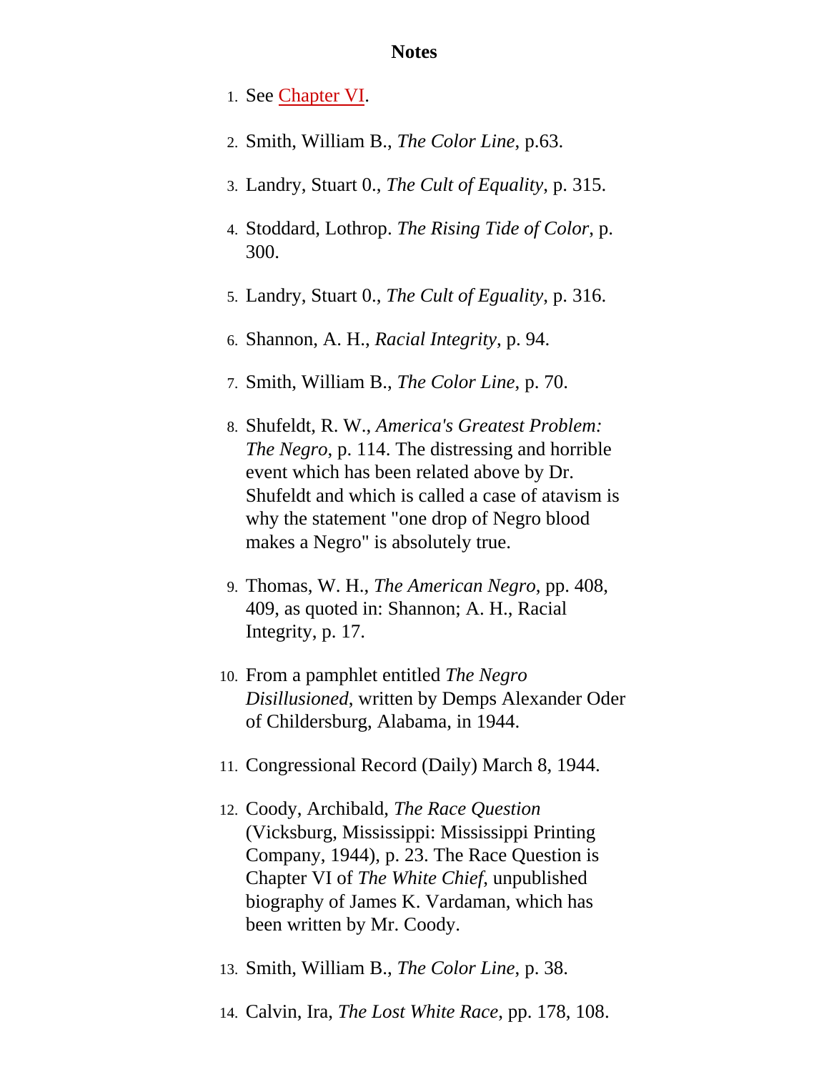## Notes

1. See Chapter VI.
2. Smith, William B., *The Color Line*, p.63.
3. Landry, Stuart 0., *The Cult of Equality*, p. 315.
4. Stoddard, Lothrop. *The Rising Tide of Color*, p. 300.
5. Landry, Stuart 0., *The Cult of Egualitv*, p. 316.
6. Shannon, A. H., *Racial Integrity*, p. 94.
7. Smith, William B., *The Color Line*, p. 70.
8. Shufeldt, R. W., *America's Greatest Problem: The Negro*, p. 114. The distressing and horrible event which has been related above by Dr. Shufeldt and which is called a case of atavism is why the statement "one drop of Negro blood makes a Negro" is absolutely true.
9. Thomas, W. H., *The American Negro*, pp. 408, 409, as quoted in: Shannon; A. H., Racial Integrity, p. 17.
10. From a pamphlet entitled *The Negro Disillusioned*, written by Demps Alexander Oder of Childersburg, Alabama, in 1944.
11. Congressional Record (Daily) March 8, 1944.
12. Coody, Archibald, *The Race Question* (Vicksburg, Mississippi: Mississippi Printing Company, 1944), p. 23. The Race Question is Chapter VI of *The White Chief*, unpublished biography of James K. Vardaman, which has been written by Mr. Coody.
13. Smith, William B., *The Color Line*, p. 38.
14. Calvin, Ira, *The Lost White Race*, pp. 178, 108.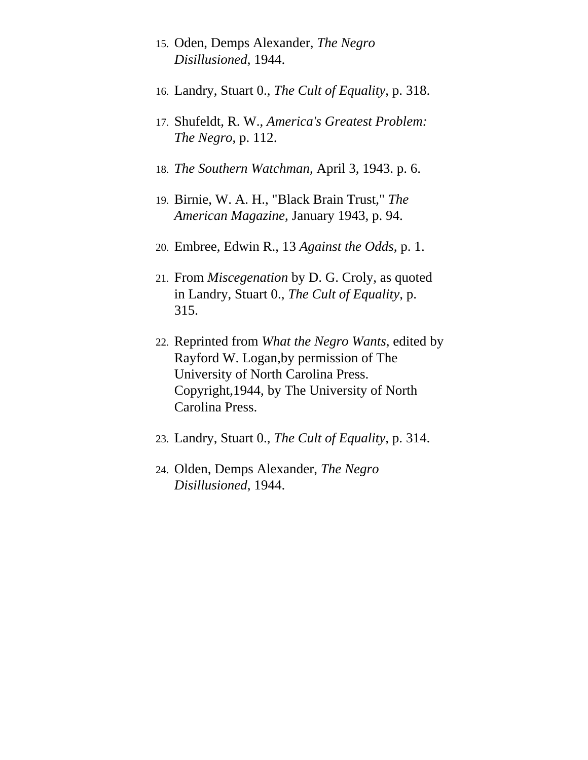15. Oden, Demps Alexander, *The Negro Disillusioned*, 1944.

16. Landry, Stuart 0., *The Cult of Equality*, p. 318.

17. Shufeldt, R. W., *America's Greatest Problem: The Negro*, p. 112.

18. *The Southern Watchman*, April 3, 1943. p. 6.

19. Birnie, W. A. H., "Black Brain Trust," *The American Magazine*, January 1943, p. 94.

20. Embree, Edwin R., 13 *Against the Odds*, p. 1.

21. From *Miscegenation* by D. G. Croly, as quoted in Landry, Stuart 0., *The Cult of Equality*, p. 315.

22. Reprinted from *What the Negro Wants*, edited by Rayford W. Logan,by permission of The University of North Carolina Press. Copyright,1944, by The University of North Carolina Press.

23. Landry, Stuart 0., *The Cult of Equality*, p. 314.

24. Olden, Demps Alexander, *The Negro Disillusioned*, 1944.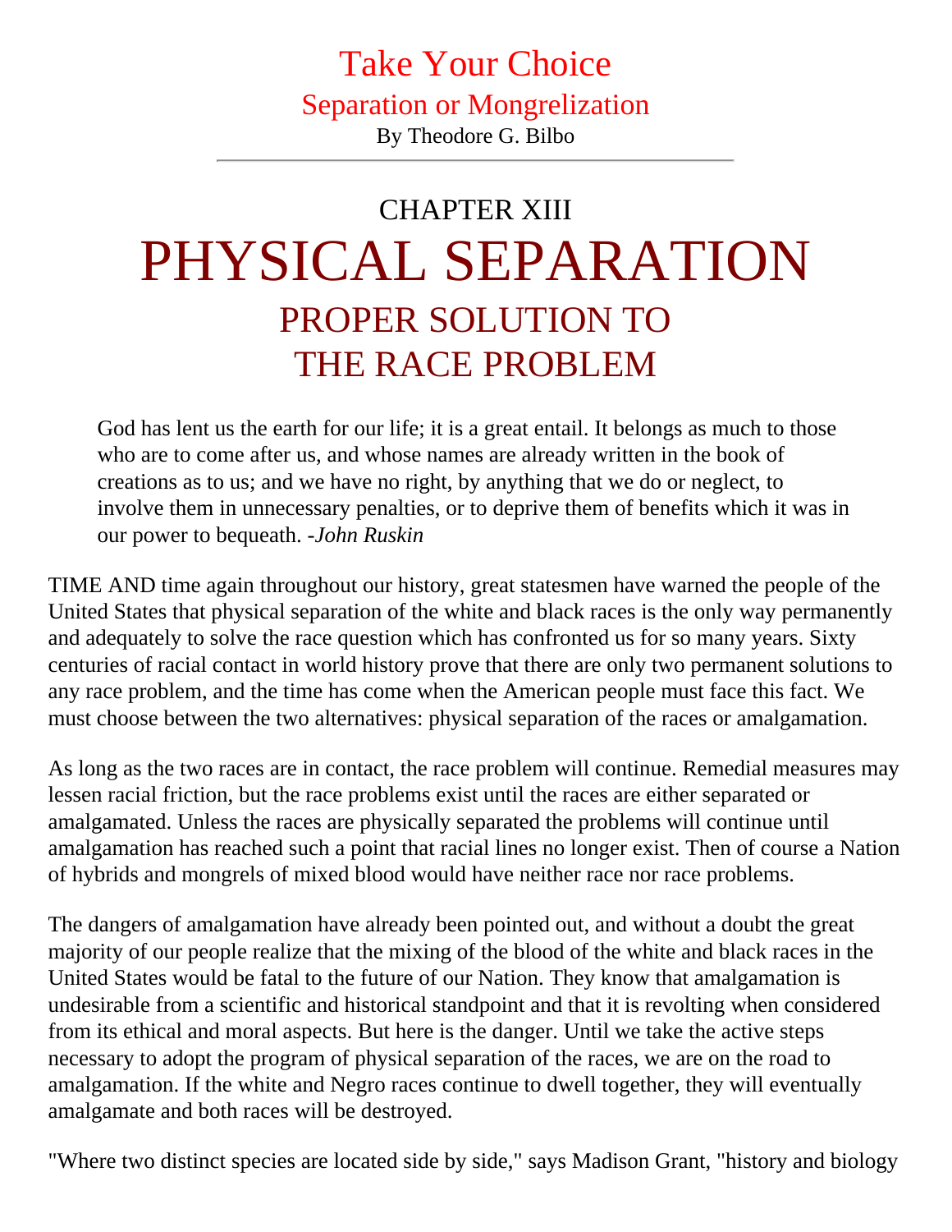# Take Your Choice

## Separation or Mongrelization

By Theodore G. Bilbo

---

## CHAPTER XIII

# PHYSICAL SEPARATION

## PROPER SOLUTION TO THE RACE PROBLEM

> God has lent us the earth for our life; it is a great entail. It belongs as much to those who are to come after us, and whose names are already written in the book of creations as to us; and we have no right, by anything that we do or neglect, to involve them in unnecessary penalties, or to deprive them of benefits which it was in our power to bequeath. -*John Ruskin*

TIME AND time again throughout our history, great statesmen have warned the people of the United States that physical separation of the white and black races is the only way permanently and adequately to solve the race question which has confronted us for so many years. Sixty centuries of racial contact in world history prove that there are only two permanent solutions to any race problem, and the time has come when the American people must face this fact. We must choose between the two alternatives: physical separation of the races or amalgamation.

As long as the two races are in contact, the race problem will continue. Remedial measures may lessen racial friction, but the race problems exist until the races are either separated or amalgamated. Unless the races are physically separated the problems will continue until amalgamation has reached such a point that racial lines no longer exist. Then of course a Nation of hybrids and mongrels of mixed blood would have neither race nor race problems.

The dangers of amalgamation have already been pointed out, and without a doubt the great majority of our people realize that the mixing of the blood of the white and black races in the United States would be fatal to the future of our Nation. They know that amalgamation is undesirable from a scientific and historical standpoint and that it is revolting when considered from its ethical and moral aspects. But here is the danger. Until we take the active steps necessary to adopt the program of physical separation of the races, we are on the road to amalgamation. If the white and Negro races continue to dwell together, they will eventually amalgamate and both races will be destroyed.

"Where two distinct species are located side by side," says Madison Grant, "history and biology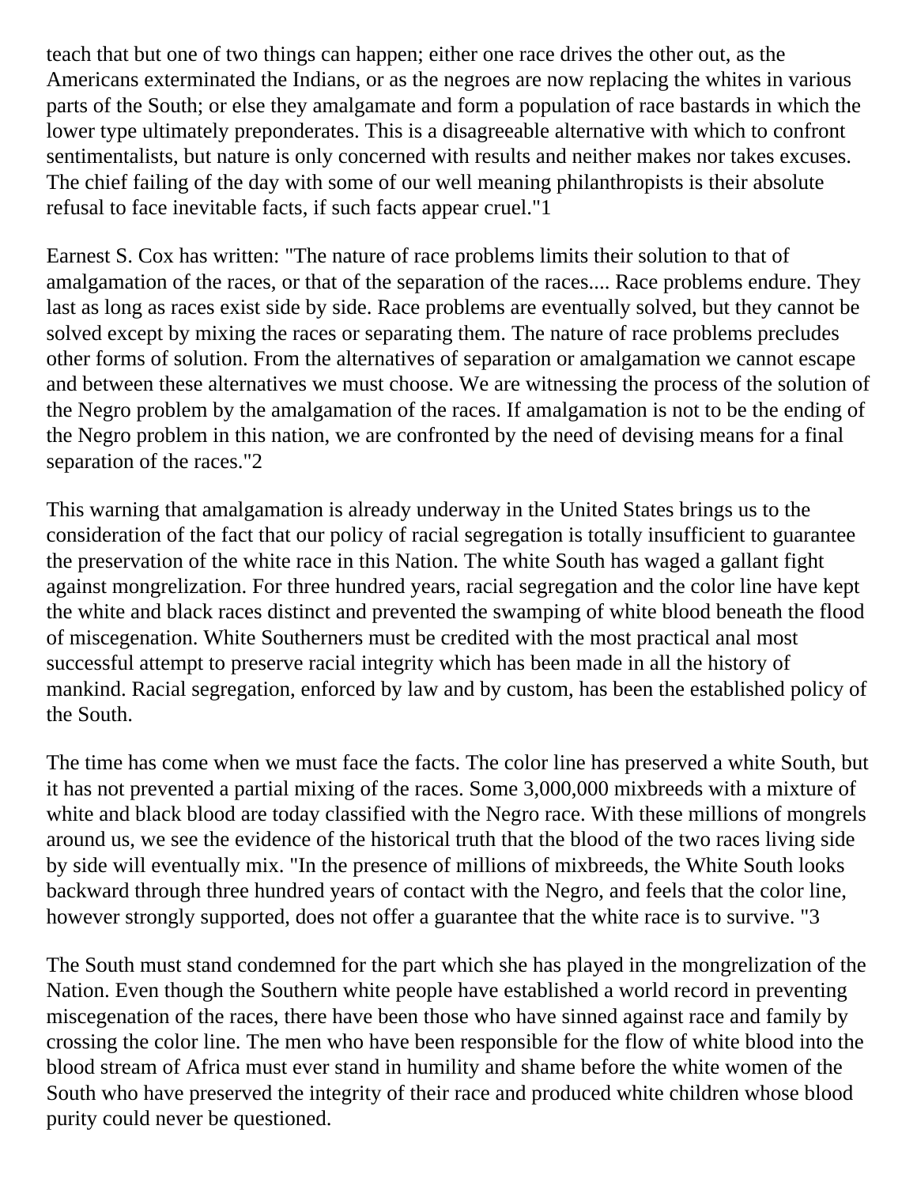teach that but one of two things can happen; either one race drives the other out, as the Americans exterminated the Indians, or as the negroes are now replacing the whites in various parts of the South; or else they amalgamate and form a population of race bastards in which the lower type ultimately preponderates. This is a disagreeable alternative with which to confront sentimentalists, but nature is only concerned with results and neither makes nor takes excuses. The chief failing of the day with some of our well meaning philanthropists is their absolute refusal to face inevitable facts, if such facts appear cruel."[1]

Earnest S. Cox has written: "The nature of race problems limits their solution to that of amalgamation of the races, or that of the separation of the races.... Race problems endure. They last as long as races exist side by side. Race problems are eventually solved, but they cannot be solved except by mixing the races or separating them. The nature of race problems precludes other forms of solution. From the alternatives of separation or amalgamation we cannot escape and between these alternatives we must choose. We are witnessing the process of the solution of the Negro problem by the amalgamation of the races. If amalgamation is not to be the ending of the Negro problem in this nation, we are confronted by the need of devising means for a final separation of the races."[2]

This warning that amalgamation is already underway in the United States brings us to the consideration of the fact that our policy of racial segregation is totally insufficient to guarantee the preservation of the white race in this Nation. The white South has waged a gallant fight against mongrelization. For three hundred years, racial segregation and the color line have kept the white and black races distinct and prevented the swamping of white blood beneath the flood of miscegenation. White Southerners must be credited with the most practical anal most successful attempt to preserve racial integrity which has been made in all the history of mankind. Racial segregation, enforced by law and by custom, has been the established policy of the South.

The time has come when we must face the facts. The color line has preserved a white South, but it has not prevented a partial mixing of the races. Some 3,000,000 mixbreeds with a mixture of white and black blood are today classified with the Negro race. With these millions of mongrels around us, we see the evidence of the historical truth that the blood of the two races living side by side will eventually mix. "In the presence of millions of mixbreeds, the White South looks backward through three hundred years of contact with the Negro, and feels that the color line, however strongly supported, does not offer a guarantee that the white race is to survive. "[3]

The South must stand condemned for the part which she has played in the mongrelization of the Nation. Even though the Southern white people have established a world record in preventing miscegenation of the races, there have been those who have sinned against race and family by crossing the color line. The men who have been responsible for the flow of white blood into the blood stream of Africa must ever stand in humility and shame before the white women of the South who have preserved the integrity of their race and produced white children whose blood purity could never be questioned.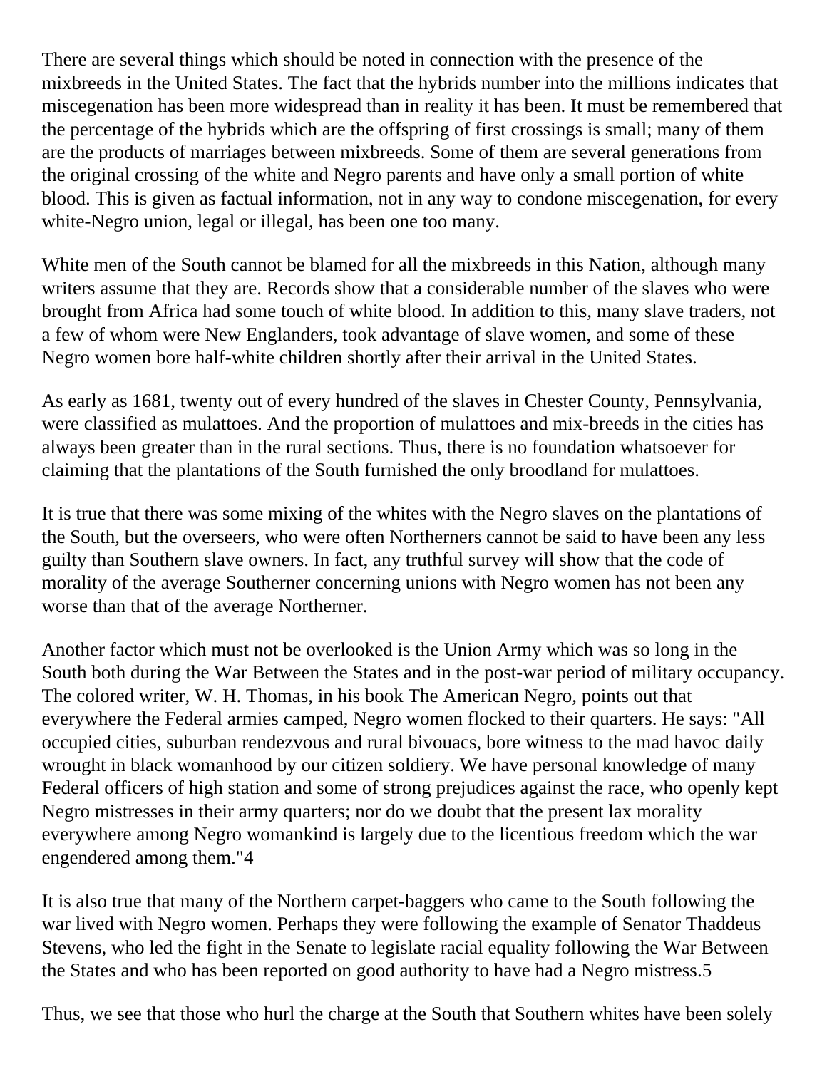There are several things which should be noted in connection with the presence of the mixbreeds in the United States. The fact that the hybrids number into the millions indicates that miscegenation has been more widespread than in reality it has been. It must be remembered that the percentage of the hybrids which are the offspring of first crossings is small; many of them are the products of marriages between mixbreeds. Some of them are several generations from the original crossing of the white and Negro parents and have only a small portion of white blood. This is given as factual information, not in any way to condone miscegenation, for every white-Negro union, legal or illegal, has been one too many.

White men of the South cannot be blamed for all the mixbreeds in this Nation, although many writers assume that they are. Records show that a considerable number of the slaves who were brought from Africa had some touch of white blood. In addition to this, many slave traders, not a few of whom were New Englanders, took advantage of slave women, and some of these Negro women bore half-white children shortly after their arrival in the United States.

As early as 1681, twenty out of every hundred of the slaves in Chester County, Pennsylvania, were classified as mulattoes. And the proportion of mulattoes and mix-breeds in the cities has always been greater than in the rural sections. Thus, there is no foundation whatsoever for claiming that the plantations of the South furnished the only broodland for mulattoes.

It is true that there was some mixing of the whites with the Negro slaves on the plantations of the South, but the overseers, who were often Northerners cannot be said to have been any less guilty than Southern slave owners. In fact, any truthful survey will show that the code of morality of the average Southerner concerning unions with Negro women has not been any worse than that of the average Northerner.

Another factor which must not be overlooked is the Union Army which was so long in the South both during the War Between the States and in the post-war period of military occupancy. The colored writer, W. H. Thomas, in his book The American Negro, points out that everywhere the Federal armies camped, Negro women flocked to their quarters. He says: "All occupied cities, suburban rendezvous and rural bivouacs, bore witness to the mad havoc daily wrought in black womanhood by our citizen soldiery. We have personal knowledge of many Federal officers of high station and some of strong prejudices against the race, who openly kept Negro mistresses in their army quarters; nor do we doubt that the present lax morality everywhere among Negro womankind is largely due to the licentious freedom which the war engendered among them."[4]

It is also true that many of the Northern carpet-baggers who came to the South following the war lived with Negro women. Perhaps they were following the example of Senator Thaddeus Stevens, who led the fight in the Senate to legislate racial equality following the War Between the States and who has been reported on good authority to have had a Negro mistress.[5]

Thus, we see that those who hurl the charge at the South that Southern whites have been solely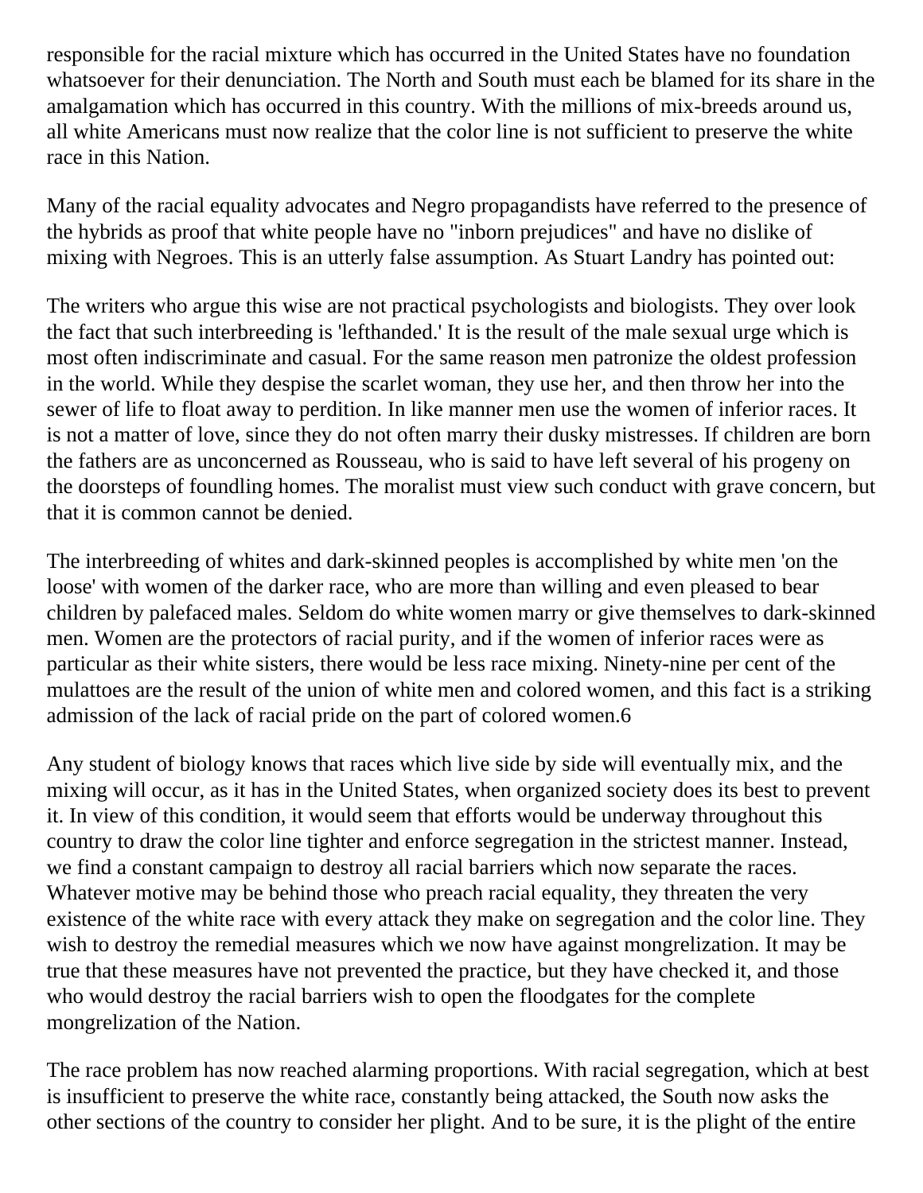responsible for the racial mixture which has occurred in the United States have no foundation whatsoever for their denunciation. The North and South must each be blamed for its share in the amalgamation which has occurred in this country. With the millions of mix-breeds around us, all white Americans must now realize that the color line is not sufficient to preserve the white race in this Nation.

Many of the racial equality advocates and Negro propagandists have referred to the presence of the hybrids as proof that white people have no "inborn prejudices" and have no dislike of mixing with Negroes. This is an utterly false assumption. As Stuart Landry has pointed out:

The writers who argue this wise are not practical psychologists and biologists. They over look the fact that such interbreeding is 'lefthanded.' It is the result of the male sexual urge which is most often indiscriminate and casual. For the same reason men patronize the oldest profession in the world. While they despise the scarlet woman, they use her, and then throw her into the sewer of life to float away to perdition. In like manner men use the women of inferior races. It is not a matter of love, since they do not often marry their dusky mistresses. If children are born the fathers are as unconcerned as Rousseau, who is said to have left several of his progeny on the doorsteps of foundling homes. The moralist must view such conduct with grave concern, but that it is common cannot be denied.

The interbreeding of whites and dark-skinned peoples is accomplished by white men 'on the loose' with women of the darker race, who are more than willing and even pleased to bear children by palefaced males. Seldom do white women marry or give themselves to dark-skinned men. Women are the protectors of racial purity, and if the women of inferior races were as particular as their white sisters, there would be less race mixing. Ninety-nine per cent of the mulattoes are the result of the union of white men and colored women, and this fact is a striking admission of the lack of racial pride on the part of colored women.6

Any student of biology knows that races which live side by side will eventually mix, and the mixing will occur, as it has in the United States, when organized society does its best to prevent it. In view of this condition, it would seem that efforts would be underway throughout this country to draw the color line tighter and enforce segregation in the strictest manner. Instead, we find a constant campaign to destroy all racial barriers which now separate the races. Whatever motive may be behind those who preach racial equality, they threaten the very existence of the white race with every attack they make on segregation and the color line. They wish to destroy the remedial measures which we now have against mongrelization. It may be true that these measures have not prevented the practice, but they have checked it, and those who would destroy the racial barriers wish to open the floodgates for the complete mongrelization of the Nation.

The race problem has now reached alarming proportions. With racial segregation, which at best is insufficient to preserve the white race, constantly being attacked, the South now asks the other sections of the country to consider her plight. And to be sure, it is the plight of the entire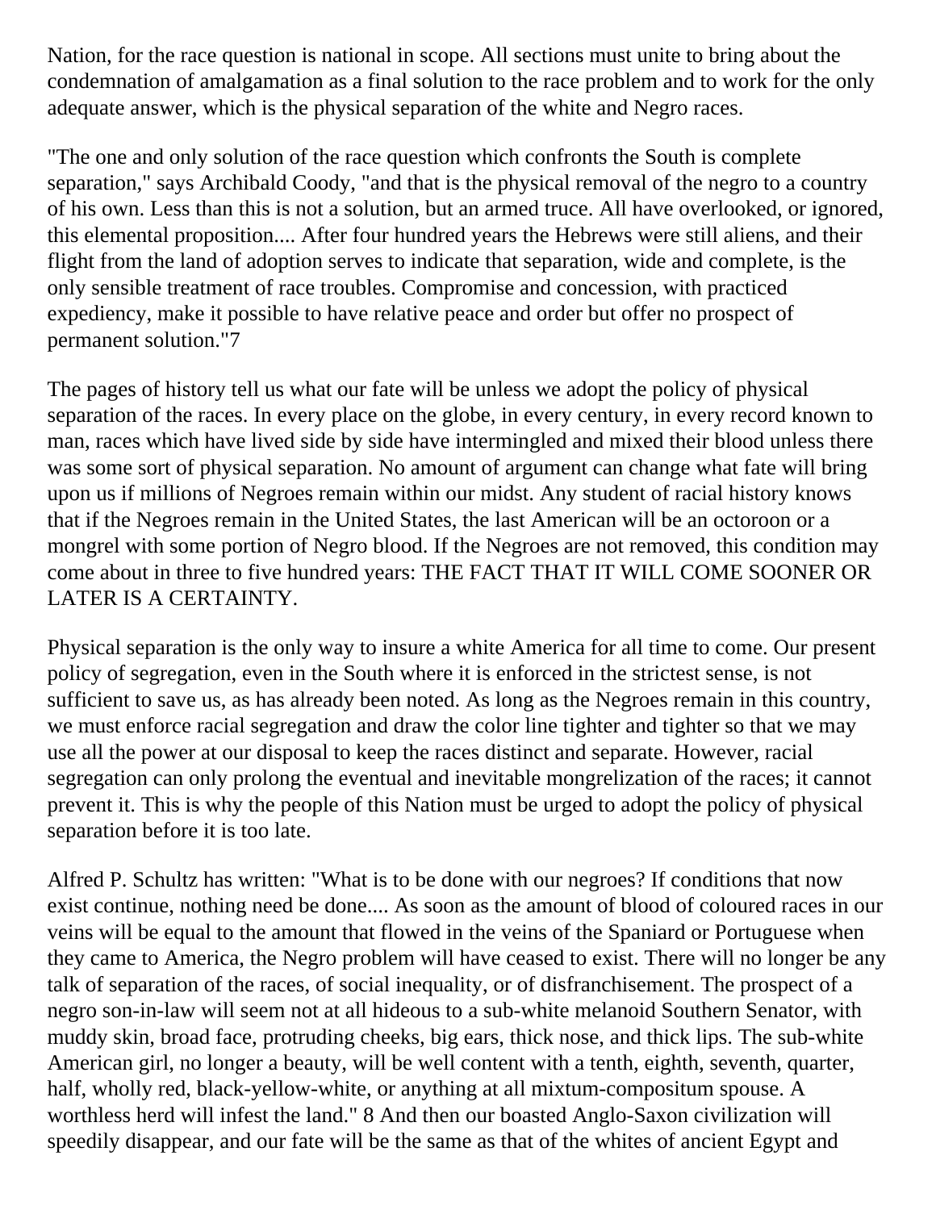Nation, for the race question is national in scope. All sections must unite to bring about the condemnation of amalgamation as a final solution to the race problem and to work for the only adequate answer, which is the physical separation of the white and Negro races.

"The one and only solution of the race question which confronts the South is complete separation," says Archibald Coody, "and that is the physical removal of the negro to a country of his own. Less than this is not a solution, but an armed truce. All have overlooked, or ignored, this elemental proposition.... After four hundred years the Hebrews were still aliens, and their flight from the land of adoption serves to indicate that separation, wide and complete, is the only sensible treatment of race troubles. Compromise and concession, with practiced expediency, make it possible to have relative peace and order but offer no prospect of permanent solution."7

The pages of history tell us what our fate will be unless we adopt the policy of physical separation of the races. In every place on the globe, in every century, in every record known to man, races which have lived side by side have intermingled and mixed their blood unless there was some sort of physical separation. No amount of argument can change what fate will bring upon us if millions of Negroes remain within our midst. Any student of racial history knows that if the Negroes remain in the United States, the last American will be an octoroon or a mongrel with some portion of Negro blood. If the Negroes are not removed, this condition may come about in three to five hundred years: THE FACT THAT IT WILL COME SOONER OR LATER IS A CERTAINTY.

Physical separation is the only way to insure a white America for all time to come. Our present policy of segregation, even in the South where it is enforced in the strictest sense, is not sufficient to save us, as has already been noted. As long as the Negroes remain in this country, we must enforce racial segregation and draw the color line tighter and tighter so that we may use all the power at our disposal to keep the races distinct and separate. However, racial segregation can only prolong the eventual and inevitable mongrelization of the races; it cannot prevent it. This is why the people of this Nation must be urged to adopt the policy of physical separation before it is too late.

Alfred P. Schultz has written: "What is to be done with our negroes? If conditions that now exist continue, nothing need be done.... As soon as the amount of blood of coloured races in our veins will be equal to the amount that flowed in the veins of the Spaniard or Portuguese when they came to America, the Negro problem will have ceased to exist. There will no longer be any talk of separation of the races, of social inequality, or of disfranchisement. The prospect of a negro son-in-law will seem not at all hideous to a sub-white melanoid Southern Senator, with muddy skin, broad face, protruding cheeks, big ears, thick nose, and thick lips. The sub-white American girl, no longer a beauty, will be well content with a tenth, eighth, seventh, quarter, half, wholly red, black-yellow-white, or anything at all mixtum-compositum spouse. A worthless herd will infest the land." 8 And then our boasted Anglo-Saxon civilization will speedily disappear, and our fate will be the same as that of the whites of ancient Egypt and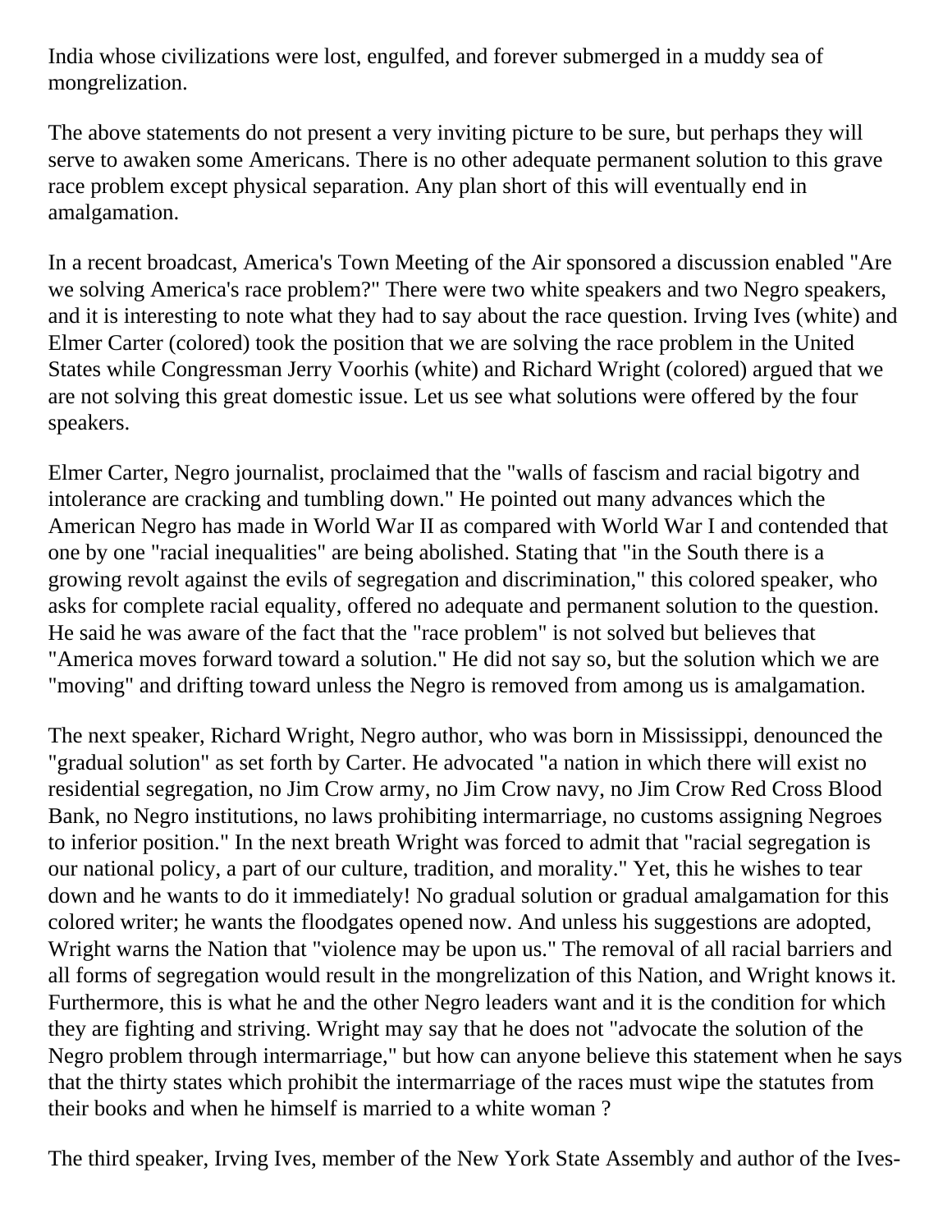India whose civilizations were lost, engulfed, and forever submerged in a muddy sea of mongrelization.

The above statements do not present a very inviting picture to be sure, but perhaps they will serve to awaken some Americans. There is no other adequate permanent solution to this grave race problem except physical separation. Any plan short of this will eventually end in amalgamation.

In a recent broadcast, America's Town Meeting of the Air sponsored a discussion enabled "Are we solving America's race problem?" There were two white speakers and two Negro speakers, and it is interesting to note what they had to say about the race question. Irving Ives (white) and Elmer Carter (colored) took the position that we are solving the race problem in the United States while Congressman Jerry Voorhis (white) and Richard Wright (colored) argued that we are not solving this great domestic issue. Let us see what solutions were offered by the four speakers.

Elmer Carter, Negro journalist, proclaimed that the "walls of fascism and racial bigotry and intolerance are cracking and tumbling down." He pointed out many advances which the American Negro has made in World War II as compared with World War I and contended that one by one "racial inequalities" are being abolished. Stating that "in the South there is a growing revolt against the evils of segregation and discrimination," this colored speaker, who asks for complete racial equality, offered no adequate and permanent solution to the question. He said he was aware of the fact that the "race problem" is not solved but believes that "America moves forward toward a solution." He did not say so, but the solution which we are "moving" and drifting toward unless the Negro is removed from among us is amalgamation.

The next speaker, Richard Wright, Negro author, who was born in Mississippi, denounced the "gradual solution" as set forth by Carter. He advocated "a nation in which there will exist no residential segregation, no Jim Crow army, no Jim Crow navy, no Jim Crow Red Cross Blood Bank, no Negro institutions, no laws prohibiting intermarriage, no customs assigning Negroes to inferior position." In the next breath Wright was forced to admit that "racial segregation is our national policy, a part of our culture, tradition, and morality." Yet, this he wishes to tear down and he wants to do it immediately! No gradual solution or gradual amalgamation for this colored writer; he wants the floodgates opened now. And unless his suggestions are adopted, Wright warns the Nation that "violence may be upon us." The removal of all racial barriers and all forms of segregation would result in the mongrelization of this Nation, and Wright knows it. Furthermore, this is what he and the other Negro leaders want and it is the condition for which they are fighting and striving. Wright may say that he does not "advocate the solution of the Negro problem through intermarriage," but how can anyone believe this statement when he says that the thirty states which prohibit the intermarriage of the races must wipe the statutes from their books and when he himself is married to a white woman ?

The third speaker, Irving Ives, member of the New York State Assembly and author of the Ives-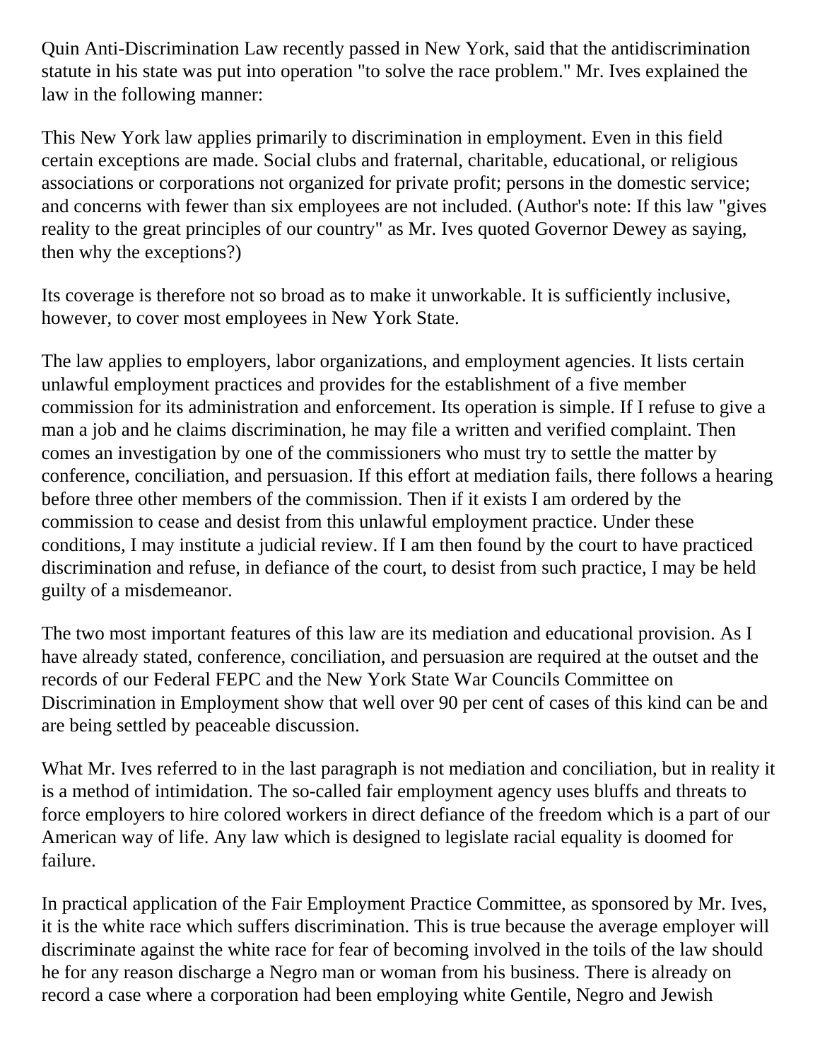Quin Anti-Discrimination Law recently passed in New York, said that the antidiscrimination statute in his state was put into operation "to solve the race problem." Mr. Ives explained the law in the following manner:

This New York law applies primarily to discrimination in employment. Even in this field certain exceptions are made. Social clubs and fraternal, charitable, educational, or religious associations or corporations not organized for private profit; persons in the domestic service; and concerns with fewer than six employees are not included. (Author's note: If this law "gives reality to the great principles of our country" as Mr. Ives quoted Governor Dewey as saying, then why the exceptions?)

Its coverage is therefore not so broad as to make it unworkable. It is sufficiently inclusive, however, to cover most employees in New York State.

The law applies to employers, labor organizations, and employment agencies. It lists certain unlawful employment practices and provides for the establishment of a five member commission for its administration and enforcement. Its operation is simple. If I refuse to give a man a job and he claims discrimination, he may file a written and verified complaint. Then comes an investigation by one of the commissioners who must try to settle the matter by conference, conciliation, and persuasion. If this effort at mediation fails, there follows a hearing before three other members of the commission. Then if it exists I am ordered by the commission to cease and desist from this unlawful employment practice. Under these conditions, I may institute a judicial review. If I am then found by the court to have practiced discrimination and refuse, in defiance of the court, to desist from such practice, I may be held guilty of a misdemeanor.

The two most important features of this law are its mediation and educational provision. As I have already stated, conference, conciliation, and persuasion are required at the outset and the records of our Federal FEPC and the New York State War Councils Committee on Discrimination in Employment show that well over 90 per cent of cases of this kind can be and are being settled by peaceable discussion.

What Mr. Ives referred to in the last paragraph is not mediation and conciliation, but in reality it is a method of intimidation. The so-called fair employment agency uses bluffs and threats to force employers to hire colored workers in direct defiance of the freedom which is a part of our American way of life. Any law which is designed to legislate racial equality is doomed for failure.

In practical application of the Fair Employment Practice Committee, as sponsored by Mr. Ives, it is the white race which suffers discrimination. This is true because the average employer will discriminate against the white race for fear of becoming involved in the toils of the law should he for any reason discharge a Negro man or woman from his business. There is already on record a case where a corporation had been employing white Gentile, Negro and Jewish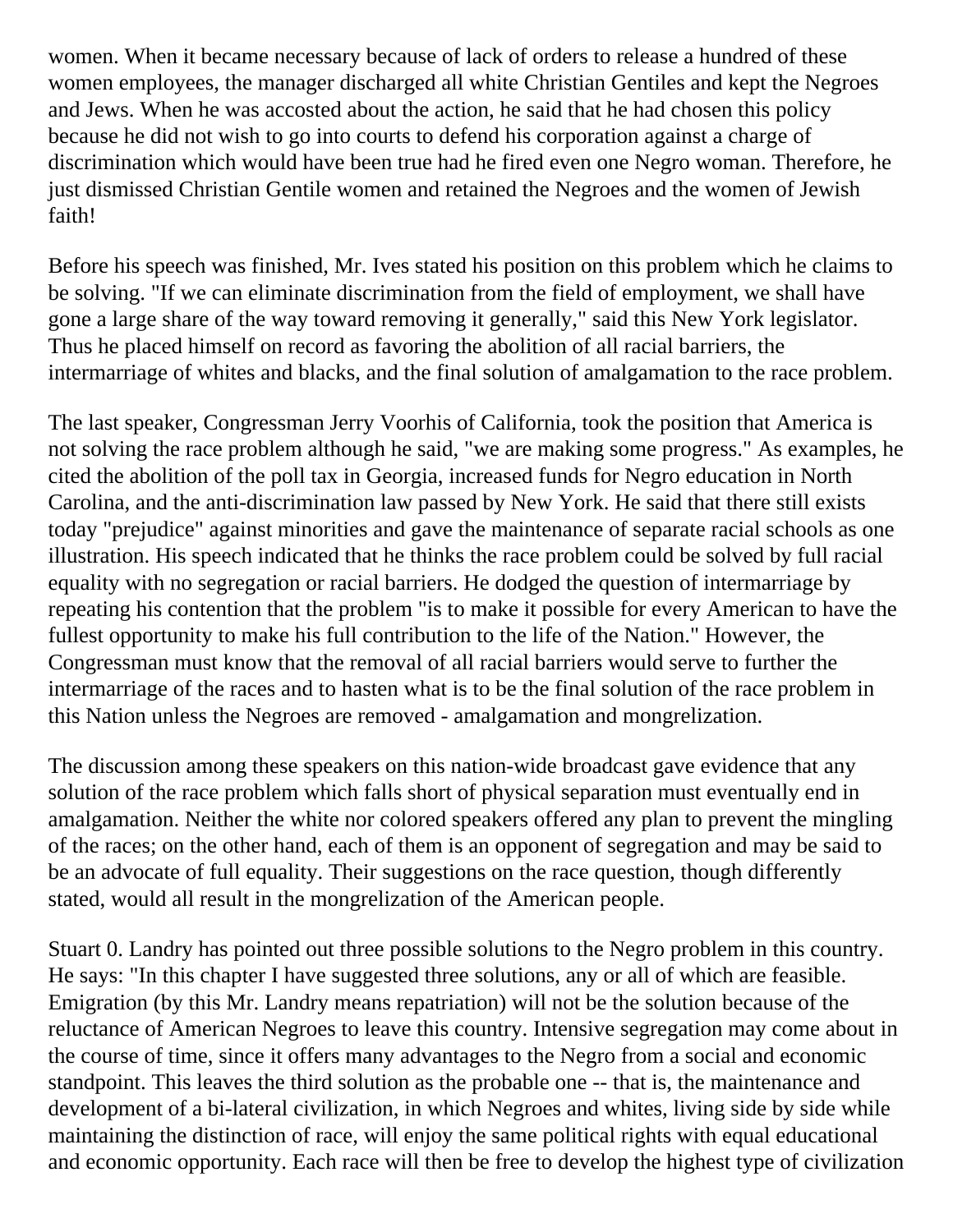women. When it became necessary because of lack of orders to release a hundred of these women employees, the manager discharged all white Christian Gentiles and kept the Negroes and Jews. When he was accosted about the action, he said that he had chosen this policy because he did not wish to go into courts to defend his corporation against a charge of discrimination which would have been true had he fired even one Negro woman. Therefore, he just dismissed Christian Gentile women and retained the Negroes and the women of Jewish faith!

Before his speech was finished, Mr. Ives stated his position on this problem which he claims to be solving. "If we can eliminate discrimination from the field of employment, we shall have gone a large share of the way toward removing it generally," said this New York legislator. Thus he placed himself on record as favoring the abolition of all racial barriers, the intermarriage of whites and blacks, and the final solution of amalgamation to the race problem.

The last speaker, Congressman Jerry Voorhis of California, took the position that America is not solving the race problem although he said, "we are making some progress." As examples, he cited the abolition of the poll tax in Georgia, increased funds for Negro education in North Carolina, and the anti-discrimination law passed by New York. He said that there still exists today "prejudice" against minorities and gave the maintenance of separate racial schools as one illustration. His speech indicated that he thinks the race problem could be solved by full racial equality with no segregation or racial barriers. He dodged the question of intermarriage by repeating his contention that the problem "is to make it possible for every American to have the fullest opportunity to make his full contribution to the life of the Nation." However, the Congressman must know that the removal of all racial barriers would serve to further the intermarriage of the races and to hasten what is to be the final solution of the race problem in this Nation unless the Negroes are removed - amalgamation and mongrelization.

The discussion among these speakers on this nation-wide broadcast gave evidence that any solution of the race problem which falls short of physical separation must eventually end in amalgamation. Neither the white nor colored speakers offered any plan to prevent the mingling of the races; on the other hand, each of them is an opponent of segregation and may be said to be an advocate of full equality. Their suggestions on the race question, though differently stated, would all result in the mongrelization of the American people.

Stuart 0. Landry has pointed out three possible solutions to the Negro problem in this country. He says: "In this chapter I have suggested three solutions, any or all of which are feasible. Emigration (by this Mr. Landry means repatriation) will not be the solution because of the reluctance of American Negroes to leave this country. Intensive segregation may come about in the course of time, since it offers many advantages to the Negro from a social and economic standpoint. This leaves the third solution as the probable one -- that is, the maintenance and development of a bi-lateral civilization, in which Negroes and whites, living side by side while maintaining the distinction of race, will enjoy the same political rights with equal educational and economic opportunity. Each race will then be free to develop the highest type of civilization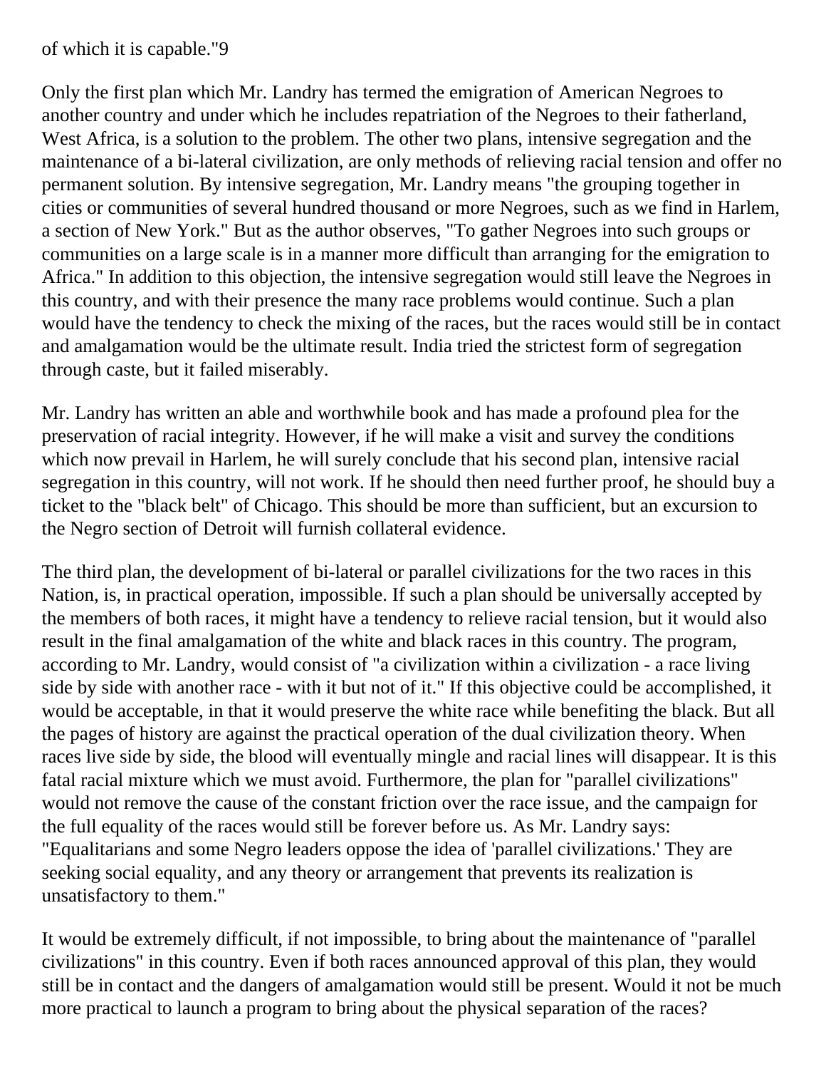of which it is capable."[9]

Only the first plan which Mr. Landry has termed the emigration of American Negroes to another country and under which he includes repatriation of the Negroes to their fatherland, West Africa, is a solution to the problem. The other two plans, intensive segregation and the maintenance of a bi-lateral civilization, are only methods of relieving racial tension and offer no permanent solution. By intensive segregation, Mr. Landry means "the grouping together in cities or communities of several hundred thousand or more Negroes, such as we find in Harlem, a section of New York." But as the author observes, "To gather Negroes into such groups or communities on a large scale is in a manner more difficult than arranging for the emigration to Africa." In addition to this objection, the intensive segregation would still leave the Negroes in this country, and with their presence the many race problems would continue. Such a plan would have the tendency to check the mixing of the races, but the races would still be in contact and amalgamation would be the ultimate result. India tried the strictest form of segregation through caste, but it failed miserably.

Mr. Landry has written an able and worthwhile book and has made a profound plea for the preservation of racial integrity. However, if he will make a visit and survey the conditions which now prevail in Harlem, he will surely conclude that his second plan, intensive racial segregation in this country, will not work. If he should then need further proof, he should buy a ticket to the "black belt" of Chicago. This should be more than sufficient, but an excursion to the Negro section of Detroit will furnish collateral evidence.

The third plan, the development of bi-lateral or parallel civilizations for the two races in this Nation, is, in practical operation, impossible. If such a plan should be universally accepted by the members of both races, it might have a tendency to relieve racial tension, but it would also result in the final amalgamation of the white and black races in this country. The program, according to Mr. Landry, would consist of "a civilization within a civilization - a race living side by side with another race - with it but not of it." If this objective could be accomplished, it would be acceptable, in that it would preserve the white race while benefiting the black. But all the pages of history are against the practical operation of the dual civilization theory. When races live side by side, the blood will eventually mingle and racial lines will disappear. It is this fatal racial mixture which we must avoid. Furthermore, the plan for "parallel civilizations" would not remove the cause of the constant friction over the race issue, and the campaign for the full equality of the races would still be forever before us. As Mr. Landry says: "Equalitarians and some Negro leaders oppose the idea of 'parallel civilizations.' They are seeking social equality, and any theory or arrangement that prevents its realization is unsatisfactory to them."

It would be extremely difficult, if not impossible, to bring about the maintenance of "parallel civilizations" in this country. Even if both races announced approval of this plan, they would still be in contact and the dangers of amalgamation would still be present. Would it not be much more practical to launch a program to bring about the physical separation of the races?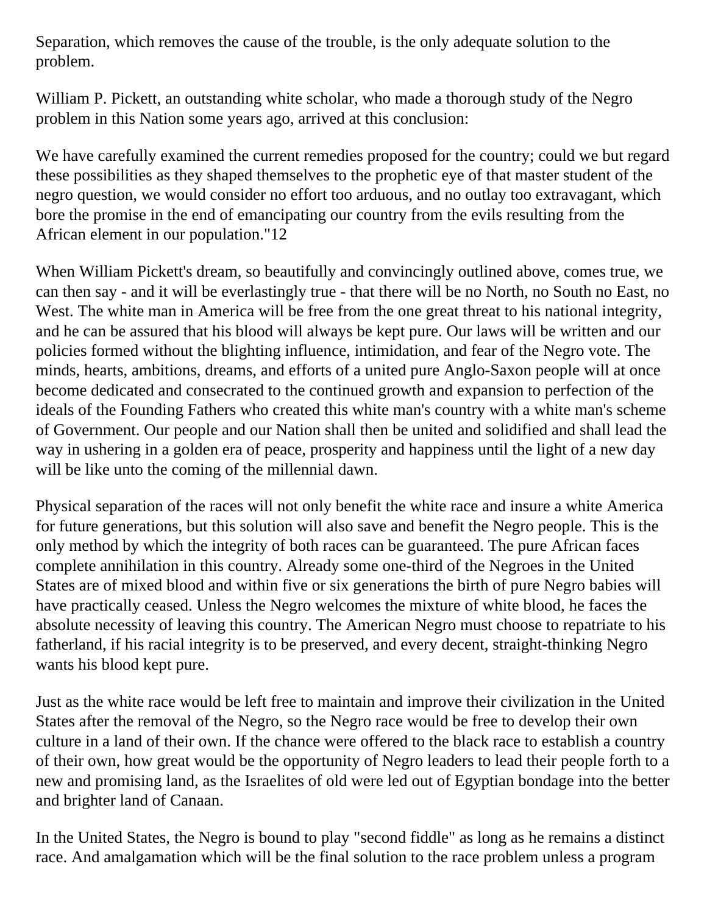Separation, which removes the cause of the trouble, is the only adequate solution to the problem.

William P. Pickett, an outstanding white scholar, who made a thorough study of the Negro problem in this Nation some years ago, arrived at this conclusion:

We have carefully examined the current remedies proposed for the country; could we but regard these possibilities as they shaped themselves to the prophetic eye of that master student of the negro question, we would consider no effort too arduous, and no outlay too extravagant, which bore the promise in the end of emancipating our country from the evils resulting from the African element in our population."12

When William Pickett's dream, so beautifully and convincingly outlined above, comes true, we can then say - and it will be everlastingly true - that there will be no North, no South no East, no West. The white man in America will be free from the one great threat to his national integrity, and he can be assured that his blood will always be kept pure. Our laws will be written and our policies formed without the blighting influence, intimidation, and fear of the Negro vote. The minds, hearts, ambitions, dreams, and efforts of a united pure Anglo-Saxon people will at once become dedicated and consecrated to the continued growth and expansion to perfection of the ideals of the Founding Fathers who created this white man's country with a white man's scheme of Government. Our people and our Nation shall then be united and solidified and shall lead the way in ushering in a golden era of peace, prosperity and happiness until the light of a new day will be like unto the coming of the millennial dawn.

Physical separation of the races will not only benefit the white race and insure a white America for future generations, but this solution will also save and benefit the Negro people. This is the only method by which the integrity of both races can be guaranteed. The pure African faces complete annihilation in this country. Already some one-third of the Negroes in the United States are of mixed blood and within five or six generations the birth of pure Negro babies will have practically ceased. Unless the Negro welcomes the mixture of white blood, he faces the absolute necessity of leaving this country. The American Negro must choose to repatriate to his fatherland, if his racial integrity is to be preserved, and every decent, straight-thinking Negro wants his blood kept pure.

Just as the white race would be left free to maintain and improve their civilization in the United States after the removal of the Negro, so the Negro race would be free to develop their own culture in a land of their own. If the chance were offered to the black race to establish a country of their own, how great would be the opportunity of Negro leaders to lead their people forth to a new and promising land, as the Israelites of old were led out of Egyptian bondage into the better and brighter land of Canaan.

In the United States, the Negro is bound to play "second fiddle" as long as he remains a distinct race. And amalgamation which will be the final solution to the race problem unless a program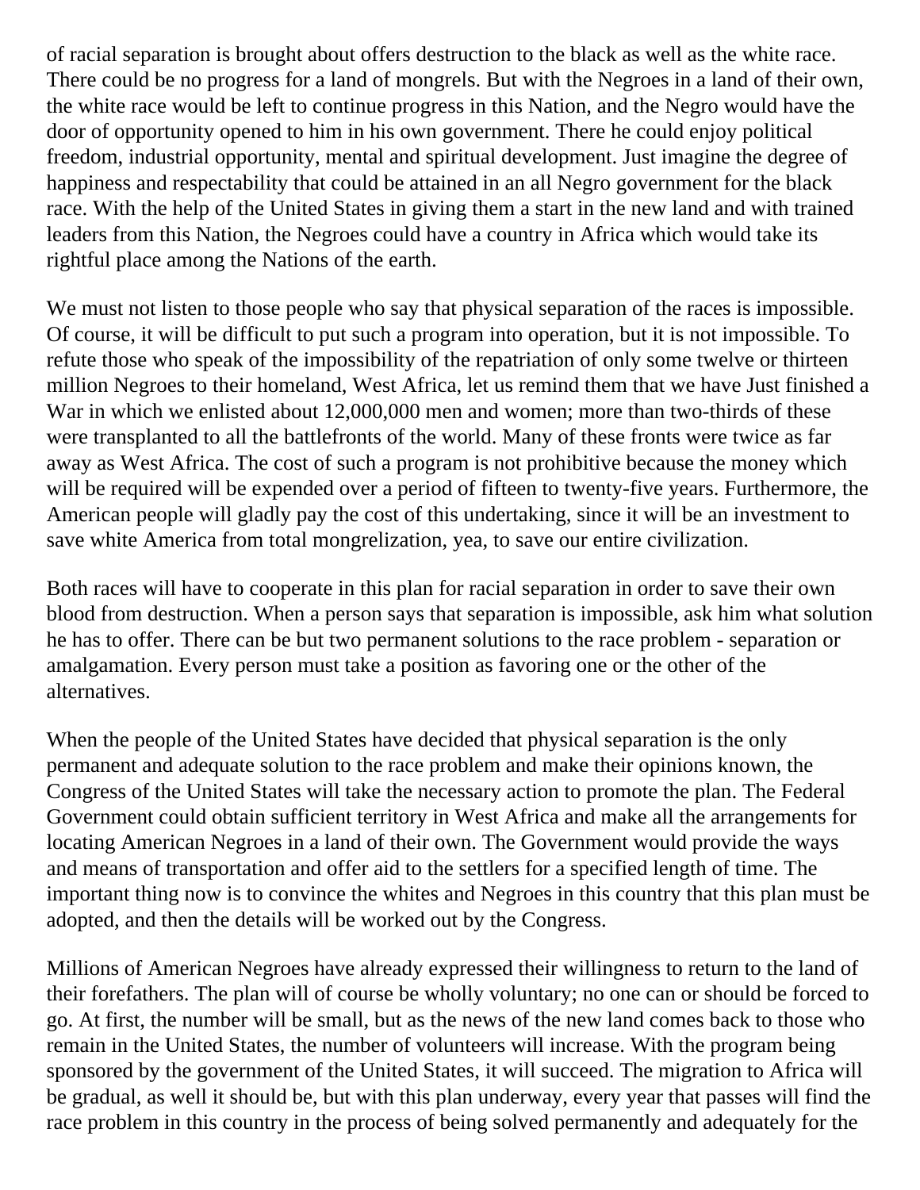of racial separation is brought about offers destruction to the black as well as the white race. There could be no progress for a land of mongrels. But with the Negroes in a land of their own, the white race would be left to continue progress in this Nation, and the Negro would have the door of opportunity opened to him in his own government. There he could enjoy political freedom, industrial opportunity, mental and spiritual development. Just imagine the degree of happiness and respectability that could be attained in an all Negro government for the black race. With the help of the United States in giving them a start in the new land and with trained leaders from this Nation, the Negroes could have a country in Africa which would take its rightful place among the Nations of the earth.

We must not listen to those people who say that physical separation of the races is impossible. Of course, it will be difficult to put such a program into operation, but it is not impossible. To refute those who speak of the impossibility of the repatriation of only some twelve or thirteen million Negroes to their homeland, West Africa, let us remind them that we have Just finished a War in which we enlisted about 12,000,000 men and women; more than two-thirds of these were transplanted to all the battlefronts of the world. Many of these fronts were twice as far away as West Africa. The cost of such a program is not prohibitive because the money which will be required will be expended over a period of fifteen to twenty-five years. Furthermore, the American people will gladly pay the cost of this undertaking, since it will be an investment to save white America from total mongrelization, yea, to save our entire civilization.

Both races will have to cooperate in this plan for racial separation in order to save their own blood from destruction. When a person says that separation is impossible, ask him what solution he has to offer. There can be but two permanent solutions to the race problem - separation or amalgamation. Every person must take a position as favoring one or the other of the alternatives.

When the people of the United States have decided that physical separation is the only permanent and adequate solution to the race problem and make their opinions known, the Congress of the United States will take the necessary action to promote the plan. The Federal Government could obtain sufficient territory in West Africa and make all the arrangements for locating American Negroes in a land of their own. The Government would provide the ways and means of transportation and offer aid to the settlers for a specified length of time. The important thing now is to convince the whites and Negroes in this country that this plan must be adopted, and then the details will be worked out by the Congress.

Millions of American Negroes have already expressed their willingness to return to the land of their forefathers. The plan will of course be wholly voluntary; no one can or should be forced to go. At first, the number will be small, but as the news of the new land comes back to those who remain in the United States, the number of volunteers will increase. With the program being sponsored by the government of the United States, it will succeed. The migration to Africa will be gradual, as well it should be, but with this plan underway, every year that passes will find the race problem in this country in the process of being solved permanently and adequately for the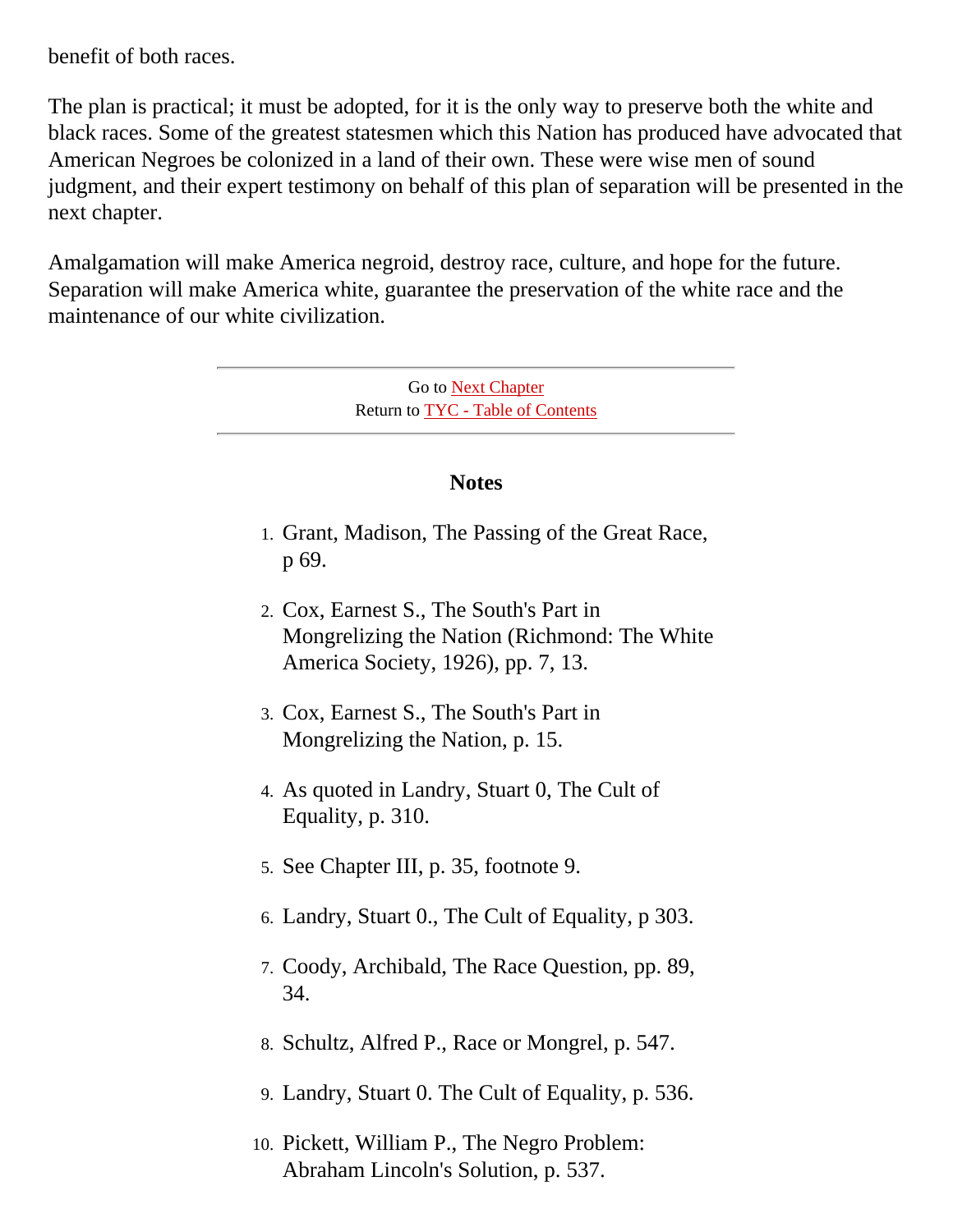benefit of both races.

The plan is practical; it must be adopted, for it is the only way to preserve both the white and black races. Some of the greatest statesmen which this Nation has produced have advocated that American Negroes be colonized in a land of their own. These were wise men of sound judgment, and their expert testimony on behalf of this plan of separation will be presented in the next chapter.

Amalgamation will make America negroid, destroy race, culture, and hope for the future. Separation will make America white, guarantee the preservation of the white race and the maintenance of our white civilization.

---

Go to Next Chapter
Return to TYC - Table of Contents

---

### Notes

1. Grant, Madison, The Passing of the Great Race, p 69.
2. Cox, Earnest S., The South's Part in Mongrelizing the Nation (Richmond: The White America Society, 1926), pp. 7, 13.
3. Cox, Earnest S., The South's Part in Mongrelizing the Nation, p. 15.
4. As quoted in Landry, Stuart 0, The Cult of Equality, p. 310.
5. See Chapter III, p. 35, footnote 9.
6. Landry, Stuart 0., The Cult of Equality, p 303.
7. Coody, Archibald, The Race Question, pp. 89, 34.
8. Schultz, Alfred P., Race or Mongrel, p. 547.
9. Landry, Stuart 0. The Cult of Equality, p. 536.
10. Pickett, William P., The Negro Problem: Abraham Lincoln's Solution, p. 537.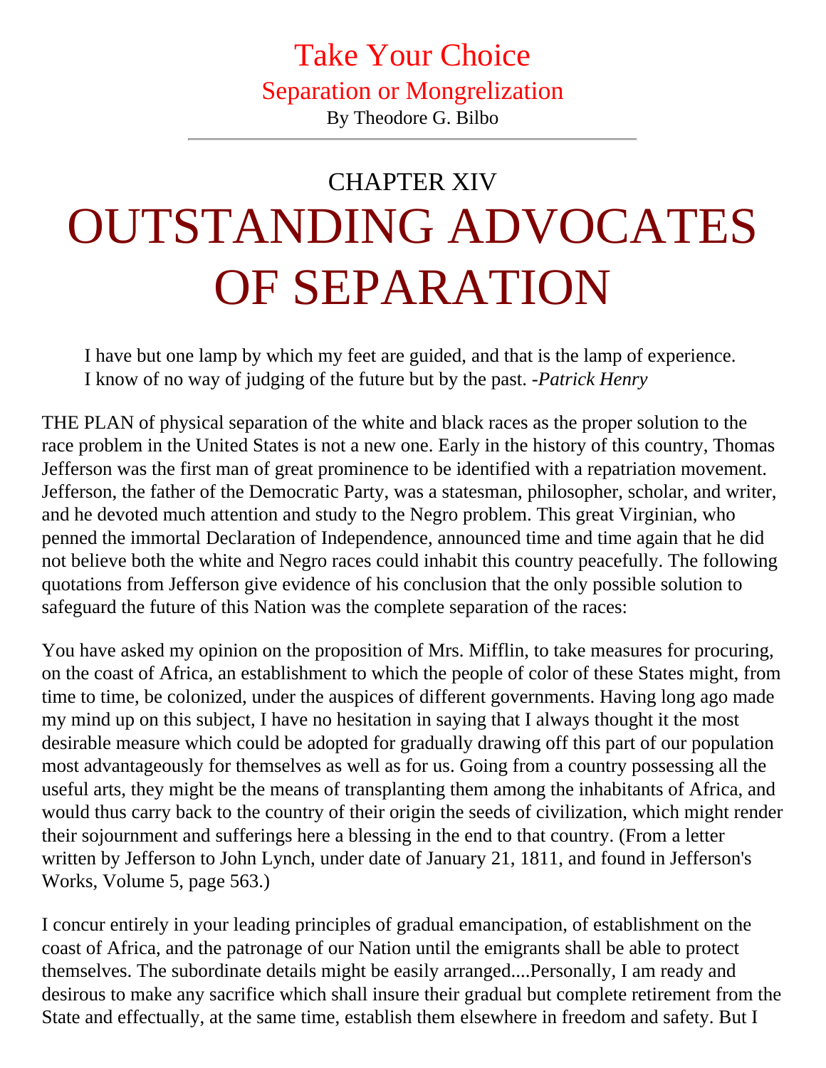# Take Your Choice

## Separation or Mongrelization

By Theodore G. Bilbo

---

## CHAPTER XIV

# OUTSTANDING ADVOCATES OF SEPARATION

> I have but one lamp by which my feet are guided, and that is the lamp of experience. I know of no way of judging of the future but by the past. -*Patrick Henry*

THE PLAN of physical separation of the white and black races as the proper solution to the race problem in the United States is not a new one. Early in the history of this country, Thomas Jefferson was the first man of great prominence to be identified with a repatriation movement. Jefferson, the father of the Democratic Party, was a statesman, philosopher, scholar, and writer, and he devoted much attention and study to the Negro problem. This great Virginian, who penned the immortal Declaration of Independence, announced time and time again that he did not believe both the white and Negro races could inhabit this country peacefully. The following quotations from Jefferson give evidence of his conclusion that the only possible solution to safeguard the future of this Nation was the complete separation of the races:

You have asked my opinion on the proposition of Mrs. Mifflin, to take measures for procuring, on the coast of Africa, an establishment to which the people of color of these States might, from time to time, be colonized, under the auspices of different governments. Having long ago made my mind up on this subject, I have no hesitation in saying that I always thought it the most desirable measure which could be adopted for gradually drawing off this part of our population most advantageously for themselves as well as for us. Going from a country possessing all the useful arts, they might be the means of transplanting them among the inhabitants of Africa, and would thus carry back to the country of their origin the seeds of civilization, which might render their sojournment and sufferings here a blessing in the end to that country. (From a letter written by Jefferson to John Lynch, under date of January 21, 1811, and found in Jefferson's Works, Volume 5, page 563.)

I concur entirely in your leading principles of gradual emancipation, of establishment on the coast of Africa, and the patronage of our Nation until the emigrants shall be able to protect themselves. The subordinate details might be easily arranged....Personally, I am ready and desirous to make any sacrifice which shall insure their gradual but complete retirement from the State and effectually, at the same time, establish them elsewhere in freedom and safety. But I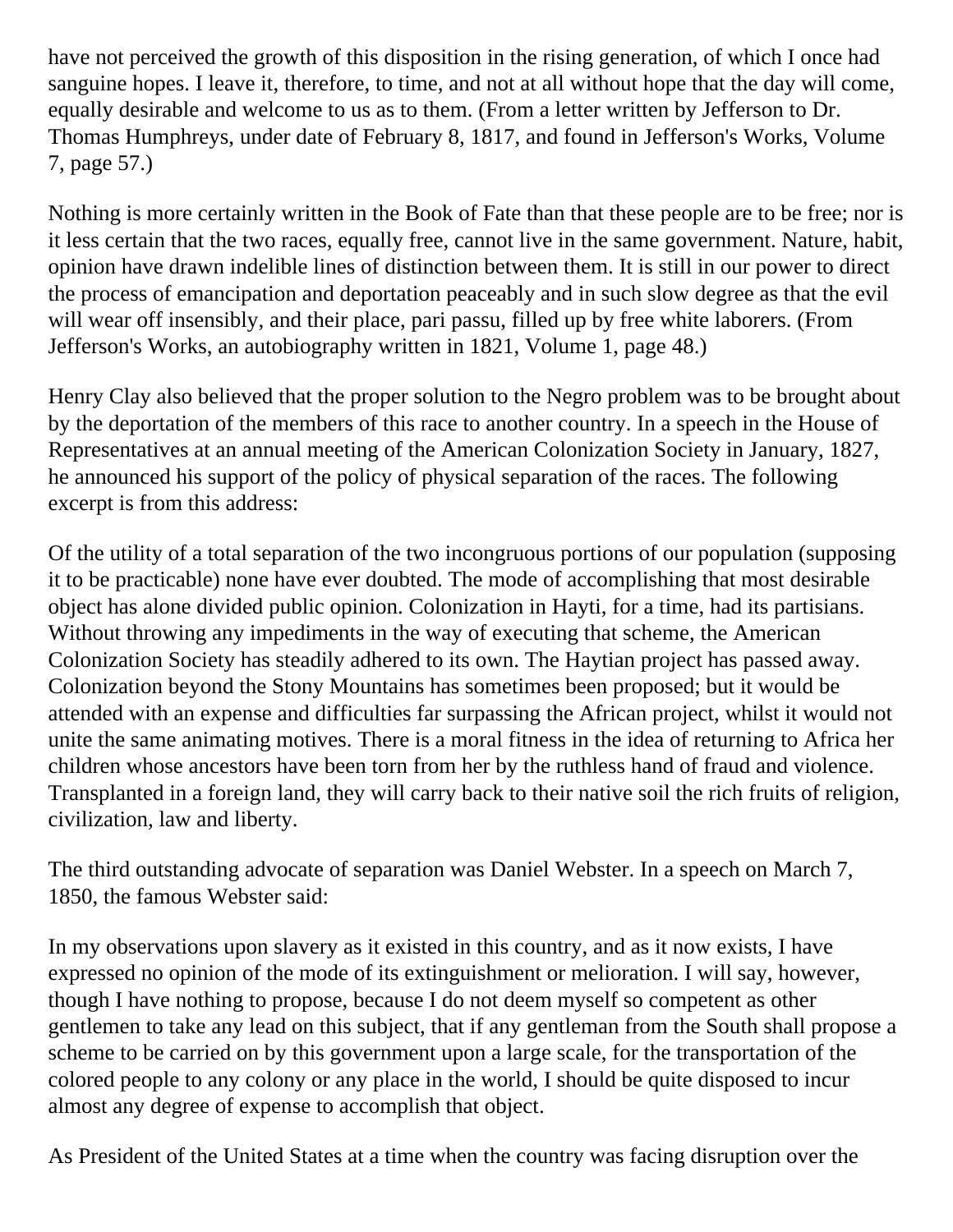have not perceived the growth of this disposition in the rising generation, of which I once had sanguine hopes. I leave it, therefore, to time, and not at all without hope that the day will come, equally desirable and welcome to us as to them. (From a letter written by Jefferson to Dr. Thomas Humphreys, under date of February 8, 1817, and found in Jefferson's Works, Volume 7, page 57.)

Nothing is more certainly written in the Book of Fate than that these people are to be free; nor is it less certain that the two races, equally free, cannot live in the same government. Nature, habit, opinion have drawn indelible lines of distinction between them. It is still in our power to direct the process of emancipation and deportation peaceably and in such slow degree as that the evil will wear off insensibly, and their place, pari passu, filled up by free white laborers. (From Jefferson's Works, an autobiography written in 1821, Volume 1, page 48.)

Henry Clay also believed that the proper solution to the Negro problem was to be brought about by the deportation of the members of this race to another country. In a speech in the House of Representatives at an annual meeting of the American Colonization Society in January, 1827, he announced his support of the policy of physical separation of the races. The following excerpt is from this address:

Of the utility of a total separation of the two incongruous portions of our population (supposing it to be practicable) none have ever doubted. The mode of accomplishing that most desirable object has alone divided public opinion. Colonization in Hayti, for a time, had its partisians. Without throwing any impediments in the way of executing that scheme, the American Colonization Society has steadily adhered to its own. The Haytian project has passed away. Colonization beyond the Stony Mountains has sometimes been proposed; but it would be attended with an expense and difficulties far surpassing the African project, whilst it would not unite the same animating motives. There is a moral fitness in the idea of returning to Africa her children whose ancestors have been torn from her by the ruthless hand of fraud and violence. Transplanted in a foreign land, they will carry back to their native soil the rich fruits of religion, civilization, law and liberty.

The third outstanding advocate of separation was Daniel Webster. In a speech on March 7, 1850, the famous Webster said:

In my observations upon slavery as it existed in this country, and as it now exists, I have expressed no opinion of the mode of its extinguishment or melioration. I will say, however, though I have nothing to propose, because I do not deem myself so competent as other gentlemen to take any lead on this subject, that if any gentleman from the South shall propose a scheme to be carried on by this government upon a large scale, for the transportation of the colored people to any colony or any place in the world, I should be quite disposed to incur almost any degree of expense to accomplish that object.

As President of the United States at a time when the country was facing disruption over the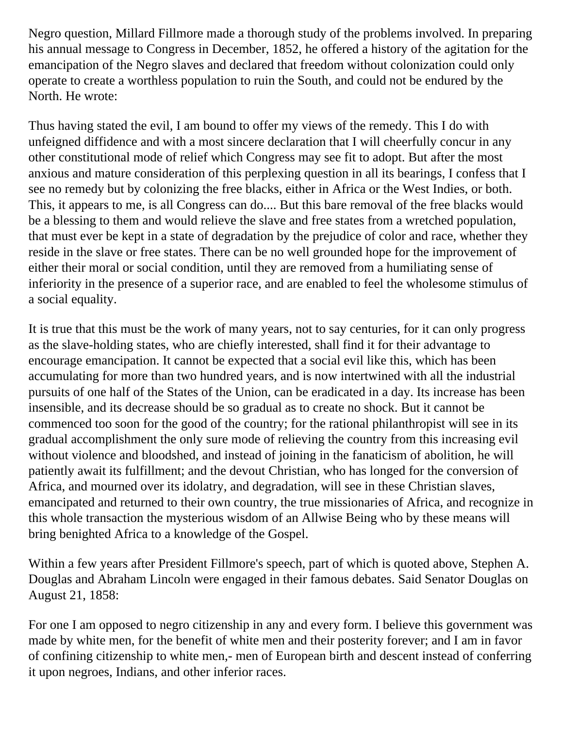Negro question, Millard Fillmore made a thorough study of the problems involved. In preparing his annual message to Congress in December, 1852, he offered a history of the agitation for the emancipation of the Negro slaves and declared that freedom without colonization could only operate to create a worthless population to ruin the South, and could not be endured by the North. He wrote:

Thus having stated the evil, I am bound to offer my views of the remedy. This I do with unfeigned diffidence and with a most sincere declaration that I will cheerfully concur in any other constitutional mode of relief which Congress may see fit to adopt. But after the most anxious and mature consideration of this perplexing question in all its bearings, I confess that I see no remedy but by colonizing the free blacks, either in Africa or the West Indies, or both. This, it appears to me, is all Congress can do.... But this bare removal of the free blacks would be a blessing to them and would relieve the slave and free states from a wretched population, that must ever be kept in a state of degradation by the prejudice of color and race, whether they reside in the slave or free states. There can be no well grounded hope for the improvement of either their moral or social condition, until they are removed from a humiliating sense of inferiority in the presence of a superior race, and are enabled to feel the wholesome stimulus of a social equality.

It is true that this must be the work of many years, not to say centuries, for it can only progress as the slave-holding states, who are chiefly interested, shall find it for their advantage to encourage emancipation. It cannot be expected that a social evil like this, which has been accumulating for more than two hundred years, and is now intertwined with all the industrial pursuits of one half of the States of the Union, can be eradicated in a day. Its increase has been insensible, and its decrease should be so gradual as to create no shock. But it cannot be commenced too soon for the good of the country; for the rational philanthropist will see in its gradual accomplishment the only sure mode of relieving the country from this increasing evil without violence and bloodshed, and instead of joining in the fanaticism of abolition, he will patiently await its fulfillment; and the devout Christian, who has longed for the conversion of Africa, and mourned over its idolatry, and degradation, will see in these Christian slaves, emancipated and returned to their own country, the true missionaries of Africa, and recognize in this whole transaction the mysterious wisdom of an Allwise Being who by these means will bring benighted Africa to a knowledge of the Gospel.

Within a few years after President Fillmore's speech, part of which is quoted above, Stephen A. Douglas and Abraham Lincoln were engaged in their famous debates. Said Senator Douglas on August 21, 1858:

For one I am opposed to negro citizenship in any and every form. I believe this government was made by white men, for the benefit of white men and their posterity forever; and I am in favor of confining citizenship to white men,- men of European birth and descent instead of conferring it upon negroes, Indians, and other inferior races.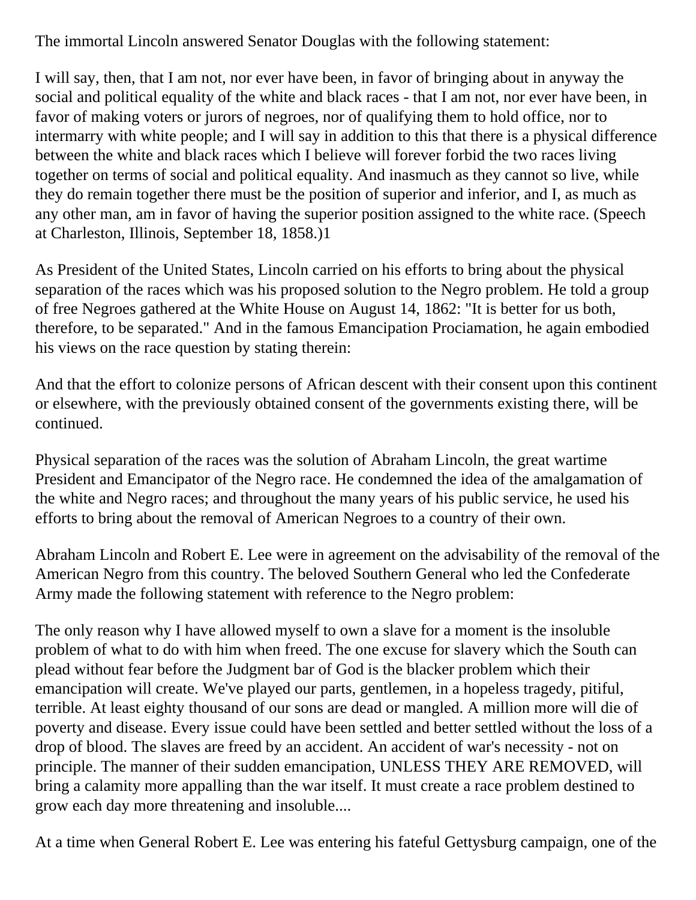The immortal Lincoln answered Senator Douglas with the following statement:

I will say, then, that I am not, nor ever have been, in favor of bringing about in anyway the social and political equality of the white and black races - that I am not, nor ever have been, in favor of making voters or jurors of negroes, nor of qualifying them to hold office, nor to intermarry with white people; and I will say in addition to this that there is a physical difference between the white and black races which I believe will forever forbid the two races living together on terms of social and political equality. And inasmuch as they cannot so live, while they do remain together there must be the position of superior and inferior, and I, as much as any other man, am in favor of having the superior position assigned to the white race. (Speech at Charleston, Illinois, September 18, 1858.)1

As President of the United States, Lincoln carried on his efforts to bring about the physical separation of the races which was his proposed solution to the Negro problem. He told a group of free Negroes gathered at the White House on August 14, 1862: "It is better for us both, therefore, to be separated." And in the famous Emancipation Prociamation, he again embodied his views on the race question by stating therein:

And that the effort to colonize persons of African descent with their consent upon this continent or elsewhere, with the previously obtained consent of the governments existing there, will be continued.

Physical separation of the races was the solution of Abraham Lincoln, the great wartime President and Emancipator of the Negro race. He condemned the idea of the amalgamation of the white and Negro races; and throughout the many years of his public service, he used his efforts to bring about the removal of American Negroes to a country of their own.

Abraham Lincoln and Robert E. Lee were in agreement on the advisability of the removal of the American Negro from this country. The beloved Southern General who led the Confederate Army made the following statement with reference to the Negro problem:

The only reason why I have allowed myself to own a slave for a moment is the insoluble problem of what to do with him when freed. The one excuse for slavery which the South can plead without fear before the Judgment bar of God is the blacker problem which their emancipation will create. We've played our parts, gentlemen, in a hopeless tragedy, pitiful, terrible. At least eighty thousand of our sons are dead or mangled. A million more will die of poverty and disease. Every issue could have been settled and better settled without the loss of a drop of blood. The slaves are freed by an accident. An accident of war's necessity - not on principle. The manner of their sudden emancipation, UNLESS THEY ARE REMOVED, will bring a calamity more appalling than the war itself. It must create a race problem destined to grow each day more threatening and insoluble....

At a time when General Robert E. Lee was entering his fateful Gettysburg campaign, one of the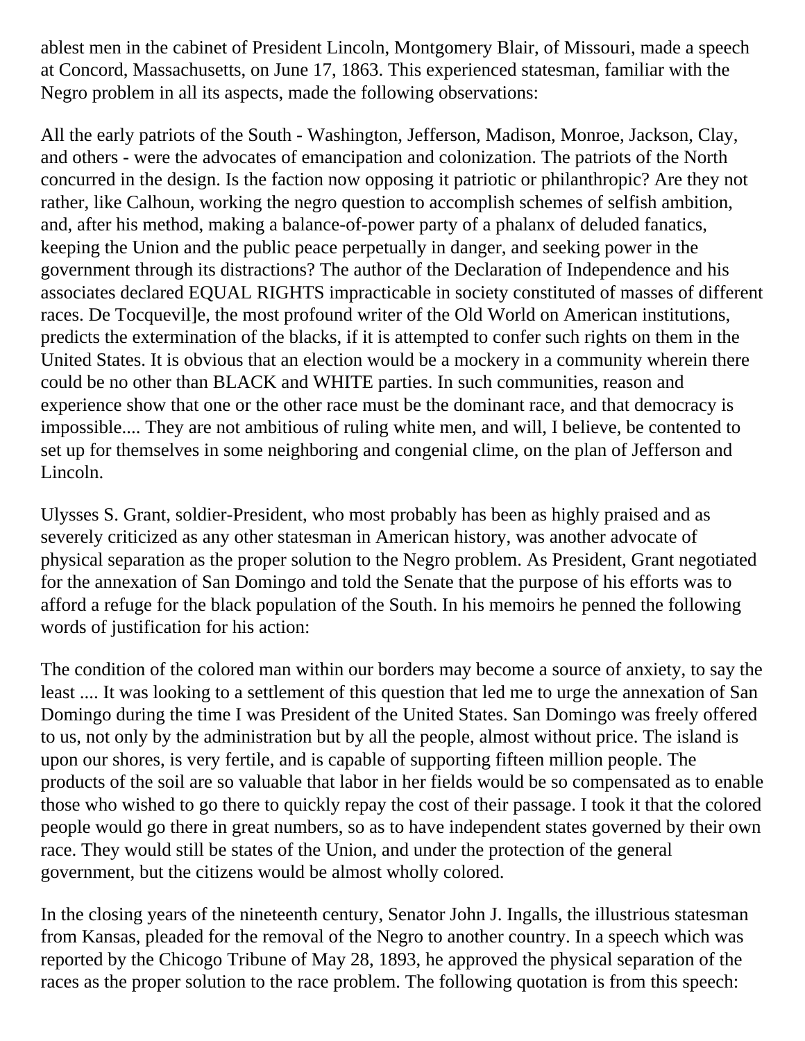ablest men in the cabinet of President Lincoln, Montgomery Blair, of Missouri, made a speech at Concord, Massachusetts, on June 17, 1863. This experienced statesman, familiar with the Negro problem in all its aspects, made the following observations:

All the early patriots of the South - Washington, Jefferson, Madison, Monroe, Jackson, Clay, and others - were the advocates of emancipation and colonization. The patriots of the North concurred in the design. Is the faction now opposing it patriotic or philanthropic? Are they not rather, like Calhoun, working the negro question to accomplish schemes of selfish ambition, and, after his method, making a balance-of-power party of a phalanx of deluded fanatics, keeping the Union and the public peace perpetually in danger, and seeking power in the government through its distractions? The author of the Declaration of Independence and his associates declared EQUAL RIGHTS impracticable in society constituted of masses of different races. De Tocquevil]e, the most profound writer of the Old World on American institutions, predicts the extermination of the blacks, if it is attempted to confer such rights on them in the United States. It is obvious that an election would be a mockery in a community wherein there could be no other than BLACK and WHITE parties. In such communities, reason and experience show that one or the other race must be the dominant race, and that democracy is impossible.... They are not ambitious of ruling white men, and will, I believe, be contented to set up for themselves in some neighboring and congenial clime, on the plan of Jefferson and Lincoln.

Ulysses S. Grant, soldier-President, who most probably has been as highly praised and as severely criticized as any other statesman in American history, was another advocate of physical separation as the proper solution to the Negro problem. As President, Grant negotiated for the annexation of San Domingo and told the Senate that the purpose of his efforts was to afford a refuge for the black population of the South. In his memoirs he penned the following words of justification for his action:

The condition of the colored man within our borders may become a source of anxiety, to say the least .... It was looking to a settlement of this question that led me to urge the annexation of San Domingo during the time I was President of the United States. San Domingo was freely offered to us, not only by the administration but by all the people, almost without price. The island is upon our shores, is very fertile, and is capable of supporting fifteen million people. The products of the soil are so valuable that labor in her fields would be so compensated as to enable those who wished to go there to quickly repay the cost of their passage. I took it that the colored people would go there in great numbers, so as to have independent states governed by their own race. They would still be states of the Union, and under the protection of the general government, but the citizens would be almost wholly colored.

In the closing years of the nineteenth century, Senator John J. Ingalls, the illustrious statesman from Kansas, pleaded for the removal of the Negro to another country. In a speech which was reported by the Chicogo Tribune of May 28, 1893, he approved the physical separation of the races as the proper solution to the race problem. The following quotation is from this speech: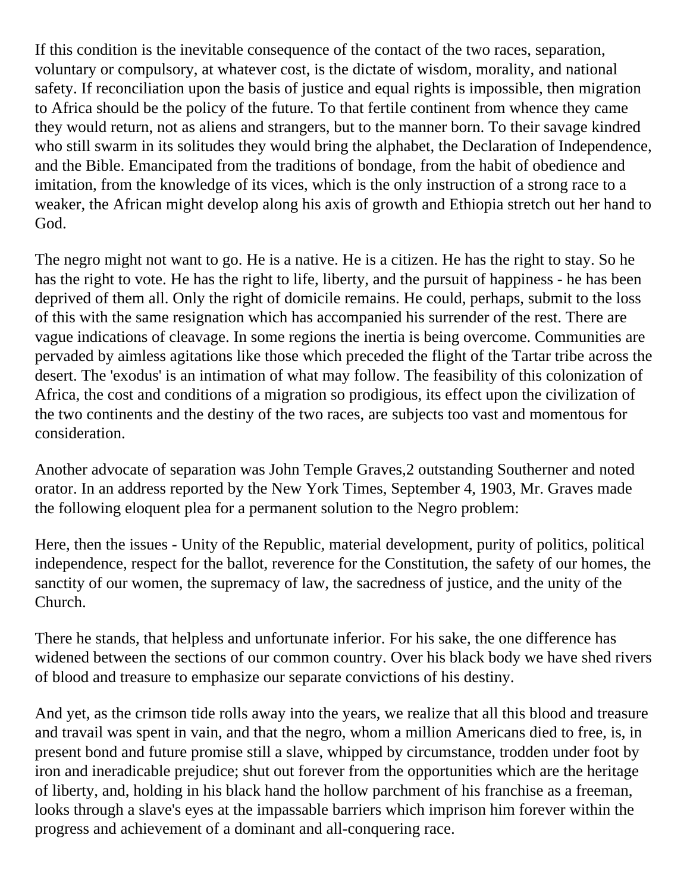If this condition is the inevitable consequence of the contact of the two races, separation, voluntary or compulsory, at whatever cost, is the dictate of wisdom, morality, and national safety. If reconciliation upon the basis of justice and equal rights is impossible, then migration to Africa should be the policy of the future. To that fertile continent from whence they came they would return, not as aliens and strangers, but to the manner born. To their savage kindred who still swarm in its solitudes they would bring the alphabet, the Declaration of Independence, and the Bible. Emancipated from the traditions of bondage, from the habit of obedience and imitation, from the knowledge of its vices, which is the only instruction of a strong race to a weaker, the African might develop along his axis of growth and Ethiopia stretch out her hand to God.

The negro might not want to go. He is a native. He is a citizen. He has the right to stay. So he has the right to vote. He has the right to life, liberty, and the pursuit of happiness - he has been deprived of them all. Only the right of domicile remains. He could, perhaps, submit to the loss of this with the same resignation which has accompanied his surrender of the rest. There are vague indications of cleavage. In some regions the inertia is being overcome. Communities are pervaded by aimless agitations like those which preceded the flight of the Tartar tribe across the desert. The 'exodus' is an intimation of what may follow. The feasibility of this colonization of Africa, the cost and conditions of a migration so prodigious, its effect upon the civilization of the two continents and the destiny of the two races, are subjects too vast and momentous for consideration.

Another advocate of separation was John Temple Graves,[2] outstanding Southerner and noted orator. In an address reported by the New York Times, September 4, 1903, Mr. Graves made the following eloquent plea for a permanent solution to the Negro problem:

Here, then the issues - Unity of the Republic, material development, purity of politics, political independence, respect for the ballot, reverence for the Constitution, the safety of our homes, the sanctity of our women, the supremacy of law, the sacredness of justice, and the unity of the Church.

There he stands, that helpless and unfortunate inferior. For his sake, the one difference has widened between the sections of our common country. Over his black body we have shed rivers of blood and treasure to emphasize our separate convictions of his destiny.

And yet, as the crimson tide rolls away into the years, we realize that all this blood and treasure and travail was spent in vain, and that the negro, whom a million Americans died to free, is, in present bond and future promise still a slave, whipped by circumstance, trodden under foot by iron and ineradicable prejudice; shut out forever from the opportunities which are the heritage of liberty, and, holding in his black hand the hollow parchment of his franchise as a freeman, looks through a slave's eyes at the impassable barriers which imprison him forever within the progress and achievement of a dominant and all-conquering race.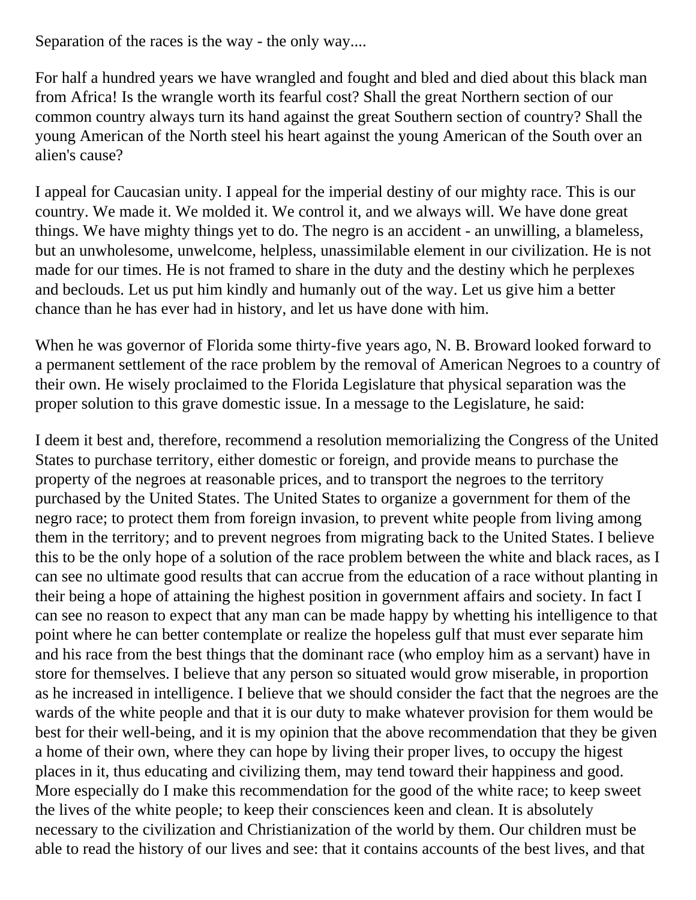Separation of the races is the way - the only way....

For half a hundred years we have wrangled and fought and bled and died about this black man from Africa! Is the wrangle worth its fearful cost? Shall the great Northern section of our common country always turn its hand against the great Southern section of country? Shall the young American of the North steel his heart against the young American of the South over an alien's cause?

I appeal for Caucasian unity. I appeal for the imperial destiny of our mighty race. This is our country. We made it. We molded it. We control it, and we always will. We have done great things. We have mighty things yet to do. The negro is an accident - an unwilling, a blameless, but an unwholesome, unwelcome, helpless, unassimilable element in our civilization. He is not made for our times. He is not framed to share in the duty and the destiny which he perplexes and beclouds. Let us put him kindly and humanly out of the way. Let us give him a better chance than he has ever had in history, and let us have done with him.

When he was governor of Florida some thirty-five years ago, N. B. Broward looked forward to a permanent settlement of the race problem by the removal of American Negroes to a country of their own. He wisely proclaimed to the Florida Legislature that physical separation was the proper solution to this grave domestic issue. In a message to the Legislature, he said:

I deem it best and, therefore, recommend a resolution memorializing the Congress of the United States to purchase territory, either domestic or foreign, and provide means to purchase the property of the negroes at reasonable prices, and to transport the negroes to the territory purchased by the United States. The United States to organize a government for them of the negro race; to protect them from foreign invasion, to prevent white people from living among them in the territory; and to prevent negroes from migrating back to the United States. I believe this to be the only hope of a solution of the race problem between the white and black races, as I can see no ultimate good results that can accrue from the education of a race without planting in their being a hope of attaining the highest position in government affairs and society. In fact I can see no reason to expect that any man can be made happy by whetting his intelligence to that point where he can better contemplate or realize the hopeless gulf that must ever separate him and his race from the best things that the dominant race (who employ him as a servant) have in store for themselves. I believe that any person so situated would grow miserable, in proportion as he increased in intelligence. I believe that we should consider the fact that the negroes are the wards of the white people and that it is our duty to make whatever provision for them would be best for their well-being, and it is my opinion that the above recommendation that they be given a home of their own, where they can hope by living their proper lives, to occupy the higest places in it, thus educating and civilizing them, may tend toward their happiness and good. More especially do I make this recommendation for the good of the white race; to keep sweet the lives of the white people; to keep their consciences keen and clean. It is absolutely necessary to the civilization and Christianization of the world by them. Our children must be able to read the history of our lives and see: that it contains accounts of the best lives, and that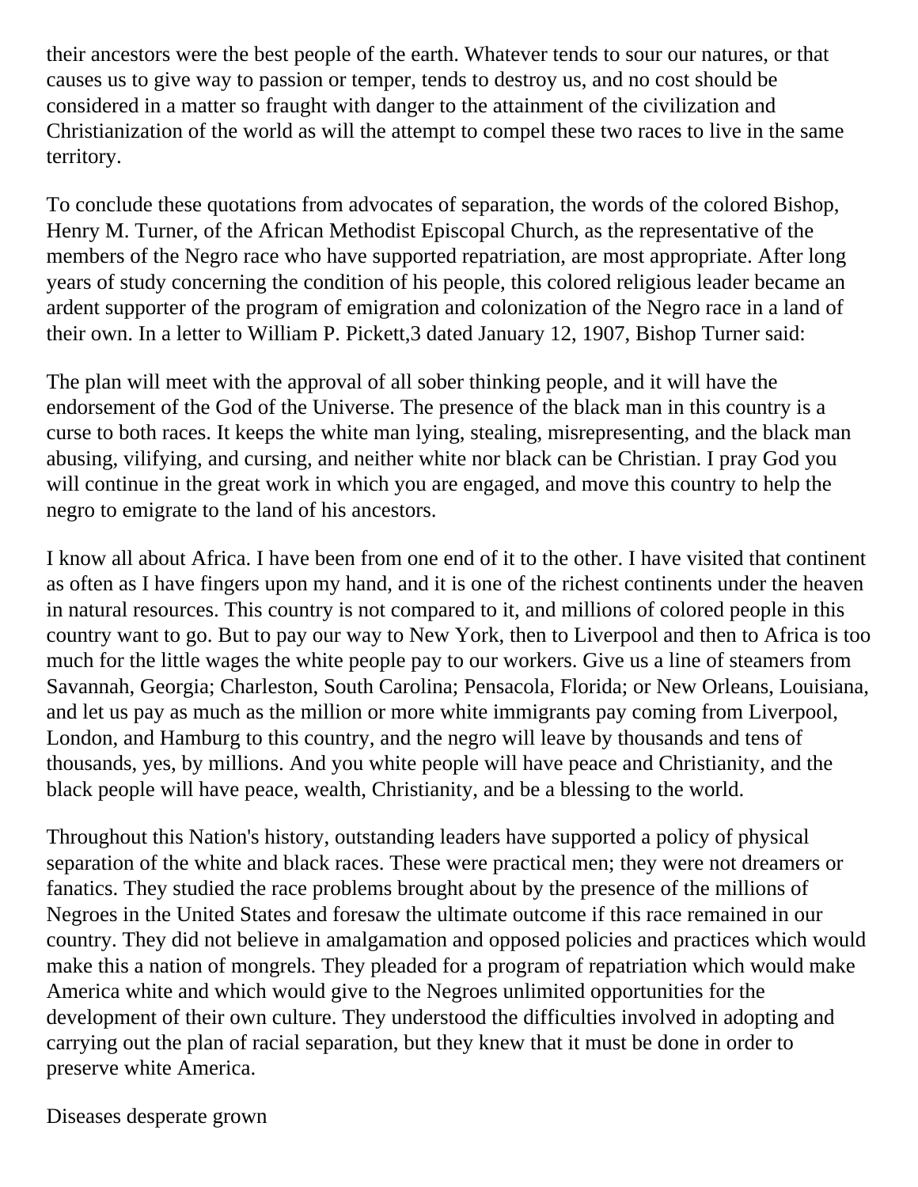their ancestors were the best people of the earth. Whatever tends to sour our natures, or that causes us to give way to passion or temper, tends to destroy us, and no cost should be considered in a matter so fraught with danger to the attainment of the civilization and Christianization of the world as will the attempt to compel these two races to live in the same territory.

To conclude these quotations from advocates of separation, the words of the colored Bishop, Henry M. Turner, of the African Methodist Episcopal Church, as the representative of the members of the Negro race who have supported repatriation, are most appropriate. After long years of study concerning the condition of his people, this colored religious leader became an ardent supporter of the program of emigration and colonization of the Negro race in a land of their own. In a letter to William P. Pickett,3 dated January 12, 1907, Bishop Turner said:

The plan will meet with the approval of all sober thinking people, and it will have the endorsement of the God of the Universe. The presence of the black man in this country is a curse to both races. It keeps the white man lying, stealing, misrepresenting, and the black man abusing, vilifying, and cursing, and neither white nor black can be Christian. I pray God you will continue in the great work in which you are engaged, and move this country to help the negro to emigrate to the land of his ancestors.

I know all about Africa. I have been from one end of it to the other. I have visited that continent as often as I have fingers upon my hand, and it is one of the richest continents under the heaven in natural resources. This country is not compared to it, and millions of colored people in this country want to go. But to pay our way to New York, then to Liverpool and then to Africa is too much for the little wages the white people pay to our workers. Give us a line of steamers from Savannah, Georgia; Charleston, South Carolina; Pensacola, Florida; or New Orleans, Louisiana, and let us pay as much as the million or more white immigrants pay coming from Liverpool, London, and Hamburg to this country, and the negro will leave by thousands and tens of thousands, yes, by millions. And you white people will have peace and Christianity, and the black people will have peace, wealth, Christianity, and be a blessing to the world.

Throughout this Nation's history, outstanding leaders have supported a policy of physical separation of the white and black races. These were practical men; they were not dreamers or fanatics. They studied the race problems brought about by the presence of the millions of Negroes in the United States and foresaw the ultimate outcome if this race remained in our country. They did not believe in amalgamation and opposed policies and practices which would make this a nation of mongrels. They pleaded for a program of repatriation which would make America white and which would give to the Negroes unlimited opportunities for the development of their own culture. They understood the difficulties involved in adopting and carrying out the plan of racial separation, but they knew that it must be done in order to preserve white America.

Diseases desperate grown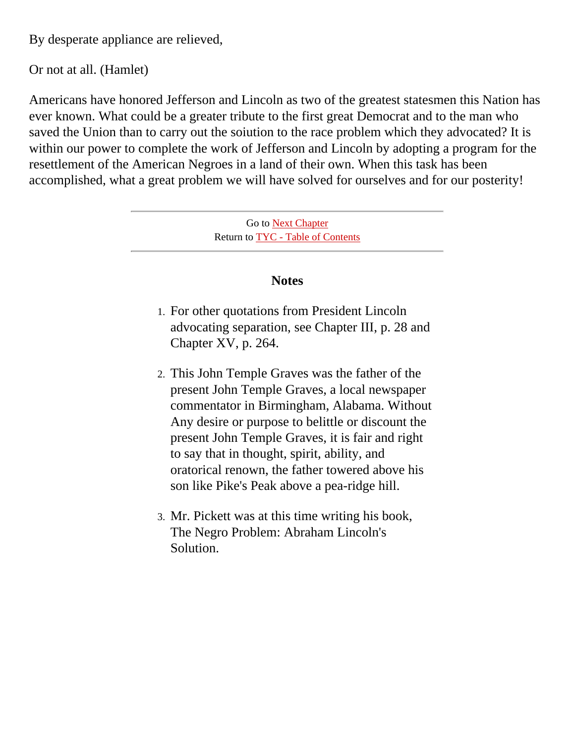By desperate appliance are relieved,

Or not at all. (Hamlet)

Americans have honored Jefferson and Lincoln as two of the greatest statesmen this Nation has ever known. What could be a greater tribute to the first great Democrat and to the man who saved the Union than to carry out the soiution to the race problem which they advocated? It is within our power to complete the work of Jefferson and Lincoln by adopting a program for the resettlement of the American Negroes in a land of their own. When this task has been accomplished, what a great problem we will have solved for ourselves and for our posterity!

---

Go to Next Chapter
Return to TYC - Table of Contents

---

### Notes

1. For other quotations from President Lincoln advocating separation, see Chapter III, p. 28 and Chapter XV, p. 264.

2. This John Temple Graves was the father of the present John Temple Graves, a local newspaper commentator in Birmingham, Alabama. Without Any desire or purpose to belittle or discount the present John Temple Graves, it is fair and right to say that in thought, spirit, ability, and oratorical renown, the father towered above his son like Pike's Peak above a pea-ridge hill.

3. Mr. Pickett was at this time writing his book, The Negro Problem: Abraham Lincoln's Solution.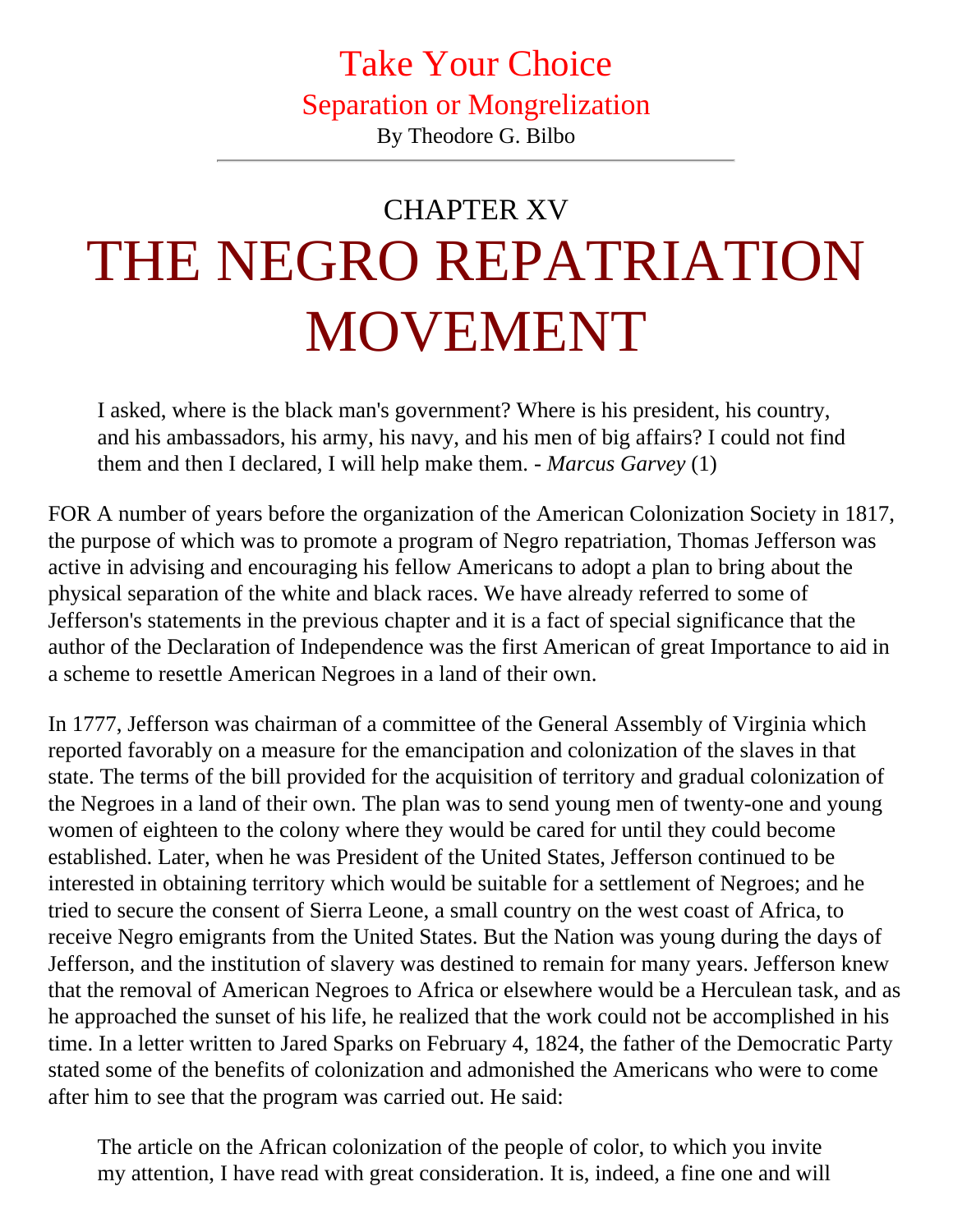# Take Your Choice
## Separation or Mongrelization
By Theodore G. Bilbo

---

## CHAPTER XV
# THE NEGRO REPATRIATION MOVEMENT

> I asked, where is the black man's government? Where is his president, his country, and his ambassadors, his army, his navy, and his men of big affairs? I could not find them and then I declared, I will help make them. - *Marcus Garvey* (1)

FOR A number of years before the organization of the American Colonization Society in 1817, the purpose of which was to promote a program of Negro repatriation, Thomas Jefferson was active in advising and encouraging his fellow Americans to adopt a plan to bring about the physical separation of the white and black races. We have already referred to some of Jefferson's statements in the previous chapter and it is a fact of special significance that the author of the Declaration of Independence was the first American of great Importance to aid in a scheme to resettle American Negroes in a land of their own.

In 1777, Jefferson was chairman of a committee of the General Assembly of Virginia which reported favorably on a measure for the emancipation and colonization of the slaves in that state. The terms of the bill provided for the acquisition of territory and gradual colonization of the Negroes in a land of their own. The plan was to send young men of twenty-one and young women of eighteen to the colony where they would be cared for until they could become established. Later, when he was President of the United States, Jefferson continued to be interested in obtaining territory which would be suitable for a settlement of Negroes; and he tried to secure the consent of Sierra Leone, a small country on the west coast of Africa, to receive Negro emigrants from the United States. But the Nation was young during the days of Jefferson, and the institution of slavery was destined to remain for many years. Jefferson knew that the removal of American Negroes to Africa or elsewhere would be a Herculean task, and as he approached the sunset of his life, he realized that the work could not be accomplished in his time. In a letter written to Jared Sparks on February 4, 1824, the father of the Democratic Party stated some of the benefits of colonization and admonished the Americans who were to come after him to see that the program was carried out. He said:

> The article on the African colonization of the people of color, to which you invite my attention, I have read with great consideration. It is, indeed, a fine one and will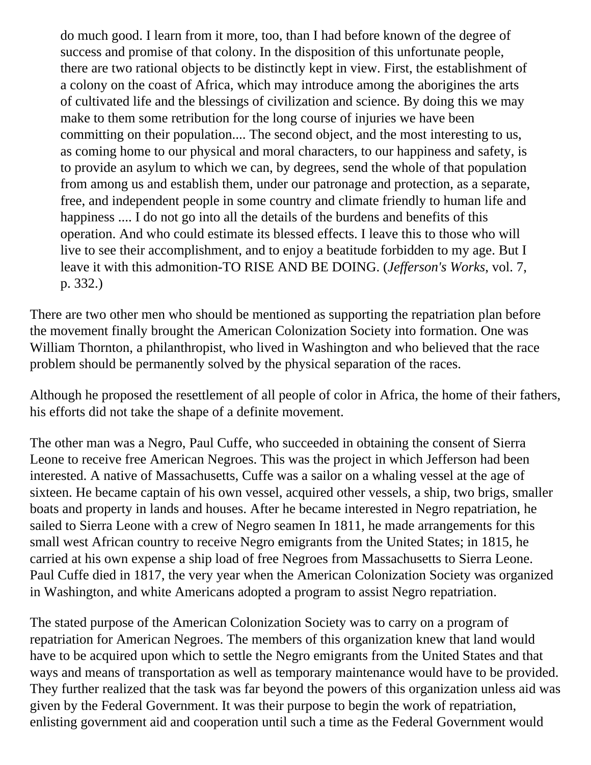> do much good. I learn from it more, too, than I had before known of the degree of success and promise of that colony. In the disposition of this unfortunate people, there are two rational objects to be distinctly kept in view. First, the establishment of a colony on the coast of Africa, which may introduce among the aborigines the arts of cultivated life and the blessings of civilization and science. By doing this we may make to them some retribution for the long course of injuries we have been committing on their population.... The second object, and the most interesting to us, as coming home to our physical and moral characters, to our happiness and safety, is to provide an asylum to which we can, by degrees, send the whole of that population from among us and establish them, under our patronage and protection, as a separate, free, and independent people in some country and climate friendly to human life and happiness .... I do not go into all the details of the burdens and benefits of this operation. And who could estimate its blessed effects. I leave this to those who will live to see their accomplishment, and to enjoy a beatitude forbidden to my age. But I leave it with this admonition-TO RISE AND BE DOING. (*Jefferson's Works*, vol. 7, p. 332.)

There are two other men who should be mentioned as supporting the repatriation plan before the movement finally brought the American Colonization Society into formation. One was William Thornton, a philanthropist, who lived in Washington and who believed that the race problem should be permanently solved by the physical separation of the races.

Although he proposed the resettlement of all people of color in Africa, the home of their fathers, his efforts did not take the shape of a definite movement.

The other man was a Negro, Paul Cuffe, who succeeded in obtaining the consent of Sierra Leone to receive free American Negroes. This was the project in which Jefferson had been interested. A native of Massachusetts, Cuffe was a sailor on a whaling vessel at the age of sixteen. He became captain of his own vessel, acquired other vessels, a ship, two brigs, smaller boats and property in lands and houses. After he became interested in Negro repatriation, he sailed to Sierra Leone with a crew of Negro seamen In 1811, he made arrangements for this small west African country to receive Negro emigrants from the United States; in 1815, he carried at his own expense a ship load of free Negroes from Massachusetts to Sierra Leone. Paul Cuffe died in 1817, the very year when the American Colonization Society was organized in Washington, and white Americans adopted a program to assist Negro repatriation.

The stated purpose of the American Colonization Society was to carry on a program of repatriation for American Negroes. The members of this organization knew that land would have to be acquired upon which to settle the Negro emigrants from the United States and that ways and means of transportation as well as temporary maintenance would have to be provided. They further realized that the task was far beyond the powers of this organization unless aid was given by the Federal Government. It was their purpose to begin the work of repatriation, enlisting government aid and cooperation until such a time as the Federal Government would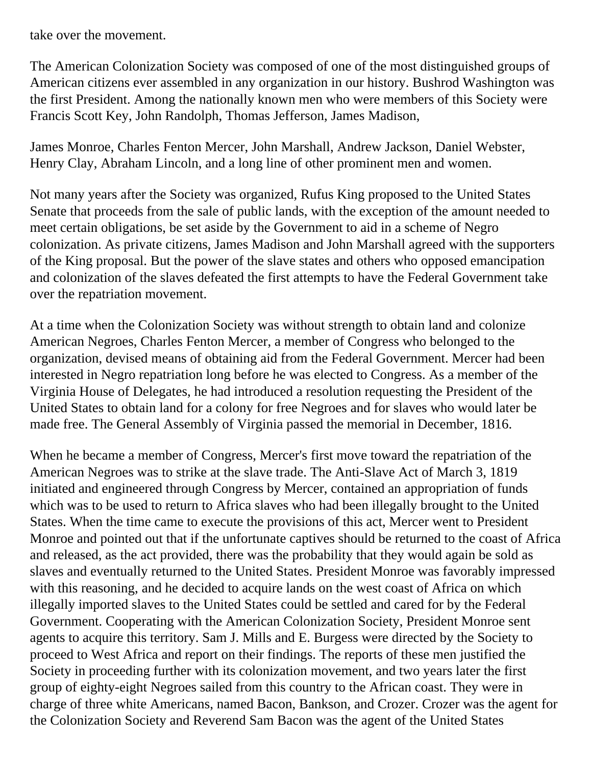take over the movement.

The American Colonization Society was composed of one of the most distinguished groups of American citizens ever assembled in any organization in our history. Bushrod Washington was the first President. Among the nationally known men who were members of this Society were Francis Scott Key, John Randolph, Thomas Jefferson, James Madison,

James Monroe, Charles Fenton Mercer, John Marshall, Andrew Jackson, Daniel Webster, Henry Clay, Abraham Lincoln, and a long line of other prominent men and women.

Not many years after the Society was organized, Rufus King proposed to the United States Senate that proceeds from the sale of public lands, with the exception of the amount needed to meet certain obligations, be set aside by the Government to aid in a scheme of Negro colonization. As private citizens, James Madison and John Marshall agreed with the supporters of the King proposal. But the power of the slave states and others who opposed emancipation and colonization of the slaves defeated the first attempts to have the Federal Government take over the repatriation movement.

At a time when the Colonization Society was without strength to obtain land and colonize American Negroes, Charles Fenton Mercer, a member of Congress who belonged to the organization, devised means of obtaining aid from the Federal Government. Mercer had been interested in Negro repatriation long before he was elected to Congress. As a member of the Virginia House of Delegates, he had introduced a resolution requesting the President of the United States to obtain land for a colony for free Negroes and for slaves who would later be made free. The General Assembly of Virginia passed the memorial in December, 1816.

When he became a member of Congress, Mercer's first move toward the repatriation of the American Negroes was to strike at the slave trade. The Anti-Slave Act of March 3, 1819 initiated and engineered through Congress by Mercer, contained an appropriation of funds which was to be used to return to Africa slaves who had been illegally brought to the United States. When the time came to execute the provisions of this act, Mercer went to President Monroe and pointed out that if the unfortunate captives should be returned to the coast of Africa and released, as the act provided, there was the probability that they would again be sold as slaves and eventually returned to the United States. President Monroe was favorably impressed with this reasoning, and he decided to acquire lands on the west coast of Africa on which illegally imported slaves to the United States could be settled and cared for by the Federal Government. Cooperating with the American Colonization Society, President Monroe sent agents to acquire this territory. Sam J. Mills and E. Burgess were directed by the Society to proceed to West Africa and report on their findings. The reports of these men justified the Society in proceeding further with its colonization movement, and two years later the first group of eighty-eight Negroes sailed from this country to the African coast. They were in charge of three white Americans, named Bacon, Bankson, and Crozer. Crozer was the agent for the Colonization Society and Reverend Sam Bacon was the agent of the United States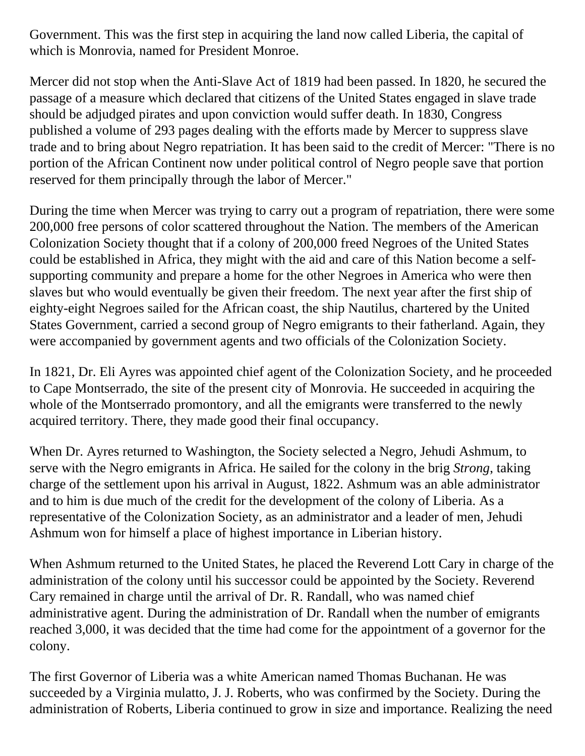Government. This was the first step in acquiring the land now called Liberia, the capital of which is Monrovia, named for President Monroe.

Mercer did not stop when the Anti-Slave Act of 1819 had been passed. In 1820, he secured the passage of a measure which declared that citizens of the United States engaged in slave trade should be adjudged pirates and upon conviction would suffer death. In 1830, Congress published a volume of 293 pages dealing with the efforts made by Mercer to suppress slave trade and to bring about Negro repatriation. It has been said to the credit of Mercer: "There is no portion of the African Continent now under political control of Negro people save that portion reserved for them principally through the labor of Mercer."

During the time when Mercer was trying to carry out a program of repatriation, there were some 200,000 free persons of color scattered throughout the Nation. The members of the American Colonization Society thought that if a colony of 200,000 freed Negroes of the United States could be established in Africa, they might with the aid and care of this Nation become a self-supporting community and prepare a home for the other Negroes in America who were then slaves but who would eventually be given their freedom. The next year after the first ship of eighty-eight Negroes sailed for the African coast, the ship Nautilus, chartered by the United States Government, carried a second group of Negro emigrants to their fatherland. Again, they were accompanied by government agents and two officials of the Colonization Society.

In 1821, Dr. Eli Ayres was appointed chief agent of the Colonization Society, and he proceeded to Cape Montserrado, the site of the present city of Monrovia. He succeeded in acquiring the whole of the Montserrado promontory, and all the emigrants were transferred to the newly acquired territory. There, they made good their final occupancy.

When Dr. Ayres returned to Washington, the Society selected a Negro, Jehudi Ashmum, to serve with the Negro emigrants in Africa. He sailed for the colony in the brig *Strong*, taking charge of the settlement upon his arrival in August, 1822. Ashmum was an able administrator and to him is due much of the credit for the development of the colony of Liberia. As a representative of the Colonization Society, as an administrator and a leader of men, Jehudi Ashmum won for himself a place of highest importance in Liberian history.

When Ashmum returned to the United States, he placed the Reverend Lott Cary in charge of the administration of the colony until his successor could be appointed by the Society. Reverend Cary remained in charge until the arrival of Dr. R. Randall, who was named chief administrative agent. During the administration of Dr. Randall when the number of emigrants reached 3,000, it was decided that the time had come for the appointment of a governor for the colony.

The first Governor of Liberia was a white American named Thomas Buchanan. He was succeeded by a Virginia mulatto, J. J. Roberts, who was confirmed by the Society. During the administration of Roberts, Liberia continued to grow in size and importance. Realizing the need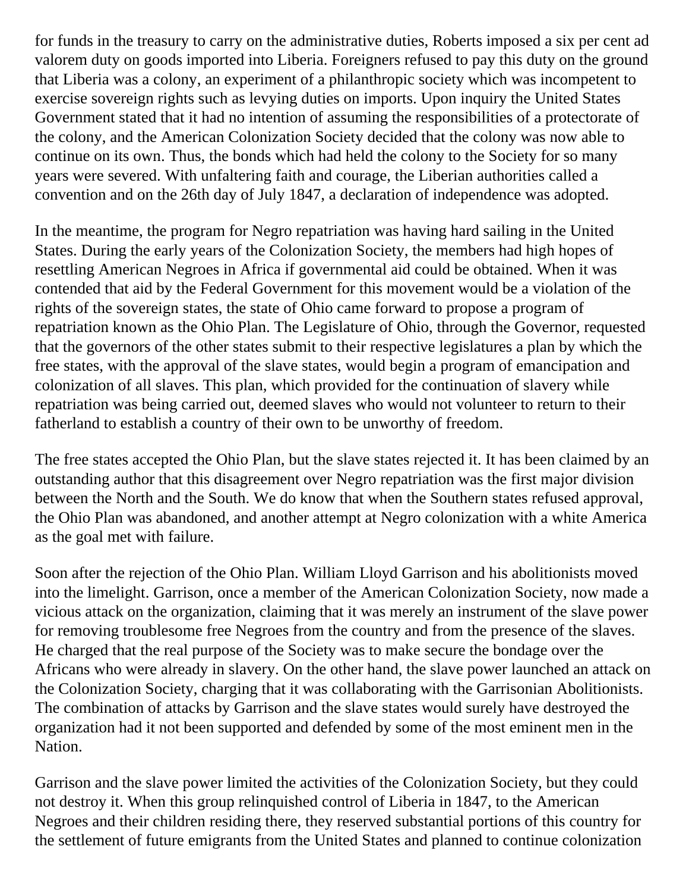for funds in the treasury to carry on the administrative duties, Roberts imposed a six per cent ad valorem duty on goods imported into Liberia. Foreigners refused to pay this duty on the ground that Liberia was a colony, an experiment of a philanthropic society which was incompetent to exercise sovereign rights such as levying duties on imports. Upon inquiry the United States Government stated that it had no intention of assuming the responsibilities of a protectorate of the colony, and the American Colonization Society decided that the colony was now able to continue on its own. Thus, the bonds which had held the colony to the Society for so many years were severed. With unfaltering faith and courage, the Liberian authorities called a convention and on the 26th day of July 1847, a declaration of independence was adopted.

In the meantime, the program for Negro repatriation was having hard sailing in the United States. During the early years of the Colonization Society, the members had high hopes of resettling American Negroes in Africa if governmental aid could be obtained. When it was contended that aid by the Federal Government for this movement would be a violation of the rights of the sovereign states, the state of Ohio came forward to propose a program of repatriation known as the Ohio Plan. The Legislature of Ohio, through the Governor, requested that the governors of the other states submit to their respective legislatures a plan by which the free states, with the approval of the slave states, would begin a program of emancipation and colonization of all slaves. This plan, which provided for the continuation of slavery while repatriation was being carried out, deemed slaves who would not volunteer to return to their fatherland to establish a country of their own to be unworthy of freedom.

The free states accepted the Ohio Plan, but the slave states rejected it. It has been claimed by an outstanding author that this disagreement over Negro repatriation was the first major division between the North and the South. We do know that when the Southern states refused approval, the Ohio Plan was abandoned, and another attempt at Negro colonization with a white America as the goal met with failure.

Soon after the rejection of the Ohio Plan. William Lloyd Garrison and his abolitionists moved into the limelight. Garrison, once a member of the American Colonization Society, now made a vicious attack on the organization, claiming that it was merely an instrument of the slave power for removing troublesome free Negroes from the country and from the presence of the slaves. He charged that the real purpose of the Society was to make secure the bondage over the Africans who were already in slavery. On the other hand, the slave power launched an attack on the Colonization Society, charging that it was collaborating with the Garrisonian Abolitionists. The combination of attacks by Garrison and the slave states would surely have destroyed the organization had it not been supported and defended by some of the most eminent men in the Nation.

Garrison and the slave power limited the activities of the Colonization Society, but they could not destroy it. When this group relinquished control of Liberia in 1847, to the American Negroes and their children residing there, they reserved substantial portions of this country for the settlement of future emigrants from the United States and planned to continue colonization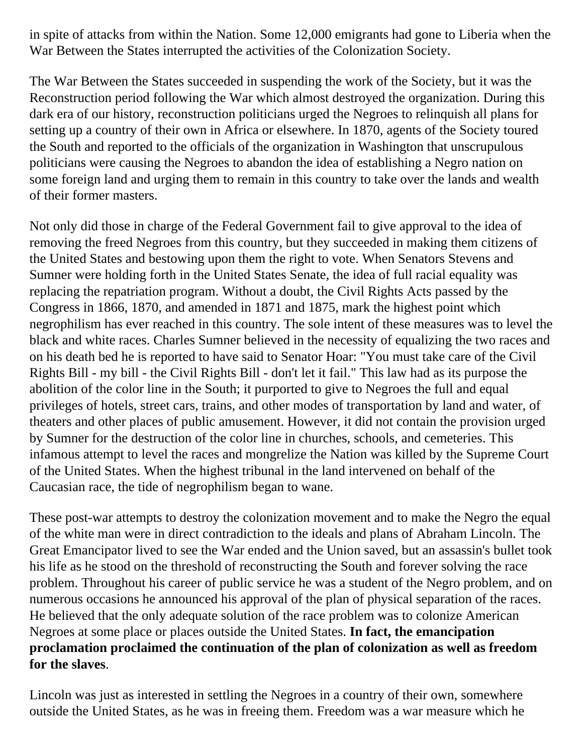in spite of attacks from within the Nation. Some 12,000 emigrants had gone to Liberia when the War Between the States interrupted the activities of the Colonization Society.

The War Between the States succeeded in suspending the work of the Society, but it was the Reconstruction period following the War which almost destroyed the organization. During this dark era of our history, reconstruction politicians urged the Negroes to relinquish all plans for setting up a country of their own in Africa or elsewhere. In 1870, agents of the Society toured the South and reported to the officials of the organization in Washington that unscrupulous politicians were causing the Negroes to abandon the idea of establishing a Negro nation on some foreign land and urging them to remain in this country to take over the lands and wealth of their former masters.

Not only did those in charge of the Federal Government fail to give approval to the idea of removing the freed Negroes from this country, but they succeeded in making them citizens of the United States and bestowing upon them the right to vote. When Senators Stevens and Sumner were holding forth in the United States Senate, the idea of full racial equality was replacing the repatriation program. Without a doubt, the Civil Rights Acts passed by the Congress in 1866, 1870, and amended in 1871 and 1875, mark the highest point which negrophilism has ever reached in this country. The sole intent of these measures was to level the black and white races. Charles Sumner believed in the necessity of equalizing the two races and on his death bed he is reported to have said to Senator Hoar: "You must take care of the Civil Rights Bill - my bill - the Civil Rights Bill - don't let it fail." This law had as its purpose the abolition of the color line in the South; it purported to give to Negroes the full and equal privileges of hotels, street cars, trains, and other modes of transportation by land and water, of theaters and other places of public amusement. However, it did not contain the provision urged by Sumner for the destruction of the color line in churches, schools, and cemeteries. This infamous attempt to level the races and mongrelize the Nation was killed by the Supreme Court of the United States. When the highest tribunal in the land intervened on behalf of the Caucasian race, the tide of negrophilism began to wane.

These post-war attempts to destroy the colonization movement and to make the Negro the equal of the white man were in direct contradiction to the ideals and plans of Abraham Lincoln. The Great Emancipator lived to see the War ended and the Union saved, but an assassin's bullet took his life as he stood on the threshold of reconstructing the South and forever solving the race problem. Throughout his career of public service he was a student of the Negro problem, and on numerous occasions he announced his approval of the plan of physical separation of the races. He believed that the only adequate solution of the race problem was to colonize American Negroes at some place or places outside the United States. **In fact, the emancipation proclamation proclaimed the continuation of the plan of colonization as well as freedom for the slaves**.

Lincoln was just as interested in settling the Negroes in a country of their own, somewhere outside the United States, as he was in freeing them. Freedom was a war measure which he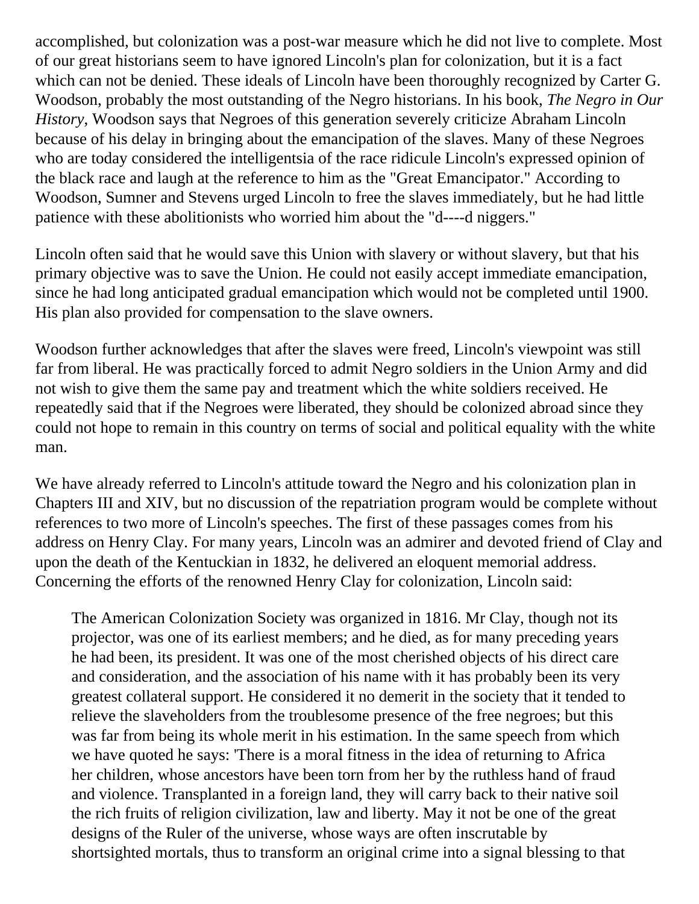accomplished, but colonization was a post-war measure which he did not live to complete. Most of our great historians seem to have ignored Lincoln's plan for colonization, but it is a fact which can not be denied. These ideals of Lincoln have been thoroughly recognized by Carter G. Woodson, probably the most outstanding of the Negro historians. In his book, *The Negro in Our History*, Woodson says that Negroes of this generation severely criticize Abraham Lincoln because of his delay in bringing about the emancipation of the slaves. Many of these Negroes who are today considered the intelligentsia of the race ridicule Lincoln's expressed opinion of the black race and laugh at the reference to him as the "Great Emancipator." According to Woodson, Sumner and Stevens urged Lincoln to free the slaves immediately, but he had little patience with these abolitionists who worried him about the "d----d niggers."

Lincoln often said that he would save this Union with slavery or without slavery, but that his primary objective was to save the Union. He could not easily accept immediate emancipation, since he had long anticipated gradual emancipation which would not be completed until 1900. His plan also provided for compensation to the slave owners.

Woodson further acknowledges that after the slaves were freed, Lincoln's viewpoint was still far from liberal. He was practically forced to admit Negro soldiers in the Union Army and did not wish to give them the same pay and treatment which the white soldiers received. He repeatedly said that if the Negroes were liberated, they should be colonized abroad since they could not hope to remain in this country on terms of social and political equality with the white man.

We have already referred to Lincoln's attitude toward the Negro and his colonization plan in Chapters III and XIV, but no discussion of the repatriation program would be complete without references to two more of Lincoln's speeches. The first of these passages comes from his address on Henry Clay. For many years, Lincoln was an admirer and devoted friend of Clay and upon the death of the Kentuckian in 1832, he delivered an eloquent memorial address. Concerning the efforts of the renowned Henry Clay for colonization, Lincoln said:

> The American Colonization Society was organized in 1816. Mr Clay, though not its projector, was one of its earliest members; and he died, as for many preceding years he had been, its president. It was one of the most cherished objects of his direct care and consideration, and the association of his name with it has probably been its very greatest collateral support. He considered it no demerit in the society that it tended to relieve the slaveholders from the troublesome presence of the free negroes; but this was far from being its whole merit in his estimation. In the same speech from which we have quoted he says: 'There is a moral fitness in the idea of returning to Africa her children, whose ancestors have been torn from her by the ruthless hand of fraud and violence. Transplanted in a foreign land, they will carry back to their native soil the rich fruits of religion civilization, law and liberty. May it not be one of the great designs of the Ruler of the universe, whose ways are often inscrutable by shortsighted mortals, thus to transform an original crime into a signal blessing to that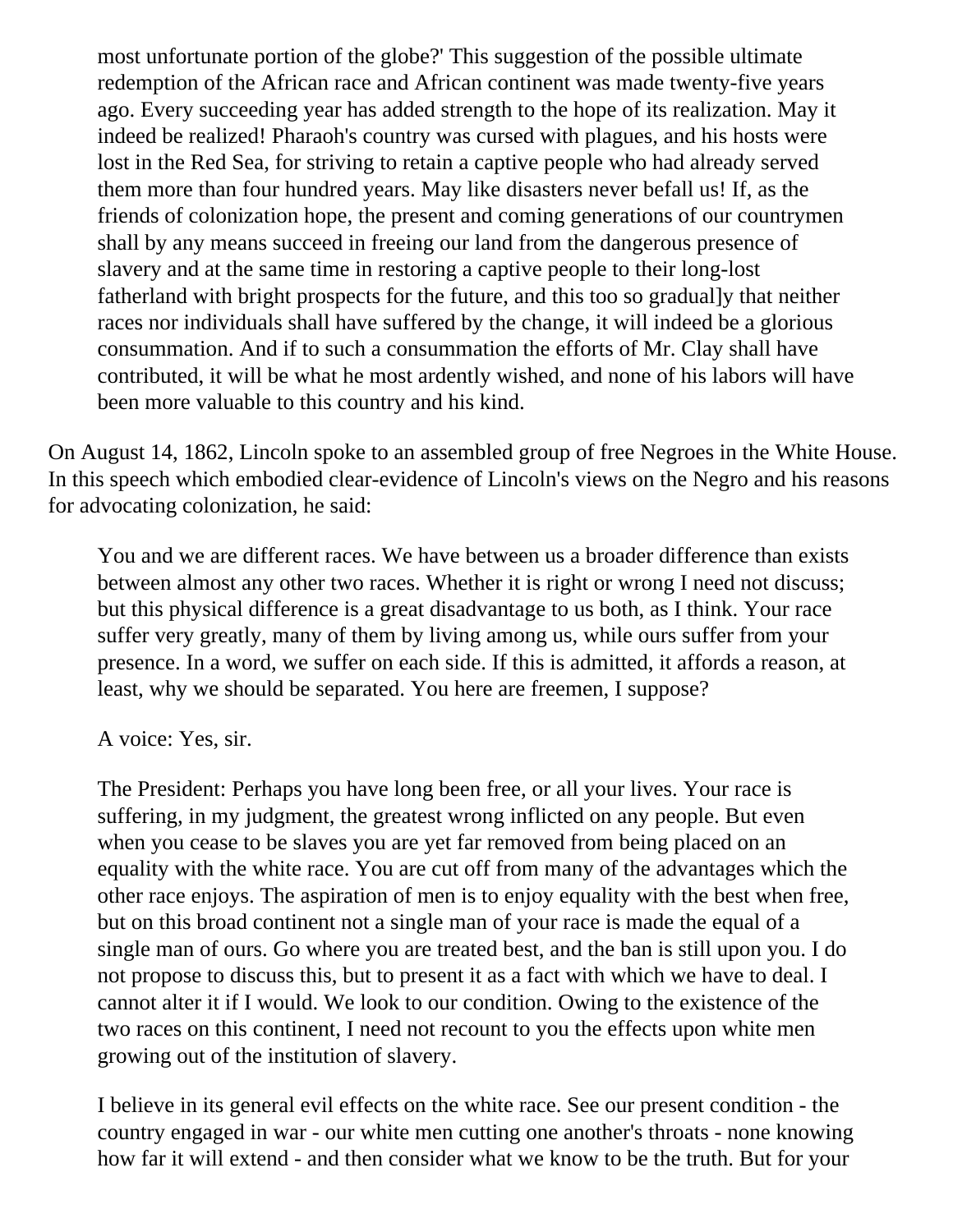> most unfortunate portion of the globe?' This suggestion of the possible ultimate redemption of the African race and African continent was made twenty-five years ago. Every succeeding year has added strength to the hope of its realization. May it indeed be realized! Pharaoh's country was cursed with plagues, and his hosts were lost in the Red Sea, for striving to retain a captive people who had already served them more than four hundred years. May like disasters never befall us! If, as the friends of colonization hope, the present and coming generations of our countrymen shall by any means succeed in freeing our land from the dangerous presence of slavery and at the same time in restoring a captive people to their long-lost fatherland with bright prospects for the future, and this too so gradual]y that neither races nor individuals shall have suffered by the change, it will indeed be a glorious consummation. And if to such a consummation the efforts of Mr. Clay shall have contributed, it will be what he most ardently wished, and none of his labors will have been more valuable to this country and his kind.

On August 14, 1862, Lincoln spoke to an assembled group of free Negroes in the White House. In this speech which embodied clear-evidence of Lincoln's views on the Negro and his reasons for advocating colonization, he said:

> You and we are different races. We have between us a broader difference than exists between almost any other two races. Whether it is right or wrong I need not discuss; but this physical difference is a great disadvantage to us both, as I think. Your race suffer very greatly, many of them by living among us, while ours suffer from your presence. In a word, we suffer on each side. If this is admitted, it affords a reason, at least, why we should be separated. You here are freemen, I suppose?
>
> A voice: Yes, sir.
>
> The President: Perhaps you have long been free, or all your lives. Your race is suffering, in my judgment, the greatest wrong inflicted on any people. But even when you cease to be slaves you are yet far removed from being placed on an equality with the white race. You are cut off from many of the advantages which the other race enjoys. The aspiration of men is to enjoy equality with the best when free, but on this broad continent not a single man of your race is made the equal of a single man of ours. Go where you are treated best, and the ban is still upon you. I do not propose to discuss this, but to present it as a fact with which we have to deal. I cannot alter it if I would. We look to our condition. Owing to the existence of the two races on this continent, I need not recount to you the effects upon white men growing out of the institution of slavery.
>
> I believe in its general evil effects on the white race. See our present condition - the country engaged in war - our white men cutting one another's throats - none knowing how far it will extend - and then consider what we know to be the truth. But for your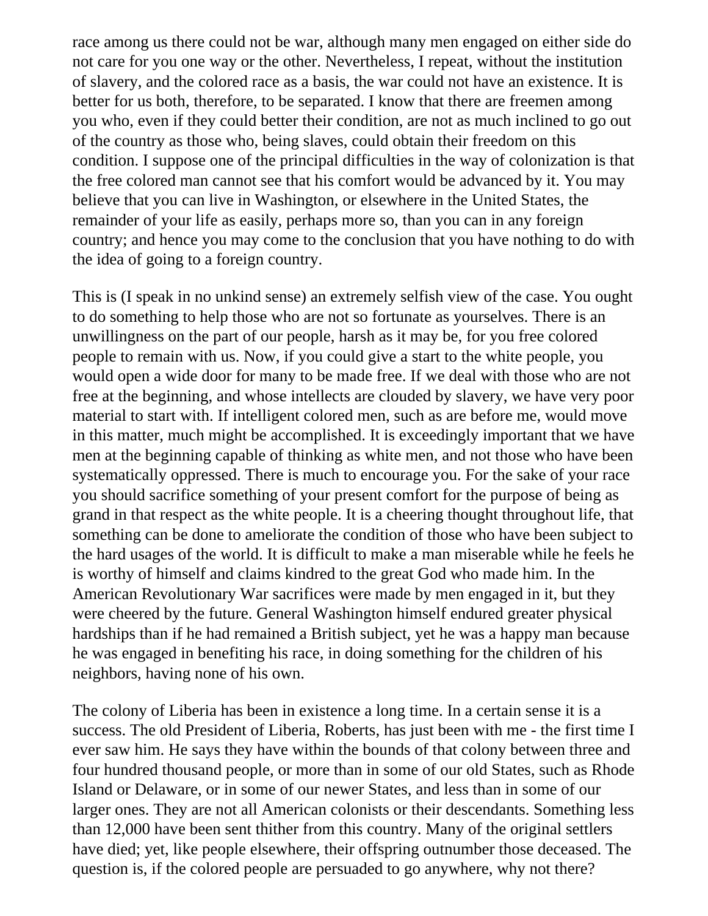race among us there could not be war, although many men engaged on either side do not care for you one way or the other. Nevertheless, I repeat, without the institution of slavery, and the colored race as a basis, the war could not have an existence. It is better for us both, therefore, to be separated. I know that there are freemen among you who, even if they could better their condition, are not as much inclined to go out of the country as those who, being slaves, could obtain their freedom on this condition. I suppose one of the principal difficulties in the way of colonization is that the free colored man cannot see that his comfort would be advanced by it. You may believe that you can live in Washington, or elsewhere in the United States, the remainder of your life as easily, perhaps more so, than you can in any foreign country; and hence you may come to the conclusion that you have nothing to do with the idea of going to a foreign country.

This is (I speak in no unkind sense) an extremely selfish view of the case. You ought to do something to help those who are not so fortunate as yourselves. There is an unwillingness on the part of our people, harsh as it may be, for you free colored people to remain with us. Now, if you could give a start to the white people, you would open a wide door for many to be made free. If we deal with those who are not free at the beginning, and whose intellects are clouded by slavery, we have very poor material to start with. If intelligent colored men, such as are before me, would move in this matter, much might be accomplished. It is exceedingly important that we have men at the beginning capable of thinking as white men, and not those who have been systematically oppressed. There is much to encourage you. For the sake of your race you should sacrifice something of your present comfort for the purpose of being as grand in that respect as the white people. It is a cheering thought throughout life, that something can be done to ameliorate the condition of those who have been subject to the hard usages of the world. It is difficult to make a man miserable while he feels he is worthy of himself and claims kindred to the great God who made him. In the American Revolutionary War sacrifices were made by men engaged in it, but they were cheered by the future. General Washington himself endured greater physical hardships than if he had remained a British subject, yet he was a happy man because he was engaged in benefiting his race, in doing something for the children of his neighbors, having none of his own.

The colony of Liberia has been in existence a long time. In a certain sense it is a success. The old President of Liberia, Roberts, has just been with me - the first time I ever saw him. He says they have within the bounds of that colony between three and four hundred thousand people, or more than in some of our old States, such as Rhode Island or Delaware, or in some of our newer States, and less than in some of our larger ones. They are not all American colonists or their descendants. Something less than 12,000 have been sent thither from this country. Many of the original settlers have died; yet, like people elsewhere, their offspring outnumber those deceased. The question is, if the colored people are persuaded to go anywhere, why not there?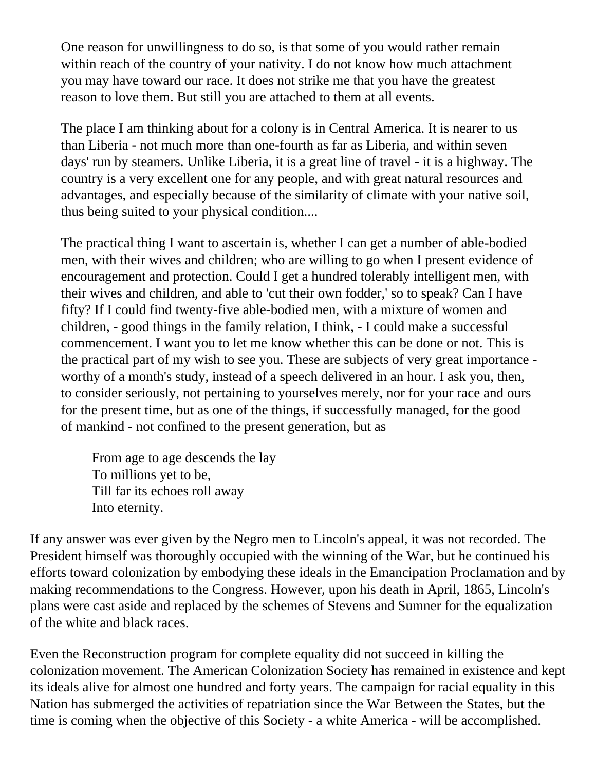> One reason for unwillingness to do so, is that some of you would rather remain within reach of the country of your nativity. I do not know how much attachment you may have toward our race. It does not strike me that you have the greatest reason to love them. But still you are attached to them at all events.
>
> The place I am thinking about for a colony is in Central America. It is nearer to us than Liberia - not much more than one-fourth as far as Liberia, and within seven days' run by steamers. Unlike Liberia, it is a great line of travel - it is a highway. The country is a very excellent one for any people, and with great natural resources and advantages, and especially because of the similarity of climate with your native soil, thus being suited to your physical condition....
>
> The practical thing I want to ascertain is, whether I can get a number of able-bodied men, with their wives and children; who are willing to go when I present evidence of encouragement and protection. Could I get a hundred tolerably intelligent men, with their wives and children, and able to 'cut their own fodder,' so to speak? Can I have fifty? If I could find twenty-five able-bodied men, with a mixture of women and children, - good things in the family relation, I think, - I could make a successful commencement. I want you to let me know whether this can be done or not. This is the practical part of my wish to see you. These are subjects of very great importance - worthy of a month's study, instead of a speech delivered in an hour. I ask you, then, to consider seriously, not pertaining to yourselves merely, nor for your race and ours for the present time, but as one of the things, if successfully managed, for the good of mankind - not confined to the present generation, but as
>
> > From age to age descends the lay
> > To millions yet to be,
> > Till far its echoes roll away
> > Into eternity.

If any answer was ever given by the Negro men to Lincoln's appeal, it was not recorded. The President himself was thoroughly occupied with the winning of the War, but he continued his efforts toward colonization by embodying these ideals in the Emancipation Proclamation and by making recommendations to the Congress. However, upon his death in April, 1865, Lincoln's plans were cast aside and replaced by the schemes of Stevens and Sumner for the equalization of the white and black races.

Even the Reconstruction program for complete equality did not succeed in killing the colonization movement. The American Colonization Society has remained in existence and kept its ideals alive for almost one hundred and forty years. The campaign for racial equality in this Nation has submerged the activities of repatriation since the War Between the States, but the time is coming when the objective of this Society - a white America - will be accomplished.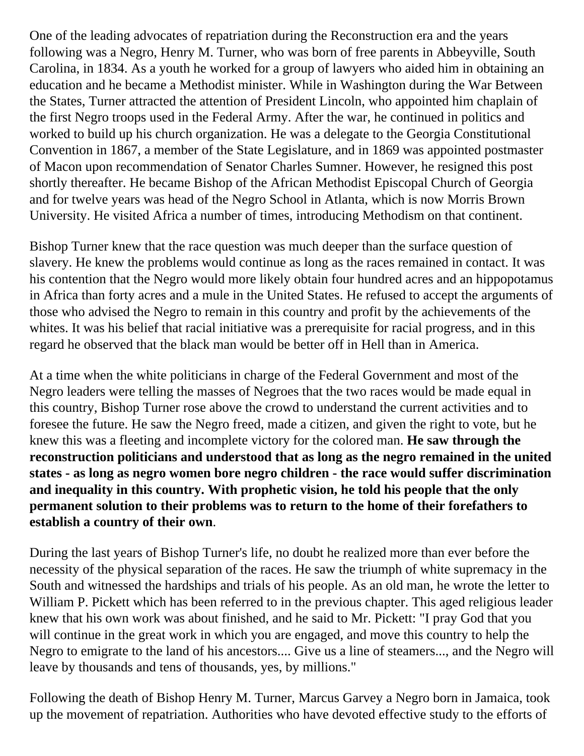One of the leading advocates of repatriation during the Reconstruction era and the years following was a Negro, Henry M. Turner, who was born of free parents in Abbeyville, South Carolina, in 1834. As a youth he worked for a group of lawyers who aided him in obtaining an education and he became a Methodist minister. While in Washington during the War Between the States, Turner attracted the attention of President Lincoln, who appointed him chaplain of the first Negro troops used in the Federal Army. After the war, he continued in politics and worked to build up his church organization. He was a delegate to the Georgia Constitutional Convention in 1867, a member of the State Legislature, and in 1869 was appointed postmaster of Macon upon recommendation of Senator Charles Sumner. However, he resigned this post shortly thereafter. He became Bishop of the African Methodist Episcopal Church of Georgia and for twelve years was head of the Negro School in Atlanta, which is now Morris Brown University. He visited Africa a number of times, introducing Methodism on that continent.

Bishop Turner knew that the race question was much deeper than the surface question of slavery. He knew the problems would continue as long as the races remained in contact. It was his contention that the Negro would more likely obtain four hundred acres and an hippopotamus in Africa than forty acres and a mule in the United States. He refused to accept the arguments of those who advised the Negro to remain in this country and profit by the achievements of the whites. It was his belief that racial initiative was a prerequisite for racial progress, and in this regard he observed that the black man would be better off in Hell than in America.

At a time when the white politicians in charge of the Federal Government and most of the Negro leaders were telling the masses of Negroes that the two races would be made equal in this country, Bishop Turner rose above the crowd to understand the current activities and to foresee the future. He saw the Negro freed, made a citizen, and given the right to vote, but he knew this was a fleeting and incomplete victory for the colored man. **He saw through the reconstruction politicians and understood that as long as the negro remained in the united states - as long as negro women bore negro children - the race would suffer discrimination and inequality in this country. With prophetic vision, he told his people that the only permanent solution to their problems was to return to the home of their forefathers to establish a country of their own**.

During the last years of Bishop Turner's life, no doubt he realized more than ever before the necessity of the physical separation of the races. He saw the triumph of white supremacy in the South and witnessed the hardships and trials of his people. As an old man, he wrote the letter to William P. Pickett which has been referred to in the previous chapter. This aged religious leader knew that his own work was about finished, and he said to Mr. Pickett: "I pray God that you will continue in the great work in which you are engaged, and move this country to help the Negro to emigrate to the land of his ancestors.... Give us a line of steamers..., and the Negro will leave by thousands and tens of thousands, yes, by millions."

Following the death of Bishop Henry M. Turner, Marcus Garvey a Negro born in Jamaica, took up the movement of repatriation. Authorities who have devoted effective study to the efforts of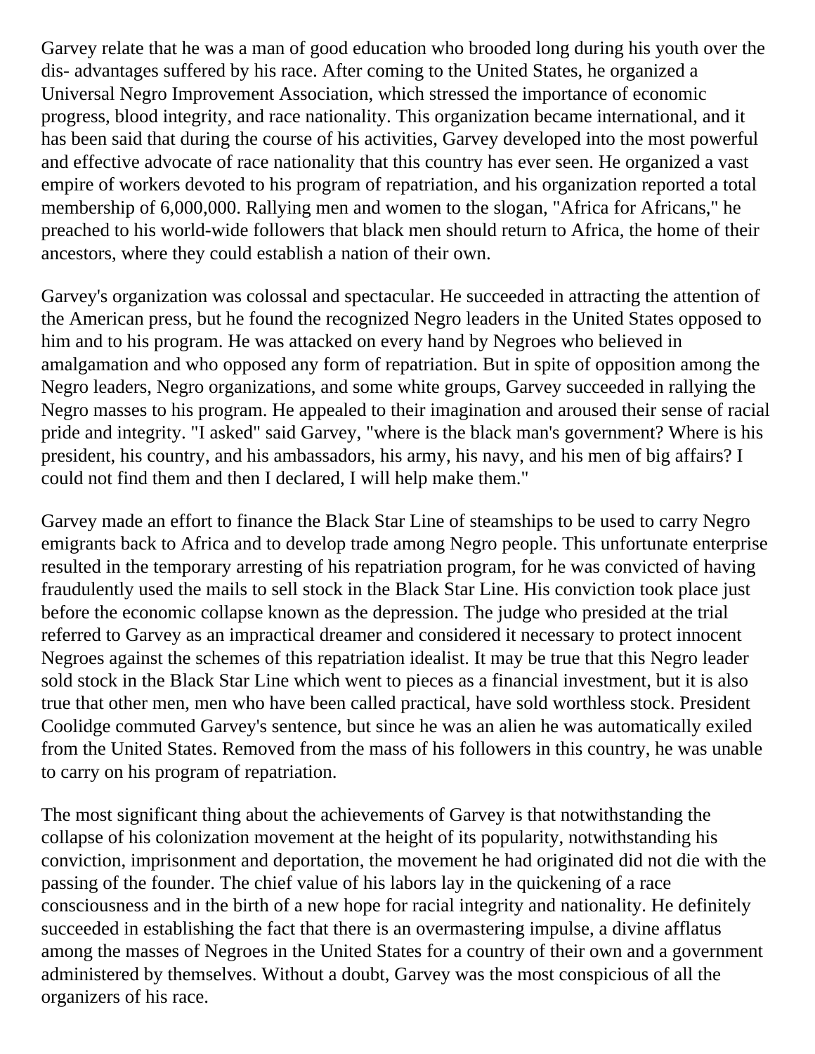Garvey relate that he was a man of good education who brooded long during his youth over the dis- advantages suffered by his race. After coming to the United States, he organized a Universal Negro Improvement Association, which stressed the importance of economic progress, blood integrity, and race nationality. This organization became international, and it has been said that during the course of his activities, Garvey developed into the most powerful and effective advocate of race nationality that this country has ever seen. He organized a vast empire of workers devoted to his program of repatriation, and his organization reported a total membership of 6,000,000. Rallying men and women to the slogan, "Africa for Africans," he preached to his world-wide followers that black men should return to Africa, the home of their ancestors, where they could establish a nation of their own.

Garvey's organization was colossal and spectacular. He succeeded in attracting the attention of the American press, but he found the recognized Negro leaders in the United States opposed to him and to his program. He was attacked on every hand by Negroes who believed in amalgamation and who opposed any form of repatriation. But in spite of opposition among the Negro leaders, Negro organizations, and some white groups, Garvey succeeded in rallying the Negro masses to his program. He appealed to their imagination and aroused their sense of racial pride and integrity. "I asked" said Garvey, "where is the black man's government? Where is his president, his country, and his ambassadors, his army, his navy, and his men of big affairs? I could not find them and then I declared, I will help make them."

Garvey made an effort to finance the Black Star Line of steamships to be used to carry Negro emigrants back to Africa and to develop trade among Negro people. This unfortunate enterprise resulted in the temporary arresting of his repatriation program, for he was convicted of having fraudulently used the mails to sell stock in the Black Star Line. His conviction took place just before the economic collapse known as the depression. The judge who presided at the trial referred to Garvey as an impractical dreamer and considered it necessary to protect innocent Negroes against the schemes of this repatriation idealist. It may be true that this Negro leader sold stock in the Black Star Line which went to pieces as a financial investment, but it is also true that other men, men who have been called practical, have sold worthless stock. President Coolidge commuted Garvey's sentence, but since he was an alien he was automatically exiled from the United States. Removed from the mass of his followers in this country, he was unable to carry on his program of repatriation.

The most significant thing about the achievements of Garvey is that notwithstanding the collapse of his colonization movement at the height of its popularity, notwithstanding his conviction, imprisonment and deportation, the movement he had originated did not die with the passing of the founder. The chief value of his labors lay in the quickening of a race consciousness and in the birth of a new hope for racial integrity and nationality. He definitely succeeded in establishing the fact that there is an overmastering impulse, a divine afflatus among the masses of Negroes in the United States for a country of their own and a government administered by themselves. Without a doubt, Garvey was the most conspicious of all the organizers of his race.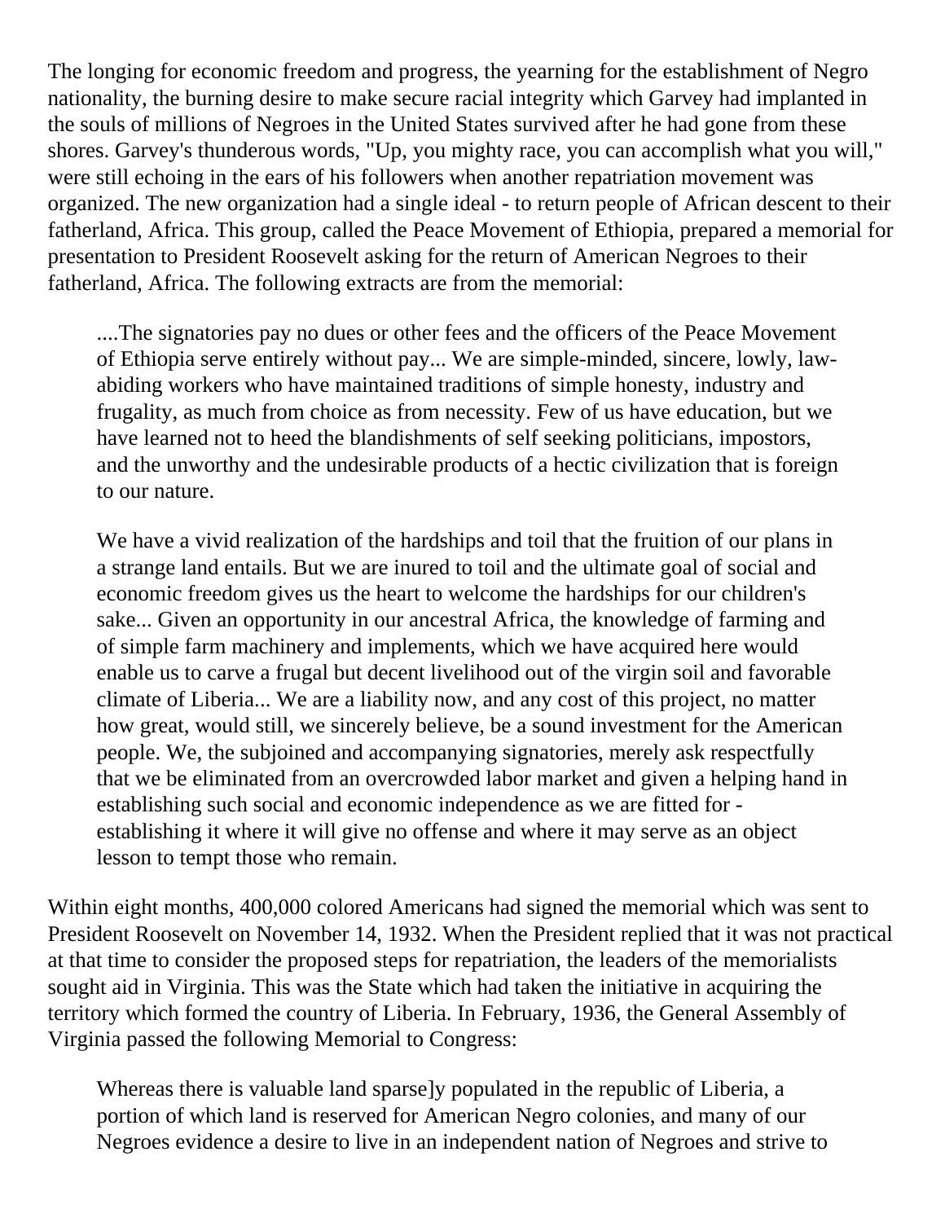The longing for economic freedom and progress, the yearning for the establishment of Negro nationality, the burning desire to make secure racial integrity which Garvey had implanted in the souls of millions of Negroes in the United States survived after he had gone from these shores. Garvey's thunderous words, "Up, you mighty race, you can accomplish what you will," were still echoing in the ears of his followers when another repatriation movement was organized. The new organization had a single ideal - to return people of African descent to their fatherland, Africa. This group, called the Peace Movement of Ethiopia, prepared a memorial for presentation to President Roosevelt asking for the return of American Negroes to their fatherland, Africa. The following extracts are from the memorial:

> ....The signatories pay no dues or other fees and the officers of the Peace Movement of Ethiopia serve entirely without pay... We are simple-minded, sincere, lowly, law-abiding workers who have maintained traditions of simple honesty, industry and frugality, as much from choice as from necessity. Few of us have education, but we have learned not to heed the blandishments of self seeking politicians, impostors, and the unworthy and the undesirable products of a hectic civilization that is foreign to our nature.
>
> We have a vivid realization of the hardships and toil that the fruition of our plans in a strange land entails. But we are inured to toil and the ultimate goal of social and economic freedom gives us the heart to welcome the hardships for our children's sake... Given an opportunity in our ancestral Africa, the knowledge of farming and of simple farm machinery and implements, which we have acquired here would enable us to carve a frugal but decent livelihood out of the virgin soil and favorable climate of Liberia... We are a liability now, and any cost of this project, no matter how great, would still, we sincerely believe, be a sound investment for the American people. We, the subjoined and accompanying signatories, merely ask respectfully that we be eliminated from an overcrowded labor market and given a helping hand in establishing such social and economic independence as we are fitted for - establishing it where it will give no offense and where it may serve as an object lesson to tempt those who remain.

Within eight months, 400,000 colored Americans had signed the memorial which was sent to President Roosevelt on November 14, 1932. When the President replied that it was not practical at that time to consider the proposed steps for repatriation, the leaders of the memorialists sought aid in Virginia. This was the State which had taken the initiative in acquiring the territory which formed the country of Liberia. In February, 1936, the General Assembly of Virginia passed the following Memorial to Congress:

> Whereas there is valuable land sparse]y populated in the republic of Liberia, a portion of which land is reserved for American Negro colonies, and many of our Negroes evidence a desire to live in an independent nation of Negroes and strive to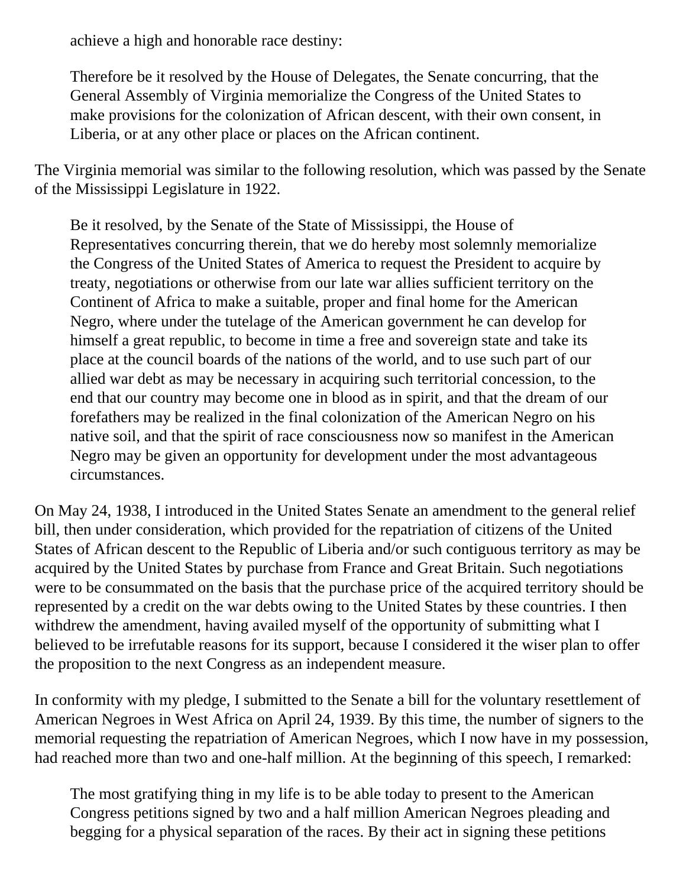> achieve a high and honorable race destiny:
>
> Therefore be it resolved by the House of Delegates, the Senate concurring, that the General Assembly of Virginia memorialize the Congress of the United States to make provisions for the colonization of African descent, with their own consent, in Liberia, or at any other place or places on the African continent.

The Virginia memorial was similar to the following resolution, which was passed by the Senate of the Mississippi Legislature in 1922.

> Be it resolved, by the Senate of the State of Mississippi, the House of Representatives concurring therein, that we do hereby most solemnly memorialize the Congress of the United States of America to request the President to acquire by treaty, negotiations or otherwise from our late war allies sufficient territory on the Continent of Africa to make a suitable, proper and final home for the American Negro, where under the tutelage of the American government he can develop for himself a great republic, to become in time a free and sovereign state and take its place at the council boards of the nations of the world, and to use such part of our allied war debt as may be necessary in acquiring such territorial concession, to the end that our country may become one in blood as in spirit, and that the dream of our forefathers may be realized in the final colonization of the American Negro on his native soil, and that the spirit of race consciousness now so manifest in the American Negro may be given an opportunity for development under the most advantageous circumstances.

On May 24, 1938, I introduced in the United States Senate an amendment to the general relief bill, then under consideration, which provided for the repatriation of citizens of the United States of African descent to the Republic of Liberia and/or such contiguous territory as may be acquired by the United States by purchase from France and Great Britain. Such negotiations were to be consummated on the basis that the purchase price of the acquired territory should be represented by a credit on the war debts owing to the United States by these countries. I then withdrew the amendment, having availed myself of the opportunity of submitting what I believed to be irrefutable reasons for its support, because I considered it the wiser plan to offer the proposition to the next Congress as an independent measure.

In conformity with my pledge, I submitted to the Senate a bill for the voluntary resettlement of American Negroes in West Africa on April 24, 1939. By this time, the number of signers to the memorial requesting the repatriation of American Negroes, which I now have in my possession, had reached more than two and one-half million. At the beginning of this speech, I remarked:

> The most gratifying thing in my life is to be able today to present to the American Congress petitions signed by two and a half million American Negroes pleading and begging for a physical separation of the races. By their act in signing these petitions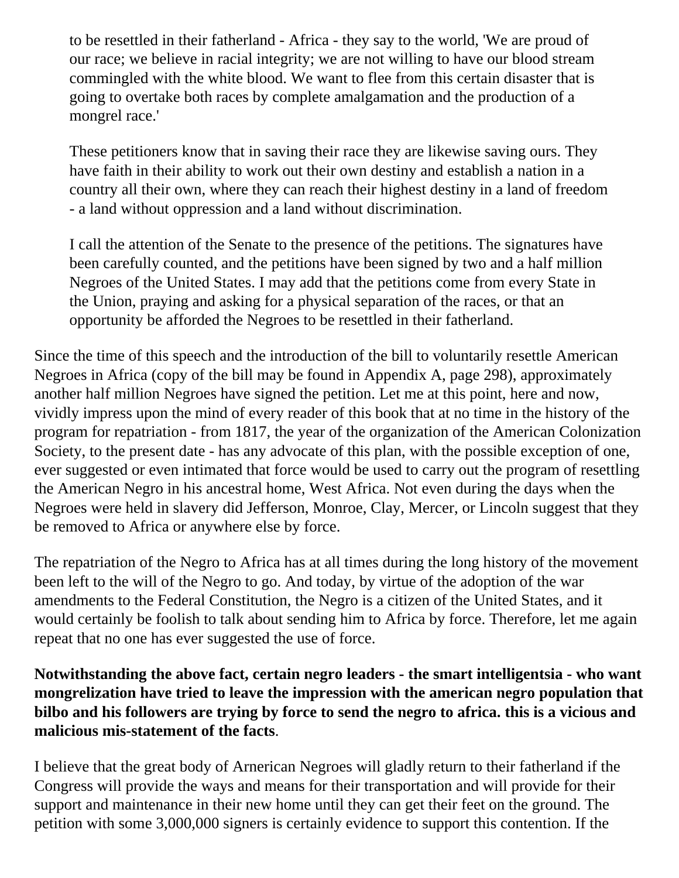> to be resettled in their fatherland - Africa - they say to the world, 'We are proud of our race; we believe in racial integrity; we are not willing to have our blood stream commingled with the white blood. We want to flee from this certain disaster that is going to overtake both races by complete amalgamation and the production of a mongrel race.'
>
> These petitioners know that in saving their race they are likewise saving ours. They have faith in their ability to work out their own destiny and establish a nation in a country all their own, where they can reach their highest destiny in a land of freedom - a land without oppression and a land without discrimination.
>
> I call the attention of the Senate to the presence of the petitions. The signatures have been carefully counted, and the petitions have been signed by two and a half million Negroes of the United States. I may add that the petitions come from every State in the Union, praying and asking for a physical separation of the races, or that an opportunity be afforded the Negroes to be resettled in their fatherland.

Since the time of this speech and the introduction of the bill to voluntarily resettle American Negroes in Africa (copy of the bill may be found in Appendix A, page 298), approximately another half million Negroes have signed the petition. Let me at this point, here and now, vividly impress upon the mind of every reader of this book that at no time in the history of the program for repatriation - from 1817, the year of the organization of the American Colonization Society, to the present date - has any advocate of this plan, with the possible exception of one, ever suggested or even intimated that force would be used to carry out the program of resettling the American Negro in his ancestral home, West Africa. Not even during the days when the Negroes were held in slavery did Jefferson, Monroe, Clay, Mercer, or Lincoln suggest that they be removed to Africa or anywhere else by force.

The repatriation of the Negro to Africa has at all times during the long history of the movement been left to the will of the Negro to go. And today, by virtue of the adoption of the war amendments to the Federal Constitution, the Negro is a citizen of the United States, and it would certainly be foolish to talk about sending him to Africa by force. Therefore, let me again repeat that no one has ever suggested the use of force.

**Notwithstanding the above fact, certain negro leaders - the smart intelligentsia - who want mongrelization have tried to leave the impression with the american negro population that bilbo and his followers are trying by force to send the negro to africa. this is a vicious and malicious mis-statement of the facts**.

I believe that the great body of Arnerican Negroes will gladly return to their fatherland if the Congress will provide the ways and means for their transportation and will provide for their support and maintenance in their new home until they can get their feet on the ground. The petition with some 3,000,000 signers is certainly evidence to support this contention. If the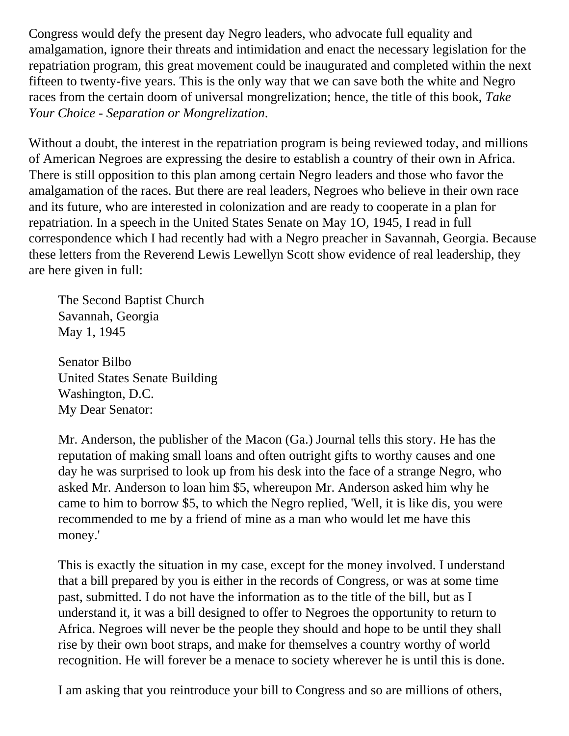Congress would defy the present day Negro leaders, who advocate full equality and amalgamation, ignore their threats and intimidation and enact the necessary legislation for the repatriation program, this great movement could be inaugurated and completed within the next fifteen to twenty-five years. This is the only way that we can save both the white and Negro races from the certain doom of universal mongrelization; hence, the title of this book, *Take Your Choice - Separation or Mongrelization*.

Without a doubt, the interest in the repatriation program is being reviewed today, and millions of American Negroes are expressing the desire to establish a country of their own in Africa. There is still opposition to this plan among certain Negro leaders and those who favor the amalgamation of the races. But there are real leaders, Negroes who believe in their own race and its future, who are interested in colonization and are ready to cooperate in a plan for repatriation. In a speech in the United States Senate on May 1O, 1945, I read in full correspondence which I had recently had with a Negro preacher in Savannah, Georgia. Because these letters from the Reverend Lewis Lewellyn Scott show evidence of real leadership, they are here given in full:

> The Second Baptist Church
> Savannah, Georgia
> May 1, 1945
>
> Senator Bilbo
> United States Senate Building
> Washington, D.C.
> My Dear Senator:
>
> Mr. Anderson, the publisher of the Macon (Ga.) Journal tells this story. He has the reputation of making small loans and often outright gifts to worthy causes and one day he was surprised to look up from his desk into the face of a strange Negro, who asked Mr. Anderson to loan him $5, whereupon Mr. Anderson asked him why he came to him to borrow $5, to which the Negro replied, 'Well, it is like dis, you were recommended to me by a friend of mine as a man who would let me have this money.'
>
> This is exactly the situation in my case, except for the money involved. I understand that a bill prepared by you is either in the records of Congress, or was at some time past, submitted. I do not have the information as to the title of the bill, but as I understand it, it was a bill designed to offer to Negroes the opportunity to return to Africa. Negroes will never be the people they should and hope to be until they shall rise by their own boot straps, and make for themselves a country worthy of world recognition. He will forever be a menace to society wherever he is until this is done.
>
> I am asking that you reintroduce your bill to Congress and so are millions of others,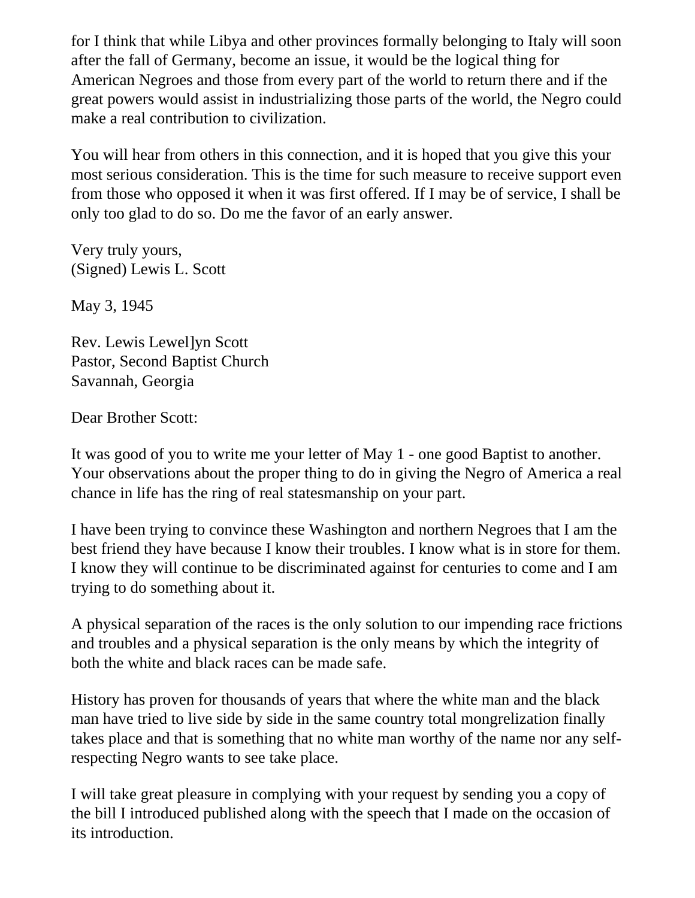for I think that while Libya and other provinces formally belonging to Italy will soon after the fall of Germany, become an issue, it would be the logical thing for American Negroes and those from every part of the world to return there and if the great powers would assist in industrializing those parts of the world, the Negro could make a real contribution to civilization.

You will hear from others in this connection, and it is hoped that you give this your most serious consideration. This is the time for such measure to receive support even from those who opposed it when it was first offered. If I may be of service, I shall be only too glad to do so. Do me the favor of an early answer.

Very truly yours,  
(Signed) Lewis L. Scott

May 3, 1945

Rev. Lewis Lewel]yn Scott  
Pastor, Second Baptist Church  
Savannah, Georgia

Dear Brother Scott:

It was good of you to write me your letter of May 1 - one good Baptist to another. Your observations about the proper thing to do in giving the Negro of America a real chance in life has the ring of real statesmanship on your part.

I have been trying to convince these Washington and northern Negroes that I am the best friend they have because I know their troubles. I know what is in store for them. I know they will continue to be discriminated against for centuries to come and I am trying to do something about it.

A physical separation of the races is the only solution to our impending race frictions and troubles and a physical separation is the only means by which the integrity of both the white and black races can be made safe.

History has proven for thousands of years that where the white man and the black man have tried to live side by side in the same country total mongrelization finally takes place and that is something that no white man worthy of the name nor any self-respecting Negro wants to see take place.

I will take great pleasure in complying with your request by sending you a copy of the bill I introduced published along with the speech that I made on the occasion of its introduction.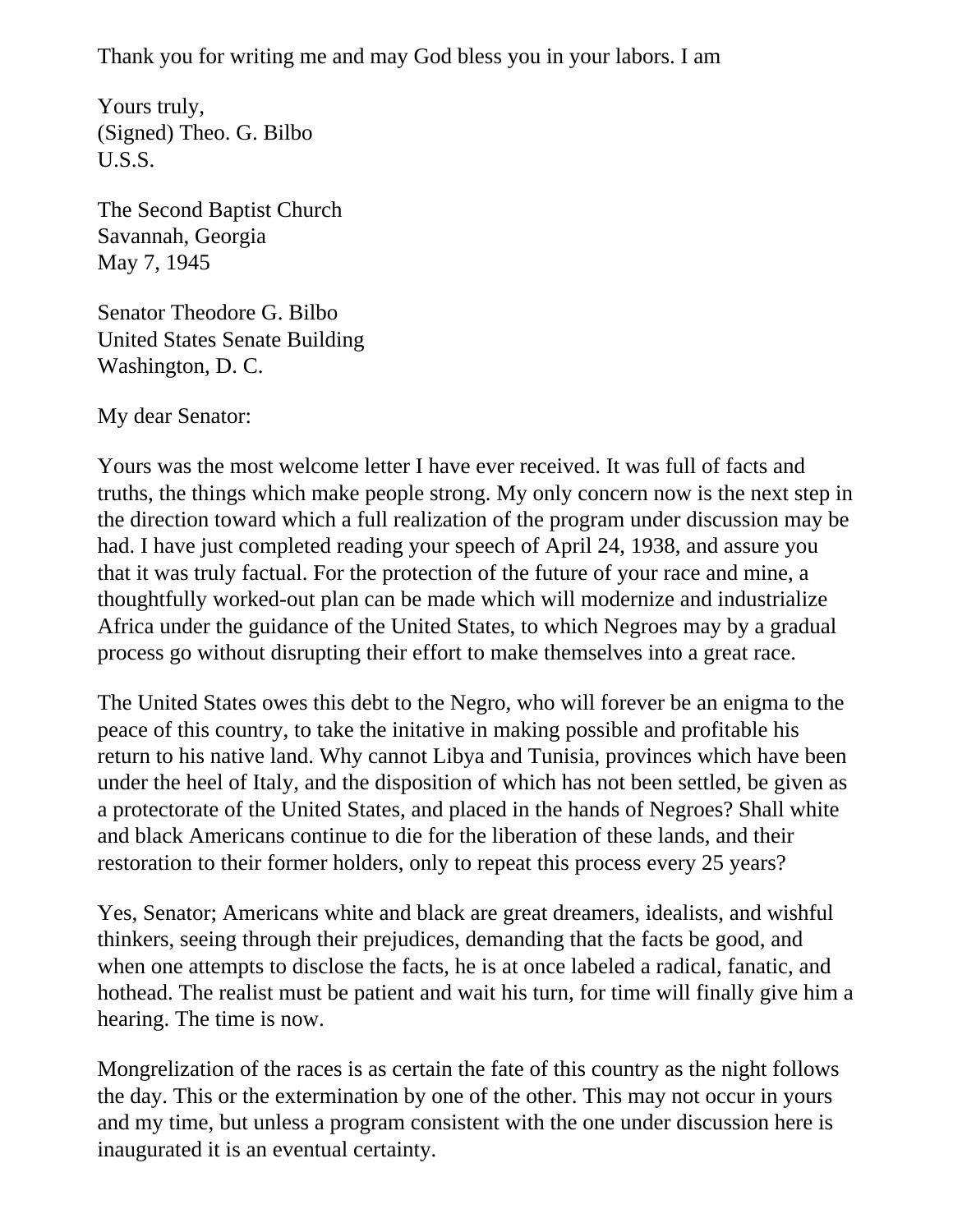Thank you for writing me and may God bless you in your labors. I am

Yours truly,
(Signed) Theo. G. Bilbo
U.S.S.

The Second Baptist Church
Savannah, Georgia
May 7, 1945

Senator Theodore G. Bilbo
United States Senate Building
Washington, D. C.

My dear Senator:

Yours was the most welcome letter I have ever received. It was full of facts and truths, the things which make people strong. My only concern now is the next step in the direction toward which a full realization of the program under discussion may be had. I have just completed reading your speech of April 24, 1938, and assure you that it was truly factual. For the protection of the future of your race and mine, a thoughtfully worked-out plan can be made which will modernize and industrialize Africa under the guidance of the United States, to which Negroes may by a gradual process go without disrupting their effort to make themselves into a great race.

The United States owes this debt to the Negro, who will forever be an enigma to the peace of this country, to take the initative in making possible and profitable his return to his native land. Why cannot Libya and Tunisia, provinces which have been under the heel of Italy, and the disposition of which has not been settled, be given as a protectorate of the United States, and placed in the hands of Negroes? Shall white and black Americans continue to die for the liberation of these lands, and their restoration to their former holders, only to repeat this process every 25 years?

Yes, Senator; Americans white and black are great dreamers, idealists, and wishful thinkers, seeing through their prejudices, demanding that the facts be good, and when one attempts to disclose the facts, he is at once labeled a radical, fanatic, and hothead. The realist must be patient and wait his turn, for time will finally give him a hearing. The time is now.

Mongrelization of the races is as certain the fate of this country as the night follows the day. This or the extermination by one of the other. This may not occur in yours and my time, but unless a program consistent with the one under discussion here is inaugurated it is an eventual certainty.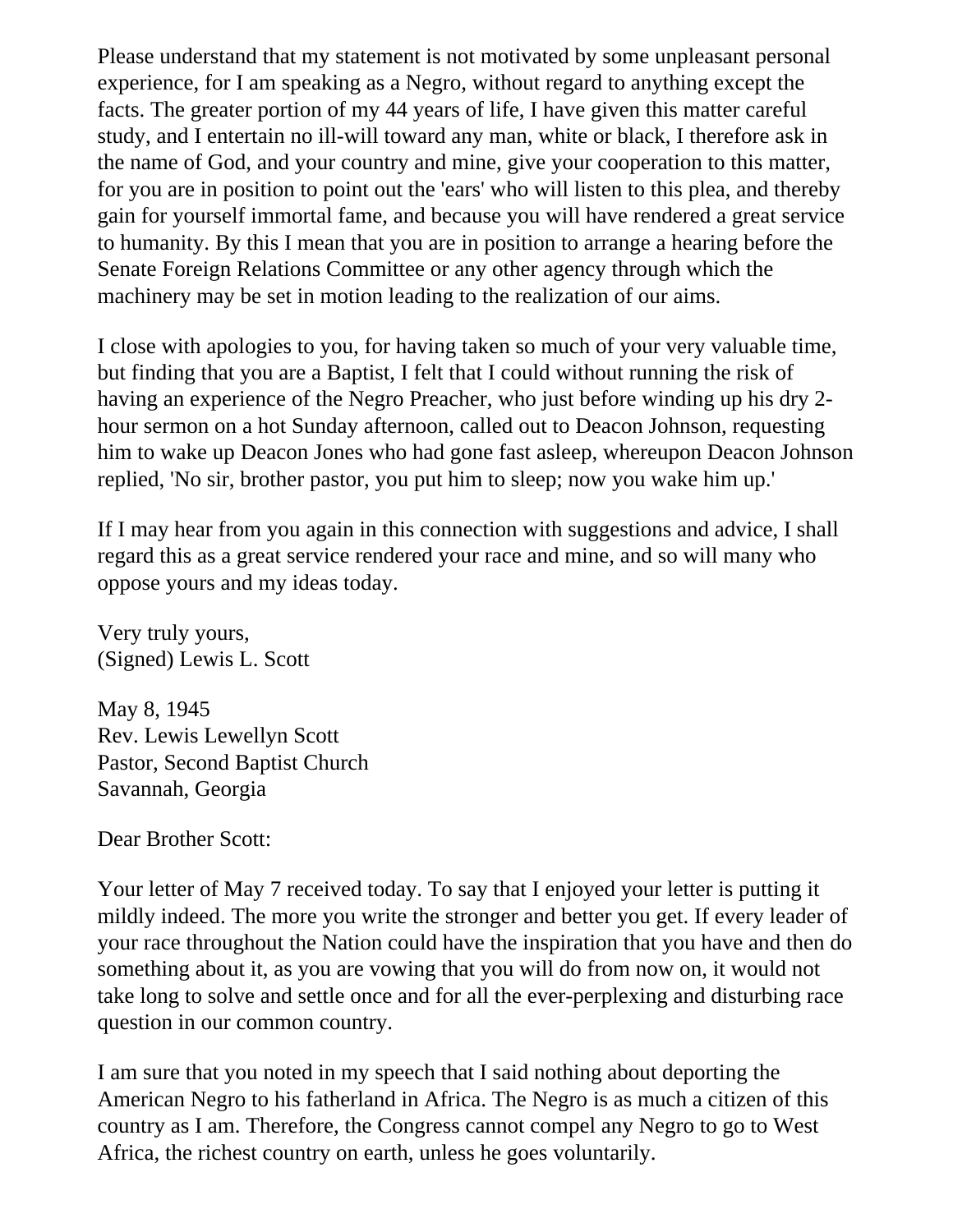Please understand that my statement is not motivated by some unpleasant personal experience, for I am speaking as a Negro, without regard to anything except the facts. The greater portion of my 44 years of life, I have given this matter careful study, and I entertain no ill-will toward any man, white or black, I therefore ask in the name of God, and your country and mine, give your cooperation to this matter, for you are in position to point out the 'ears' who will listen to this plea, and thereby gain for yourself immortal fame, and because you will have rendered a great service to humanity. By this I mean that you are in position to arrange a hearing before the Senate Foreign Relations Committee or any other agency through which the machinery may be set in motion leading to the realization of our aims.

I close with apologies to you, for having taken so much of your very valuable time, but finding that you are a Baptist, I felt that I could without running the risk of having an experience of the Negro Preacher, who just before winding up his dry 2-hour sermon on a hot Sunday afternoon, called out to Deacon Johnson, requesting him to wake up Deacon Jones who had gone fast asleep, whereupon Deacon Johnson replied, 'No sir, brother pastor, you put him to sleep; now you wake him up.'

If I may hear from you again in this connection with suggestions and advice, I shall regard this as a great service rendered your race and mine, and so will many who oppose yours and my ideas today.

Very truly yours,
(Signed) Lewis L. Scott

May 8, 1945
Rev. Lewis Lewellyn Scott
Pastor, Second Baptist Church
Savannah, Georgia

Dear Brother Scott:

Your letter of May 7 received today. To say that I enjoyed your letter is putting it mildly indeed. The more you write the stronger and better you get. If every leader of your race throughout the Nation could have the inspiration that you have and then do something about it, as you are vowing that you will do from now on, it would not take long to solve and settle once and for all the ever-perplexing and disturbing race question in our common country.

I am sure that you noted in my speech that I said nothing about deporting the American Negro to his fatherland in Africa. The Negro is as much a citizen of this country as I am. Therefore, the Congress cannot compel any Negro to go to West Africa, the richest country on earth, unless he goes voluntarily.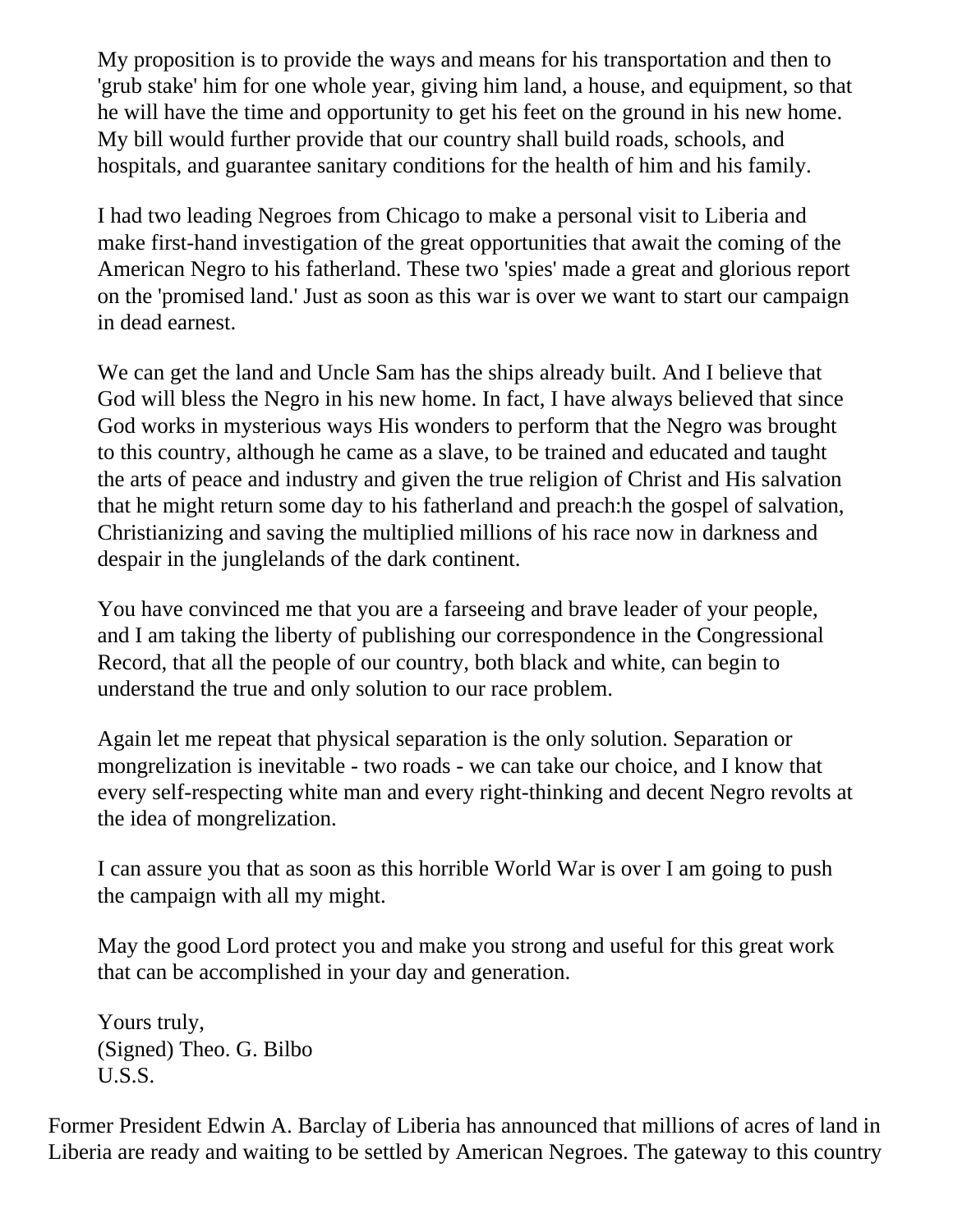My proposition is to provide the ways and means for his transportation and then to 'grub stake' him for one whole year, giving him land, a house, and equipment, so that he will have the time and opportunity to get his feet on the ground in his new home. My bill would further provide that our country shall build roads, schools, and hospitals, and guarantee sanitary conditions for the health of him and his family.

I had two leading Negroes from Chicago to make a personal visit to Liberia and make first-hand investigation of the great opportunities that await the coming of the American Negro to his fatherland. These two 'spies' made a great and glorious report on the 'promised land.' Just as soon as this war is over we want to start our campaign in dead earnest.

We can get the land and Uncle Sam has the ships already built. And I believe that God will bless the Negro in his new home. In fact, I have always believed that since God works in mysterious ways His wonders to perform that the Negro was brought to this country, although he came as a slave, to be trained and educated and taught the arts of peace and industry and given the true religion of Christ and His salvation that he might return some day to his fatherland and preach:h the gospel of salvation, Christianizing and saving the multiplied millions of his race now in darkness and despair in the junglelands of the dark continent.

You have convinced me that you are a farseeing and brave leader of your people, and I am taking the liberty of publishing our correspondence in the Congressional Record, that all the people of our country, both black and white, can begin to understand the true and only solution to our race problem.

Again let me repeat that physical separation is the only solution. Separation or mongrelization is inevitable - two roads - we can take our choice, and I know that every self-respecting white man and every right-thinking and decent Negro revolts at the idea of mongrelization.

I can assure you that as soon as this horrible World War is over I am going to push the campaign with all my might.

May the good Lord protect you and make you strong and useful for this great work that can be accomplished in your day and generation.

Yours truly,  
(Signed) Theo. G. Bilbo  
U.S.S.

Former President Edwin A. Barclay of Liberia has announced that millions of acres of land in Liberia are ready and waiting to be settled by American Negroes. The gateway to this country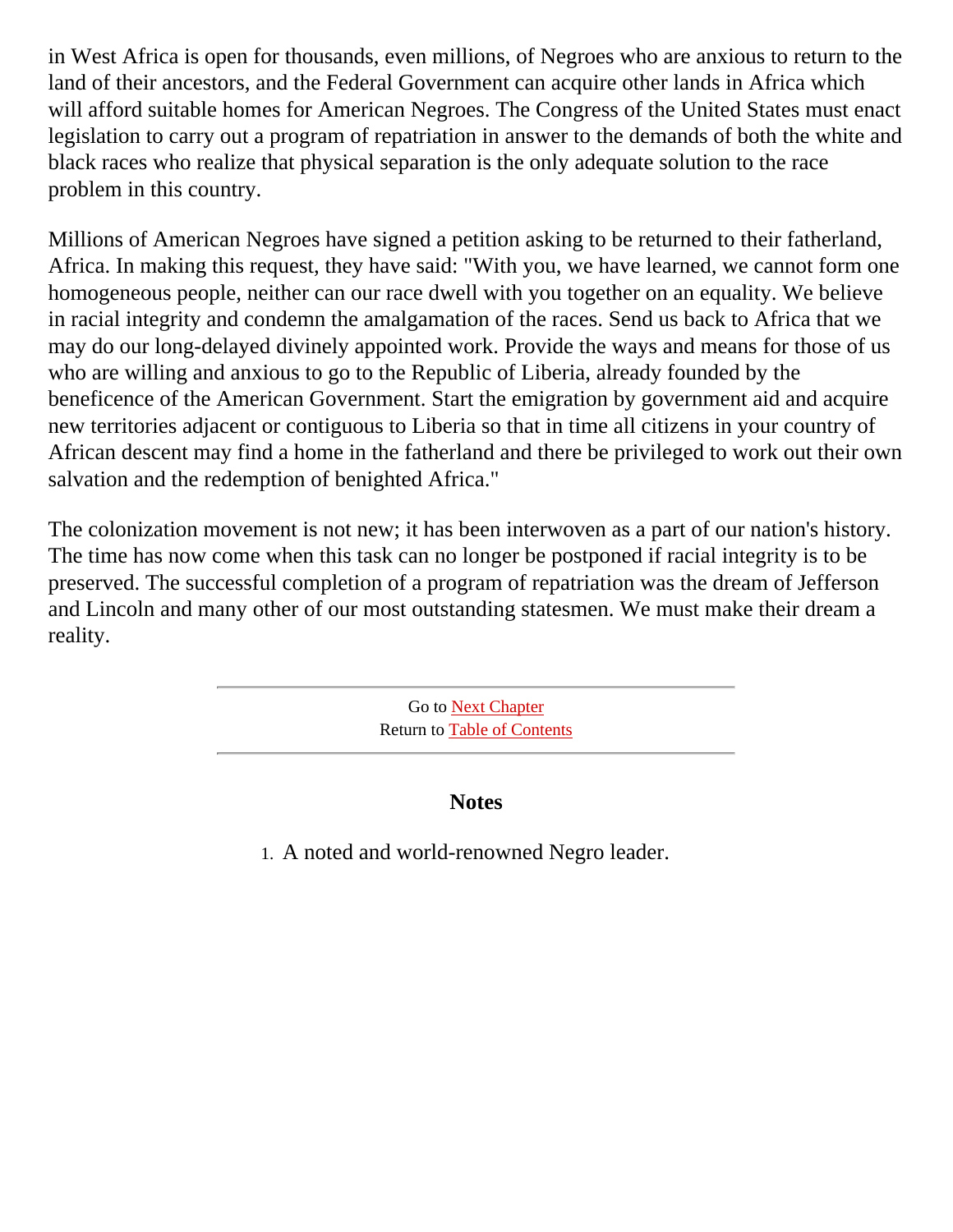in West Africa is open for thousands, even millions, of Negroes who are anxious to return to the land of their ancestors, and the Federal Government can acquire other lands in Africa which will afford suitable homes for American Negroes. The Congress of the United States must enact legislation to carry out a program of repatriation in answer to the demands of both the white and black races who realize that physical separation is the only adequate solution to the race problem in this country.

Millions of American Negroes have signed a petition asking to be returned to their fatherland, Africa. In making this request, they have said: "With you, we have learned, we cannot form one homogeneous people, neither can our race dwell with you together on an equality. We believe in racial integrity and condemn the amalgamation of the races. Send us back to Africa that we may do our long-delayed divinely appointed work. Provide the ways and means for those of us who are willing and anxious to go to the Republic of Liberia, already founded by the beneficence of the American Government. Start the emigration by government aid and acquire new territories adjacent or contiguous to Liberia so that in time all citizens in your country of African descent may find a home in the fatherland and there be privileged to work out their own salvation and the redemption of benighted Africa."

The colonization movement is not new; it has been interwoven as a part of our nation's history. The time has now come when this task can no longer be postponed if racial integrity is to be preserved. The successful completion of a program of repatriation was the dream of Jefferson and Lincoln and many other of our most outstanding statesmen. We must make their dream a reality.

---

Go to Next Chapter
Return to Table of Contents

---

### Notes

1. A noted and world-renowned Negro leader.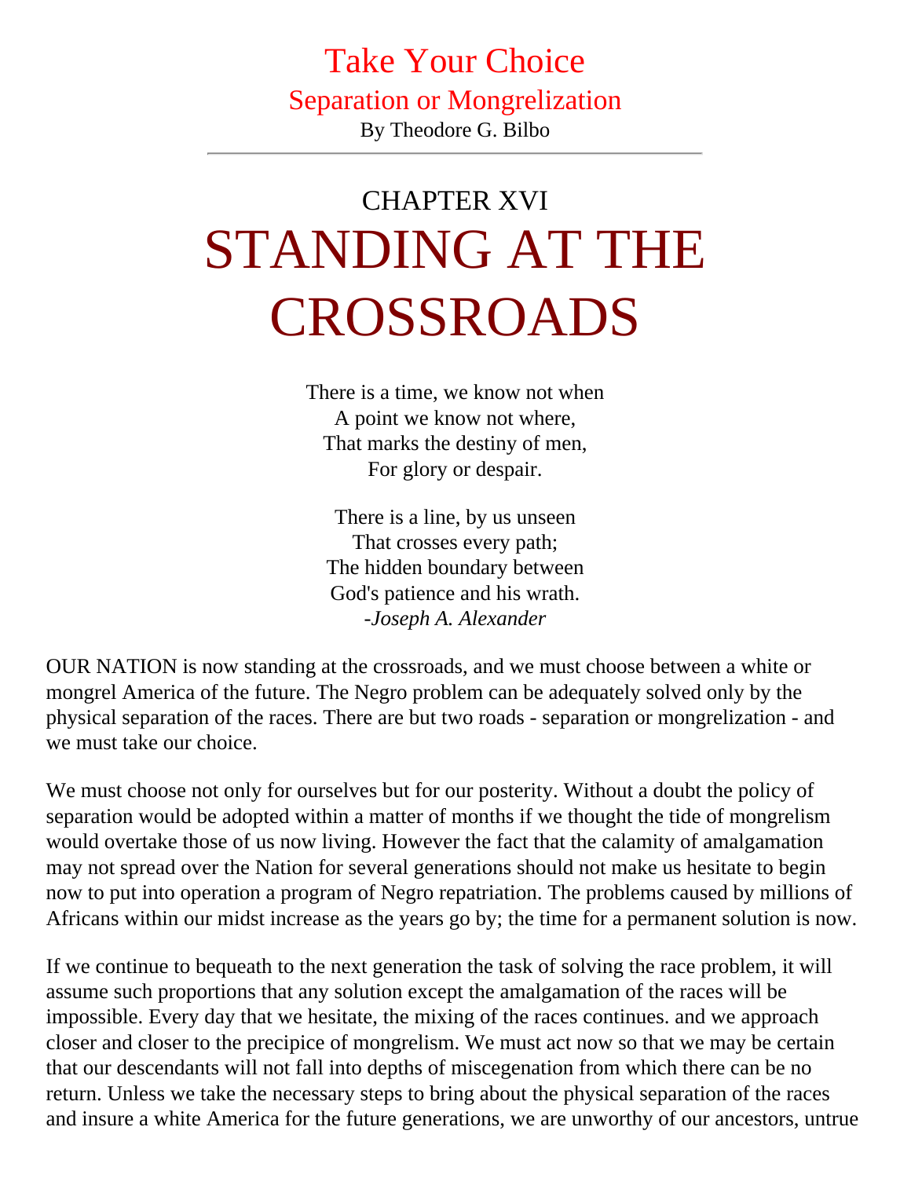# Take Your Choice

## Separation or Mongrelization

By Theodore G. Bilbo

---

## CHAPTER XVI

# STANDING AT THE CROSSROADS

There is a time, we know not when  
A point we know not where,  
That marks the destiny of men,  
For glory or despair.

There is a line, by us unseen  
That crosses every path;  
The hidden boundary between  
God's patience and his wrath.  
-*Joseph A. Alexander*

OUR NATION is now standing at the crossroads, and we must choose between a white or mongrel America of the future. The Negro problem can be adequately solved only by the physical separation of the races. There are but two roads - separation or mongrelization - and we must take our choice.

We must choose not only for ourselves but for our posterity. Without a doubt the policy of separation would be adopted within a matter of months if we thought the tide of mongrelism would overtake those of us now living. However the fact that the calamity of amalgamation may not spread over the Nation for several generations should not make us hesitate to begin now to put into operation a program of Negro repatriation. The problems caused by millions of Africans within our midst increase as the years go by; the time for a permanent solution is now.

If we continue to bequeath to the next generation the task of solving the race problem, it will assume such proportions that any solution except the amalgamation of the races will be impossible. Every day that we hesitate, the mixing of the races continues. and we approach closer and closer to the precipice of mongrelism. We must act now so that we may be certain that our descendants will not fall into depths of miscegenation from which there can be no return. Unless we take the necessary steps to bring about the physical separation of the races and insure a white America for the future generations, we are unworthy of our ancestors, untrue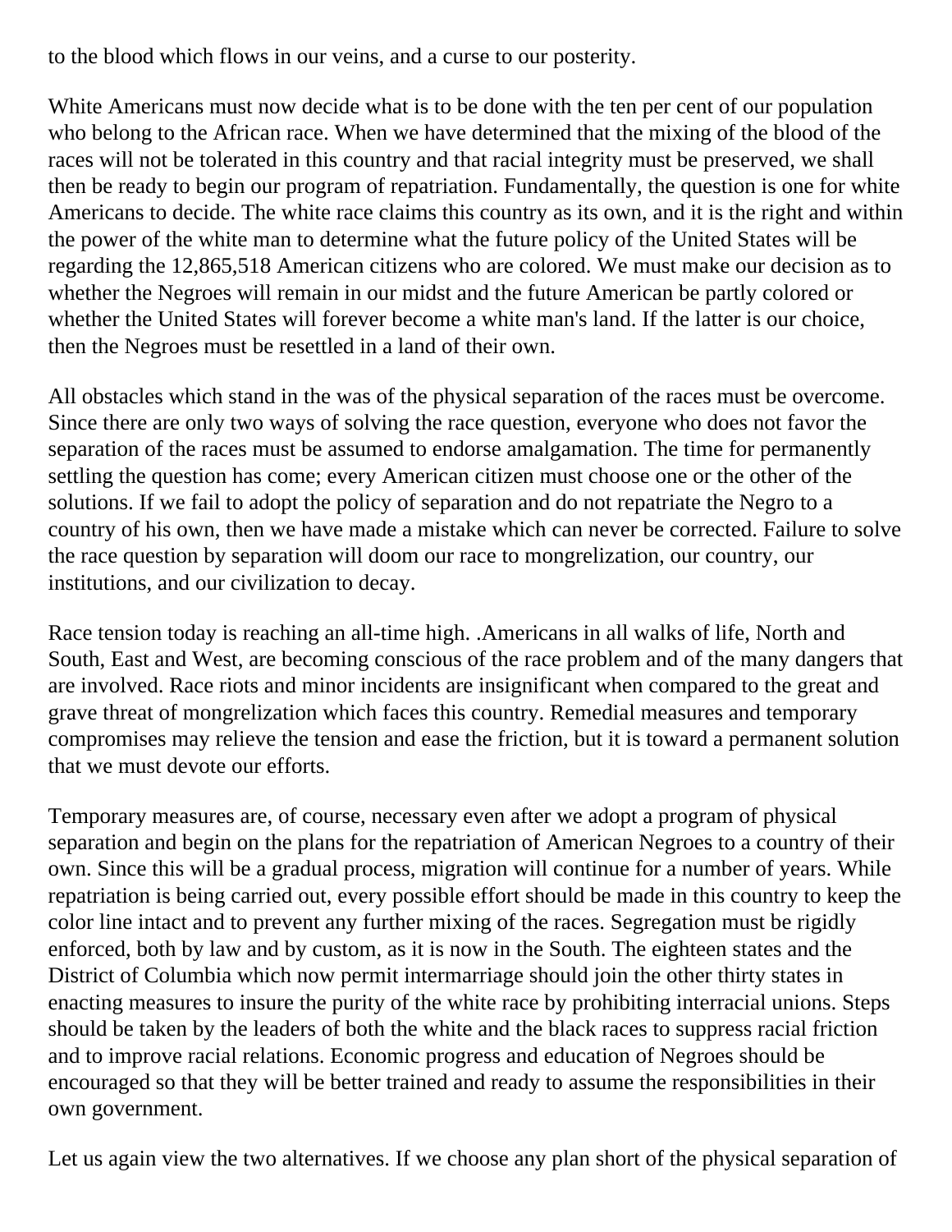to the blood which flows in our veins, and a curse to our posterity.

White Americans must now decide what is to be done with the ten per cent of our population who belong to the African race. When we have determined that the mixing of the blood of the races will not be tolerated in this country and that racial integrity must be preserved, we shall then be ready to begin our program of repatriation. Fundamentally, the question is one for white Americans to decide. The white race claims this country as its own, and it is the right and within the power of the white man to determine what the future policy of the United States will be regarding the 12,865,518 American citizens who are colored. We must make our decision as to whether the Negroes will remain in our midst and the future American be partly colored or whether the United States will forever become a white man's land. If the latter is our choice, then the Negroes must be resettled in a land of their own.

All obstacles which stand in the was of the physical separation of the races must be overcome. Since there are only two ways of solving the race question, everyone who does not favor the separation of the races must be assumed to endorse amalgamation. The time for permanently settling the question has come; every American citizen must choose one or the other of the solutions. If we fail to adopt the policy of separation and do not repatriate the Negro to a country of his own, then we have made a mistake which can never be corrected. Failure to solve the race question by separation will doom our race to mongrelization, our country, our institutions, and our civilization to decay.

Race tension today is reaching an all-time high. .Americans in all walks of life, North and South, East and West, are becoming conscious of the race problem and of the many dangers that are involved. Race riots and minor incidents are insignificant when compared to the great and grave threat of mongrelization which faces this country. Remedial measures and temporary compromises may relieve the tension and ease the friction, but it is toward a permanent solution that we must devote our efforts.

Temporary measures are, of course, necessary even after we adopt a program of physical separation and begin on the plans for the repatriation of American Negroes to a country of their own. Since this will be a gradual process, migration will continue for a number of years. While repatriation is being carried out, every possible effort should be made in this country to keep the color line intact and to prevent any further mixing of the races. Segregation must be rigidly enforced, both by law and by custom, as it is now in the South. The eighteen states and the District of Columbia which now permit intermarriage should join the other thirty states in enacting measures to insure the purity of the white race by prohibiting interracial unions. Steps should be taken by the leaders of both the white and the black races to suppress racial friction and to improve racial relations. Economic progress and education of Negroes should be encouraged so that they will be better trained and ready to assume the responsibilities in their own government.

Let us again view the two alternatives. If we choose any plan short of the physical separation of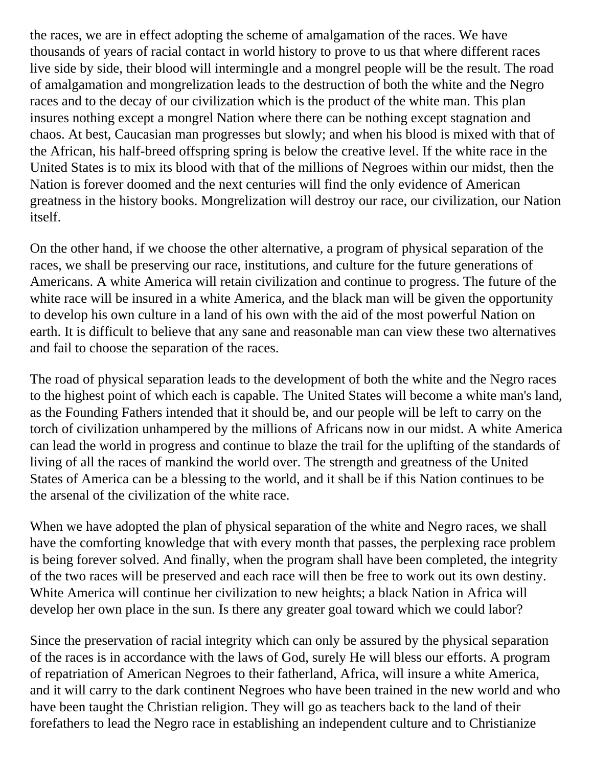the races, we are in effect adopting the scheme of amalgamation of the races. We have thousands of years of racial contact in world history to prove to us that where different races live side by side, their blood will intermingle and a mongrel people will be the result. The road of amalgamation and mongrelization leads to the destruction of both the white and the Negro races and to the decay of our civilization which is the product of the white man. This plan insures nothing except a mongrel Nation where there can be nothing except stagnation and chaos. At best, Caucasian man progresses but slowly; and when his blood is mixed with that of the African, his half-breed offspring spring is below the creative level. If the white race in the United States is to mix its blood with that of the millions of Negroes within our midst, then the Nation is forever doomed and the next centuries will find the only evidence of American greatness in the history books. Mongrelization will destroy our race, our civilization, our Nation itself.

On the other hand, if we choose the other alternative, a program of physical separation of the races, we shall be preserving our race, institutions, and culture for the future generations of Americans. A white America will retain civilization and continue to progress. The future of the white race will be insured in a white America, and the black man will be given the opportunity to develop his own culture in a land of his own with the aid of the most powerful Nation on earth. It is difficult to believe that any sane and reasonable man can view these two alternatives and fail to choose the separation of the races.

The road of physical separation leads to the development of both the white and the Negro races to the highest point of which each is capable. The United States will become a white man's land, as the Founding Fathers intended that it should be, and our people will be left to carry on the torch of civilization unhampered by the millions of Africans now in our midst. A white America can lead the world in progress and continue to blaze the trail for the uplifting of the standards of living of all the races of mankind the world over. The strength and greatness of the United States of America can be a blessing to the world, and it shall be if this Nation continues to be the arsenal of the civilization of the white race.

When we have adopted the plan of physical separation of the white and Negro races, we shall have the comforting knowledge that with every month that passes, the perplexing race problem is being forever solved. And finally, when the program shall have been completed, the integrity of the two races will be preserved and each race will then be free to work out its own destiny. White America will continue her civilization to new heights; a black Nation in Africa will develop her own place in the sun. Is there any greater goal toward which we could labor?

Since the preservation of racial integrity which can only be assured by the physical separation of the races is in accordance with the laws of God, surely He will bless our efforts. A program of repatriation of American Negroes to their fatherland, Africa, will insure a white America, and it will carry to the dark continent Negroes who have been trained in the new world and who have been taught the Christian religion. They will go as teachers back to the land of their forefathers to lead the Negro race in establishing an independent culture and to Christianize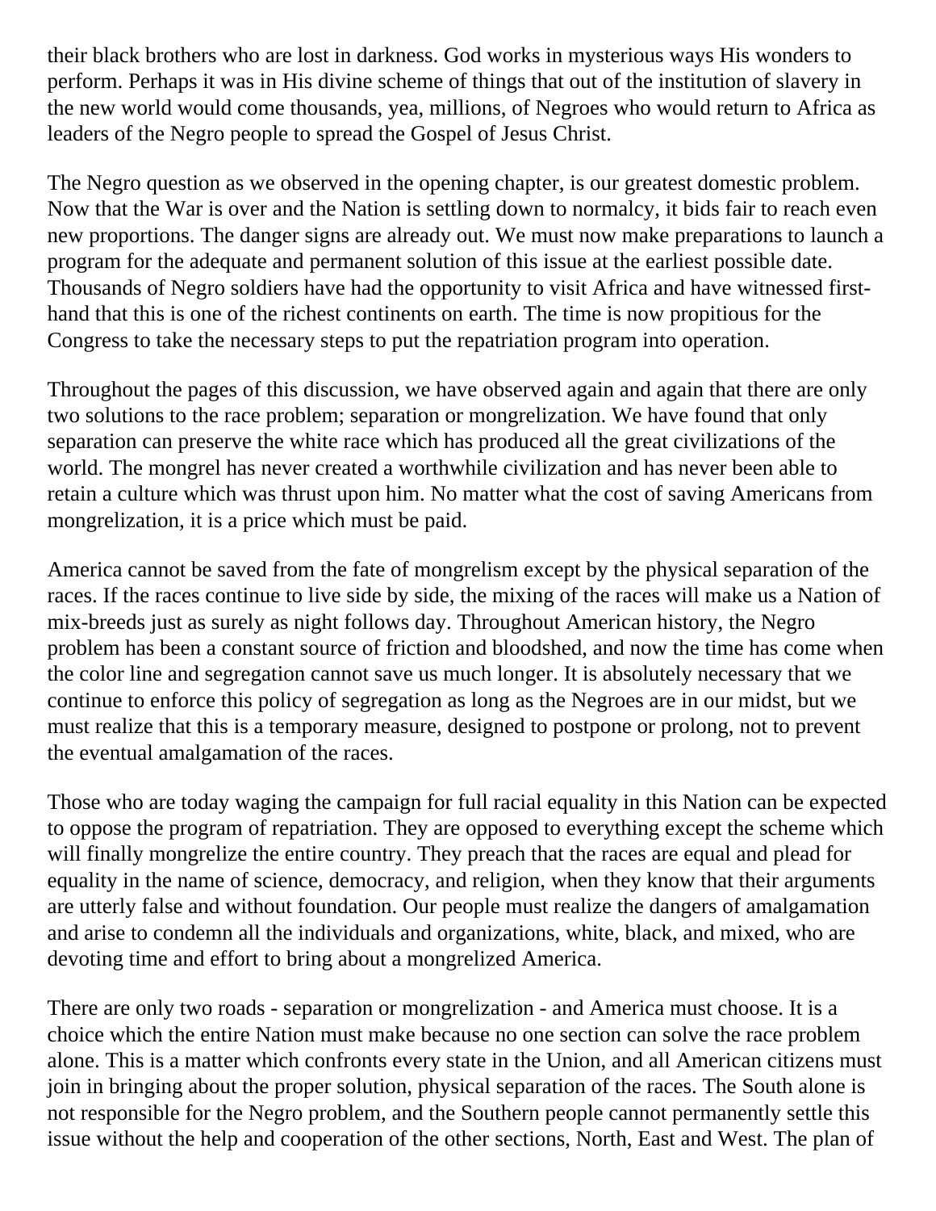their black brothers who are lost in darkness. God works in mysterious ways His wonders to perform. Perhaps it was in His divine scheme of things that out of the institution of slavery in the new world would come thousands, yea, millions, of Negroes who would return to Africa as leaders of the Negro people to spread the Gospel of Jesus Christ.

The Negro question as we observed in the opening chapter, is our greatest domestic problem. Now that the War is over and the Nation is settling down to normalcy, it bids fair to reach even new proportions. The danger signs are already out. We must now make preparations to launch a program for the adequate and permanent solution of this issue at the earliest possible date. Thousands of Negro soldiers have had the opportunity to visit Africa and have witnessed first-hand that this is one of the richest continents on earth. The time is now propitious for the Congress to take the necessary steps to put the repatriation program into operation.

Throughout the pages of this discussion, we have observed again and again that there are only two solutions to the race problem; separation or mongrelization. We have found that only separation can preserve the white race which has produced all the great civilizations of the world. The mongrel has never created a worthwhile civilization and has never been able to retain a culture which was thrust upon him. No matter what the cost of saving Americans from mongrelization, it is a price which must be paid.

America cannot be saved from the fate of mongrelism except by the physical separation of the races. If the races continue to live side by side, the mixing of the races will make us a Nation of mix-breeds just as surely as night follows day. Throughout American history, the Negro problem has been a constant source of friction and bloodshed, and now the time has come when the color line and segregation cannot save us much longer. It is absolutely necessary that we continue to enforce this policy of segregation as long as the Negroes are in our midst, but we must realize that this is a temporary measure, designed to postpone or prolong, not to prevent the eventual amalgamation of the races.

Those who are today waging the campaign for full racial equality in this Nation can be expected to oppose the program of repatriation. They are opposed to everything except the scheme which will finally mongrelize the entire country. They preach that the races are equal and plead for equality in the name of science, democracy, and religion, when they know that their arguments are utterly false and without foundation. Our people must realize the dangers of amalgamation and arise to condemn all the individuals and organizations, white, black, and mixed, who are devoting time and effort to bring about a mongrelized America.

There are only two roads - separation or mongrelization - and America must choose. It is a choice which the entire Nation must make because no one section can solve the race problem alone. This is a matter which confronts every state in the Union, and all American citizens must join in bringing about the proper solution, physical separation of the races. The South alone is not responsible for the Negro problem, and the Southern people cannot permanently settle this issue without the help and cooperation of the other sections, North, East and West. The plan of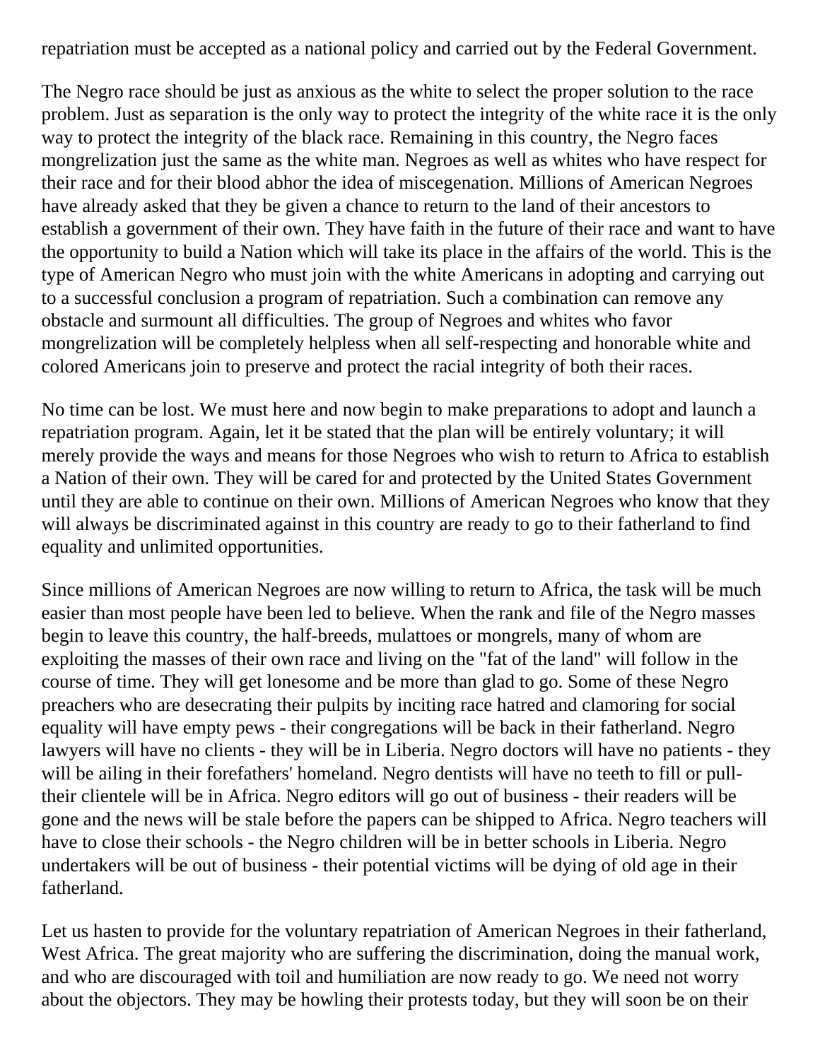repatriation must be accepted as a national policy and carried out by the Federal Government.

The Negro race should be just as anxious as the white to select the proper solution to the race problem. Just as separation is the only way to protect the integrity of the white race it is the only way to protect the integrity of the black race. Remaining in this country, the Negro faces mongrelization just the same as the white man. Negroes as well as whites who have respect for their race and for their blood abhor the idea of miscegenation. Millions of American Negroes have already asked that they be given a chance to return to the land of their ancestors to establish a government of their own. They have faith in the future of their race and want to have the opportunity to build a Nation which will take its place in the affairs of the world. This is the type of American Negro who must join with the white Americans in adopting and carrying out to a successful conclusion a program of repatriation. Such a combination can remove any obstacle and surmount all difficulties. The group of Negroes and whites who favor mongrelization will be completely helpless when all self-respecting and honorable white and colored Americans join to preserve and protect the racial integrity of both their races.

No time can be lost. We must here and now begin to make preparations to adopt and launch a repatriation program. Again, let it be stated that the plan will be entirely voluntary; it will merely provide the ways and means for those Negroes who wish to return to Africa to establish a Nation of their own. They will be cared for and protected by the United States Government until they are able to continue on their own. Millions of American Negroes who know that they will always be discriminated against in this country are ready to go to their fatherland to find equality and unlimited opportunities.

Since millions of American Negroes are now willing to return to Africa, the task will be much easier than most people have been led to believe. When the rank and file of the Negro masses begin to leave this country, the half-breeds, mulattoes or mongrels, many of whom are exploiting the masses of their own race and living on the "fat of the land" will follow in the course of time. They will get lonesome and be more than glad to go. Some of these Negro preachers who are desecrating their pulpits by inciting race hatred and clamoring for social equality will have empty pews - their congregations will be back in their fatherland. Negro lawyers will have no clients - they will be in Liberia. Negro doctors will have no patients - they will be ailing in their forefathers' homeland. Negro dentists will have no teeth to fill or pull- their clientele will be in Africa. Negro editors will go out of business - their readers will be gone and the news will be stale before the papers can be shipped to Africa. Negro teachers will have to close their schools - the Negro children will be in better schools in Liberia. Negro undertakers will be out of business - their potential victims will be dying of old age in their fatherland.

Let us hasten to provide for the voluntary repatriation of American Negroes in their fatherland, West Africa. The great majority who are suffering the discrimination, doing the manual work, and who are discouraged with toil and humiliation are now ready to go. We need not worry about the objectors. They may be howling their protests today, but they will soon be on their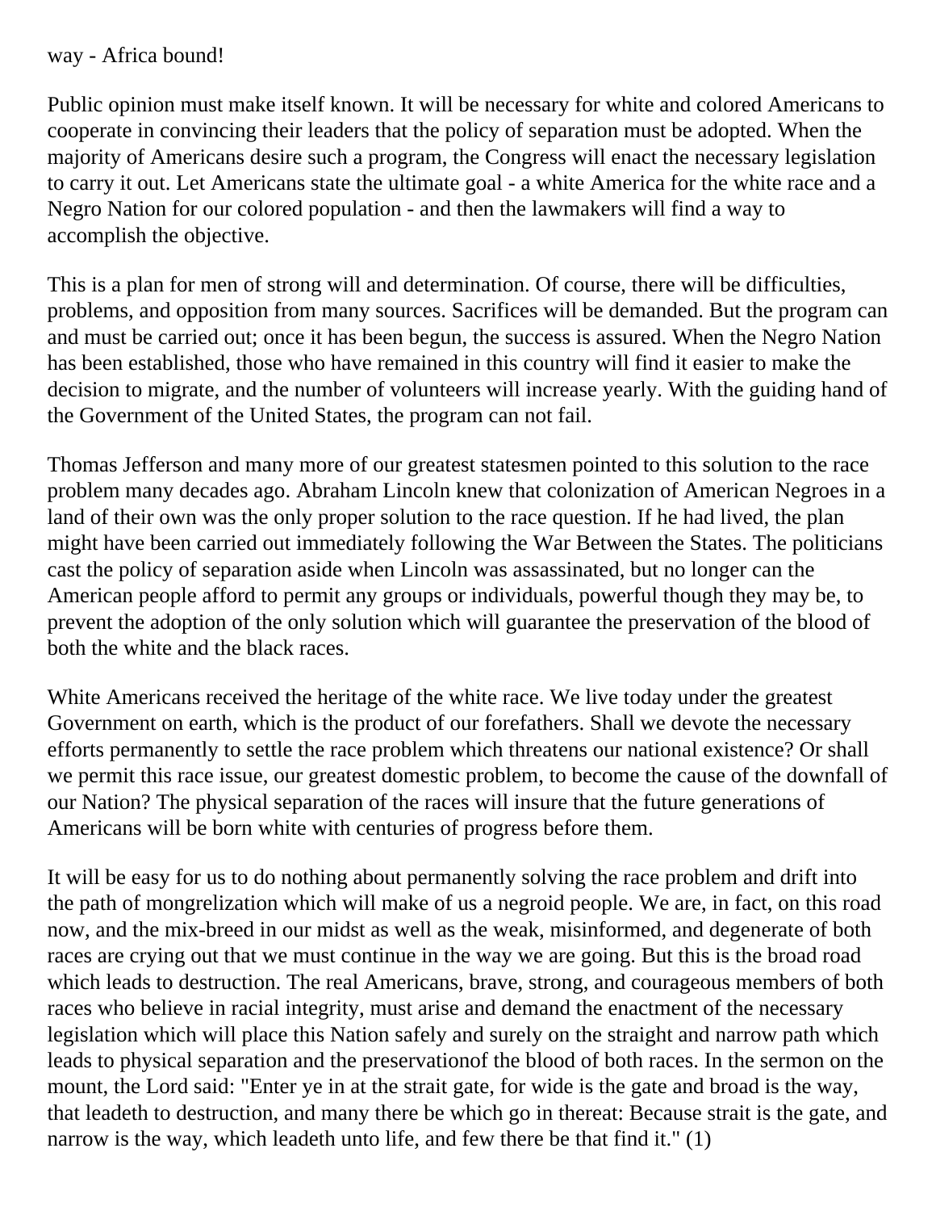way - Africa bound!

Public opinion must make itself known. It will be necessary for white and colored Americans to cooperate in convincing their leaders that the policy of separation must be adopted. When the majority of Americans desire such a program, the Congress will enact the necessary legislation to carry it out. Let Americans state the ultimate goal - a white America for the white race and a Negro Nation for our colored population - and then the lawmakers will find a way to accomplish the objective.

This is a plan for men of strong will and determination. Of course, there will be difficulties, problems, and opposition from many sources. Sacrifices will be demanded. But the program can and must be carried out; once it has been begun, the success is assured. When the Negro Nation has been established, those who have remained in this country will find it easier to make the decision to migrate, and the number of volunteers will increase yearly. With the guiding hand of the Government of the United States, the program can not fail.

Thomas Jefferson and many more of our greatest statesmen pointed to this solution to the race problem many decades ago. Abraham Lincoln knew that colonization of American Negroes in a land of their own was the only proper solution to the race question. If he had lived, the plan might have been carried out immediately following the War Between the States. The politicians cast the policy of separation aside when Lincoln was assassinated, but no longer can the American people afford to permit any groups or individuals, powerful though they may be, to prevent the adoption of the only solution which will guarantee the preservation of the blood of both the white and the black races.

White Americans received the heritage of the white race. We live today under the greatest Government on earth, which is the product of our forefathers. Shall we devote the necessary efforts permanently to settle the race problem which threatens our national existence? Or shall we permit this race issue, our greatest domestic problem, to become the cause of the downfall of our Nation? The physical separation of the races will insure that the future generations of Americans will be born white with centuries of progress before them.

It will be easy for us to do nothing about permanently solving the race problem and drift into the path of mongrelization which will make of us a negroid people. We are, in fact, on this road now, and the mix-breed in our midst as well as the weak, misinformed, and degenerate of both races are crying out that we must continue in the way we are going. But this is the broad road which leads to destruction. The real Americans, brave, strong, and courageous members of both races who believe in racial integrity, must arise and demand the enactment of the necessary legislation which will place this Nation safely and surely on the straight and narrow path which leads to physical separation and the preservationof the blood of both races. In the sermon on the mount, the Lord said: "Enter ye in at the strait gate, for wide is the gate and broad is the way, that leadeth to destruction, and many there be which go in thereat: Because strait is the gate, and narrow is the way, which leadeth unto life, and few there be that find it." (1)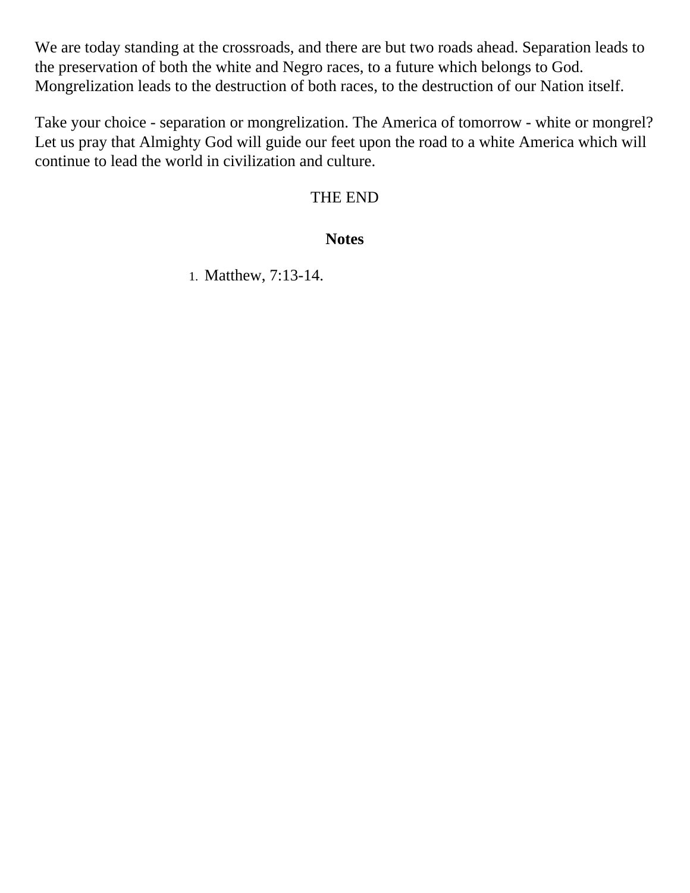We are today standing at the crossroads, and there are but two roads ahead. Separation leads to the preservation of both the white and Negro races, to a future which belongs to God. Mongrelization leads to the destruction of both races, to the destruction of our Nation itself.

Take your choice - separation or mongrelization. The America of tomorrow - white or mongrel? Let us pray that Almighty God will guide our feet upon the road to a white America which will continue to lead the world in civilization and culture.

THE END

**Notes**

1. Matthew, 7:13-14.